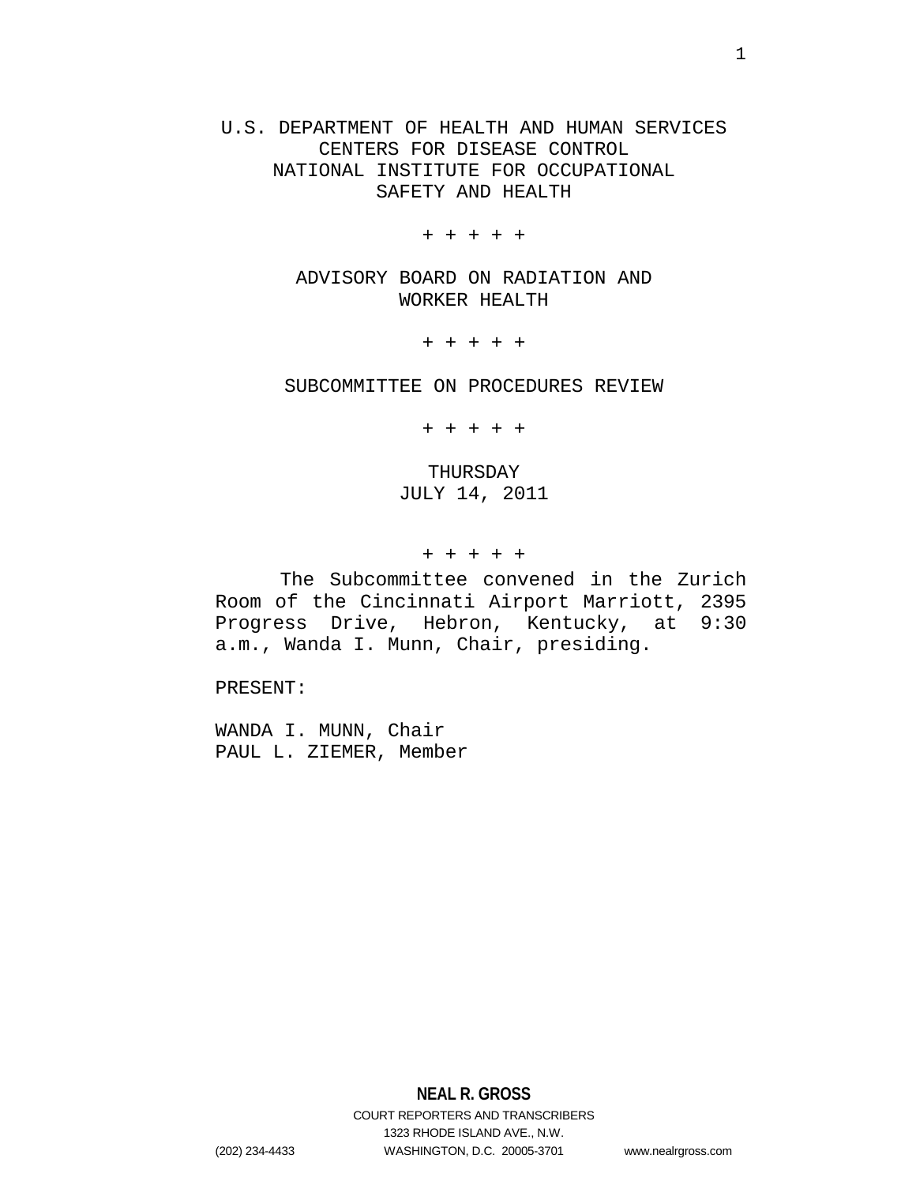U.S. DEPARTMENT OF HEALTH AND HUMAN SERVICES
CENTERS FOR DISEASE CONTROL
NATIONAL INSTITUTE FOR OCCUPATIONAL
SAFETY AND HEALTH

+ + + + +

ADVISORY BOARD ON RADIATION AND
WORKER HEALTH

+ + + + +

SUBCOMMITTEE ON PROCEDURES REVIEW

+ + + + +

THURSDAY
JULY 14, 2011

+ + + + +

The Subcommittee convened in the Zurich Room of the Cincinnati Airport Marriott, 2395 Progress Drive, Hebron, Kentucky, at 9:30 a.m., Wanda I. Munn, Chair, presiding.

PRESENT:

WANDA I. MUNN, Chair
PAUL L. ZIEMER, Member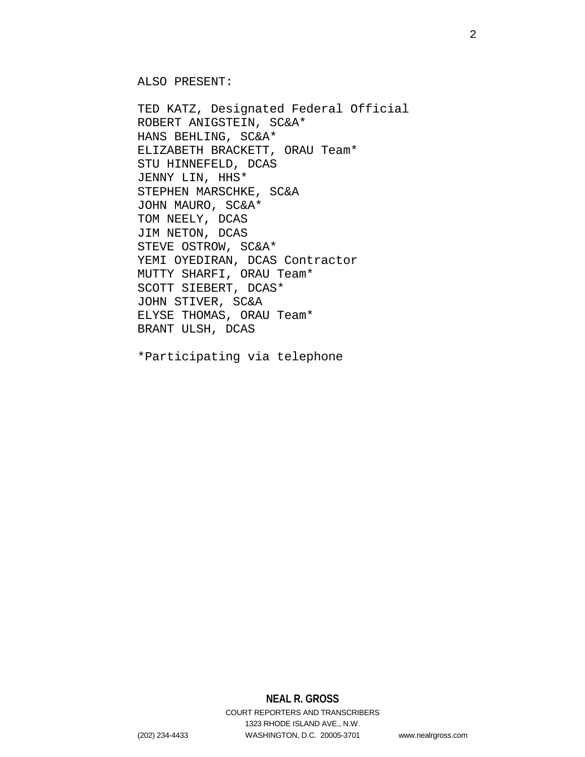ALSO PRESENT:

TED KATZ, Designated Federal Official
ROBERT ANIGSTEIN, SC&A*
HANS BEHLING, SC&A*
ELIZABETH BRACKETT, ORAU Team*
STU HINNEFELD, DCAS
JENNY LIN, HHS*
STEPHEN MARSCHKE, SC&A
JOHN MAURO, SC&A*
TOM NEELY, DCAS
JIM NETON, DCAS
STEVE OSTROW, SC&A*
YEMI OYEDIRAN, DCAS Contractor
MUTTY SHARFI, ORAU Team*
SCOTT SIEBERT, DCAS*
JOHN STIVER, SC&A
ELYSE THOMAS, ORAU Team*
BRANT ULSH, DCAS

*Participating via telephone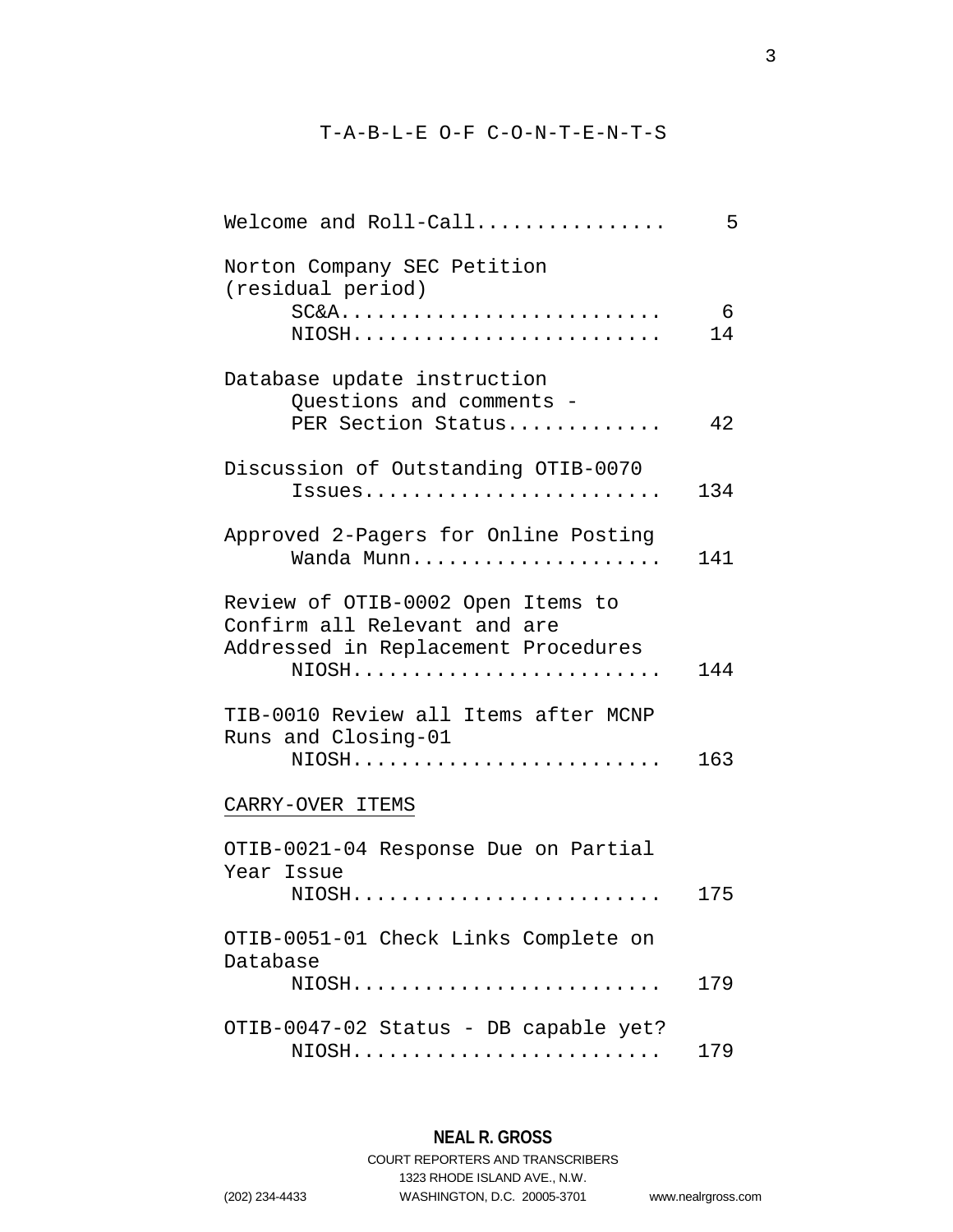# T-A-B-L-E O-F C-O-N-T-E-N-T-S

Welcome and Roll-Call................ 5

Norton Company SEC Petition (residual period)
- SC&A........................... 6
- NIOSH.......................... 14

Database update instruction
- Questions and comments - PER Section Status............. 42

Discussion of Outstanding OTIB-0070
- Issues......................... 134

Approved 2-Pagers for Online Posting
- Wanda Munn..................... 141

Review of OTIB-0002 Open Items to Confirm all Relevant and are Addressed in Replacement Procedures
- NIOSH.......................... 144

TIB-0010 Review all Items after MCNP Runs and Closing-01
- NIOSH.......................... 163

<u>CARRY-OVER ITEMS</u>

OTIB-0021-04 Response Due on Partial Year Issue
- NIOSH.......................... 175

OTIB-0051-01 Check Links Complete on Database
- NIOSH.......................... 179

OTIB-0047-02 Status - DB capable yet?
- NIOSH.......................... 179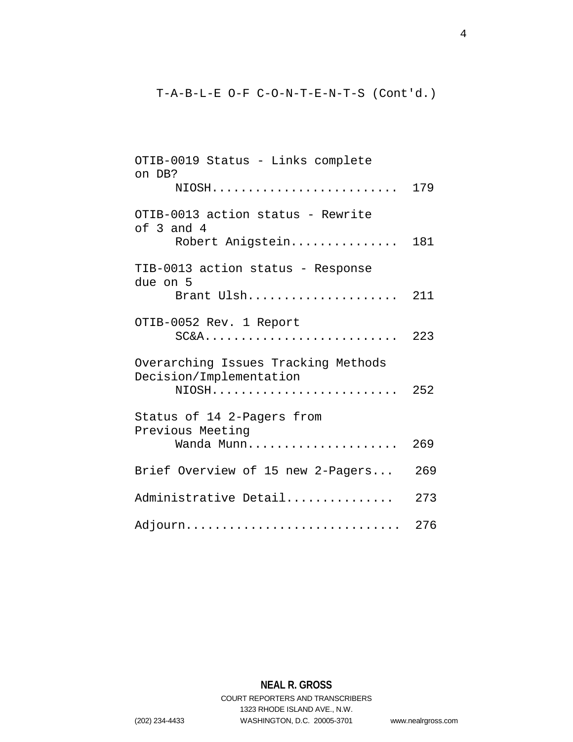T-A-B-L-E O-F C-O-N-T-E-N-T-S (Cont'd.)

OTIB-0019 Status - Links complete on DB?
NIOSH.......................... 179

OTIB-0013 action status - Rewrite of 3 and 4
Robert Anigstein............... 181

TIB-0013 action status - Response due on 5
Brant Ulsh..................... 211

OTIB-0052 Rev. 1 Report
SC&A........................... 223

Overarching Issues Tracking Methods Decision/Implementation
NIOSH.......................... 252

Status of 14 2-Pagers from Previous Meeting
Wanda Munn..................... 269

Brief Overview of 15 new 2-Pagers... 269

Administrative Detail.............. 273

Adjourn............................. 276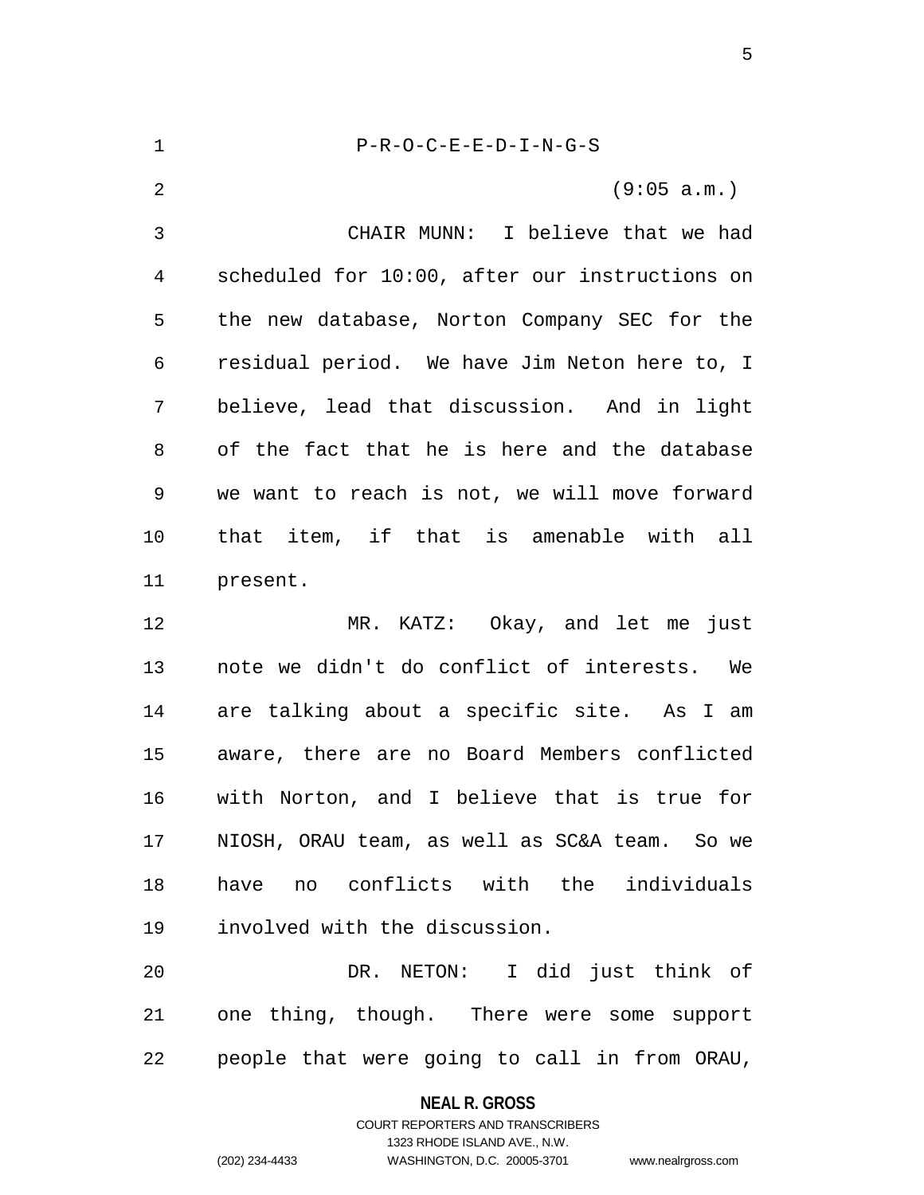P-R-O-C-E-E-D-I-N-G-S

(9:05 a.m.)

CHAIR MUNN: I believe that we had scheduled for 10:00, after our instructions on the new database, Norton Company SEC for the residual period. We have Jim Neton here to, I believe, lead that discussion. And in light of the fact that he is here and the database we want to reach is not, we will move forward that item, if that is amenable with all present.

MR. KATZ: Okay, and let me just note we didn't do conflict of interests. We are talking about a specific site. As I am aware, there are no Board Members conflicted with Norton, and I believe that is true for NIOSH, ORAU team, as well as SC&A team. So we have no conflicts with the individuals involved with the discussion.

DR. NETON: I did just think of one thing, though. There were some support people that were going to call in from ORAU,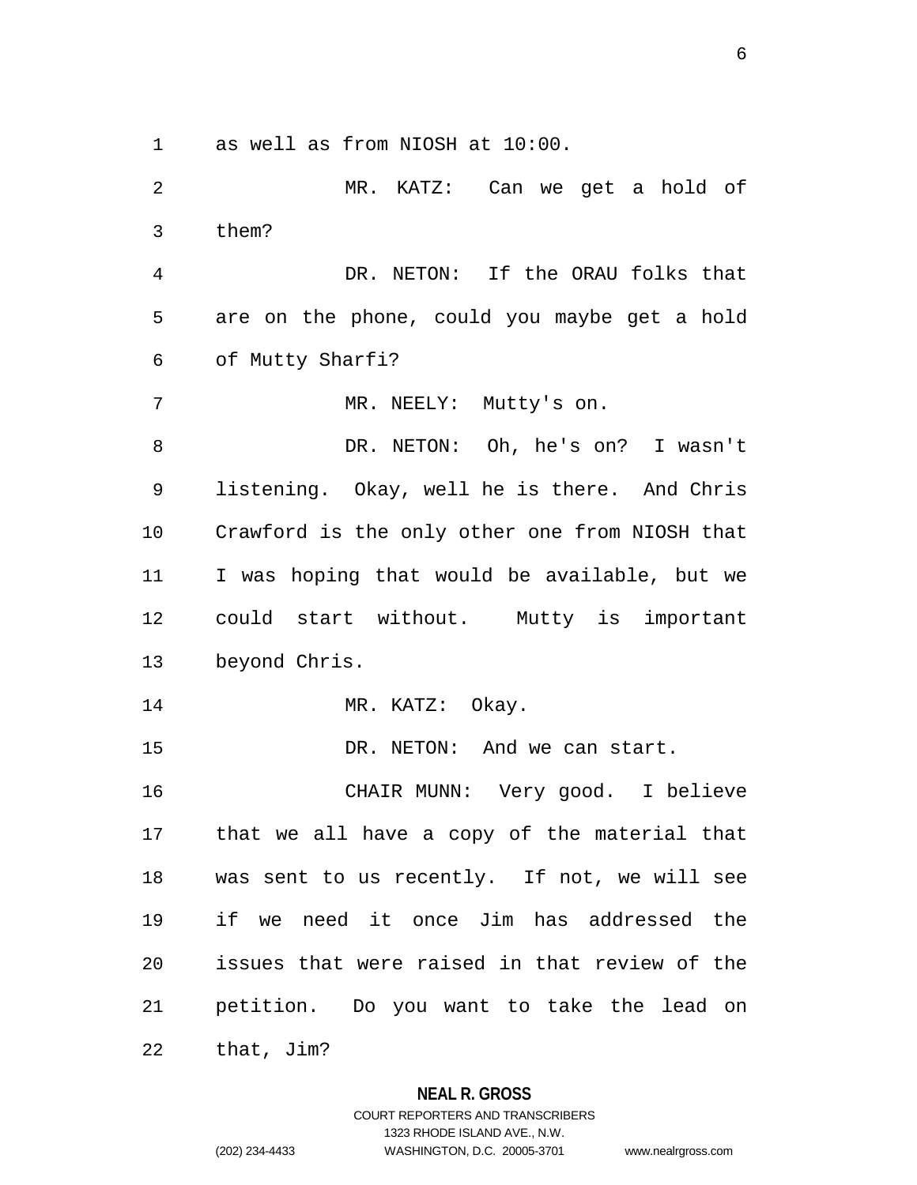as well as from NIOSH at 10:00.

MR. KATZ: Can we get a hold of them?

DR. NETON: If the ORAU folks that are on the phone, could you maybe get a hold of Mutty Sharfi?

MR. NEELY: Mutty's on.

DR. NETON: Oh, he's on? I wasn't listening. Okay, well he is there. And Chris Crawford is the only other one from NIOSH that I was hoping that would be available, but we could start without. Mutty is important beyond Chris.

MR. KATZ: Okay.

DR. NETON: And we can start.

CHAIR MUNN: Very good. I believe that we all have a copy of the material that was sent to us recently. If not, we will see if we need it once Jim has addressed the issues that were raised in that review of the petition. Do you want to take the lead on that, Jim?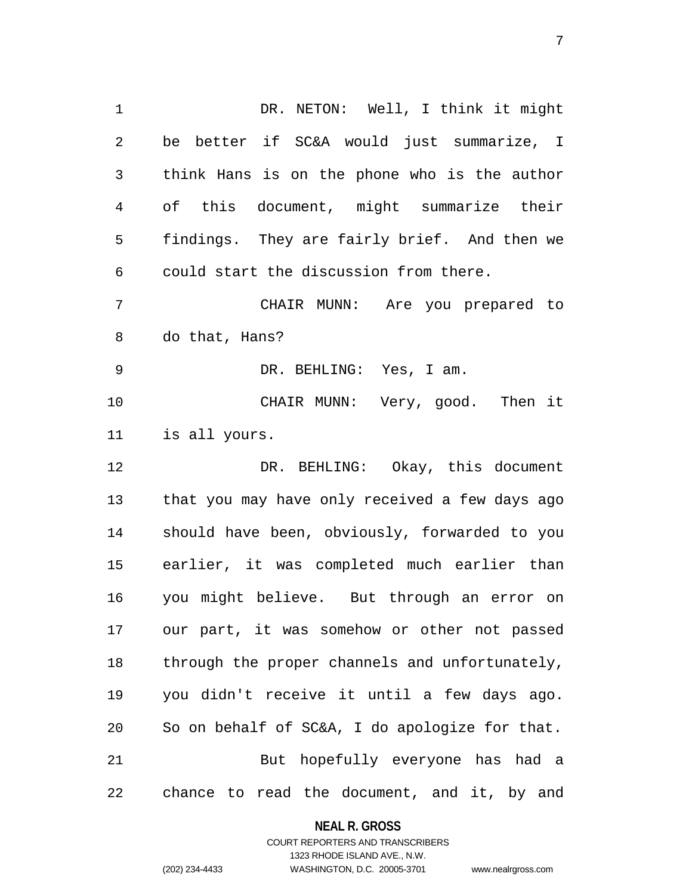DR. NETON: Well, I think it might be better if SC&A would just summarize, I think Hans is on the phone who is the author of this document, might summarize their findings. They are fairly brief. And then we could start the discussion from there.

CHAIR MUNN: Are you prepared to do that, Hans?

DR. BEHLING: Yes, I am.

CHAIR MUNN: Very, good. Then it is all yours.

DR. BEHLING: Okay, this document that you may have only received a few days ago should have been, obviously, forwarded to you earlier, it was completed much earlier than you might believe. But through an error on our part, it was somehow or other not passed through the proper channels and unfortunately, you didn't receive it until a few days ago. So on behalf of SC&A, I do apologize for that.

But hopefully everyone has had a chance to read the document, and it, by and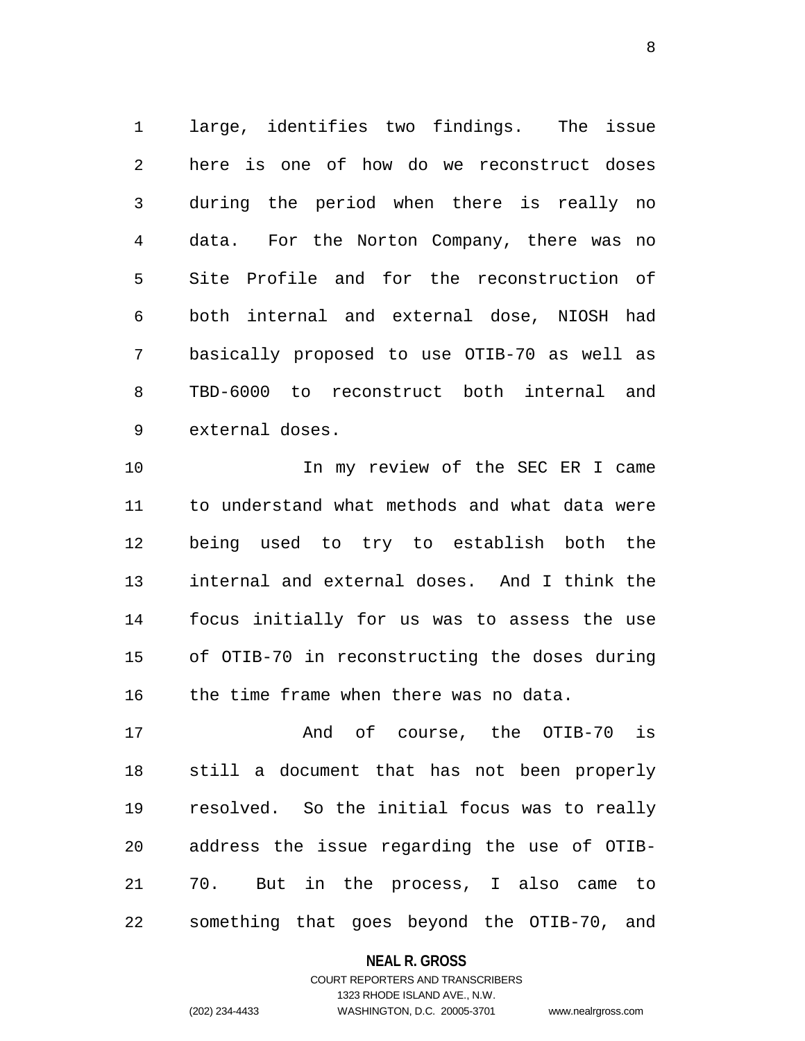large, identifies two findings. The issue here is one of how do we reconstruct doses during the period when there is really no data. For the Norton Company, there was no Site Profile and for the reconstruction of both internal and external dose, NIOSH had basically proposed to use OTIB-70 as well as TBD-6000 to reconstruct both internal and external doses.

In my review of the SEC ER I came to understand what methods and what data were being used to try to establish both the internal and external doses. And I think the focus initially for us was to assess the use of OTIB-70 in reconstructing the doses during the time frame when there was no data.

And of course, the OTIB-70 is still a document that has not been properly resolved. So the initial focus was to really address the issue regarding the use of OTIB-70. But in the process, I also came to something that goes beyond the OTIB-70, and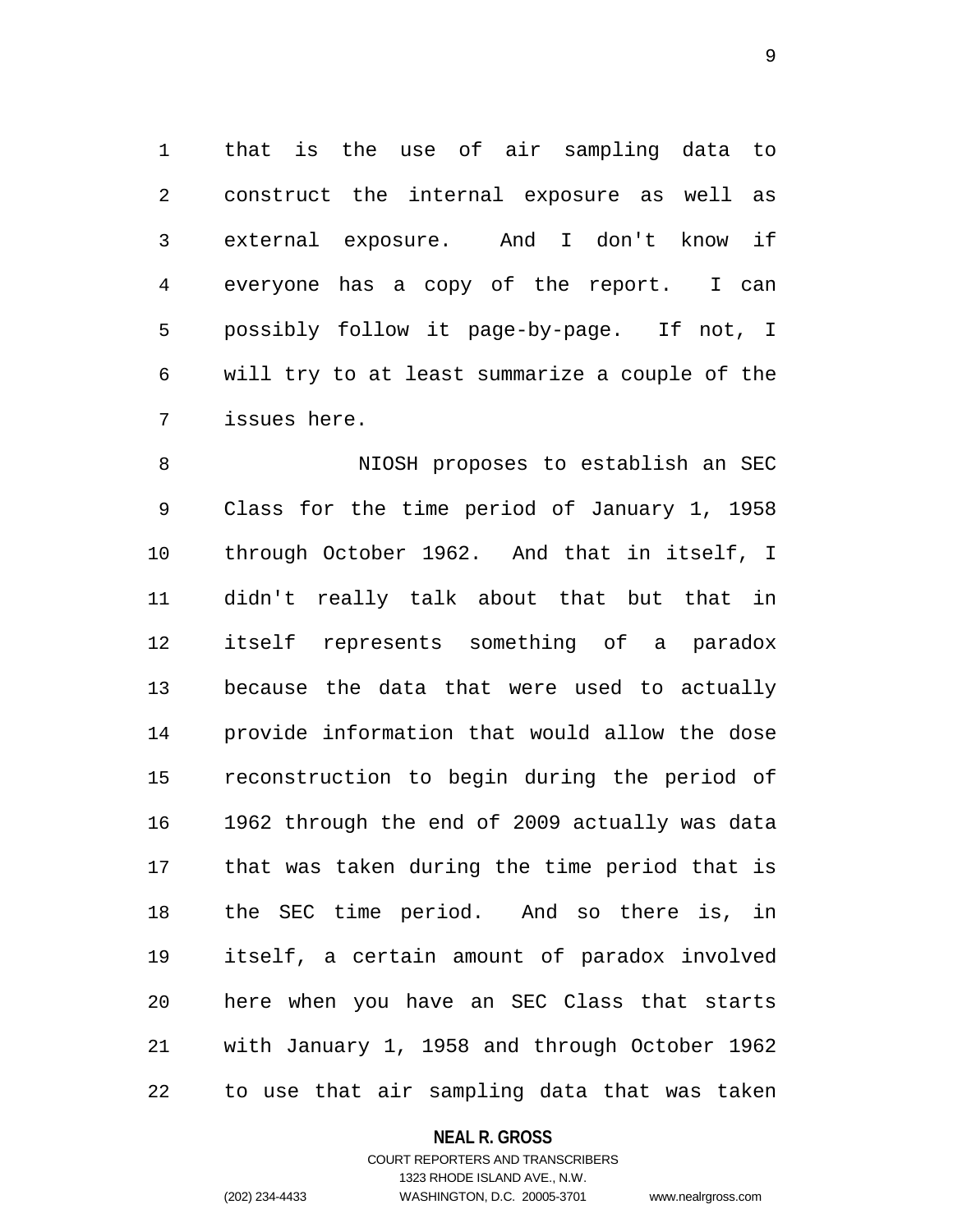that is the use of air sampling data to construct the internal exposure as well as external exposure. And I don't know if everyone has a copy of the report. I can possibly follow it page-by-page. If not, I will try to at least summarize a couple of the issues here.

NIOSH proposes to establish an SEC Class for the time period of January 1, 1958 through October 1962. And that in itself, I didn't really talk about that but that in itself represents something of a paradox because the data that were used to actually provide information that would allow the dose reconstruction to begin during the period of 1962 through the end of 2009 actually was data that was taken during the time period that is the SEC time period. And so there is, in itself, a certain amount of paradox involved here when you have an SEC Class that starts with January 1, 1958 and through October 1962 to use that air sampling data that was taken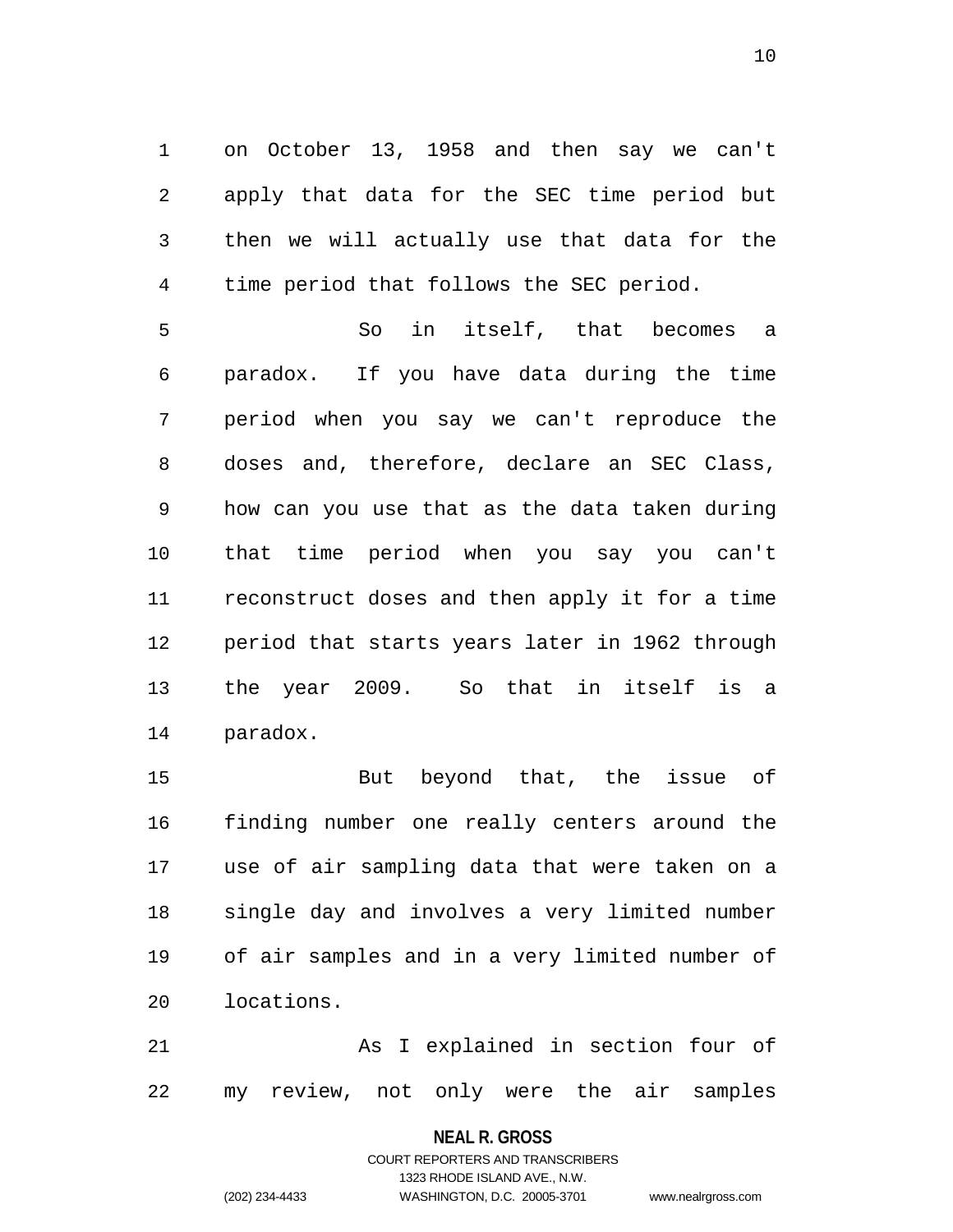on October 13, 1958 and then say we can't apply that data for the SEC time period but then we will actually use that data for the time period that follows the SEC period.

So in itself, that becomes a paradox. If you have data during the time period when you say we can't reproduce the doses and, therefore, declare an SEC Class, how can you use that as the data taken during that time period when you say you can't reconstruct doses and then apply it for a time period that starts years later in 1962 through the year 2009. So that in itself is a paradox.

But beyond that, the issue of finding number one really centers around the use of air sampling data that were taken on a single day and involves a very limited number of air samples and in a very limited number of locations.

As I explained in section four of my review, not only were the air samples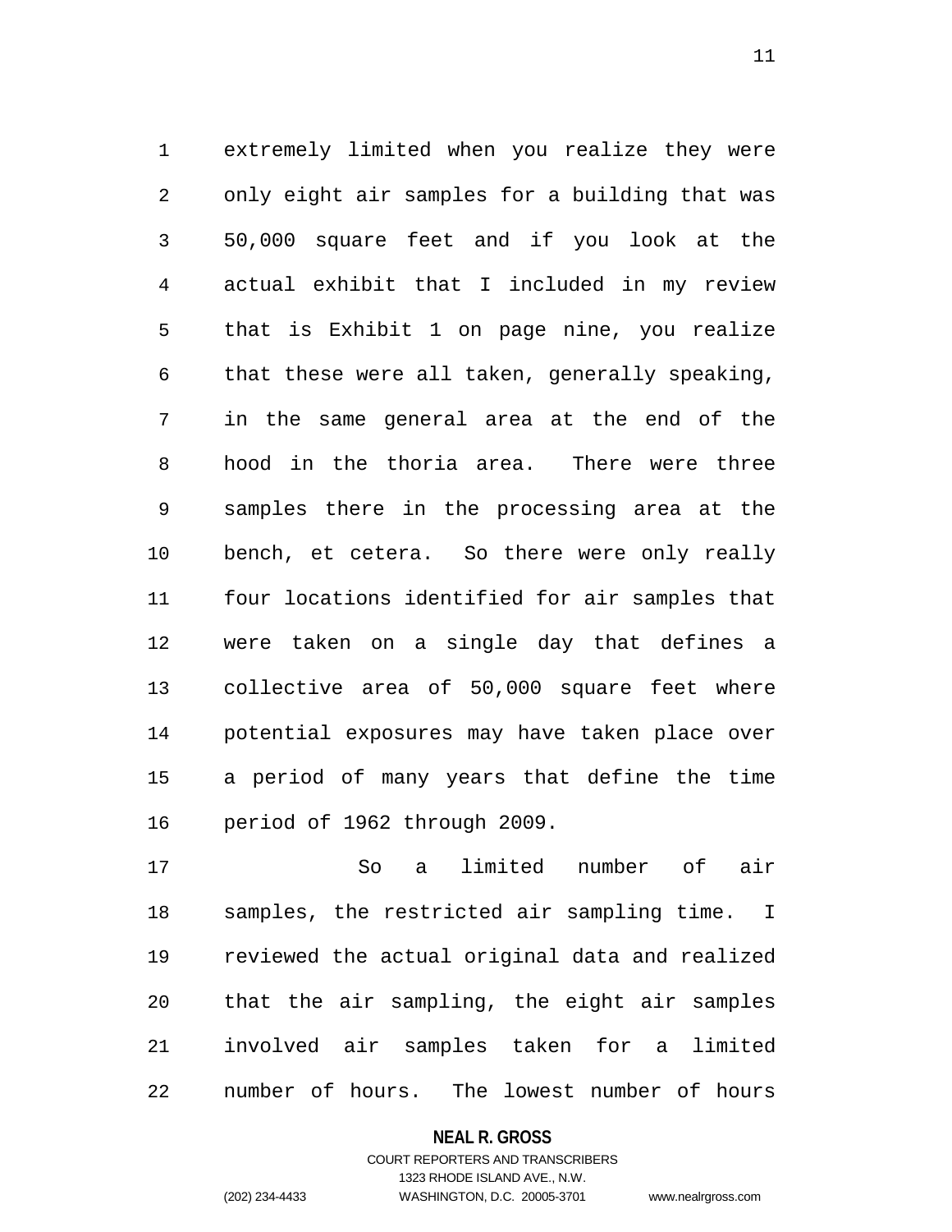extremely limited when you realize they were only eight air samples for a building that was 50,000 square feet and if you look at the actual exhibit that I included in my review that is Exhibit 1 on page nine, you realize that these were all taken, generally speaking, in the same general area at the end of the hood in the thoria area. There were three samples there in the processing area at the bench, et cetera. So there were only really four locations identified for air samples that were taken on a single day that defines a collective area of 50,000 square feet where potential exposures may have taken place over a period of many years that define the time period of 1962 through 2009.

So a limited number of air samples, the restricted air sampling time. I reviewed the actual original data and realized that the air sampling, the eight air samples involved air samples taken for a limited number of hours. The lowest number of hours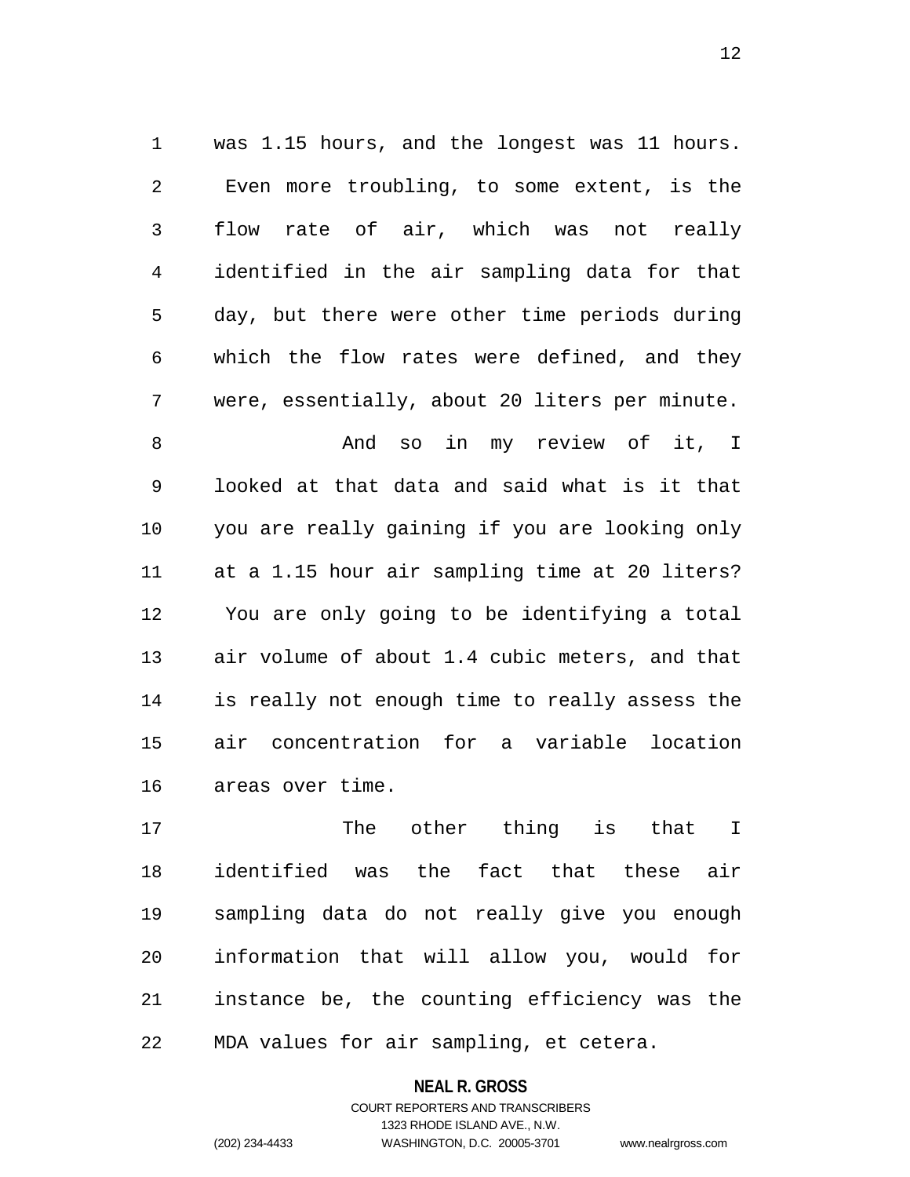was 1.15 hours, and the longest was 11 hours. Even more troubling, to some extent, is the flow rate of air, which was not really identified in the air sampling data for that day, but there were other time periods during which the flow rates were defined, and they were, essentially, about 20 liters per minute.

And so in my review of it, I looked at that data and said what is it that you are really gaining if you are looking only at a 1.15 hour air sampling time at 20 liters? You are only going to be identifying a total air volume of about 1.4 cubic meters, and that is really not enough time to really assess the air concentration for a variable location areas over time.

The other thing is that I identified was the fact that these air sampling data do not really give you enough information that will allow you, would for instance be, the counting efficiency was the MDA values for air sampling, et cetera.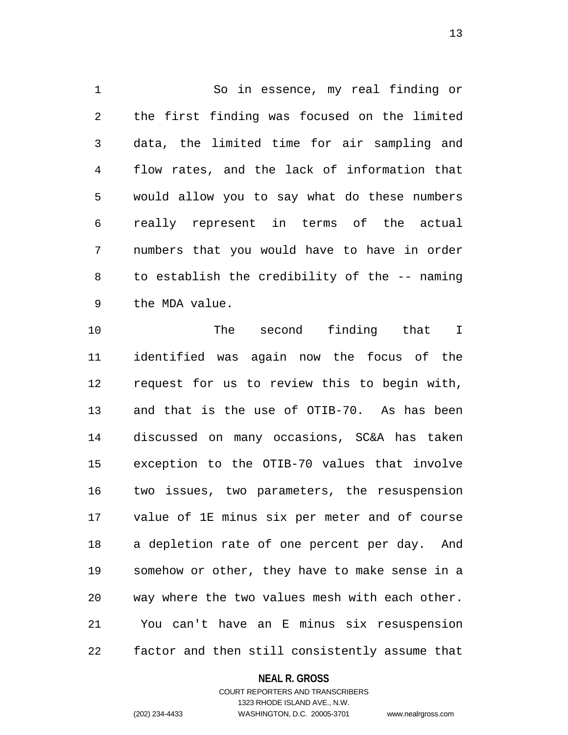So in essence, my real finding or the first finding was focused on the limited data, the limited time for air sampling and flow rates, and the lack of information that would allow you to say what do these numbers really represent in terms of the actual numbers that you would have to have in order to establish the credibility of the -- naming the MDA value.

The second finding that I identified was again now the focus of the request for us to review this to begin with, and that is the use of OTIB-70. As has been discussed on many occasions, SC&A has taken exception to the OTIB-70 values that involve two issues, two parameters, the resuspension value of 1E minus six per meter and of course a depletion rate of one percent per day. And somehow or other, they have to make sense in a way where the two values mesh with each other. You can't have an E minus six resuspension factor and then still consistently assume that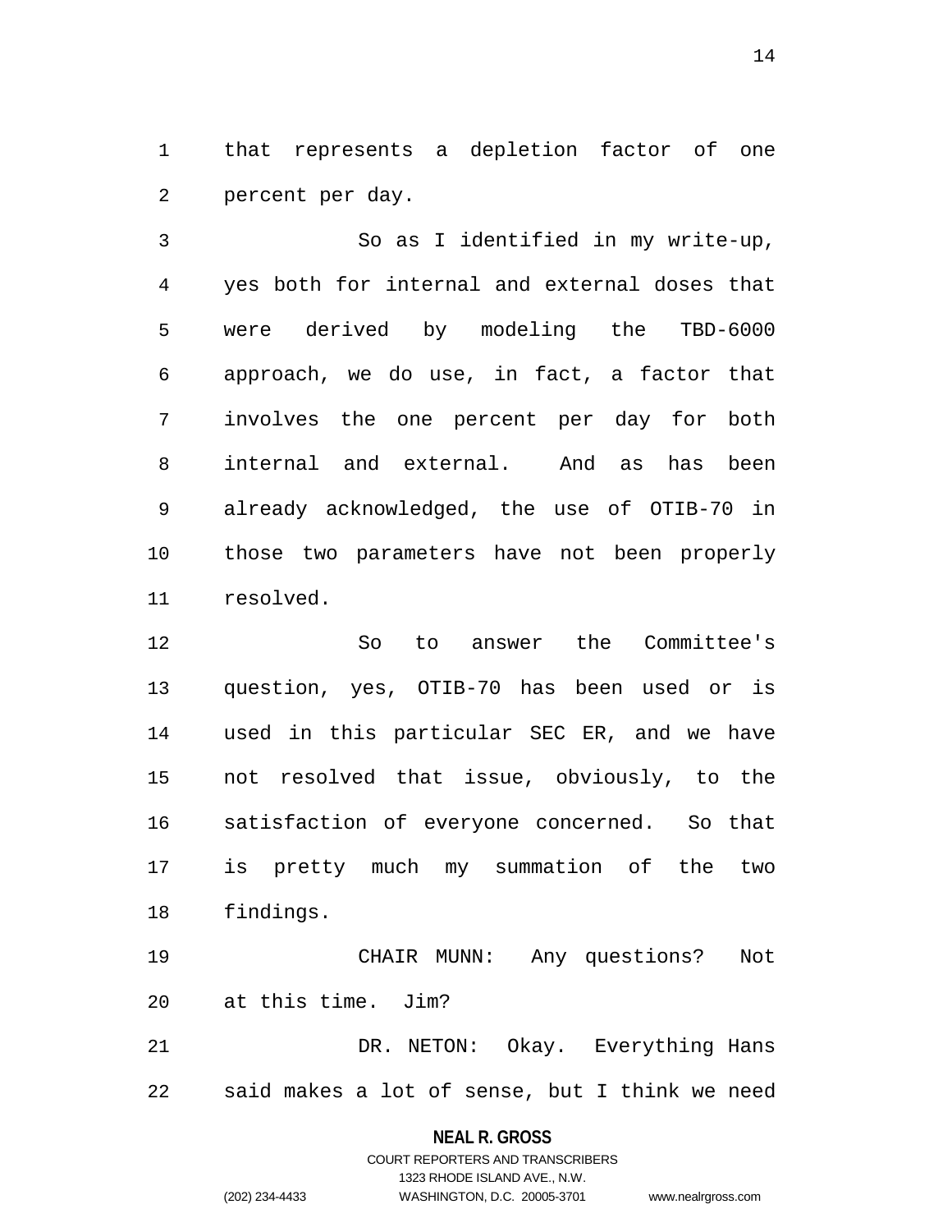that represents a depletion factor of one percent per day.

So as I identified in my write-up, yes both for internal and external doses that were derived by modeling the TBD-6000 approach, we do use, in fact, a factor that involves the one percent per day for both internal and external. And as has been already acknowledged, the use of OTIB-70 in those two parameters have not been properly resolved.

So to answer the Committee's question, yes, OTIB-70 has been used or is used in this particular SEC ER, and we have not resolved that issue, obviously, to the satisfaction of everyone concerned. So that is pretty much my summation of the two findings.

CHAIR MUNN: Any questions? Not at this time. Jim?

DR. NETON: Okay. Everything Hans said makes a lot of sense, but I think we need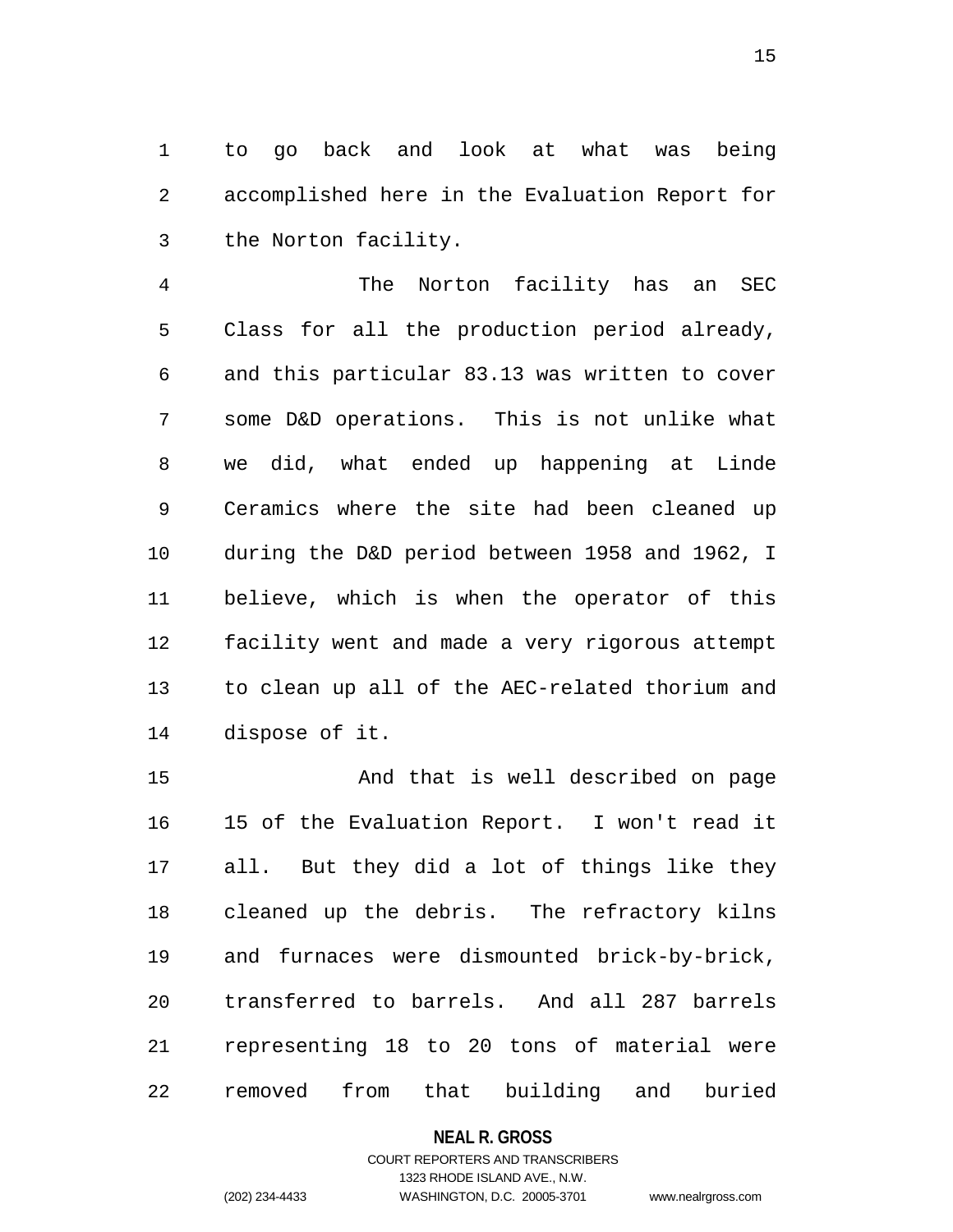to go back and look at what was being accomplished here in the Evaluation Report for the Norton facility.

The Norton facility has an SEC Class for all the production period already, and this particular 83.13 was written to cover some D&D operations. This is not unlike what we did, what ended up happening at Linde Ceramics where the site had been cleaned up during the D&D period between 1958 and 1962, I believe, which is when the operator of this facility went and made a very rigorous attempt to clean up all of the AEC-related thorium and dispose of it.

And that is well described on page 15 of the Evaluation Report. I won't read it all. But they did a lot of things like they cleaned up the debris. The refractory kilns and furnaces were dismounted brick-by-brick, transferred to barrels. And all 287 barrels representing 18 to 20 tons of material were removed from that building and buried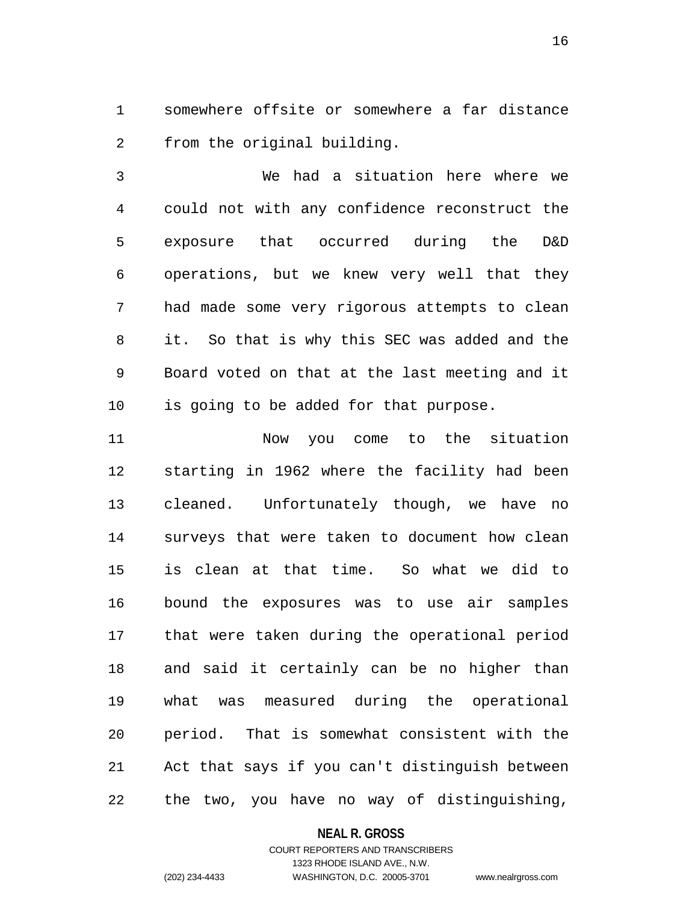somewhere offsite or somewhere a far distance from the original building.

We had a situation here where we could not with any confidence reconstruct the exposure that occurred during the D&D operations, but we knew very well that they had made some very rigorous attempts to clean it. So that is why this SEC was added and the Board voted on that at the last meeting and it is going to be added for that purpose.

Now you come to the situation starting in 1962 where the facility had been cleaned. Unfortunately though, we have no surveys that were taken to document how clean is clean at that time. So what we did to bound the exposures was to use air samples that were taken during the operational period and said it certainly can be no higher than what was measured during the operational period. That is somewhat consistent with the Act that says if you can't distinguish between the two, you have no way of distinguishing,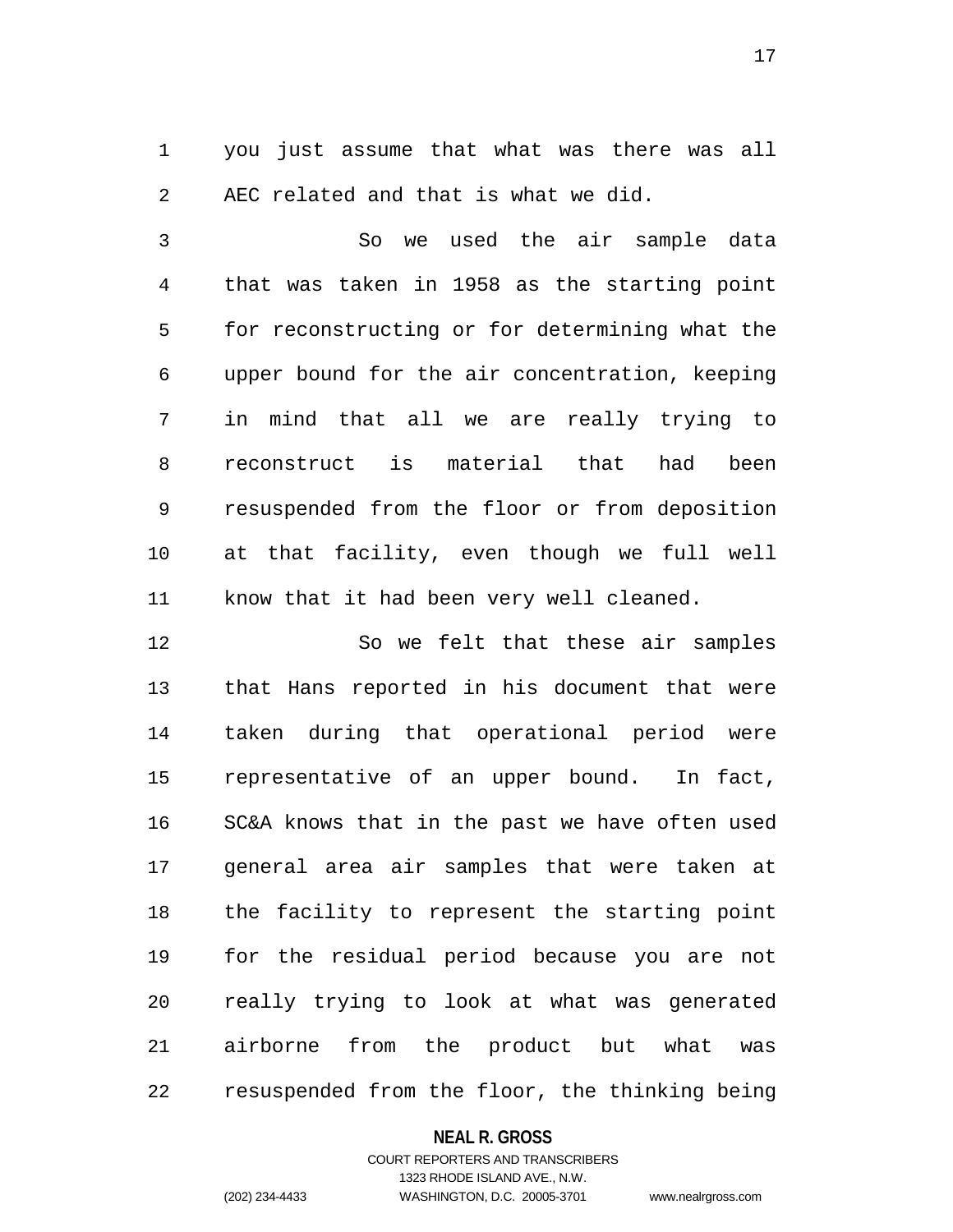you just assume that what was there was all AEC related and that is what we did.

So we used the air sample data that was taken in 1958 as the starting point for reconstructing or for determining what the upper bound for the air concentration, keeping in mind that all we are really trying to reconstruct is material that had been resuspended from the floor or from deposition at that facility, even though we full well know that it had been very well cleaned.

So we felt that these air samples that Hans reported in his document that were taken during that operational period were representative of an upper bound. In fact, SC&A knows that in the past we have often used general area air samples that were taken at the facility to represent the starting point for the residual period because you are not really trying to look at what was generated airborne from the product but what was resuspended from the floor, the thinking being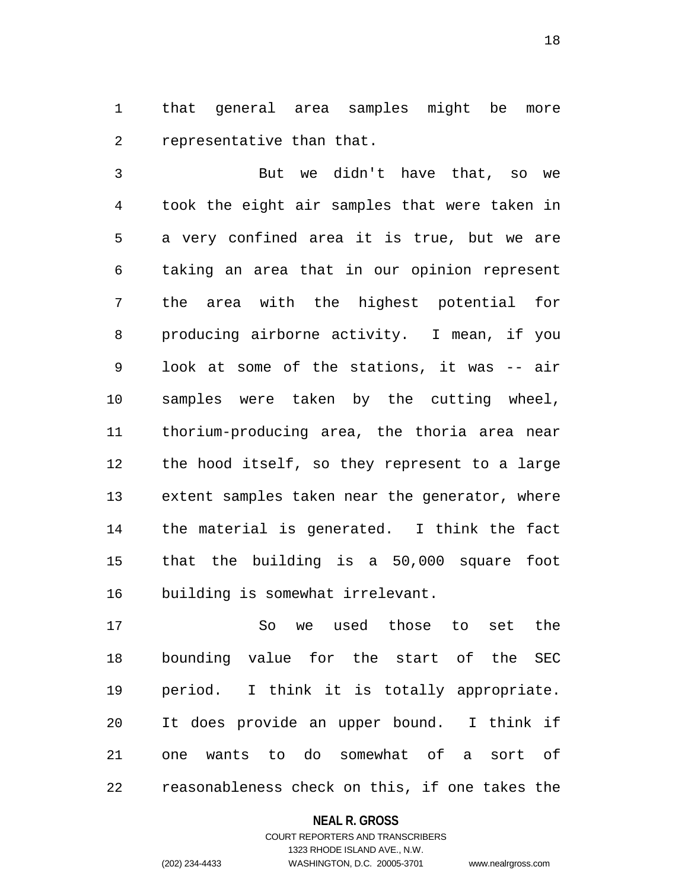that general area samples might be more representative than that.

But we didn't have that, so we took the eight air samples that were taken in a very confined area it is true, but we are taking an area that in our opinion represent the area with the highest potential for producing airborne activity. I mean, if you look at some of the stations, it was -- air samples were taken by the cutting wheel, thorium-producing area, the thoria area near the hood itself, so they represent to a large extent samples taken near the generator, where the material is generated. I think the fact that the building is a 50,000 square foot building is somewhat irrelevant.

So we used those to set the bounding value for the start of the SEC period. I think it is totally appropriate. It does provide an upper bound. I think if one wants to do somewhat of a sort of reasonableness check on this, if one takes the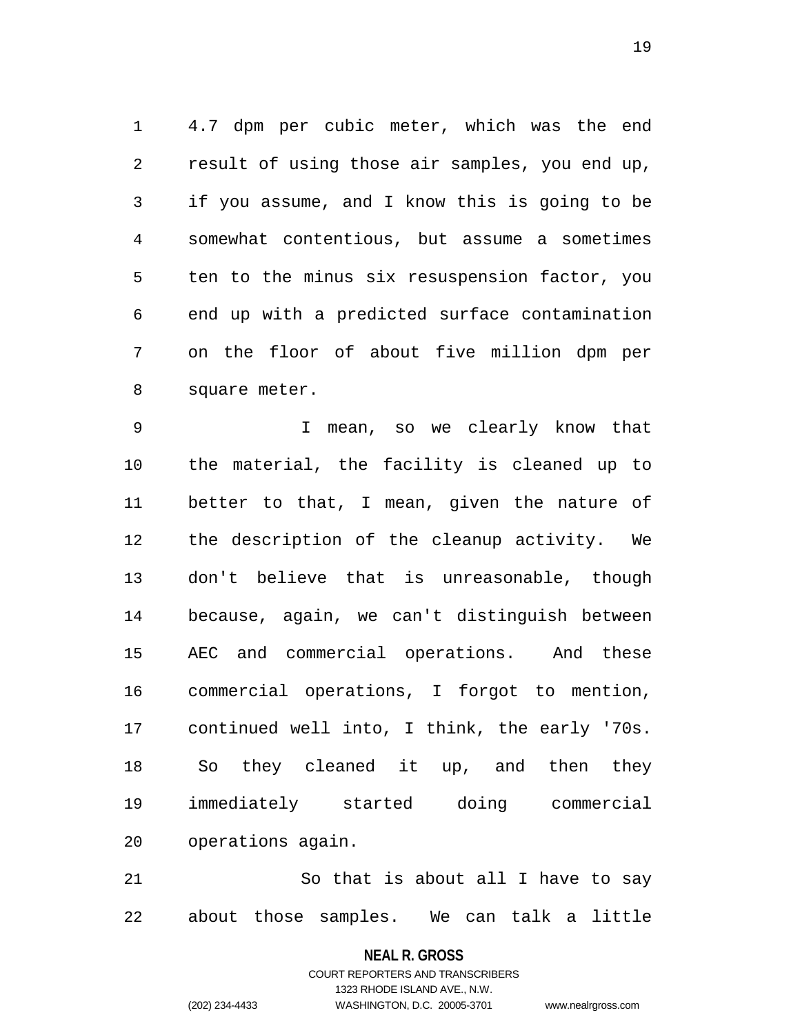4.7 dpm per cubic meter, which was the end result of using those air samples, you end up, if you assume, and I know this is going to be somewhat contentious, but assume a sometimes ten to the minus six resuspension factor, you end up with a predicted surface contamination on the floor of about five million dpm per square meter.

I mean, so we clearly know that the material, the facility is cleaned up to better to that, I mean, given the nature of the description of the cleanup activity. We don't believe that is unreasonable, though because, again, we can't distinguish between AEC and commercial operations. And these commercial operations, I forgot to mention, continued well into, I think, the early '70s. So they cleaned it up, and then they immediately started doing commercial operations again.

So that is about all I have to say about those samples. We can talk a little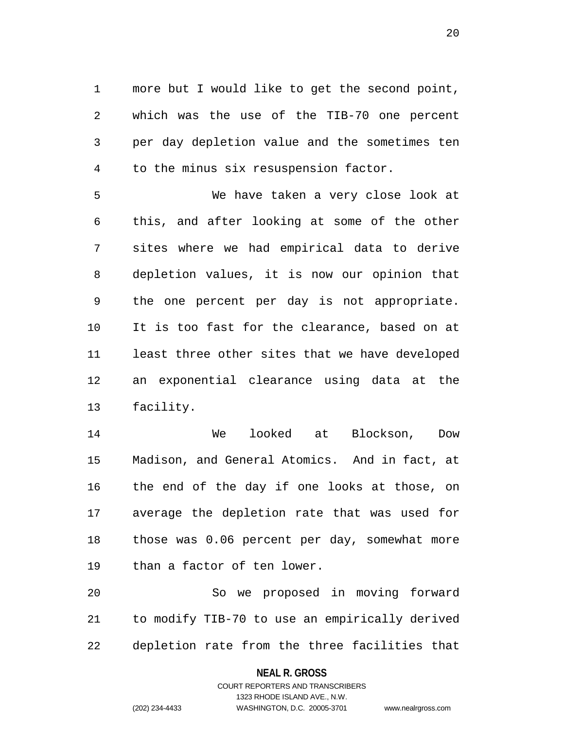more but I would like to get the second point, which was the use of the TIB-70 one percent per day depletion value and the sometimes ten to the minus six resuspension factor.

We have taken a very close look at this, and after looking at some of the other sites where we had empirical data to derive depletion values, it is now our opinion that the one percent per day is not appropriate. It is too fast for the clearance, based on at least three other sites that we have developed an exponential clearance using data at the facility.

We looked at Blockson, Dow Madison, and General Atomics. And in fact, at the end of the day if one looks at those, on average the depletion rate that was used for those was 0.06 percent per day, somewhat more than a factor of ten lower.

So we proposed in moving forward to modify TIB-70 to use an empirically derived depletion rate from the three facilities that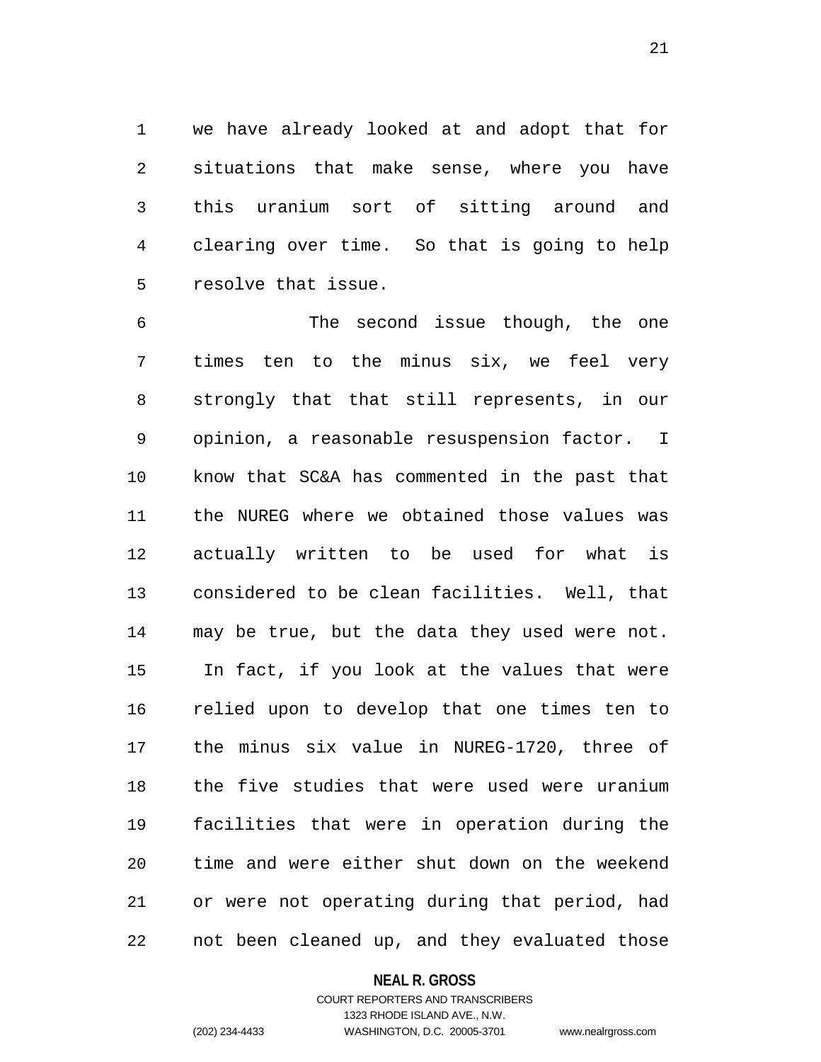we have already looked at and adopt that for situations that make sense, where you have this uranium sort of sitting around and clearing over time. So that is going to help resolve that issue.

The second issue though, the one times ten to the minus six, we feel very strongly that that still represents, in our opinion, a reasonable resuspension factor. I know that SC&A has commented in the past that the NUREG where we obtained those values was actually written to be used for what is considered to be clean facilities. Well, that may be true, but the data they used were not. In fact, if you look at the values that were relied upon to develop that one times ten to the minus six value in NUREG-1720, three of the five studies that were used were uranium facilities that were in operation during the time and were either shut down on the weekend or were not operating during that period, had not been cleaned up, and they evaluated those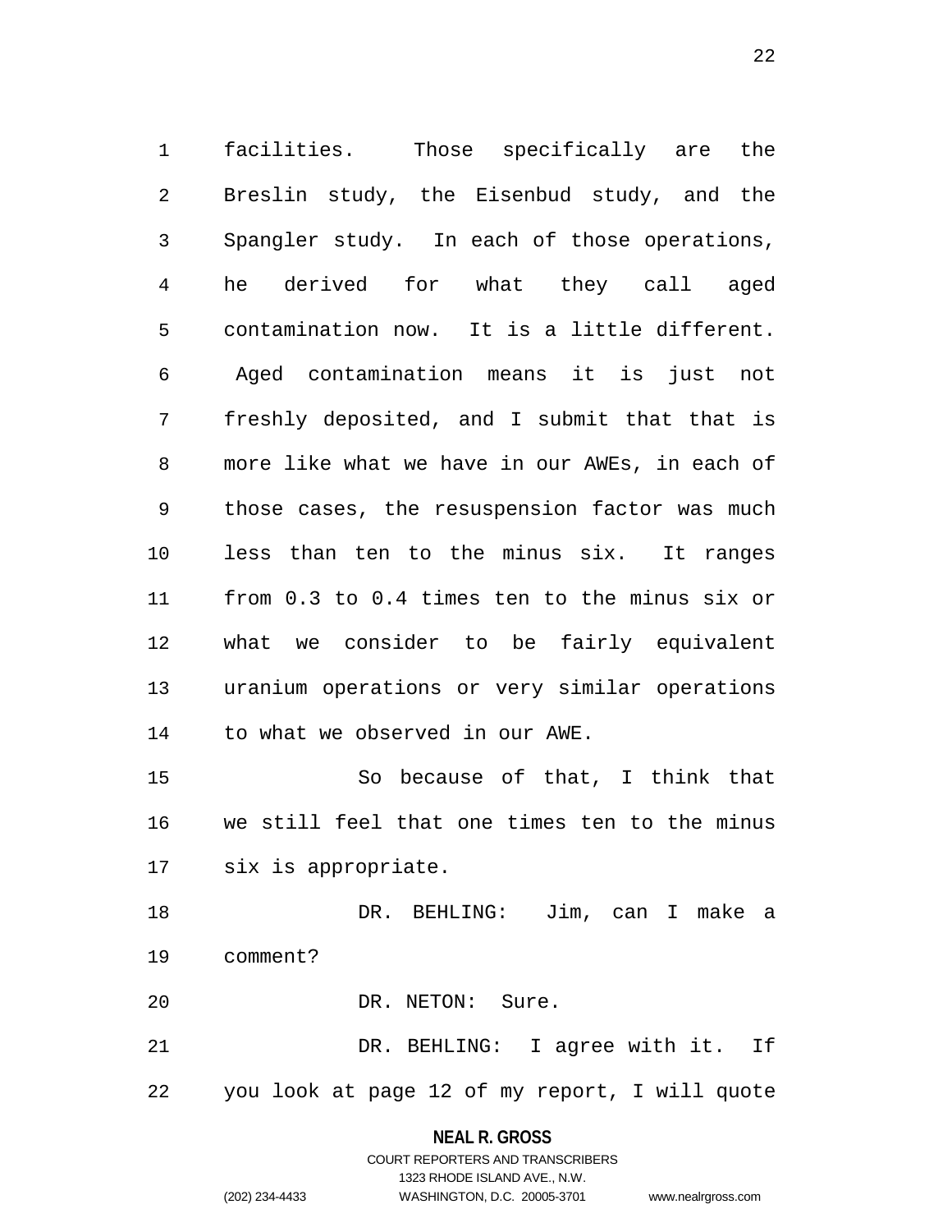facilities. Those specifically are the Breslin study, the Eisenbud study, and the Spangler study. In each of those operations, he derived for what they call aged contamination now. It is a little different. Aged contamination means it is just not freshly deposited, and I submit that that is more like what we have in our AWEs, in each of those cases, the resuspension factor was much less than ten to the minus six. It ranges from 0.3 to 0.4 times ten to the minus six or what we consider to be fairly equivalent uranium operations or very similar operations to what we observed in our AWE.

So because of that, I think that we still feel that one times ten to the minus six is appropriate.

DR. BEHLING: Jim, can I make a comment?

DR. NETON: Sure.

DR. BEHLING: I agree with it. If you look at page 12 of my report, I will quote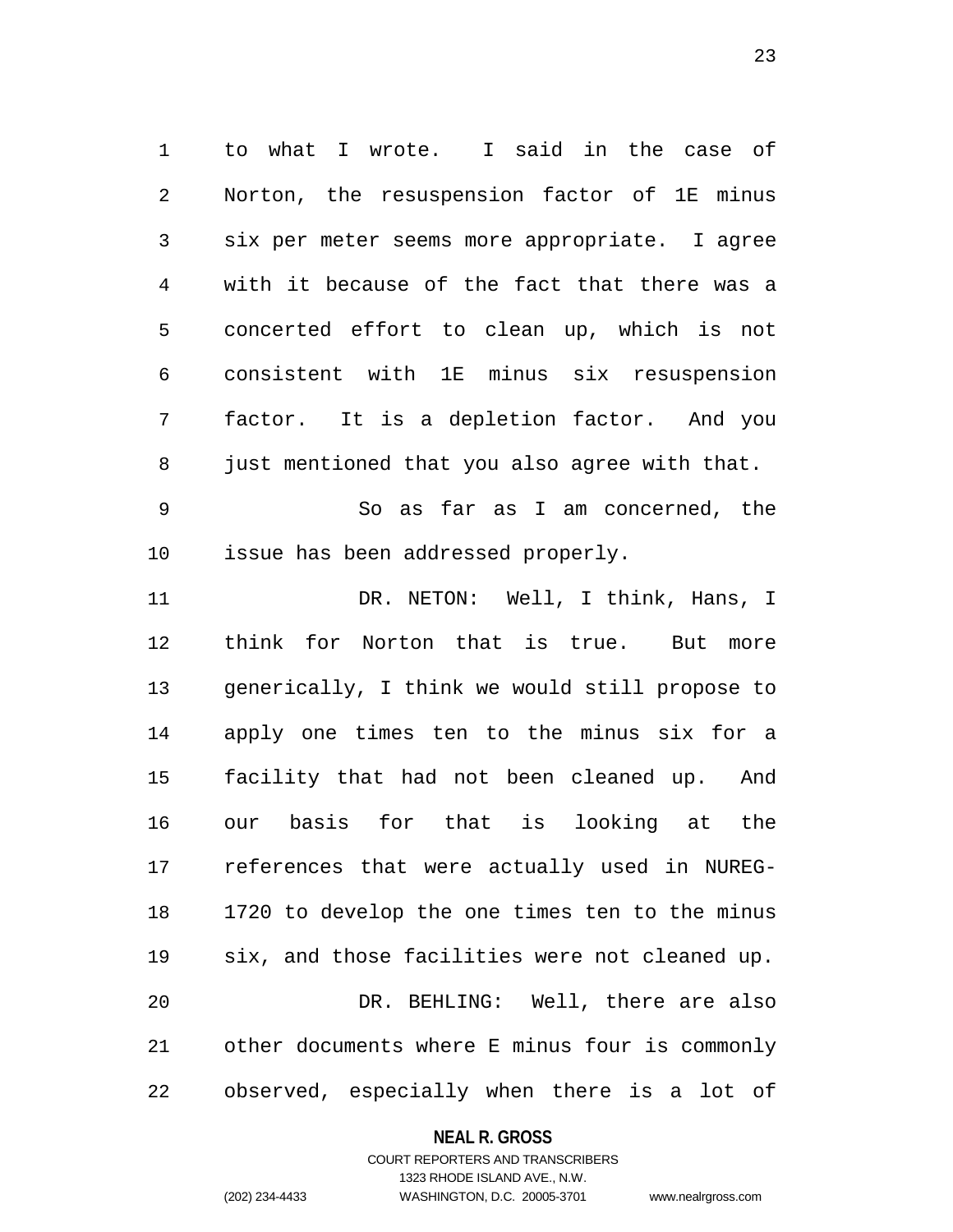to what I wrote. I said in the case of Norton, the resuspension factor of 1E minus six per meter seems more appropriate. I agree with it because of the fact that there was a concerted effort to clean up, which is not consistent with 1E minus six resuspension factor. It is a depletion factor. And you just mentioned that you also agree with that.

So as far as I am concerned, the issue has been addressed properly.

DR. NETON: Well, I think, Hans, I think for Norton that is true. But more generically, I think we would still propose to apply one times ten to the minus six for a facility that had not been cleaned up. And our basis for that is looking at the references that were actually used in NUREG-1720 to develop the one times ten to the minus six, and those facilities were not cleaned up.

DR. BEHLING: Well, there are also other documents where E minus four is commonly observed, especially when there is a lot of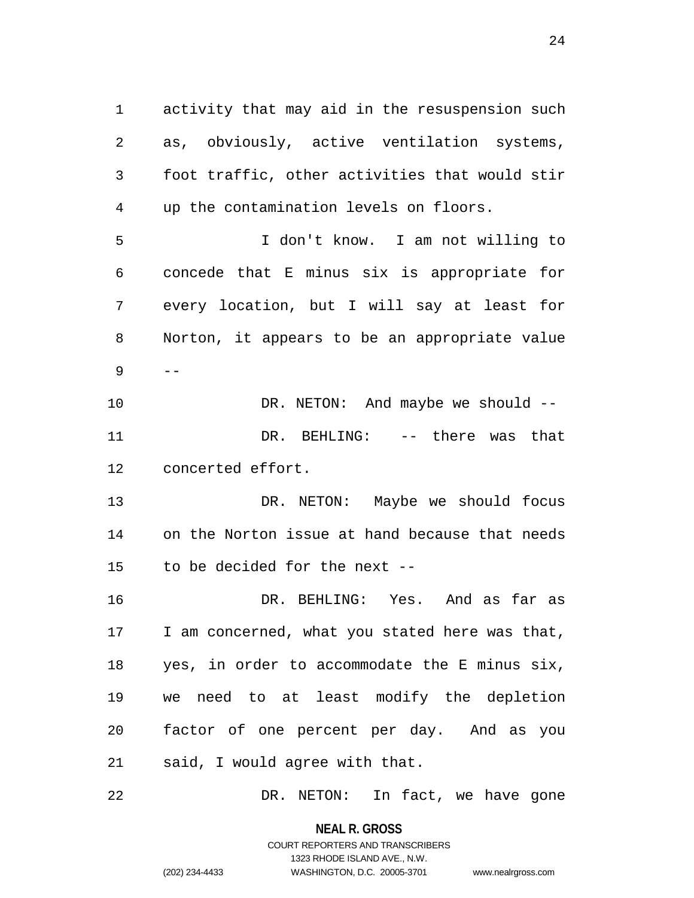activity that may aid in the resuspension such as, obviously, active ventilation systems, foot traffic, other activities that would stir up the contamination levels on floors.

I don't know. I am not willing to concede that E minus six is appropriate for every location, but I will say at least for Norton, it appears to be an appropriate value --

DR. NETON: And maybe we should --

DR. BEHLING: -- there was that concerted effort.

DR. NETON: Maybe we should focus on the Norton issue at hand because that needs to be decided for the next --

DR. BEHLING: Yes. And as far as I am concerned, what you stated here was that, yes, in order to accommodate the E minus six, we need to at least modify the depletion factor of one percent per day. And as you said, I would agree with that.

DR. NETON: In fact, we have gone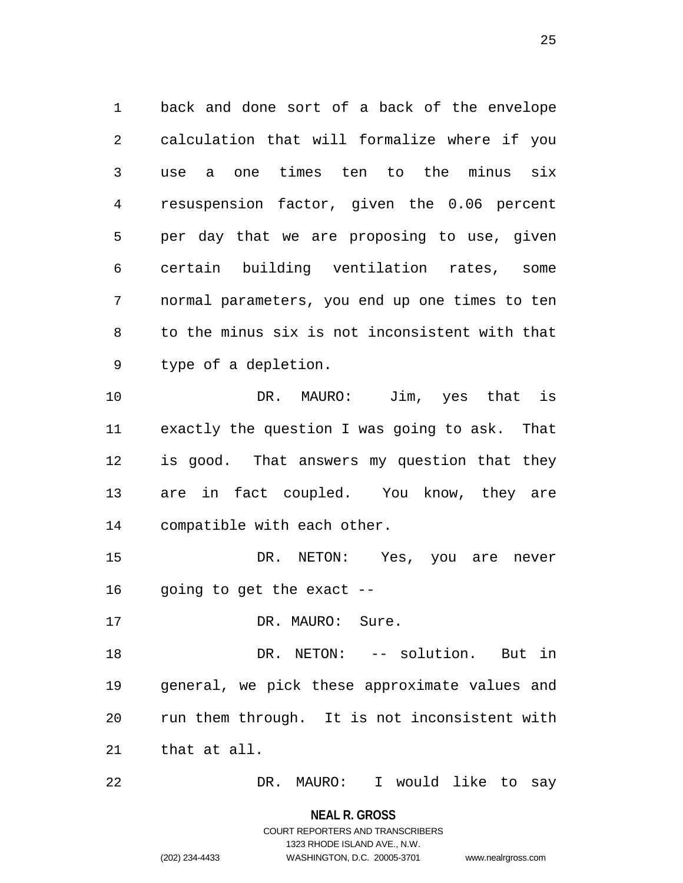back and done sort of a back of the envelope calculation that will formalize where if you use a one times ten to the minus six resuspension factor, given the 0.06 percent per day that we are proposing to use, given certain building ventilation rates, some normal parameters, you end up one times to ten to the minus six is not inconsistent with that type of a depletion.

DR. MAURO: Jim, yes that is exactly the question I was going to ask. That is good. That answers my question that they are in fact coupled. You know, they are compatible with each other.

DR. NETON: Yes, you are never going to get the exact --

DR. MAURO: Sure.

DR. NETON: -- solution. But in general, we pick these approximate values and run them through. It is not inconsistent with that at all.

DR. MAURO: I would like to say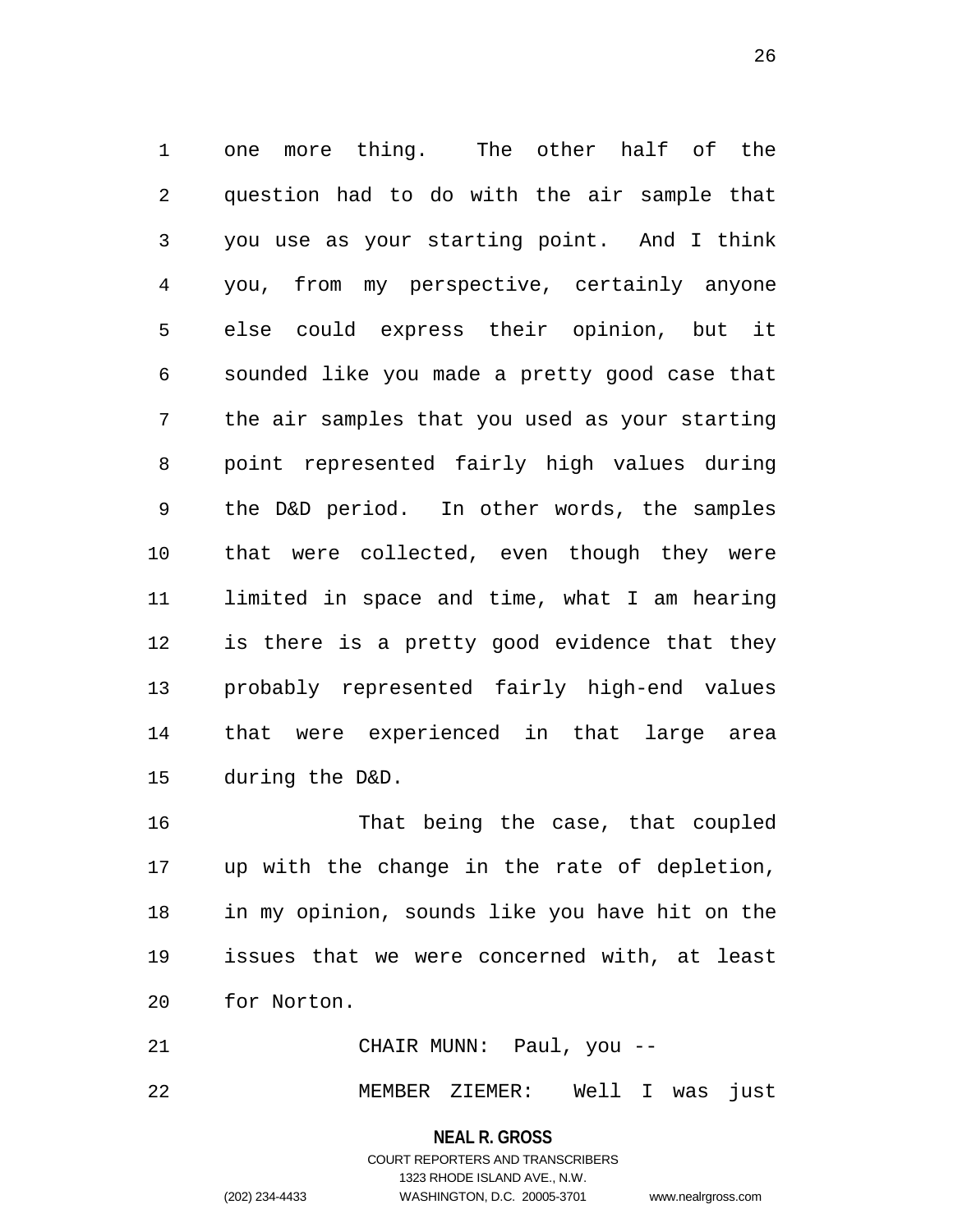one more thing. The other half of the question had to do with the air sample that you use as your starting point. And I think you, from my perspective, certainly anyone else could express their opinion, but it sounded like you made a pretty good case that the air samples that you used as your starting point represented fairly high values during the D&D period. In other words, the samples that were collected, even though they were limited in space and time, what I am hearing is there is a pretty good evidence that they probably represented fairly high-end values that were experienced in that large area during the D&D.

That being the case, that coupled up with the change in the rate of depletion, in my opinion, sounds like you have hit on the issues that we were concerned with, at least for Norton.

CHAIR MUNN: Paul, you --

MEMBER ZIEMER: Well I was just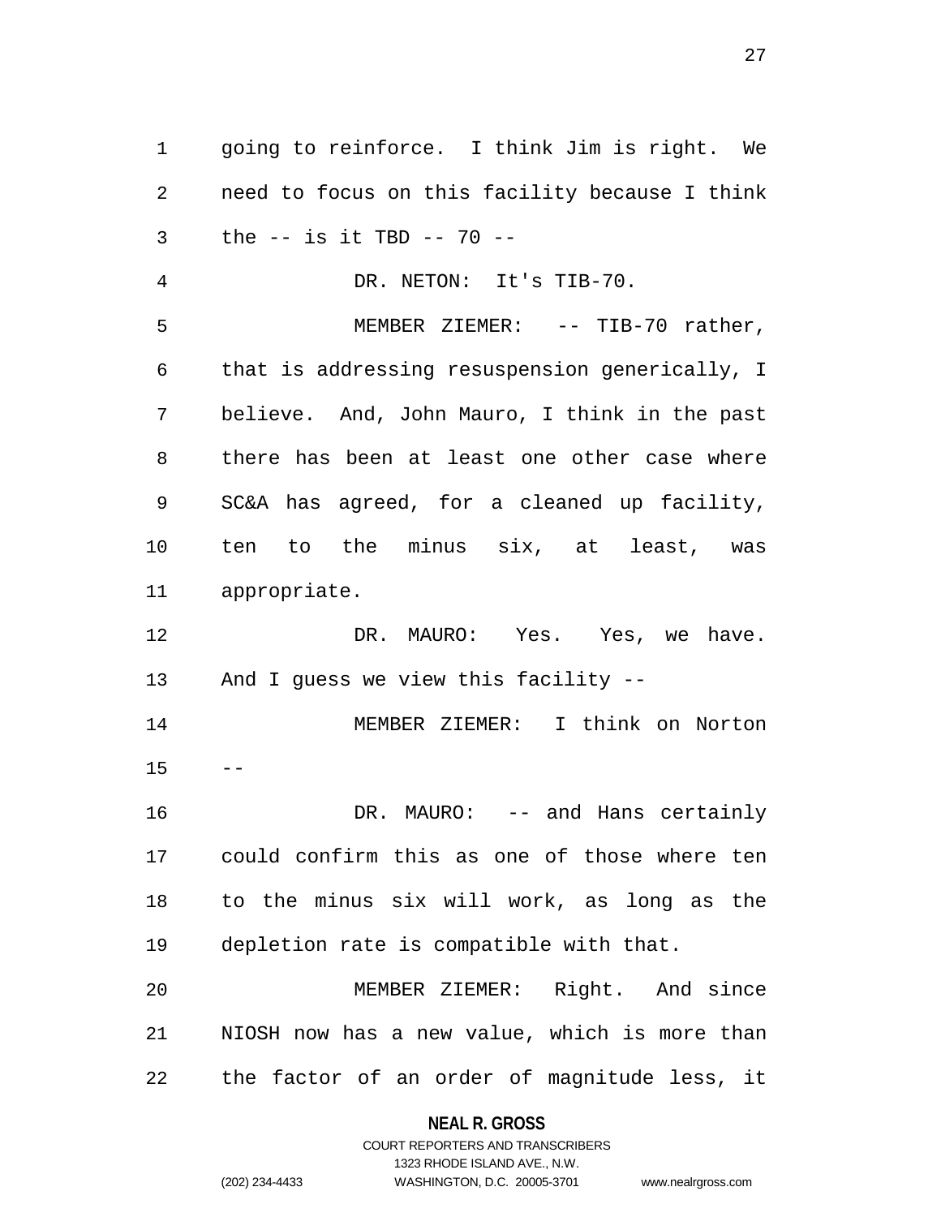going to reinforce. I think Jim is right. We need to focus on this facility because I think the -- is it TBD -- 70 --

DR. NETON: It's TIB-70.

MEMBER ZIEMER: -- TIB-70 rather, that is addressing resuspension generically, I believe. And, John Mauro, I think in the past there has been at least one other case where SC&A has agreed, for a cleaned up facility, ten to the minus six, at least, was appropriate.

DR. MAURO: Yes. Yes, we have. And I guess we view this facility --

MEMBER ZIEMER: I think on Norton --

DR. MAURO: -- and Hans certainly could confirm this as one of those where ten to the minus six will work, as long as the depletion rate is compatible with that.

MEMBER ZIEMER: Right. And since NIOSH now has a new value, which is more than the factor of an order of magnitude less, it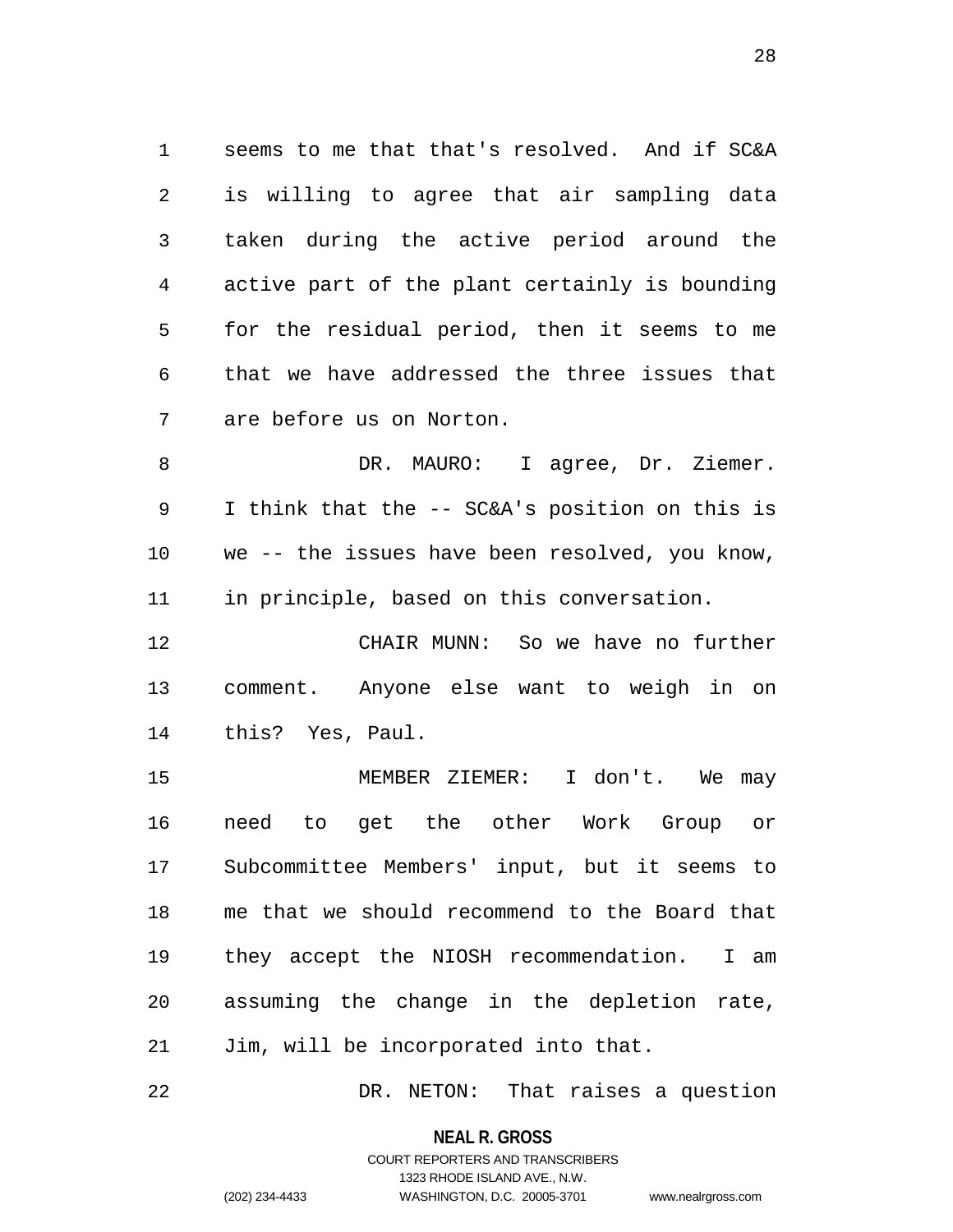seems to me that that's resolved. And if SC&A is willing to agree that air sampling data taken during the active period around the active part of the plant certainly is bounding for the residual period, then it seems to me that we have addressed the three issues that are before us on Norton.

DR. MAURO: I agree, Dr. Ziemer. I think that the -- SC&A's position on this is we -- the issues have been resolved, you know, in principle, based on this conversation.

CHAIR MUNN: So we have no further comment. Anyone else want to weigh in on this? Yes, Paul.

MEMBER ZIEMER: I don't. We may need to get the other Work Group or Subcommittee Members' input, but it seems to me that we should recommend to the Board that they accept the NIOSH recommendation. I am assuming the change in the depletion rate, Jim, will be incorporated into that.

DR. NETON: That raises a question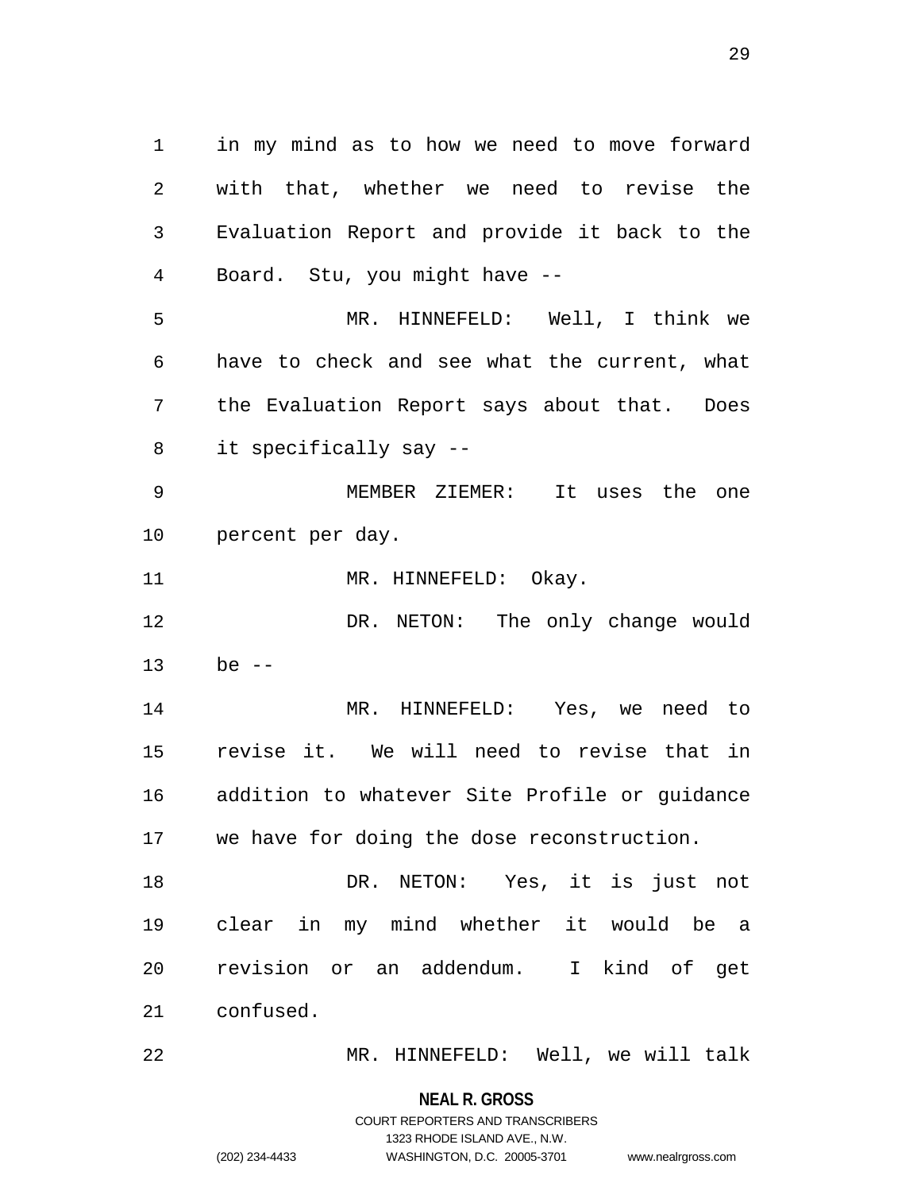in my mind as to how we need to move forward with that, whether we need to revise the Evaluation Report and provide it back to the Board. Stu, you might have --

MR. HINNEFELD: Well, I think we have to check and see what the current, what the Evaluation Report says about that. Does it specifically say --

MEMBER ZIEMER: It uses the one percent per day.

MR. HINNEFELD: Okay.

DR. NETON: The only change would be --

MR. HINNEFELD: Yes, we need to revise it. We will need to revise that in addition to whatever Site Profile or guidance we have for doing the dose reconstruction.

DR. NETON: Yes, it is just not clear in my mind whether it would be a revision or an addendum. I kind of get confused.

MR. HINNEFELD: Well, we will talk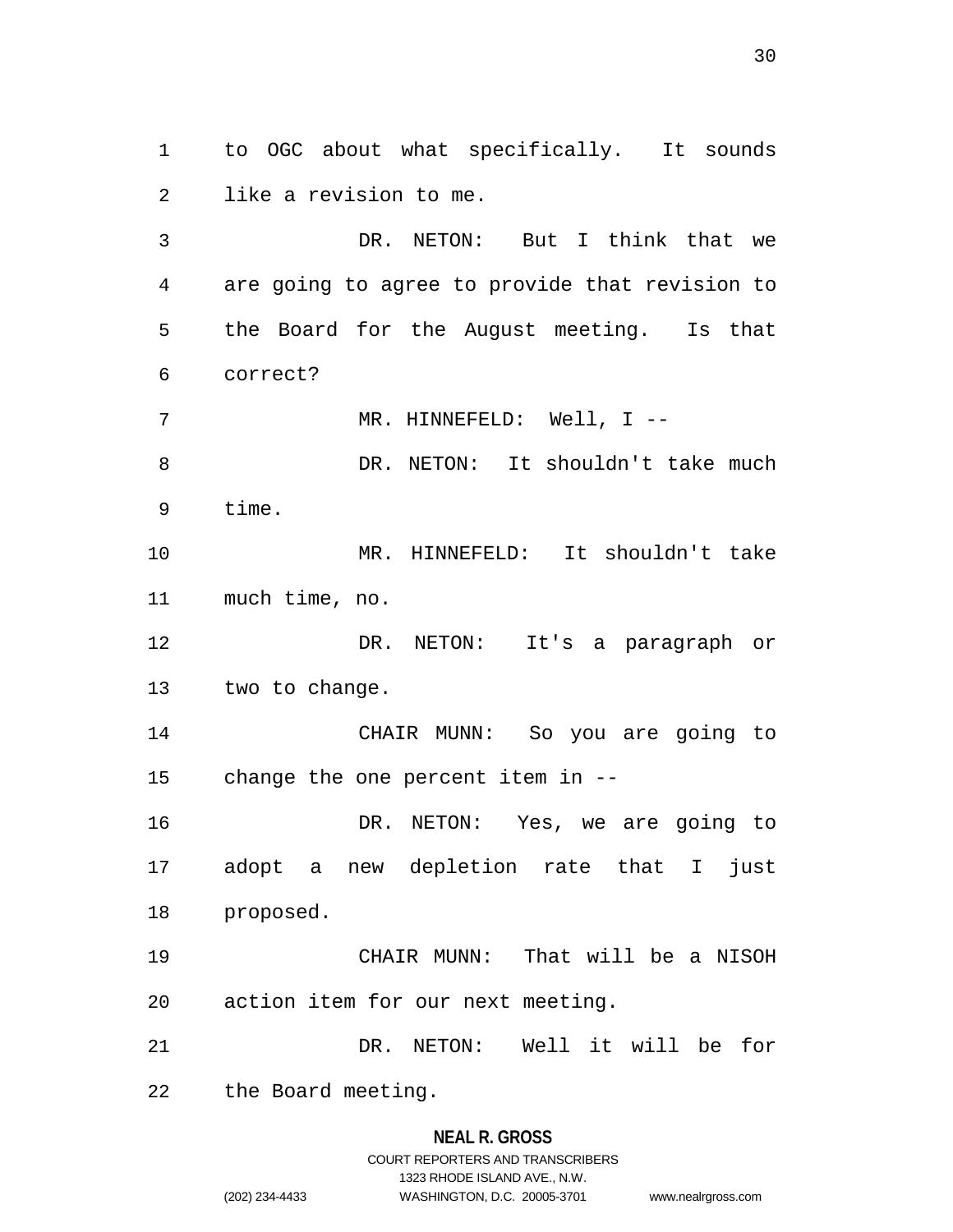to OGC about what specifically. It sounds like a revision to me.

DR. NETON: But I think that we are going to agree to provide that revision to the Board for the August meeting. Is that correct?

MR. HINNEFELD: Well, I --

DR. NETON: It shouldn't take much time.

MR. HINNEFELD: It shouldn't take much time, no.

DR. NETON: It's a paragraph or two to change.

CHAIR MUNN: So you are going to change the one percent item in --

DR. NETON: Yes, we are going to adopt a new depletion rate that I just proposed.

CHAIR MUNN: That will be a NISOH action item for our next meeting.

DR. NETON: Well it will be for the Board meeting.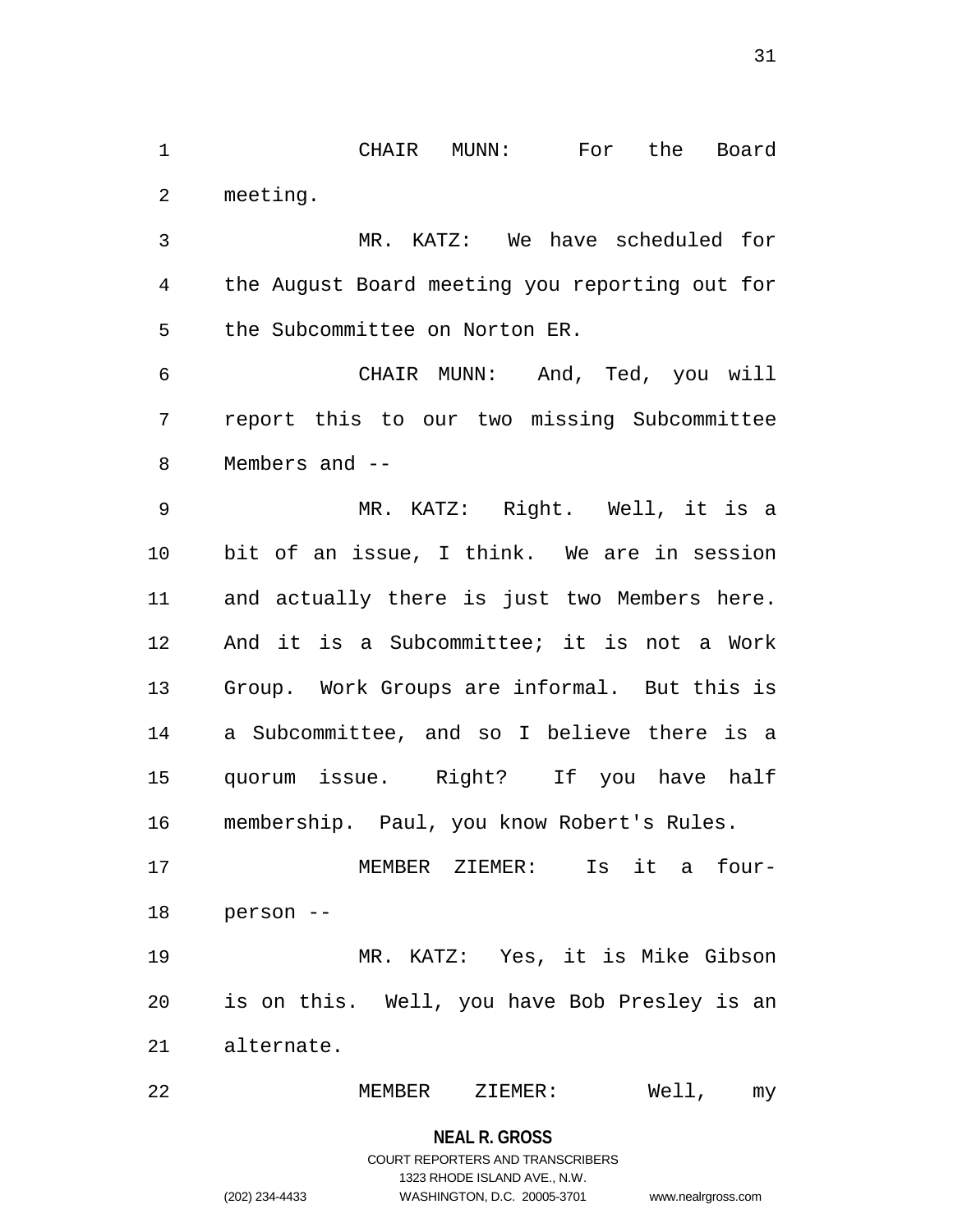CHAIR MUNN: For the Board meeting.

MR. KATZ: We have scheduled for the August Board meeting you reporting out for the Subcommittee on Norton ER.

CHAIR MUNN: And, Ted, you will report this to our two missing Subcommittee Members and --

MR. KATZ: Right. Well, it is a bit of an issue, I think. We are in session and actually there is just two Members here. And it is a Subcommittee; it is not a Work Group. Work Groups are informal. But this is a Subcommittee, and so I believe there is a quorum issue. Right? If you have half membership. Paul, you know Robert's Rules.

MEMBER ZIEMER: Is it a four-person --

MR. KATZ: Yes, it is Mike Gibson is on this. Well, you have Bob Presley is an alternate.

MEMBER ZIEMER: Well, my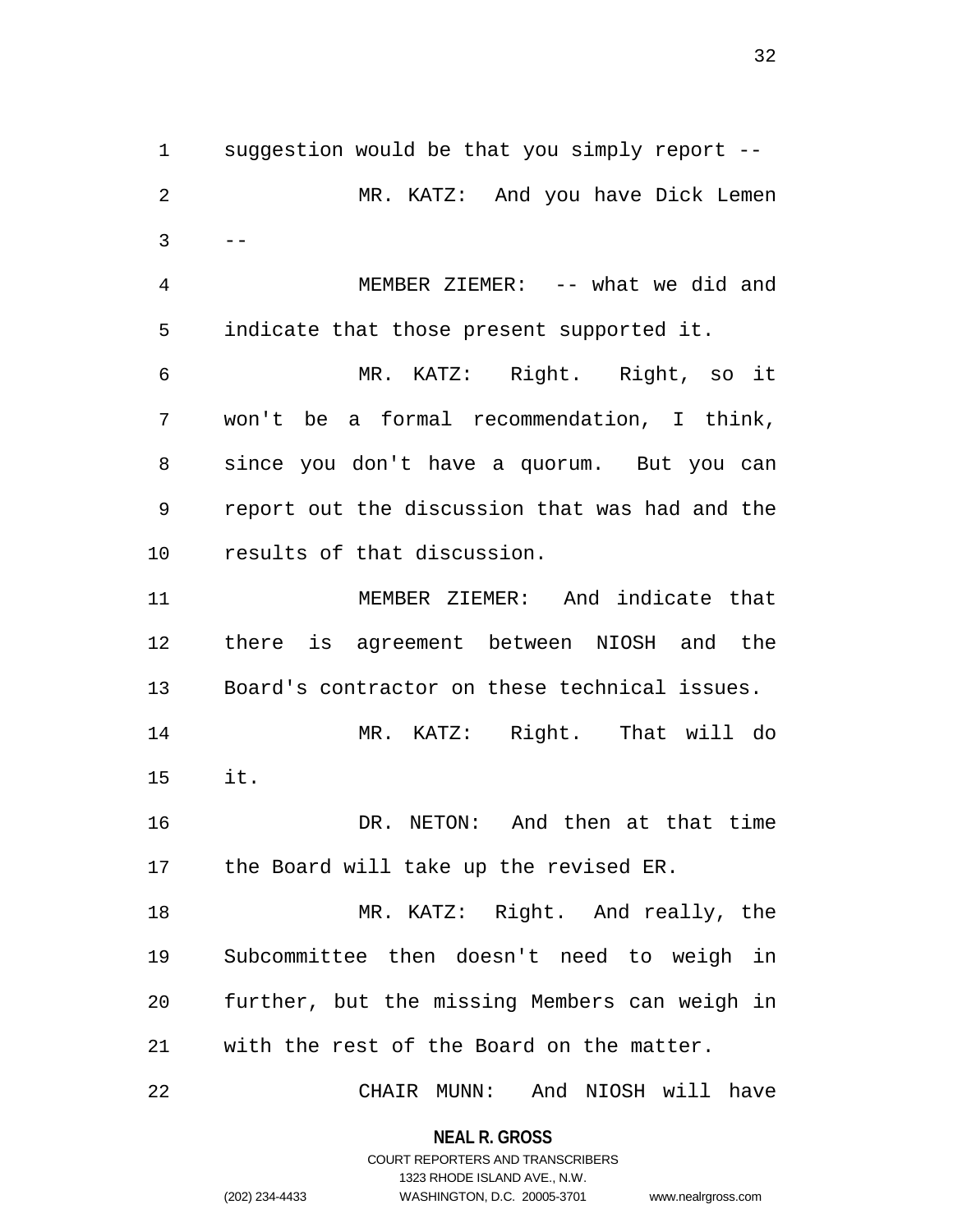suggestion would be that you simply report --

MR. KATZ: And you have Dick Lemen --

MEMBER ZIEMER: -- what we did and indicate that those present supported it.

MR. KATZ: Right. Right, so it won't be a formal recommendation, I think, since you don't have a quorum. But you can report out the discussion that was had and the results of that discussion.

MEMBER ZIEMER: And indicate that there is agreement between NIOSH and the Board's contractor on these technical issues.

MR. KATZ: Right. That will do it.

DR. NETON: And then at that time the Board will take up the revised ER.

MR. KATZ: Right. And really, the Subcommittee then doesn't need to weigh in further, but the missing Members can weigh in with the rest of the Board on the matter.

CHAIR MUNN: And NIOSH will have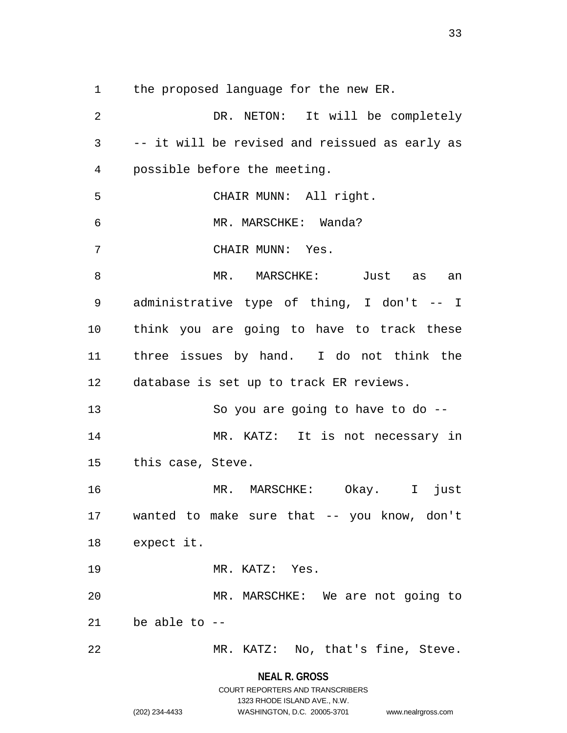the proposed language for the new ER.

DR. NETON: It will be completely -- it will be revised and reissued as early as possible before the meeting.

CHAIR MUNN: All right.

MR. MARSCHKE: Wanda?

CHAIR MUNN: Yes.

MR. MARSCHKE: Just as an administrative type of thing, I don't -- I think you are going to have to track these three issues by hand. I do not think the database is set up to track ER reviews.

So you are going to have to do --

MR. KATZ: It is not necessary in this case, Steve.

MR. MARSCHKE: Okay. I just wanted to make sure that -- you know, don't expect it.

MR. KATZ: Yes.

MR. MARSCHKE: We are not going to be able to --

MR. KATZ: No, that's fine, Steve.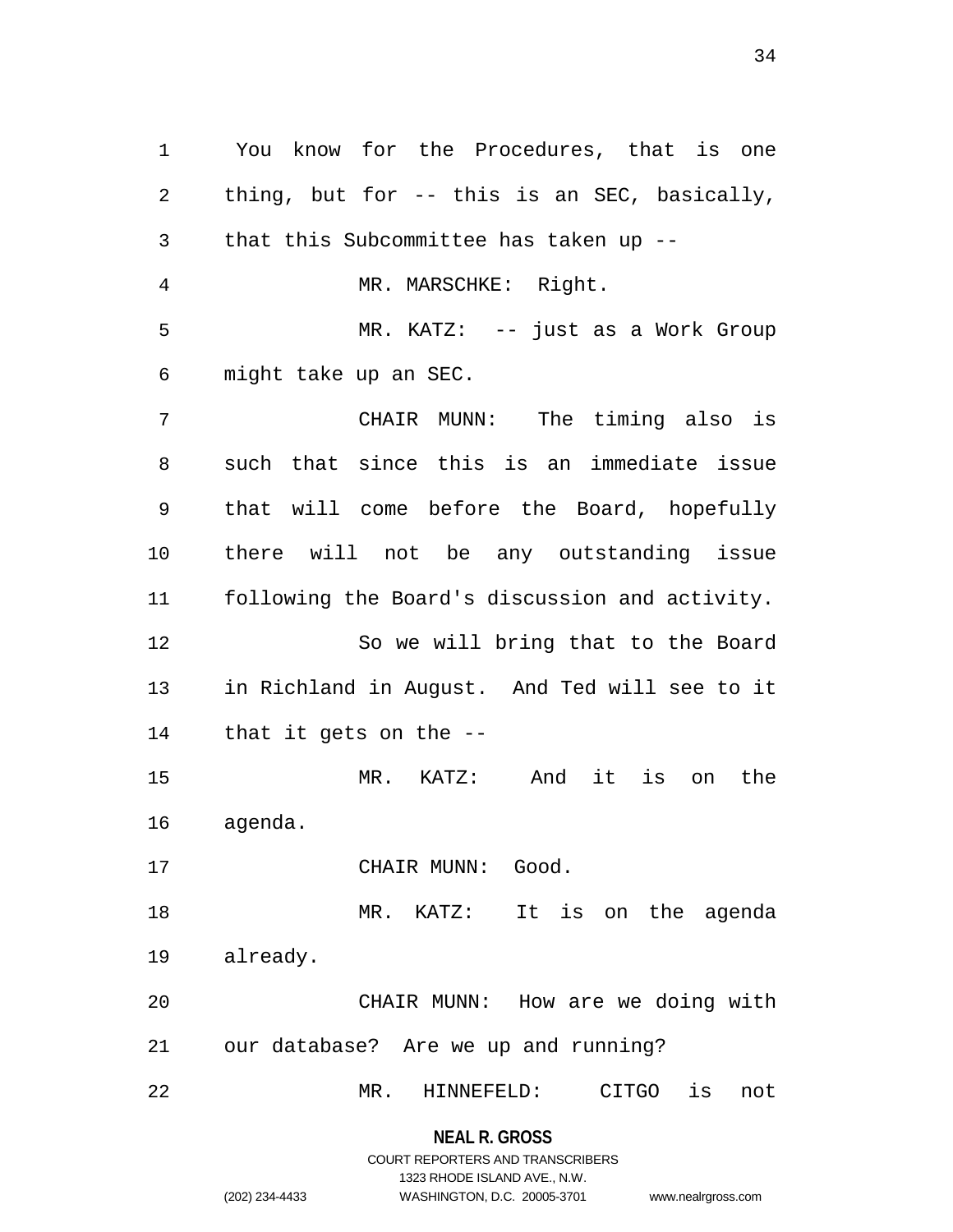You know for the Procedures, that is one thing, but for -- this is an SEC, basically, that this Subcommittee has taken up --

MR. MARSCHKE: Right.

MR. KATZ: -- just as a Work Group might take up an SEC.

CHAIR MUNN: The timing also is such that since this is an immediate issue that will come before the Board, hopefully there will not be any outstanding issue following the Board's discussion and activity.

So we will bring that to the Board in Richland in August. And Ted will see to it that it gets on the --

MR. KATZ: And it is on the agenda.

CHAIR MUNN: Good.

MR. KATZ: It is on the agenda already.

CHAIR MUNN: How are we doing with our database? Are we up and running?

MR. HINNEFELD: CITGO is not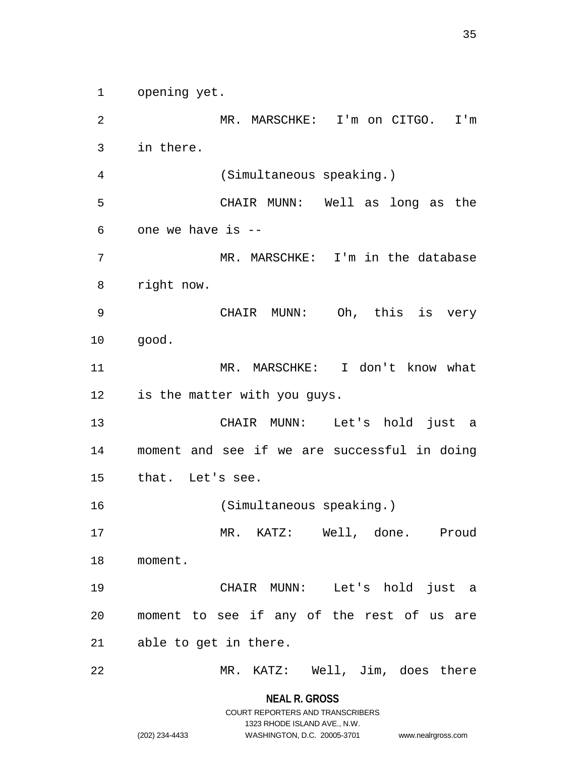opening yet.

MR. MARSCHKE: I'm on CITGO. I'm in there.

(Simultaneous speaking.)

CHAIR MUNN: Well as long as the one we have is --

MR. MARSCHKE: I'm in the database right now.

CHAIR MUNN: Oh, this is very good.

MR. MARSCHKE: I don't know what is the matter with you guys.

CHAIR MUNN: Let's hold just a moment and see if we are successful in doing that. Let's see.

(Simultaneous speaking.)

MR. KATZ: Well, done. Proud moment.

CHAIR MUNN: Let's hold just a moment to see if any of the rest of us are able to get in there.

MR. KATZ: Well, Jim, does there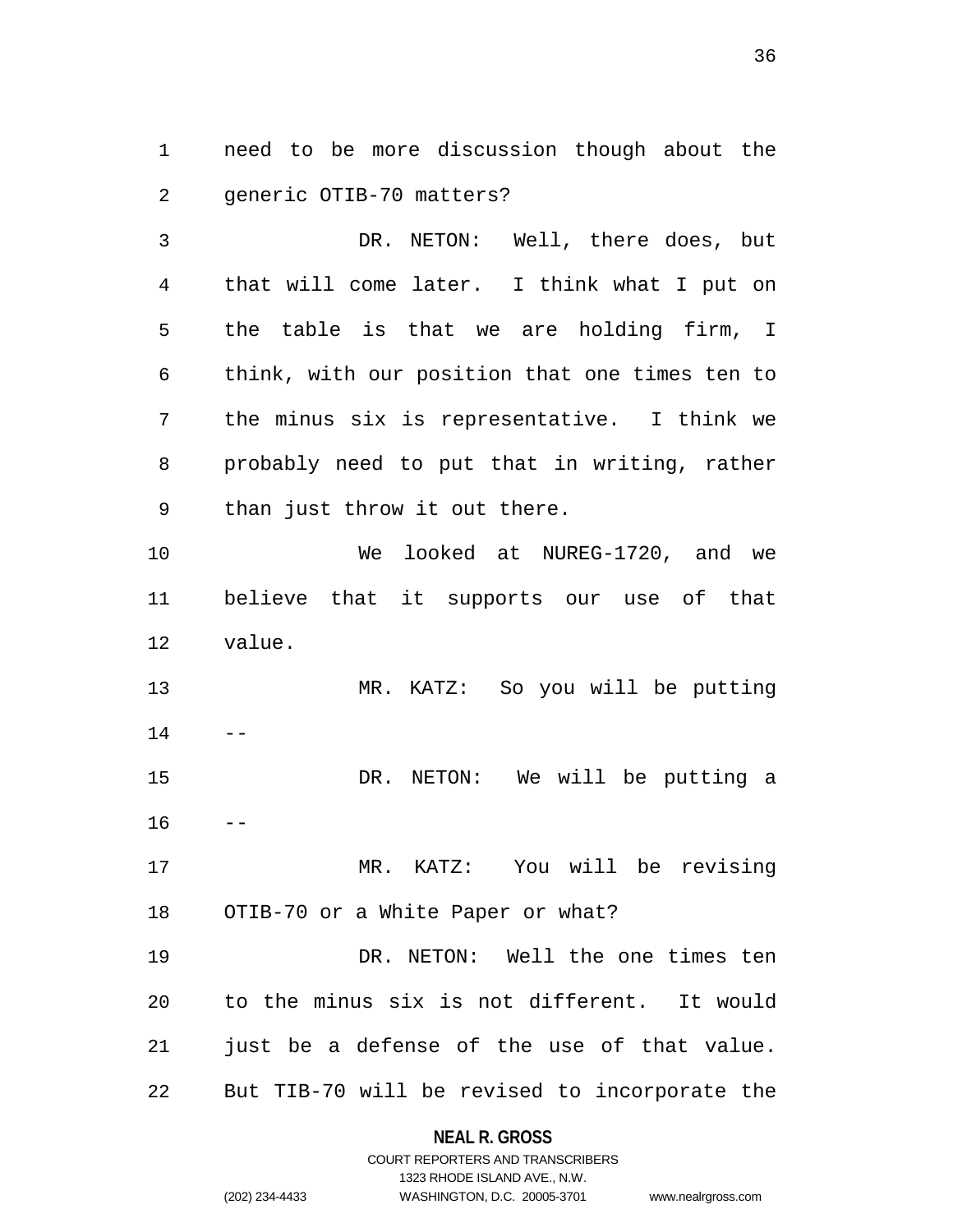need to be more discussion though about the generic OTIB-70 matters?

DR. NETON: Well, there does, but that will come later. I think what I put on the table is that we are holding firm, I think, with our position that one times ten to the minus six is representative. I think we probably need to put that in writing, rather than just throw it out there.

We looked at NUREG-1720, and we believe that it supports our use of that value.

MR. KATZ: So you will be putting --

DR. NETON: We will be putting a --

MR. KATZ: You will be revising OTIB-70 or a White Paper or what?

DR. NETON: Well the one times ten to the minus six is not different. It would just be a defense of the use of that value. But TIB-70 will be revised to incorporate the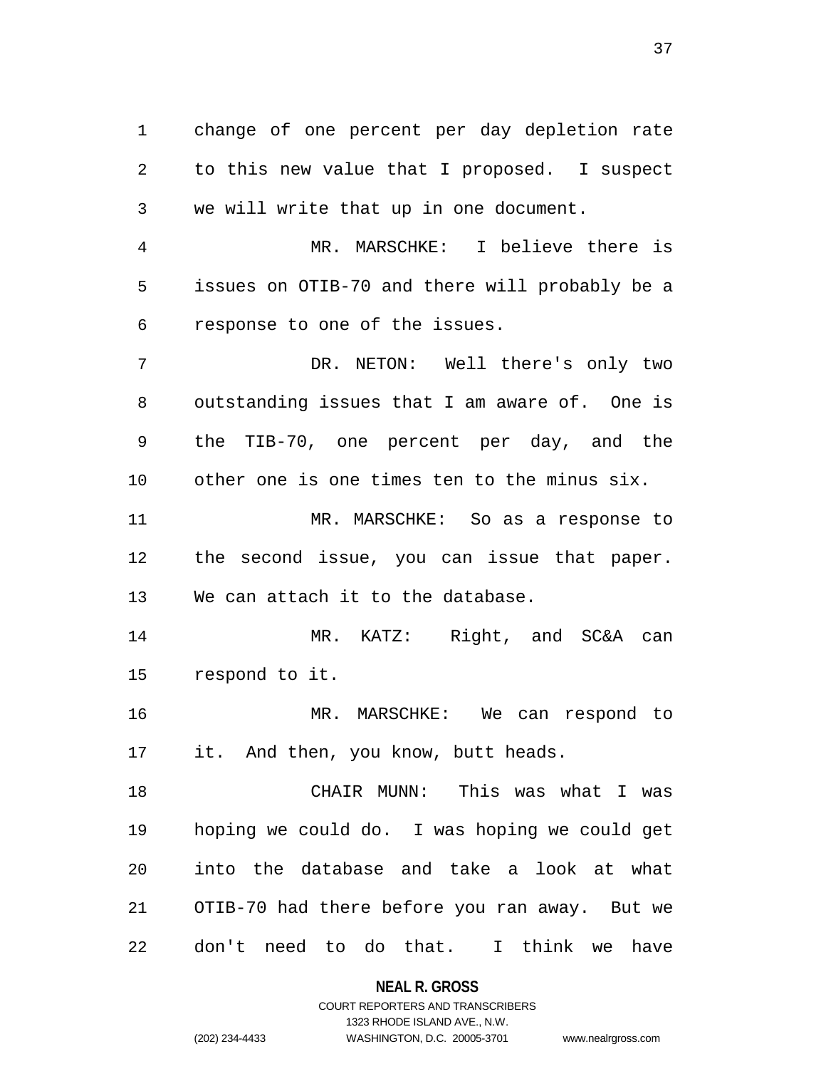change of one percent per day depletion rate to this new value that I proposed. I suspect we will write that up in one document.

MR. MARSCHKE: I believe there is issues on OTIB-70 and there will probably be a response to one of the issues.

DR. NETON: Well there's only two outstanding issues that I am aware of. One is the TIB-70, one percent per day, and the other one is one times ten to the minus six.

MR. MARSCHKE: So as a response to the second issue, you can issue that paper. We can attach it to the database.

MR. KATZ: Right, and SC&A can respond to it.

MR. MARSCHKE: We can respond to it. And then, you know, butt heads.

CHAIR MUNN: This was what I was hoping we could do. I was hoping we could get into the database and take a look at what OTIB-70 had there before you ran away. But we don't need to do that. I think we have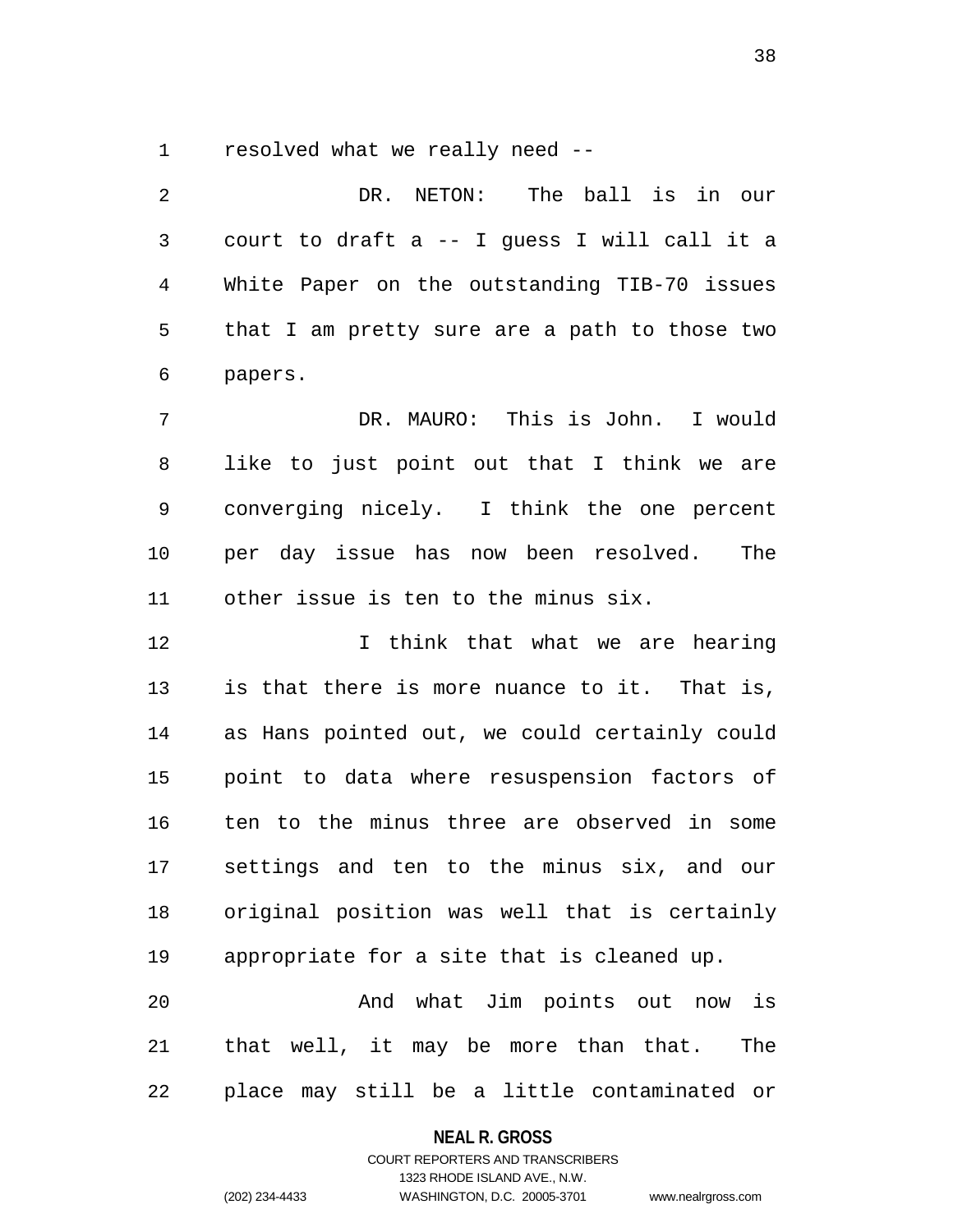resolved what we really need --

DR. NETON: The ball is in our court to draft a -- I guess I will call it a White Paper on the outstanding TIB-70 issues that I am pretty sure are a path to those two papers.

DR. MAURO: This is John. I would like to just point out that I think we are converging nicely. I think the one percent per day issue has now been resolved. The other issue is ten to the minus six.

I think that what we are hearing is that there is more nuance to it. That is, as Hans pointed out, we could certainly could point to data where resuspension factors of ten to the minus three are observed in some settings and ten to the minus six, and our original position was well that is certainly appropriate for a site that is cleaned up.

And what Jim points out now is that well, it may be more than that. The place may still be a little contaminated or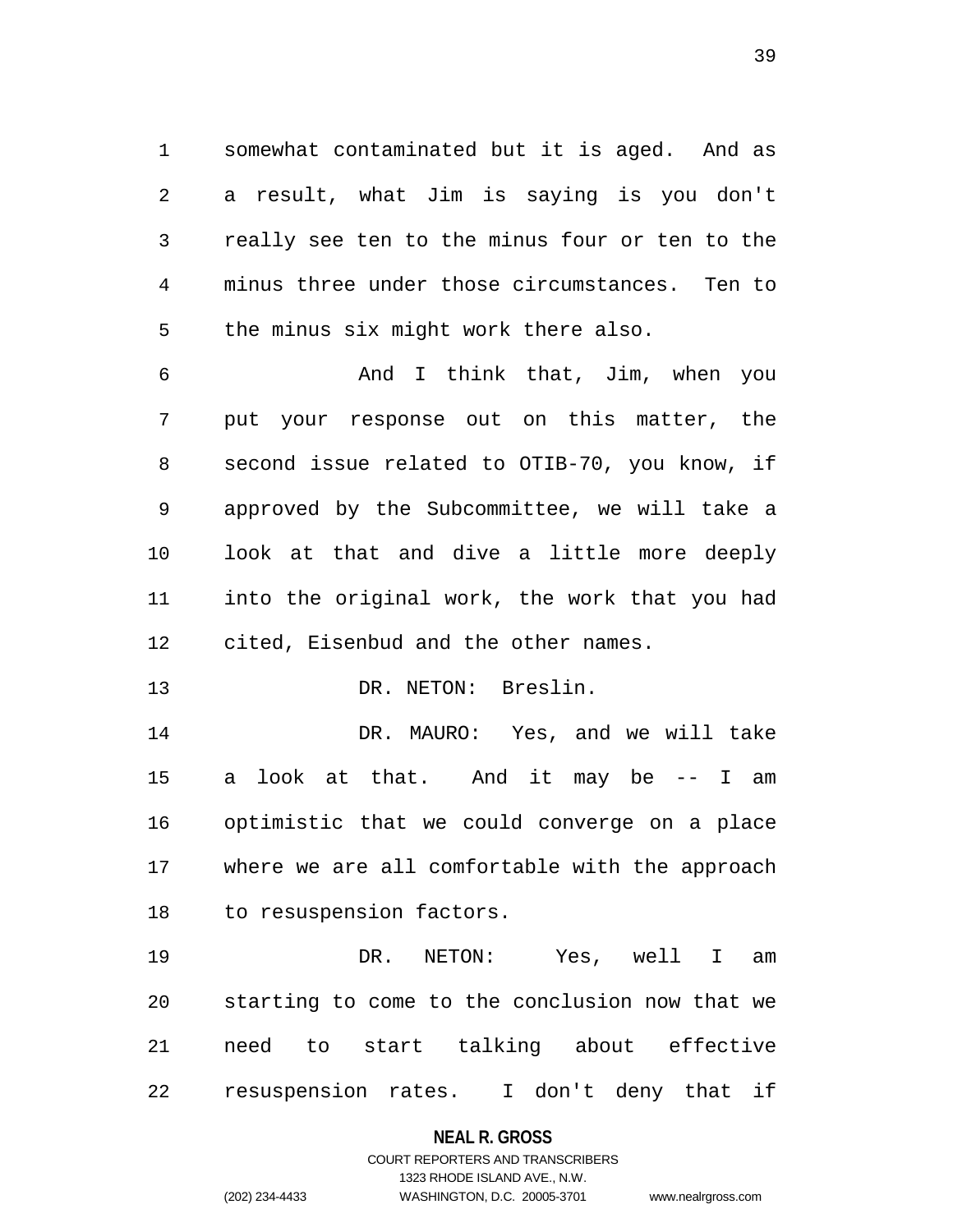somewhat contaminated but it is aged. And as a result, what Jim is saying is you don't really see ten to the minus four or ten to the minus three under those circumstances. Ten to the minus six might work there also.

And I think that, Jim, when you put your response out on this matter, the second issue related to OTIB-70, you know, if approved by the Subcommittee, we will take a look at that and dive a little more deeply into the original work, the work that you had cited, Eisenbud and the other names.

DR. NETON: Breslin.

DR. MAURO: Yes, and we will take a look at that. And it may be -- I am optimistic that we could converge on a place where we are all comfortable with the approach to resuspension factors.

DR. NETON: Yes, well I am starting to come to the conclusion now that we need to start talking about effective resuspension rates. I don't deny that if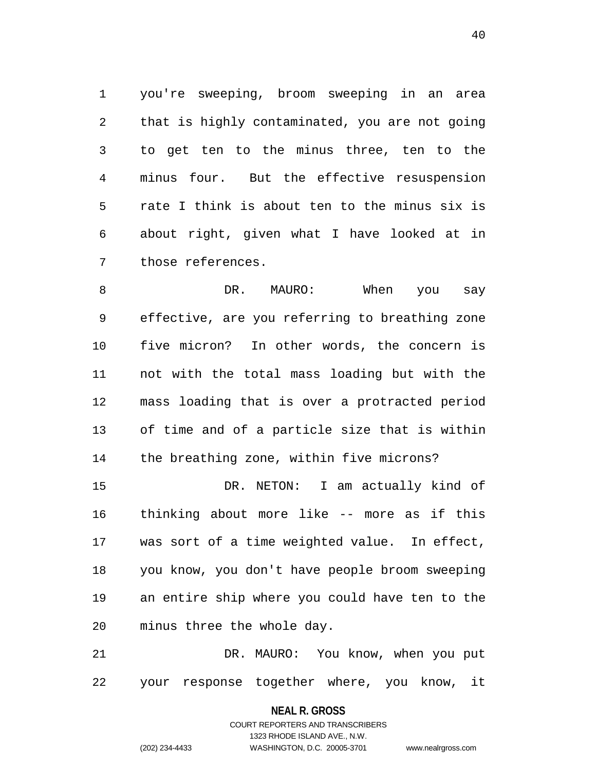you're sweeping, broom sweeping in an area that is highly contaminated, you are not going to get ten to the minus three, ten to the minus four. But the effective resuspension rate I think is about ten to the minus six is about right, given what I have looked at in those references.

DR. MAURO: When you say effective, are you referring to breathing zone five micron? In other words, the concern is not with the total mass loading but with the mass loading that is over a protracted period of time and of a particle size that is within the breathing zone, within five microns?

DR. NETON: I am actually kind of thinking about more like -- more as if this was sort of a time weighted value. In effect, you know, you don't have people broom sweeping an entire ship where you could have ten to the minus three the whole day.

DR. MAURO: You know, when you put your response together where, you know, it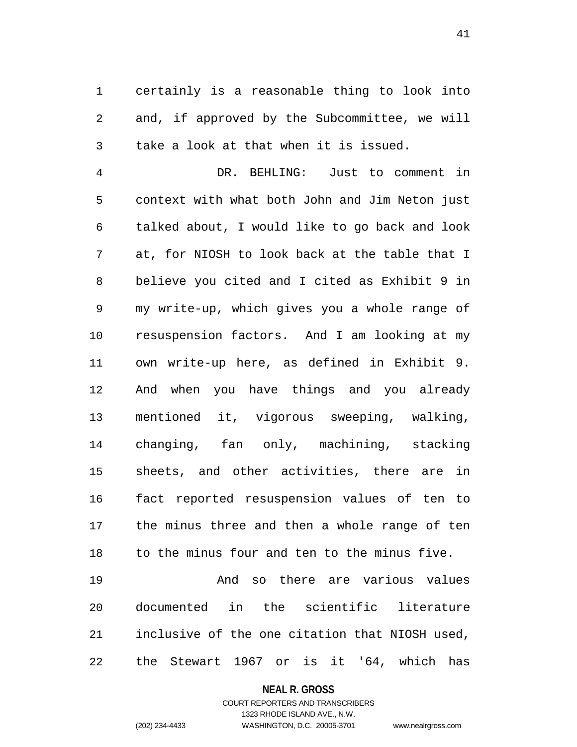certainly is a reasonable thing to look into and, if approved by the Subcommittee, we will take a look at that when it is issued.

DR. BEHLING: Just to comment in context with what both John and Jim Neton just talked about, I would like to go back and look at, for NIOSH to look back at the table that I believe you cited and I cited as Exhibit 9 in my write-up, which gives you a whole range of resuspension factors. And I am looking at my own write-up here, as defined in Exhibit 9. And when you have things and you already mentioned it, vigorous sweeping, walking, changing, fan only, machining, stacking sheets, and other activities, there are in fact reported resuspension values of ten to the minus three and then a whole range of ten to the minus four and ten to the minus five.

And so there are various values documented in the scientific literature inclusive of the one citation that NIOSH used, the Stewart 1967 or is it '64, which has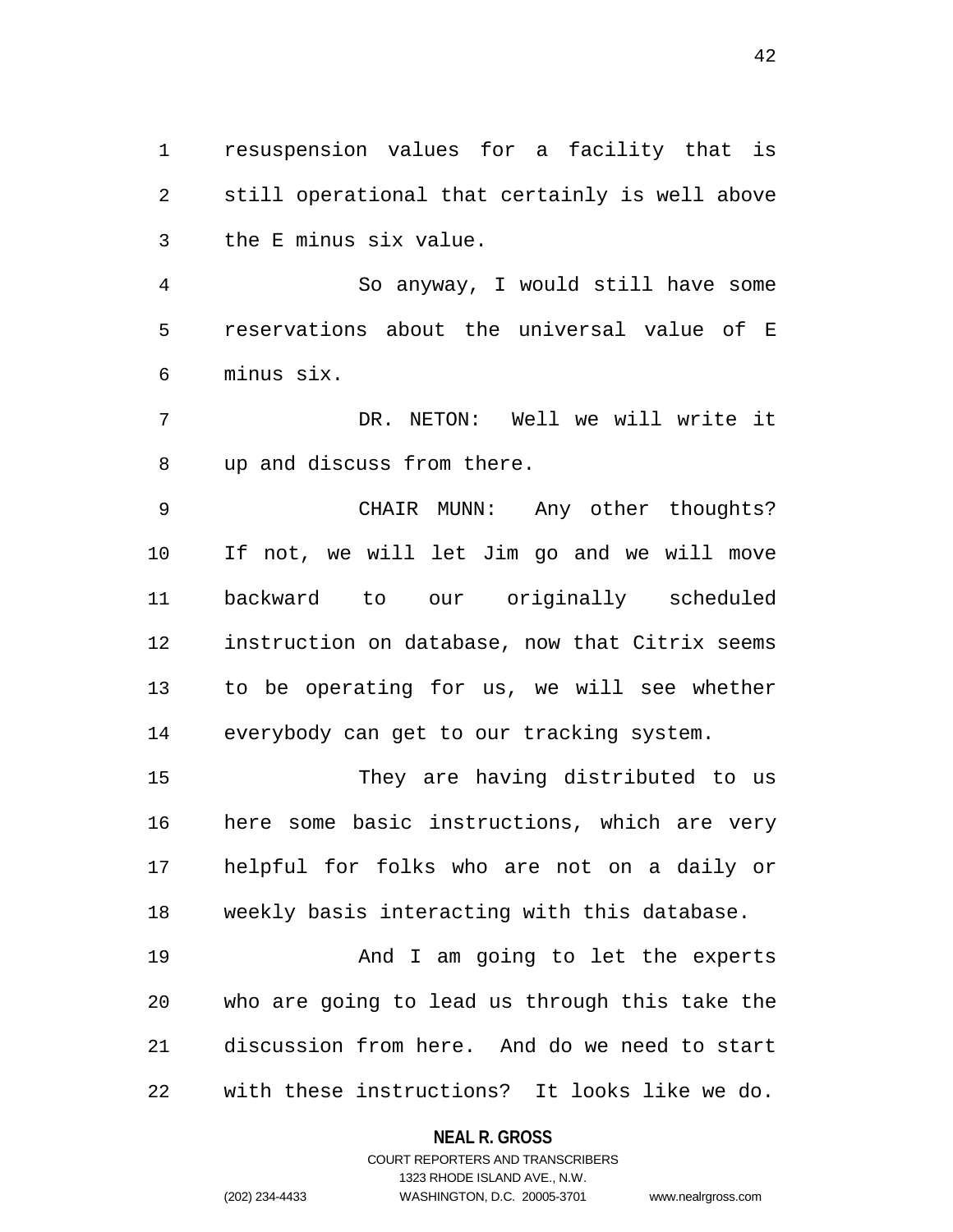resuspension values for a facility that is still operational that certainly is well above the E minus six value.

So anyway, I would still have some reservations about the universal value of E minus six.

DR. NETON: Well we will write it up and discuss from there.

CHAIR MUNN: Any other thoughts? If not, we will let Jim go and we will move backward to our originally scheduled instruction on database, now that Citrix seems to be operating for us, we will see whether everybody can get to our tracking system.

They are having distributed to us here some basic instructions, which are very helpful for folks who are not on a daily or weekly basis interacting with this database.

And I am going to let the experts who are going to lead us through this take the discussion from here. And do we need to start with these instructions? It looks like we do.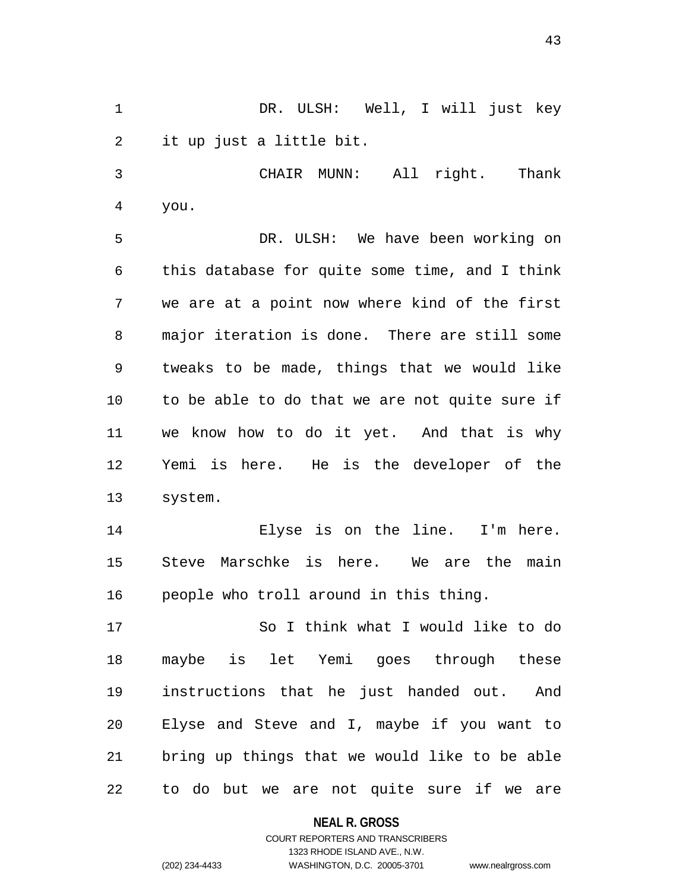DR. ULSH: Well, I will just key it up just a little bit.

CHAIR MUNN: All right. Thank you.

DR. ULSH: We have been working on this database for quite some time, and I think we are at a point now where kind of the first major iteration is done. There are still some tweaks to be made, things that we would like to be able to do that we are not quite sure if we know how to do it yet. And that is why Yemi is here. He is the developer of the system.

Elyse is on the line. I'm here. Steve Marschke is here. We are the main people who troll around in this thing.

So I think what I would like to do maybe is let Yemi goes through these instructions that he just handed out. And Elyse and Steve and I, maybe if you want to bring up things that we would like to be able to do but we are not quite sure if we are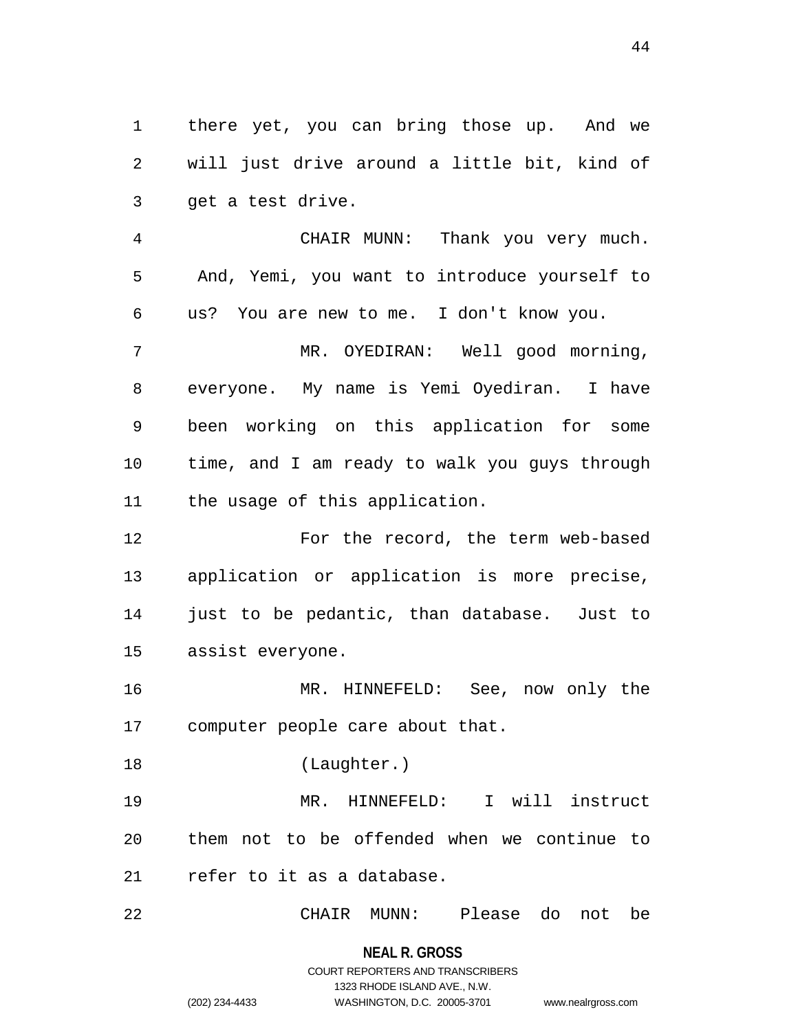there yet, you can bring those up. And we will just drive around a little bit, kind of get a test drive.

CHAIR MUNN: Thank you very much. And, Yemi, you want to introduce yourself to us? You are new to me. I don't know you.

MR. OYEDIRAN: Well good morning, everyone. My name is Yemi Oyediran. I have been working on this application for some time, and I am ready to walk you guys through the usage of this application.

For the record, the term web-based application or application is more precise, just to be pedantic, than database. Just to assist everyone.

MR. HINNEFELD: See, now only the computer people care about that.

(Laughter.)

MR. HINNEFELD: I will instruct them not to be offended when we continue to refer to it as a database.

CHAIR MUNN: Please do not be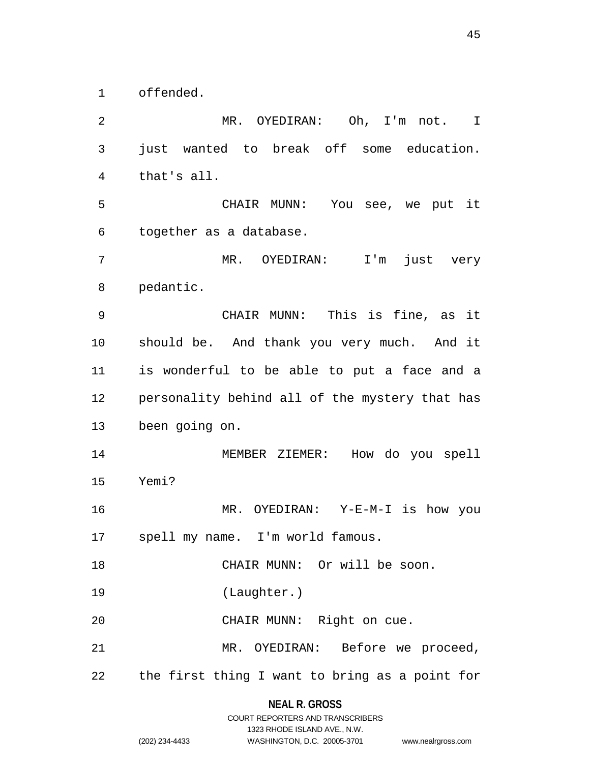offended.

MR. OYEDIRAN: Oh, I'm not. I just wanted to break off some education. that's all.

CHAIR MUNN: You see, we put it together as a database.

MR. OYEDIRAN: I'm just very pedantic.

CHAIR MUNN: This is fine, as it should be. And thank you very much. And it is wonderful to be able to put a face and a personality behind all of the mystery that has been going on.

MEMBER ZIEMER: How do you spell Yemi?

MR. OYEDIRAN: Y-E-M-I is how you spell my name. I'm world famous.

CHAIR MUNN: Or will be soon.

(Laughter.)

CHAIR MUNN: Right on cue.

MR. OYEDIRAN: Before we proceed, the first thing I want to bring as a point for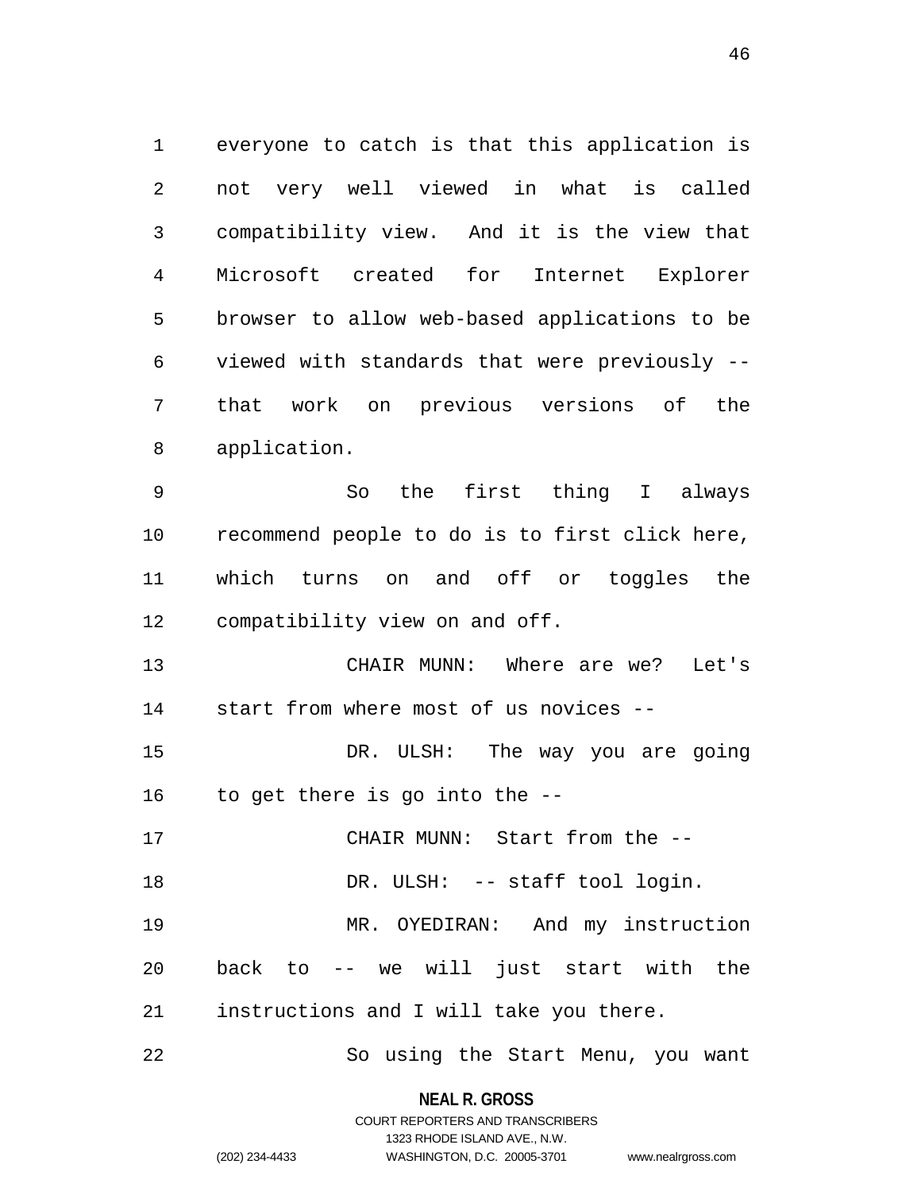everyone to catch is that this application is not very well viewed in what is called compatibility view. And it is the view that Microsoft created for Internet Explorer browser to allow web-based applications to be viewed with standards that were previously -- that work on previous versions of the application.

So the first thing I always recommend people to do is to first click here, which turns on and off or toggles the compatibility view on and off.

CHAIR MUNN: Where are we? Let's start from where most of us novices --

DR. ULSH: The way you are going to get there is go into the --

CHAIR MUNN: Start from the --

DR. ULSH: -- staff tool login.

MR. OYEDIRAN: And my instruction back to -- we will just start with the instructions and I will take you there.

So using the Start Menu, you want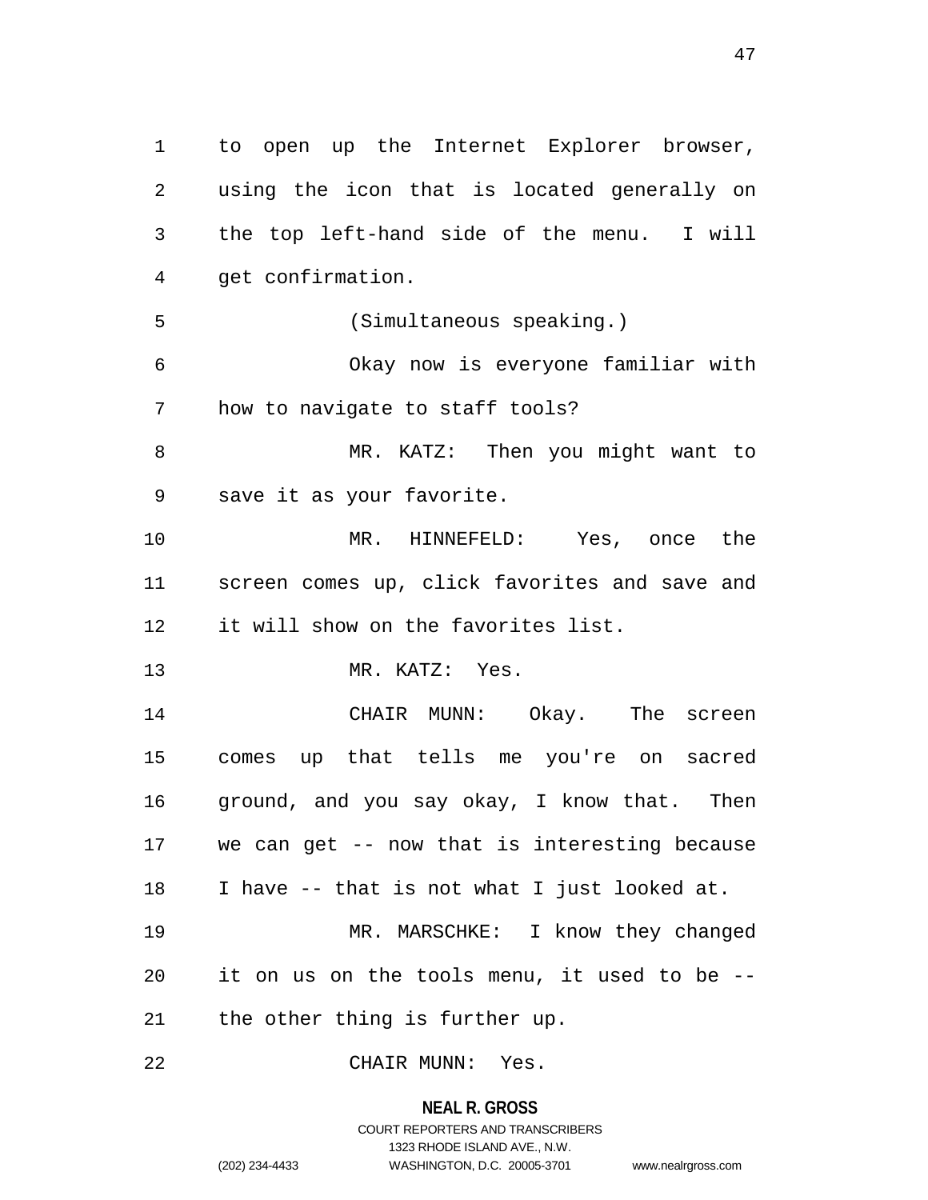to open up the Internet Explorer browser, using the icon that is located generally on the top left-hand side of the menu. I will get confirmation.

(Simultaneous speaking.)

Okay now is everyone familiar with how to navigate to staff tools?

MR. KATZ: Then you might want to save it as your favorite.

MR. HINNEFELD: Yes, once the screen comes up, click favorites and save and it will show on the favorites list.

MR. KATZ: Yes.

CHAIR MUNN: Okay. The screen comes up that tells me you're on sacred ground, and you say okay, I know that. Then we can get -- now that is interesting because I have -- that is not what I just looked at.

MR. MARSCHKE: I know they changed it on us on the tools menu, it used to be -- the other thing is further up.

CHAIR MUNN: Yes.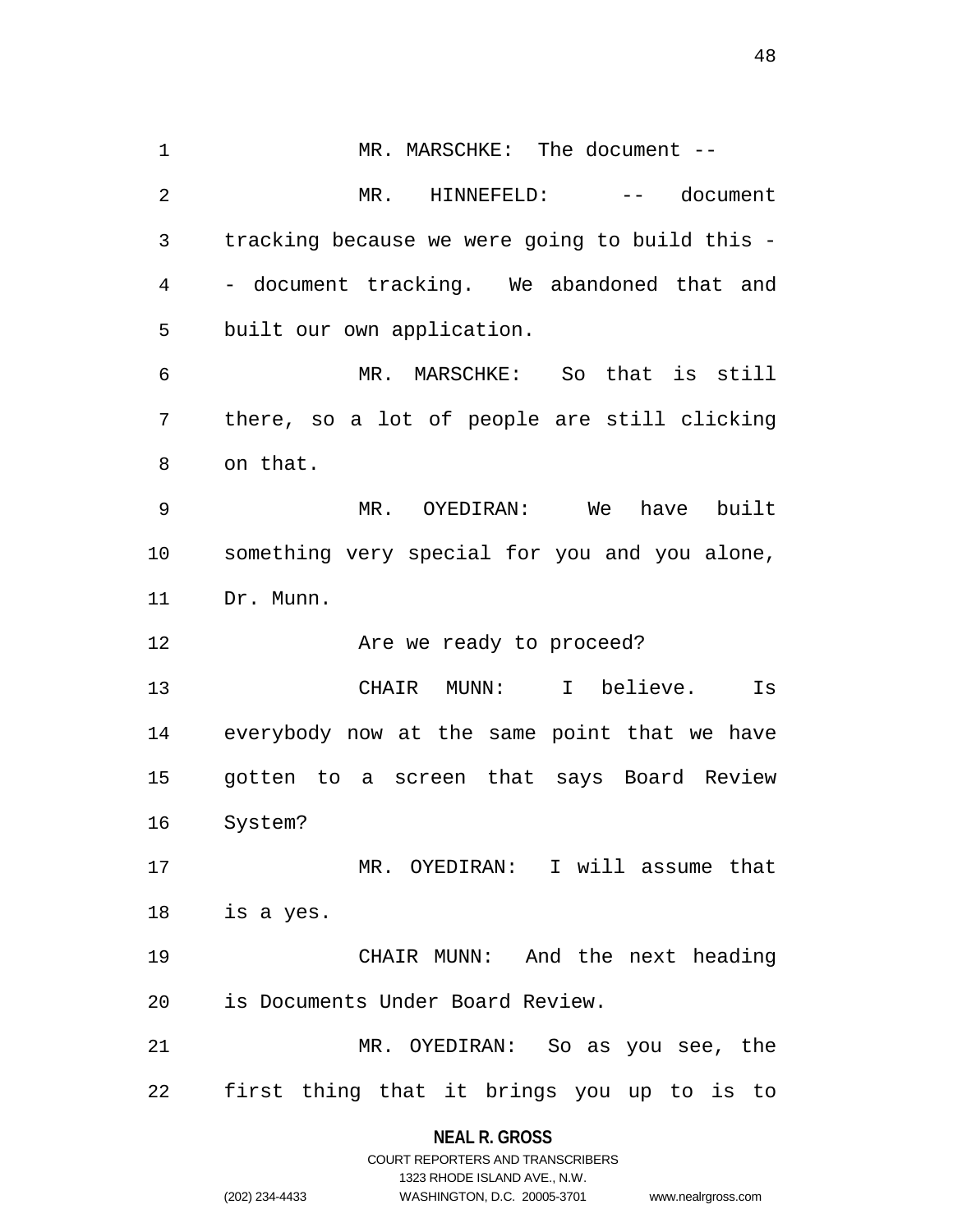MR. MARSCHKE: The document --

MR. HINNEFELD: -- document tracking because we were going to build this -- document tracking. We abandoned that and built our own application.

MR. MARSCHKE: So that is still there, so a lot of people are still clicking on that.

MR. OYEDIRAN: We have built something very special for you and you alone, Dr. Munn.

Are we ready to proceed?

CHAIR MUNN: I believe. Is everybody now at the same point that we have gotten to a screen that says Board Review System?

MR. OYEDIRAN: I will assume that is a yes.

CHAIR MUNN: And the next heading is Documents Under Board Review.

MR. OYEDIRAN: So as you see, the first thing that it brings you up to is to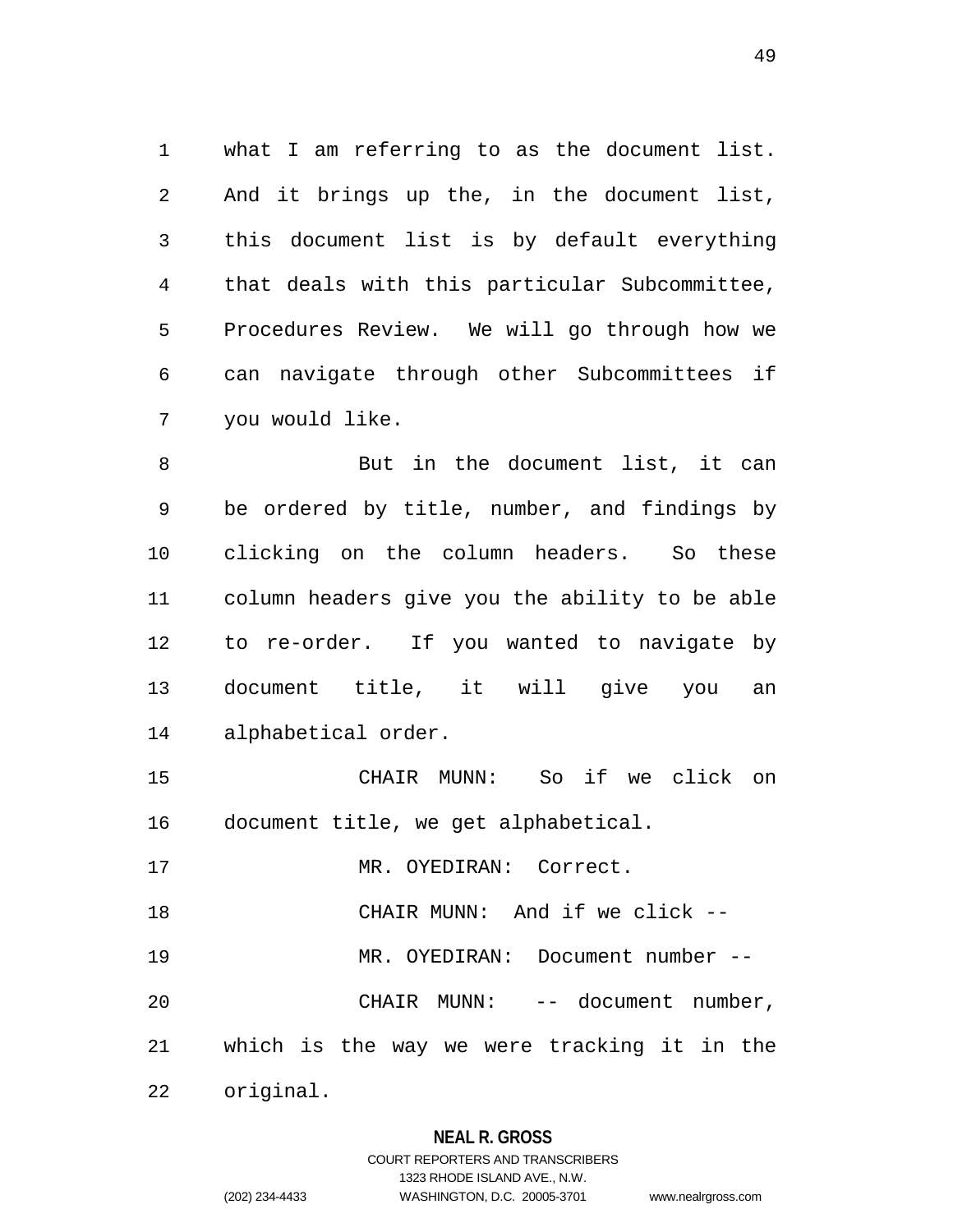what I am referring to as the document list. And it brings up the, in the document list, this document list is by default everything that deals with this particular Subcommittee, Procedures Review. We will go through how we can navigate through other Subcommittees if you would like.

But in the document list, it can be ordered by title, number, and findings by clicking on the column headers. So these column headers give you the ability to be able to re-order. If you wanted to navigate by document title, it will give you an alphabetical order.

CHAIR MUNN: So if we click on document title, we get alphabetical.

MR. OYEDIRAN: Correct.

CHAIR MUNN: And if we click --

MR. OYEDIRAN: Document number --

CHAIR MUNN: -- document number, which is the way we were tracking it in the original.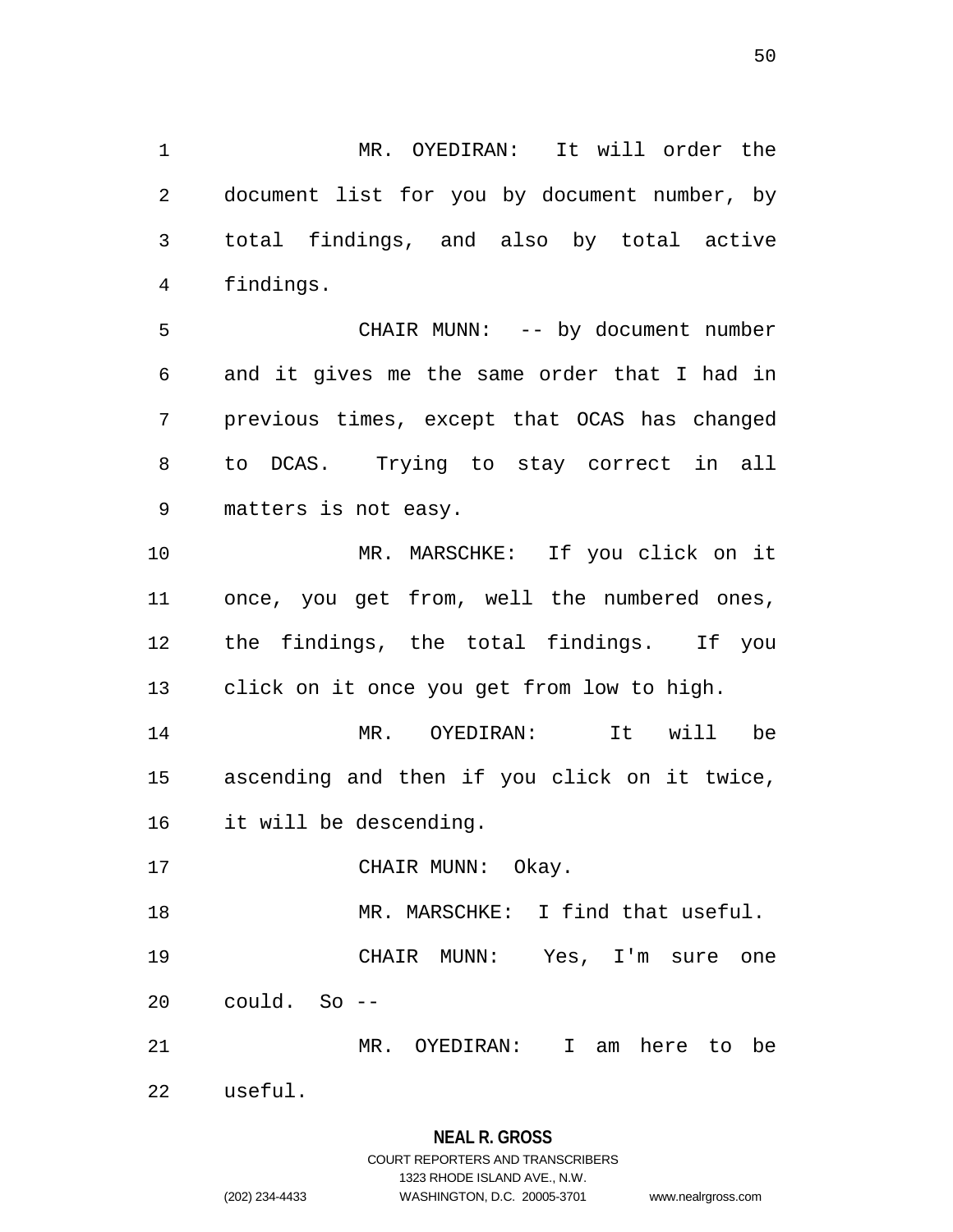MR. OYEDIRAN: It will order the document list for you by document number, by total findings, and also by total active findings.

CHAIR MUNN: -- by document number and it gives me the same order that I had in previous times, except that OCAS has changed to DCAS. Trying to stay correct in all matters is not easy.

MR. MARSCHKE: If you click on it once, you get from, well the numbered ones, the findings, the total findings. If you click on it once you get from low to high.

MR. OYEDIRAN: It will be ascending and then if you click on it twice, it will be descending.

CHAIR MUNN: Okay.

MR. MARSCHKE: I find that useful.

CHAIR MUNN: Yes, I'm sure one could. So --

MR. OYEDIRAN: I am here to be useful.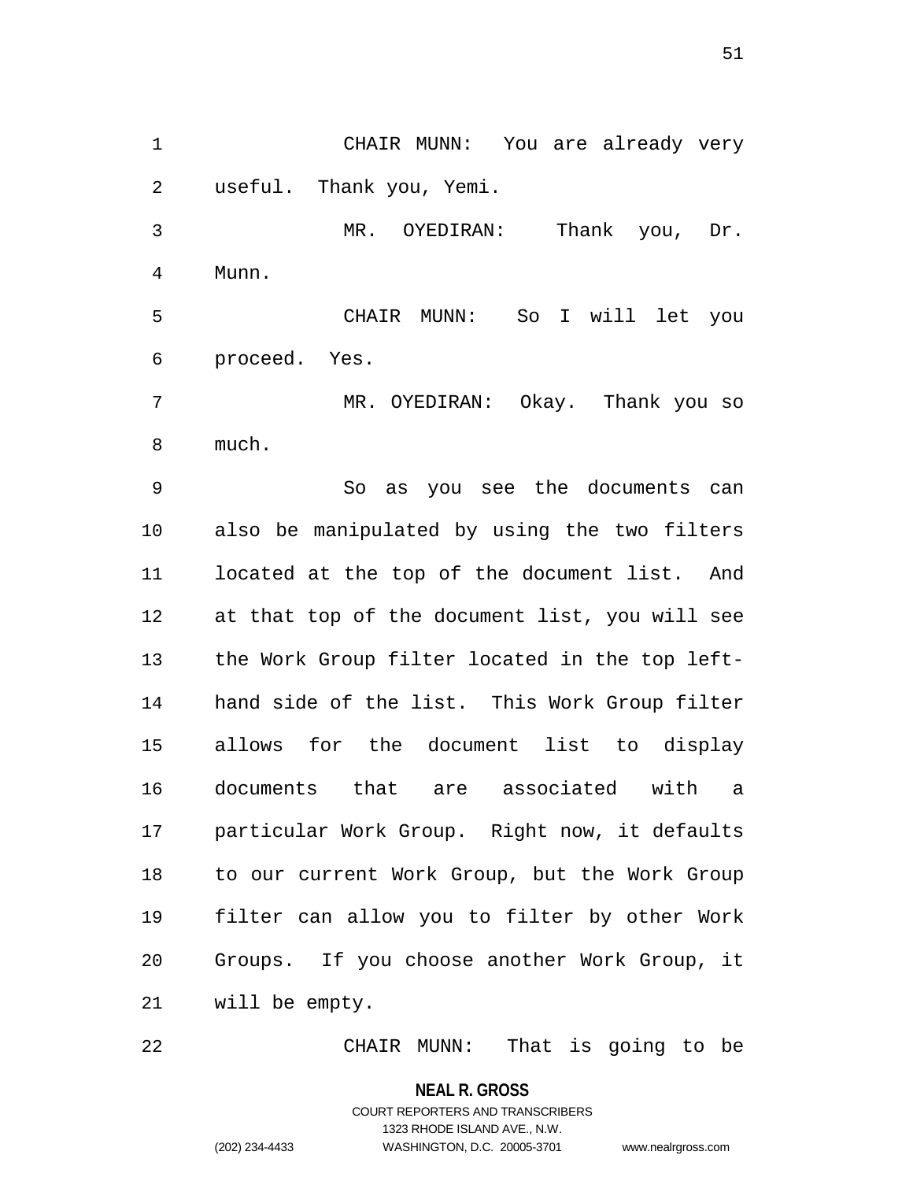CHAIR MUNN: You are already very useful. Thank you, Yemi.

MR. OYEDIRAN: Thank you, Dr. Munn.

CHAIR MUNN: So I will let you proceed. Yes.

MR. OYEDIRAN: Okay. Thank you so much.

So as you see the documents can also be manipulated by using the two filters located at the top of the document list. And at that top of the document list, you will see the Work Group filter located in the top left-hand side of the list. This Work Group filter allows for the document list to display documents that are associated with a particular Work Group. Right now, it defaults to our current Work Group, but the Work Group filter can allow you to filter by other Work Groups. If you choose another Work Group, it will be empty.

CHAIR MUNN: That is going to be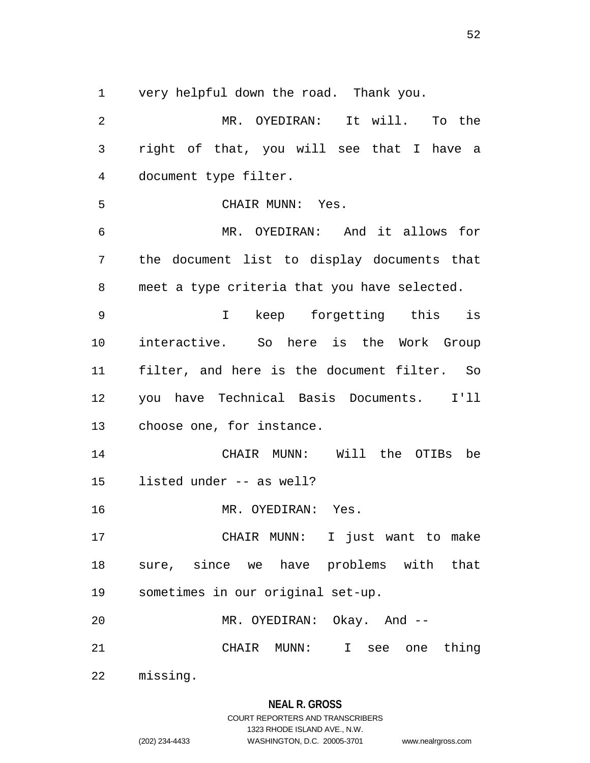very helpful down the road. Thank you.

MR. OYEDIRAN: It will. To the right of that, you will see that I have a document type filter.

CHAIR MUNN: Yes.

MR. OYEDIRAN: And it allows for the document list to display documents that meet a type criteria that you have selected.

I keep forgetting this is interactive. So here is the Work Group filter, and here is the document filter. So you have Technical Basis Documents. I'll choose one, for instance.

CHAIR MUNN: Will the OTIBs be listed under -- as well?

MR. OYEDIRAN: Yes.

CHAIR MUNN: I just want to make sure, since we have problems with that sometimes in our original set-up.

MR. OYEDIRAN: Okay. And --

CHAIR MUNN: I see one thing missing.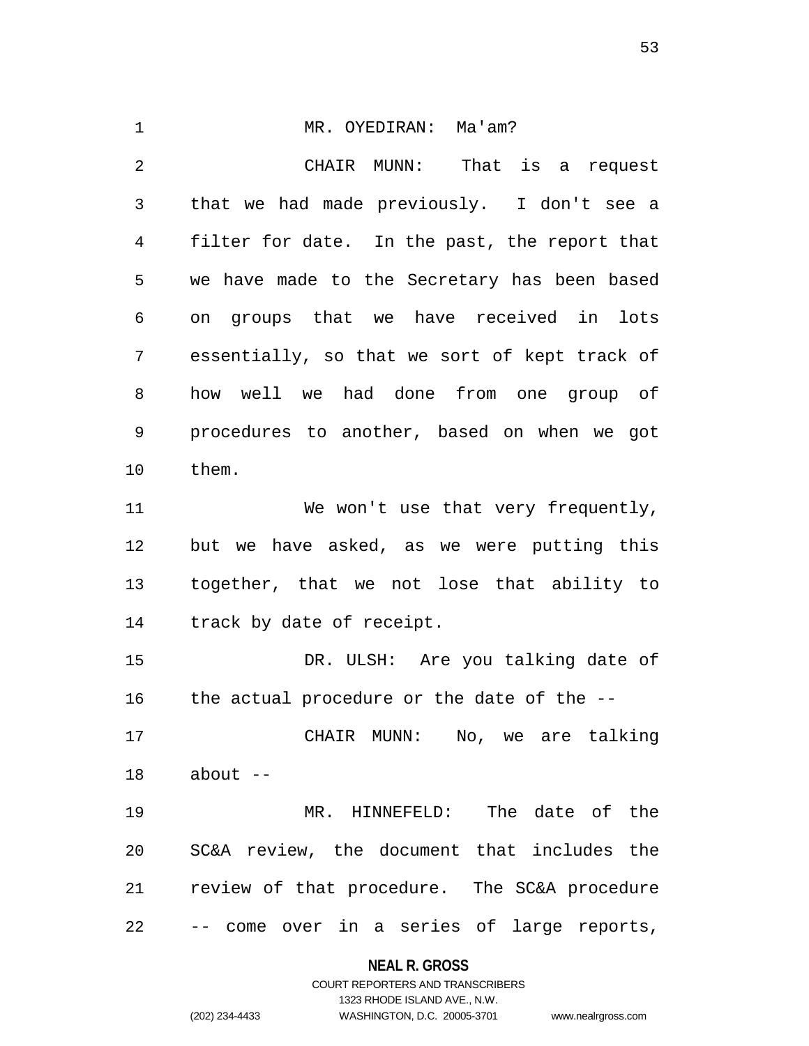MR. OYEDIRAN: Ma'am?

CHAIR MUNN: That is a request that we had made previously. I don't see a filter for date. In the past, the report that we have made to the Secretary has been based on groups that we have received in lots essentially, so that we sort of kept track of how well we had done from one group of procedures to another, based on when we got them.

We won't use that very frequently, but we have asked, as we were putting this together, that we not lose that ability to track by date of receipt.

DR. ULSH: Are you talking date of the actual procedure or the date of the --

CHAIR MUNN: No, we are talking about --

MR. HINNEFELD: The date of the SC&A review, the document that includes the review of that procedure. The SC&A procedure -- come over in a series of large reports,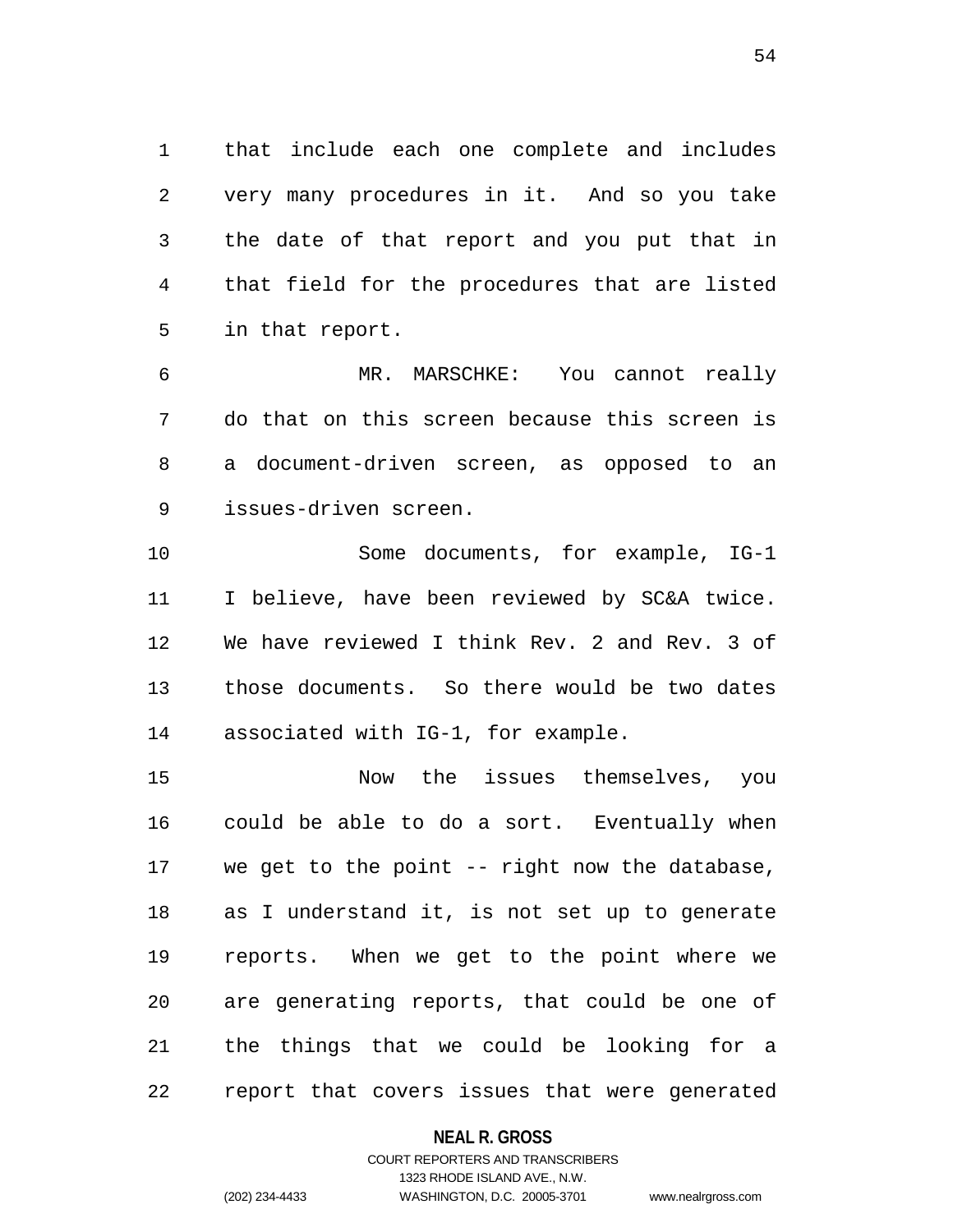that include each one complete and includes very many procedures in it. And so you take the date of that report and you put that in that field for the procedures that are listed in that report.

MR. MARSCHKE: You cannot really do that on this screen because this screen is a document-driven screen, as opposed to an issues-driven screen.

Some documents, for example, IG-1 I believe, have been reviewed by SC&A twice. We have reviewed I think Rev. 2 and Rev. 3 of those documents. So there would be two dates associated with IG-1, for example.

Now the issues themselves, you could be able to do a sort. Eventually when we get to the point -- right now the database, as I understand it, is not set up to generate reports. When we get to the point where we are generating reports, that could be one of the things that we could be looking for a report that covers issues that were generated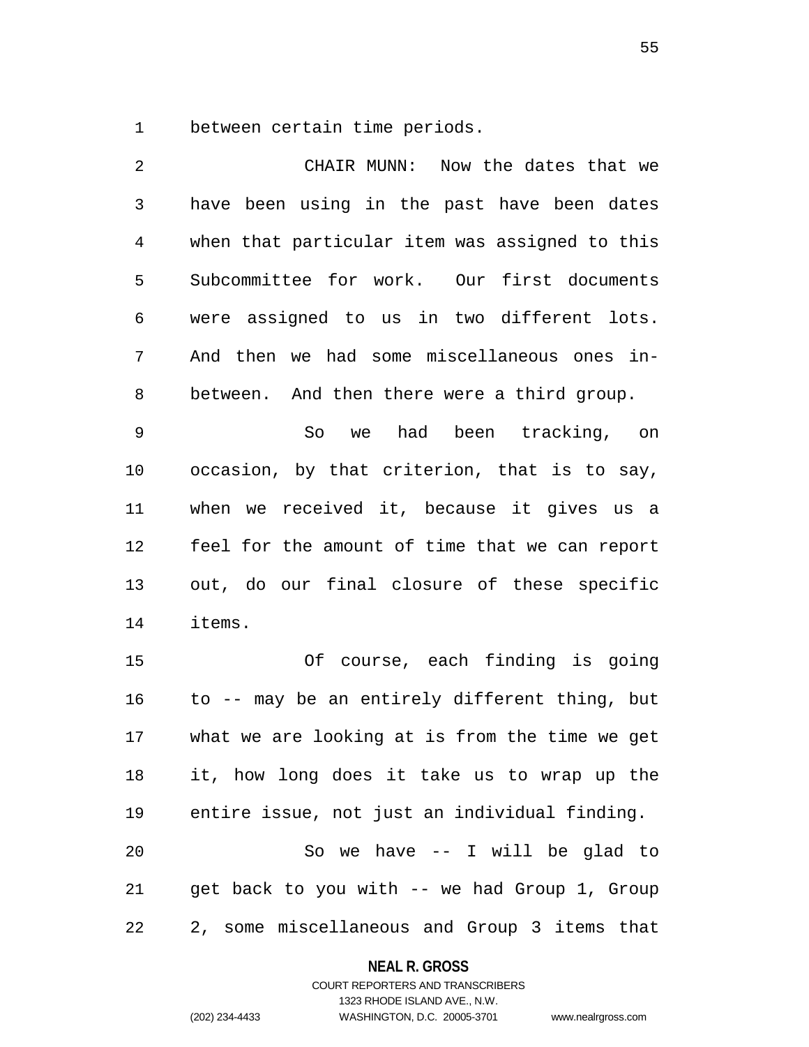between certain time periods.

CHAIR MUNN: Now the dates that we have been using in the past have been dates when that particular item was assigned to this Subcommittee for work. Our first documents were assigned to us in two different lots. And then we had some miscellaneous ones in-between. And then there were a third group.

So we had been tracking, on occasion, by that criterion, that is to say, when we received it, because it gives us a feel for the amount of time that we can report out, do our final closure of these specific items.

Of course, each finding is going to -- may be an entirely different thing, but what we are looking at is from the time we get it, how long does it take us to wrap up the entire issue, not just an individual finding.

So we have -- I will be glad to get back to you with -- we had Group 1, Group 2, some miscellaneous and Group 3 items that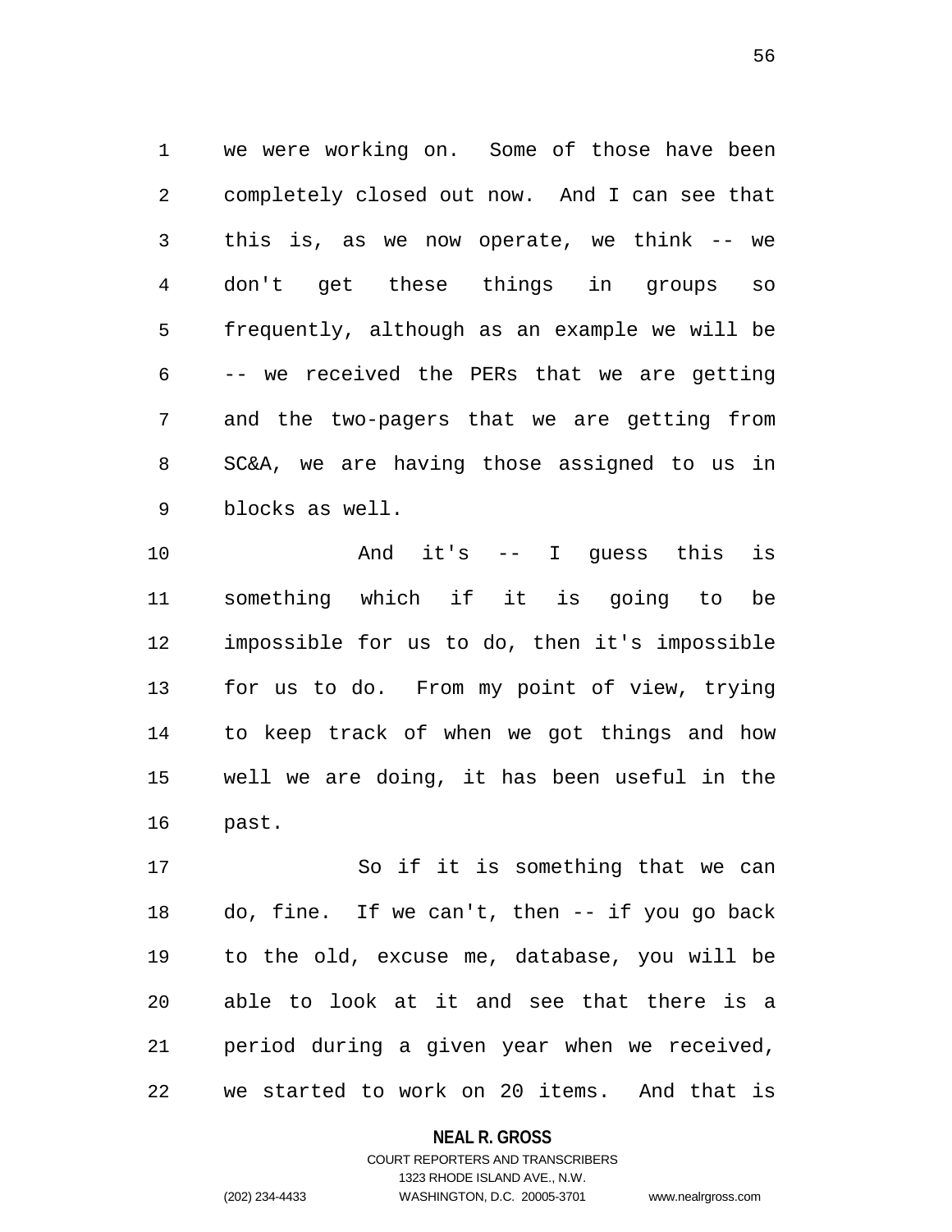we were working on. Some of those have been completely closed out now. And I can see that this is, as we now operate, we think -- we don't get these things in groups so frequently, although as an example we will be -- we received the PERs that we are getting and the two-pagers that we are getting from SC&A, we are having those assigned to us in blocks as well.

And it's -- I guess this is something which if it is going to be impossible for us to do, then it's impossible for us to do. From my point of view, trying to keep track of when we got things and how well we are doing, it has been useful in the past.

So if it is something that we can do, fine. If we can't, then -- if you go back to the old, excuse me, database, you will be able to look at it and see that there is a period during a given year when we received, we started to work on 20 items. And that is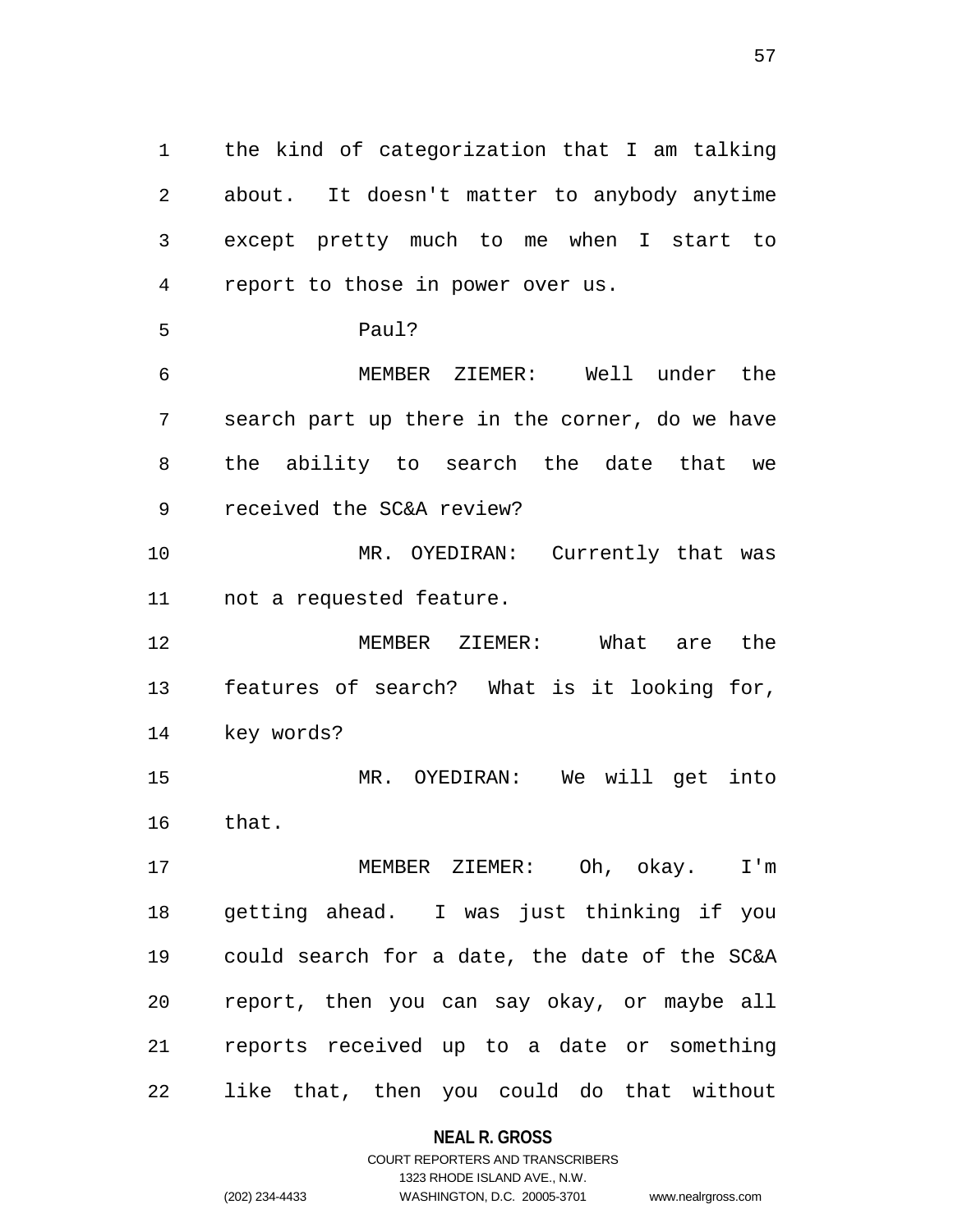the kind of categorization that I am talking about. It doesn't matter to anybody anytime except pretty much to me when I start to report to those in power over us.

Paul?

MEMBER ZIEMER: Well under the search part up there in the corner, do we have the ability to search the date that we received the SC&A review?

MR. OYEDIRAN: Currently that was not a requested feature.

MEMBER ZIEMER: What are the features of search? What is it looking for, key words?

MR. OYEDIRAN: We will get into that.

MEMBER ZIEMER: Oh, okay. I'm getting ahead. I was just thinking if you could search for a date, the date of the SC&A report, then you can say okay, or maybe all reports received up to a date or something like that, then you could do that without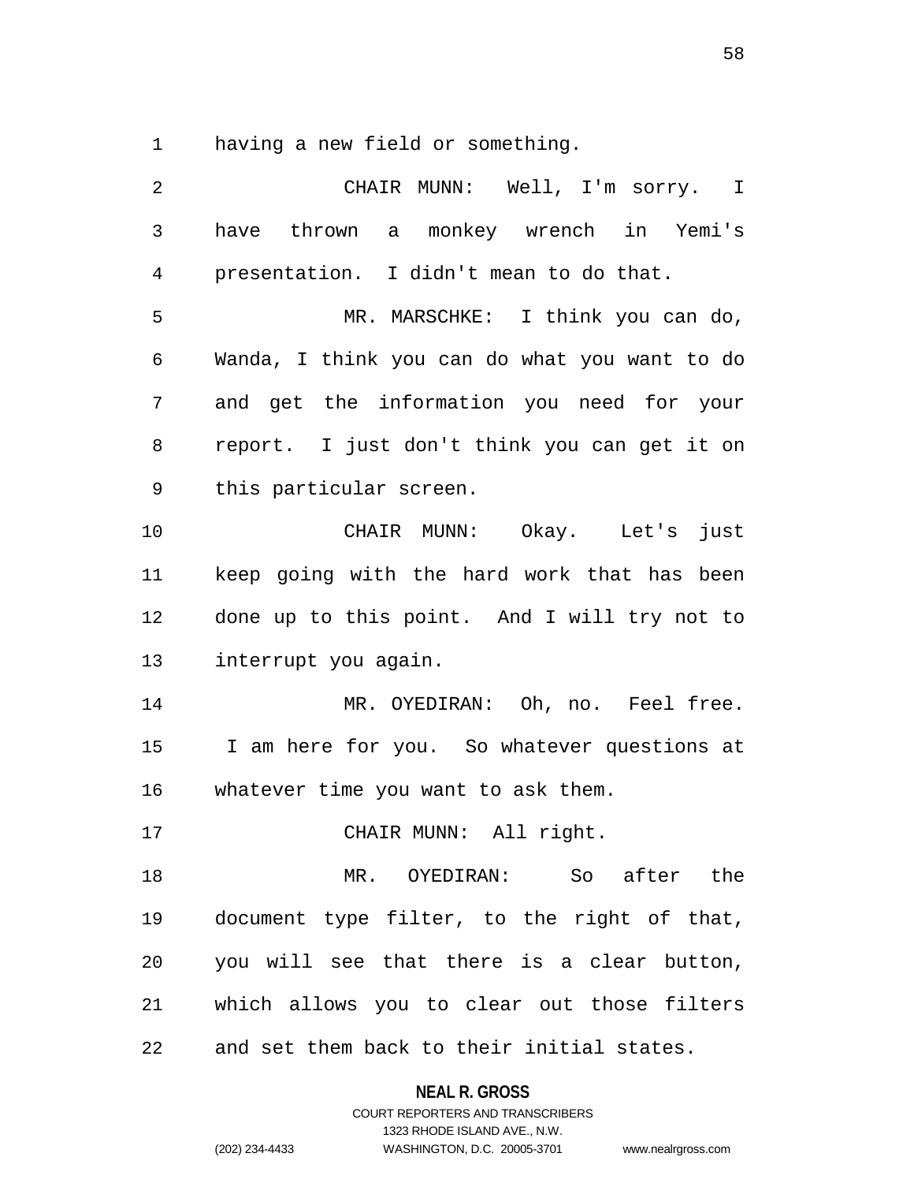having a new field or something.

CHAIR MUNN: Well, I'm sorry. I have thrown a monkey wrench in Yemi's presentation. I didn't mean to do that.

MR. MARSCHKE: I think you can do, Wanda, I think you can do what you want to do and get the information you need for your report. I just don't think you can get it on this particular screen.

CHAIR MUNN: Okay. Let's just keep going with the hard work that has been done up to this point. And I will try not to interrupt you again.

MR. OYEDIRAN: Oh, no. Feel free. I am here for you. So whatever questions at whatever time you want to ask them.

CHAIR MUNN: All right.

MR. OYEDIRAN: So after the document type filter, to the right of that, you will see that there is a clear button, which allows you to clear out those filters and set them back to their initial states.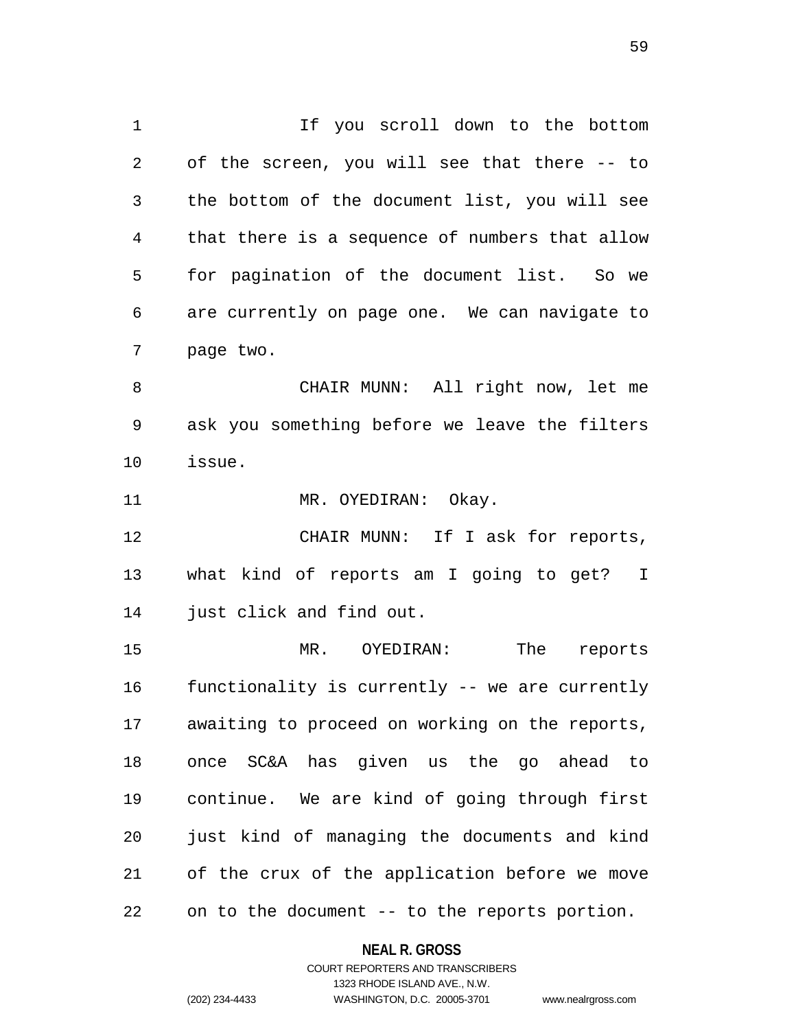If you scroll down to the bottom of the screen, you will see that there -- to the bottom of the document list, you will see that there is a sequence of numbers that allow for pagination of the document list. So we are currently on page one. We can navigate to page two.

CHAIR MUNN: All right now, let me ask you something before we leave the filters issue.

MR. OYEDIRAN: Okay.

CHAIR MUNN: If I ask for reports, what kind of reports am I going to get? I just click and find out.

MR. OYEDIRAN: The reports functionality is currently -- we are currently awaiting to proceed on working on the reports, once SC&A has given us the go ahead to continue. We are kind of going through first just kind of managing the documents and kind of the crux of the application before we move on to the document -- to the reports portion.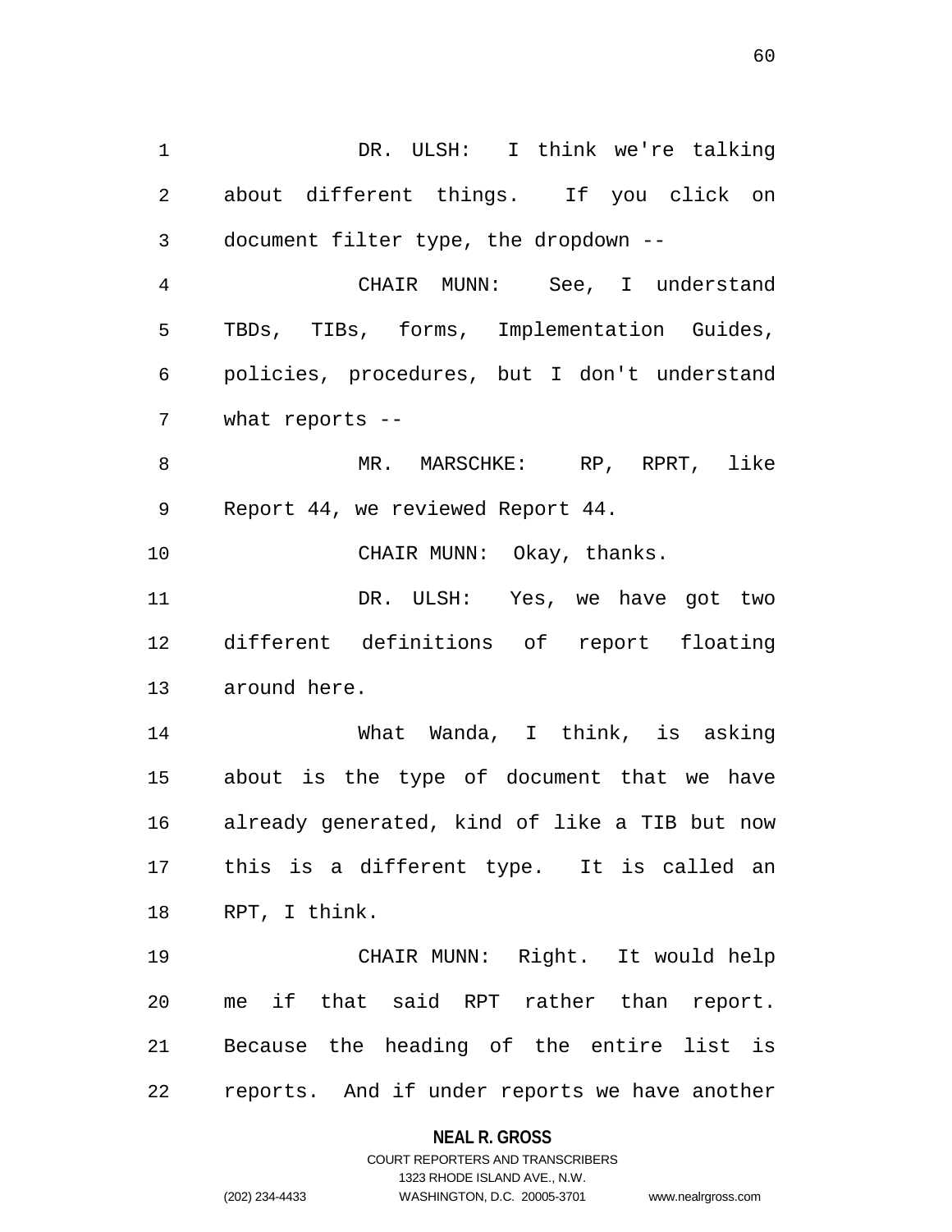DR. ULSH: I think we're talking about different things. If you click on document filter type, the dropdown --

CHAIR MUNN: See, I understand TBDs, TIBs, forms, Implementation Guides, policies, procedures, but I don't understand what reports --

MR. MARSCHKE: RP, RPRT, like Report 44, we reviewed Report 44.

CHAIR MUNN: Okay, thanks.

DR. ULSH: Yes, we have got two different definitions of report floating around here.

What Wanda, I think, is asking about is the type of document that we have already generated, kind of like a TIB but now this is a different type. It is called an RPT, I think.

CHAIR MUNN: Right. It would help me if that said RPT rather than report. Because the heading of the entire list is reports. And if under reports we have another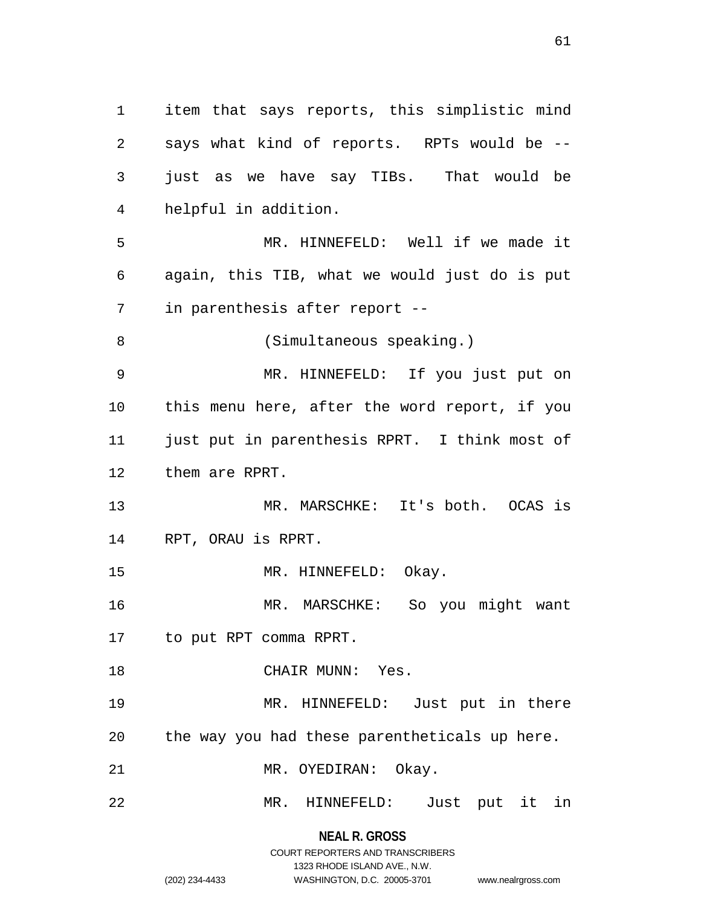item that says reports, this simplistic mind says what kind of reports. RPTs would be -- just as we have say TIBs. That would be helpful in addition.

MR. HINNEFELD: Well if we made it again, this TIB, what we would just do is put in parenthesis after report --

(Simultaneous speaking.)

MR. HINNEFELD: If you just put on this menu here, after the word report, if you just put in parenthesis RPRT. I think most of them are RPRT.

MR. MARSCHKE: It's both. OCAS is RPT, ORAU is RPRT.

MR. HINNEFELD: Okay.

MR. MARSCHKE: So you might want to put RPT comma RPRT.

CHAIR MUNN: Yes.

MR. HINNEFELD: Just put in there the way you had these parentheticals up here.

MR. OYEDIRAN: Okay.

MR. HINNEFELD: Just put it in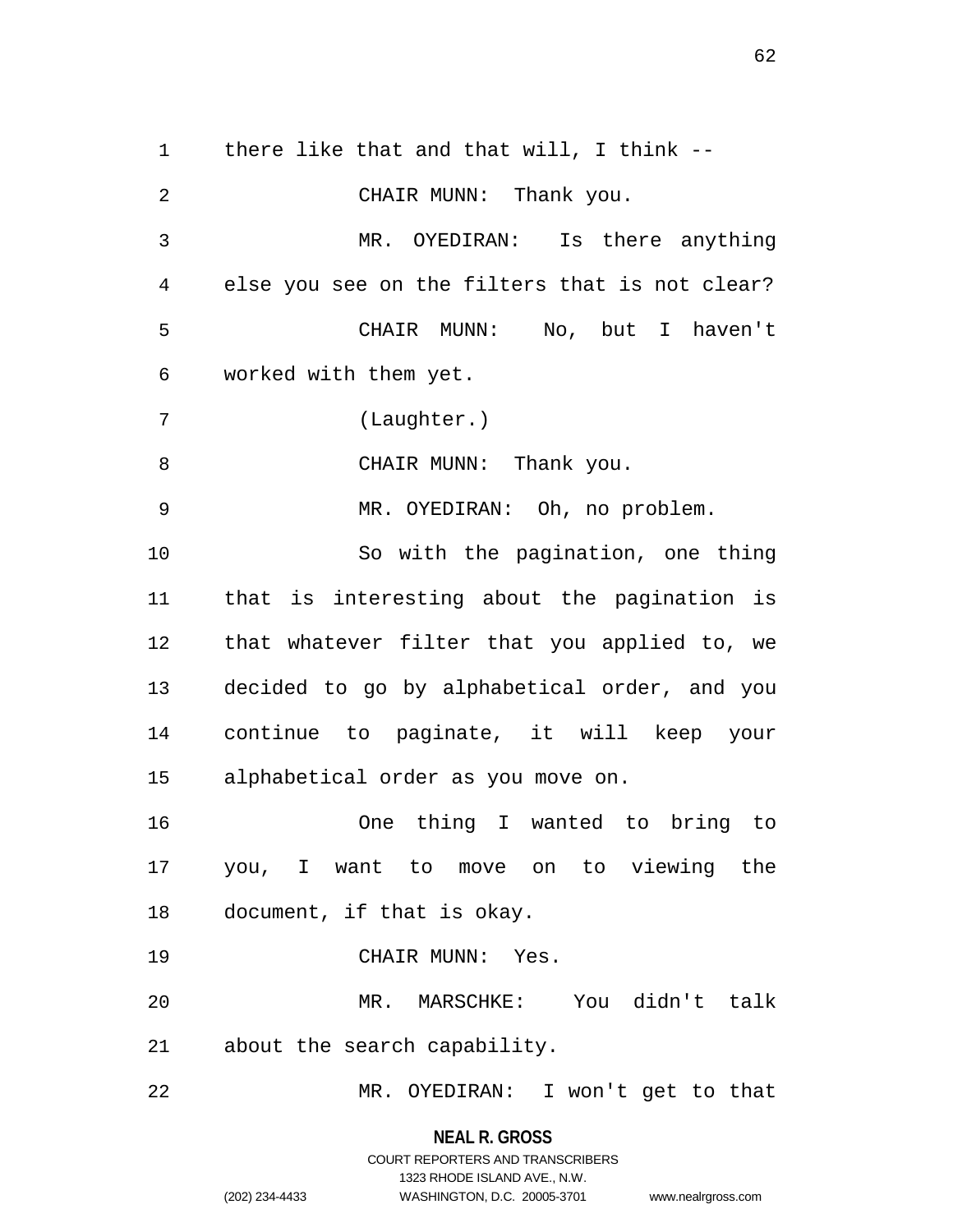there like that and that will, I think --

CHAIR MUNN: Thank you.

MR. OYEDIRAN: Is there anything else you see on the filters that is not clear?

CHAIR MUNN: No, but I haven't worked with them yet.

(Laughter.)

CHAIR MUNN: Thank you.

MR. OYEDIRAN: Oh, no problem.

So with the pagination, one thing that is interesting about the pagination is that whatever filter that you applied to, we decided to go by alphabetical order, and you continue to paginate, it will keep your alphabetical order as you move on.

One thing I wanted to bring to you, I want to move on to viewing the document, if that is okay.

CHAIR MUNN: Yes.

MR. MARSCHKE: You didn't talk about the search capability.

MR. OYEDIRAN: I won't get to that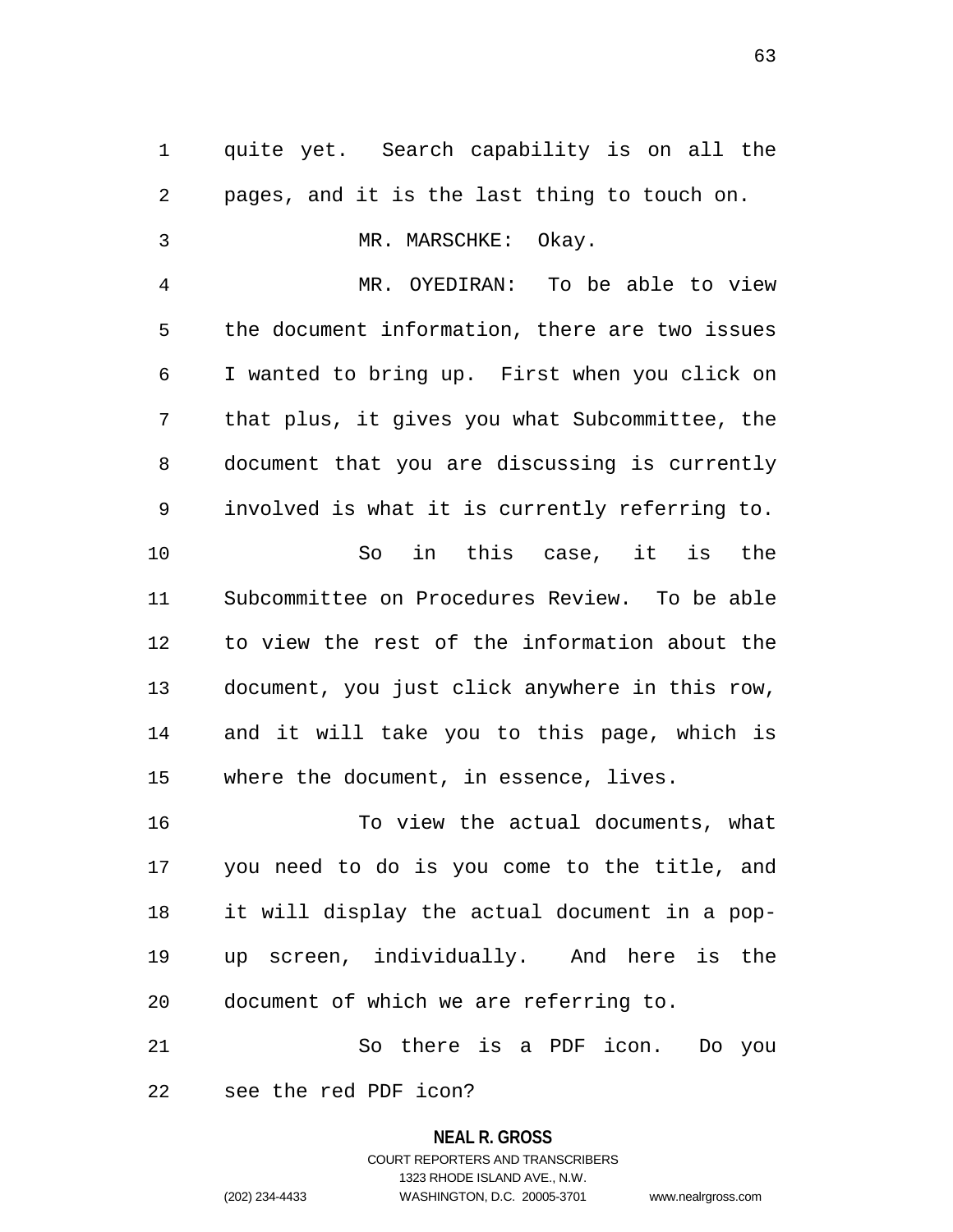quite yet. Search capability is on all the pages, and it is the last thing to touch on.

MR. MARSCHKE: Okay.

MR. OYEDIRAN: To be able to view the document information, there are two issues I wanted to bring up. First when you click on that plus, it gives you what Subcommittee, the document that you are discussing is currently involved is what it is currently referring to.

So in this case, it is the Subcommittee on Procedures Review. To be able to view the rest of the information about the document, you just click anywhere in this row, and it will take you to this page, which is where the document, in essence, lives.

To view the actual documents, what you need to do is you come to the title, and it will display the actual document in a pop-up screen, individually. And here is the document of which we are referring to.

So there is a PDF icon. Do you see the red PDF icon?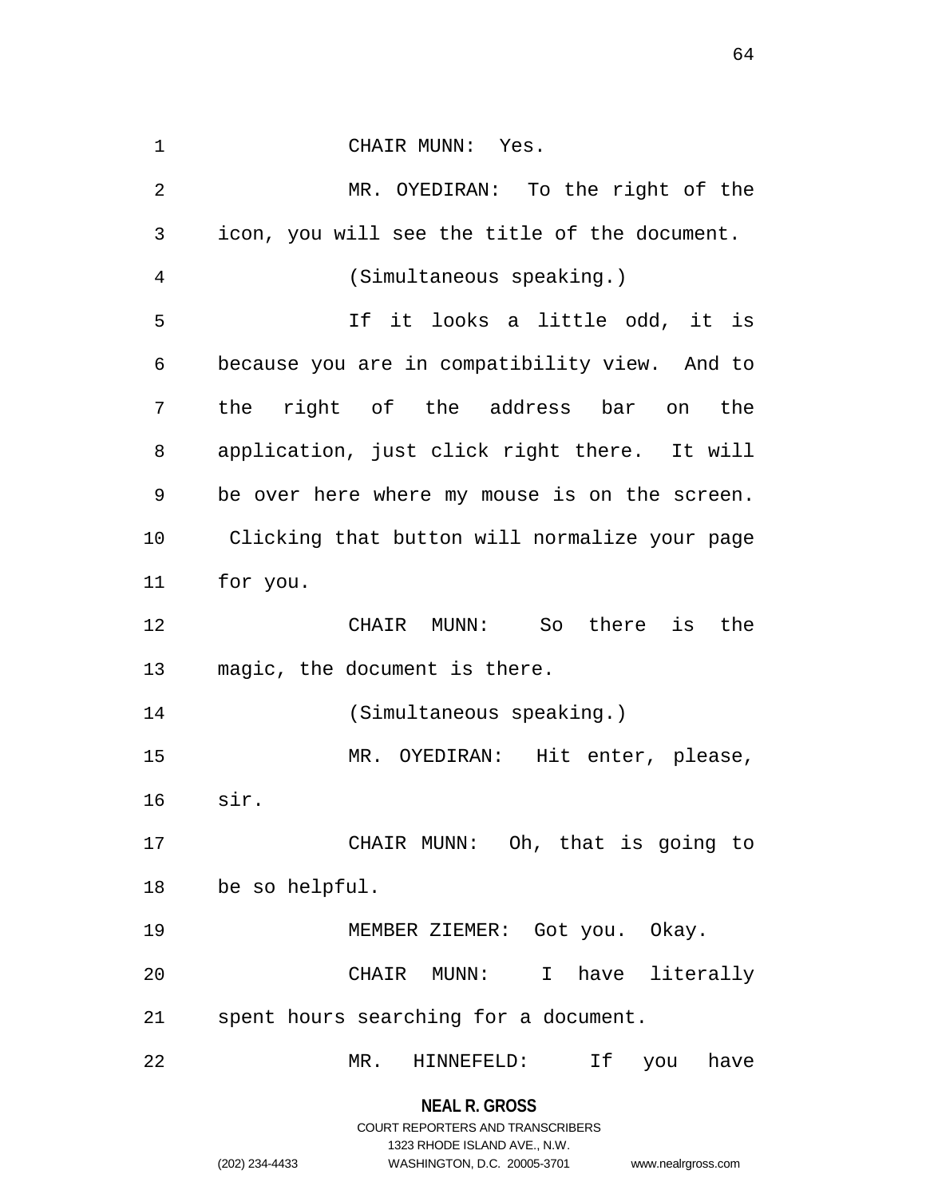CHAIR MUNN: Yes.

MR. OYEDIRAN: To the right of the icon, you will see the title of the document.

(Simultaneous speaking.)

If it looks a little odd, it is because you are in compatibility view. And to the right of the address bar on the application, just click right there. It will be over here where my mouse is on the screen. Clicking that button will normalize your page for you.

CHAIR MUNN: So there is the magic, the document is there.

(Simultaneous speaking.)

MR. OYEDIRAN: Hit enter, please, sir.

CHAIR MUNN: Oh, that is going to be so helpful.

MEMBER ZIEMER: Got you. Okay.

CHAIR MUNN: I have literally spent hours searching for a document.

MR. HINNEFELD: If you have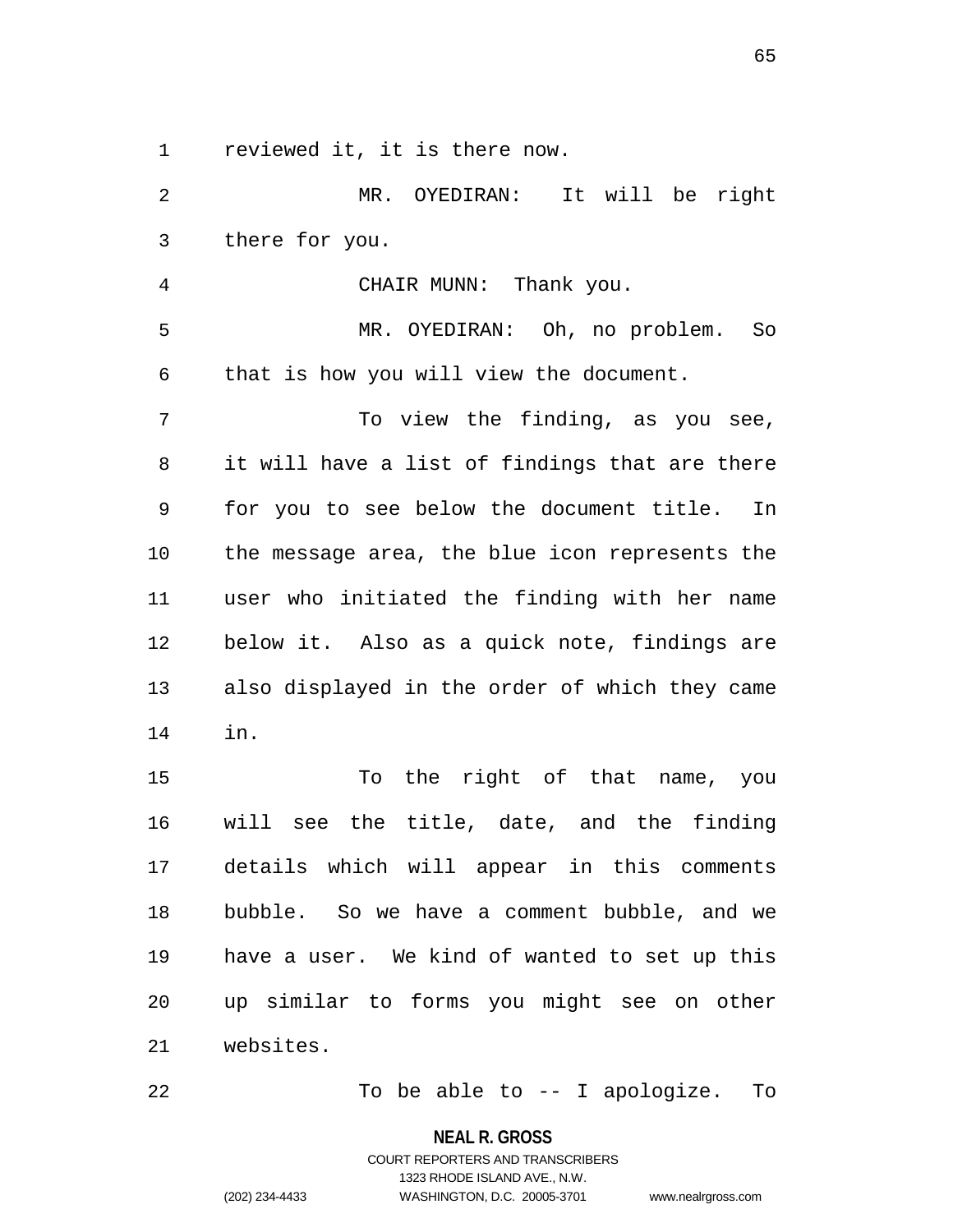reviewed it, it is there now.

MR. OYEDIRAN: It will be right there for you.

CHAIR MUNN: Thank you.

MR. OYEDIRAN: Oh, no problem. So that is how you will view the document.

To view the finding, as you see, it will have a list of findings that are there for you to see below the document title. In the message area, the blue icon represents the user who initiated the finding with her name below it. Also as a quick note, findings are also displayed in the order of which they came in.

To the right of that name, you will see the title, date, and the finding details which will appear in this comments bubble. So we have a comment bubble, and we have a user. We kind of wanted to set up this up similar to forms you might see on other websites.

To be able to -- I apologize. To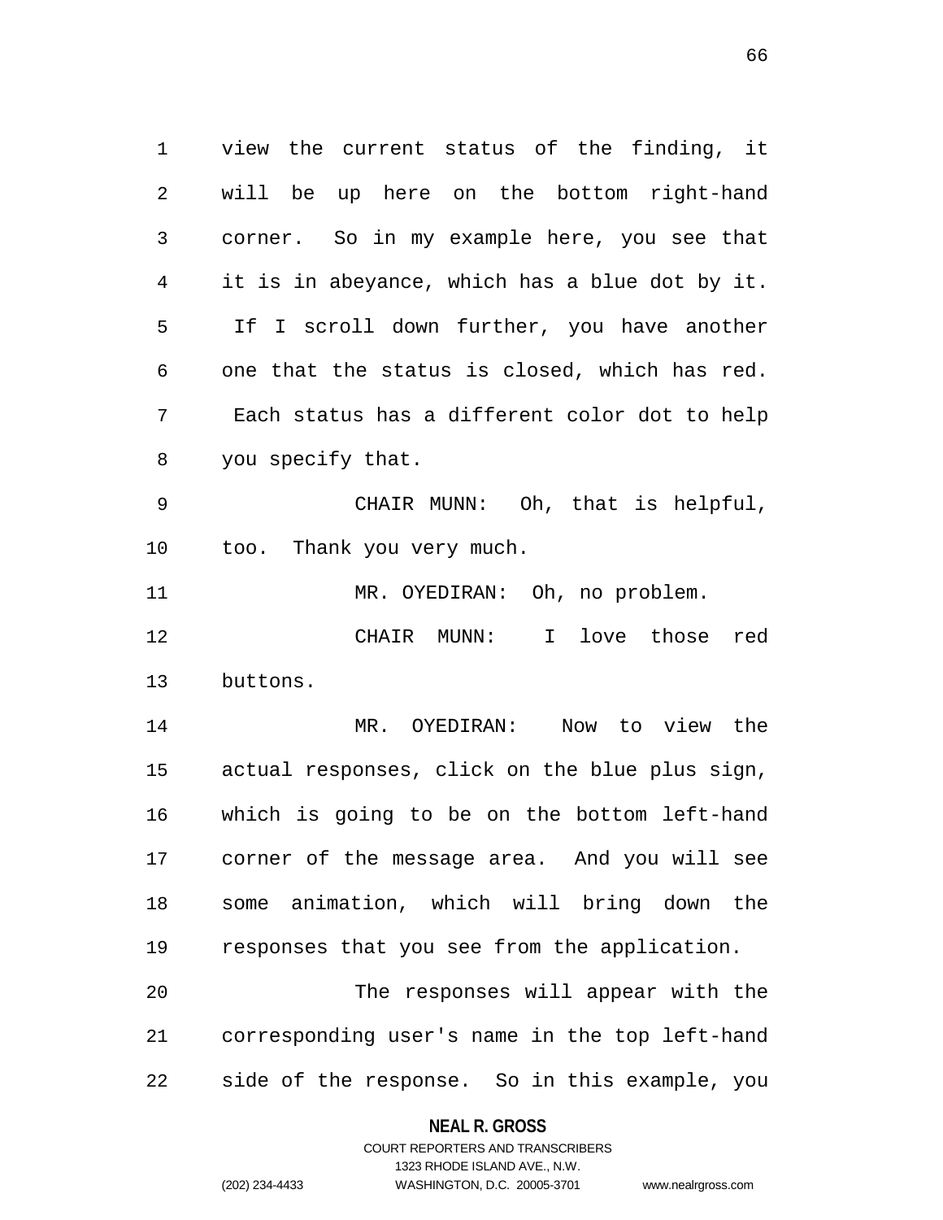view the current status of the finding, it will be up here on the bottom right-hand corner. So in my example here, you see that it is in abeyance, which has a blue dot by it. If I scroll down further, you have another one that the status is closed, which has red. Each status has a different color dot to help you specify that.

CHAIR MUNN: Oh, that is helpful, too. Thank you very much.

MR. OYEDIRAN: Oh, no problem.

CHAIR MUNN: I love those red buttons.

MR. OYEDIRAN: Now to view the actual responses, click on the blue plus sign, which is going to be on the bottom left-hand corner of the message area. And you will see some animation, which will bring down the responses that you see from the application.

The responses will appear with the corresponding user's name in the top left-hand side of the response. So in this example, you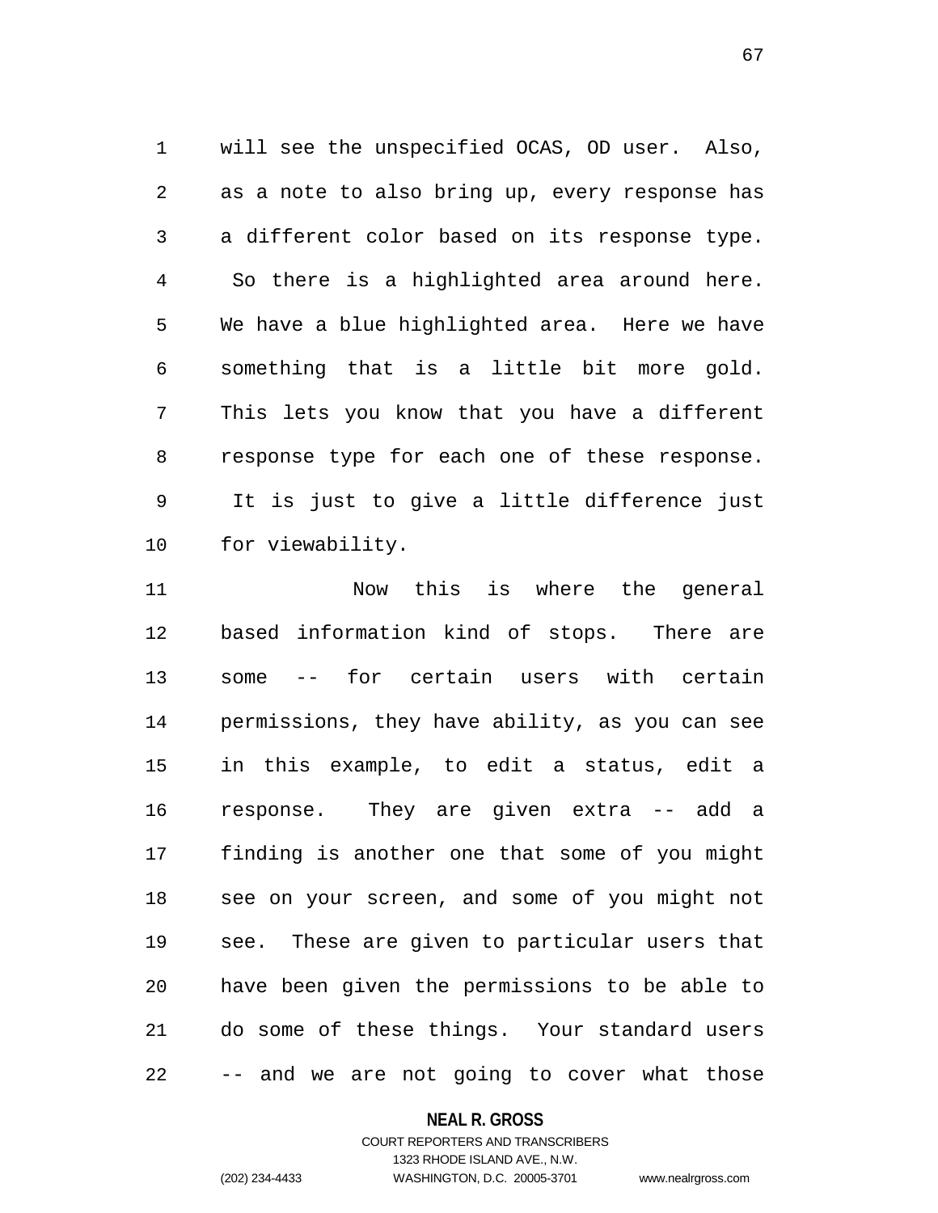will see the unspecified OCAS, OD user. Also, as a note to also bring up, every response has a different color based on its response type. So there is a highlighted area around here. We have a blue highlighted area. Here we have something that is a little bit more gold. This lets you know that you have a different response type for each one of these response. It is just to give a little difference just for viewability.

Now this is where the general based information kind of stops. There are some -- for certain users with certain permissions, they have ability, as you can see in this example, to edit a status, edit a response. They are given extra -- add a finding is another one that some of you might see on your screen, and some of you might not see. These are given to particular users that have been given the permissions to be able to do some of these things. Your standard users -- and we are not going to cover what those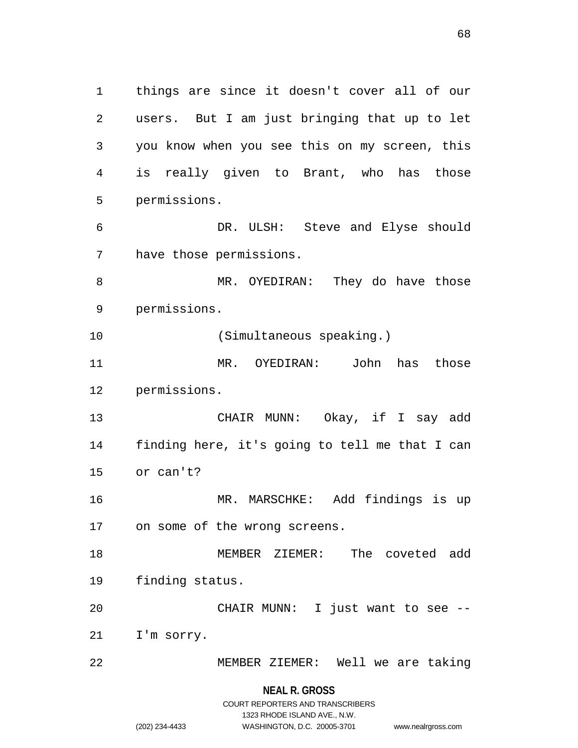things are since it doesn't cover all of our users. But I am just bringing that up to let you know when you see this on my screen, this is really given to Brant, who has those permissions.

DR. ULSH: Steve and Elyse should have those permissions.

MR. OYEDIRAN: They do have those permissions.

(Simultaneous speaking.)

MR. OYEDIRAN: John has those permissions.

CHAIR MUNN: Okay, if I say add finding here, it's going to tell me that I can or can't?

MR. MARSCHKE: Add findings is up on some of the wrong screens.

MEMBER ZIEMER: The coveted add finding status.

CHAIR MUNN: I just want to see -- I'm sorry.

MEMBER ZIEMER: Well we are taking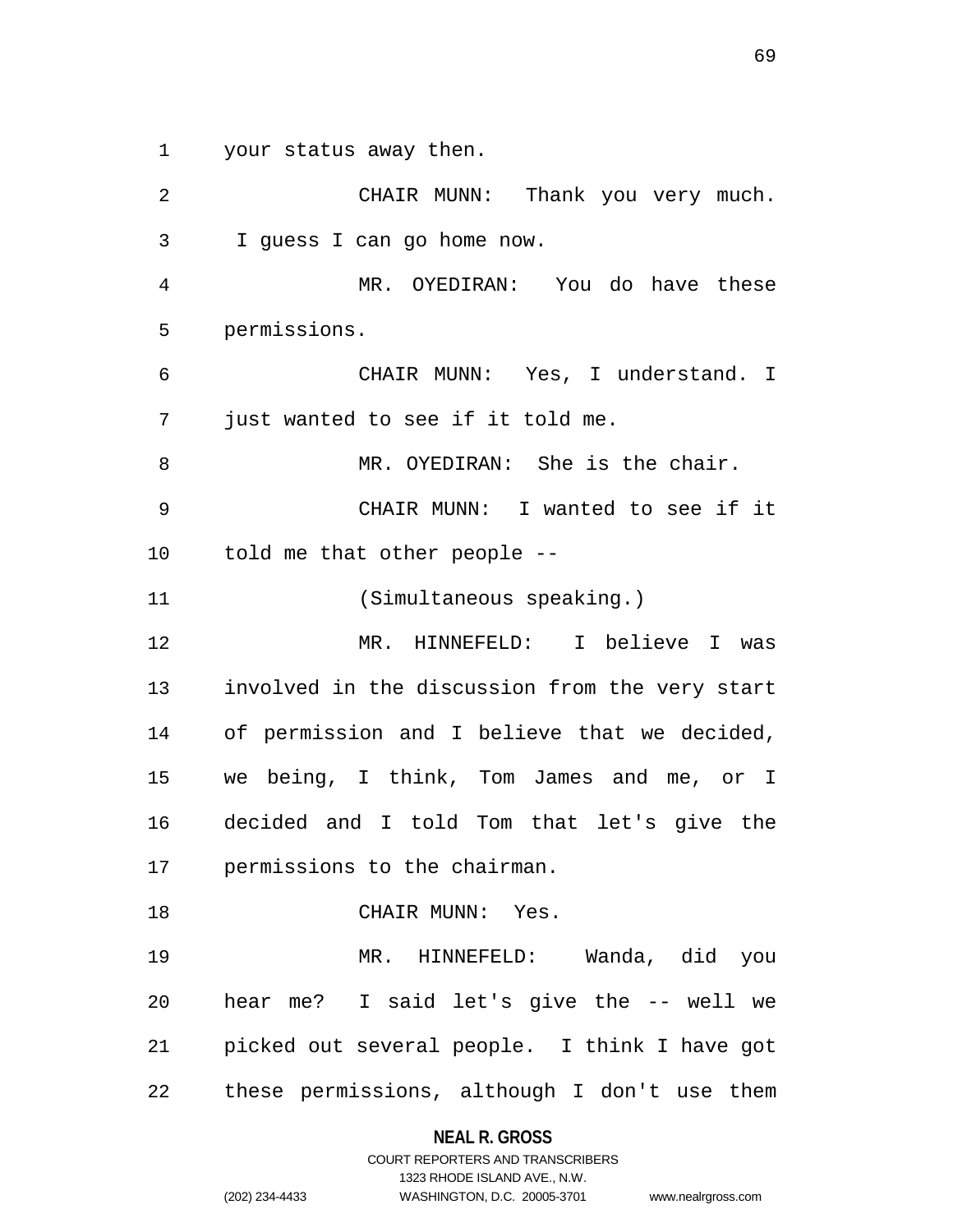your status away then.

CHAIR MUNN: Thank you very much. I guess I can go home now.

MR. OYEDIRAN: You do have these permissions.

CHAIR MUNN: Yes, I understand. I just wanted to see if it told me.

MR. OYEDIRAN: She is the chair.

CHAIR MUNN: I wanted to see if it told me that other people --

(Simultaneous speaking.)

MR. HINNEFELD: I believe I was involved in the discussion from the very start of permission and I believe that we decided, we being, I think, Tom James and me, or I decided and I told Tom that let's give the permissions to the chairman.

CHAIR MUNN: Yes.

MR. HINNEFELD: Wanda, did you hear me? I said let's give the -- well we picked out several people. I think I have got these permissions, although I don't use them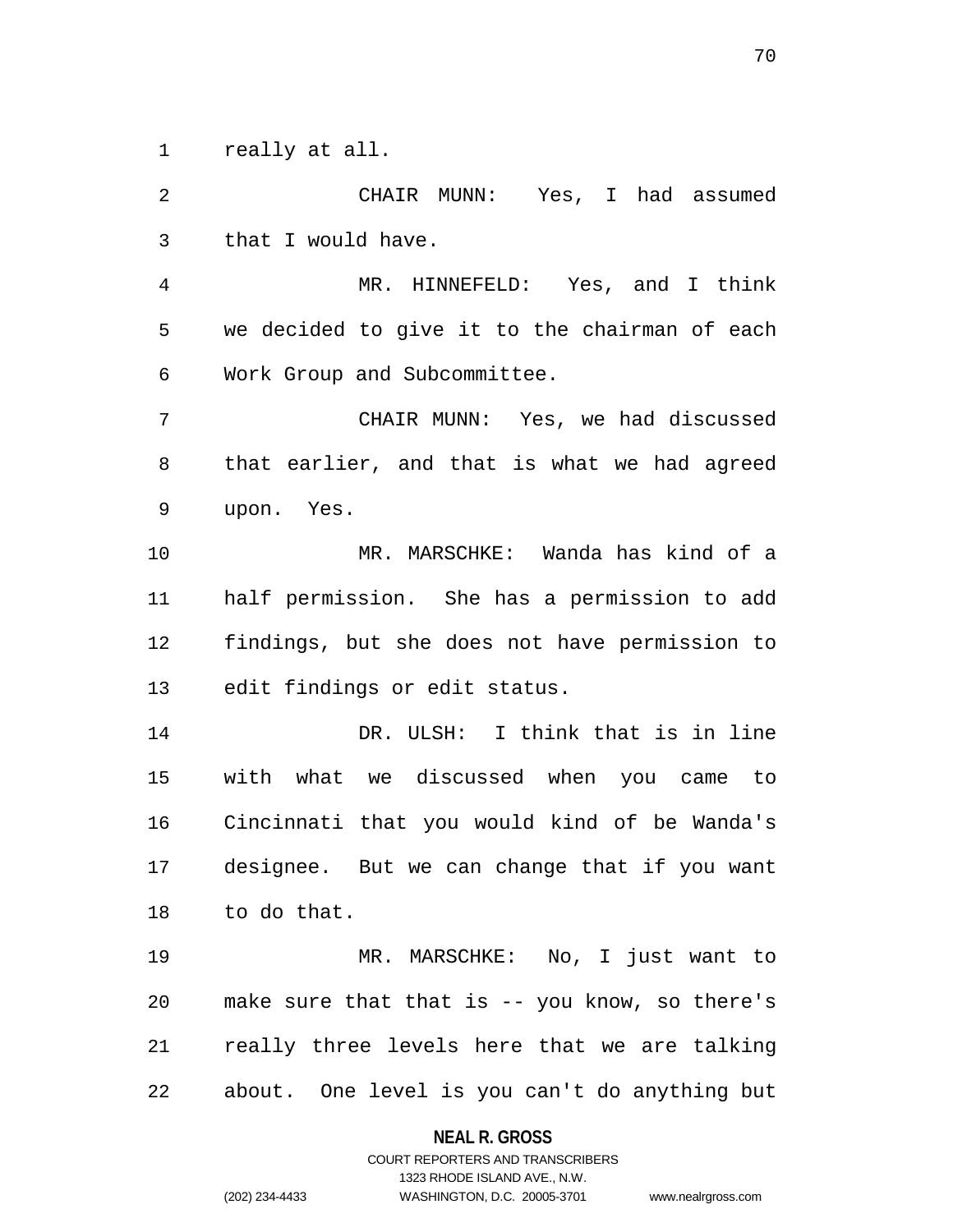really at all.

CHAIR MUNN: Yes, I had assumed that I would have.

MR. HINNEFELD: Yes, and I think we decided to give it to the chairman of each Work Group and Subcommittee.

CHAIR MUNN: Yes, we had discussed that earlier, and that is what we had agreed upon. Yes.

MR. MARSCHKE: Wanda has kind of a half permission. She has a permission to add findings, but she does not have permission to edit findings or edit status.

DR. ULSH: I think that is in line with what we discussed when you came to Cincinnati that you would kind of be Wanda's designee. But we can change that if you want to do that.

MR. MARSCHKE: No, I just want to make sure that that is -- you know, so there's really three levels here that we are talking about. One level is you can't do anything but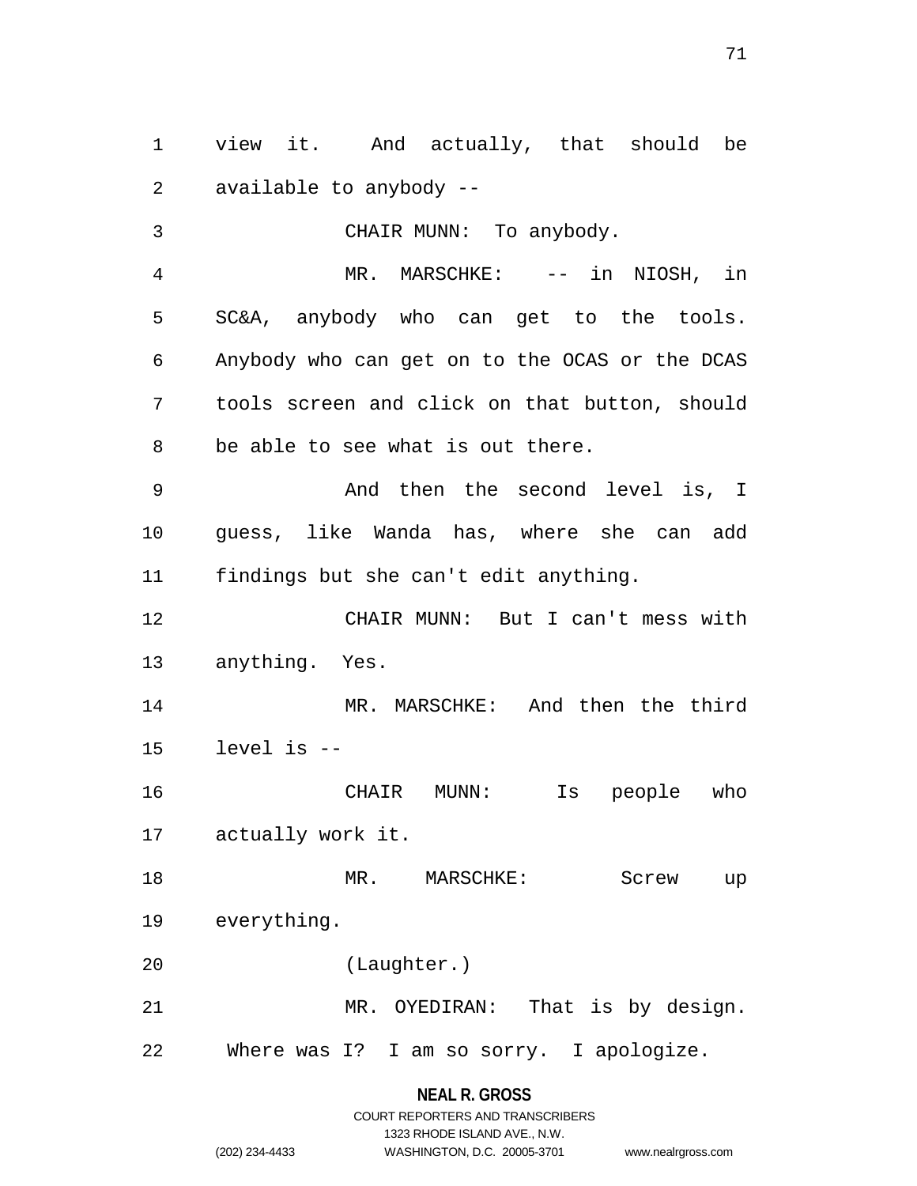view it. And actually, that should be available to anybody --

CHAIR MUNN: To anybody.

MR. MARSCHKE: -- in NIOSH, in SC&A, anybody who can get to the tools. Anybody who can get on to the OCAS or the DCAS tools screen and click on that button, should be able to see what is out there.

And then the second level is, I guess, like Wanda has, where she can add findings but she can't edit anything.

CHAIR MUNN: But I can't mess with anything. Yes.

MR. MARSCHKE: And then the third level is --

CHAIR MUNN: Is people who actually work it.

MR. MARSCHKE: Screw up everything.

(Laughter.)

MR. OYEDIRAN: That is by design. Where was I? I am so sorry. I apologize.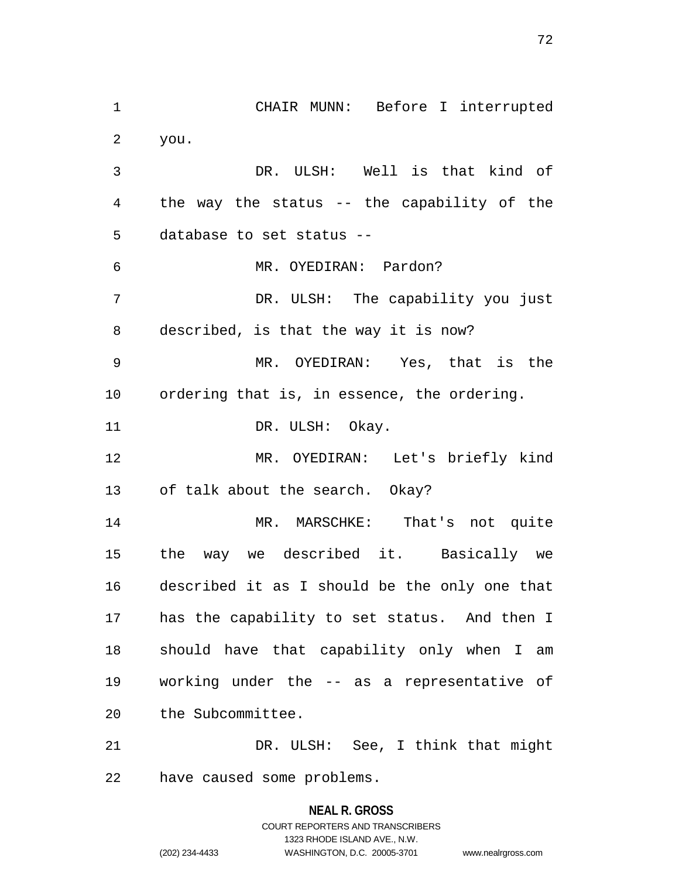CHAIR MUNN: Before I interrupted you.

DR. ULSH: Well is that kind of the way the status -- the capability of the database to set status --

MR. OYEDIRAN: Pardon?

DR. ULSH: The capability you just described, is that the way it is now?

MR. OYEDIRAN: Yes, that is the ordering that is, in essence, the ordering.

DR. ULSH: Okay.

MR. OYEDIRAN: Let's briefly kind of talk about the search. Okay?

MR. MARSCHKE: That's not quite the way we described it. Basically we described it as I should be the only one that has the capability to set status. And then I should have that capability only when I am working under the -- as a representative of the Subcommittee.

DR. ULSH: See, I think that might have caused some problems.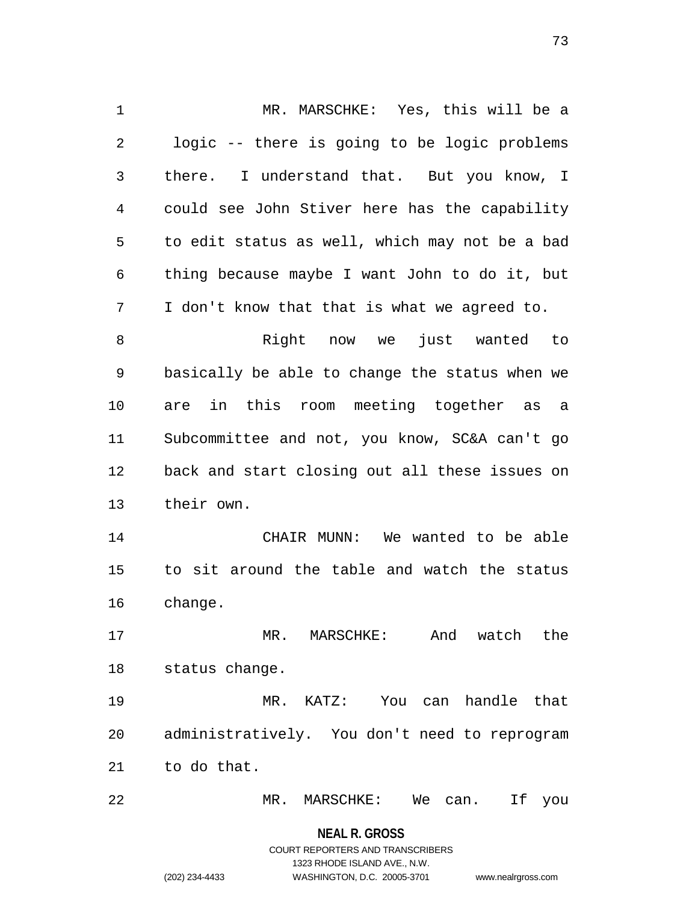MR. MARSCHKE: Yes, this will be a logic -- there is going to be logic problems there. I understand that. But you know, I could see John Stiver here has the capability to edit status as well, which may not be a bad thing because maybe I want John to do it, but I don't know that that is what we agreed to.

Right now we just wanted to basically be able to change the status when we are in this room meeting together as a Subcommittee and not, you know, SC&A can't go back and start closing out all these issues on their own.

CHAIR MUNN: We wanted to be able to sit around the table and watch the status change.

MR. MARSCHKE: And watch the status change.

MR. KATZ: You can handle that administratively. You don't need to reprogram to do that.

MR. MARSCHKE: We can. If you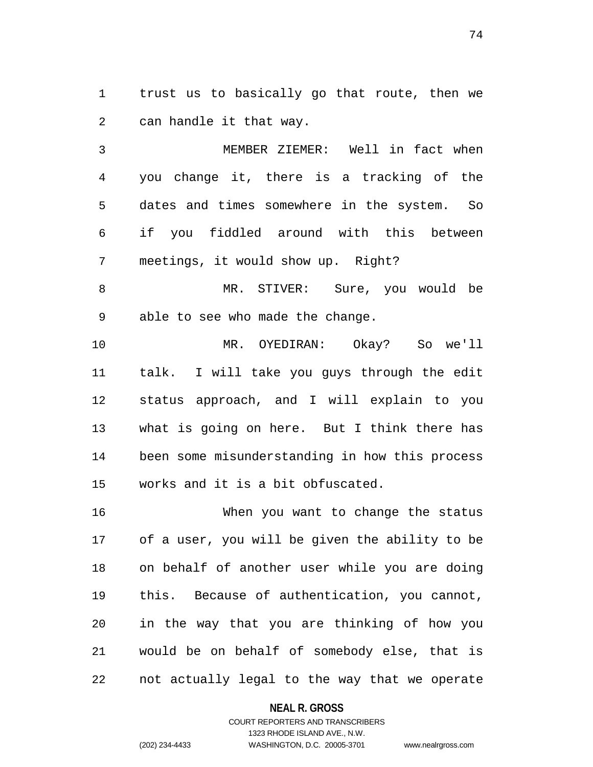trust us to basically go that route, then we can handle it that way.

MEMBER ZIEMER: Well in fact when you change it, there is a tracking of the dates and times somewhere in the system. So if you fiddled around with this between meetings, it would show up. Right?

MR. STIVER: Sure, you would be able to see who made the change.

MR. OYEDIRAN: Okay? So we'll talk. I will take you guys through the edit status approach, and I will explain to you what is going on here. But I think there has been some misunderstanding in how this process works and it is a bit obfuscated.

When you want to change the status of a user, you will be given the ability to be on behalf of another user while you are doing this. Because of authentication, you cannot, in the way that you are thinking of how you would be on behalf of somebody else, that is not actually legal to the way that we operate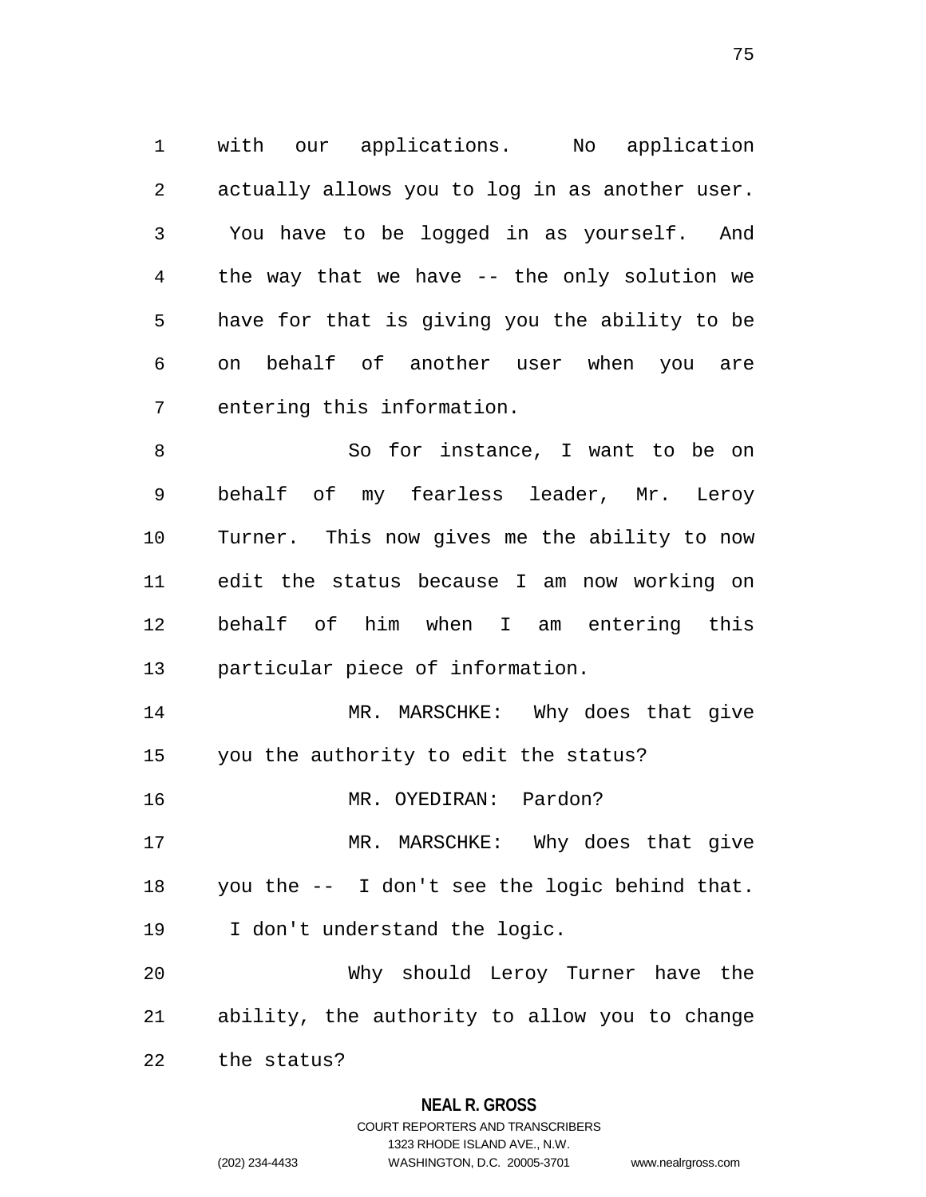with our applications. No application actually allows you to log in as another user. You have to be logged in as yourself. And the way that we have -- the only solution we have for that is giving you the ability to be on behalf of another user when you are entering this information.

So for instance, I want to be on behalf of my fearless leader, Mr. Leroy Turner. This now gives me the ability to now edit the status because I am now working on behalf of him when I am entering this particular piece of information.

MR. MARSCHKE: Why does that give you the authority to edit the status?

MR. OYEDIRAN: Pardon?

MR. MARSCHKE: Why does that give you the -- I don't see the logic behind that. I don't understand the logic.

Why should Leroy Turner have the ability, the authority to allow you to change the status?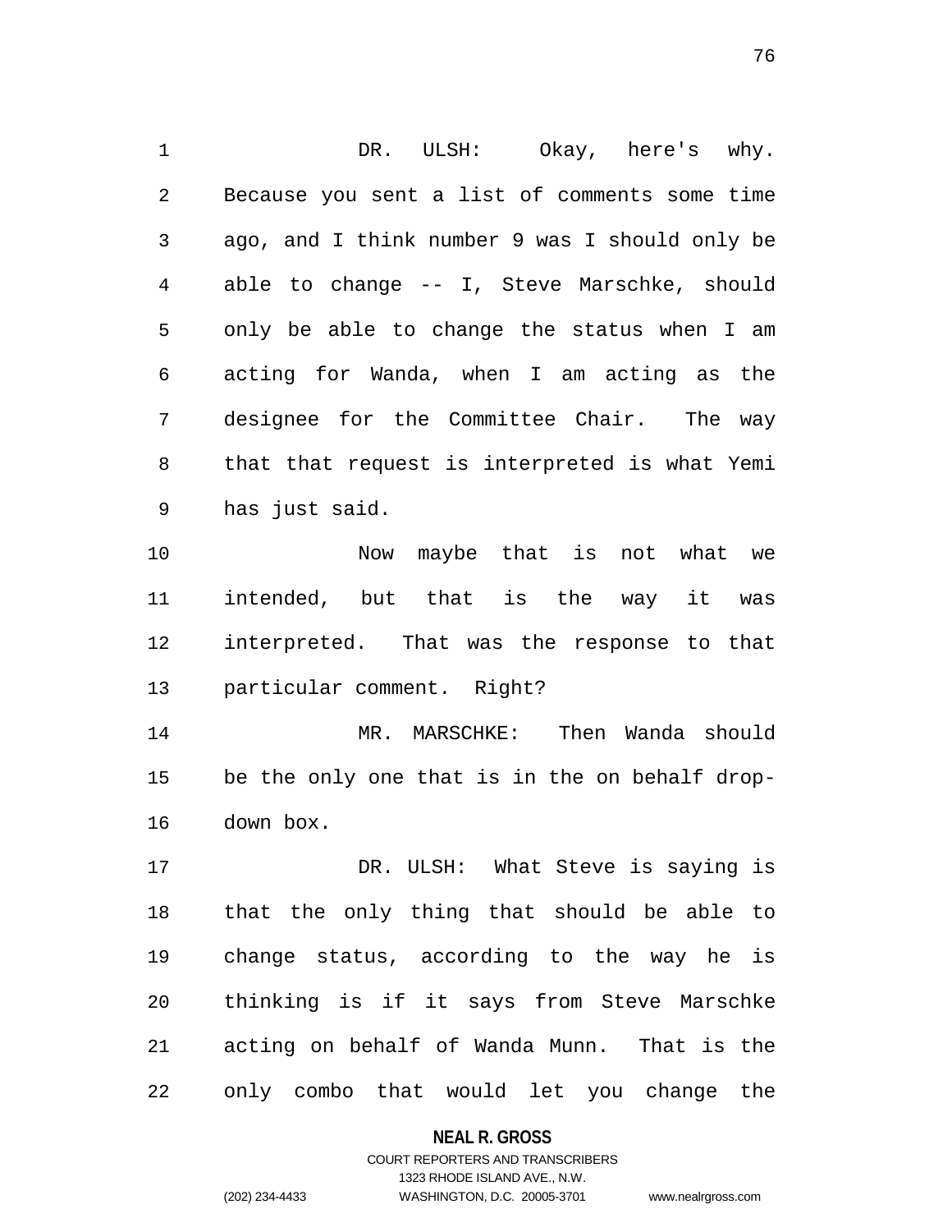DR. ULSH: Okay, here's why. Because you sent a list of comments some time ago, and I think number 9 was I should only be able to change -- I, Steve Marschke, should only be able to change the status when I am acting for Wanda, when I am acting as the designee for the Committee Chair. The way that that request is interpreted is what Yemi has just said.

Now maybe that is not what we intended, but that is the way it was interpreted. That was the response to that particular comment. Right?

MR. MARSCHKE: Then Wanda should be the only one that is in the on behalf drop-down box.

DR. ULSH: What Steve is saying is that the only thing that should be able to change status, according to the way he is thinking is if it says from Steve Marschke acting on behalf of Wanda Munn. That is the only combo that would let you change the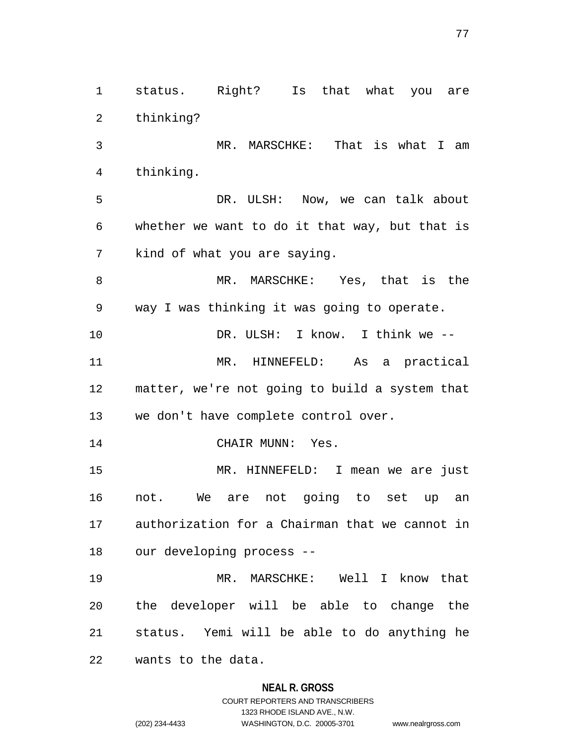status. Right? Is that what you are thinking?

MR. MARSCHKE: That is what I am thinking.

DR. ULSH: Now, we can talk about whether we want to do it that way, but that is kind of what you are saying.

MR. MARSCHKE: Yes, that is the way I was thinking it was going to operate.

DR. ULSH: I know. I think we --

MR. HINNEFELD: As a practical matter, we're not going to build a system that we don't have complete control over.

CHAIR MUNN: Yes.

MR. HINNEFELD: I mean we are just not. We are not going to set up an authorization for a Chairman that we cannot in our developing process --

MR. MARSCHKE: Well I know that the developer will be able to change the status. Yemi will be able to do anything he wants to the data.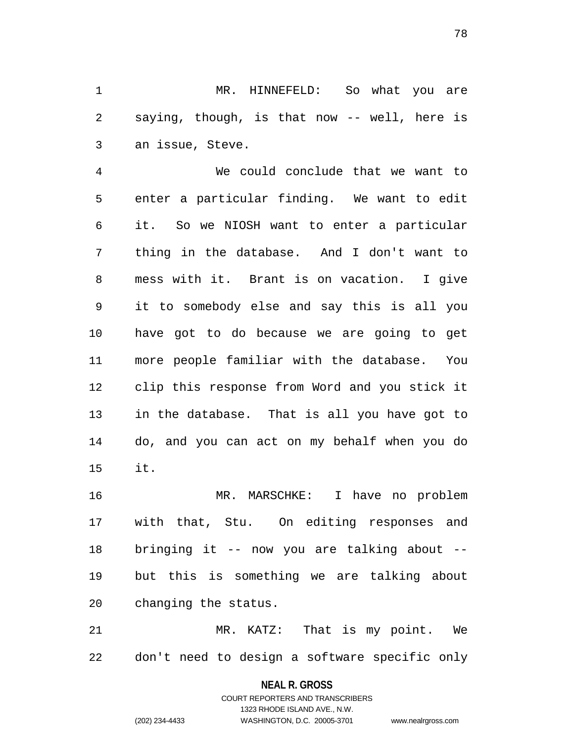MR. HINNEFELD: So what you are saying, though, is that now -- well, here is an issue, Steve.

We could conclude that we want to enter a particular finding. We want to edit it. So we NIOSH want to enter a particular thing in the database. And I don't want to mess with it. Brant is on vacation. I give it to somebody else and say this is all you have got to do because we are going to get more people familiar with the database. You clip this response from Word and you stick it in the database. That is all you have got to do, and you can act on my behalf when you do it.

MR. MARSCHKE: I have no problem with that, Stu. On editing responses and bringing it -- now you are talking about -- but this is something we are talking about changing the status.

MR. KATZ: That is my point. We don't need to design a software specific only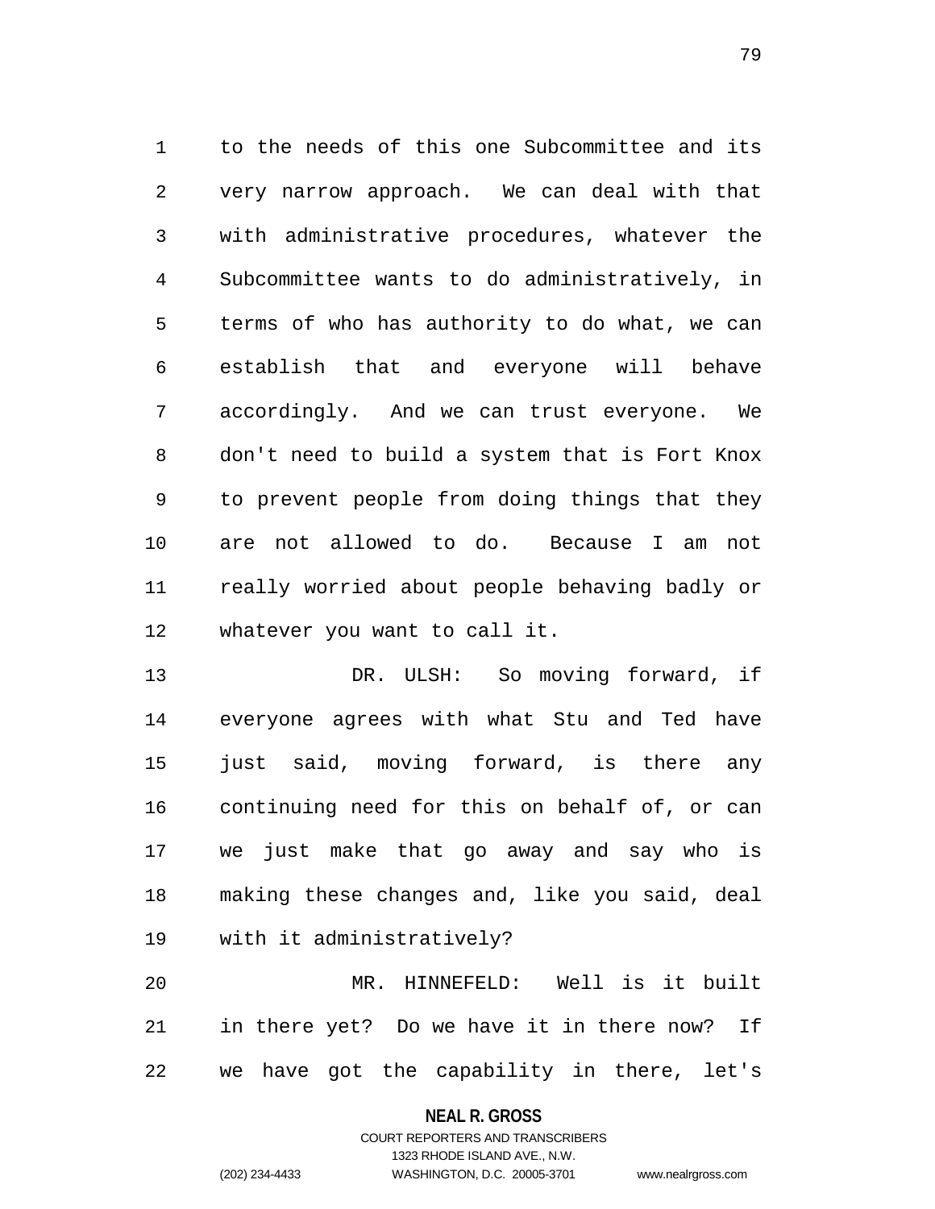to the needs of this one Subcommittee and its very narrow approach. We can deal with that with administrative procedures, whatever the Subcommittee wants to do administratively, in terms of who has authority to do what, we can establish that and everyone will behave accordingly. And we can trust everyone. We don't need to build a system that is Fort Knox to prevent people from doing things that they are not allowed to do. Because I am not really worried about people behaving badly or whatever you want to call it.

DR. ULSH: So moving forward, if everyone agrees with what Stu and Ted have just said, moving forward, is there any continuing need for this on behalf of, or can we just make that go away and say who is making these changes and, like you said, deal with it administratively?

MR. HINNEFELD: Well is it built in there yet? Do we have it in there now? If we have got the capability in there, let's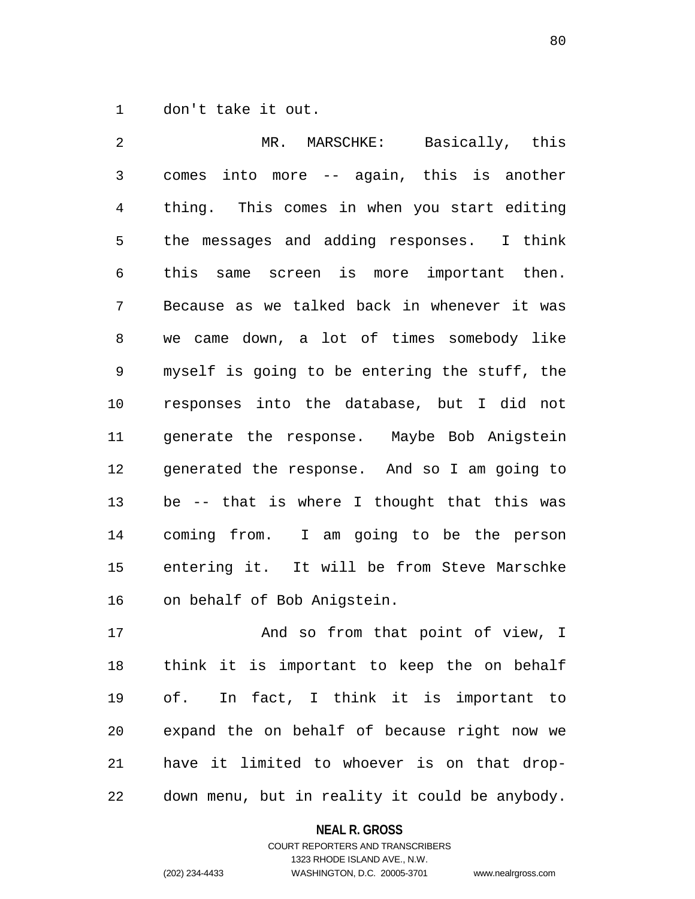don't take it out.

MR. MARSCHKE: Basically, this comes into more -- again, this is another thing. This comes in when you start editing the messages and adding responses. I think this same screen is more important then. Because as we talked back in whenever it was we came down, a lot of times somebody like myself is going to be entering the stuff, the responses into the database, but I did not generate the response. Maybe Bob Anigstein generated the response. And so I am going to be -- that is where I thought that this was coming from. I am going to be the person entering it. It will be from Steve Marschke on behalf of Bob Anigstein.

And so from that point of view, I think it is important to keep the on behalf of. In fact, I think it is important to expand the on behalf of because right now we have it limited to whoever is on that drop-down menu, but in reality it could be anybody.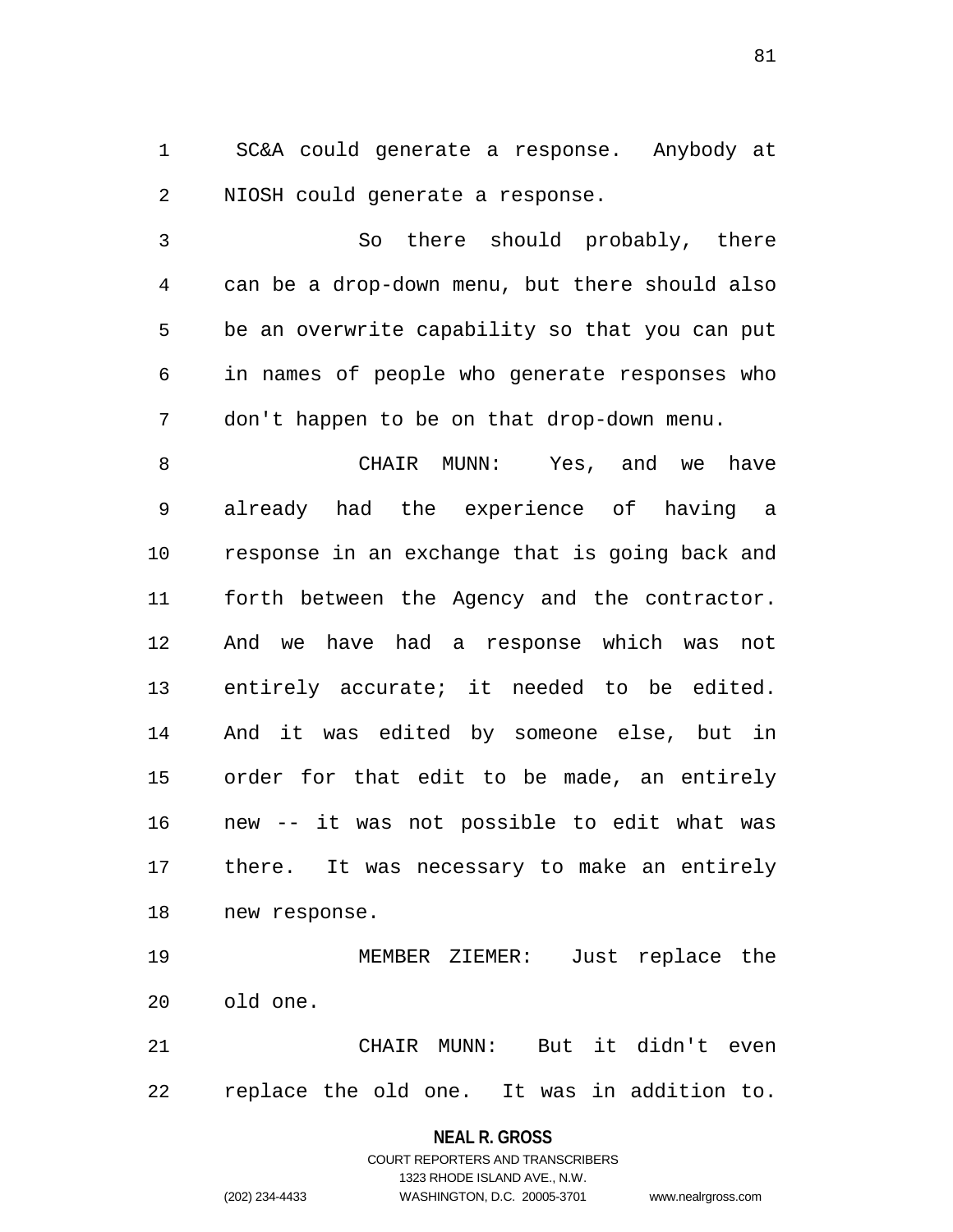SC&A could generate a response. Anybody at NIOSH could generate a response.

So there should probably, there can be a drop-down menu, but there should also be an overwrite capability so that you can put in names of people who generate responses who don't happen to be on that drop-down menu.

CHAIR MUNN: Yes, and we have already had the experience of having a response in an exchange that is going back and forth between the Agency and the contractor. And we have had a response which was not entirely accurate; it needed to be edited. And it was edited by someone else, but in order for that edit to be made, an entirely new -- it was not possible to edit what was there. It was necessary to make an entirely new response.

MEMBER ZIEMER: Just replace the old one.

CHAIR MUNN: But it didn't even replace the old one. It was in addition to.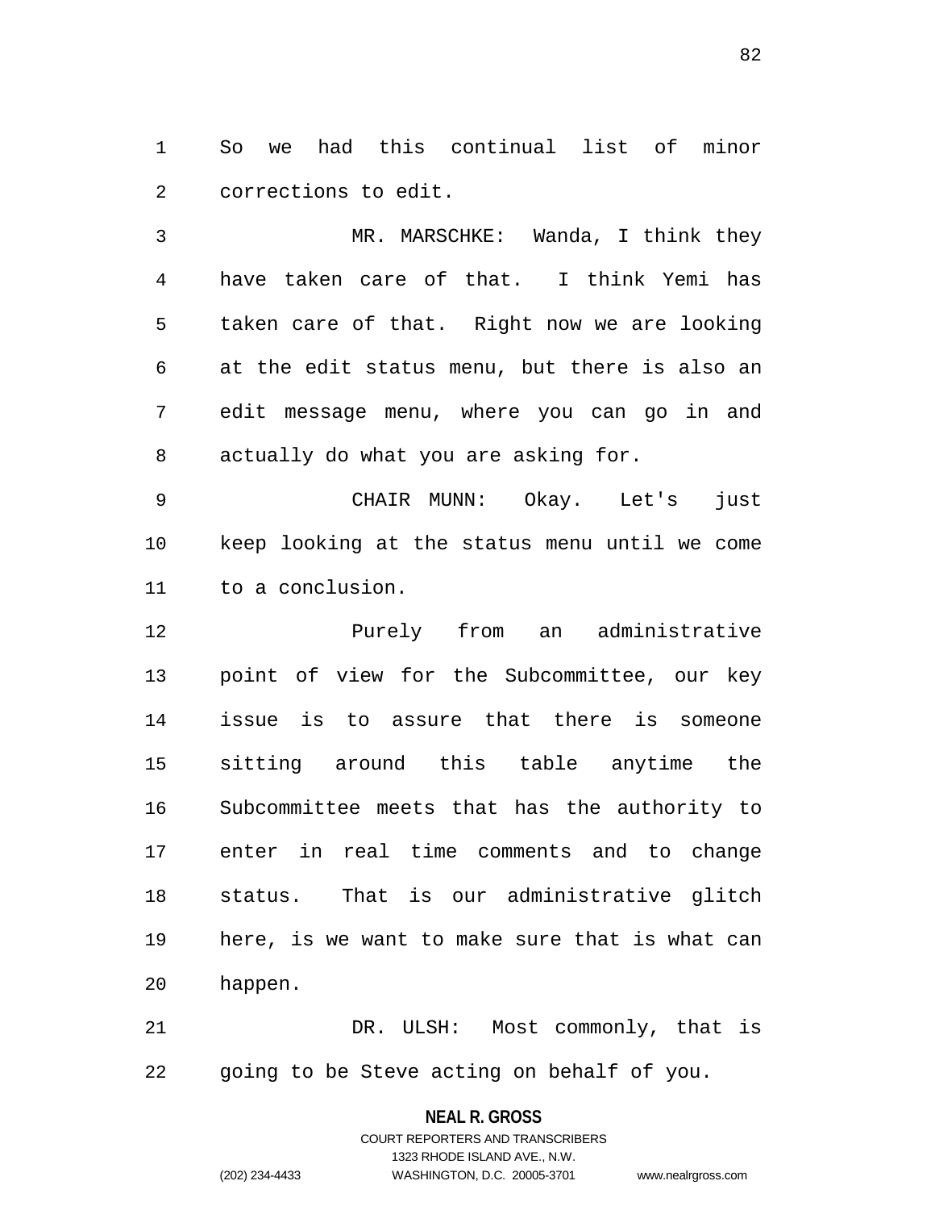So we had this continual list of minor corrections to edit.

MR. MARSCHKE: Wanda, I think they have taken care of that. I think Yemi has taken care of that. Right now we are looking at the edit status menu, but there is also an edit message menu, where you can go in and actually do what you are asking for.

CHAIR MUNN: Okay. Let's just keep looking at the status menu until we come to a conclusion.

Purely from an administrative point of view for the Subcommittee, our key issue is to assure that there is someone sitting around this table anytime the Subcommittee meets that has the authority to enter in real time comments and to change status. That is our administrative glitch here, is we want to make sure that is what can happen.

DR. ULSH: Most commonly, that is going to be Steve acting on behalf of you.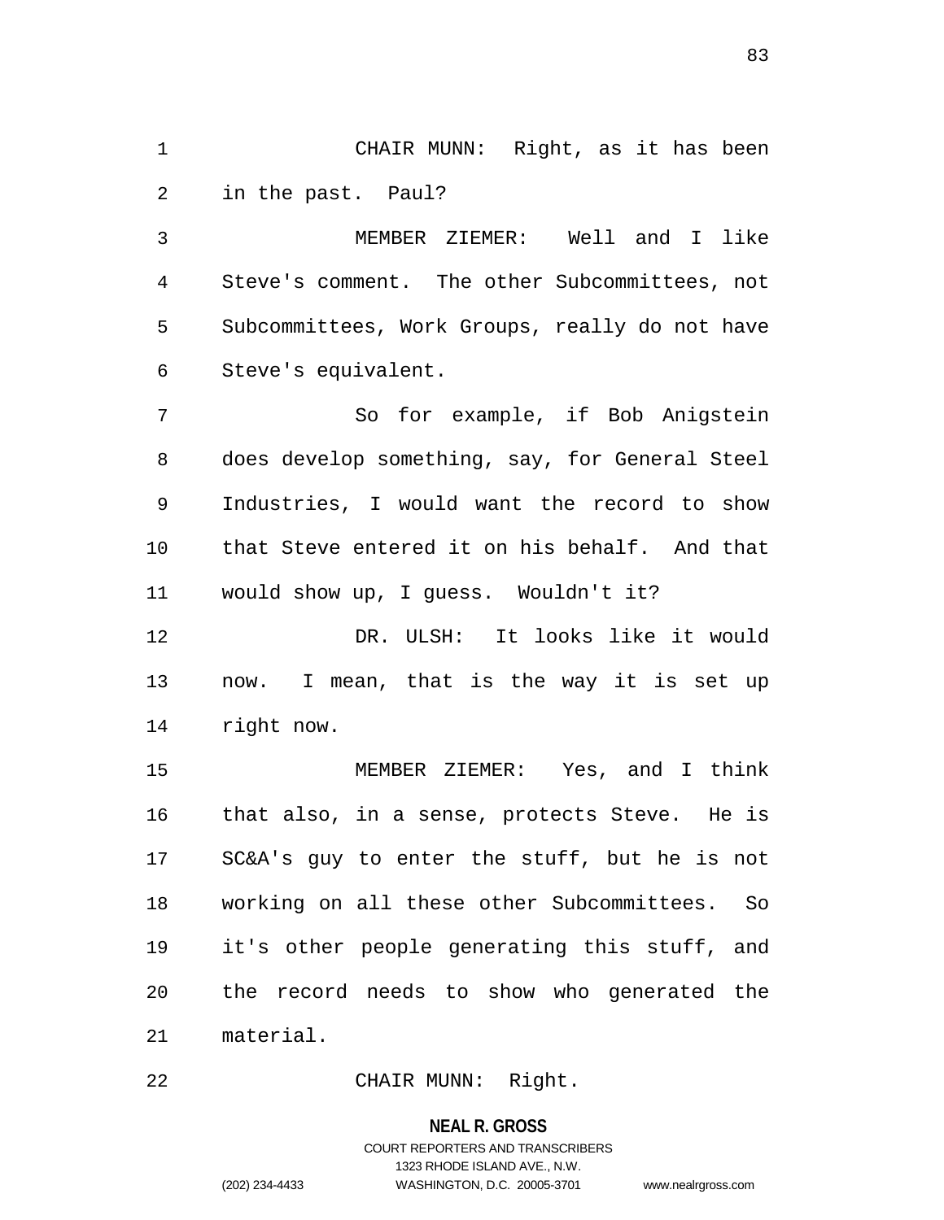CHAIR MUNN: Right, as it has been in the past. Paul?

MEMBER ZIEMER: Well and I like Steve's comment. The other Subcommittees, not Subcommittees, Work Groups, really do not have Steve's equivalent.

So for example, if Bob Anigstein does develop something, say, for General Steel Industries, I would want the record to show that Steve entered it on his behalf. And that would show up, I guess. Wouldn't it?

DR. ULSH: It looks like it would now. I mean, that is the way it is set up right now.

MEMBER ZIEMER: Yes, and I think that also, in a sense, protects Steve. He is SC&A's guy to enter the stuff, but he is not working on all these other Subcommittees. So it's other people generating this stuff, and the record needs to show who generated the material.

CHAIR MUNN: Right.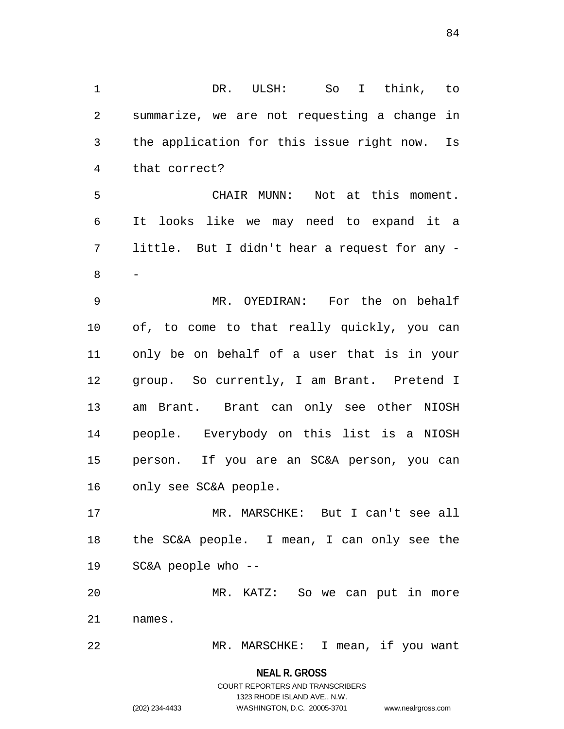DR. ULSH: So I think, to summarize, we are not requesting a change in the application for this issue right now. Is that correct?

CHAIR MUNN: Not at this moment. It looks like we may need to expand it a little. But I didn't hear a request for any --

MR. OYEDIRAN: For the on behalf of, to come to that really quickly, you can only be on behalf of a user that is in your group. So currently, I am Brant. Pretend I am Brant. Brant can only see other NIOSH people. Everybody on this list is a NIOSH person. If you are an SC&A person, you can only see SC&A people.

MR. MARSCHKE: But I can't see all the SC&A people. I mean, I can only see the SC&A people who --

MR. KATZ: So we can put in more names.

MR. MARSCHKE: I mean, if you want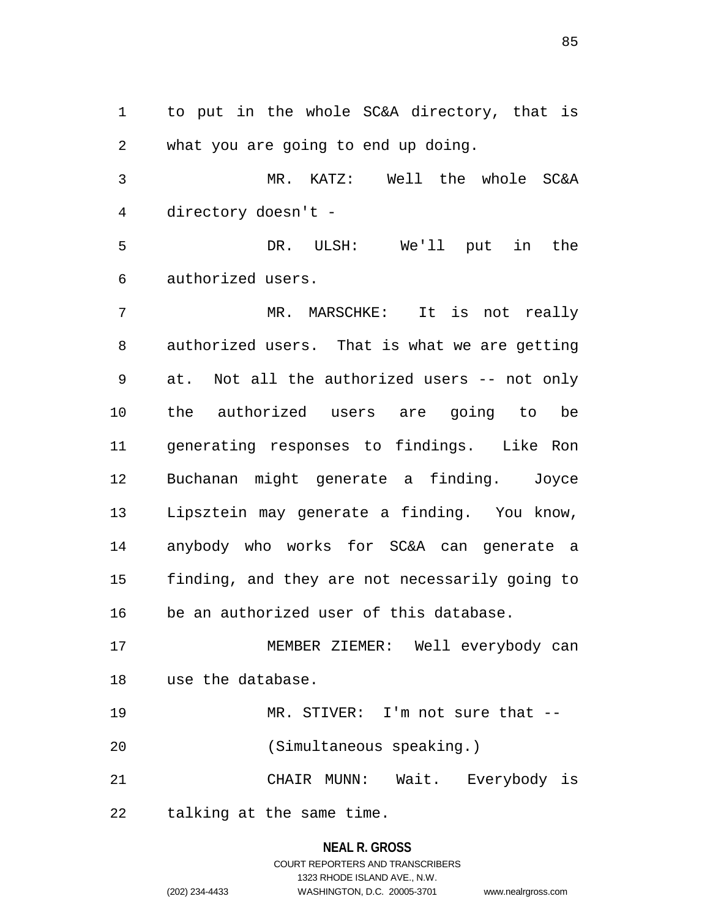to put in the whole SC&A directory, that is what you are going to end up doing.

MR. KATZ: Well the whole SC&A directory doesn't -

DR. ULSH: We'll put in the authorized users.

MR. MARSCHKE: It is not really authorized users. That is what we are getting at. Not all the authorized users -- not only the authorized users are going to be generating responses to findings. Like Ron Buchanan might generate a finding. Joyce Lipsztein may generate a finding. You know, anybody who works for SC&A can generate a finding, and they are not necessarily going to be an authorized user of this database.

MEMBER ZIEMER: Well everybody can use the database.

MR. STIVER: I'm not sure that --

(Simultaneous speaking.)

CHAIR MUNN: Wait. Everybody is talking at the same time.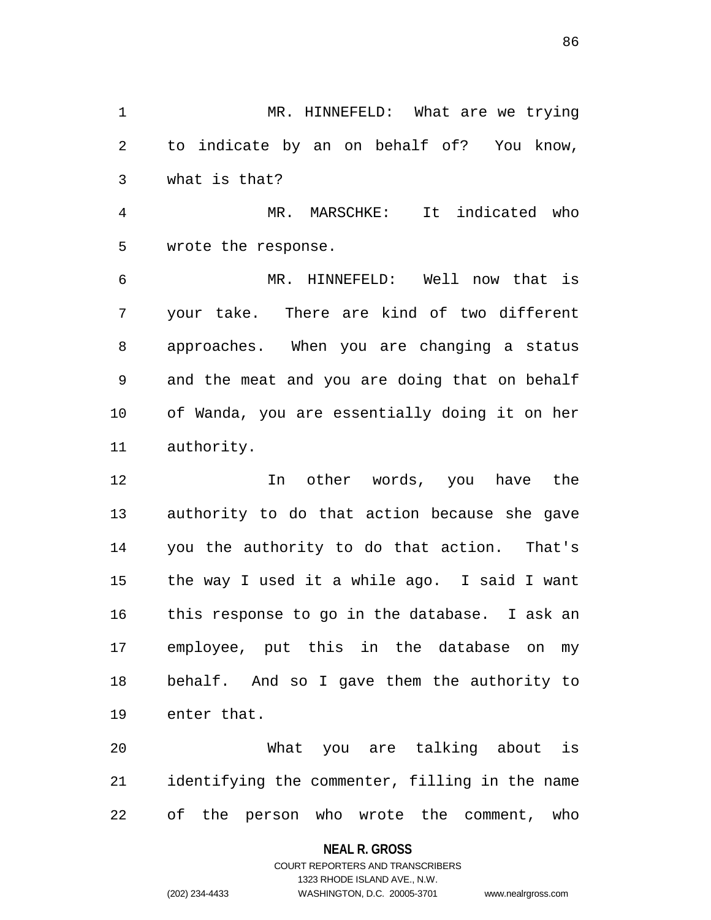MR. HINNEFELD: What are we trying to indicate by an on behalf of? You know, what is that?

MR. MARSCHKE: It indicated who wrote the response.

MR. HINNEFELD: Well now that is your take. There are kind of two different approaches. When you are changing a status and the meat and you are doing that on behalf of Wanda, you are essentially doing it on her authority.

In other words, you have the authority to do that action because she gave you the authority to do that action. That's the way I used it a while ago. I said I want this response to go in the database. I ask an employee, put this in the database on my behalf. And so I gave them the authority to enter that.

What you are talking about is identifying the commenter, filling in the name of the person who wrote the comment, who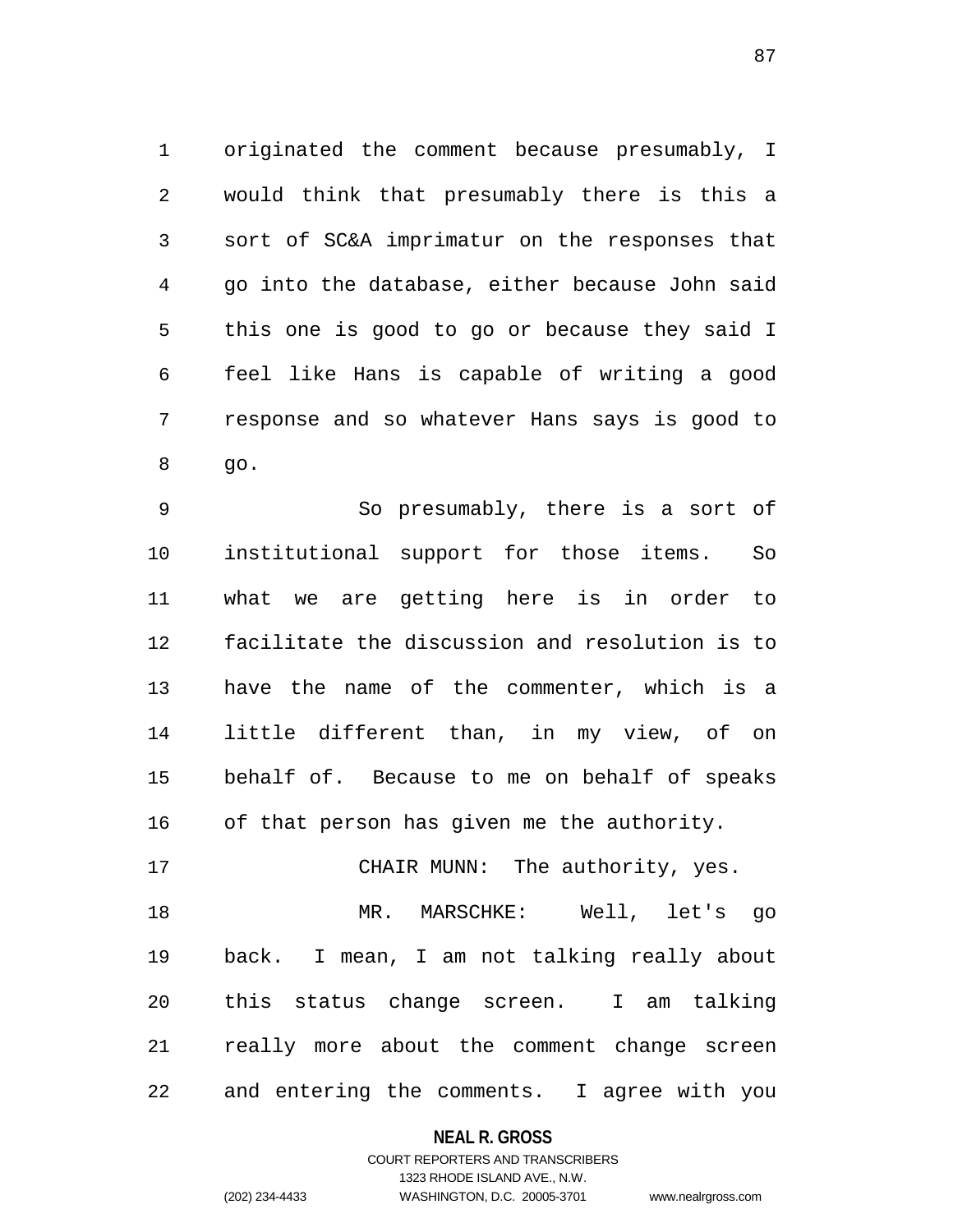originated the comment because presumably, I would think that presumably there is this a sort of SC&A imprimatur on the responses that go into the database, either because John said this one is good to go or because they said I feel like Hans is capable of writing a good response and so whatever Hans says is good to go.

So presumably, there is a sort of institutional support for those items. So what we are getting here is in order to facilitate the discussion and resolution is to have the name of the commenter, which is a little different than, in my view, of on behalf of. Because to me on behalf of speaks of that person has given me the authority.

CHAIR MUNN: The authority, yes.

MR. MARSCHKE: Well, let's go back. I mean, I am not talking really about this status change screen. I am talking really more about the comment change screen and entering the comments. I agree with you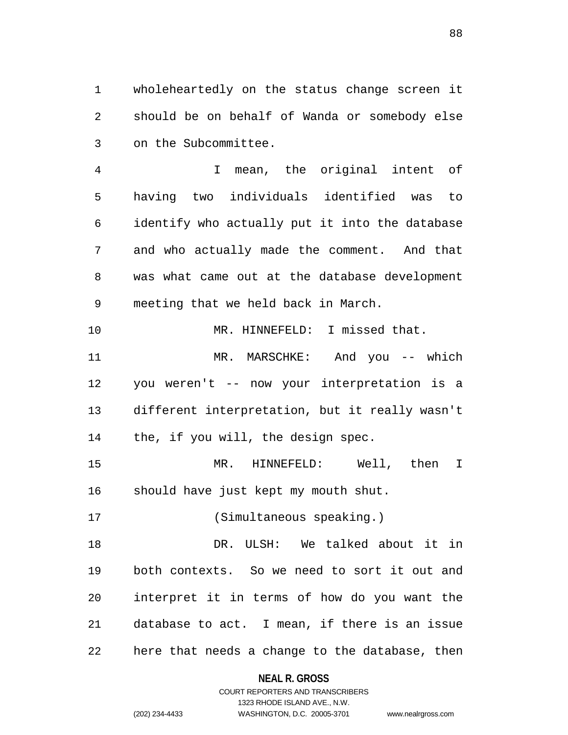wholeheartedly on the status change screen it should be on behalf of Wanda or somebody else on the Subcommittee.

I mean, the original intent of having two individuals identified was to identify who actually put it into the database and who actually made the comment. And that was what came out at the database development meeting that we held back in March.

MR. HINNEFELD: I missed that.

MR. MARSCHKE: And you -- which you weren't -- now your interpretation is a different interpretation, but it really wasn't the, if you will, the design spec.

MR. HINNEFELD: Well, then I should have just kept my mouth shut.

(Simultaneous speaking.)

DR. ULSH: We talked about it in both contexts. So we need to sort it out and interpret it in terms of how do you want the database to act. I mean, if there is an issue here that needs a change to the database, then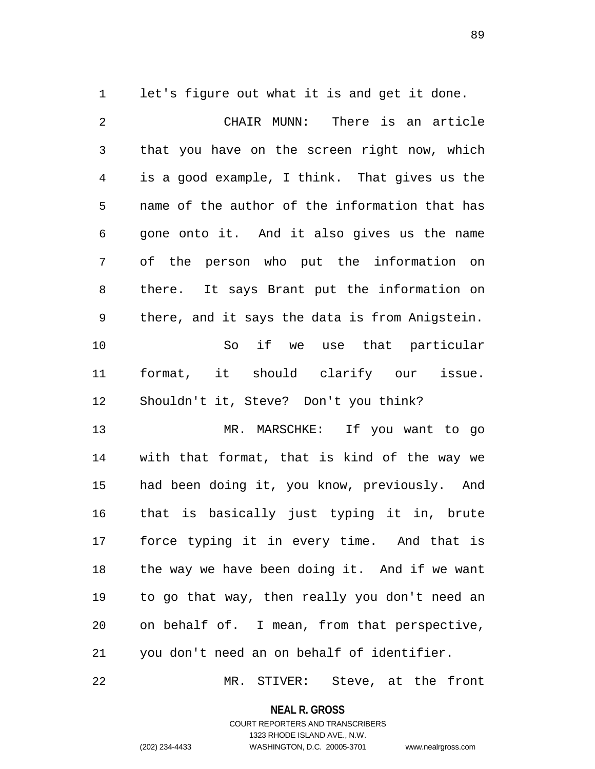let's figure out what it is and get it done.

CHAIR MUNN: There is an article that you have on the screen right now, which is a good example, I think. That gives us the name of the author of the information that has gone onto it. And it also gives us the name of the person who put the information on there. It says Brant put the information on there, and it says the data is from Anigstein.

So if we use that particular format, it should clarify our issue. Shouldn't it, Steve? Don't you think?

MR. MARSCHKE: If you want to go with that format, that is kind of the way we had been doing it, you know, previously. And that is basically just typing it in, brute force typing it in every time. And that is the way we have been doing it. And if we want to go that way, then really you don't need an on behalf of. I mean, from that perspective, you don't need an on behalf of identifier.

MR. STIVER: Steve, at the front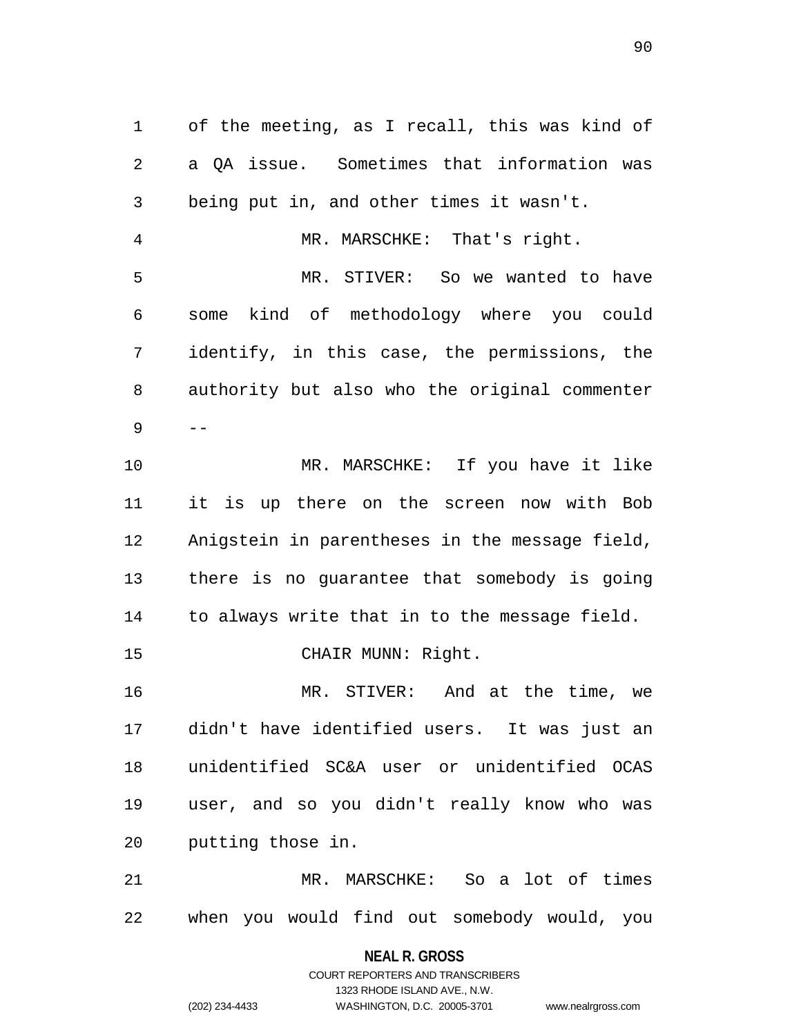of the meeting, as I recall, this was kind of a QA issue. Sometimes that information was being put in, and other times it wasn't.

MR. MARSCHKE: That's right.

MR. STIVER: So we wanted to have some kind of methodology where you could identify, in this case, the permissions, the authority but also who the original commenter --

MR. MARSCHKE: If you have it like it is up there on the screen now with Bob Anigstein in parentheses in the message field, there is no guarantee that somebody is going to always write that in to the message field.

CHAIR MUNN: Right.

MR. STIVER: And at the time, we didn't have identified users. It was just an unidentified SC&A user or unidentified OCAS user, and so you didn't really know who was putting those in.

MR. MARSCHKE: So a lot of times when you would find out somebody would, you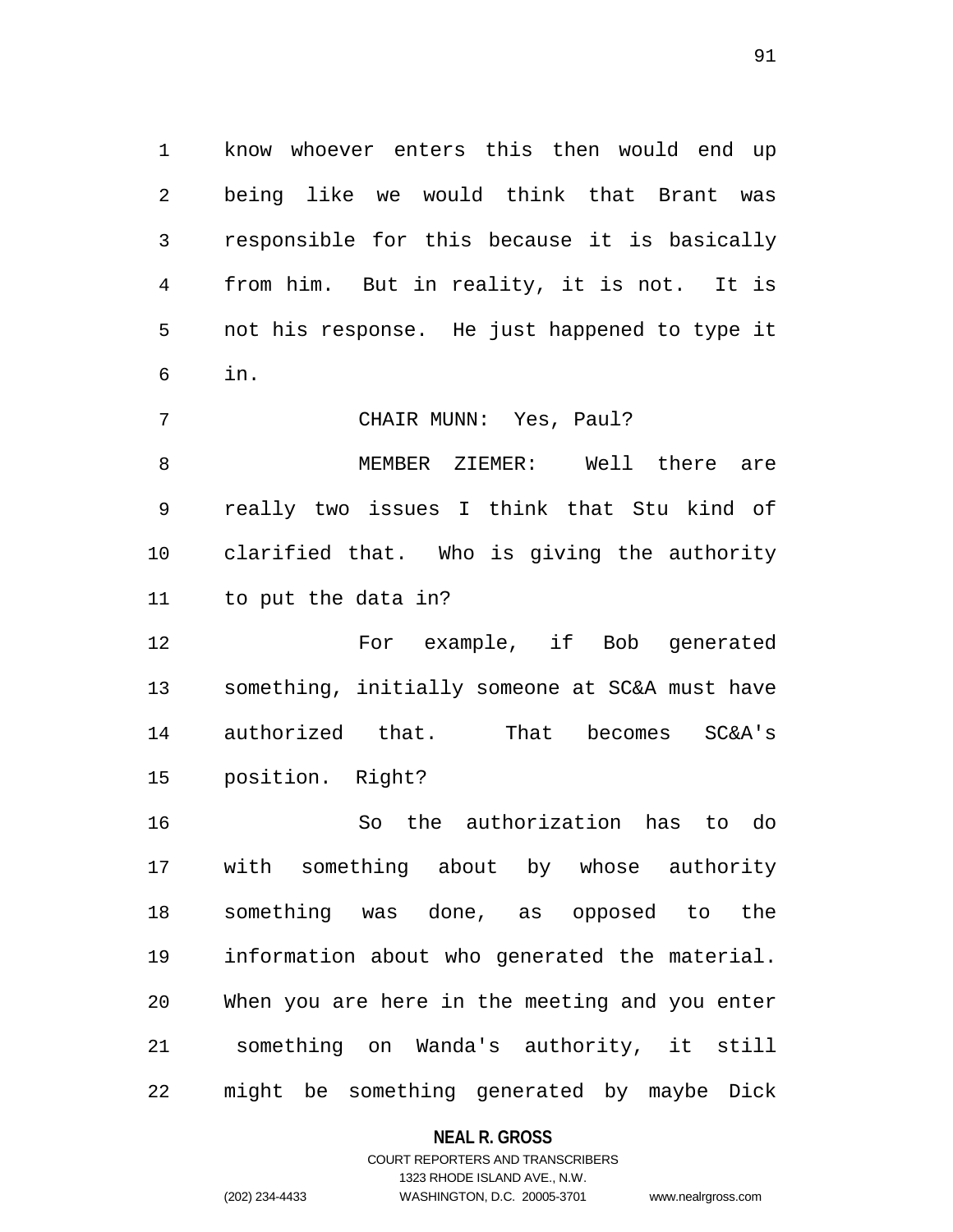know whoever enters this then would end up being like we would think that Brant was responsible for this because it is basically from him. But in reality, it is not. It is not his response. He just happened to type it in.

CHAIR MUNN: Yes, Paul?

MEMBER ZIEMER: Well there are really two issues I think that Stu kind of clarified that. Who is giving the authority to put the data in?

For example, if Bob generated something, initially someone at SC&A must have authorized that. That becomes SC&A's position. Right?

So the authorization has to do with something about by whose authority something was done, as opposed to the information about who generated the material. When you are here in the meeting and you enter something on Wanda's authority, it still might be something generated by maybe Dick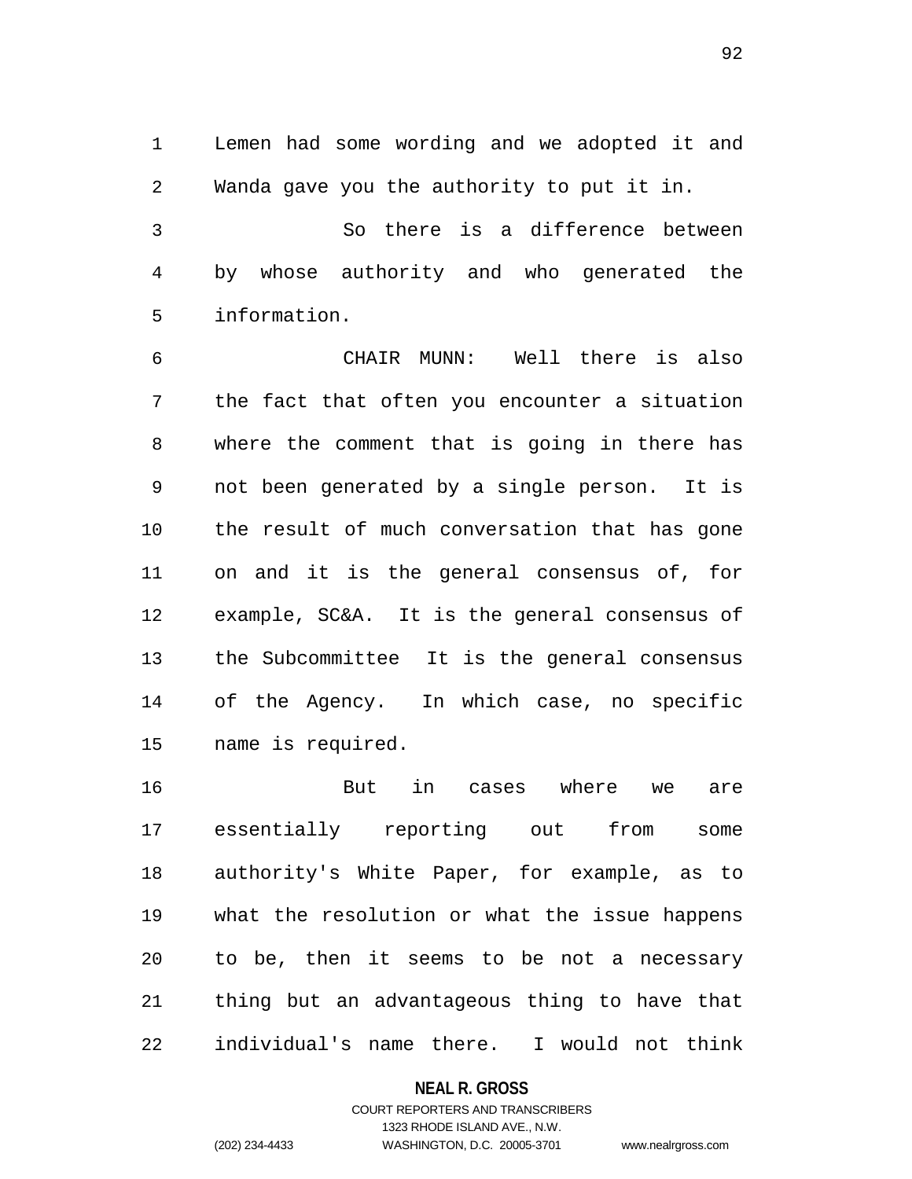Lemen had some wording and we adopted it and Wanda gave you the authority to put it in.

So there is a difference between by whose authority and who generated the information.

CHAIR MUNN: Well there is also the fact that often you encounter a situation where the comment that is going in there has not been generated by a single person. It is the result of much conversation that has gone on and it is the general consensus of, for example, SC&A. It is the general consensus of the Subcommittee It is the general consensus of the Agency. In which case, no specific name is required.

But in cases where we are essentially reporting out from some authority's White Paper, for example, as to what the resolution or what the issue happens to be, then it seems to be not a necessary thing but an advantageous thing to have that individual's name there. I would not think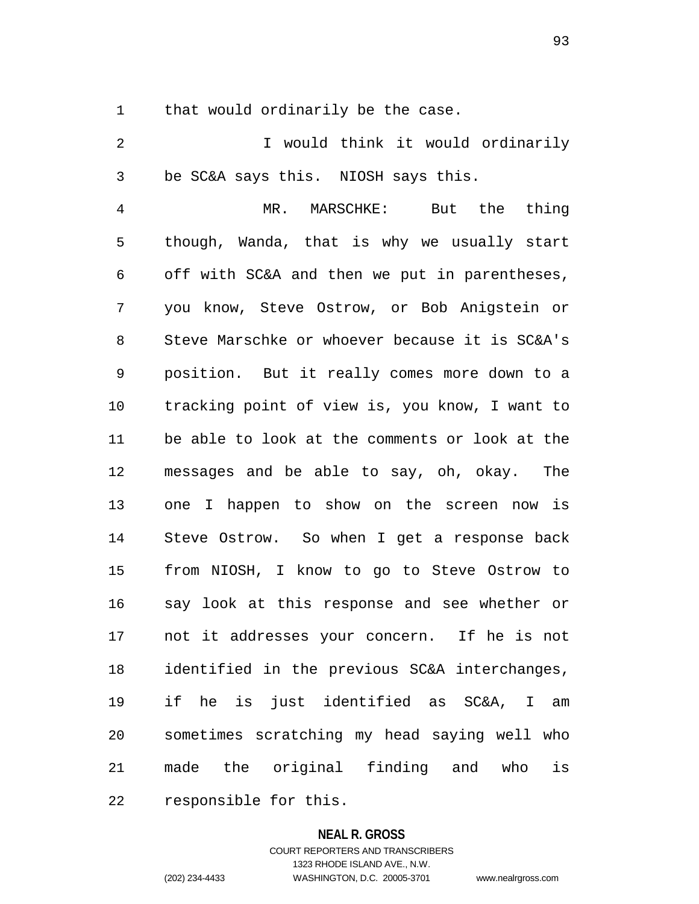that would ordinarily be the case.

I would think it would ordinarily be SC&A says this. NIOSH says this.

MR. MARSCHKE: But the thing though, Wanda, that is why we usually start off with SC&A and then we put in parentheses, you know, Steve Ostrow, or Bob Anigstein or Steve Marschke or whoever because it is SC&A's position. But it really comes more down to a tracking point of view is, you know, I want to be able to look at the comments or look at the messages and be able to say, oh, okay. The one I happen to show on the screen now is Steve Ostrow. So when I get a response back from NIOSH, I know to go to Steve Ostrow to say look at this response and see whether or not it addresses your concern. If he is not identified in the previous SC&A interchanges, if he is just identified as SC&A, I am sometimes scratching my head saying well who made the original finding and who is responsible for this.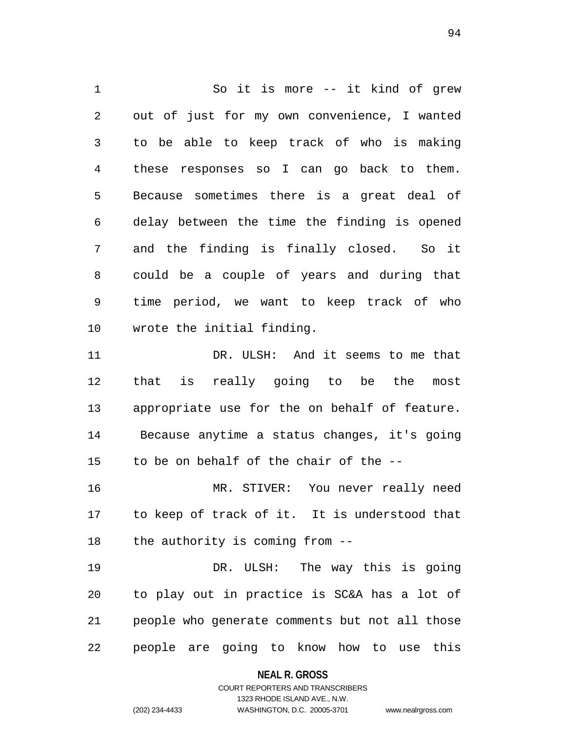So it is more -- it kind of grew out of just for my own convenience, I wanted to be able to keep track of who is making these responses so I can go back to them. Because sometimes there is a great deal of delay between the time the finding is opened and the finding is finally closed. So it could be a couple of years and during that time period, we want to keep track of who wrote the initial finding.

DR. ULSH: And it seems to me that that is really going to be the most appropriate use for the on behalf of feature. Because anytime a status changes, it's going to be on behalf of the chair of the --

MR. STIVER: You never really need to keep of track of it. It is understood that the authority is coming from --

DR. ULSH: The way this is going to play out in practice is SC&A has a lot of people who generate comments but not all those people are going to know how to use this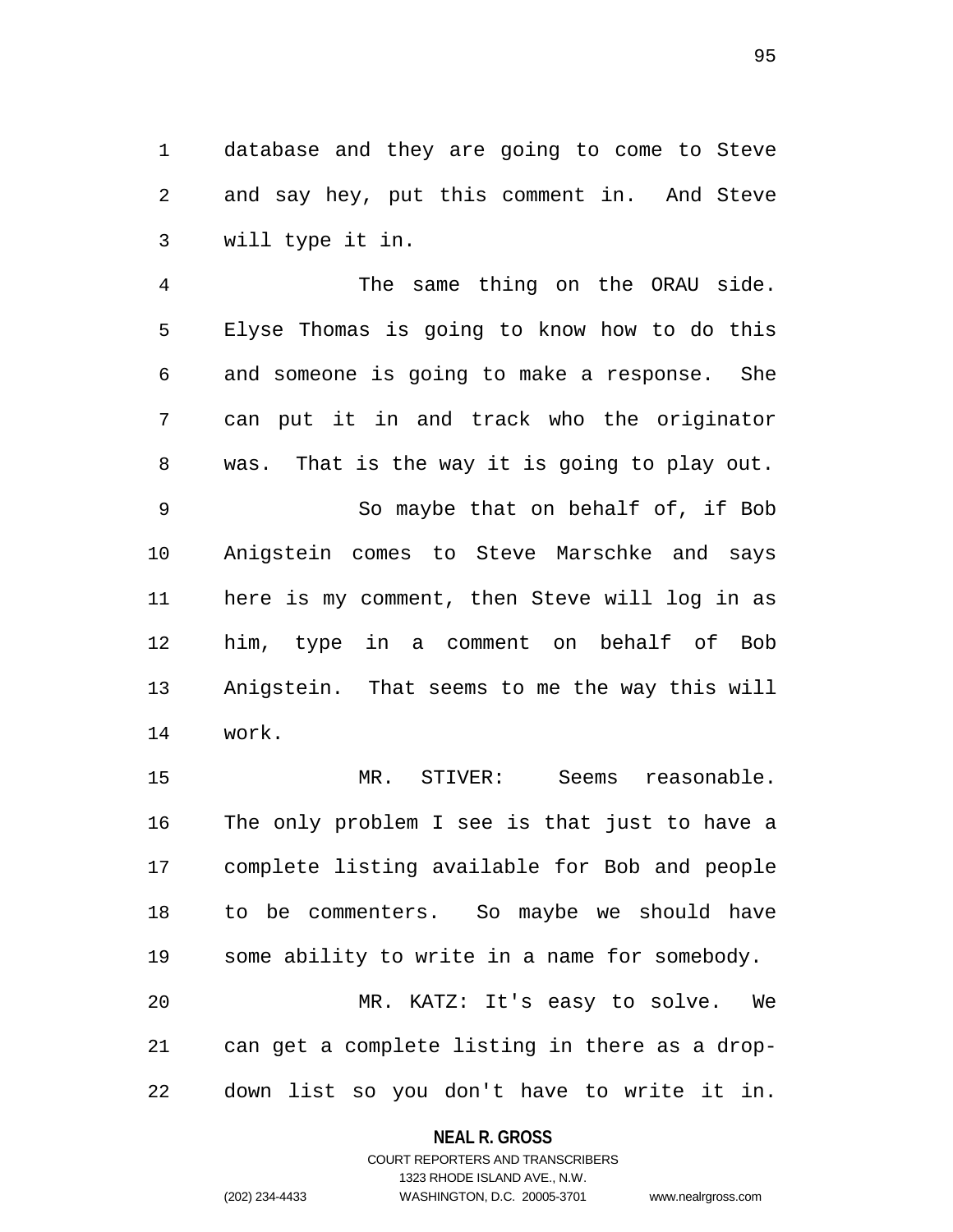database and they are going to come to Steve and say hey, put this comment in. And Steve will type it in.

The same thing on the ORAU side. Elyse Thomas is going to know how to do this and someone is going to make a response. She can put it in and track who the originator was. That is the way it is going to play out.

So maybe that on behalf of, if Bob Anigstein comes to Steve Marschke and says here is my comment, then Steve will log in as him, type in a comment on behalf of Bob Anigstein. That seems to me the way this will work.

MR. STIVER: Seems reasonable. The only problem I see is that just to have a complete listing available for Bob and people to be commenters. So maybe we should have some ability to write in a name for somebody.

MR. KATZ: It's easy to solve. We can get a complete listing in there as a drop-down list so you don't have to write it in.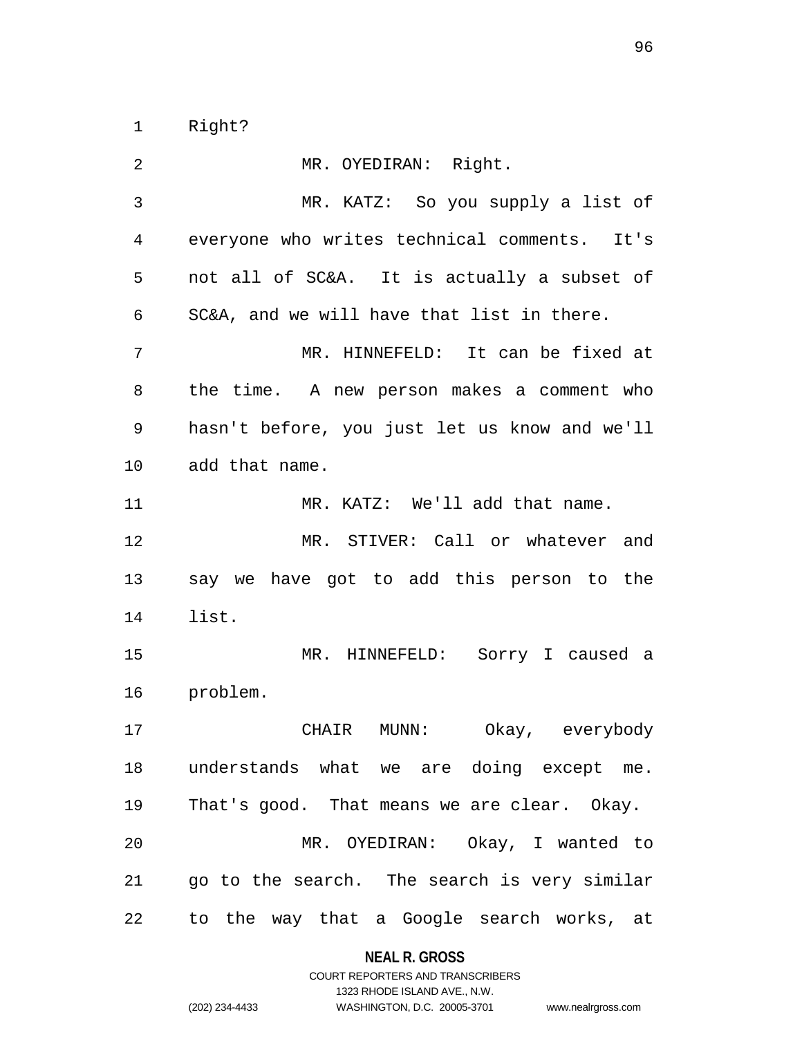Right?

MR. OYEDIRAN: Right.

MR. KATZ: So you supply a list of everyone who writes technical comments. It's not all of SC&A. It is actually a subset of SC&A, and we will have that list in there.

MR. HINNEFELD: It can be fixed at the time. A new person makes a comment who hasn't before, you just let us know and we'll add that name.

MR. KATZ: We'll add that name.

MR. STIVER: Call or whatever and say we have got to add this person to the list.

MR. HINNEFELD: Sorry I caused a problem.

CHAIR MUNN: Okay, everybody understands what we are doing except me. That's good. That means we are clear. Okay.

MR. OYEDIRAN: Okay, I wanted to go to the search. The search is very similar to the way that a Google search works, at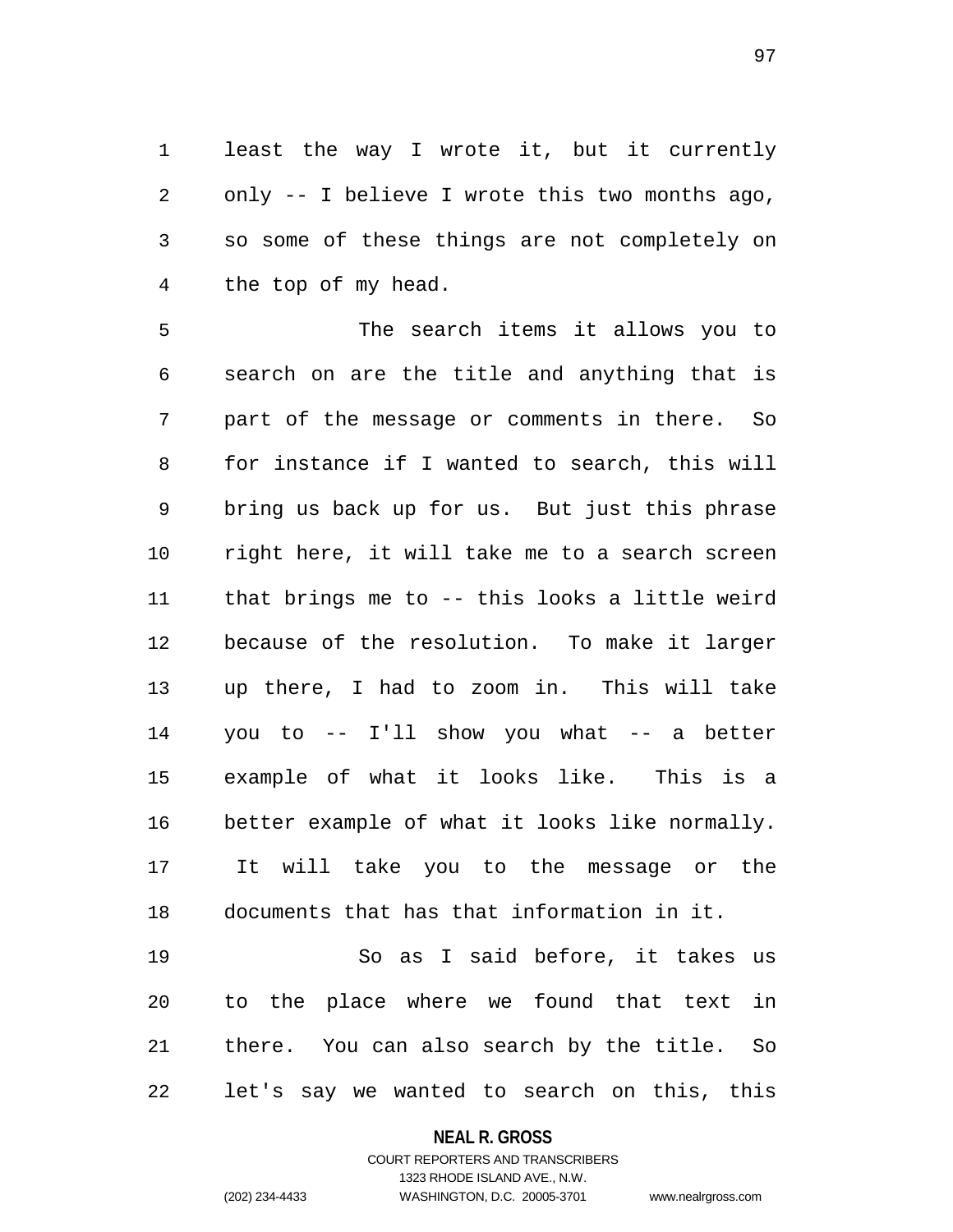least the way I wrote it, but it currently only -- I believe I wrote this two months ago, so some of these things are not completely on the top of my head.

The search items it allows you to search on are the title and anything that is part of the message or comments in there. So for instance if I wanted to search, this will bring us back up for us. But just this phrase right here, it will take me to a search screen that brings me to -- this looks a little weird because of the resolution. To make it larger up there, I had to zoom in. This will take you to -- I'll show you what -- a better example of what it looks like. This is a better example of what it looks like normally. It will take you to the message or the documents that has that information in it.

So as I said before, it takes us to the place where we found that text in there. You can also search by the title. So let's say we wanted to search on this, this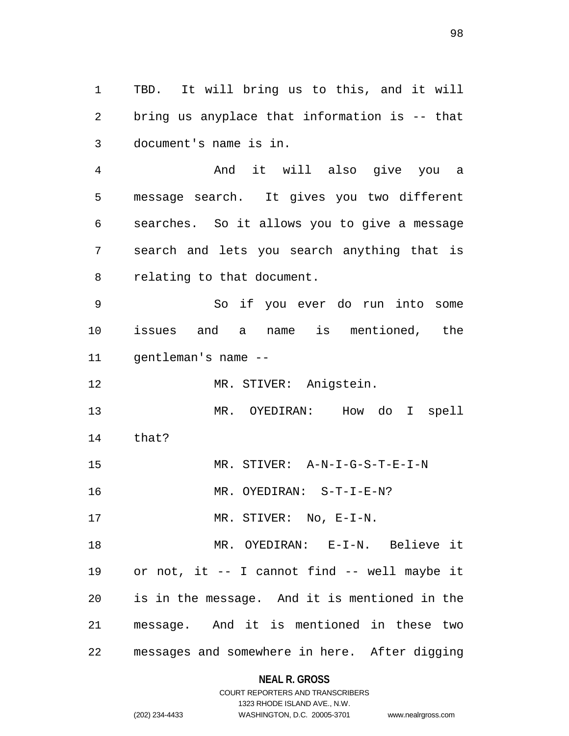TBD. It will bring us to this, and it will bring us anyplace that information is -- that document's name is in.

And it will also give you a message search. It gives you two different searches. So it allows you to give a message search and lets you search anything that is relating to that document.

So if you ever do run into some issues and a name is mentioned, the gentleman's name --

MR. STIVER: Anigstein.

MR. OYEDIRAN: How do I spell that?

MR. STIVER: A-N-I-G-S-T-E-I-N

MR. OYEDIRAN: S-T-I-E-N?

MR. STIVER: No, E-I-N.

MR. OYEDIRAN: E-I-N. Believe it or not, it -- I cannot find -- well maybe it is in the message. And it is mentioned in the message. And it is mentioned in these two messages and somewhere in here. After digging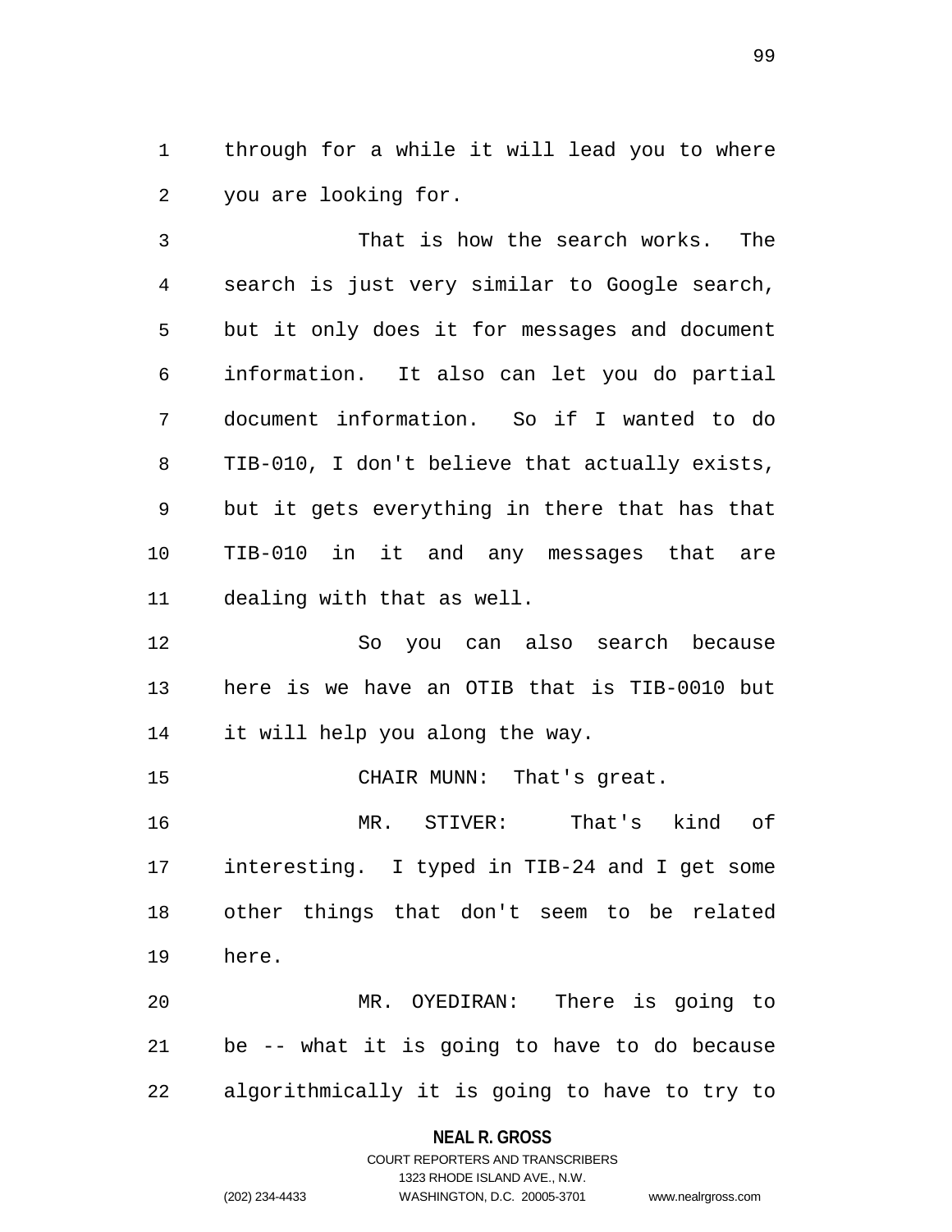through for a while it will lead you to where you are looking for.

That is how the search works. The search is just very similar to Google search, but it only does it for messages and document information. It also can let you do partial document information. So if I wanted to do TIB-010, I don't believe that actually exists, but it gets everything in there that has that TIB-010 in it and any messages that are dealing with that as well.

So you can also search because here is we have an OTIB that is TIB-0010 but it will help you along the way.

CHAIR MUNN: That's great.

MR. STIVER: That's kind of interesting. I typed in TIB-24 and I get some other things that don't seem to be related here.

MR. OYEDIRAN: There is going to be -- what it is going to have to do because algorithmically it is going to have to try to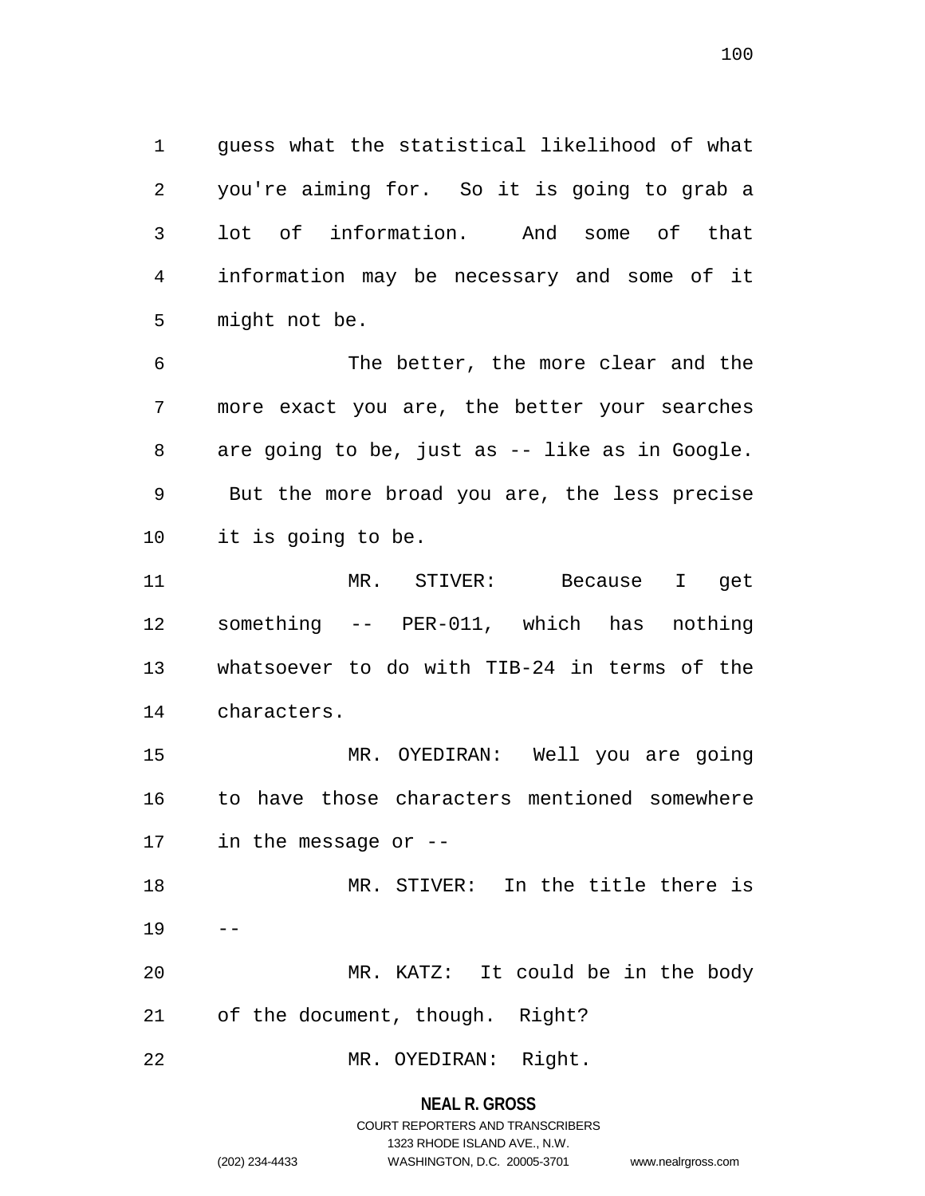guess what the statistical likelihood of what you're aiming for. So it is going to grab a lot of information. And some of that information may be necessary and some of it might not be.

The better, the more clear and the more exact you are, the better your searches are going to be, just as -- like as in Google. But the more broad you are, the less precise it is going to be.

MR. STIVER: Because I get something -- PER-011, which has nothing whatsoever to do with TIB-24 in terms of the characters.

MR. OYEDIRAN: Well you are going to have those characters mentioned somewhere in the message or --

MR. STIVER: In the title there is --

MR. KATZ: It could be in the body of the document, though. Right?

MR. OYEDIRAN: Right.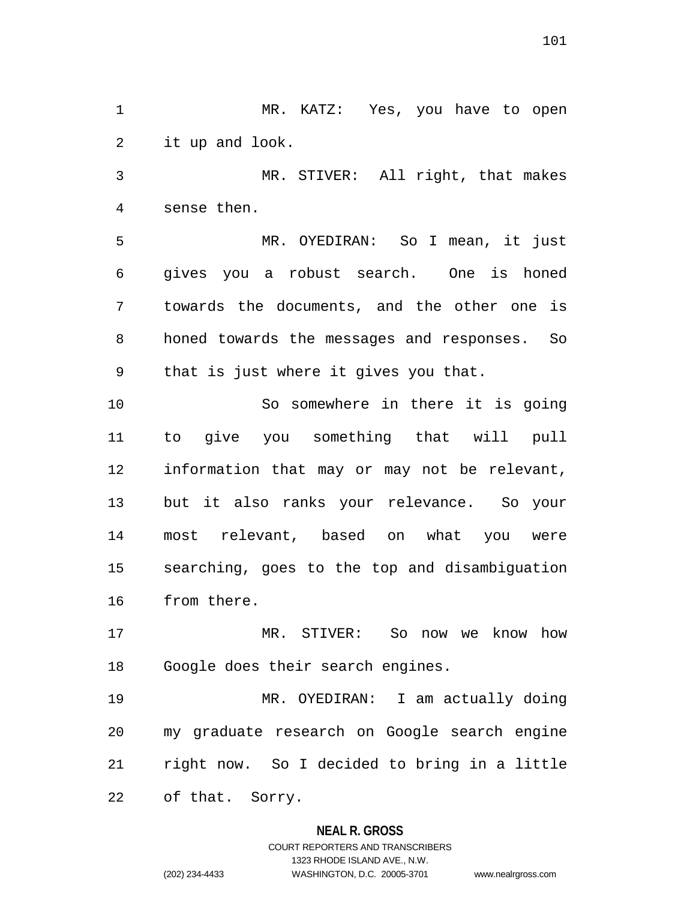MR. KATZ: Yes, you have to open it up and look.

MR. STIVER: All right, that makes sense then.

MR. OYEDIRAN: So I mean, it just gives you a robust search. One is honed towards the documents, and the other one is honed towards the messages and responses. So that is just where it gives you that.

So somewhere in there it is going to give you something that will pull information that may or may not be relevant, but it also ranks your relevance. So your most relevant, based on what you were searching, goes to the top and disambiguation from there.

MR. STIVER: So now we know how Google does their search engines.

MR. OYEDIRAN: I am actually doing my graduate research on Google search engine right now. So I decided to bring in a little of that. Sorry.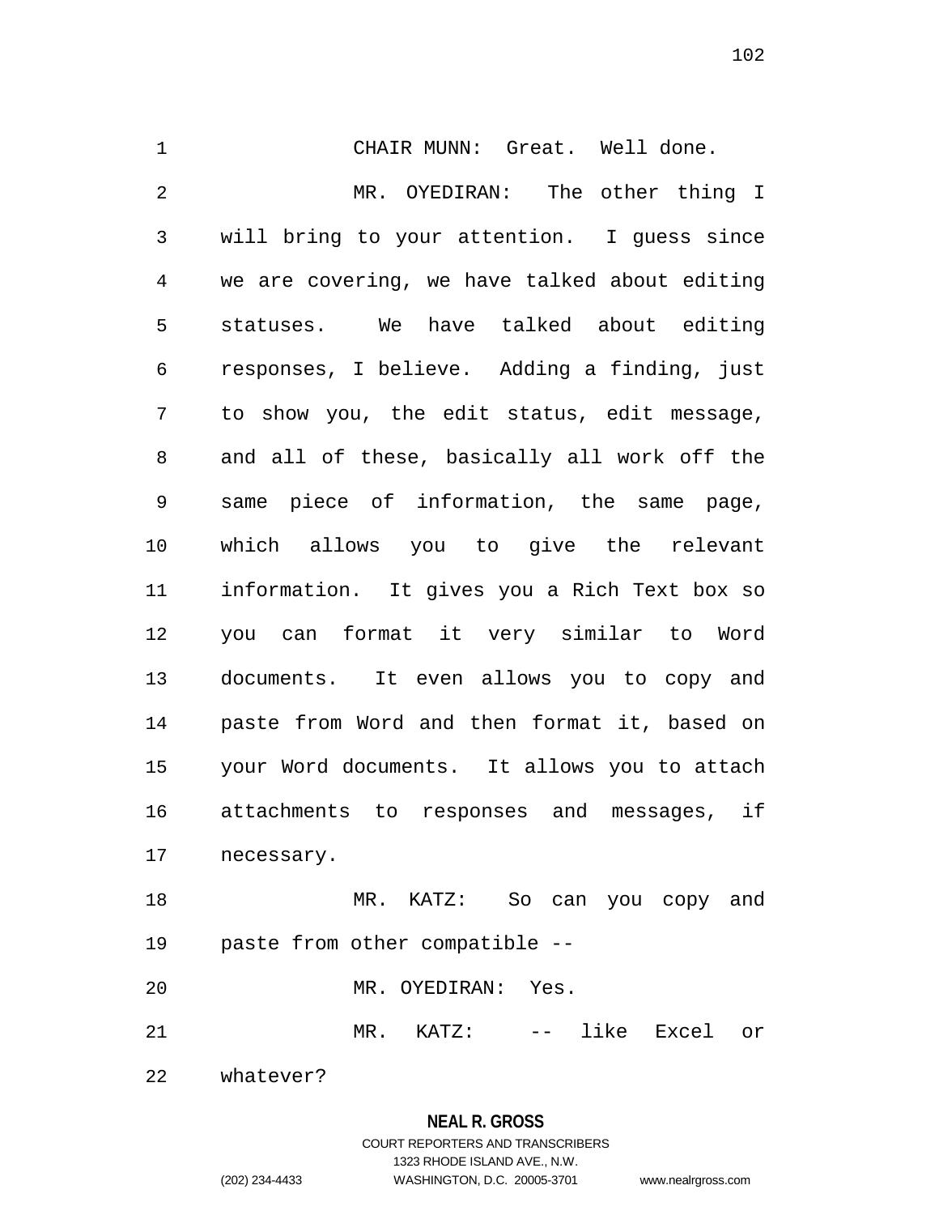CHAIR MUNN: Great. Well done.

MR. OYEDIRAN: The other thing I will bring to your attention. I guess since we are covering, we have talked about editing statuses. We have talked about editing responses, I believe. Adding a finding, just to show you, the edit status, edit message, and all of these, basically all work off the same piece of information, the same page, which allows you to give the relevant information. It gives you a Rich Text box so you can format it very similar to Word documents. It even allows you to copy and paste from Word and then format it, based on your Word documents. It allows you to attach attachments to responses and messages, if necessary.

MR. KATZ: So can you copy and paste from other compatible --

MR. OYEDIRAN: Yes.

MR. KATZ: -- like Excel or whatever?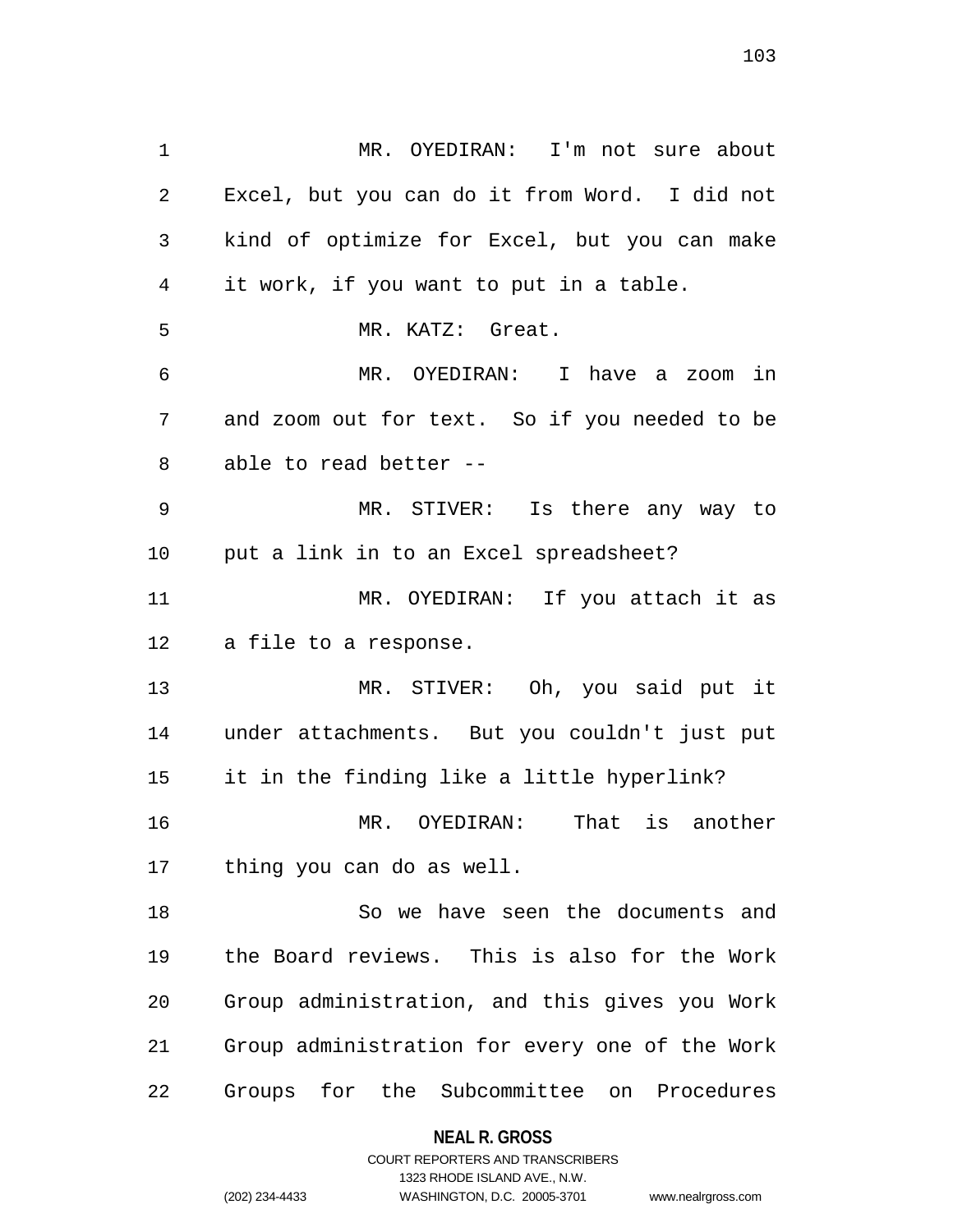MR. OYEDIRAN: I'm not sure about Excel, but you can do it from Word. I did not kind of optimize for Excel, but you can make it work, if you want to put in a table.

MR. KATZ: Great.

MR. OYEDIRAN: I have a zoom in and zoom out for text. So if you needed to be able to read better --

MR. STIVER: Is there any way to put a link in to an Excel spreadsheet?

MR. OYEDIRAN: If you attach it as a file to a response.

MR. STIVER: Oh, you said put it under attachments. But you couldn't just put it in the finding like a little hyperlink?

MR. OYEDIRAN: That is another thing you can do as well.

So we have seen the documents and the Board reviews. This is also for the Work Group administration, and this gives you Work Group administration for every one of the Work Groups for the Subcommittee on Procedures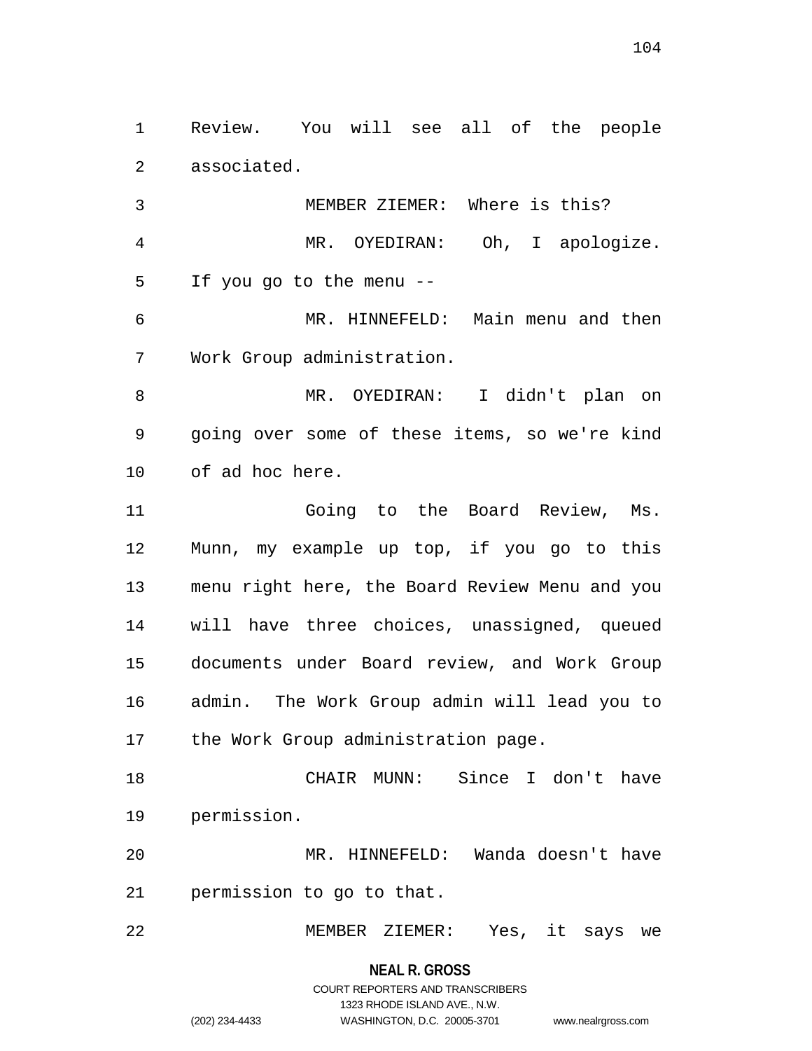Review. You will see all of the people associated.

MEMBER ZIEMER: Where is this?

MR. OYEDIRAN: Oh, I apologize. If you go to the menu --

MR. HINNEFELD: Main menu and then Work Group administration.

MR. OYEDIRAN: I didn't plan on going over some of these items, so we're kind of ad hoc here.

Going to the Board Review, Ms. Munn, my example up top, if you go to this menu right here, the Board Review Menu and you will have three choices, unassigned, queued documents under Board review, and Work Group admin. The Work Group admin will lead you to the Work Group administration page.

CHAIR MUNN: Since I don't have permission.

MR. HINNEFELD: Wanda doesn't have permission to go to that.

MEMBER ZIEMER: Yes, it says we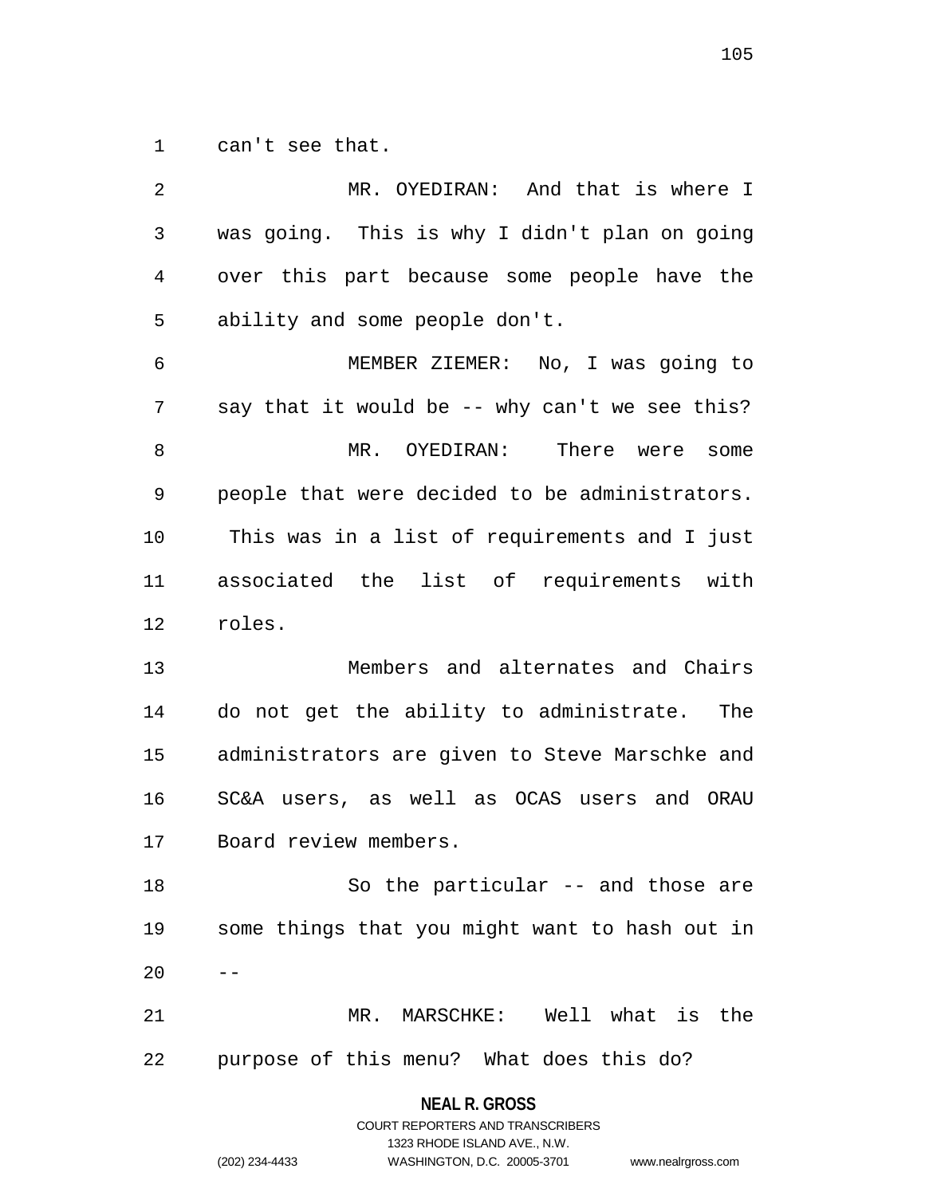can't see that.

MR. OYEDIRAN: And that is where I was going. This is why I didn't plan on going over this part because some people have the ability and some people don't.

MEMBER ZIEMER: No, I was going to say that it would be -- why can't we see this?

MR. OYEDIRAN: There were some people that were decided to be administrators. This was in a list of requirements and I just associated the list of requirements with roles.

Members and alternates and Chairs do not get the ability to administrate. The administrators are given to Steve Marschke and SC&A users, as well as OCAS users and ORAU Board review members.

So the particular -- and those are some things that you might want to hash out in --

MR. MARSCHKE: Well what is the purpose of this menu? What does this do?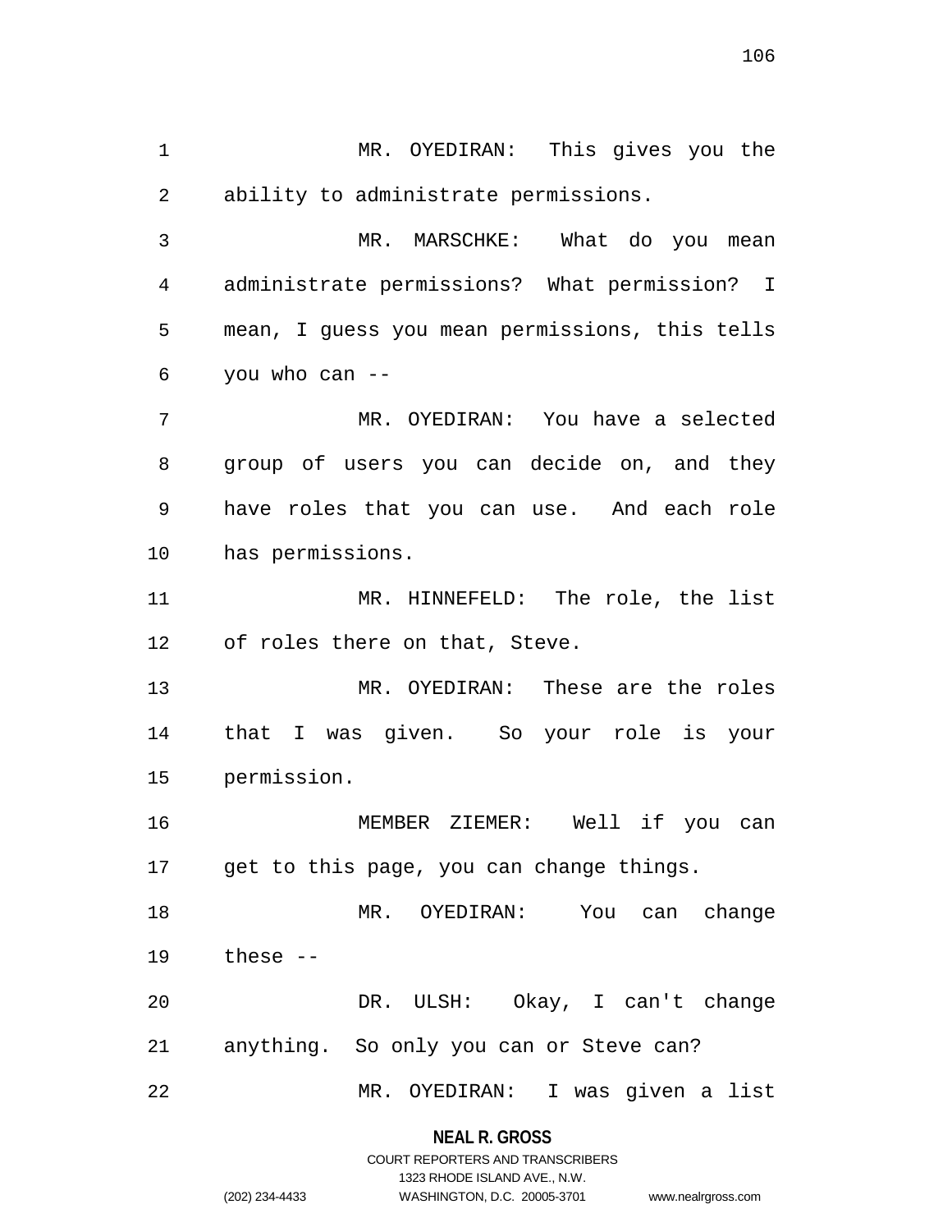MR. OYEDIRAN: This gives you the ability to administrate permissions.

MR. MARSCHKE: What do you mean administrate permissions? What permission? I mean, I guess you mean permissions, this tells you who can --

MR. OYEDIRAN: You have a selected group of users you can decide on, and they have roles that you can use. And each role has permissions.

MR. HINNEFELD: The role, the list of roles there on that, Steve.

MR. OYEDIRAN: These are the roles that I was given. So your role is your permission.

MEMBER ZIEMER: Well if you can get to this page, you can change things.

MR. OYEDIRAN: You can change these --

DR. ULSH: Okay, I can't change anything. So only you can or Steve can?

MR. OYEDIRAN: I was given a list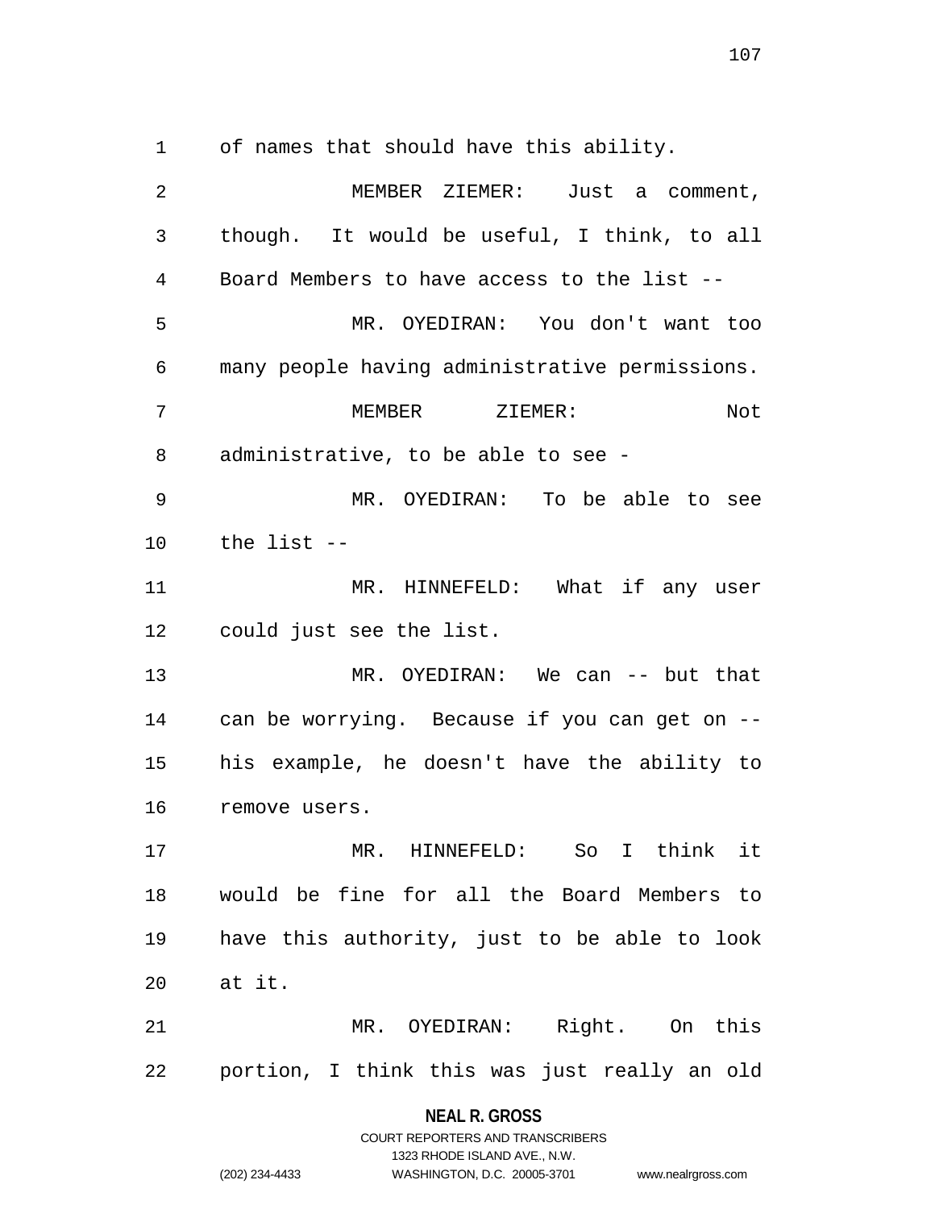of names that should have this ability.

MEMBER ZIEMER: Just a comment, though. It would be useful, I think, to all Board Members to have access to the list --

MR. OYEDIRAN: You don't want too many people having administrative permissions.

MEMBER ZIEMER: Not administrative, to be able to see -

MR. OYEDIRAN: To be able to see the list --

MR. HINNEFELD: What if any user could just see the list.

MR. OYEDIRAN: We can -- but that can be worrying. Because if you can get on -- his example, he doesn't have the ability to remove users.

MR. HINNEFELD: So I think it would be fine for all the Board Members to have this authority, just to be able to look at it.

MR. OYEDIRAN: Right. On this portion, I think this was just really an old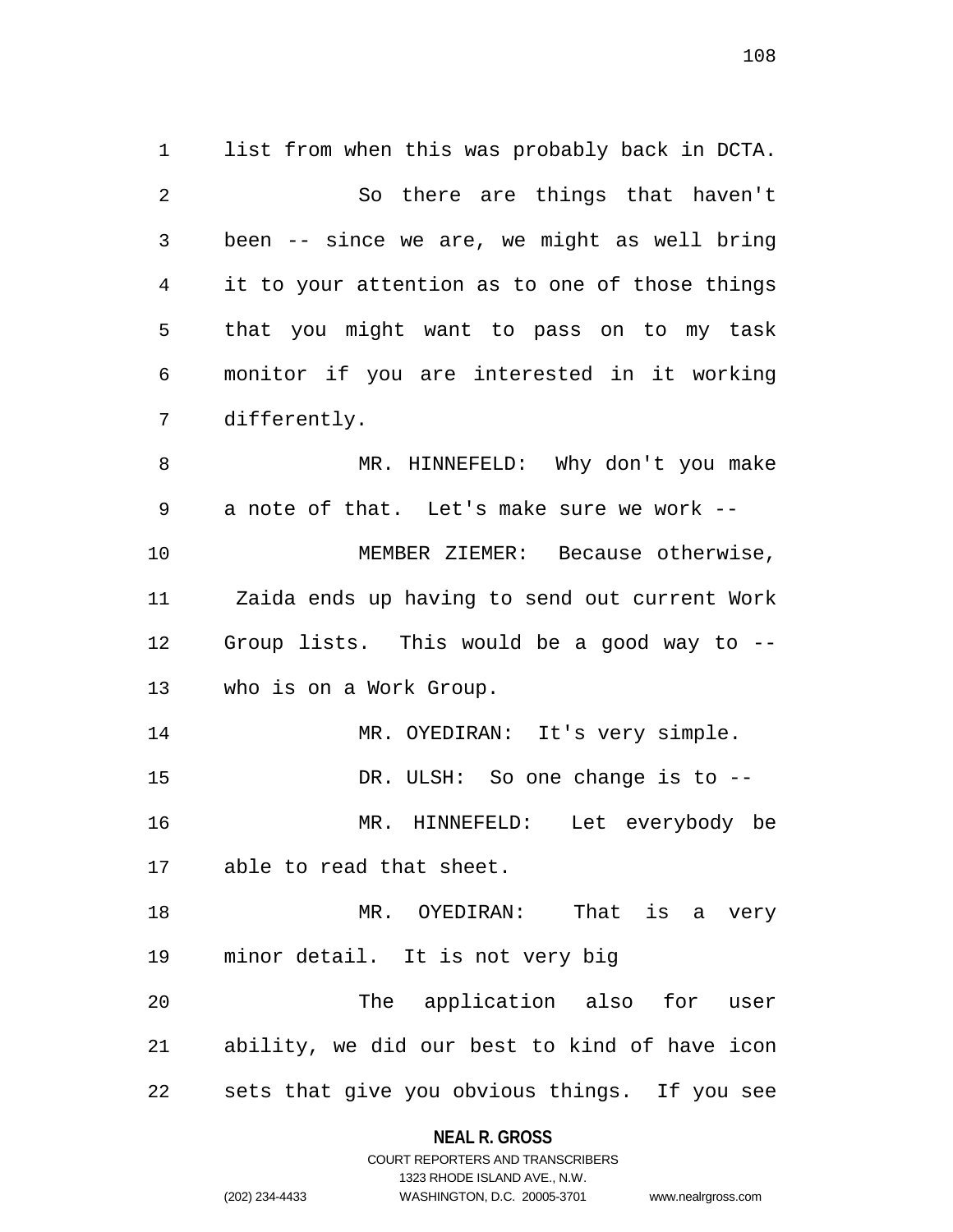list from when this was probably back in DCTA.

So there are things that haven't been -- since we are, we might as well bring it to your attention as to one of those things that you might want to pass on to my task monitor if you are interested in it working differently.

MR. HINNEFELD: Why don't you make a note of that. Let's make sure we work --

MEMBER ZIEMER: Because otherwise, Zaida ends up having to send out current Work Group lists. This would be a good way to -- who is on a Work Group.

MR. OYEDIRAN: It's very simple.

DR. ULSH: So one change is to --

MR. HINNEFELD: Let everybody be able to read that sheet.

MR. OYEDIRAN: That is a very minor detail. It is not very big

The application also for user ability, we did our best to kind of have icon sets that give you obvious things. If you see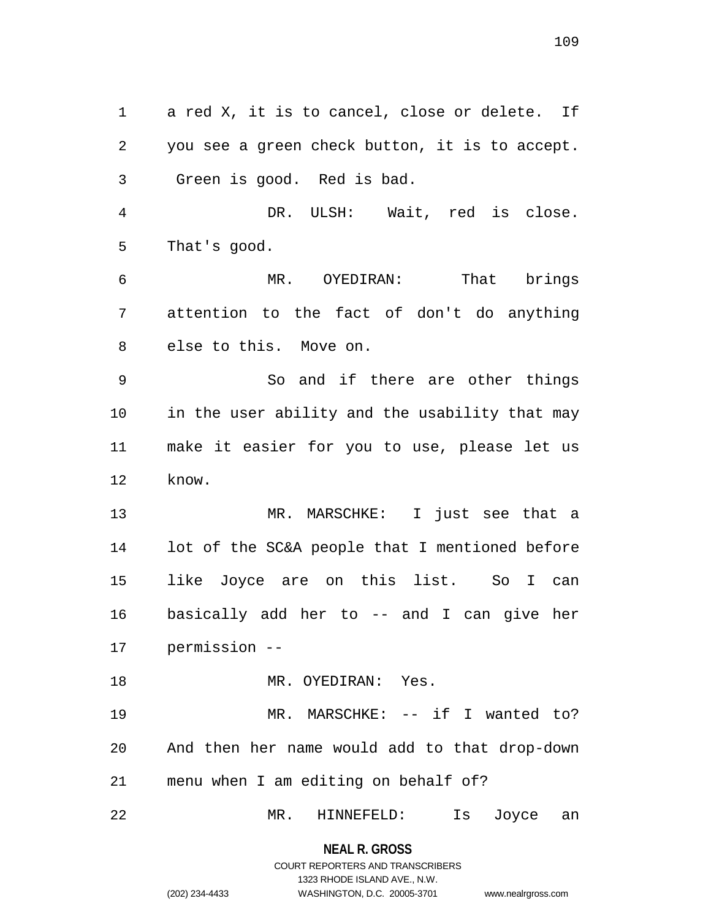a red X, it is to cancel, close or delete. If you see a green check button, it is to accept. Green is good. Red is bad.

DR. ULSH: Wait, red is close. That's good.

MR. OYEDIRAN: That brings attention to the fact of don't do anything else to this. Move on.

So and if there are other things in the user ability and the usability that may make it easier for you to use, please let us know.

MR. MARSCHKE: I just see that a lot of the SC&A people that I mentioned before like Joyce are on this list. So I can basically add her to -- and I can give her permission --

MR. OYEDIRAN: Yes.

MR. MARSCHKE: -- if I wanted to? And then her name would add to that drop-down menu when I am editing on behalf of?

MR. HINNEFELD: Is Joyce an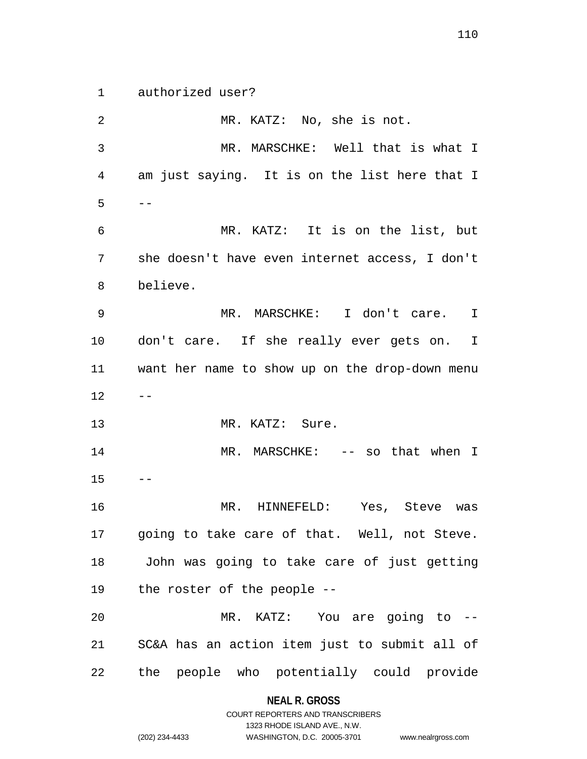authorized user?

MR. KATZ: No, she is not.

MR. MARSCHKE: Well that is what I am just saying. It is on the list here that I --

MR. KATZ: It is on the list, but she doesn't have even internet access, I don't believe.

MR. MARSCHKE: I don't care. I don't care. If she really ever gets on. I want her name to show up on the drop-down menu --

MR. KATZ: Sure.

MR. MARSCHKE: -- so that when I --

MR. HINNEFELD: Yes, Steve was going to take care of that. Well, not Steve. John was going to take care of just getting the roster of the people --

MR. KATZ: You are going to -- SC&A has an action item just to submit all of the people who potentially could provide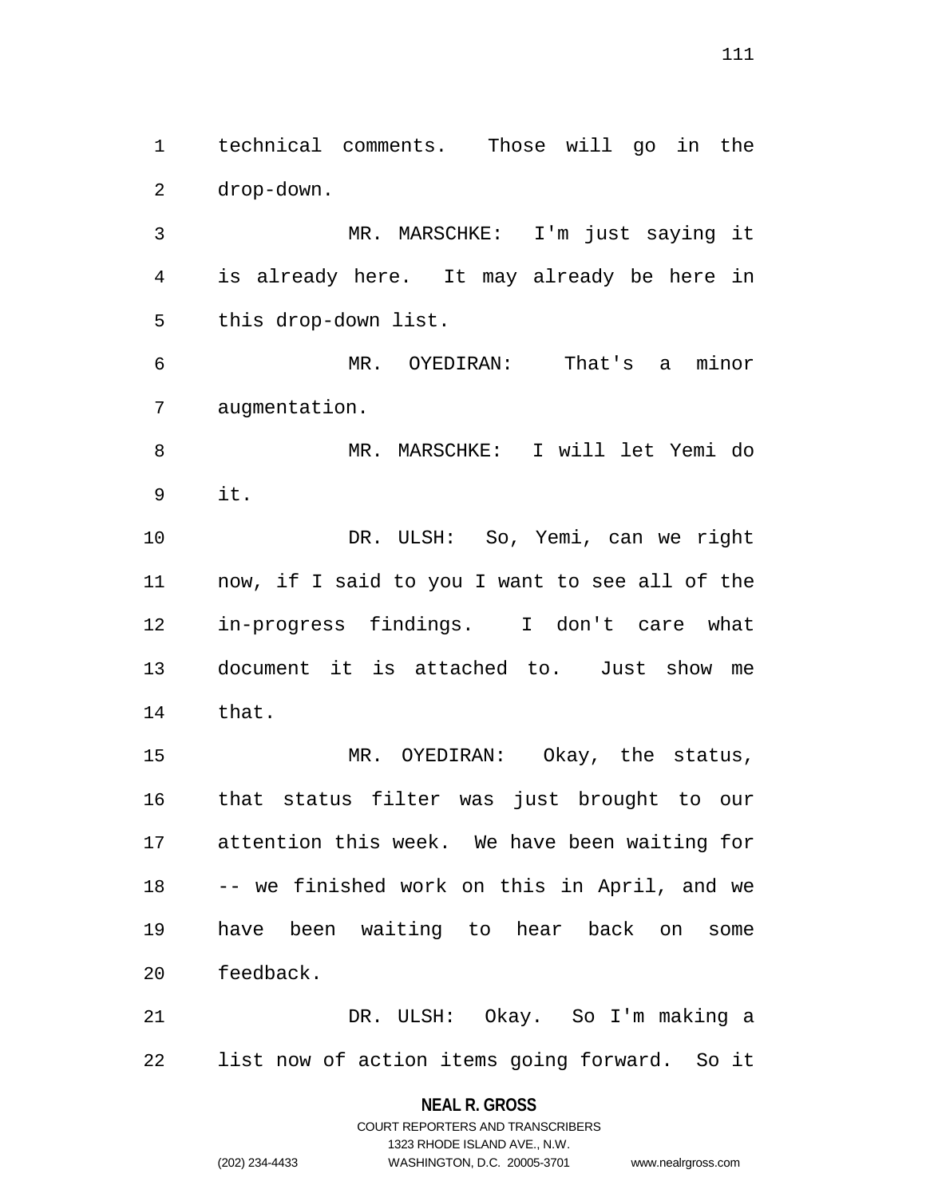technical comments. Those will go in the drop-down.

MR. MARSCHKE: I'm just saying it is already here. It may already be here in this drop-down list.

MR. OYEDIRAN: That's a minor augmentation.

MR. MARSCHKE: I will let Yemi do it.

DR. ULSH: So, Yemi, can we right now, if I said to you I want to see all of the in-progress findings. I don't care what document it is attached to. Just show me that.

MR. OYEDIRAN: Okay, the status, that status filter was just brought to our attention this week. We have been waiting for -- we finished work on this in April, and we have been waiting to hear back on some feedback.

DR. ULSH: Okay. So I'm making a list now of action items going forward. So it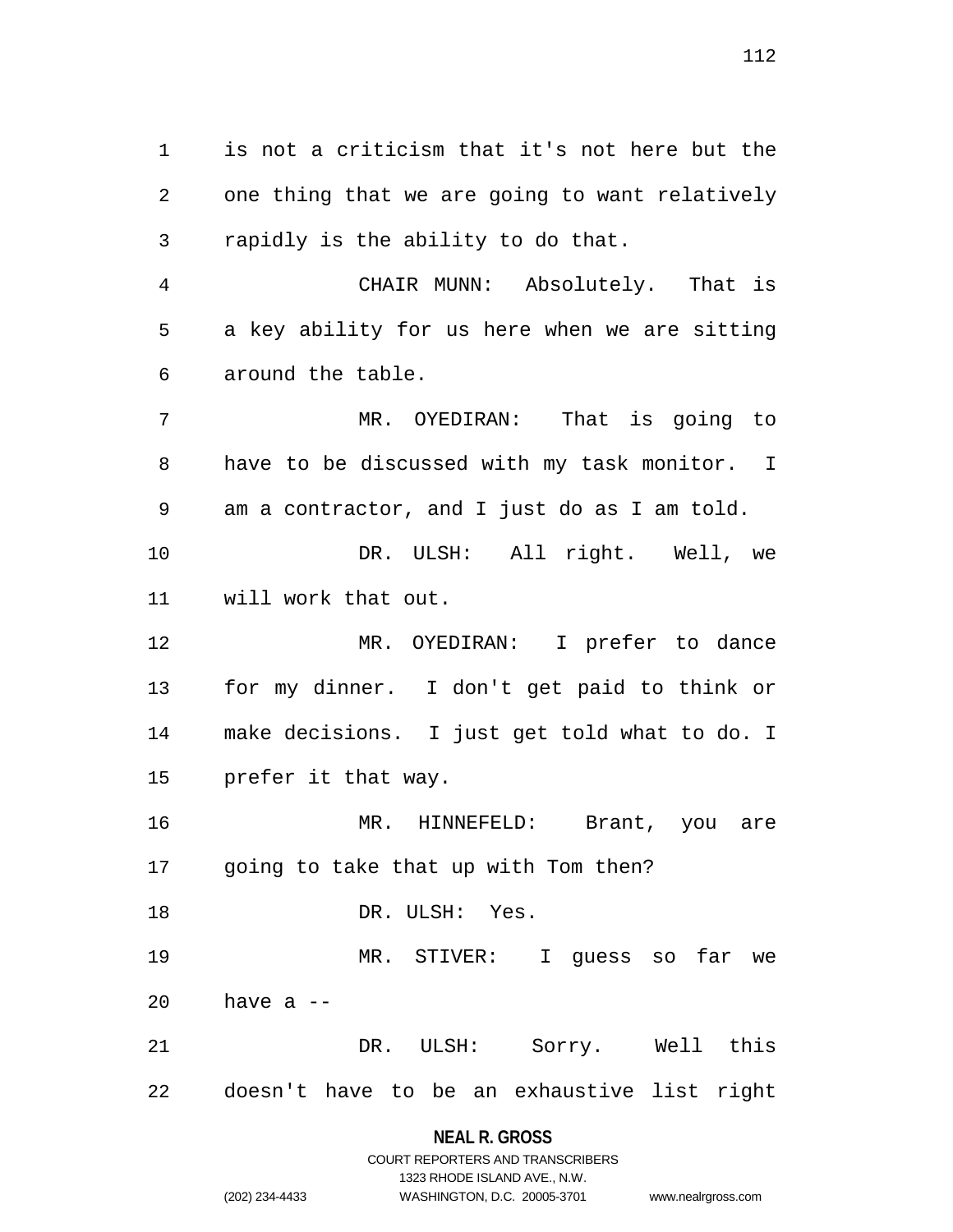is not a criticism that it's not here but the one thing that we are going to want relatively rapidly is the ability to do that.

CHAIR MUNN: Absolutely. That is a key ability for us here when we are sitting around the table.

MR. OYEDIRAN: That is going to have to be discussed with my task monitor. I am a contractor, and I just do as I am told.

DR. ULSH: All right. Well, we will work that out.

MR. OYEDIRAN: I prefer to dance for my dinner. I don't get paid to think or make decisions. I just get told what to do. I prefer it that way.

MR. HINNEFELD: Brant, you are going to take that up with Tom then?

DR. ULSH: Yes.

MR. STIVER: I guess so far we have a --

DR. ULSH: Sorry. Well this doesn't have to be an exhaustive list right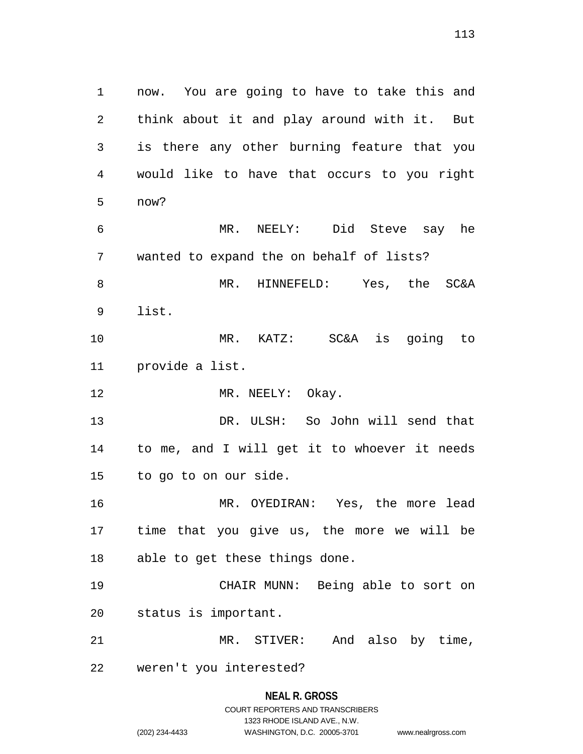now. You are going to have to take this and think about it and play around with it. But is there any other burning feature that you would like to have that occurs to you right now?

MR. NEELY: Did Steve say he wanted to expand the on behalf of lists?

MR. HINNEFELD: Yes, the SC&A list.

MR. KATZ: SC&A is going to provide a list.

MR. NEELY: Okay.

DR. ULSH: So John will send that to me, and I will get it to whoever it needs to go to on our side.

MR. OYEDIRAN: Yes, the more lead time that you give us, the more we will be able to get these things done.

CHAIR MUNN: Being able to sort on status is important.

MR. STIVER: And also by time, weren't you interested?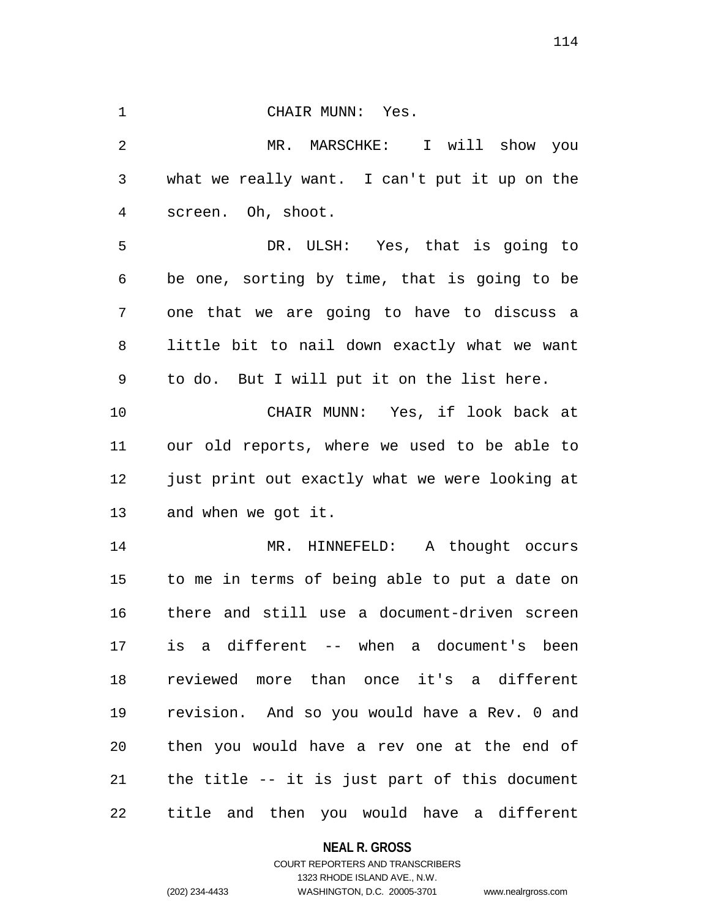CHAIR MUNN: Yes.

MR. MARSCHKE: I will show you what we really want. I can't put it up on the screen. Oh, shoot.

DR. ULSH: Yes, that is going to be one, sorting by time, that is going to be one that we are going to have to discuss a little bit to nail down exactly what we want to do. But I will put it on the list here.

CHAIR MUNN: Yes, if look back at our old reports, where we used to be able to just print out exactly what we were looking at and when we got it.

MR. HINNEFELD: A thought occurs to me in terms of being able to put a date on there and still use a document-driven screen is a different -- when a document's been reviewed more than once it's a different revision. And so you would have a Rev. 0 and then you would have a rev one at the end of the title -- it is just part of this document title and then you would have a different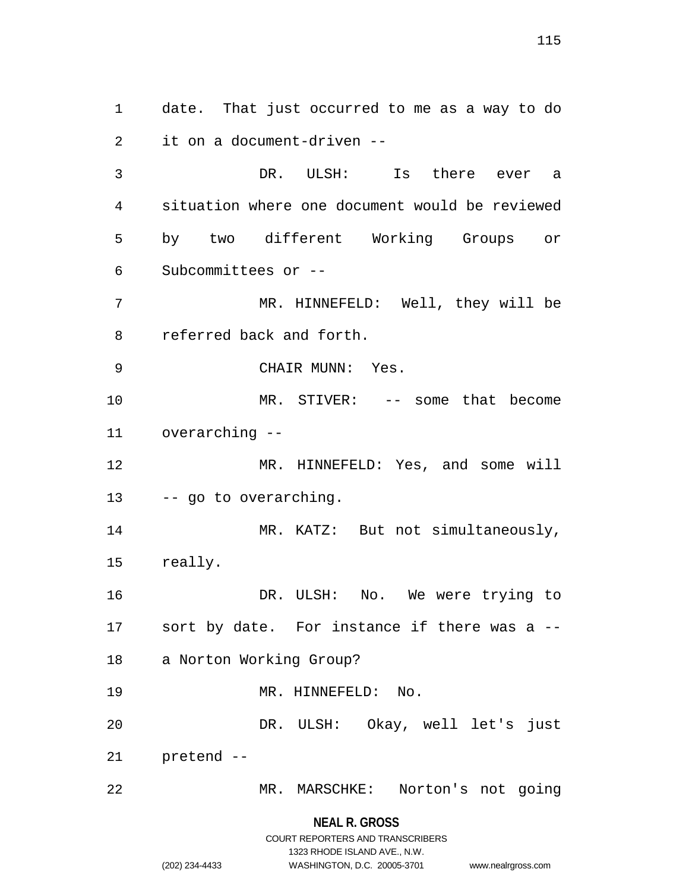date. That just occurred to me as a way to do it on a document-driven --

DR. ULSH: Is there ever a situation where one document would be reviewed by two different Working Groups or Subcommittees or --

MR. HINNEFELD: Well, they will be referred back and forth.

CHAIR MUNN: Yes.

MR. STIVER: -- some that become overarching --

MR. HINNEFELD: Yes, and some will -- go to overarching.

MR. KATZ: But not simultaneously, really.

DR. ULSH: No. We were trying to sort by date. For instance if there was a -- a Norton Working Group?

MR. HINNEFELD: No.

DR. ULSH: Okay, well let's just pretend --

MR. MARSCHKE: Norton's not going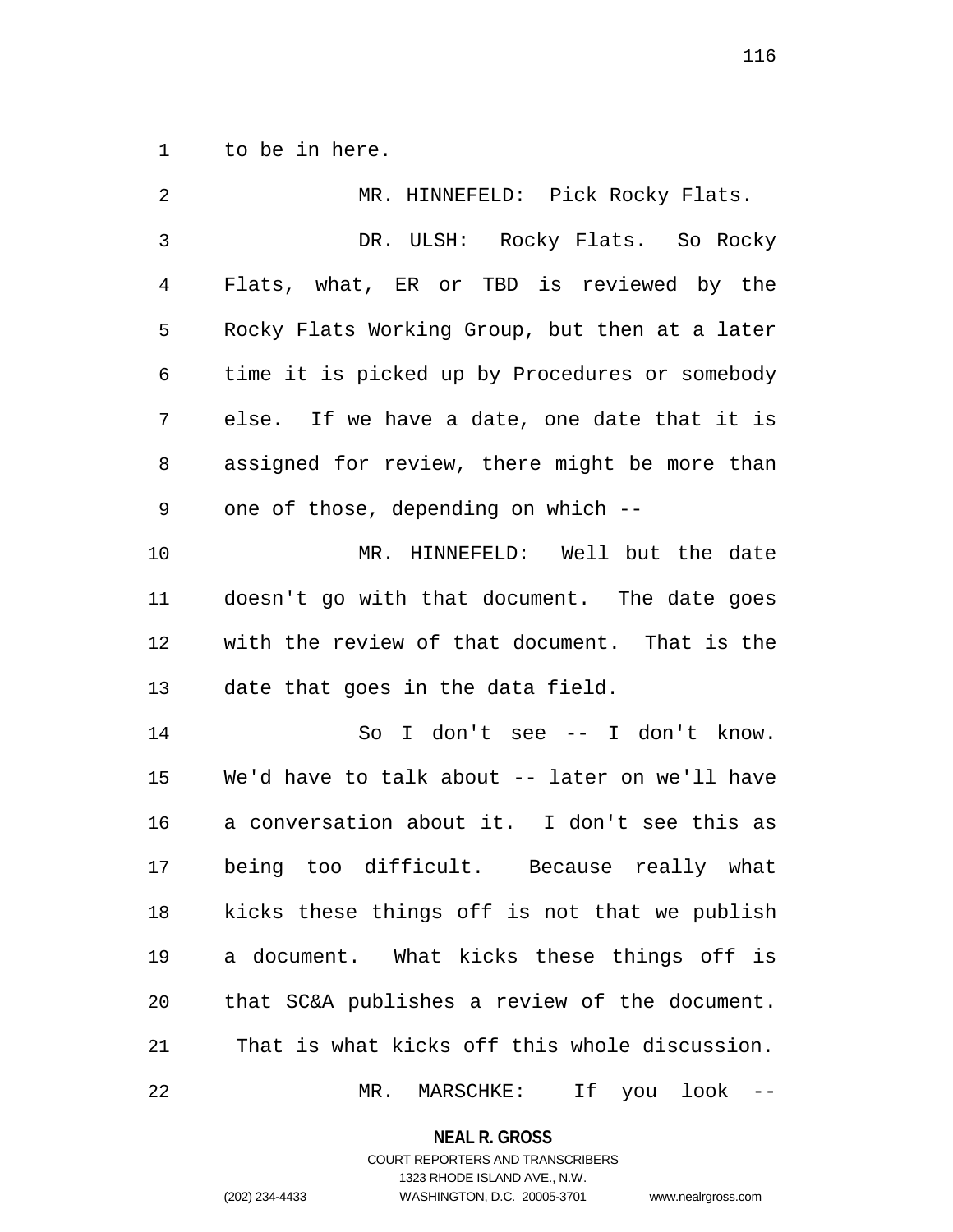to be in here.

MR. HINNEFELD: Pick Rocky Flats.

DR. ULSH: Rocky Flats. So Rocky Flats, what, ER or TBD is reviewed by the Rocky Flats Working Group, but then at a later time it is picked up by Procedures or somebody else. If we have a date, one date that it is assigned for review, there might be more than one of those, depending on which --

MR. HINNEFELD: Well but the date doesn't go with that document. The date goes with the review of that document. That is the date that goes in the data field.

So I don't see -- I don't know. We'd have to talk about -- later on we'll have a conversation about it. I don't see this as being too difficult. Because really what kicks these things off is not that we publish a document. What kicks these things off is that SC&A publishes a review of the document. That is what kicks off this whole discussion.

MR. MARSCHKE: If you look --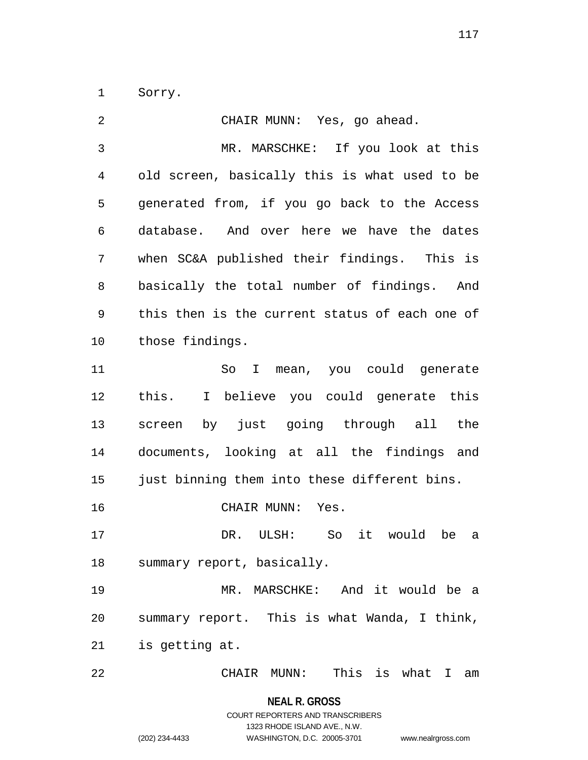Sorry.

CHAIR MUNN: Yes, go ahead.

MR. MARSCHKE: If you look at this old screen, basically this is what used to be generated from, if you go back to the Access database. And over here we have the dates when SC&A published their findings. This is basically the total number of findings. And this then is the current status of each one of those findings.

So I mean, you could generate this. I believe you could generate this screen by just going through all the documents, looking at all the findings and just binning them into these different bins.

CHAIR MUNN: Yes.

DR. ULSH: So it would be a summary report, basically.

MR. MARSCHKE: And it would be a summary report. This is what Wanda, I think, is getting at.

CHAIR MUNN: This is what I am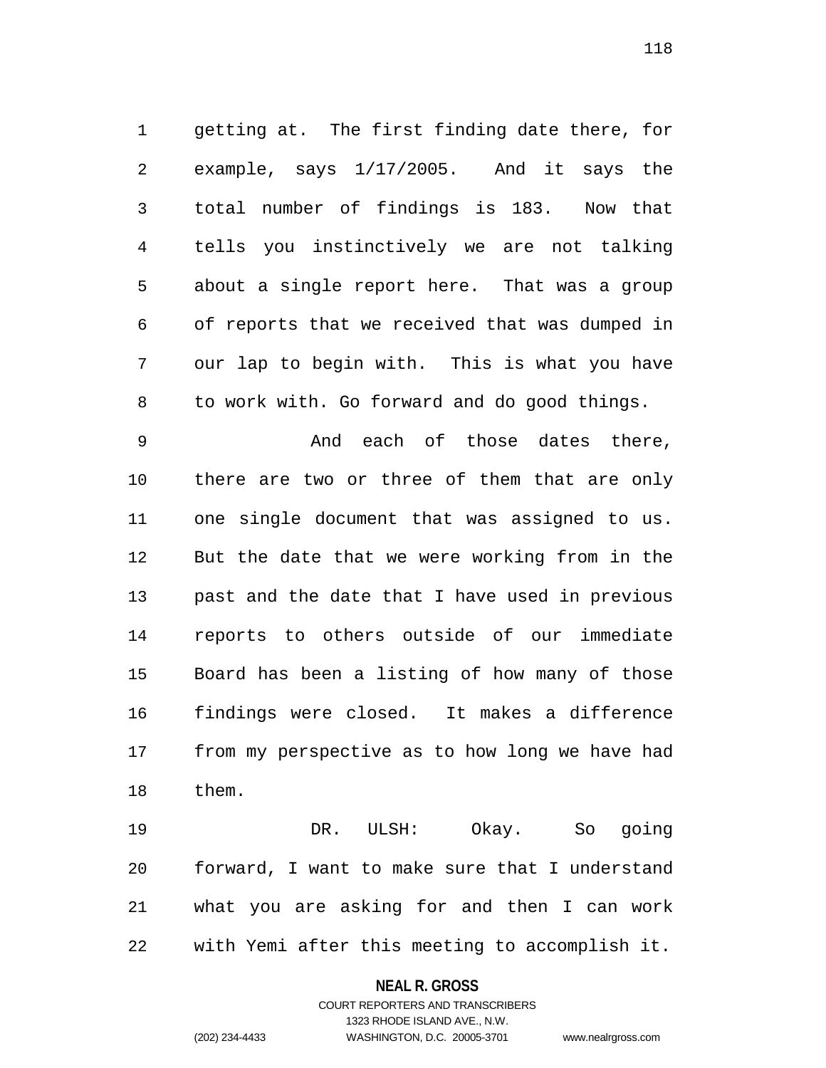getting at. The first finding date there, for example, says 1/17/2005. And it says the total number of findings is 183. Now that tells you instinctively we are not talking about a single report here. That was a group of reports that we received that was dumped in our lap to begin with. This is what you have to work with. Go forward and do good things.

And each of those dates there, there are two or three of them that are only one single document that was assigned to us. But the date that we were working from in the past and the date that I have used in previous reports to others outside of our immediate Board has been a listing of how many of those findings were closed. It makes a difference from my perspective as to how long we have had them.

DR. ULSH: Okay. So going forward, I want to make sure that I understand what you are asking for and then I can work with Yemi after this meeting to accomplish it.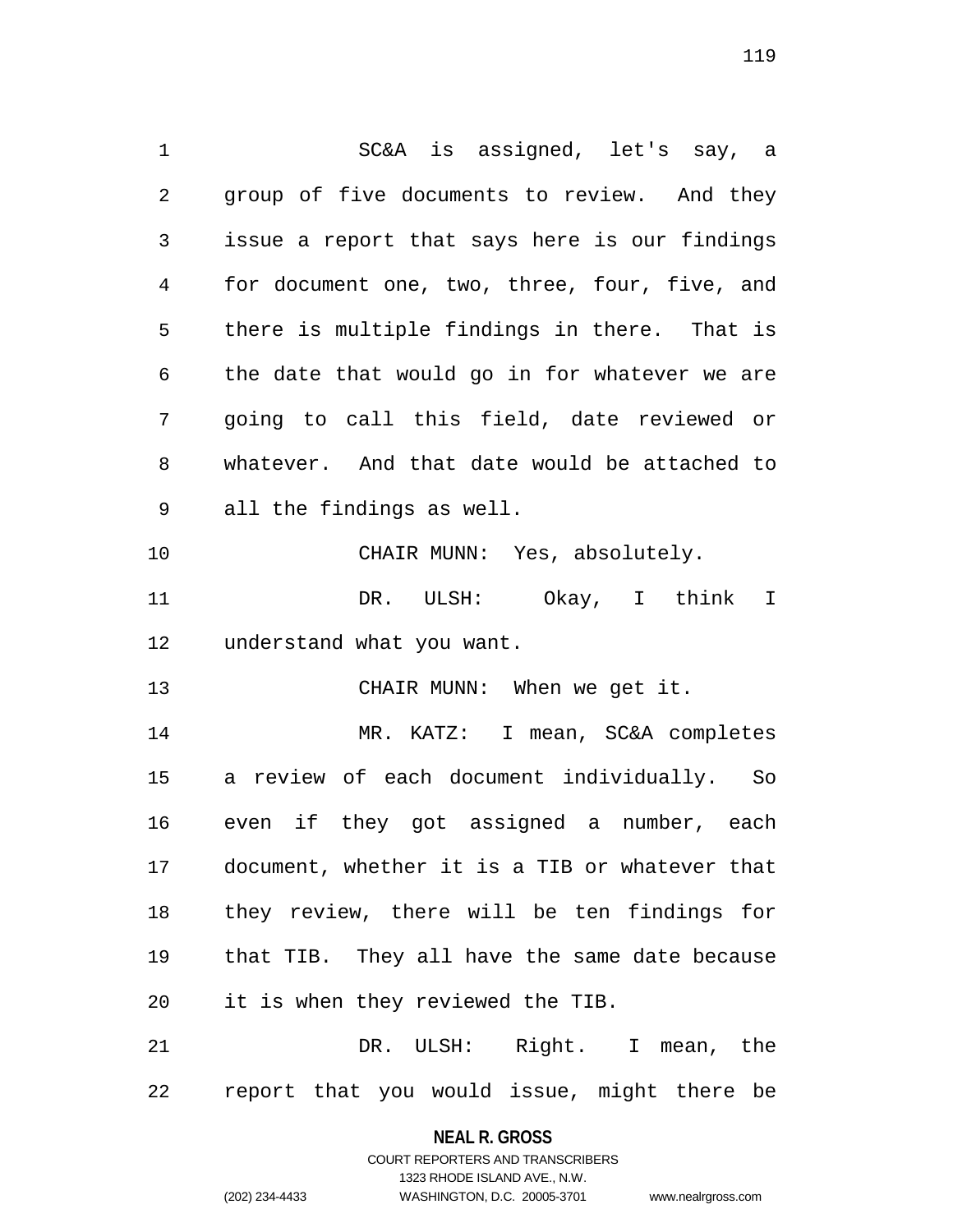SC&A is assigned, let's say, a group of five documents to review. And they issue a report that says here is our findings for document one, two, three, four, five, and there is multiple findings in there. That is the date that would go in for whatever we are going to call this field, date reviewed or whatever. And that date would be attached to all the findings as well.

CHAIR MUNN: Yes, absolutely.

DR. ULSH: Okay, I think I understand what you want.

CHAIR MUNN: When we get it.

MR. KATZ: I mean, SC&A completes a review of each document individually. So even if they got assigned a number, each document, whether it is a TIB or whatever that they review, there will be ten findings for that TIB. They all have the same date because it is when they reviewed the TIB.

DR. ULSH: Right. I mean, the report that you would issue, might there be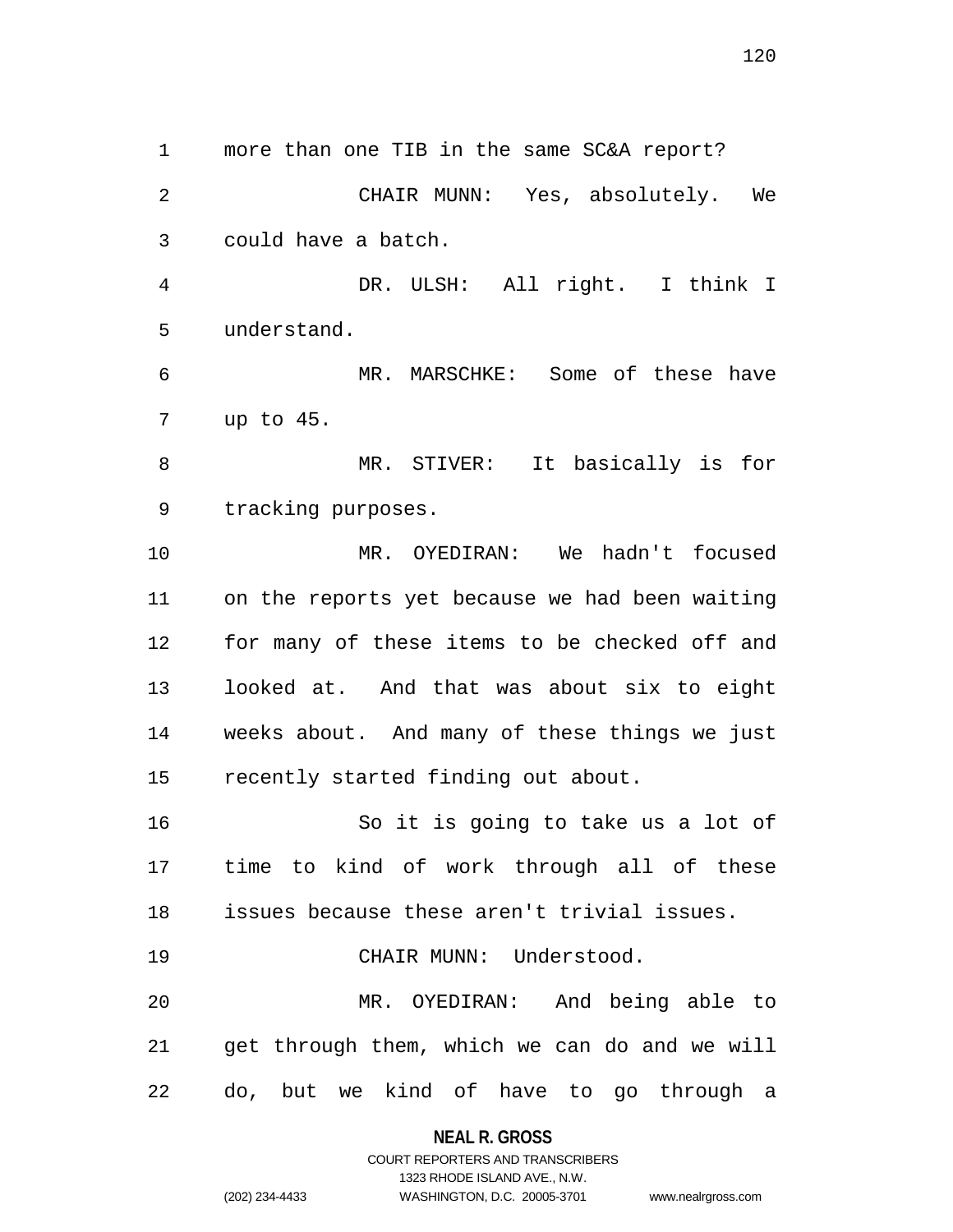more than one TIB in the same SC&A report?

CHAIR MUNN: Yes, absolutely. We could have a batch.

DR. ULSH: All right. I think I understand.

MR. MARSCHKE: Some of these have up to 45.

MR. STIVER: It basically is for tracking purposes.

MR. OYEDIRAN: We hadn't focused on the reports yet because we had been waiting for many of these items to be checked off and looked at. And that was about six to eight weeks about. And many of these things we just recently started finding out about.

So it is going to take us a lot of time to kind of work through all of these issues because these aren't trivial issues.

CHAIR MUNN: Understood.

MR. OYEDIRAN: And being able to get through them, which we can do and we will do, but we kind of have to go through a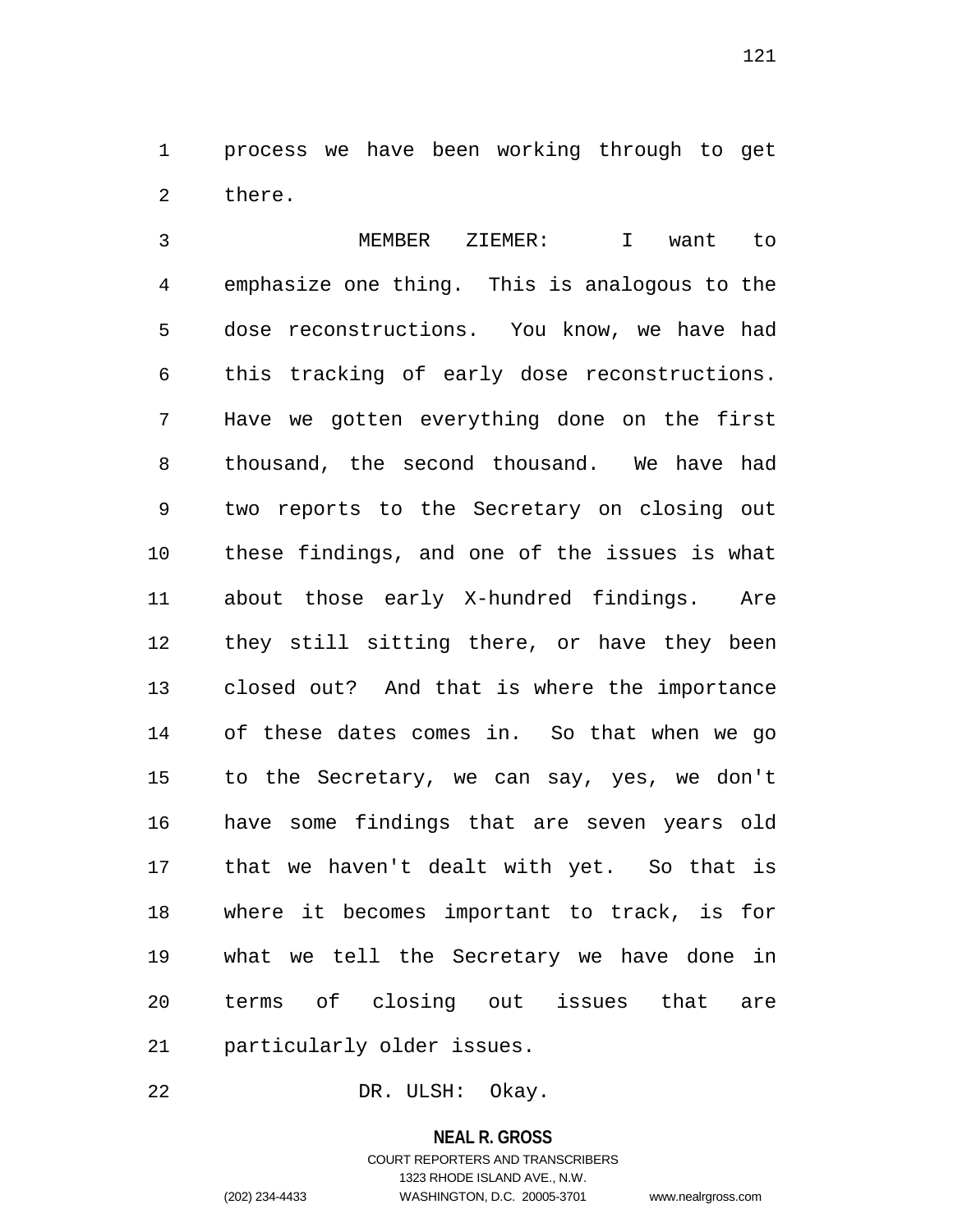process we have been working through to get there.

MEMBER ZIEMER: I want to emphasize one thing. This is analogous to the dose reconstructions. You know, we have had this tracking of early dose reconstructions. Have we gotten everything done on the first thousand, the second thousand. We have had two reports to the Secretary on closing out these findings, and one of the issues is what about those early X-hundred findings. Are they still sitting there, or have they been closed out? And that is where the importance of these dates comes in. So that when we go to the Secretary, we can say, yes, we don't have some findings that are seven years old that we haven't dealt with yet. So that is where it becomes important to track, is for what we tell the Secretary we have done in terms of closing out issues that are particularly older issues.

DR. ULSH: Okay.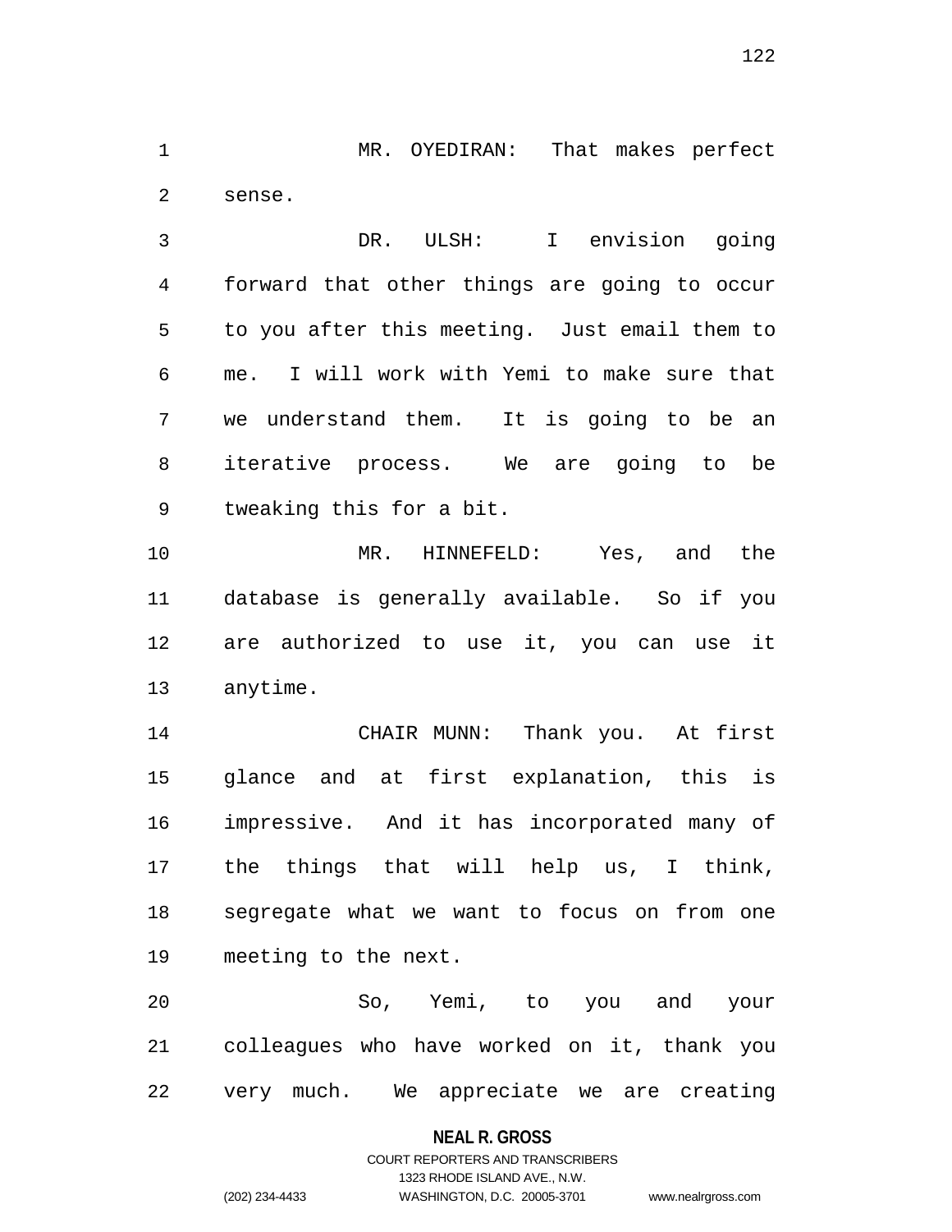MR. OYEDIRAN: That makes perfect sense.

DR. ULSH: I envision going forward that other things are going to occur to you after this meeting. Just email them to me. I will work with Yemi to make sure that we understand them. It is going to be an iterative process. We are going to be tweaking this for a bit.

MR. HINNEFELD: Yes, and the database is generally available. So if you are authorized to use it, you can use it anytime.

CHAIR MUNN: Thank you. At first glance and at first explanation, this is impressive. And it has incorporated many of the things that will help us, I think, segregate what we want to focus on from one meeting to the next.

So, Yemi, to you and your colleagues who have worked on it, thank you very much. We appreciate we are creating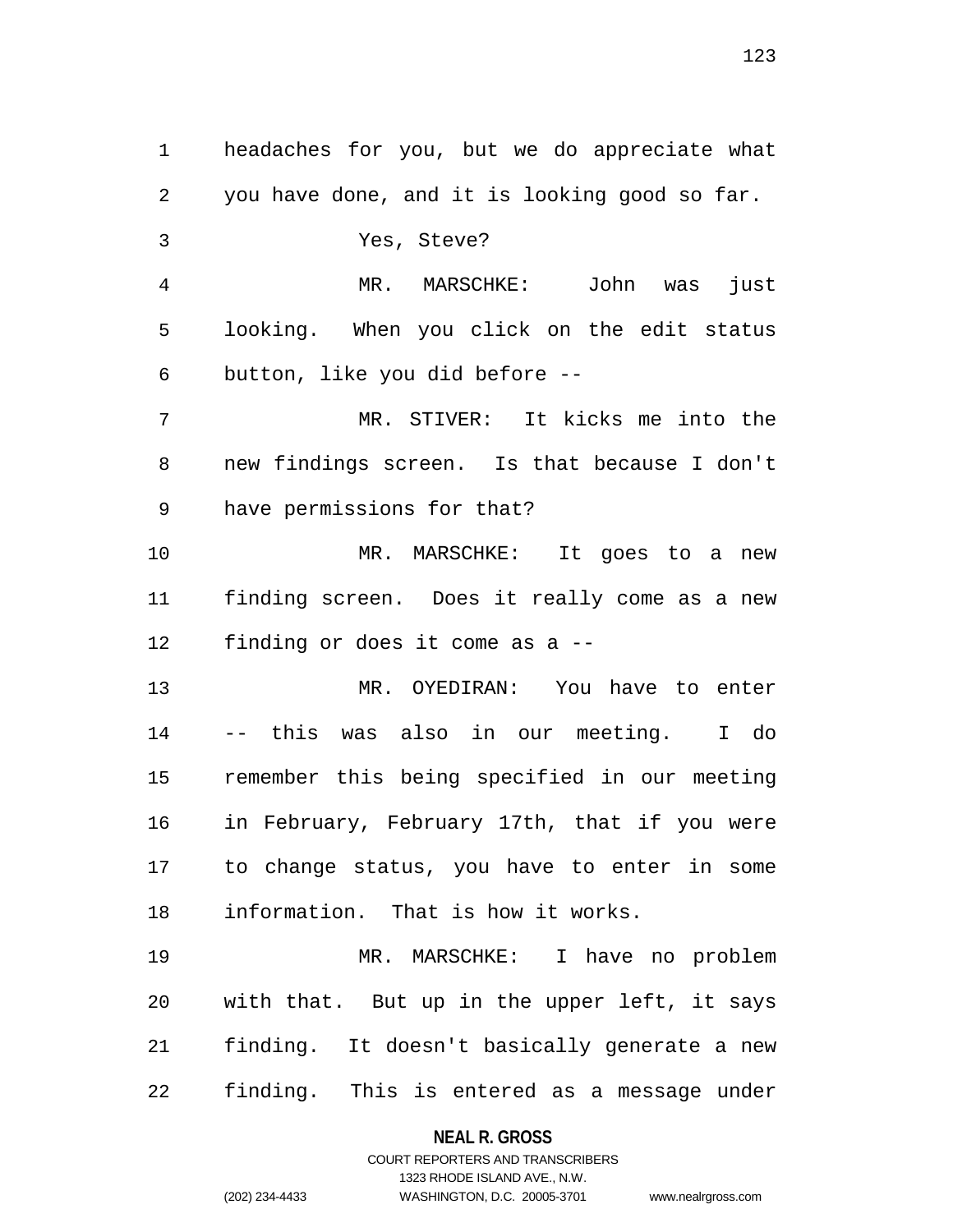headaches for you, but we do appreciate what you have done, and it is looking good so far.

Yes, Steve?

MR. MARSCHKE: John was just looking. When you click on the edit status button, like you did before --

MR. STIVER: It kicks me into the new findings screen. Is that because I don't have permissions for that?

MR. MARSCHKE: It goes to a new finding screen. Does it really come as a new finding or does it come as a --

MR. OYEDIRAN: You have to enter -- this was also in our meeting. I do remember this being specified in our meeting in February, February 17th, that if you were to change status, you have to enter in some information. That is how it works.

MR. MARSCHKE: I have no problem with that. But up in the upper left, it says finding. It doesn't basically generate a new finding. This is entered as a message under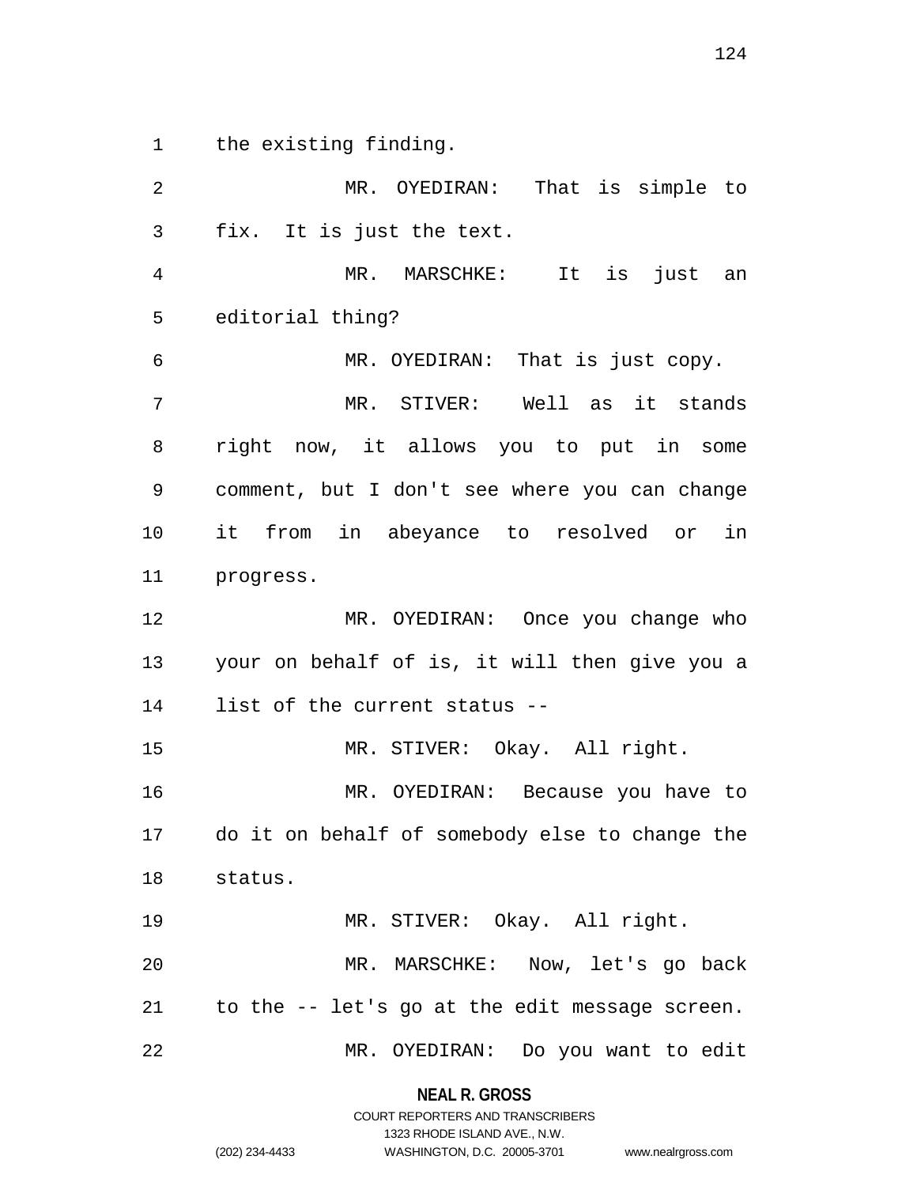the existing finding.

MR. OYEDIRAN: That is simple to fix. It is just the text.

MR. MARSCHKE: It is just an editorial thing?

MR. OYEDIRAN: That is just copy.

MR. STIVER: Well as it stands right now, it allows you to put in some comment, but I don't see where you can change it from in abeyance to resolved or in progress.

MR. OYEDIRAN: Once you change who your on behalf of is, it will then give you a list of the current status --

MR. STIVER: Okay. All right.

MR. OYEDIRAN: Because you have to do it on behalf of somebody else to change the status.

MR. STIVER: Okay. All right.

MR. MARSCHKE: Now, let's go back to the -- let's go at the edit message screen.

MR. OYEDIRAN: Do you want to edit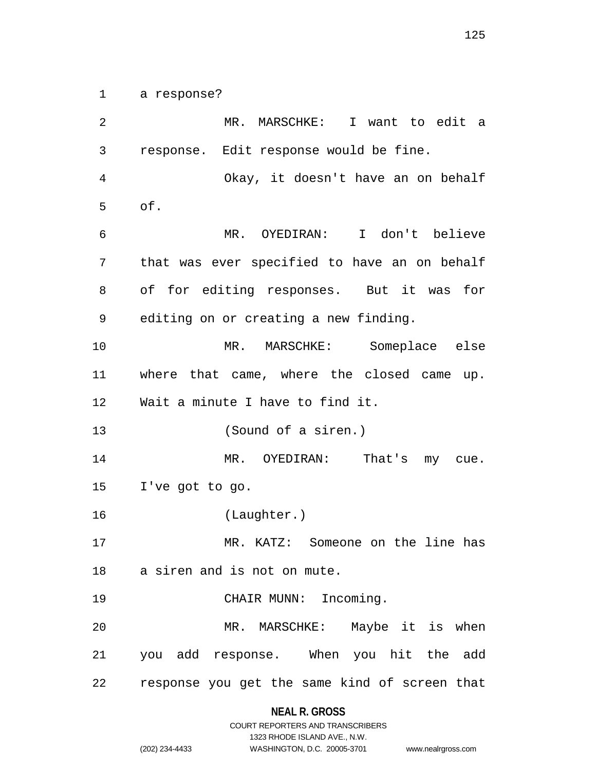a response?

MR. MARSCHKE: I want to edit a response. Edit response would be fine.

Okay, it doesn't have an on behalf of.

MR. OYEDIRAN: I don't believe that was ever specified to have an on behalf of for editing responses. But it was for editing on or creating a new finding.

MR. MARSCHKE: Someplace else where that came, where the closed came up. Wait a minute I have to find it.

(Sound of a siren.)

MR. OYEDIRAN: That's my cue. I've got to go.

(Laughter.)

MR. KATZ: Someone on the line has a siren and is not on mute.

CHAIR MUNN: Incoming.

MR. MARSCHKE: Maybe it is when you add response. When you hit the add response you get the same kind of screen that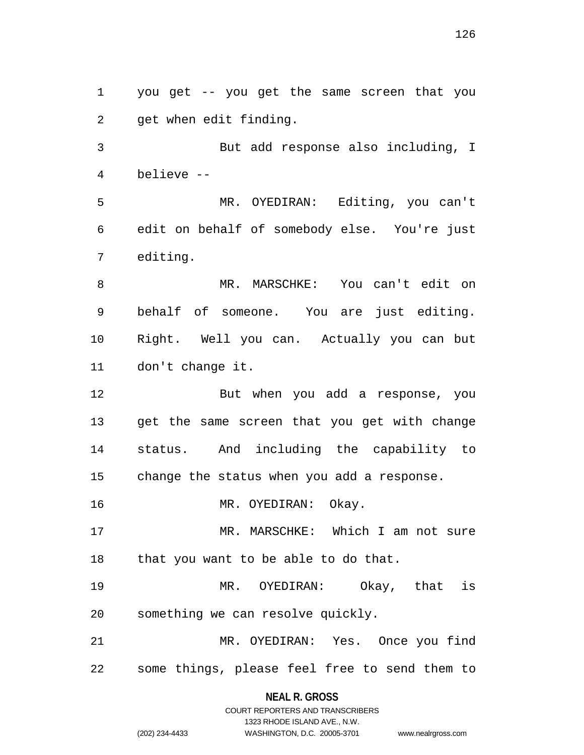you get -- you get the same screen that you get when edit finding.

But add response also including, I believe --

MR. OYEDIRAN: Editing, you can't edit on behalf of somebody else. You're just editing.

MR. MARSCHKE: You can't edit on behalf of someone. You are just editing. Right. Well you can. Actually you can but don't change it.

But when you add a response, you get the same screen that you get with change status. And including the capability to change the status when you add a response.

MR. OYEDIRAN: Okay.

MR. MARSCHKE: Which I am not sure that you want to be able to do that.

MR. OYEDIRAN: Okay, that is something we can resolve quickly.

MR. OYEDIRAN: Yes. Once you find some things, please feel free to send them to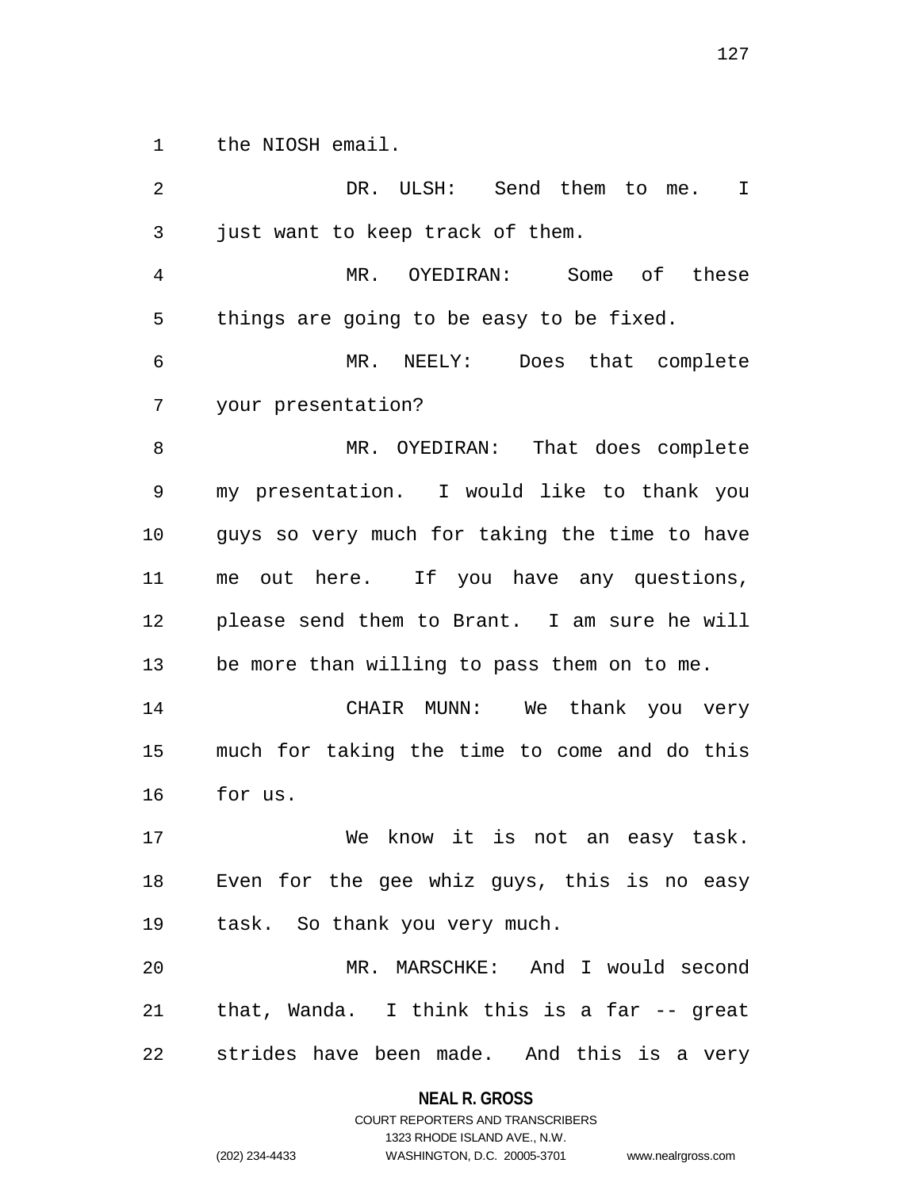the NIOSH email.

DR. ULSH: Send them to me. I just want to keep track of them.

MR. OYEDIRAN: Some of these things are going to be easy to be fixed.

MR. NEELY: Does that complete your presentation?

MR. OYEDIRAN: That does complete my presentation. I would like to thank you guys so very much for taking the time to have me out here. If you have any questions, please send them to Brant. I am sure he will be more than willing to pass them on to me.

CHAIR MUNN: We thank you very much for taking the time to come and do this for us.

We know it is not an easy task. Even for the gee whiz guys, this is no easy task. So thank you very much.

MR. MARSCHKE: And I would second that, Wanda. I think this is a far -- great strides have been made. And this is a very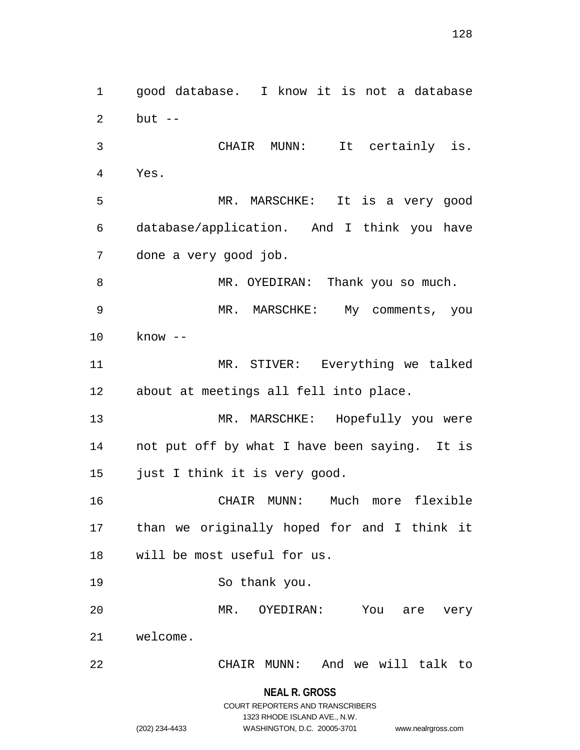good database. I know it is not a database but --

CHAIR MUNN: It certainly is. Yes.

MR. MARSCHKE: It is a very good database/application. And I think you have done a very good job.

MR. OYEDIRAN: Thank you so much.

MR. MARSCHKE: My comments, you know --

MR. STIVER: Everything we talked about at meetings all fell into place.

MR. MARSCHKE: Hopefully you were not put off by what I have been saying. It is just I think it is very good.

CHAIR MUNN: Much more flexible than we originally hoped for and I think it will be most useful for us.

So thank you.

MR. OYEDIRAN: You are very welcome.

CHAIR MUNN: And we will talk to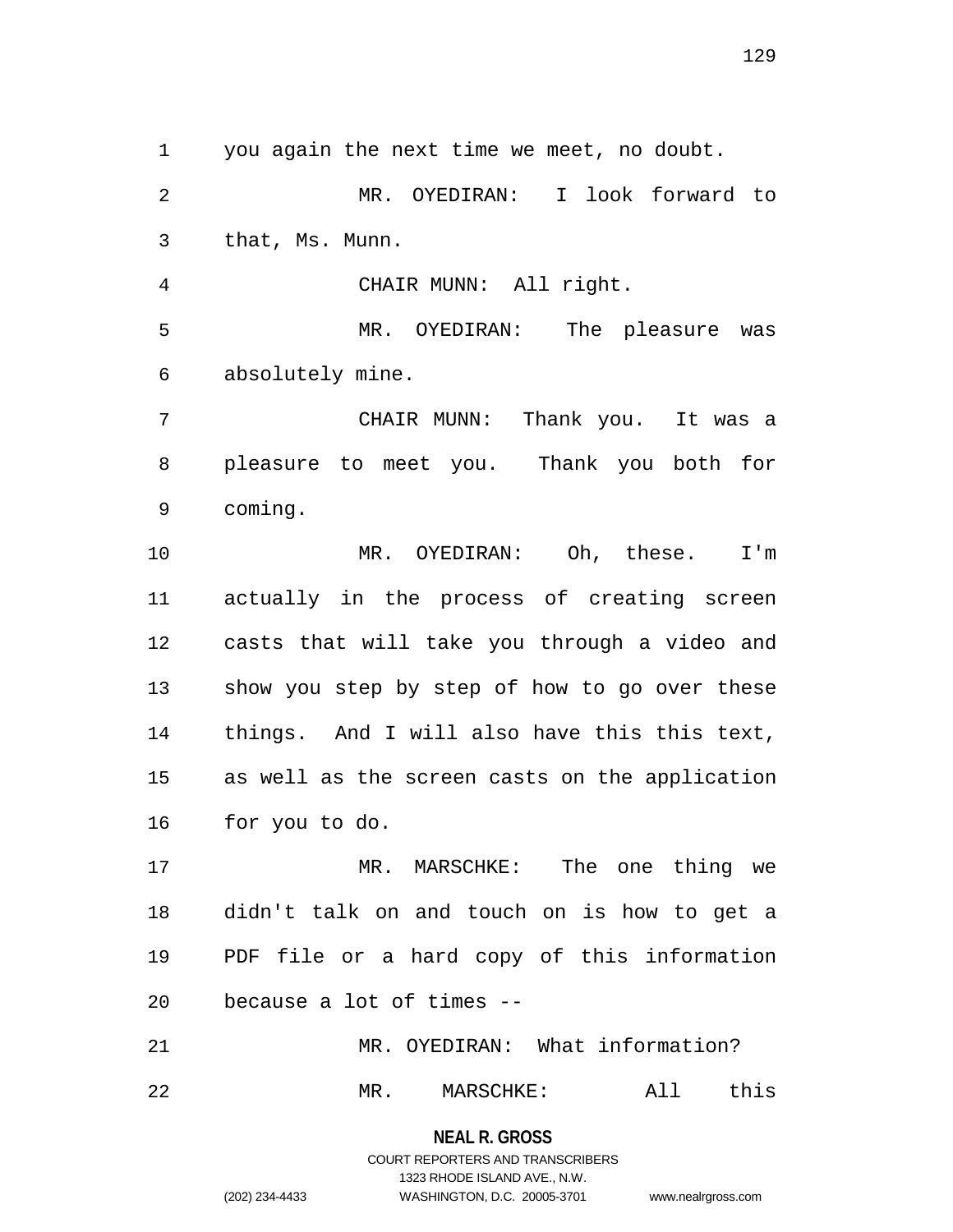you again the next time we meet, no doubt.

MR. OYEDIRAN: I look forward to that, Ms. Munn.

CHAIR MUNN: All right.

MR. OYEDIRAN: The pleasure was absolutely mine.

CHAIR MUNN: Thank you. It was a pleasure to meet you. Thank you both for coming.

MR. OYEDIRAN: Oh, these. I'm actually in the process of creating screen casts that will take you through a video and show you step by step of how to go over these things. And I will also have this this text, as well as the screen casts on the application for you to do.

MR. MARSCHKE: The one thing we didn't talk on and touch on is how to get a PDF file or a hard copy of this information because a lot of times --

MR. OYEDIRAN: What information?

MR. MARSCHKE: All this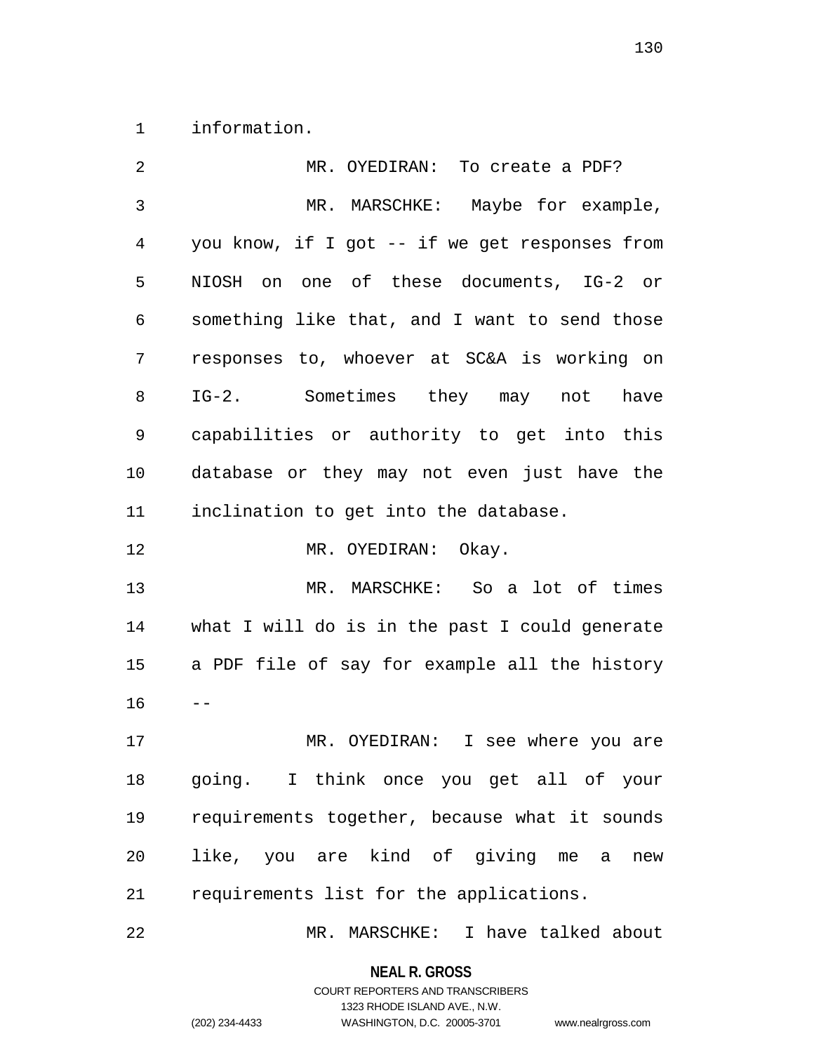information.

MR. OYEDIRAN: To create a PDF?

MR. MARSCHKE: Maybe for example, you know, if I got -- if we get responses from NIOSH on one of these documents, IG-2 or something like that, and I want to send those responses to, whoever at SC&A is working on IG-2. Sometimes they may not have capabilities or authority to get into this database or they may not even just have the inclination to get into the database.

MR. OYEDIRAN: Okay.

MR. MARSCHKE: So a lot of times what I will do is in the past I could generate a PDF file of say for example all the history --

MR. OYEDIRAN: I see where you are going. I think once you get all of your requirements together, because what it sounds like, you are kind of giving me a new requirements list for the applications.

MR. MARSCHKE: I have talked about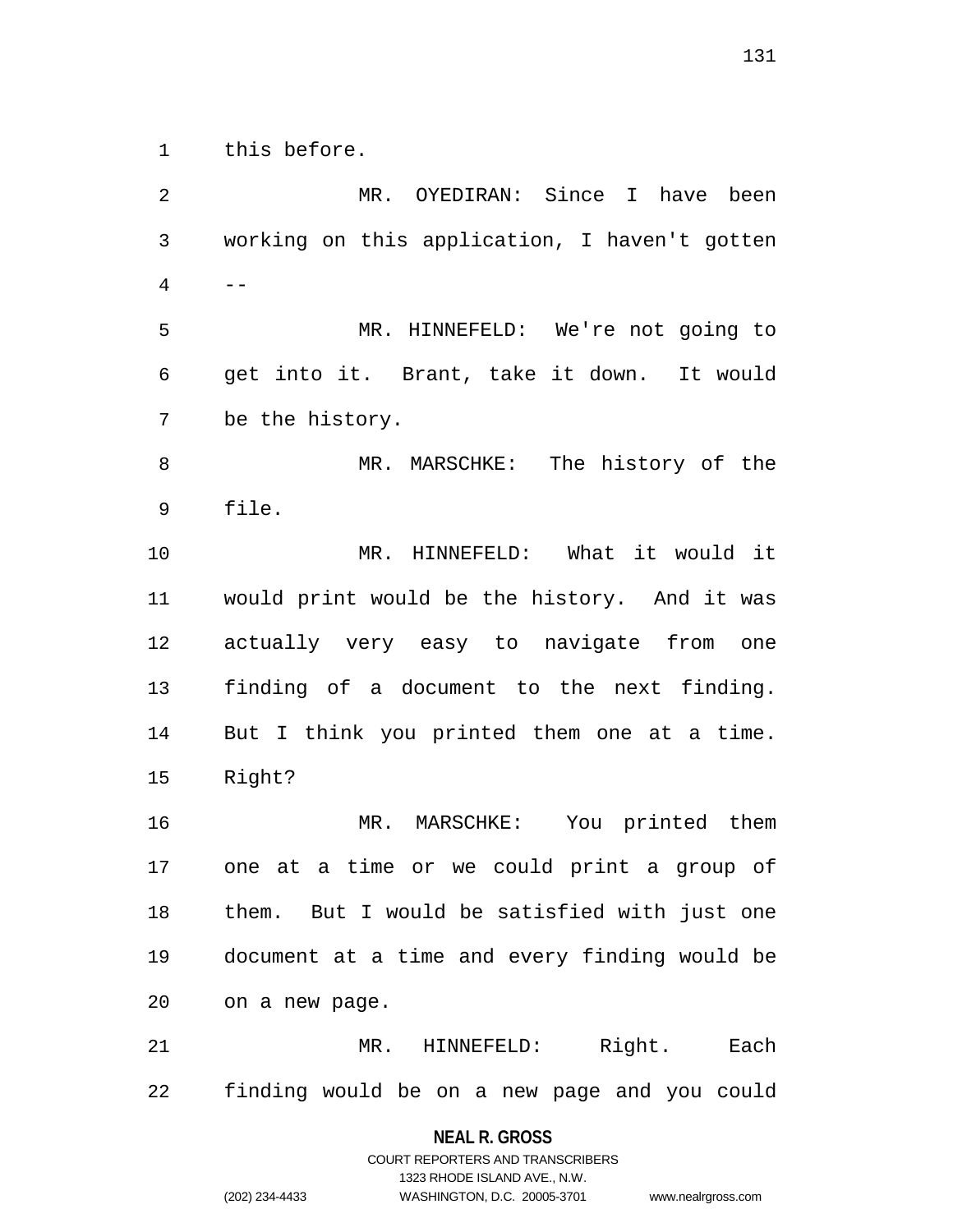this before.

MR. OYEDIRAN: Since I have been working on this application, I haven't gotten --

MR. HINNEFELD: We're not going to get into it. Brant, take it down. It would be the history.

MR. MARSCHKE: The history of the file.

MR. HINNEFELD: What it would it would print would be the history. And it was actually very easy to navigate from one finding of a document to the next finding. But I think you printed them one at a time. Right?

MR. MARSCHKE: You printed them one at a time or we could print a group of them. But I would be satisfied with just one document at a time and every finding would be on a new page.

MR. HINNEFELD: Right. Each finding would be on a new page and you could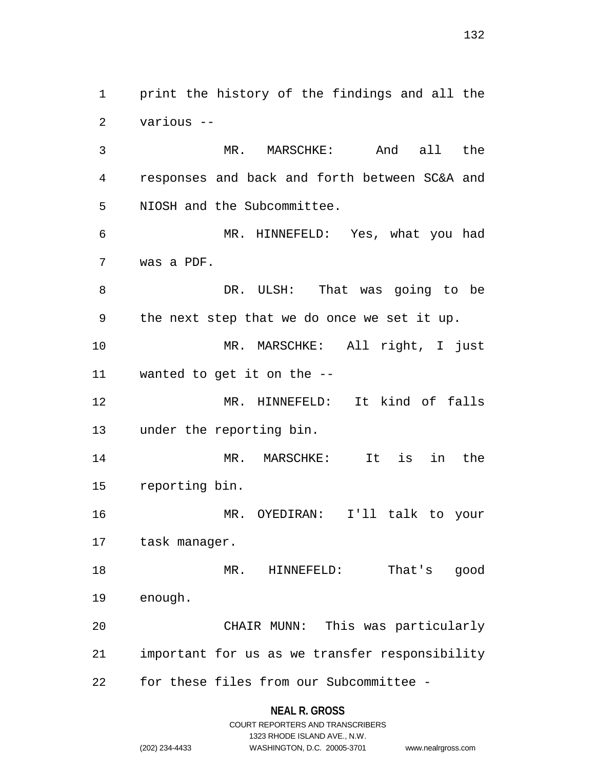print the history of the findings and all the various --

MR. MARSCHKE: And all the responses and back and forth between SC&A and NIOSH and the Subcommittee.

MR. HINNEFELD: Yes, what you had was a PDF.

DR. ULSH: That was going to be the next step that we do once we set it up.

MR. MARSCHKE: All right, I just wanted to get it on the --

MR. HINNEFELD: It kind of falls under the reporting bin.

MR. MARSCHKE: It is in the reporting bin.

MR. OYEDIRAN: I'll talk to your task manager.

MR. HINNEFELD: That's good enough.

CHAIR MUNN: This was particularly important for us as we transfer responsibility for these files from our Subcommittee -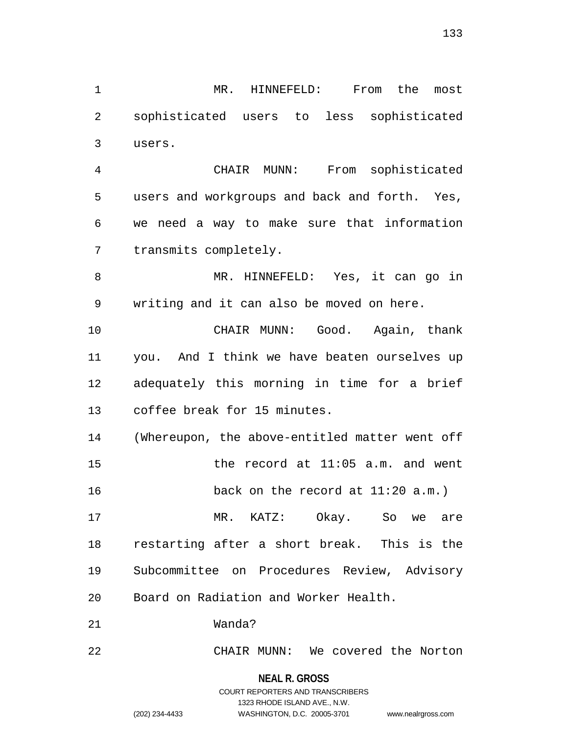MR. HINNEFELD: From the most sophisticated users to less sophisticated users.

CHAIR MUNN: From sophisticated users and workgroups and back and forth. Yes, we need a way to make sure that information transmits completely.

MR. HINNEFELD: Yes, it can go in writing and it can also be moved on here.

CHAIR MUNN: Good. Again, thank you. And I think we have beaten ourselves up adequately this morning in time for a brief coffee break for 15 minutes.

(Whereupon, the above-entitled matter went off the record at 11:05 a.m. and went back on the record at 11:20 a.m.)

MR. KATZ: Okay. So we are restarting after a short break. This is the Subcommittee on Procedures Review, Advisory Board on Radiation and Worker Health.

Wanda?

CHAIR MUNN: We covered the Norton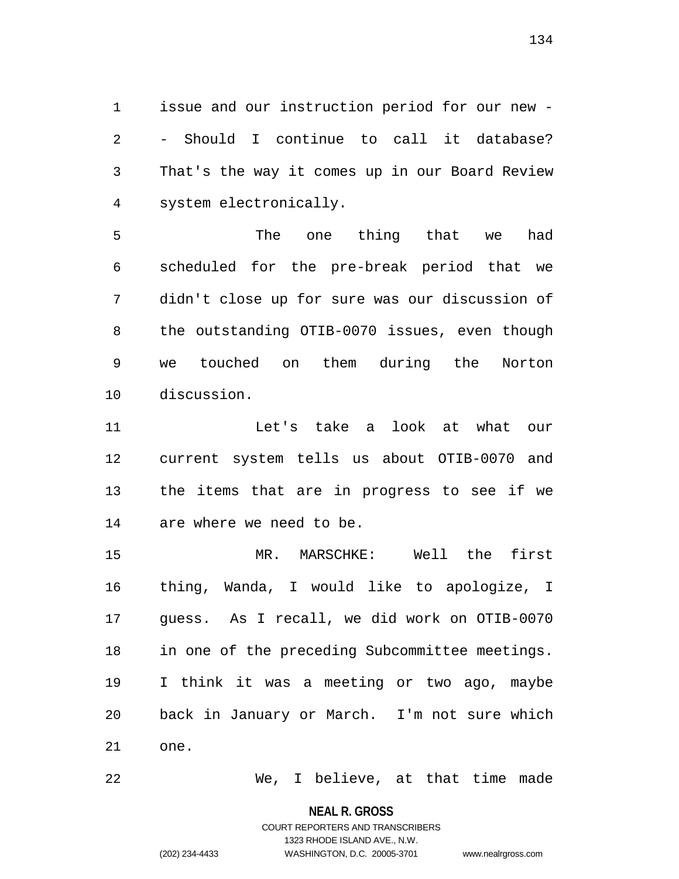issue and our instruction period for our new -- Should I continue to call it database? That's the way it comes up in our Board Review system electronically.

The one thing that we had scheduled for the pre-break period that we didn't close up for sure was our discussion of the outstanding OTIB-0070 issues, even though we touched on them during the Norton discussion.

Let's take a look at what our current system tells us about OTIB-0070 and the items that are in progress to see if we are where we need to be.

MR. MARSCHKE: Well the first thing, Wanda, I would like to apologize, I guess. As I recall, we did work on OTIB-0070 in one of the preceding Subcommittee meetings. I think it was a meeting or two ago, maybe back in January or March. I'm not sure which one.

We, I believe, at that time made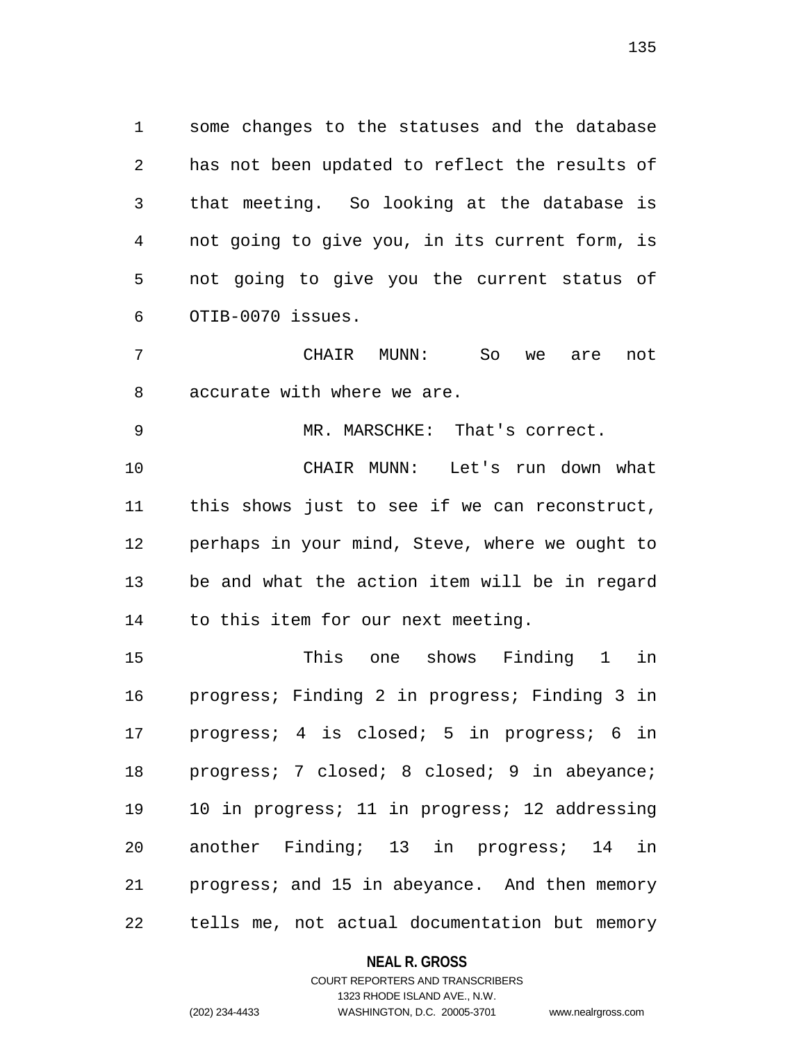some changes to the statuses and the database has not been updated to reflect the results of that meeting. So looking at the database is not going to give you, in its current form, is not going to give you the current status of OTIB-0070 issues.

CHAIR MUNN: So we are not accurate with where we are.

MR. MARSCHKE: That's correct.

CHAIR MUNN: Let's run down what this shows just to see if we can reconstruct, perhaps in your mind, Steve, where we ought to be and what the action item will be in regard to this item for our next meeting.

This one shows Finding 1 in progress; Finding 2 in progress; Finding 3 in progress; 4 is closed; 5 in progress; 6 in progress; 7 closed; 8 closed; 9 in abeyance; 10 in progress; 11 in progress; 12 addressing another Finding; 13 in progress; 14 in progress; and 15 in abeyance. And then memory tells me, not actual documentation but memory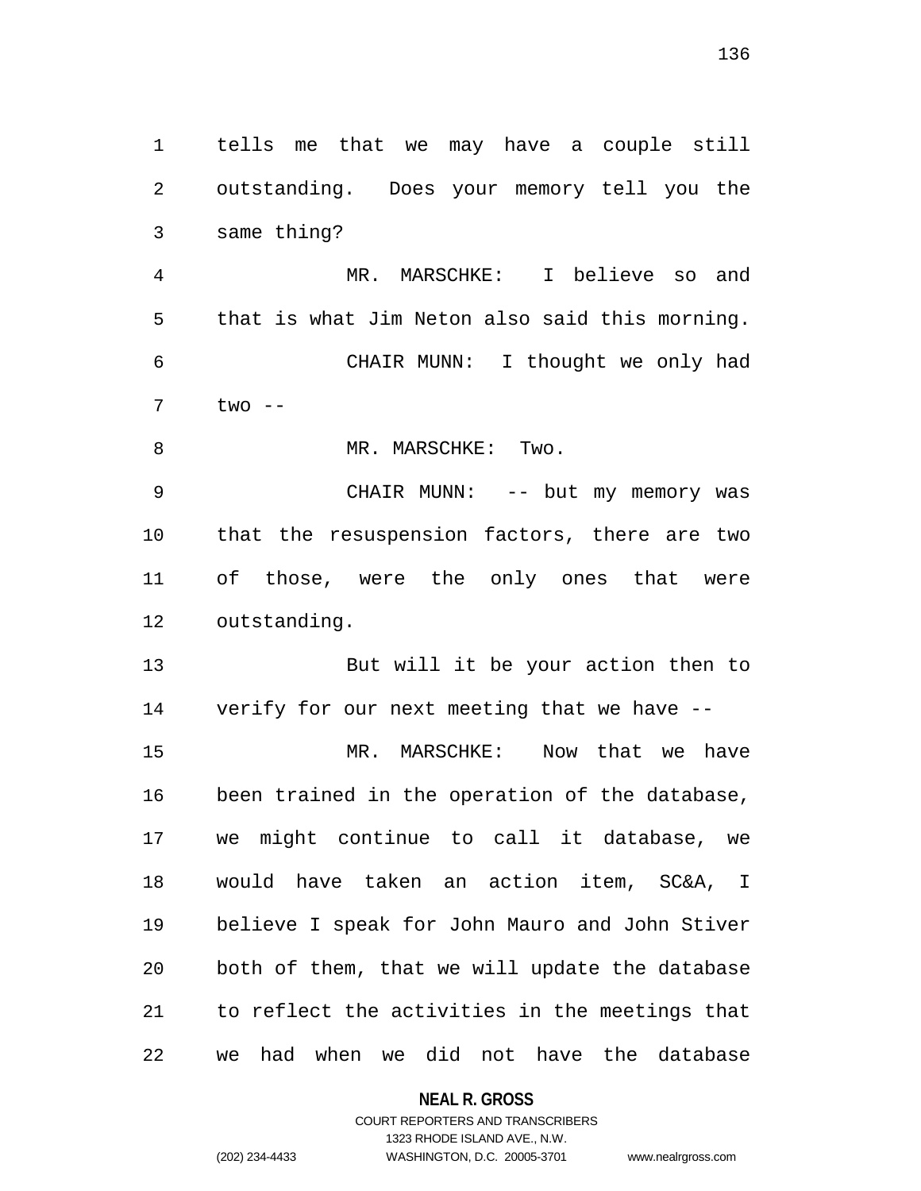tells me that we may have a couple still outstanding. Does your memory tell you the same thing?

MR. MARSCHKE: I believe so and that is what Jim Neton also said this morning.

CHAIR MUNN: I thought we only had two --

MR. MARSCHKE: Two.

CHAIR MUNN: -- but my memory was that the resuspension factors, there are two of those, were the only ones that were outstanding.

But will it be your action then to verify for our next meeting that we have --

MR. MARSCHKE: Now that we have been trained in the operation of the database, we might continue to call it database, we would have taken an action item, SC&A, I believe I speak for John Mauro and John Stiver both of them, that we will update the database to reflect the activities in the meetings that we had when we did not have the database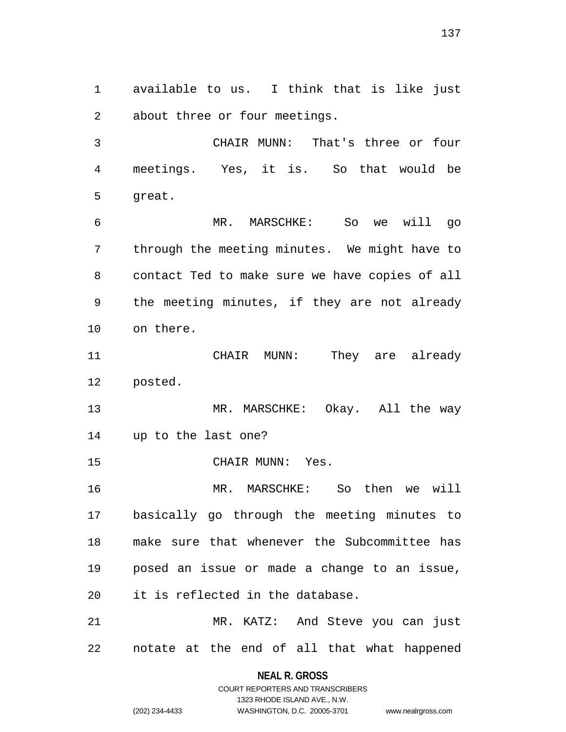available to us. I think that is like just about three or four meetings.

CHAIR MUNN: That's three or four meetings. Yes, it is. So that would be great.

MR. MARSCHKE: So we will go through the meeting minutes. We might have to contact Ted to make sure we have copies of all the meeting minutes, if they are not already on there.

CHAIR MUNN: They are already posted.

MR. MARSCHKE: Okay. All the way up to the last one?

CHAIR MUNN: Yes.

MR. MARSCHKE: So then we will basically go through the meeting minutes to make sure that whenever the Subcommittee has posed an issue or made a change to an issue, it is reflected in the database.

MR. KATZ: And Steve you can just notate at the end of all that what happened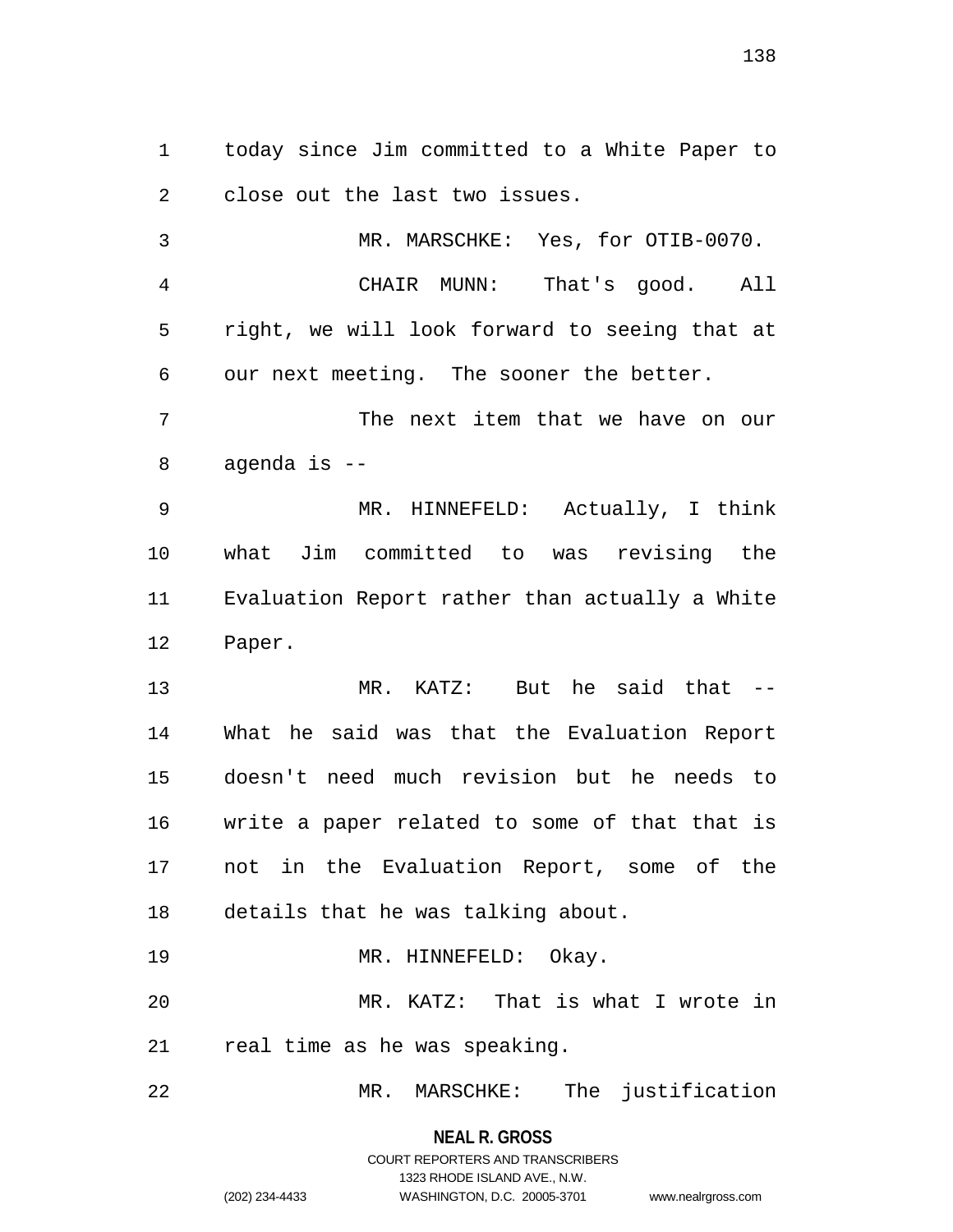today since Jim committed to a White Paper to close out the last two issues.

MR. MARSCHKE: Yes, for OTIB-0070.

CHAIR MUNN: That's good. All right, we will look forward to seeing that at our next meeting. The sooner the better.

The next item that we have on our agenda is --

MR. HINNEFELD: Actually, I think what Jim committed to was revising the Evaluation Report rather than actually a White Paper.

MR. KATZ: But he said that -- What he said was that the Evaluation Report doesn't need much revision but he needs to write a paper related to some of that that is not in the Evaluation Report, some of the details that he was talking about.

MR. HINNEFELD: Okay.

MR. KATZ: That is what I wrote in real time as he was speaking.

MR. MARSCHKE: The justification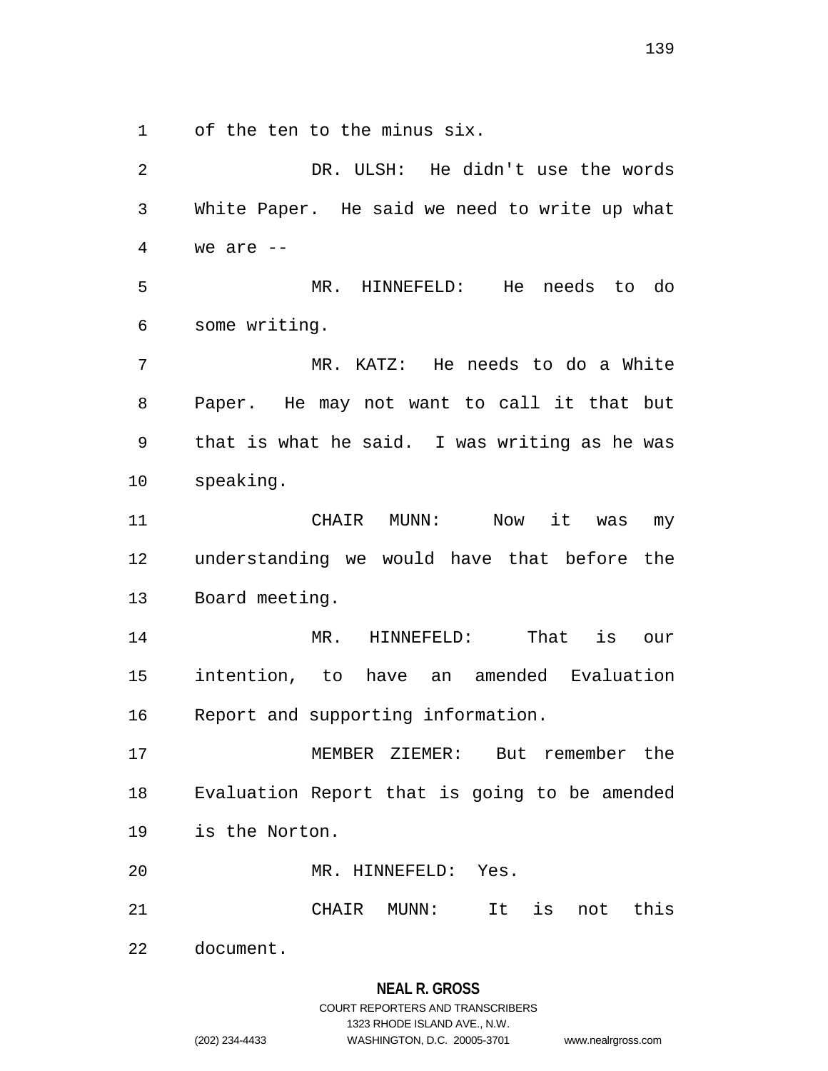of the ten to the minus six.

DR. ULSH: He didn't use the words White Paper. He said we need to write up what we are --

MR. HINNEFELD: He needs to do some writing.

MR. KATZ: He needs to do a White Paper. He may not want to call it that but that is what he said. I was writing as he was speaking.

CHAIR MUNN: Now it was my understanding we would have that before the Board meeting.

MR. HINNEFELD: That is our intention, to have an amended Evaluation Report and supporting information.

MEMBER ZIEMER: But remember the Evaluation Report that is going to be amended is the Norton.

MR. HINNEFELD: Yes.

CHAIR MUNN: It is not this document.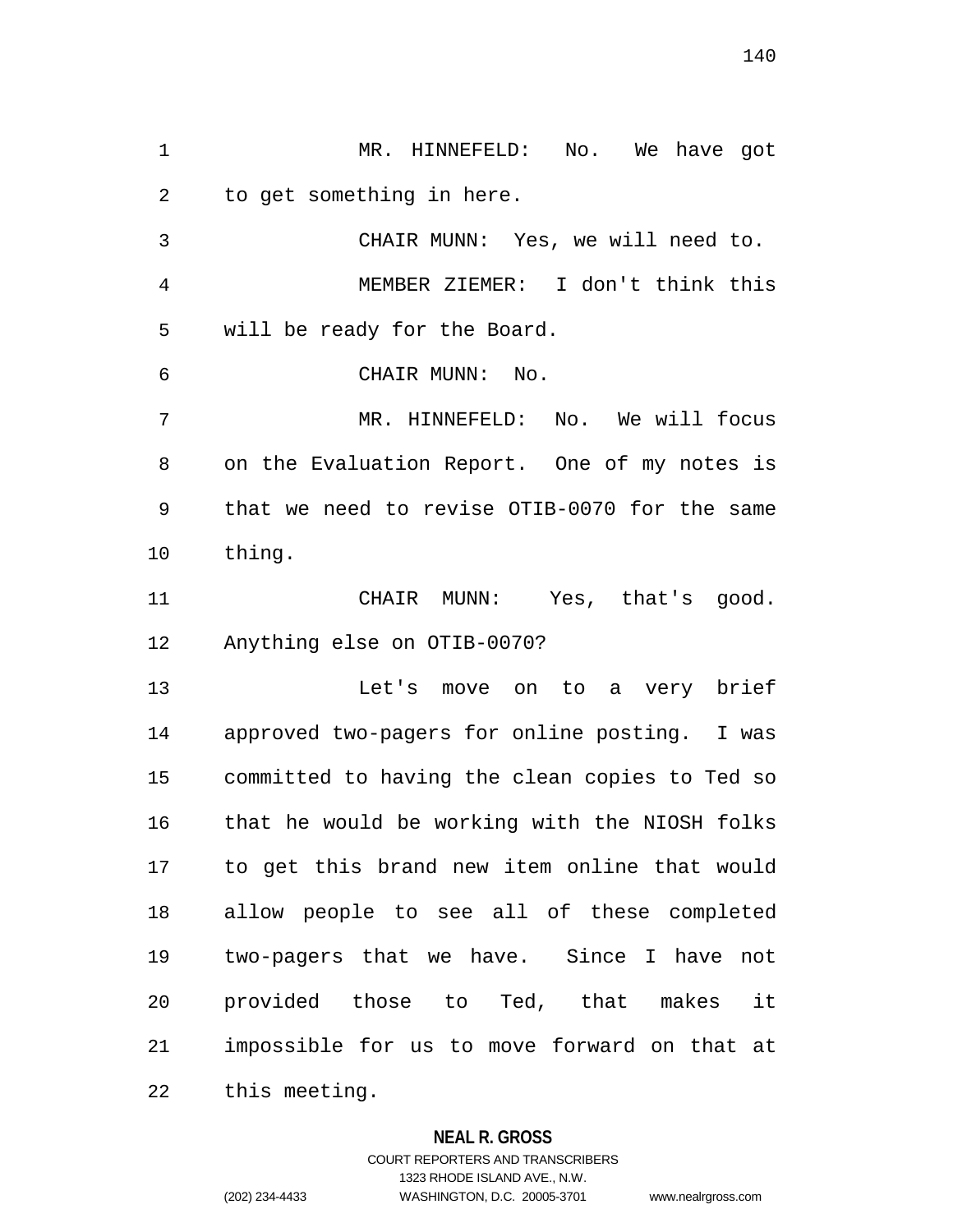MR. HINNEFELD: No. We have got to get something in here.

CHAIR MUNN: Yes, we will need to.

MEMBER ZIEMER: I don't think this will be ready for the Board.

CHAIR MUNN: No.

MR. HINNEFELD: No. We will focus on the Evaluation Report. One of my notes is that we need to revise OTIB-0070 for the same thing.

CHAIR MUNN: Yes, that's good. Anything else on OTIB-0070?

Let's move on to a very brief approved two-pagers for online posting. I was committed to having the clean copies to Ted so that he would be working with the NIOSH folks to get this brand new item online that would allow people to see all of these completed two-pagers that we have. Since I have not provided those to Ted, that makes it impossible for us to move forward on that at this meeting.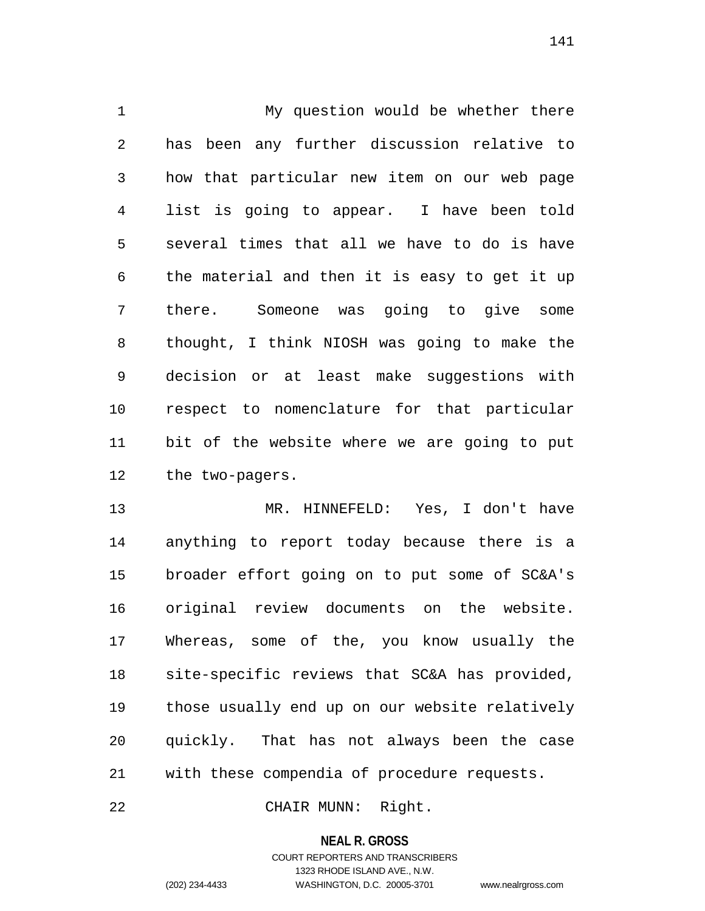My question would be whether there has been any further discussion relative to how that particular new item on our web page list is going to appear. I have been told several times that all we have to do is have the material and then it is easy to get it up there. Someone was going to give some thought, I think NIOSH was going to make the decision or at least make suggestions with respect to nomenclature for that particular bit of the website where we are going to put the two-pagers.

MR. HINNEFELD: Yes, I don't have anything to report today because there is a broader effort going on to put some of SC&A's original review documents on the website. Whereas, some of the, you know usually the site-specific reviews that SC&A has provided, those usually end up on our website relatively quickly. That has not always been the case with these compendia of procedure requests.

CHAIR MUNN: Right.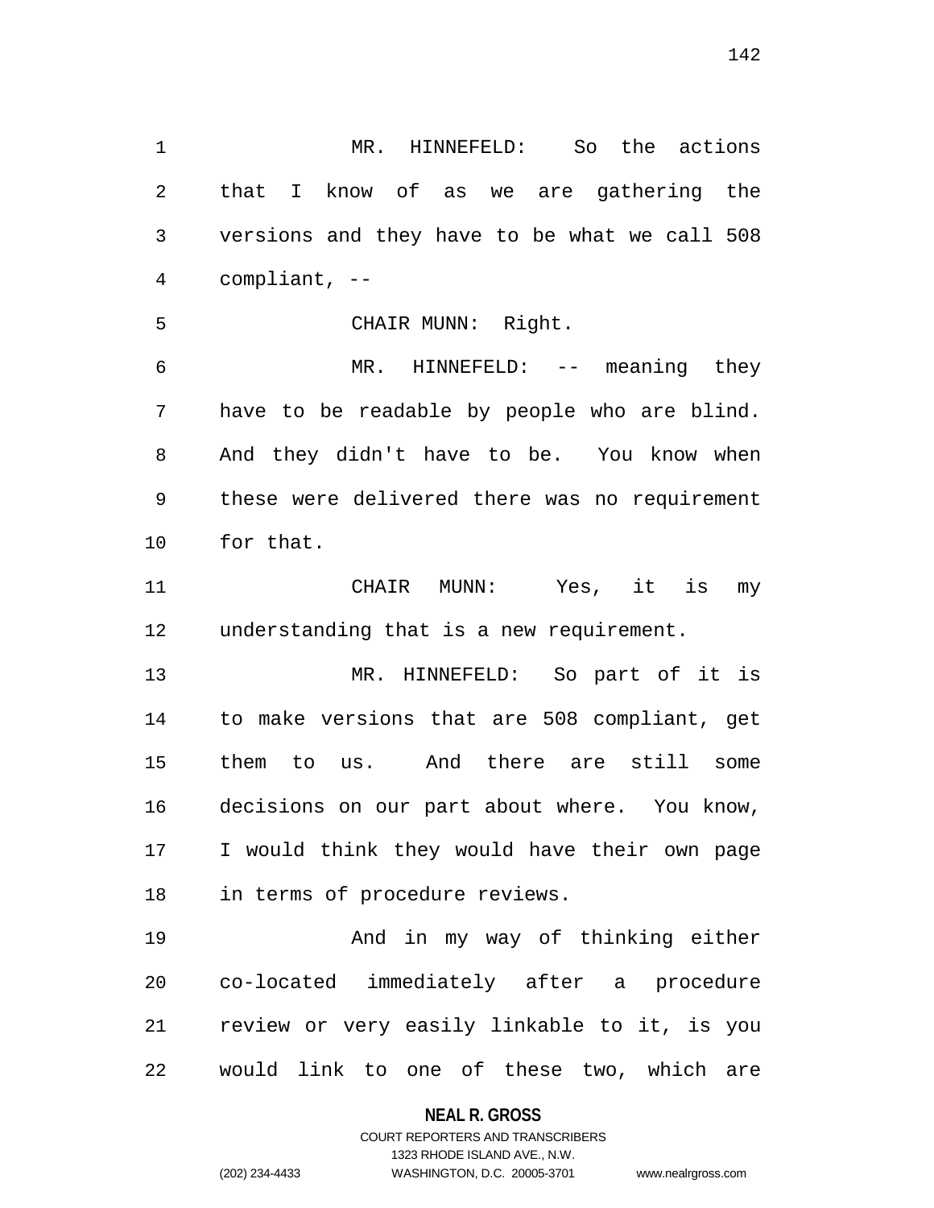MR. HINNEFELD: So the actions that I know of as we are gathering the versions and they have to be what we call 508 compliant, --

CHAIR MUNN: Right.

MR. HINNEFELD: -- meaning they have to be readable by people who are blind. And they didn't have to be. You know when these were delivered there was no requirement for that.

CHAIR MUNN: Yes, it is my understanding that is a new requirement.

MR. HINNEFELD: So part of it is to make versions that are 508 compliant, get them to us. And there are still some decisions on our part about where. You know, I would think they would have their own page in terms of procedure reviews.

And in my way of thinking either co-located immediately after a procedure review or very easily linkable to it, is you would link to one of these two, which are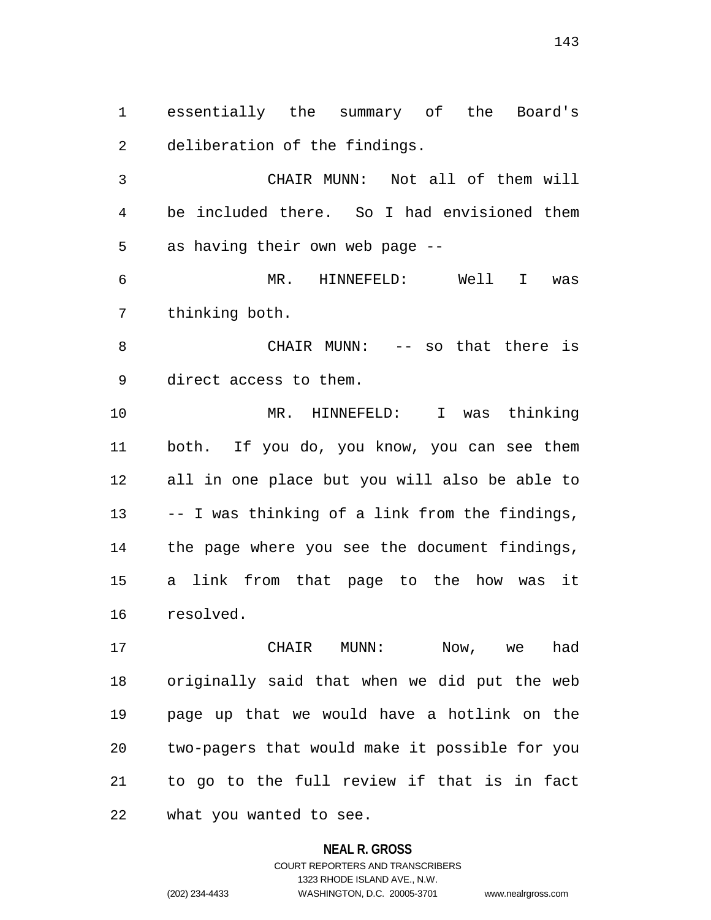essentially the summary of the Board's deliberation of the findings.

CHAIR MUNN: Not all of them will be included there. So I had envisioned them as having their own web page --

MR. HINNEFELD: Well I was thinking both.

CHAIR MUNN: -- so that there is direct access to them.

MR. HINNEFELD: I was thinking both. If you do, you know, you can see them all in one place but you will also be able to -- I was thinking of a link from the findings, the page where you see the document findings, a link from that page to the how was it resolved.

CHAIR MUNN: Now, we had originally said that when we did put the web page up that we would have a hotlink on the two-pagers that would make it possible for you to go to the full review if that is in fact what you wanted to see.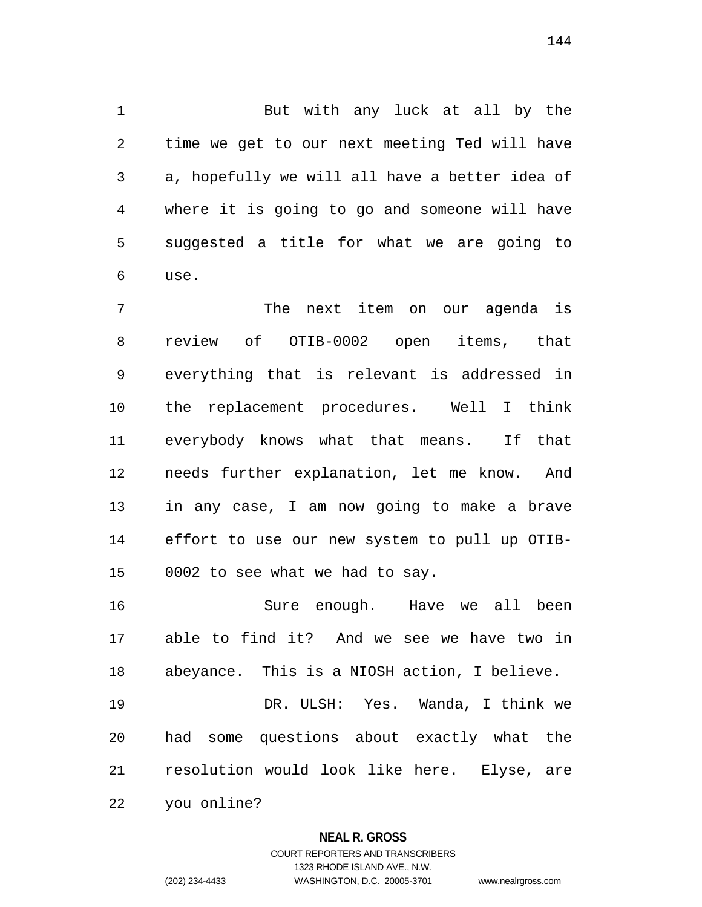But with any luck at all by the time we get to our next meeting Ted will have a, hopefully we will all have a better idea of where it is going to go and someone will have suggested a title for what we are going to use.

The next item on our agenda is review of OTIB-0002 open items, that everything that is relevant is addressed in the replacement procedures. Well I think everybody knows what that means. If that needs further explanation, let me know. And in any case, I am now going to make a brave effort to use our new system to pull up OTIB-0002 to see what we had to say.

Sure enough. Have we all been able to find it? And we see we have two in abeyance. This is a NIOSH action, I believe.

DR. ULSH: Yes. Wanda, I think we had some questions about exactly what the resolution would look like here. Elyse, are you online?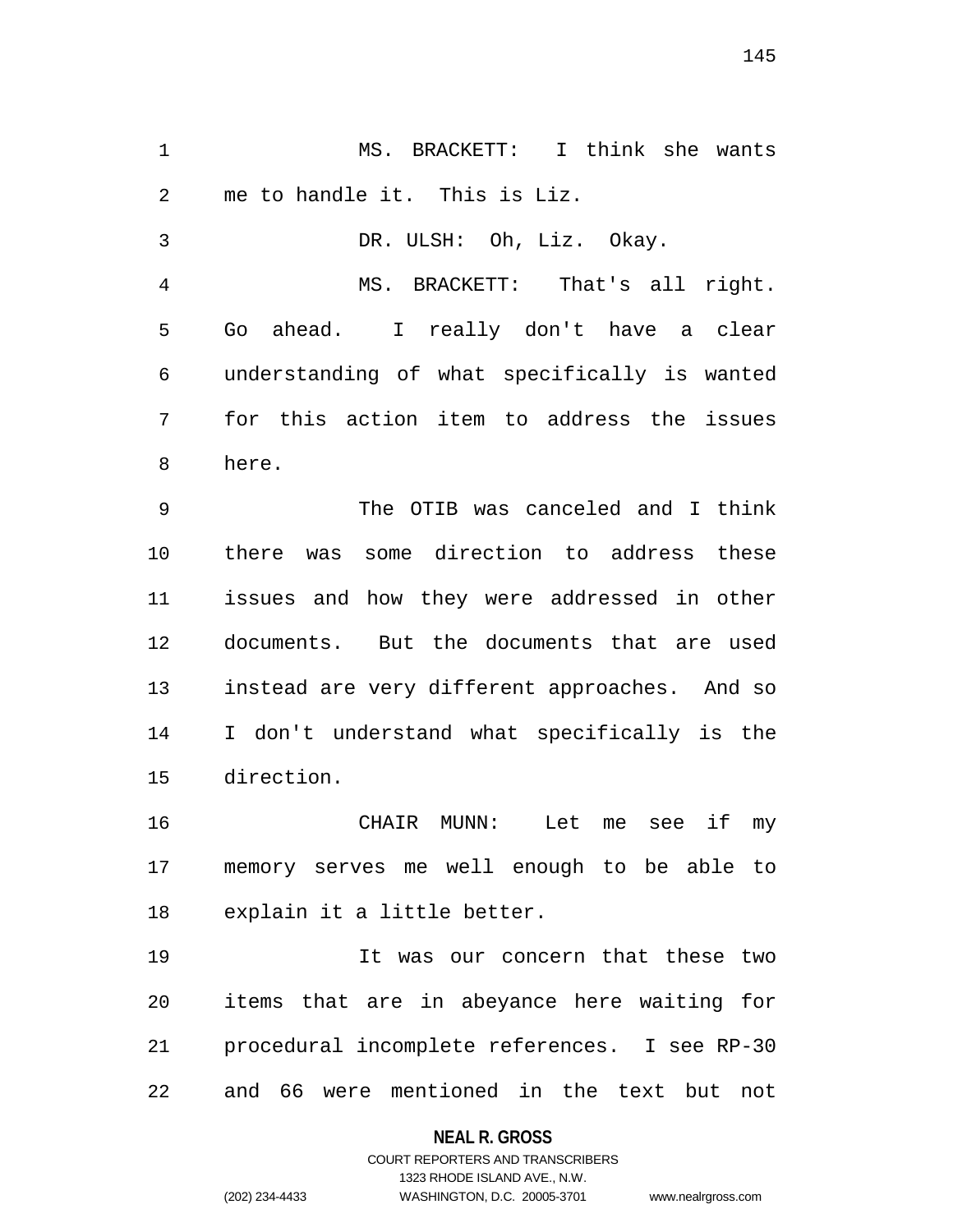MS. BRACKETT: I think she wants me to handle it. This is Liz.

DR. ULSH: Oh, Liz. Okay.

MS. BRACKETT: That's all right. Go ahead. I really don't have a clear understanding of what specifically is wanted for this action item to address the issues here.

The OTIB was canceled and I think there was some direction to address these issues and how they were addressed in other documents. But the documents that are used instead are very different approaches. And so I don't understand what specifically is the direction.

CHAIR MUNN: Let me see if my memory serves me well enough to be able to explain it a little better.

It was our concern that these two items that are in abeyance here waiting for procedural incomplete references. I see RP-30 and 66 were mentioned in the text but not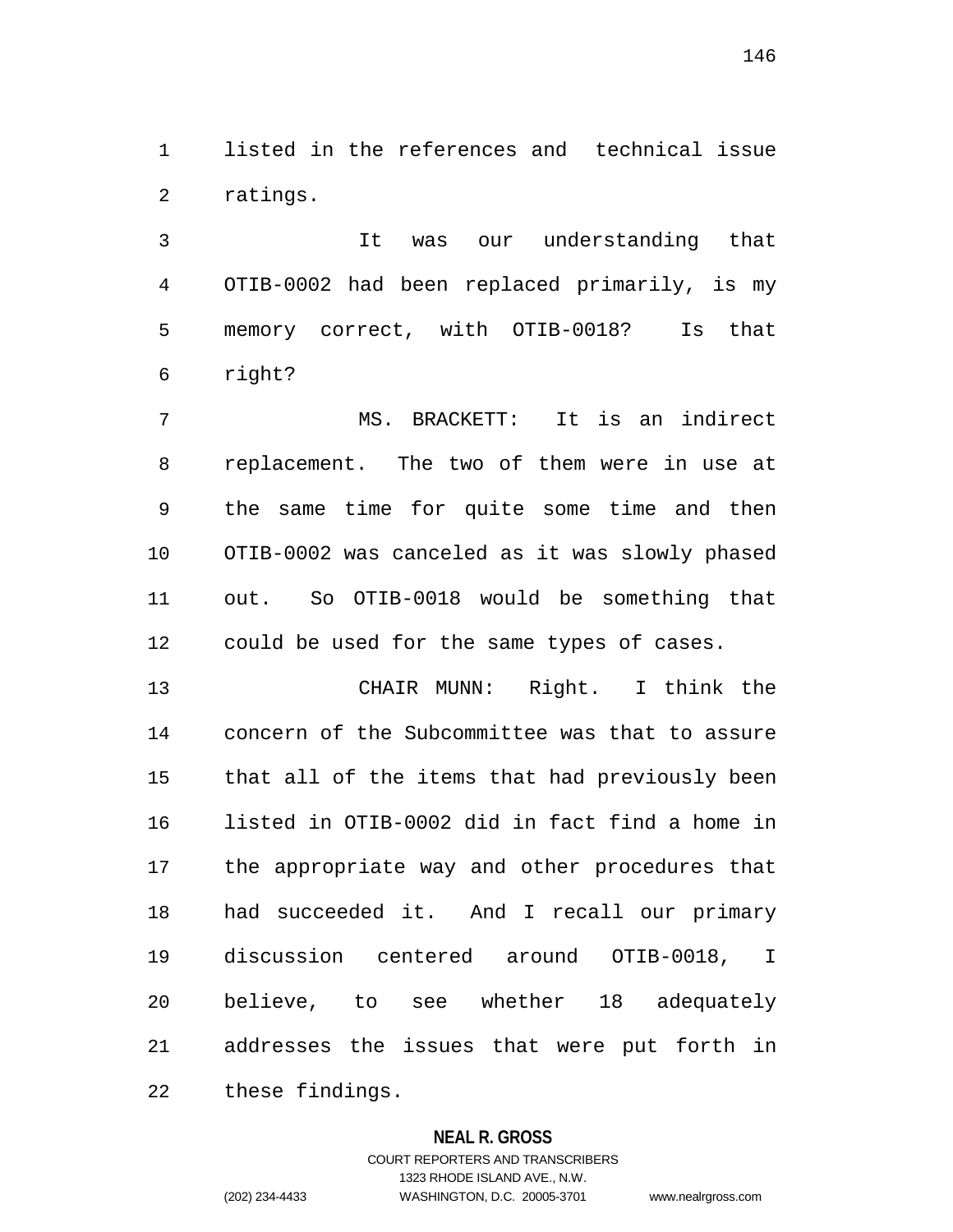listed in the references and technical issue ratings.

It was our understanding that OTIB-0002 had been replaced primarily, is my memory correct, with OTIB-0018? Is that right?

MS. BRACKETT: It is an indirect replacement. The two of them were in use at the same time for quite some time and then OTIB-0002 was canceled as it was slowly phased out. So OTIB-0018 would be something that could be used for the same types of cases.

CHAIR MUNN: Right. I think the concern of the Subcommittee was that to assure that all of the items that had previously been listed in OTIB-0002 did in fact find a home in the appropriate way and other procedures that had succeeded it. And I recall our primary discussion centered around OTIB-0018, I believe, to see whether 18 adequately addresses the issues that were put forth in these findings.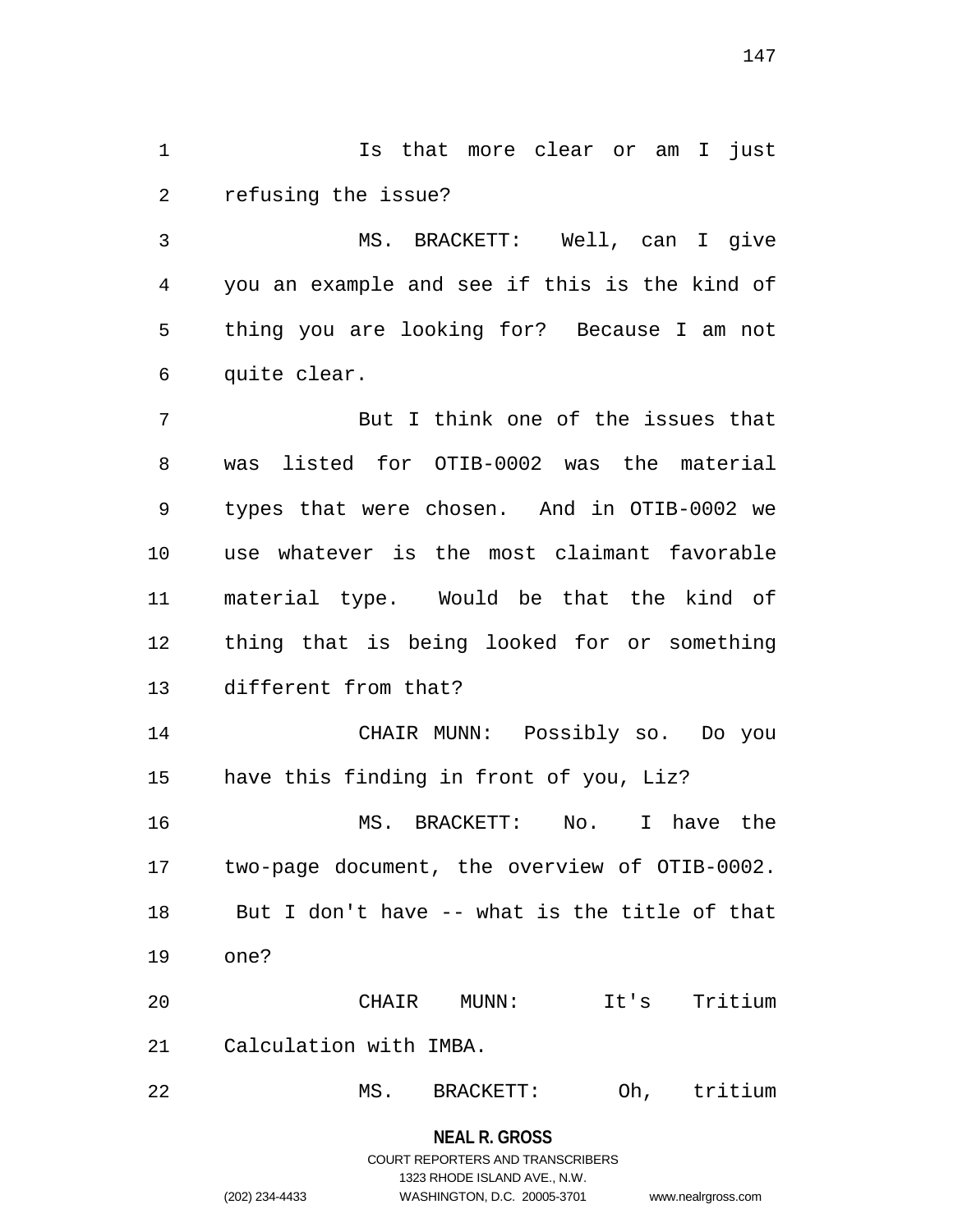Is that more clear or am I just refusing the issue?

MS. BRACKETT: Well, can I give you an example and see if this is the kind of thing you are looking for? Because I am not quite clear.

But I think one of the issues that was listed for OTIB-0002 was the material types that were chosen. And in OTIB-0002 we use whatever is the most claimant favorable material type. Would be that the kind of thing that is being looked for or something different from that?

CHAIR MUNN: Possibly so. Do you have this finding in front of you, Liz?

MS. BRACKETT: No. I have the two-page document, the overview of OTIB-0002. But I don't have -- what is the title of that one?

CHAIR MUNN: It's Tritium Calculation with IMBA.

MS. BRACKETT: Oh, tritium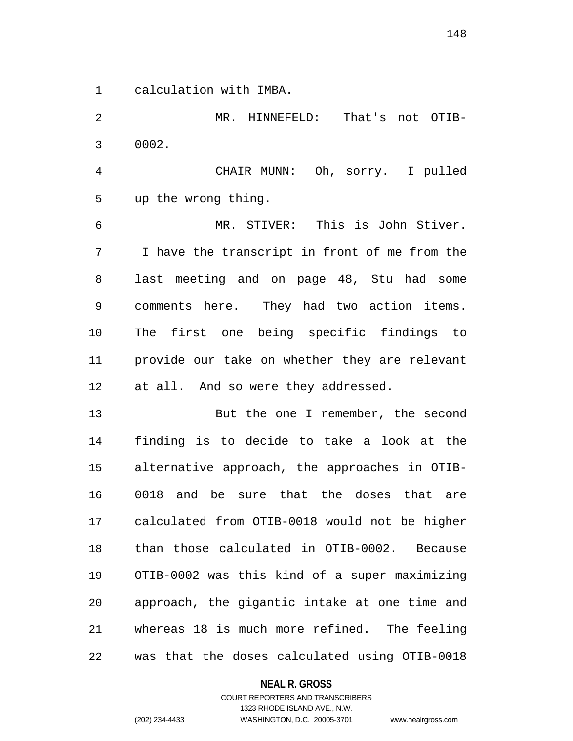calculation with IMBA.

MR. HINNEFELD: That's not OTIB-0002.

CHAIR MUNN: Oh, sorry. I pulled up the wrong thing.

MR. STIVER: This is John Stiver. I have the transcript in front of me from the last meeting and on page 48, Stu had some comments here. They had two action items. The first one being specific findings to provide our take on whether they are relevant at all. And so were they addressed.

But the one I remember, the second finding is to decide to take a look at the alternative approach, the approaches in OTIB-0018 and be sure that the doses that are calculated from OTIB-0018 would not be higher than those calculated in OTIB-0002. Because OTIB-0002 was this kind of a super maximizing approach, the gigantic intake at one time and whereas 18 is much more refined. The feeling was that the doses calculated using OTIB-0018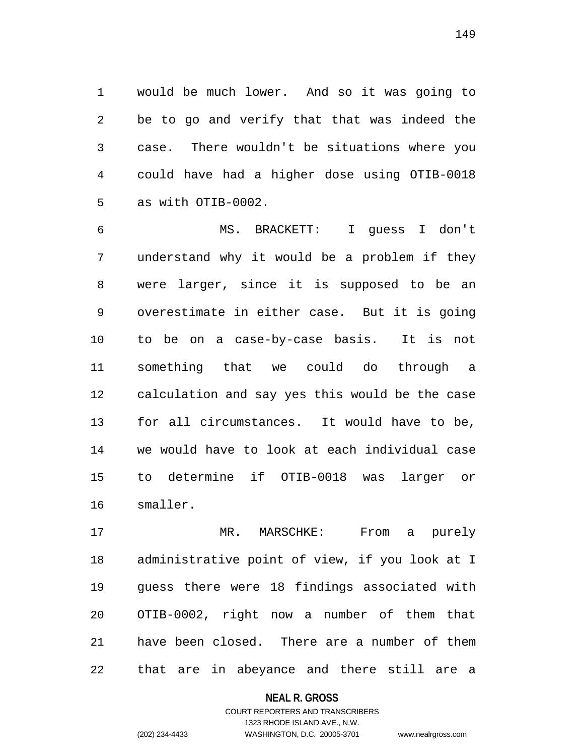would be much lower. And so it was going to be to go and verify that that was indeed the case. There wouldn't be situations where you could have had a higher dose using OTIB-0018 as with OTIB-0002.

MS. BRACKETT: I guess I don't understand why it would be a problem if they were larger, since it is supposed to be an overestimate in either case. But it is going to be on a case-by-case basis. It is not something that we could do through a calculation and say yes this would be the case for all circumstances. It would have to be, we would have to look at each individual case to determine if OTIB-0018 was larger or smaller.

MR. MARSCHKE: From a purely administrative point of view, if you look at I guess there were 18 findings associated with OTIB-0002, right now a number of them that have been closed. There are a number of them that are in abeyance and there still are a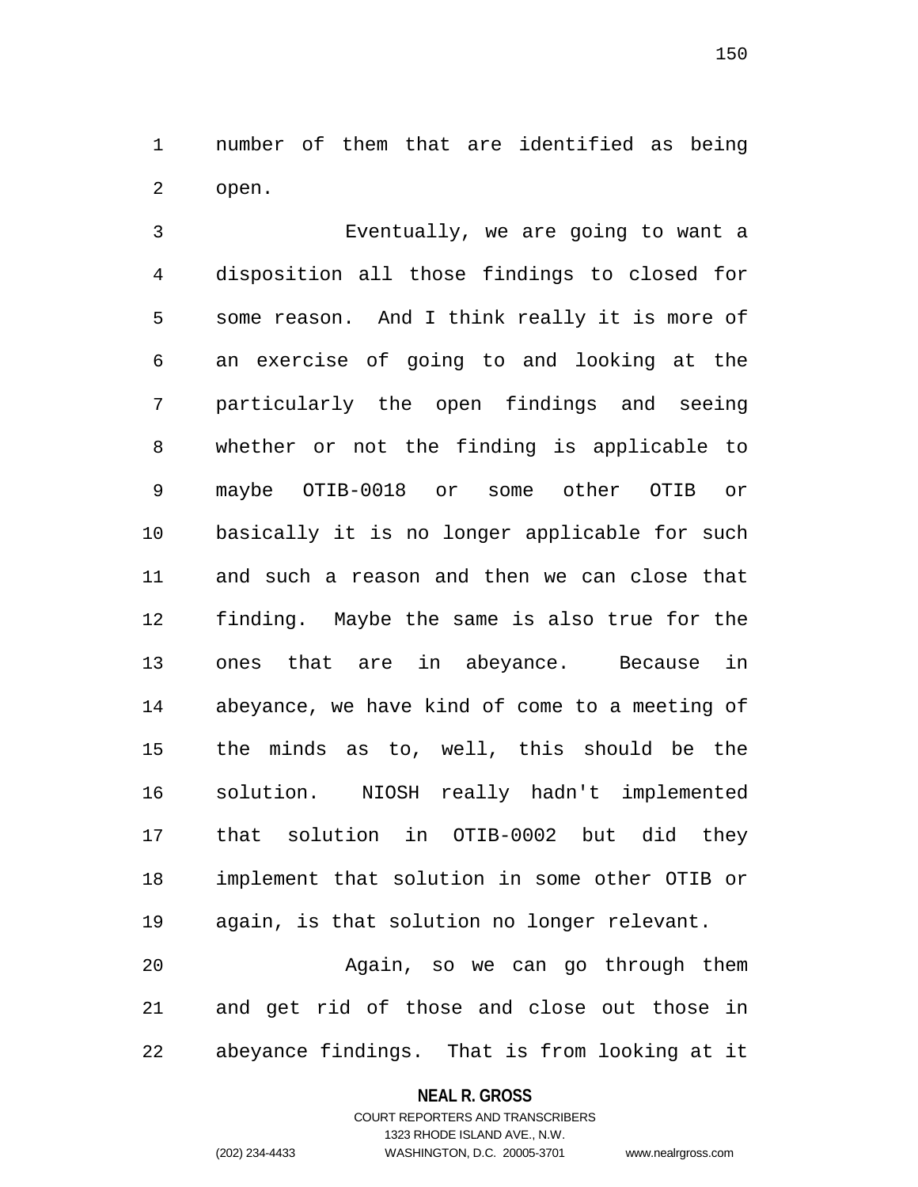number of them that are identified as being open.

Eventually, we are going to want a disposition all those findings to closed for some reason. And I think really it is more of an exercise of going to and looking at the particularly the open findings and seeing whether or not the finding is applicable to maybe OTIB-0018 or some other OTIB or basically it is no longer applicable for such and such a reason and then we can close that finding. Maybe the same is also true for the ones that are in abeyance. Because in abeyance, we have kind of come to a meeting of the minds as to, well, this should be the solution. NIOSH really hadn't implemented that solution in OTIB-0002 but did they implement that solution in some other OTIB or again, is that solution no longer relevant.

Again, so we can go through them and get rid of those and close out those in abeyance findings. That is from looking at it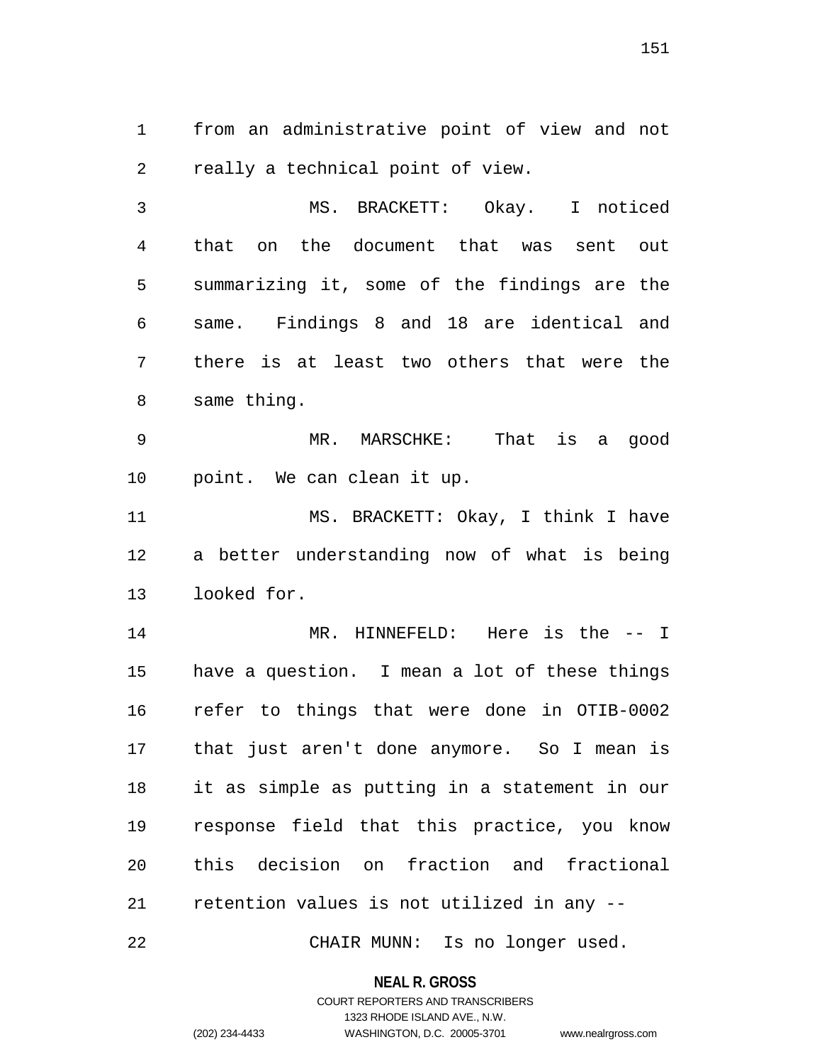from an administrative point of view and not really a technical point of view.

MS. BRACKETT: Okay. I noticed that on the document that was sent out summarizing it, some of the findings are the same. Findings 8 and 18 are identical and there is at least two others that were the same thing.

MR. MARSCHKE: That is a good point. We can clean it up.

MS. BRACKETT: Okay, I think I have a better understanding now of what is being looked for.

MR. HINNEFELD: Here is the -- I have a question. I mean a lot of these things refer to things that were done in OTIB-0002 that just aren't done anymore. So I mean is it as simple as putting in a statement in our response field that this practice, you know this decision on fraction and fractional retention values is not utilized in any --

CHAIR MUNN: Is no longer used.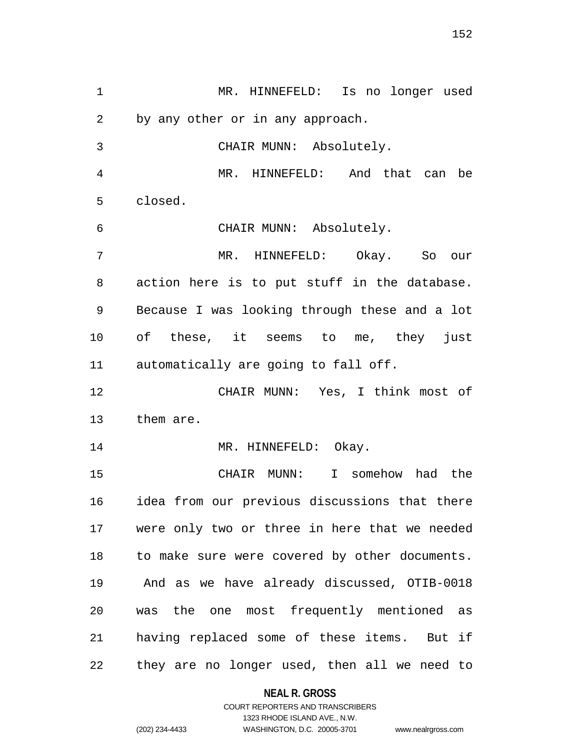MR. HINNEFELD: Is no longer used by any other or in any approach.

CHAIR MUNN: Absolutely.

MR. HINNEFELD: And that can be closed.

CHAIR MUNN: Absolutely.

MR. HINNEFELD: Okay. So our action here is to put stuff in the database. Because I was looking through these and a lot of these, it seems to me, they just automatically are going to fall off.

CHAIR MUNN: Yes, I think most of them are.

MR. HINNEFELD: Okay.

CHAIR MUNN: I somehow had the idea from our previous discussions that there were only two or three in here that we needed to make sure were covered by other documents. And as we have already discussed, OTIB-0018 was the one most frequently mentioned as having replaced some of these items. But if they are no longer used, then all we need to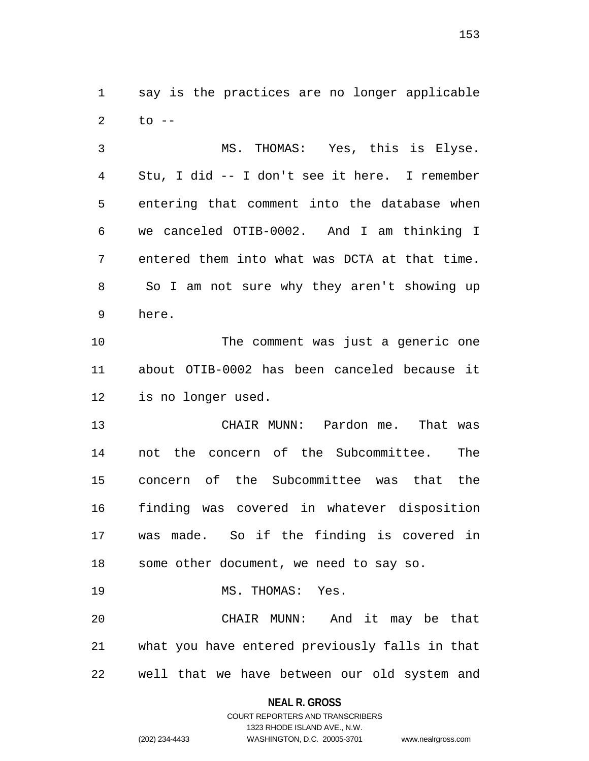say is the practices are no longer applicable to --

MS. THOMAS: Yes, this is Elyse. Stu, I did -- I don't see it here. I remember entering that comment into the database when we canceled OTIB-0002. And I am thinking I entered them into what was DCTA at that time. So I am not sure why they aren't showing up here.

The comment was just a generic one about OTIB-0002 has been canceled because it is no longer used.

CHAIR MUNN: Pardon me. That was not the concern of the Subcommittee. The concern of the Subcommittee was that the finding was covered in whatever disposition was made. So if the finding is covered in some other document, we need to say so.

MS. THOMAS: Yes.

CHAIR MUNN: And it may be that what you have entered previously falls in that well that we have between our old system and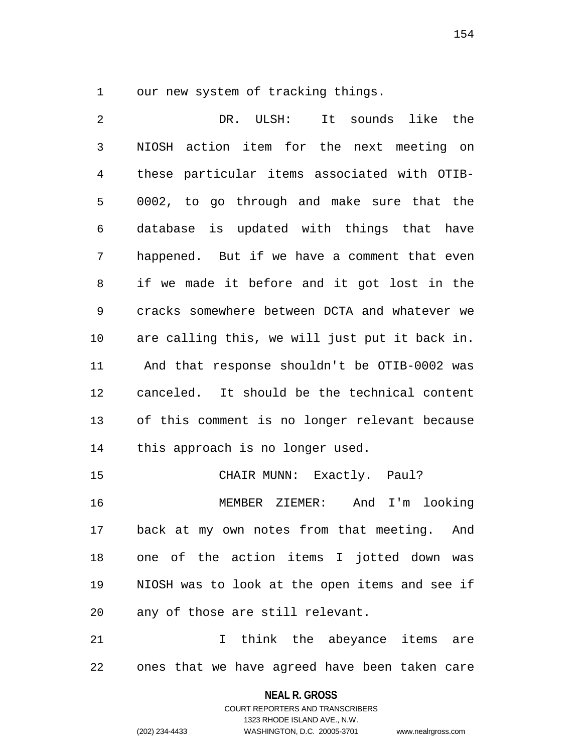our new system of tracking things.

DR. ULSH: It sounds like the NIOSH action item for the next meeting on these particular items associated with OTIB-0002, to go through and make sure that the database is updated with things that have happened. But if we have a comment that even if we made it before and it got lost in the cracks somewhere between DCTA and whatever we are calling this, we will just put it back in. And that response shouldn't be OTIB-0002 was canceled. It should be the technical content of this comment is no longer relevant because this approach is no longer used.

CHAIR MUNN: Exactly. Paul?

MEMBER ZIEMER: And I'm looking back at my own notes from that meeting. And one of the action items I jotted down was NIOSH was to look at the open items and see if any of those are still relevant.

I think the abeyance items are ones that we have agreed have been taken care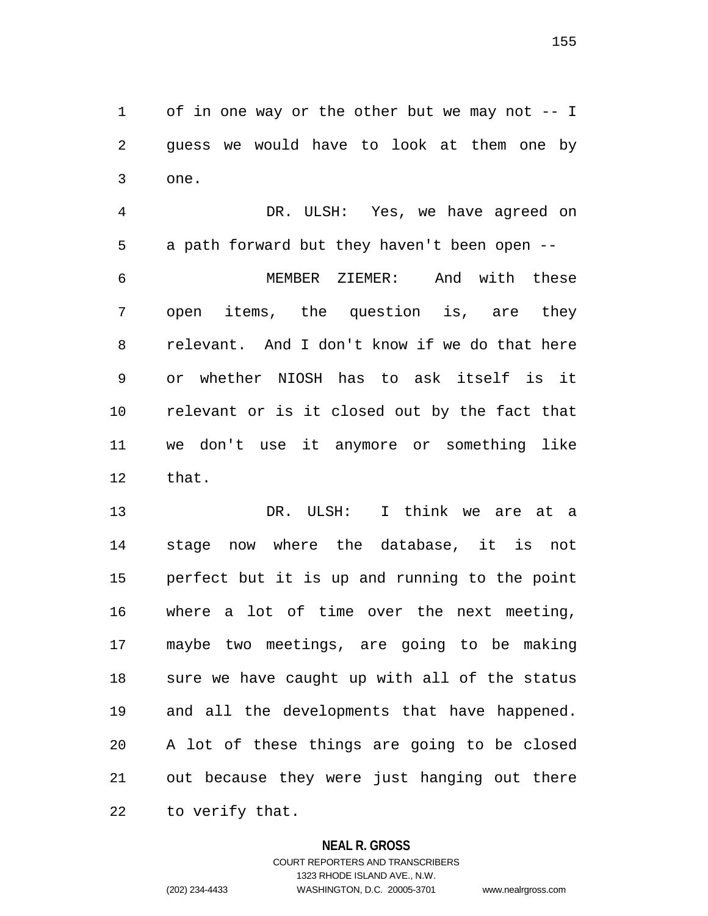of in one way or the other but we may not -- I guess we would have to look at them one by one.

DR. ULSH: Yes, we have agreed on a path forward but they haven't been open --

MEMBER ZIEMER: And with these open items, the question is, are they relevant. And I don't know if we do that here or whether NIOSH has to ask itself is it relevant or is it closed out by the fact that we don't use it anymore or something like that.

DR. ULSH: I think we are at a stage now where the database, it is not perfect but it is up and running to the point where a lot of time over the next meeting, maybe two meetings, are going to be making sure we have caught up with all of the status and all the developments that have happened. A lot of these things are going to be closed out because they were just hanging out there to verify that.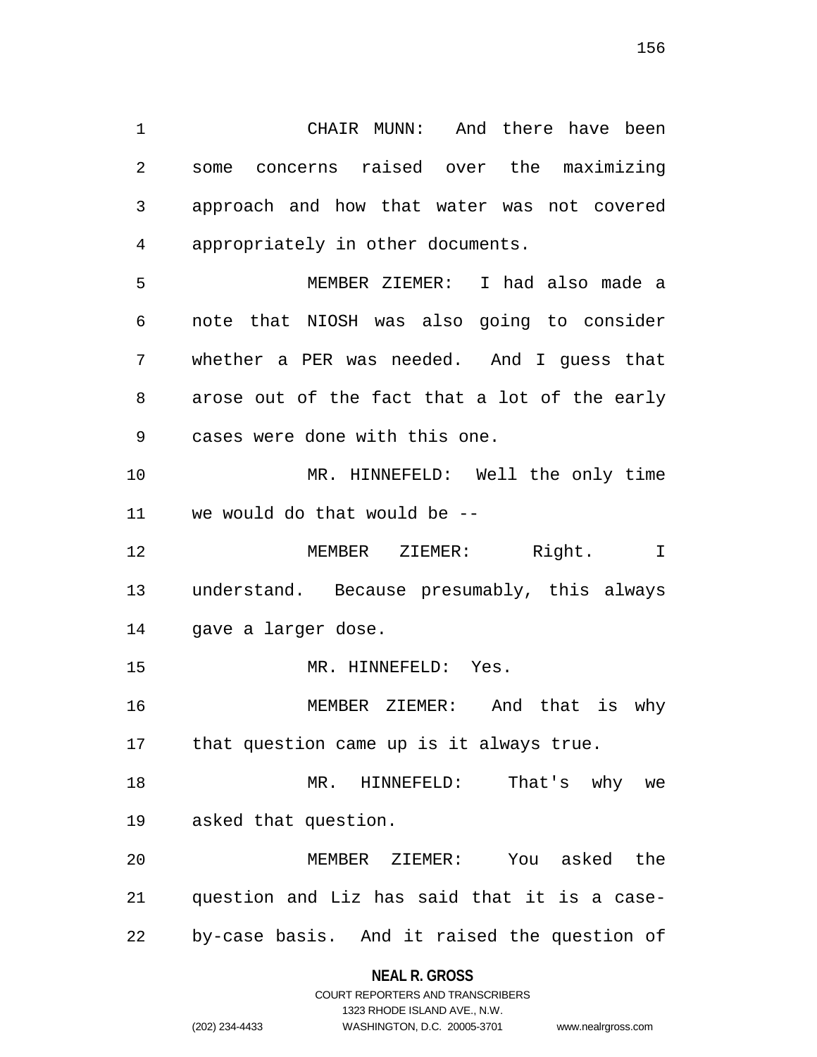CHAIR MUNN: And there have been some concerns raised over the maximizing approach and how that water was not covered appropriately in other documents.

MEMBER ZIEMER: I had also made a note that NIOSH was also going to consider whether a PER was needed. And I guess that arose out of the fact that a lot of the early cases were done with this one.

MR. HINNEFELD: Well the only time we would do that would be --

MEMBER ZIEMER: Right. I understand. Because presumably, this always gave a larger dose.

MR. HINNEFELD: Yes.

MEMBER ZIEMER: And that is why that question came up is it always true.

MR. HINNEFELD: That's why we asked that question.

MEMBER ZIEMER: You asked the question and Liz has said that it is a case-by-case basis. And it raised the question of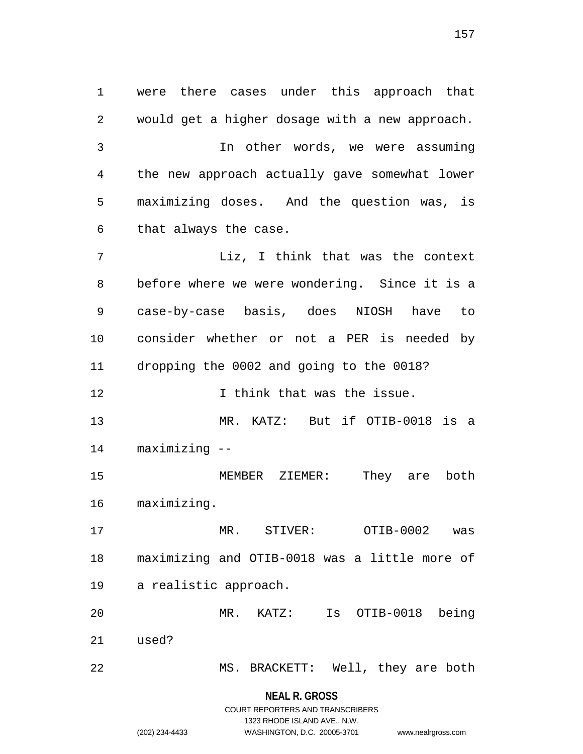were there cases under this approach that would get a higher dosage with a new approach.

In other words, we were assuming the new approach actually gave somewhat lower maximizing doses. And the question was, is that always the case.

Liz, I think that was the context before where we were wondering. Since it is a case-by-case basis, does NIOSH have to consider whether or not a PER is needed by dropping the 0002 and going to the 0018?

I think that was the issue.

MR. KATZ: But if OTIB-0018 is a maximizing --

MEMBER ZIEMER: They are both maximizing.

MR. STIVER: OTIB-0002 was maximizing and OTIB-0018 was a little more of a realistic approach.

MR. KATZ: Is OTIB-0018 being used?

MS. BRACKETT: Well, they are both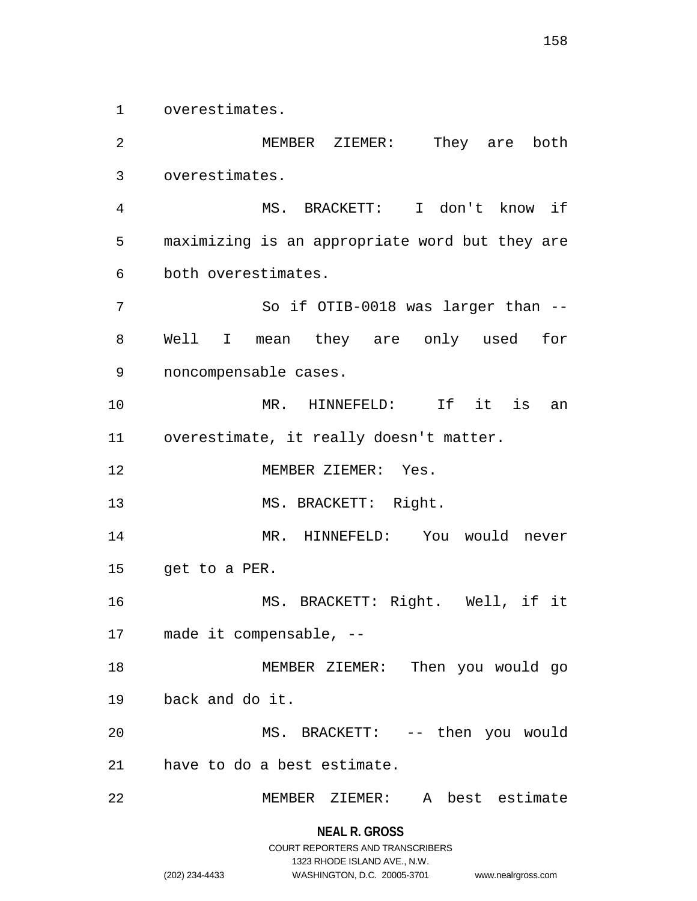overestimates.

MEMBER ZIEMER: They are both overestimates.

MS. BRACKETT: I don't know if maximizing is an appropriate word but they are both overestimates.

So if OTIB-0018 was larger than -- Well I mean they are only used for noncompensable cases.

MR. HINNEFELD: If it is an overestimate, it really doesn't matter.

MEMBER ZIEMER: Yes.

MS. BRACKETT: Right.

MR. HINNEFELD: You would never get to a PER.

MS. BRACKETT: Right. Well, if it made it compensable, --

MEMBER ZIEMER: Then you would go back and do it.

MS. BRACKETT: -- then you would have to do a best estimate.

MEMBER ZIEMER: A best estimate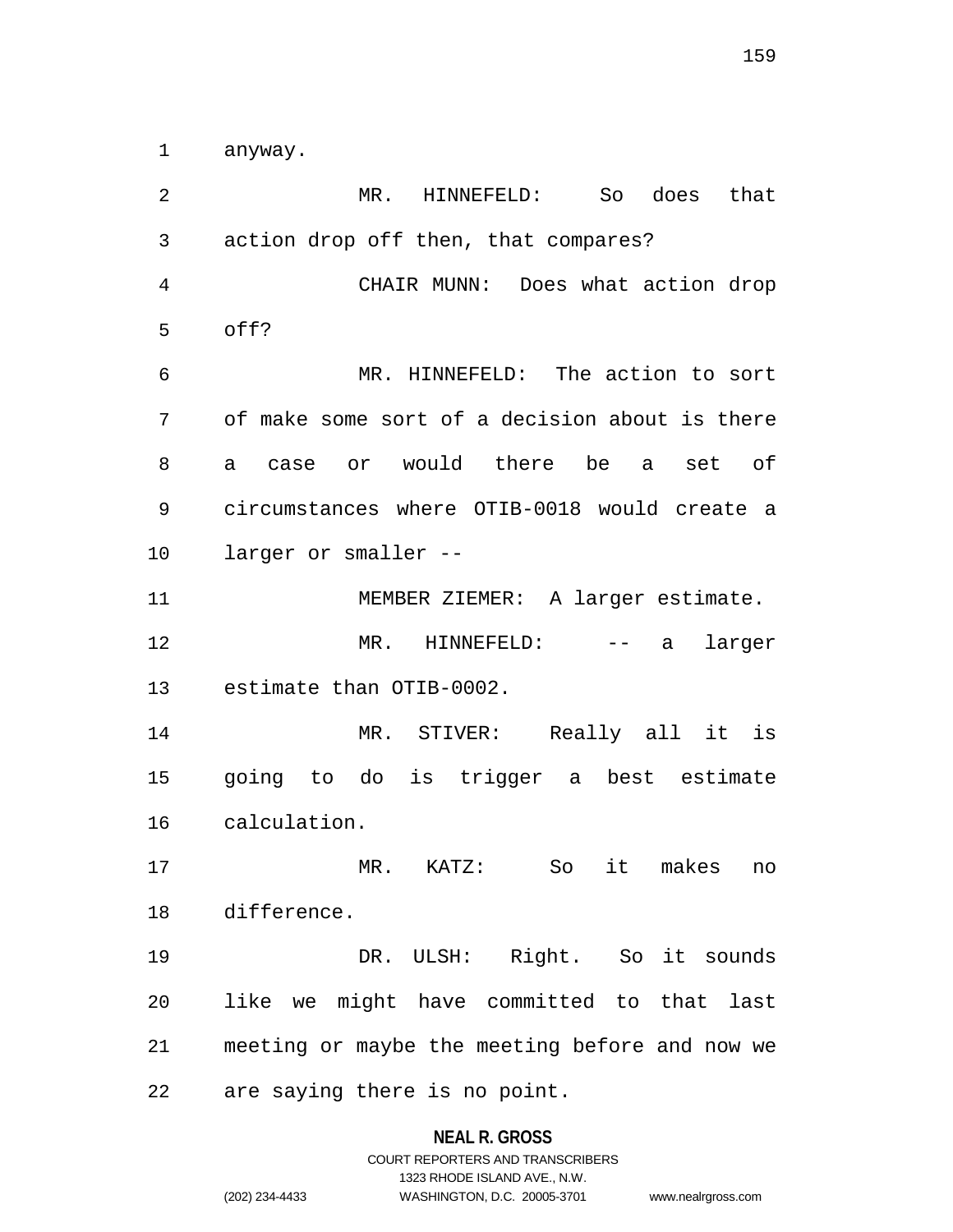anyway.

MR. HINNEFELD: So does that action drop off then, that compares?

CHAIR MUNN: Does what action drop off?

MR. HINNEFELD: The action to sort of make some sort of a decision about is there a case or would there be a set of circumstances where OTIB-0018 would create a larger or smaller --

MEMBER ZIEMER: A larger estimate.

MR. HINNEFELD: -- a larger estimate than OTIB-0002.

MR. STIVER: Really all it is going to do is trigger a best estimate calculation.

MR. KATZ: So it makes no difference.

DR. ULSH: Right. So it sounds like we might have committed to that last meeting or maybe the meeting before and now we are saying there is no point.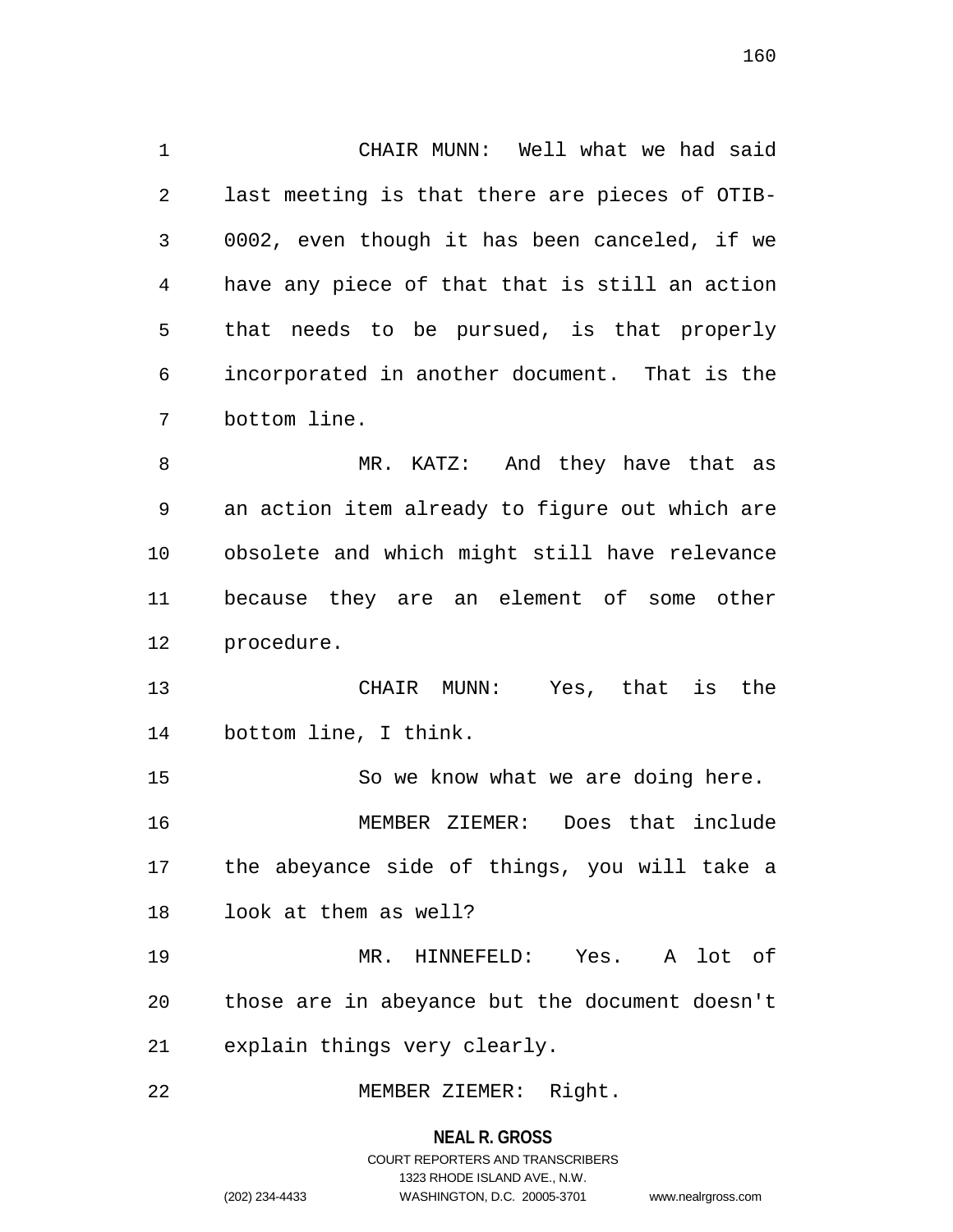CHAIR MUNN: Well what we had said last meeting is that there are pieces of OTIB-0002, even though it has been canceled, if we have any piece of that that is still an action that needs to be pursued, is that properly incorporated in another document. That is the bottom line.

MR. KATZ: And they have that as an action item already to figure out which are obsolete and which might still have relevance because they are an element of some other procedure.

CHAIR MUNN: Yes, that is the bottom line, I think.

So we know what we are doing here.

MEMBER ZIEMER: Does that include the abeyance side of things, you will take a look at them as well?

MR. HINNEFELD: Yes. A lot of those are in abeyance but the document doesn't explain things very clearly.

MEMBER ZIEMER: Right.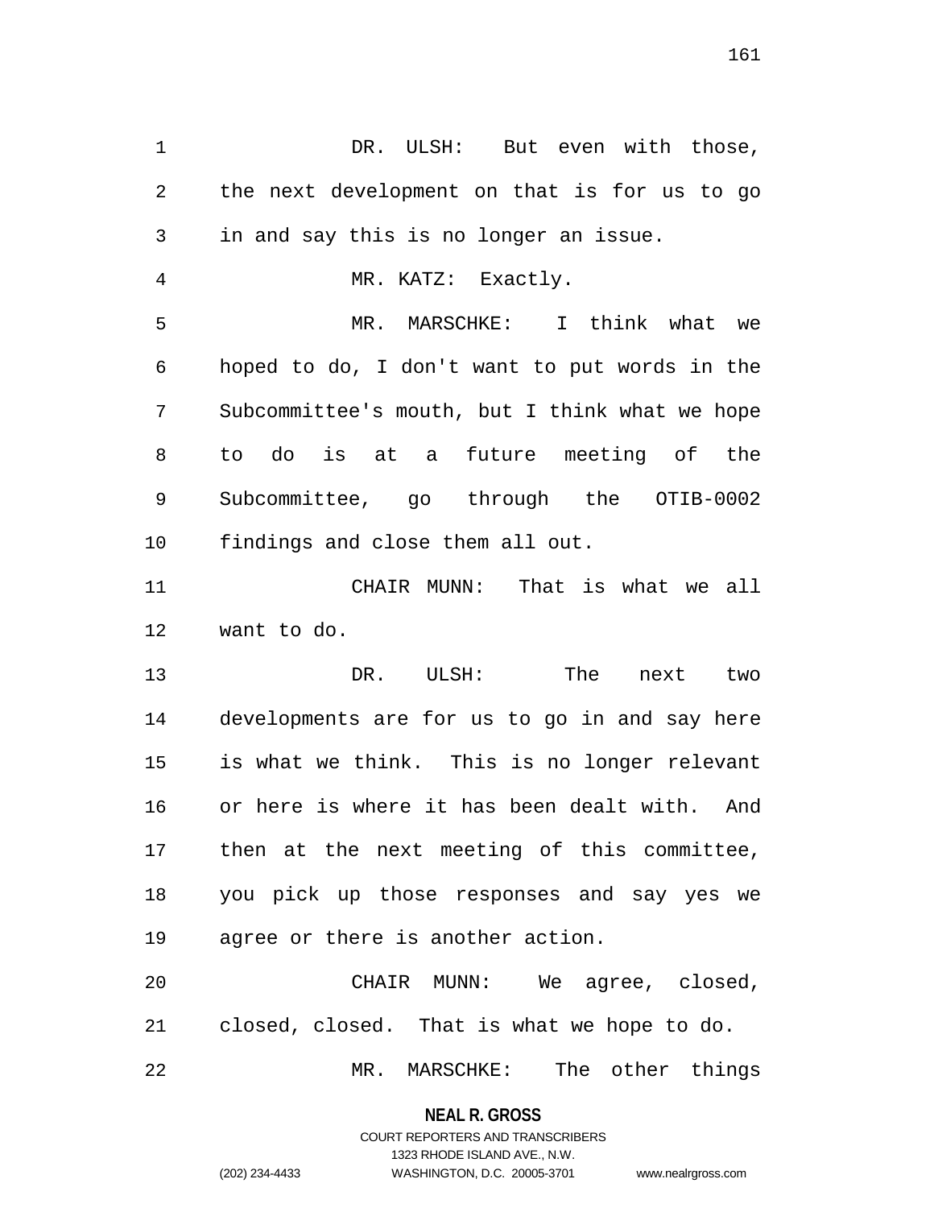DR. ULSH: But even with those, the next development on that is for us to go in and say this is no longer an issue.

MR. KATZ: Exactly.

MR. MARSCHKE: I think what we hoped to do, I don't want to put words in the Subcommittee's mouth, but I think what we hope to do is at a future meeting of the Subcommittee, go through the OTIB-0002 findings and close them all out.

CHAIR MUNN: That is what we all want to do.

DR. ULSH: The next two developments are for us to go in and say here is what we think. This is no longer relevant or here is where it has been dealt with. And then at the next meeting of this committee, you pick up those responses and say yes we agree or there is another action.

CHAIR MUNN: We agree, closed, closed, closed. That is what we hope to do.

MR. MARSCHKE: The other things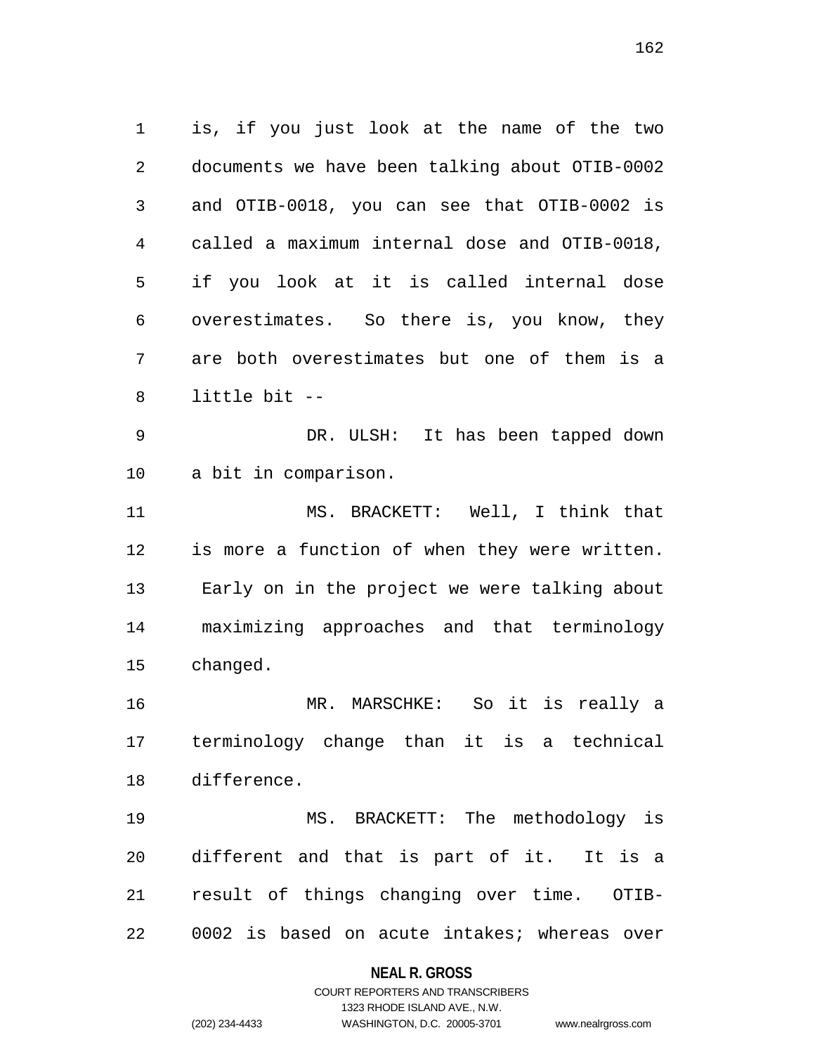is, if you just look at the name of the two documents we have been talking about OTIB-0002 and OTIB-0018, you can see that OTIB-0002 is called a maximum internal dose and OTIB-0018, if you look at it is called internal dose overestimates. So there is, you know, they are both overestimates but one of them is a little bit --

DR. ULSH: It has been tapped down a bit in comparison.

MS. BRACKETT: Well, I think that is more a function of when they were written. Early on in the project we were talking about maximizing approaches and that terminology changed.

MR. MARSCHKE: So it is really a terminology change than it is a technical difference.

MS. BRACKETT: The methodology is different and that is part of it. It is a result of things changing over time. OTIB-0002 is based on acute intakes; whereas over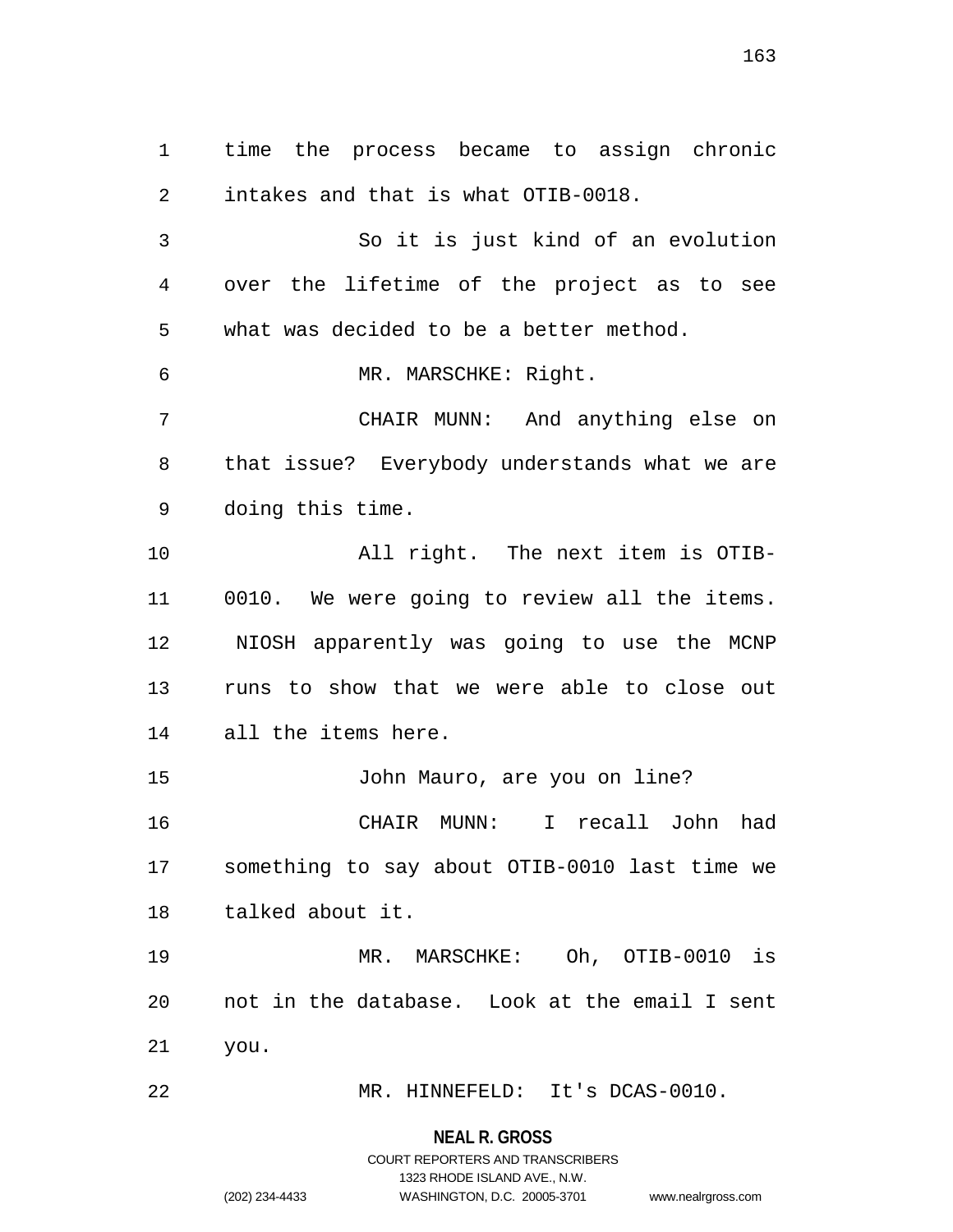time the process became to assign chronic intakes and that is what OTIB-0018.

So it is just kind of an evolution over the lifetime of the project as to see what was decided to be a better method.

MR. MARSCHKE: Right.

CHAIR MUNN: And anything else on that issue? Everybody understands what we are doing this time.

All right. The next item is OTIB-0010. We were going to review all the items. NIOSH apparently was going to use the MCNP runs to show that we were able to close out all the items here.

John Mauro, are you on line?

CHAIR MUNN: I recall John had something to say about OTIB-0010 last time we talked about it.

MR. MARSCHKE: Oh, OTIB-0010 is not in the database. Look at the email I sent you.

MR. HINNEFELD: It's DCAS-0010.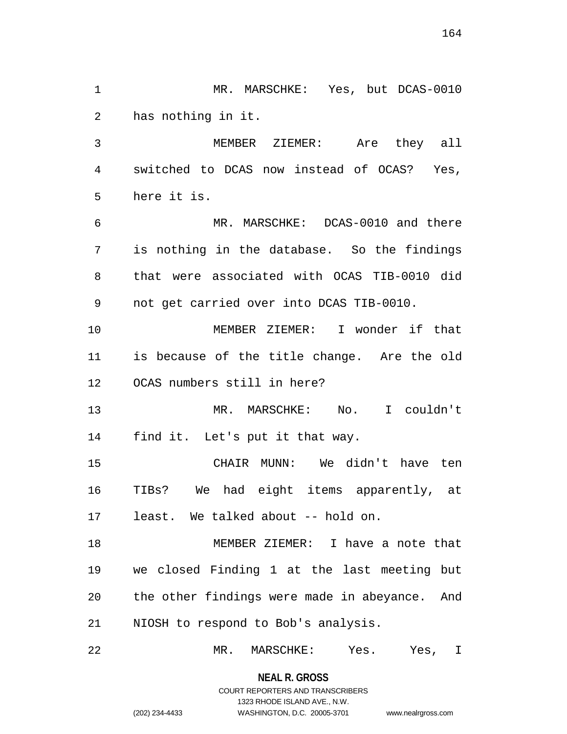MR. MARSCHKE: Yes, but DCAS-0010 has nothing in it.

MEMBER ZIEMER: Are they all switched to DCAS now instead of OCAS? Yes, here it is.

MR. MARSCHKE: DCAS-0010 and there is nothing in the database. So the findings that were associated with OCAS TIB-0010 did not get carried over into DCAS TIB-0010.

MEMBER ZIEMER: I wonder if that is because of the title change. Are the old OCAS numbers still in here?

MR. MARSCHKE: No. I couldn't find it. Let's put it that way.

CHAIR MUNN: We didn't have ten TIBs? We had eight items apparently, at least. We talked about -- hold on.

MEMBER ZIEMER: I have a note that we closed Finding 1 at the last meeting but the other findings were made in abeyance. And NIOSH to respond to Bob's analysis.

MR. MARSCHKE: Yes. Yes, I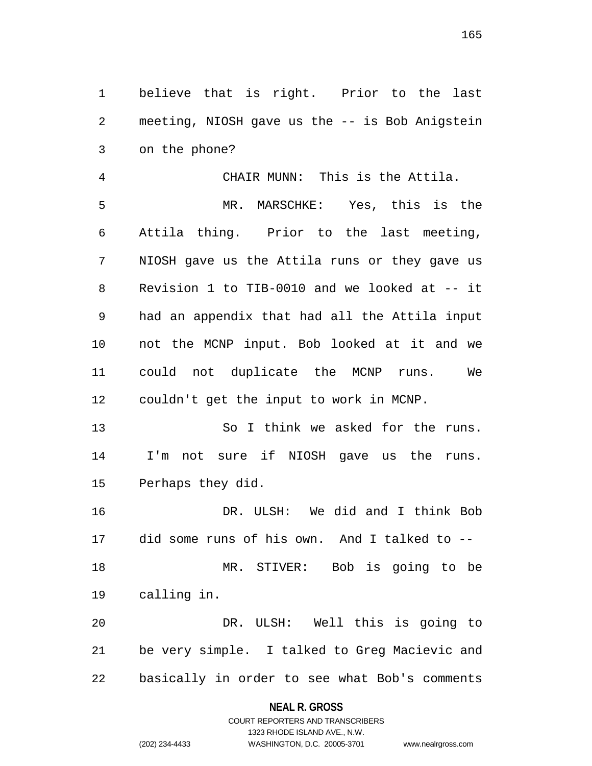believe that is right. Prior to the last meeting, NIOSH gave us the -- is Bob Anigstein on the phone?

CHAIR MUNN: This is the Attila.

MR. MARSCHKE: Yes, this is the Attila thing. Prior to the last meeting, NIOSH gave us the Attila runs or they gave us Revision 1 to TIB-0010 and we looked at -- it had an appendix that had all the Attila input not the MCNP input. Bob looked at it and we could not duplicate the MCNP runs. We couldn't get the input to work in MCNP.

So I think we asked for the runs. I'm not sure if NIOSH gave us the runs. Perhaps they did.

DR. ULSH: We did and I think Bob did some runs of his own. And I talked to --

MR. STIVER: Bob is going to be calling in.

DR. ULSH: Well this is going to be very simple. I talked to Greg Macievic and basically in order to see what Bob's comments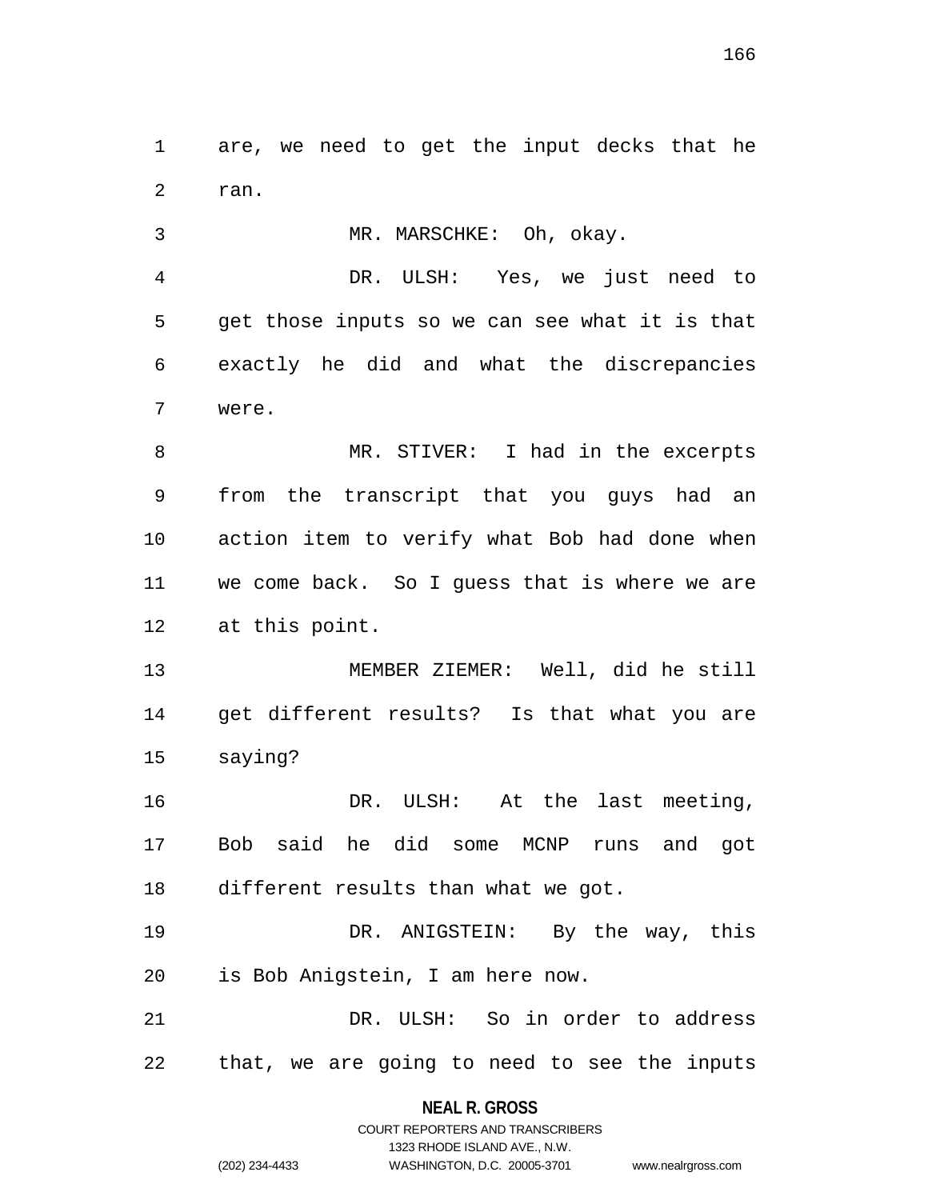are, we need to get the input decks that he ran.

MR. MARSCHKE: Oh, okay.

DR. ULSH: Yes, we just need to get those inputs so we can see what it is that exactly he did and what the discrepancies were.

MR. STIVER: I had in the excerpts from the transcript that you guys had an action item to verify what Bob had done when we come back. So I guess that is where we are at this point.

MEMBER ZIEMER: Well, did he still get different results? Is that what you are saying?

DR. ULSH: At the last meeting, Bob said he did some MCNP runs and got different results than what we got.

DR. ANIGSTEIN: By the way, this is Bob Anigstein, I am here now.

DR. ULSH: So in order to address that, we are going to need to see the inputs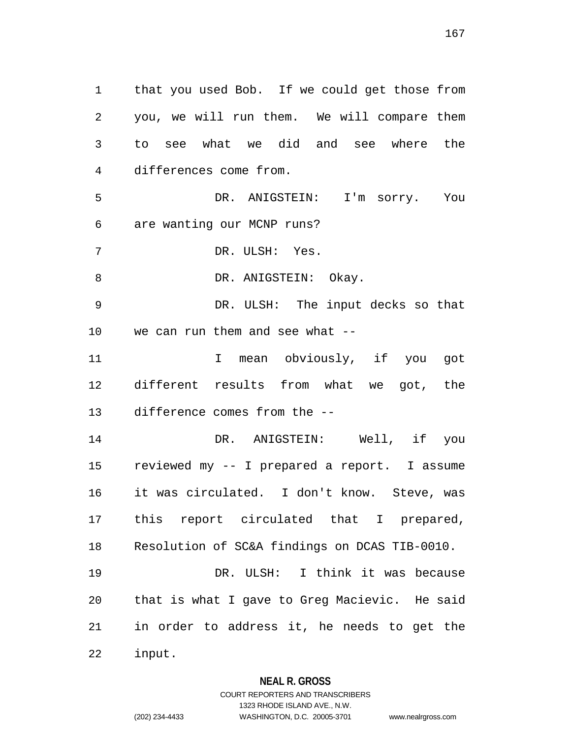that you used Bob. If we could get those from you, we will run them. We will compare them to see what we did and see where the differences come from.

DR. ANIGSTEIN: I'm sorry. You are wanting our MCNP runs?

DR. ULSH: Yes.

DR. ANIGSTEIN: Okay.

DR. ULSH: The input decks so that we can run them and see what --

I mean obviously, if you got different results from what we got, the difference comes from the --

DR. ANIGSTEIN: Well, if you reviewed my -- I prepared a report. I assume it was circulated. I don't know. Steve, was this report circulated that I prepared, Resolution of SC&A findings on DCAS TIB-0010.

DR. ULSH: I think it was because that is what I gave to Greg Macievic. He said in order to address it, he needs to get the input.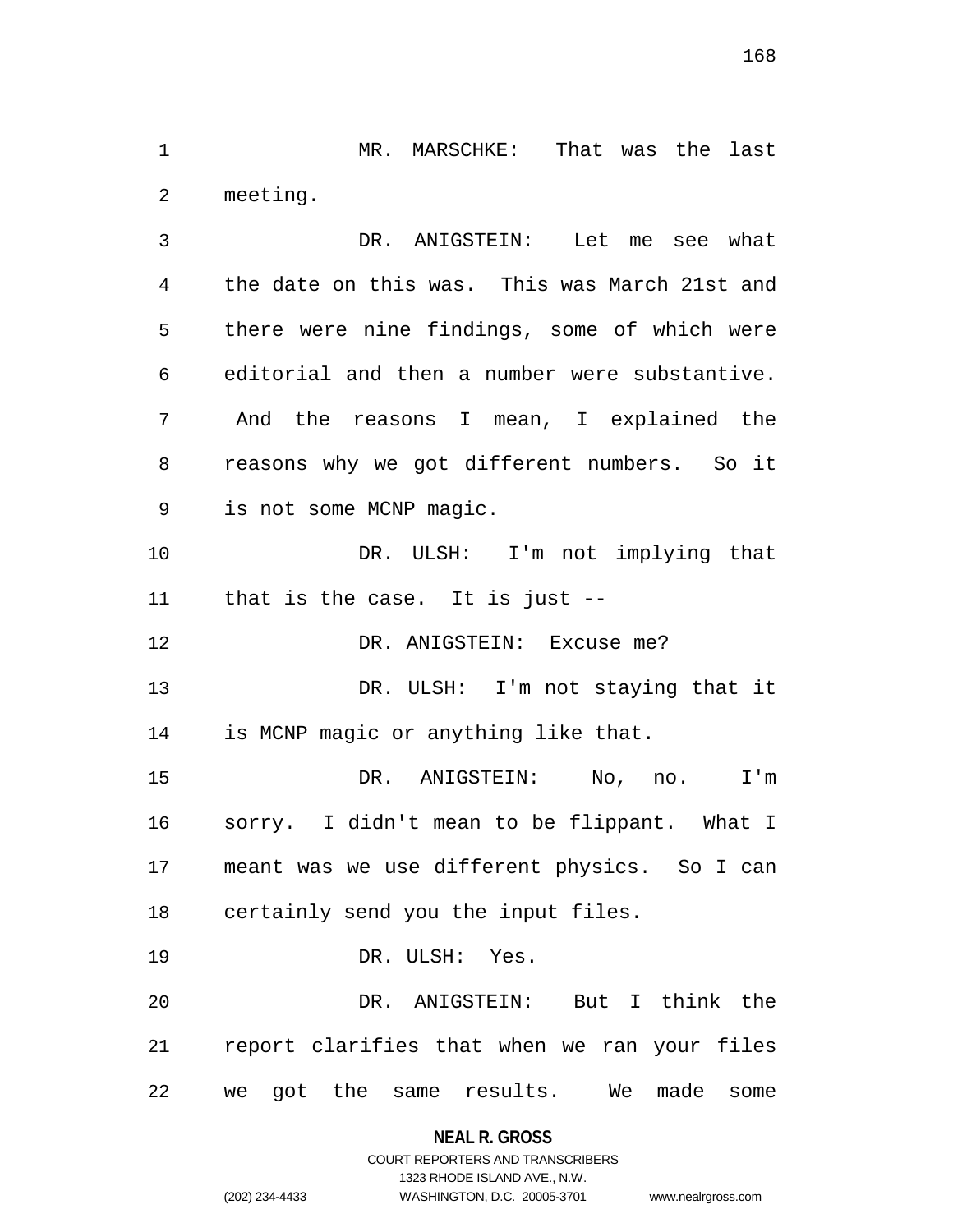MR. MARSCHKE: That was the last meeting.

DR. ANIGSTEIN: Let me see what the date on this was. This was March 21st and there were nine findings, some of which were editorial and then a number were substantive. And the reasons I mean, I explained the reasons why we got different numbers. So it is not some MCNP magic.

DR. ULSH: I'm not implying that that is the case. It is just --

DR. ANIGSTEIN: Excuse me?

DR. ULSH: I'm not staying that it is MCNP magic or anything like that.

DR. ANIGSTEIN: No, no. I'm sorry. I didn't mean to be flippant. What I meant was we use different physics. So I can certainly send you the input files.

DR. ULSH: Yes.

DR. ANIGSTEIN: But I think the report clarifies that when we ran your files we got the same results. We made some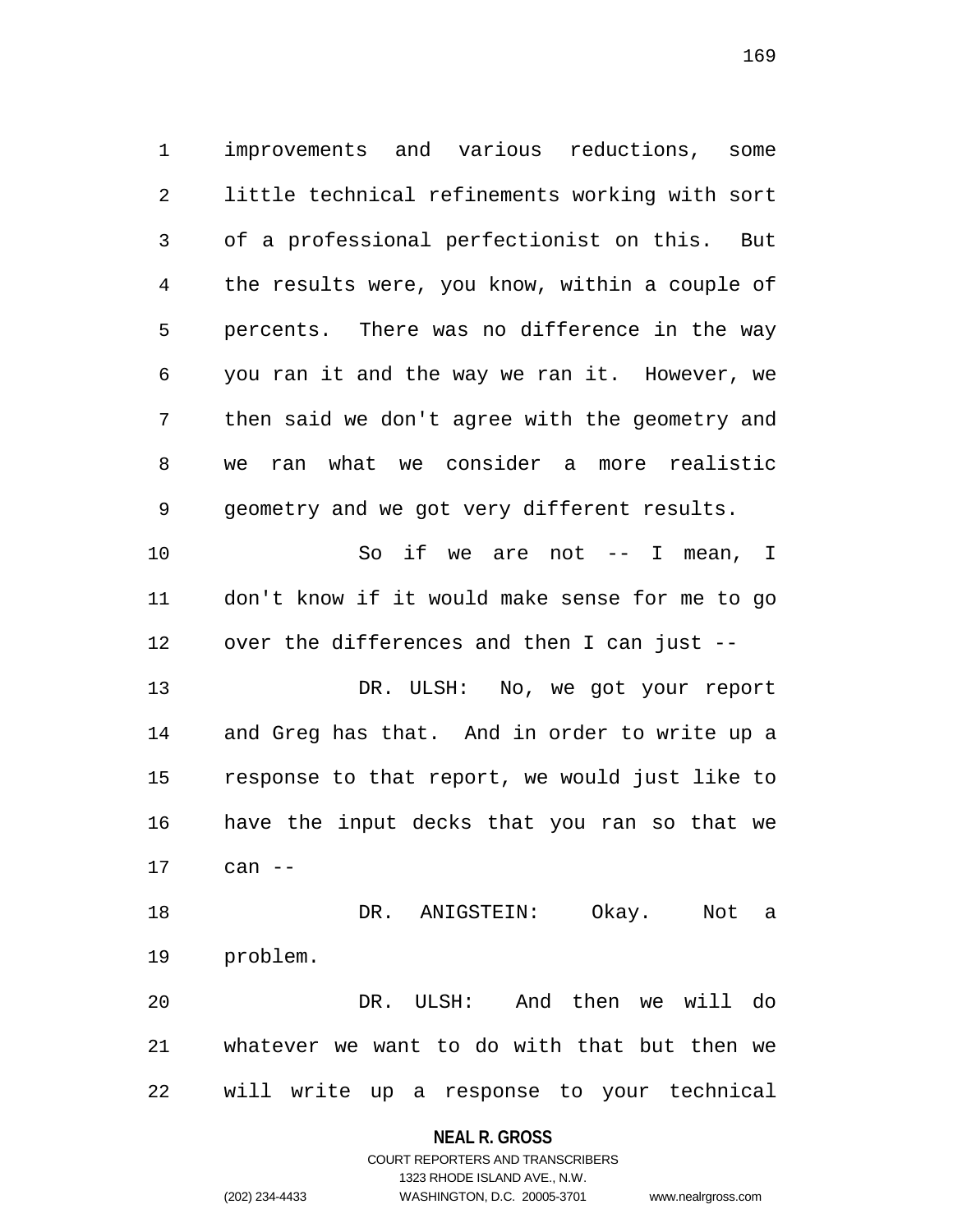improvements and various reductions, some little technical refinements working with sort of a professional perfectionist on this. But the results were, you know, within a couple of percents. There was no difference in the way you ran it and the way we ran it. However, we then said we don't agree with the geometry and we ran what we consider a more realistic geometry and we got very different results.

So if we are not -- I mean, I don't know if it would make sense for me to go over the differences and then I can just --

DR. ULSH: No, we got your report and Greg has that. And in order to write up a response to that report, we would just like to have the input decks that you ran so that we can --

DR. ANIGSTEIN: Okay. Not a problem.

DR. ULSH: And then we will do whatever we want to do with that but then we will write up a response to your technical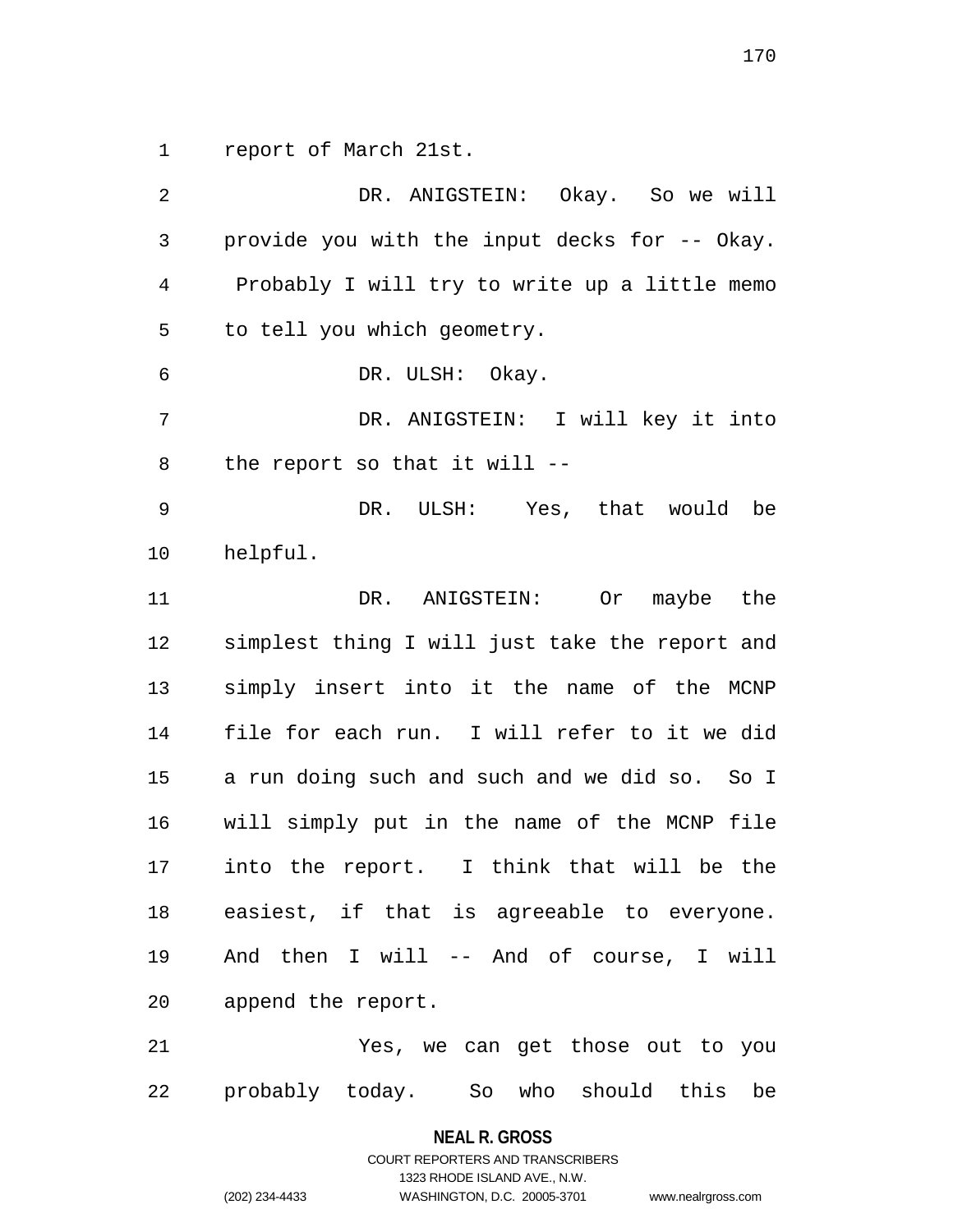report of March 21st.

DR. ANIGSTEIN: Okay. So we will provide you with the input decks for -- Okay. Probably I will try to write up a little memo to tell you which geometry.

DR. ULSH: Okay.

DR. ANIGSTEIN: I will key it into the report so that it will --

DR. ULSH: Yes, that would be helpful.

DR. ANIGSTEIN: Or maybe the simplest thing I will just take the report and simply insert into it the name of the MCNP file for each run. I will refer to it we did a run doing such and such and we did so. So I will simply put in the name of the MCNP file into the report. I think that will be the easiest, if that is agreeable to everyone. And then I will -- And of course, I will append the report.

Yes, we can get those out to you probably today. So who should this be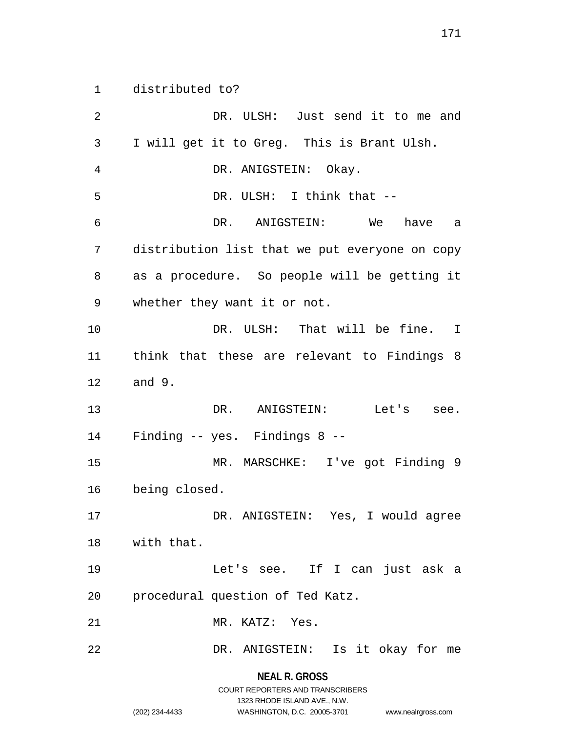distributed to?

DR. ULSH: Just send it to me and I will get it to Greg. This is Brant Ulsh.

DR. ANIGSTEIN: Okay.

DR. ULSH: I think that --

DR. ANIGSTEIN: We have a distribution list that we put everyone on copy as a procedure. So people will be getting it whether they want it or not.

DR. ULSH: That will be fine. I think that these are relevant to Findings 8 and 9.

DR. ANIGSTEIN: Let's see. Finding -- yes. Findings 8 --

MR. MARSCHKE: I've got Finding 9 being closed.

DR. ANIGSTEIN: Yes, I would agree with that.

Let's see. If I can just ask a procedural question of Ted Katz.

MR. KATZ: Yes.

DR. ANIGSTEIN: Is it okay for me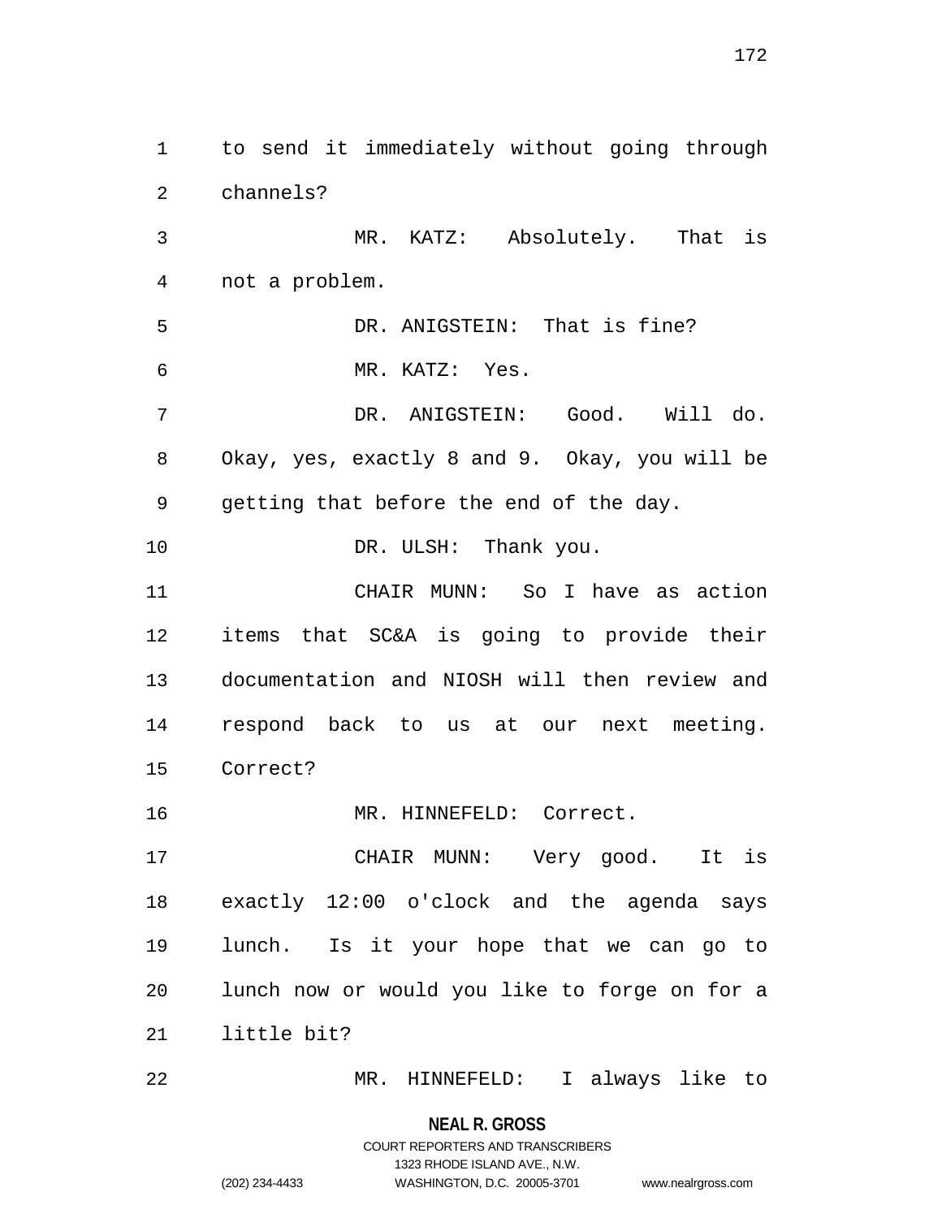to send it immediately without going through channels?

MR. KATZ: Absolutely. That is not a problem.

DR. ANIGSTEIN: That is fine?

MR. KATZ: Yes.

DR. ANIGSTEIN: Good. Will do. Okay, yes, exactly 8 and 9. Okay, you will be getting that before the end of the day.

DR. ULSH: Thank you.

CHAIR MUNN: So I have as action items that SC&A is going to provide their documentation and NIOSH will then review and respond back to us at our next meeting. Correct?

MR. HINNEFELD: Correct.

CHAIR MUNN: Very good. It is exactly 12:00 o'clock and the agenda says lunch. Is it your hope that we can go to lunch now or would you like to forge on for a little bit?

MR. HINNEFELD: I always like to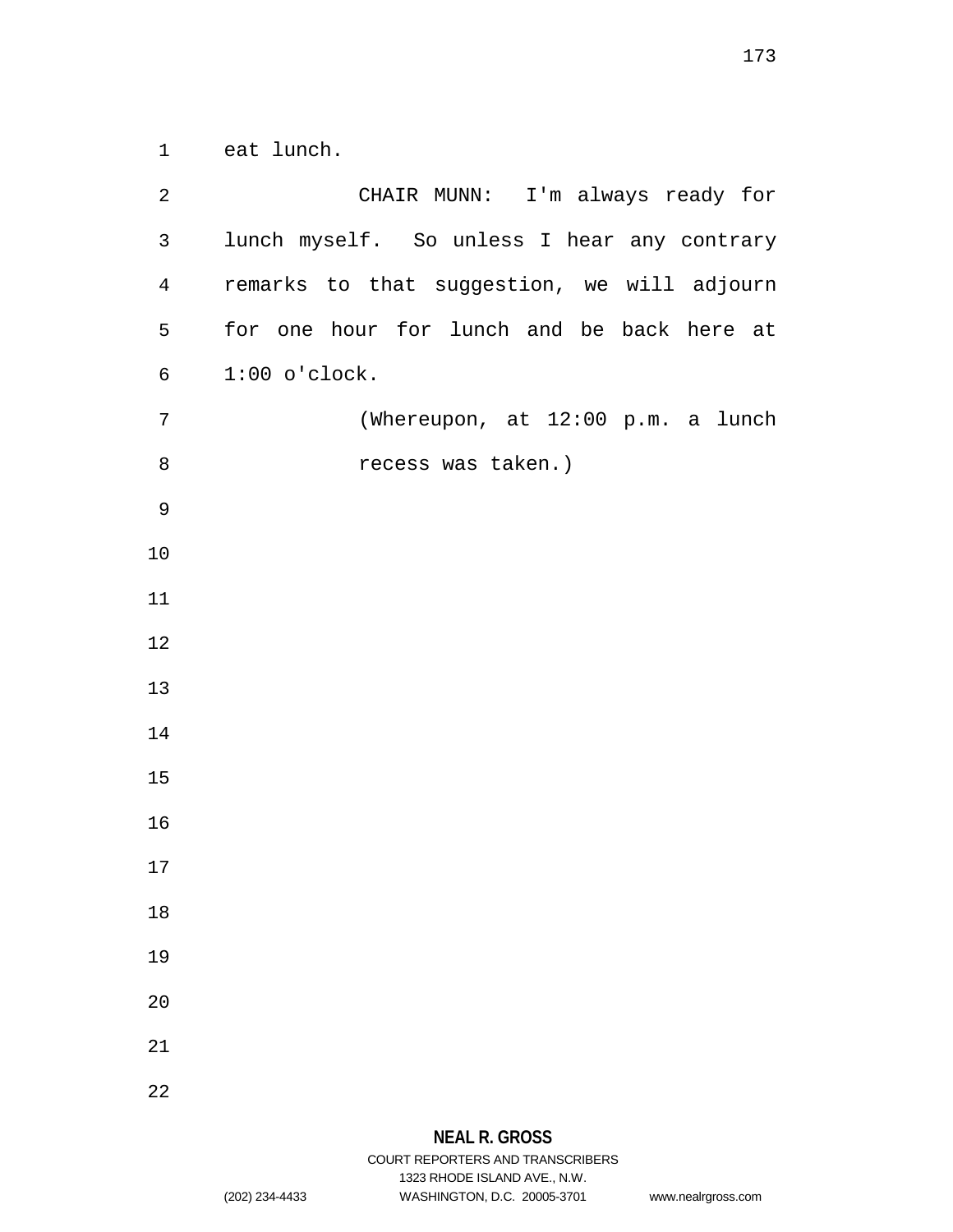eat lunch.

CHAIR MUNN: I'm always ready for lunch myself. So unless I hear any contrary remarks to that suggestion, we will adjourn for one hour for lunch and be back here at 1:00 o'clock.

(Whereupon, at 12:00 p.m. a lunch recess was taken.)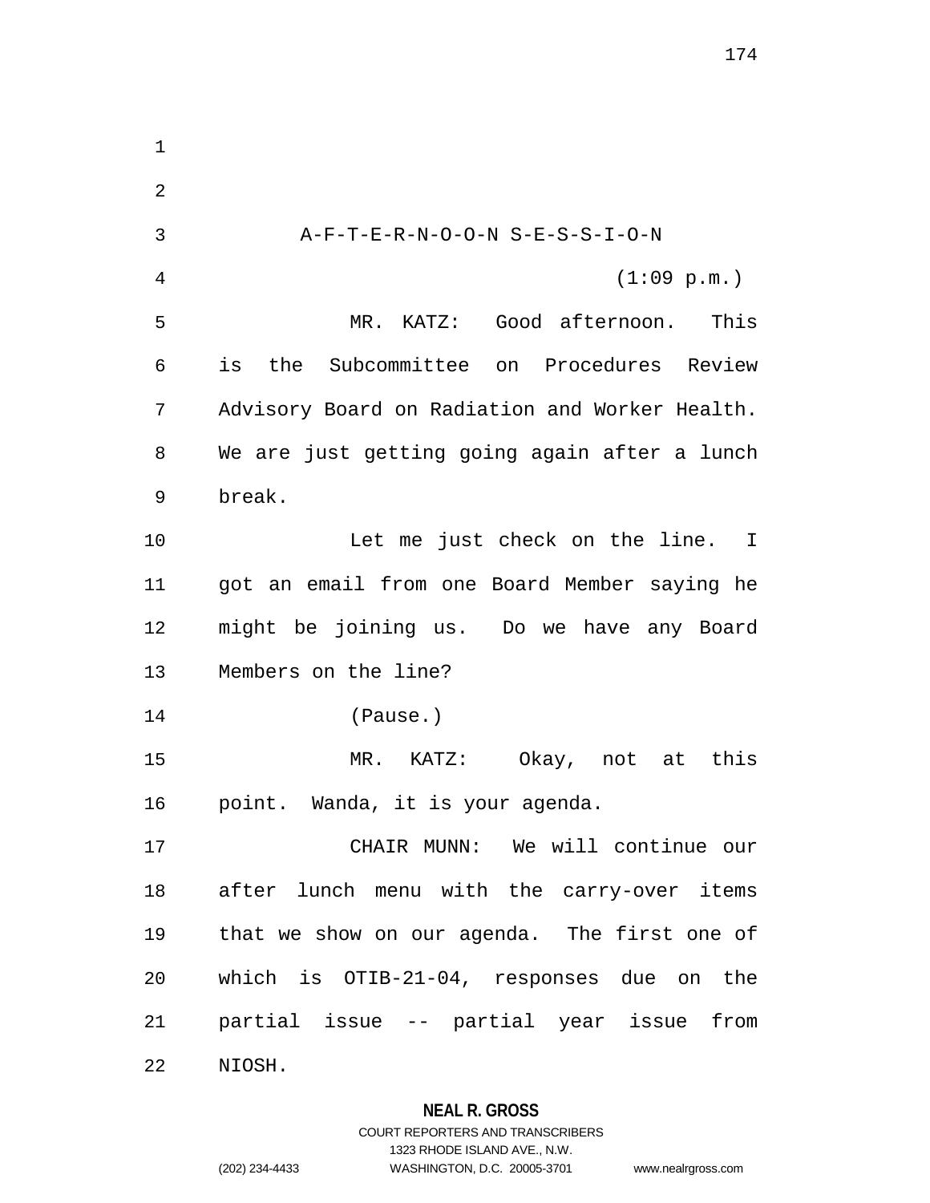A-F-T-E-R-N-O-O-N S-E-S-S-I-O-N

(1:09 p.m.)

MR. KATZ: Good afternoon. This is the Subcommittee on Procedures Review Advisory Board on Radiation and Worker Health. We are just getting going again after a lunch break.

Let me just check on the line. I got an email from one Board Member saying he might be joining us. Do we have any Board Members on the line?

(Pause.)

MR. KATZ: Okay, not at this point. Wanda, it is your agenda.

CHAIR MUNN: We will continue our after lunch menu with the carry-over items that we show on our agenda. The first one of which is OTIB-21-04, responses due on the partial issue -- partial year issue from NIOSH.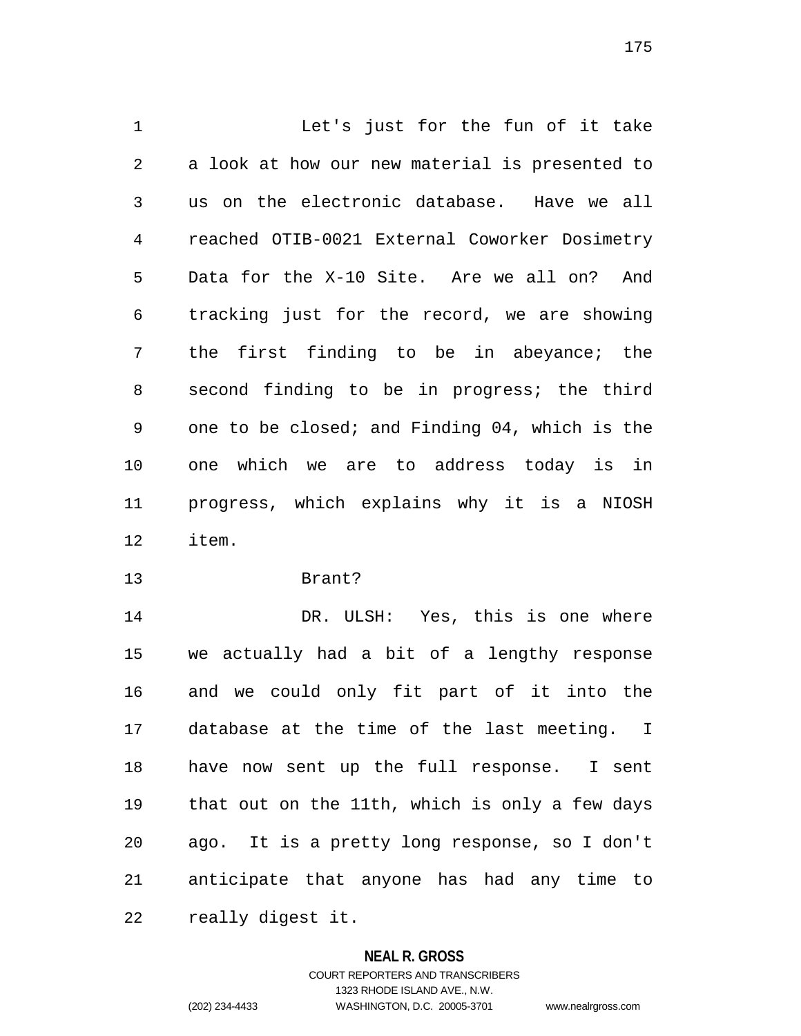Let's just for the fun of it take a look at how our new material is presented to us on the electronic database. Have we all reached OTIB-0021 External Coworker Dosimetry Data for the X-10 Site. Are we all on? And tracking just for the record, we are showing the first finding to be in abeyance; the second finding to be in progress; the third one to be closed; and Finding 04, which is the one which we are to address today is in progress, which explains why it is a NIOSH item.

Brant?

DR. ULSH: Yes, this is one where we actually had a bit of a lengthy response and we could only fit part of it into the database at the time of the last meeting. I have now sent up the full response. I sent that out on the 11th, which is only a few days ago. It is a pretty long response, so I don't anticipate that anyone has had any time to really digest it.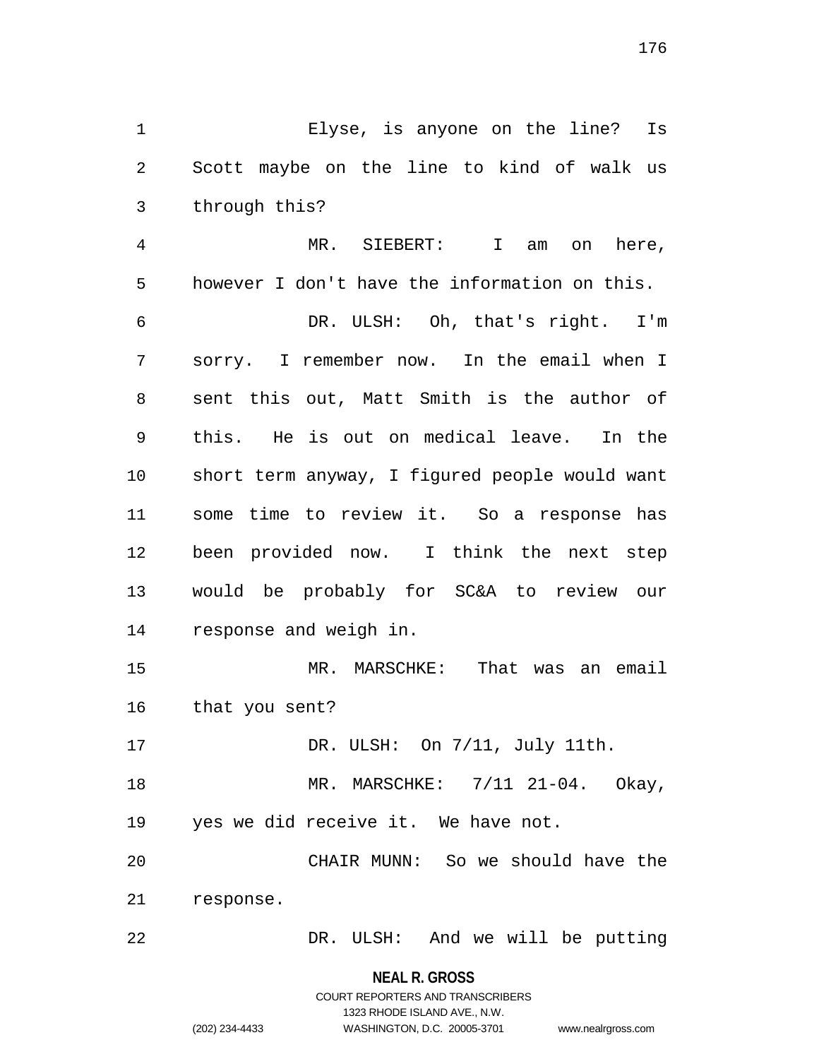Elyse, is anyone on the line? Is Scott maybe on the line to kind of walk us through this?

MR. SIEBERT: I am on here, however I don't have the information on this.

DR. ULSH: Oh, that's right. I'm sorry. I remember now. In the email when I sent this out, Matt Smith is the author of this. He is out on medical leave. In the short term anyway, I figured people would want some time to review it. So a response has been provided now. I think the next step would be probably for SC&A to review our response and weigh in.

MR. MARSCHKE: That was an email that you sent?

DR. ULSH: On 7/11, July 11th.

MR. MARSCHKE: 7/11 21-04. Okay, yes we did receive it. We have not.

CHAIR MUNN: So we should have the response.

DR. ULSH: And we will be putting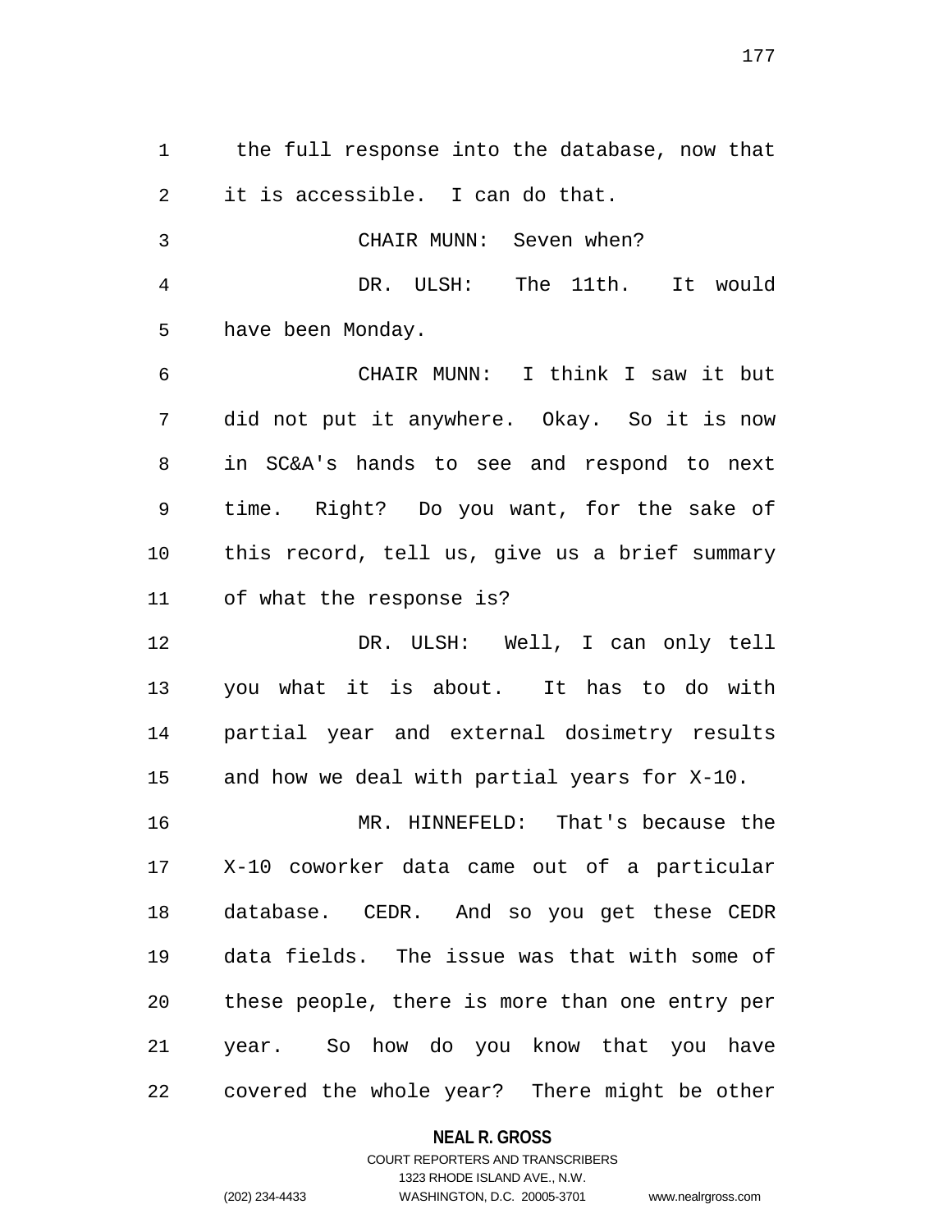the full response into the database, now that it is accessible. I can do that.

CHAIR MUNN: Seven when?

DR. ULSH: The 11th. It would have been Monday.

CHAIR MUNN: I think I saw it but did not put it anywhere. Okay. So it is now in SC&A's hands to see and respond to next time. Right? Do you want, for the sake of this record, tell us, give us a brief summary of what the response is?

DR. ULSH: Well, I can only tell you what it is about. It has to do with partial year and external dosimetry results and how we deal with partial years for X-10.

MR. HINNEFELD: That's because the X-10 coworker data came out of a particular database. CEDR. And so you get these CEDR data fields. The issue was that with some of these people, there is more than one entry per year. So how do you know that you have covered the whole year? There might be other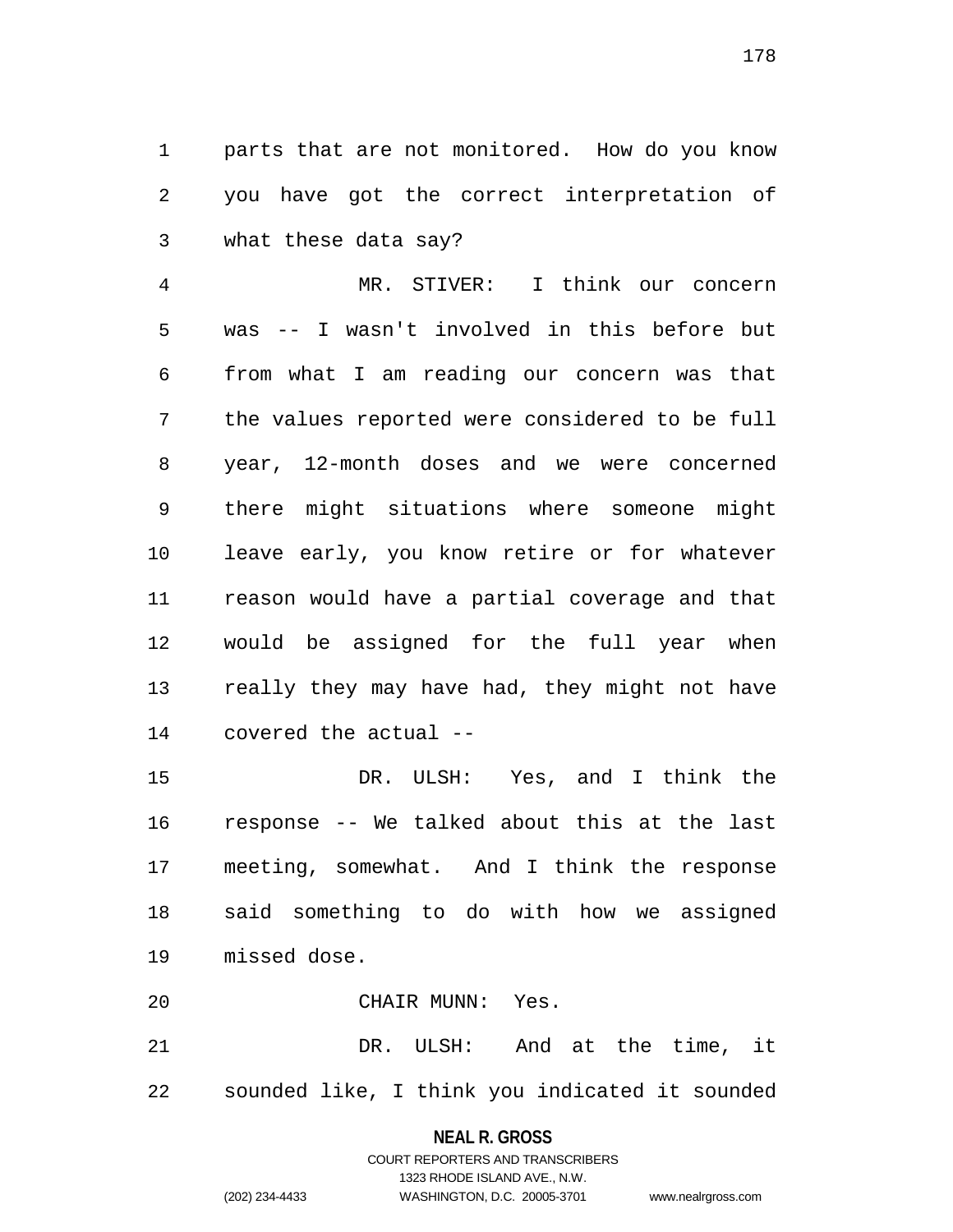parts that are not monitored. How do you know you have got the correct interpretation of what these data say?

MR. STIVER: I think our concern was -- I wasn't involved in this before but from what I am reading our concern was that the values reported were considered to be full year, 12-month doses and we were concerned there might situations where someone might leave early, you know retire or for whatever reason would have a partial coverage and that would be assigned for the full year when really they may have had, they might not have covered the actual --

DR. ULSH: Yes, and I think the response -- We talked about this at the last meeting, somewhat. And I think the response said something to do with how we assigned missed dose.

CHAIR MUNN: Yes.

DR. ULSH: And at the time, it sounded like, I think you indicated it sounded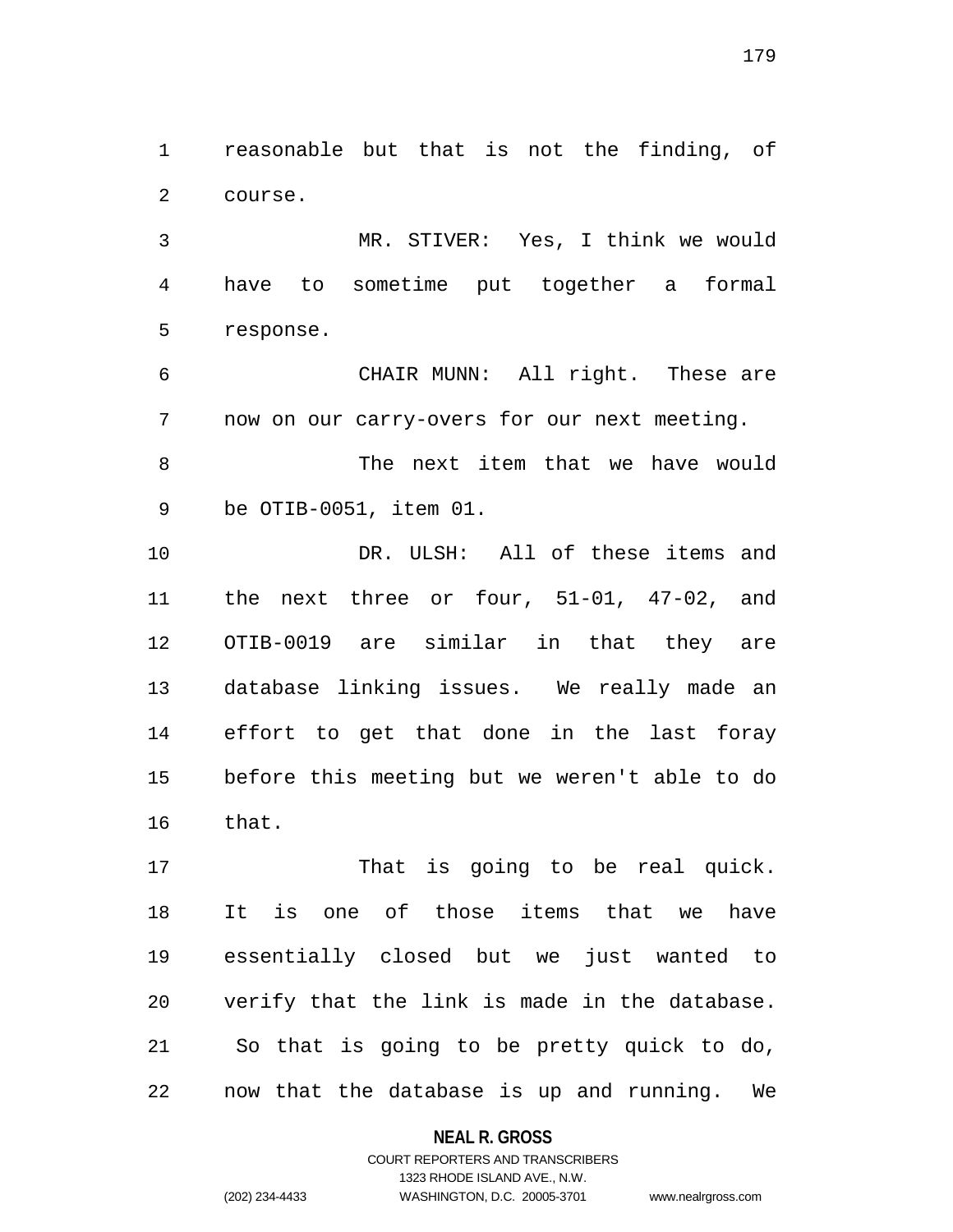reasonable but that is not the finding, of course.

MR. STIVER: Yes, I think we would have to sometime put together a formal response.

CHAIR MUNN: All right. These are now on our carry-overs for our next meeting.

The next item that we have would be OTIB-0051, item 01.

DR. ULSH: All of these items and the next three or four, 51-01, 47-02, and OTIB-0019 are similar in that they are database linking issues. We really made an effort to get that done in the last foray before this meeting but we weren't able to do that.

That is going to be real quick. It is one of those items that we have essentially closed but we just wanted to verify that the link is made in the database. So that is going to be pretty quick to do, now that the database is up and running. We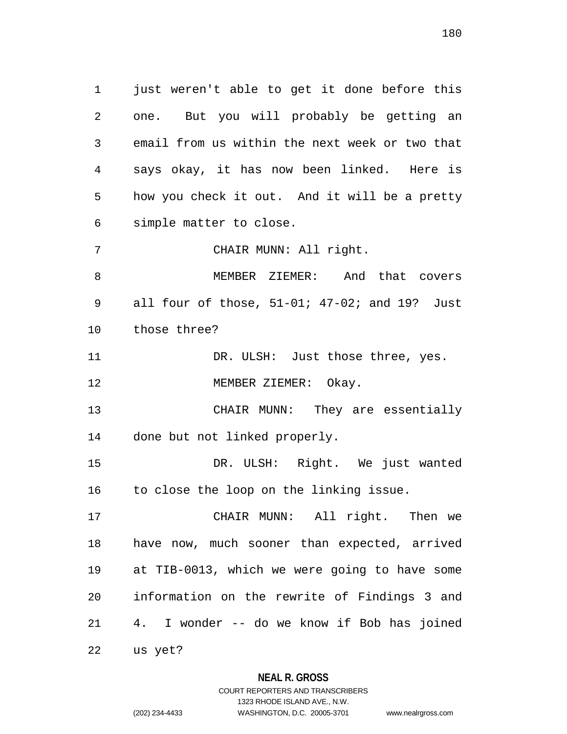just weren't able to get it done before this one. But you will probably be getting an email from us within the next week or two that says okay, it has now been linked. Here is how you check it out. And it will be a pretty simple matter to close.

CHAIR MUNN: All right.

MEMBER ZIEMER: And that covers all four of those, 51-01; 47-02; and 19? Just those three?

DR. ULSH: Just those three, yes.

MEMBER ZIEMER: Okay.

CHAIR MUNN: They are essentially done but not linked properly.

DR. ULSH: Right. We just wanted to close the loop on the linking issue.

CHAIR MUNN: All right. Then we have now, much sooner than expected, arrived at TIB-0013, which we were going to have some information on the rewrite of Findings 3 and 4. I wonder -- do we know if Bob has joined us yet?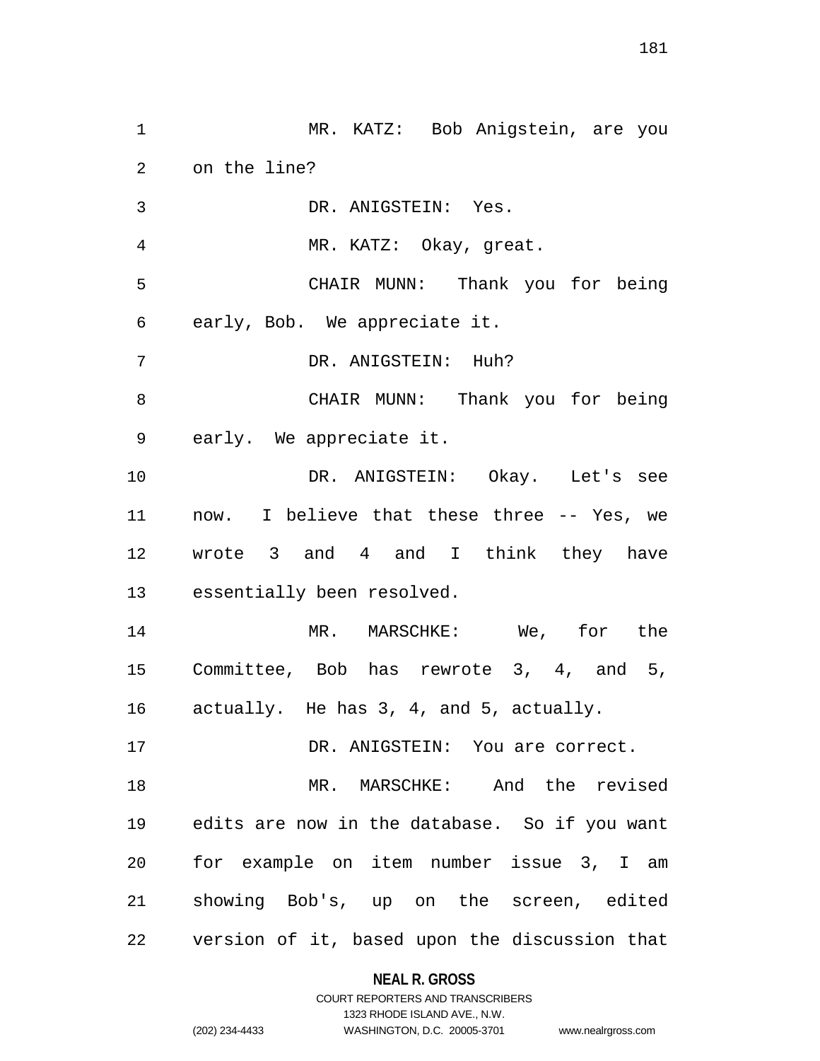MR. KATZ: Bob Anigstein, are you on the line?

DR. ANIGSTEIN: Yes.

MR. KATZ: Okay, great.

CHAIR MUNN: Thank you for being early, Bob. We appreciate it.

DR. ANIGSTEIN: Huh?

CHAIR MUNN: Thank you for being early. We appreciate it.

DR. ANIGSTEIN: Okay. Let's see now. I believe that these three -- Yes, we wrote 3 and 4 and I think they have essentially been resolved.

MR. MARSCHKE: We, for the Committee, Bob has rewrote 3, 4, and 5, actually. He has 3, 4, and 5, actually.

DR. ANIGSTEIN: You are correct.

MR. MARSCHKE: And the revised edits are now in the database. So if you want for example on item number issue 3, I am showing Bob's, up on the screen, edited version of it, based upon the discussion that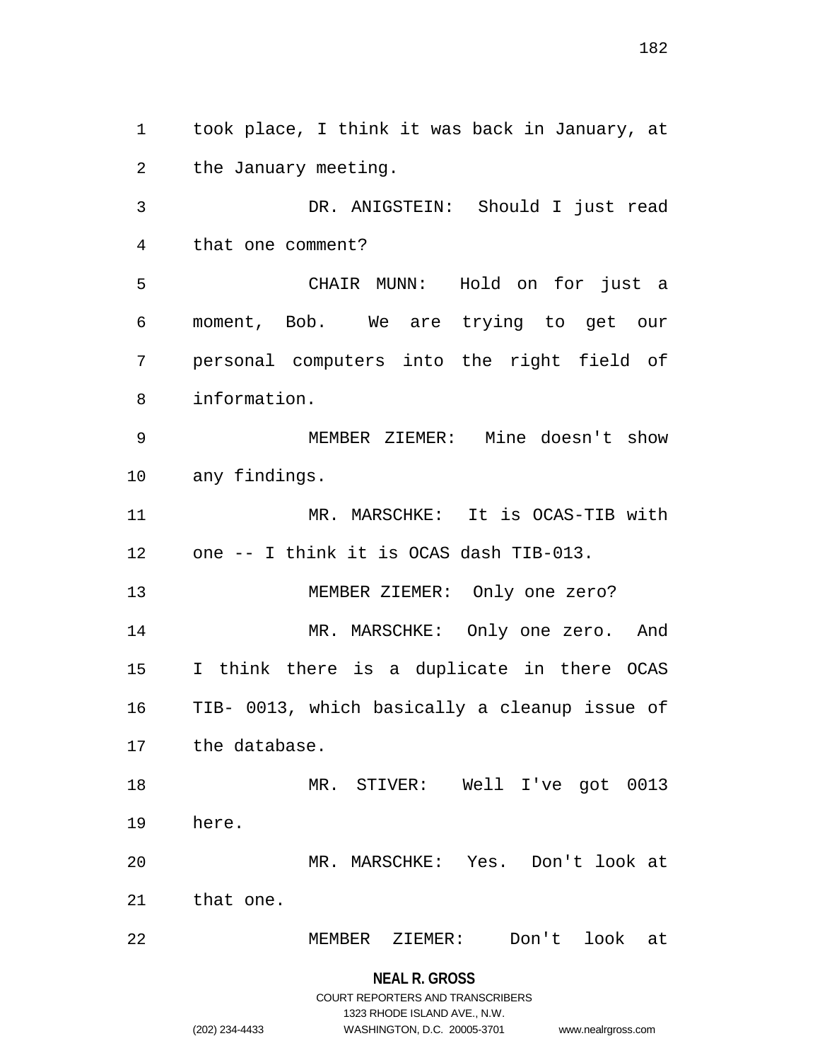took place, I think it was back in January, at the January meeting.

DR. ANIGSTEIN: Should I just read that one comment?

CHAIR MUNN: Hold on for just a moment, Bob. We are trying to get our personal computers into the right field of information.

MEMBER ZIEMER: Mine doesn't show any findings.

MR. MARSCHKE: It is OCAS-TIB with one -- I think it is OCAS dash TIB-013.

MEMBER ZIEMER: Only one zero?

MR. MARSCHKE: Only one zero. And I think there is a duplicate in there OCAS TIB- 0013, which basically a cleanup issue of the database.

MR. STIVER: Well I've got 0013 here.

MR. MARSCHKE: Yes. Don't look at that one.

MEMBER ZIEMER: Don't look at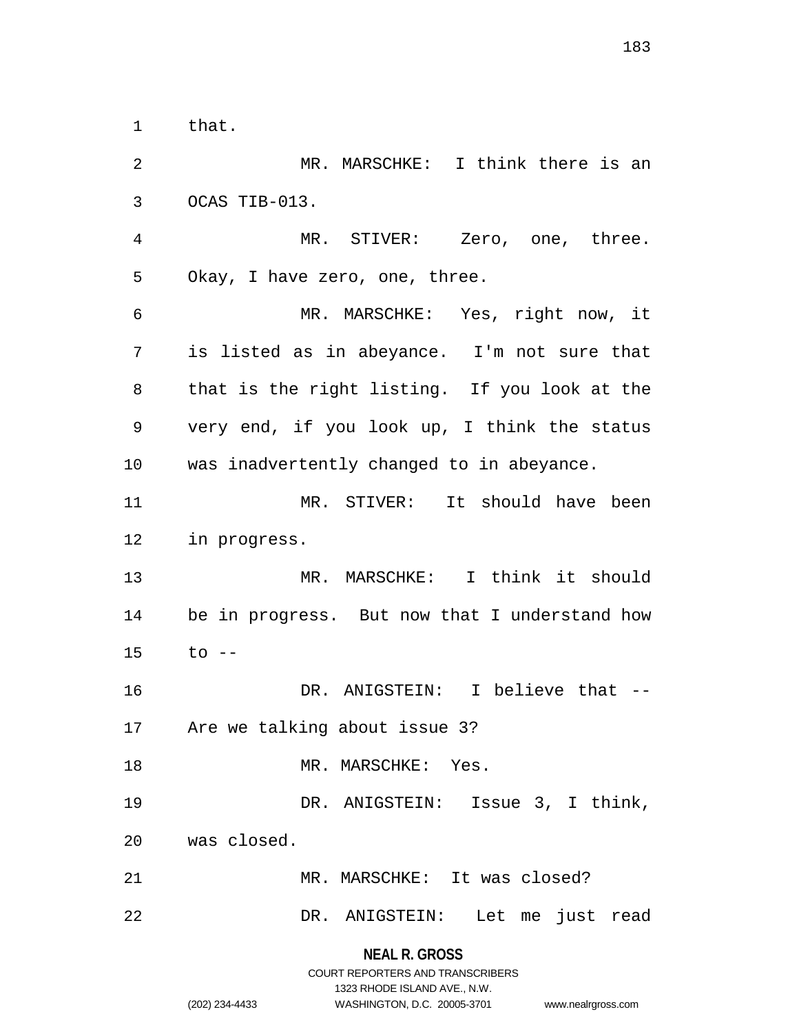that.

MR. MARSCHKE: I think there is an OCAS TIB-013.

MR. STIVER: Zero, one, three. Okay, I have zero, one, three.

MR. MARSCHKE: Yes, right now, it is listed as in abeyance. I'm not sure that that is the right listing. If you look at the very end, if you look up, I think the status was inadvertently changed to in abeyance.

MR. STIVER: It should have been in progress.

MR. MARSCHKE: I think it should be in progress. But now that I understand how to --

DR. ANIGSTEIN: I believe that -- Are we talking about issue 3?

MR. MARSCHKE: Yes.

DR. ANIGSTEIN: Issue 3, I think, was closed.

MR. MARSCHKE: It was closed?

DR. ANIGSTEIN: Let me just read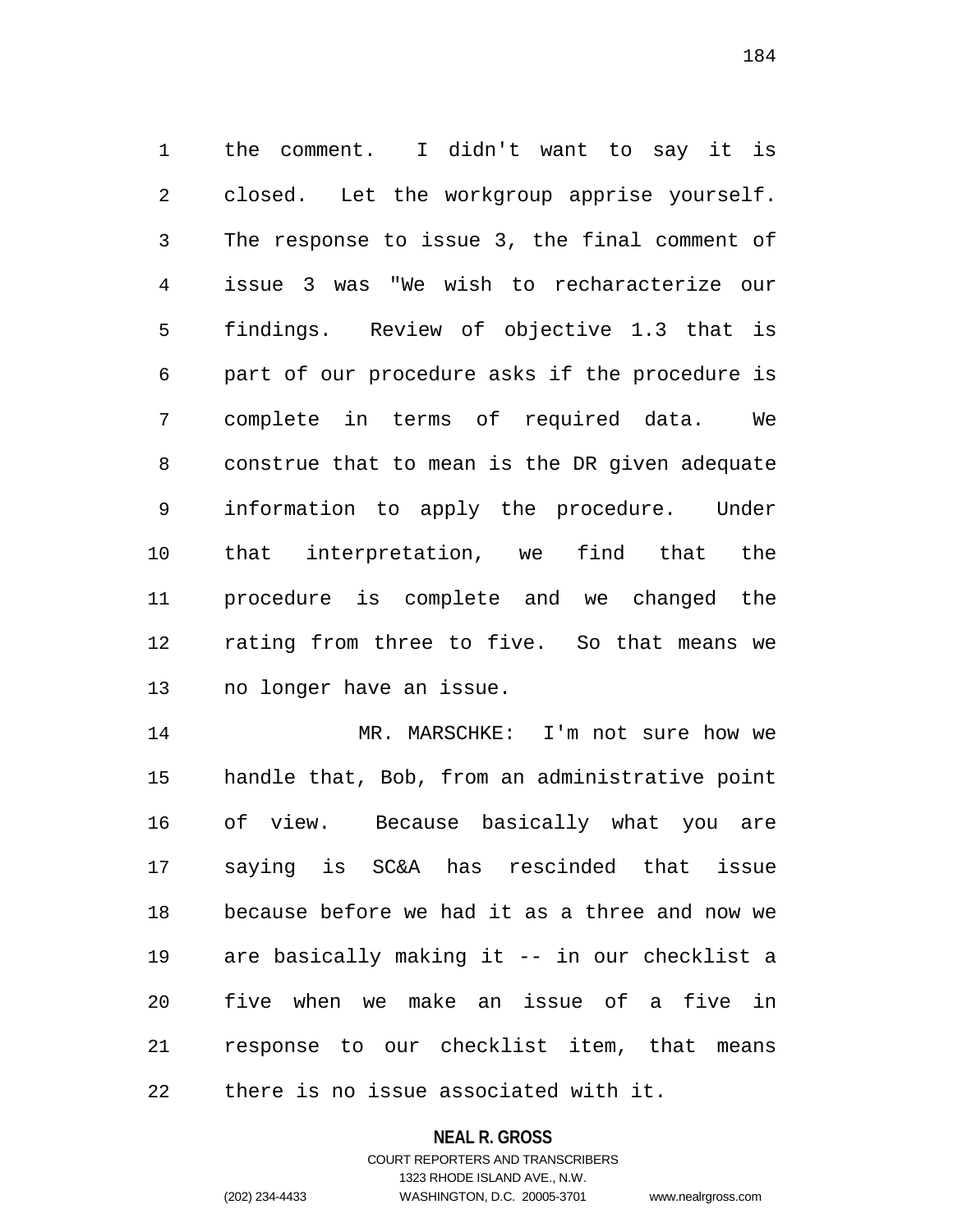the comment. I didn't want to say it is closed. Let the workgroup apprise yourself. The response to issue 3, the final comment of issue 3 was "We wish to recharacterize our findings. Review of objective 1.3 that is part of our procedure asks if the procedure is complete in terms of required data. We construe that to mean is the DR given adequate information to apply the procedure. Under that interpretation, we find that the procedure is complete and we changed the rating from three to five. So that means we no longer have an issue.

MR. MARSCHKE: I'm not sure how we handle that, Bob, from an administrative point of view. Because basically what you are saying is SC&A has rescinded that issue because before we had it as a three and now we are basically making it -- in our checklist a five when we make an issue of a five in response to our checklist item, that means there is no issue associated with it.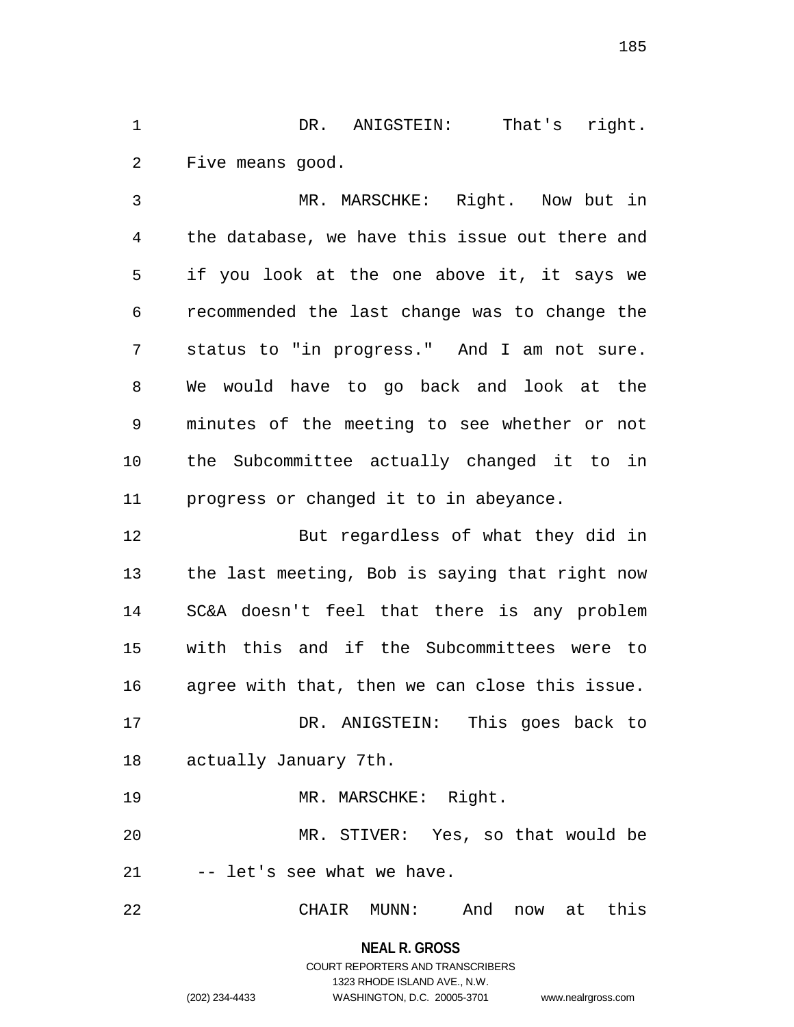DR. ANIGSTEIN: That's right. Five means good.

MR. MARSCHKE: Right. Now but in the database, we have this issue out there and if you look at the one above it, it says we recommended the last change was to change the status to "in progress." And I am not sure. We would have to go back and look at the minutes of the meeting to see whether or not the Subcommittee actually changed it to in progress or changed it to in abeyance.

But regardless of what they did in the last meeting, Bob is saying that right now SC&A doesn't feel that there is any problem with this and if the Subcommittees were to agree with that, then we can close this issue.

DR. ANIGSTEIN: This goes back to actually January 7th.

MR. MARSCHKE: Right.

MR. STIVER: Yes, so that would be -- let's see what we have.

CHAIR MUNN: And now at this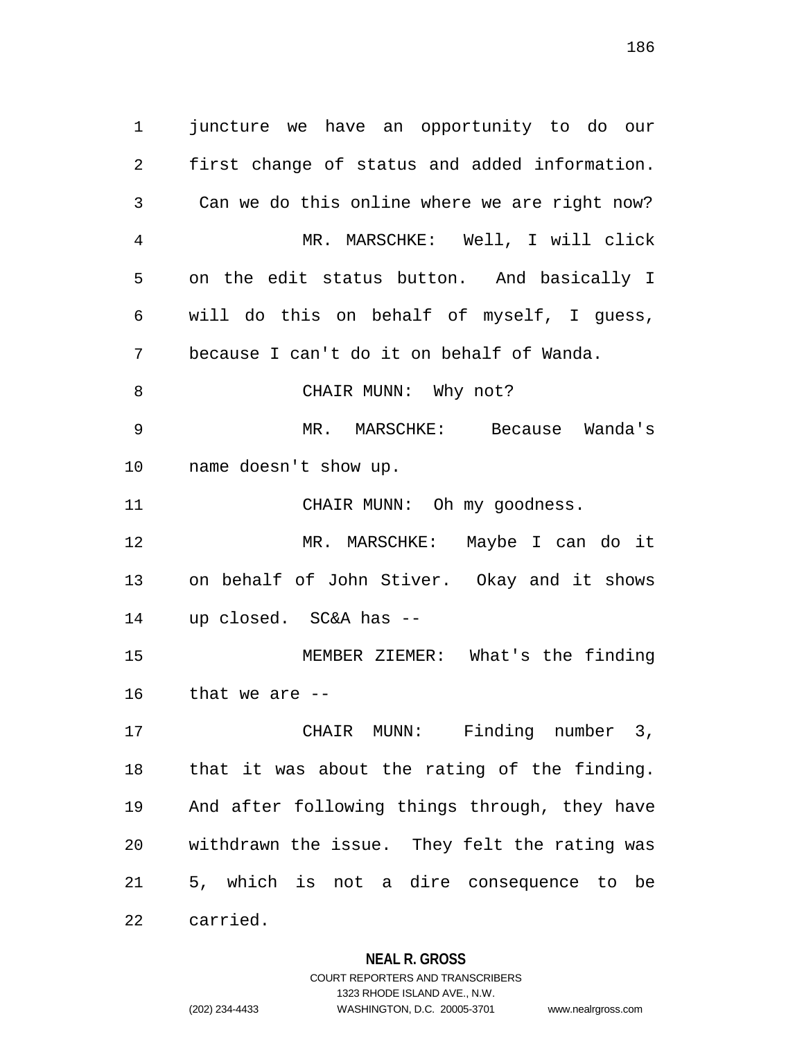juncture we have an opportunity to do our first change of status and added information. Can we do this online where we are right now?

MR. MARSCHKE: Well, I will click on the edit status button. And basically I will do this on behalf of myself, I guess, because I can't do it on behalf of Wanda.

CHAIR MUNN: Why not?

MR. MARSCHKE: Because Wanda's name doesn't show up.

CHAIR MUNN: Oh my goodness.

MR. MARSCHKE: Maybe I can do it on behalf of John Stiver. Okay and it shows up closed. SC&A has --

MEMBER ZIEMER: What's the finding that we are --

CHAIR MUNN: Finding number 3, that it was about the rating of the finding. And after following things through, they have withdrawn the issue. They felt the rating was 5, which is not a dire consequence to be carried.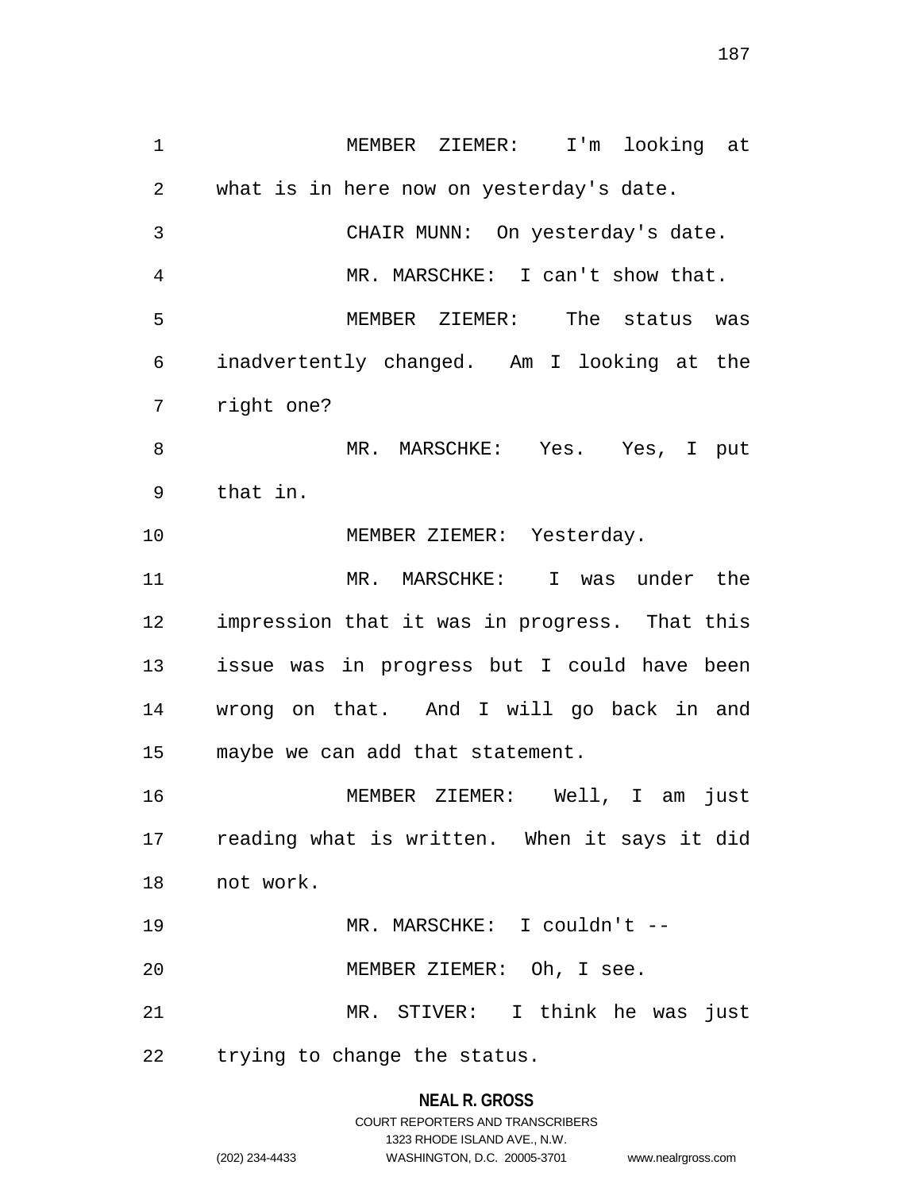MEMBER ZIEMER: I'm looking at what is in here now on yesterday's date.

CHAIR MUNN: On yesterday's date.

MR. MARSCHKE: I can't show that.

MEMBER ZIEMER: The status was inadvertently changed. Am I looking at the right one?

MR. MARSCHKE: Yes. Yes, I put that in.

MEMBER ZIEMER: Yesterday.

MR. MARSCHKE: I was under the impression that it was in progress. That this issue was in progress but I could have been wrong on that. And I will go back in and maybe we can add that statement.

MEMBER ZIEMER: Well, I am just reading what is written. When it says it did not work.

MR. MARSCHKE: I couldn't --

MEMBER ZIEMER: Oh, I see.

MR. STIVER: I think he was just trying to change the status.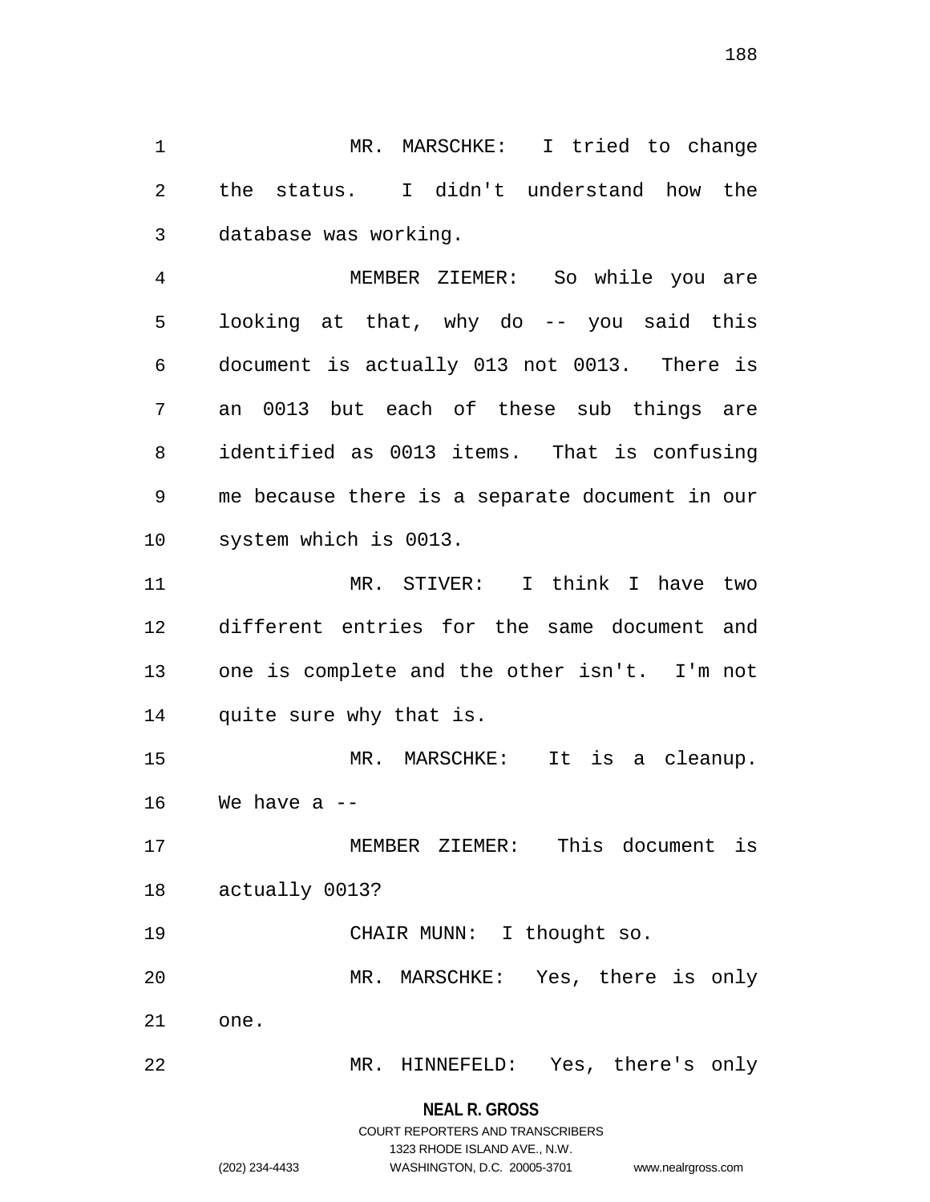MR. MARSCHKE: I tried to change the status. I didn't understand how the database was working.

MEMBER ZIEMER: So while you are looking at that, why do -- you said this document is actually 013 not 0013. There is an 0013 but each of these sub things are identified as 0013 items. That is confusing me because there is a separate document in our system which is 0013.

MR. STIVER: I think I have two different entries for the same document and one is complete and the other isn't. I'm not quite sure why that is.

MR. MARSCHKE: It is a cleanup. We have a --

MEMBER ZIEMER: This document is actually 0013?

CHAIR MUNN: I thought so.

MR. MARSCHKE: Yes, there is only one.

MR. HINNEFELD: Yes, there's only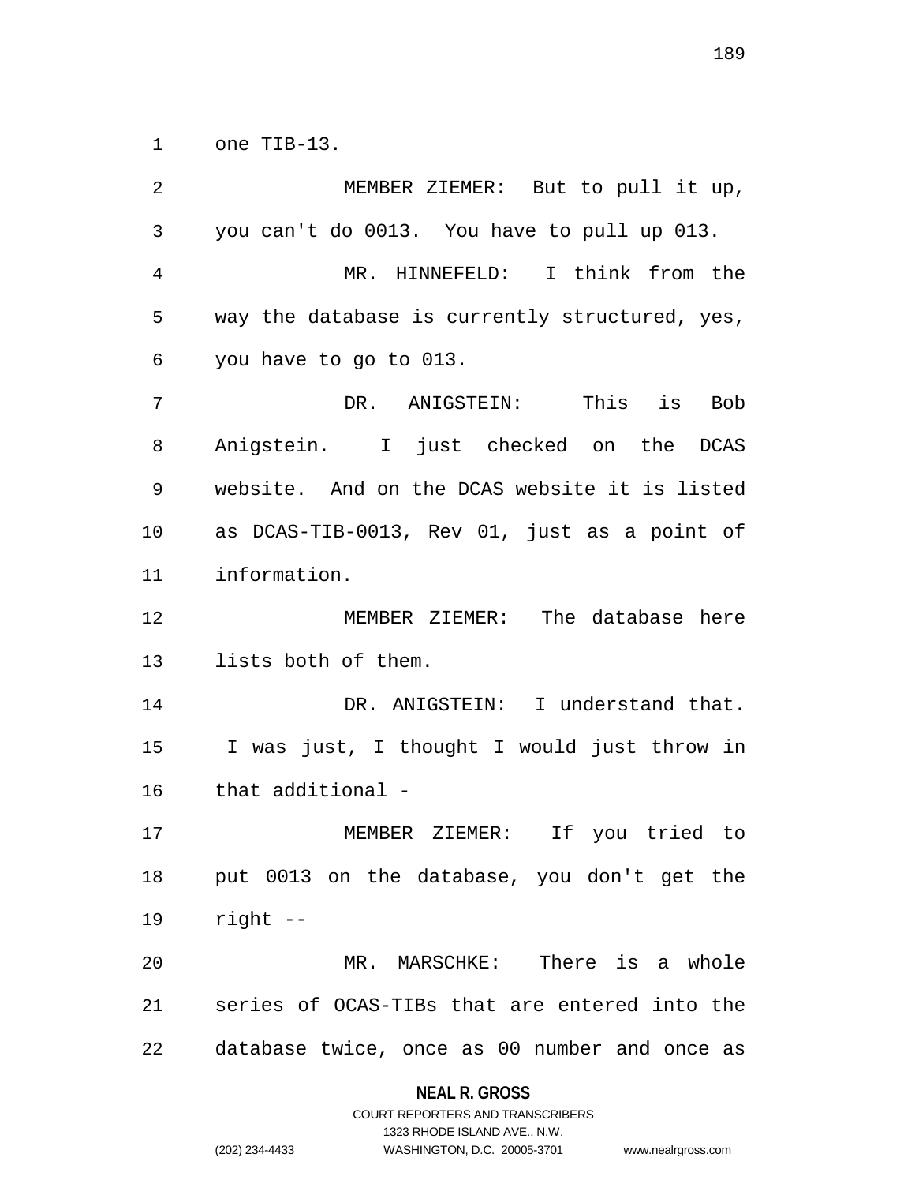one TIB-13.

MEMBER ZIEMER: But to pull it up, you can't do 0013. You have to pull up 013.

MR. HINNEFELD: I think from the way the database is currently structured, yes, you have to go to 013.

DR. ANIGSTEIN: This is Bob Anigstein. I just checked on the DCAS website. And on the DCAS website it is listed as DCAS-TIB-0013, Rev 01, just as a point of information.

MEMBER ZIEMER: The database here lists both of them.

DR. ANIGSTEIN: I understand that. I was just, I thought I would just throw in that additional -

MEMBER ZIEMER: If you tried to put 0013 on the database, you don't get the right --

MR. MARSCHKE: There is a whole series of OCAS-TIBs that are entered into the database twice, once as 00 number and once as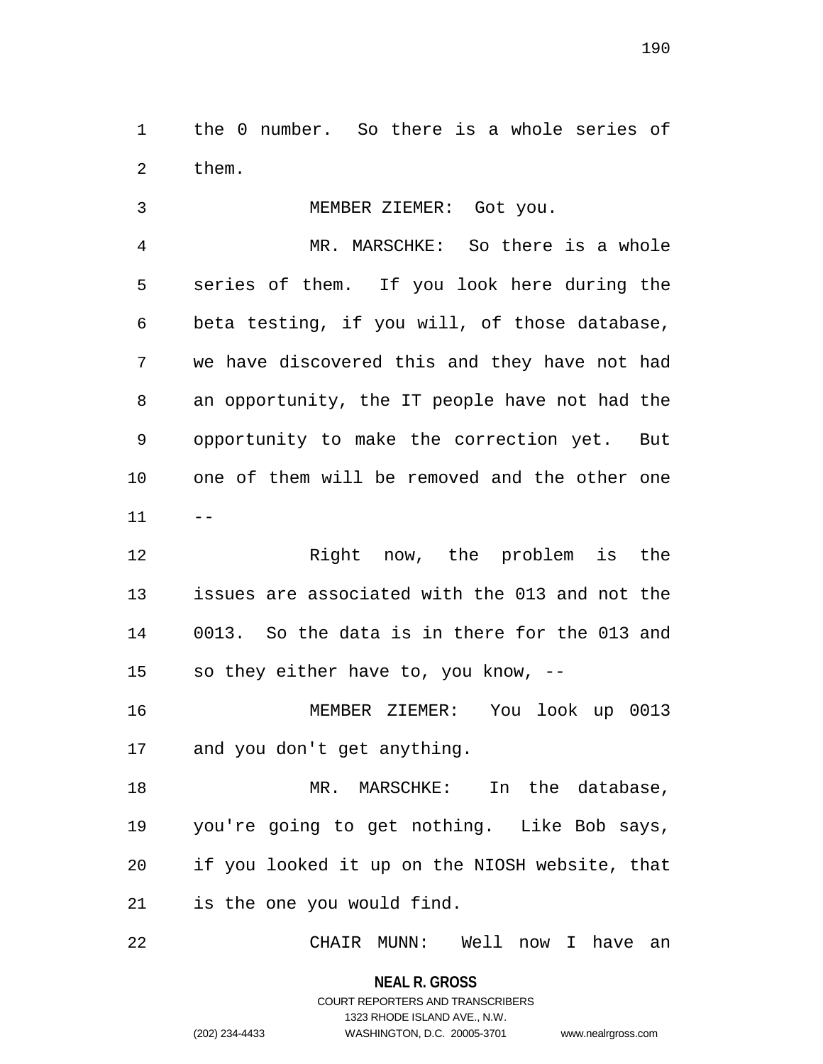the 0 number. So there is a whole series of them.

MEMBER ZIEMER: Got you.

MR. MARSCHKE: So there is a whole series of them. If you look here during the beta testing, if you will, of those database, we have discovered this and they have not had an opportunity, the IT people have not had the opportunity to make the correction yet. But one of them will be removed and the other one --

Right now, the problem is the issues are associated with the 013 and not the 0013. So the data is in there for the 013 and so they either have to, you know, --

MEMBER ZIEMER: You look up 0013 and you don't get anything.

MR. MARSCHKE: In the database, you're going to get nothing. Like Bob says, if you looked it up on the NIOSH website, that is the one you would find.

CHAIR MUNN: Well now I have an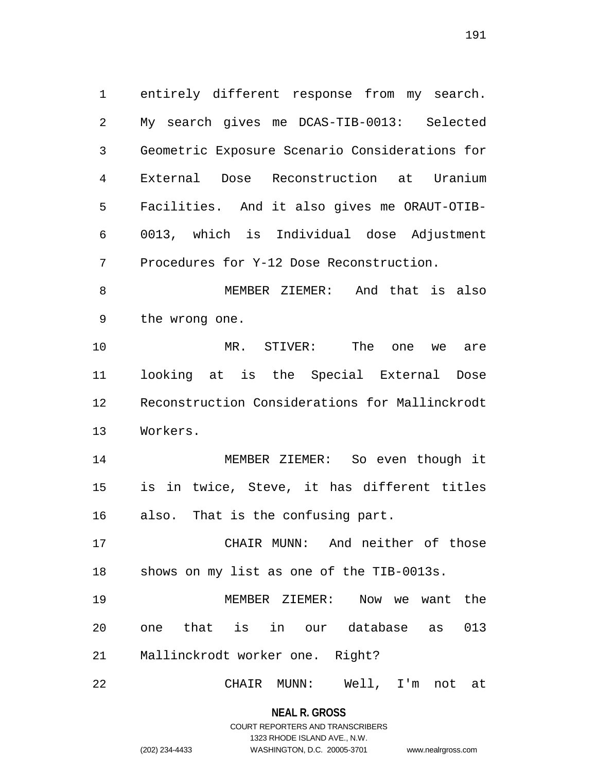entirely different response from my search. My search gives me DCAS-TIB-0013: Selected Geometric Exposure Scenario Considerations for External Dose Reconstruction at Uranium Facilities. And it also gives me ORAUT-OTIB-0013, which is Individual dose Adjustment Procedures for Y-12 Dose Reconstruction.

MEMBER ZIEMER: And that is also the wrong one.

MR. STIVER: The one we are looking at is the Special External Dose Reconstruction Considerations for Mallinckrodt Workers.

MEMBER ZIEMER: So even though it is in twice, Steve, it has different titles also. That is the confusing part.

CHAIR MUNN: And neither of those shows on my list as one of the TIB-0013s.

MEMBER ZIEMER: Now we want the one that is in our database as 013 Mallinckrodt worker one. Right?

CHAIR MUNN: Well, I'm not at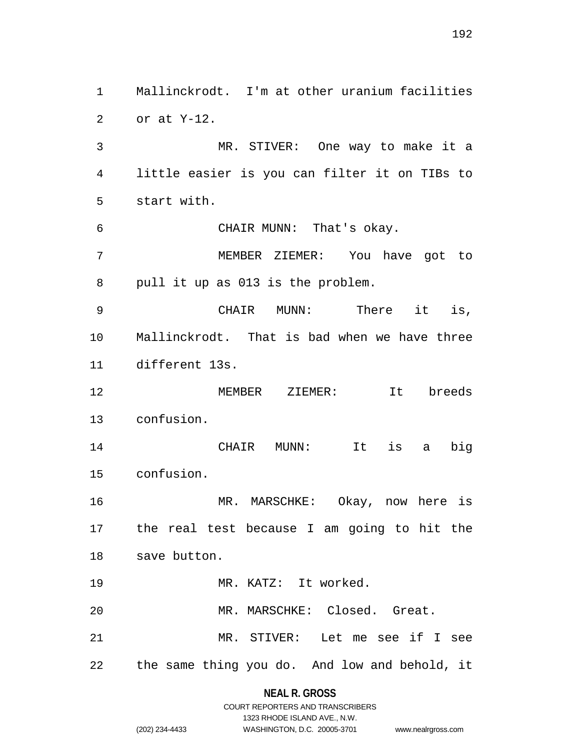Mallinckrodt. I'm at other uranium facilities or at Y-12.

MR. STIVER: One way to make it a little easier is you can filter it on TIBs to start with.

CHAIR MUNN: That's okay.

MEMBER ZIEMER: You have got to pull it up as 013 is the problem.

CHAIR MUNN: There it is, Mallinckrodt. That is bad when we have three different 13s.

MEMBER ZIEMER: It breeds confusion.

CHAIR MUNN: It is a big confusion.

MR. MARSCHKE: Okay, now here is the real test because I am going to hit the save button.

MR. KATZ: It worked.

MR. MARSCHKE: Closed. Great.

MR. STIVER: Let me see if I see the same thing you do. And low and behold, it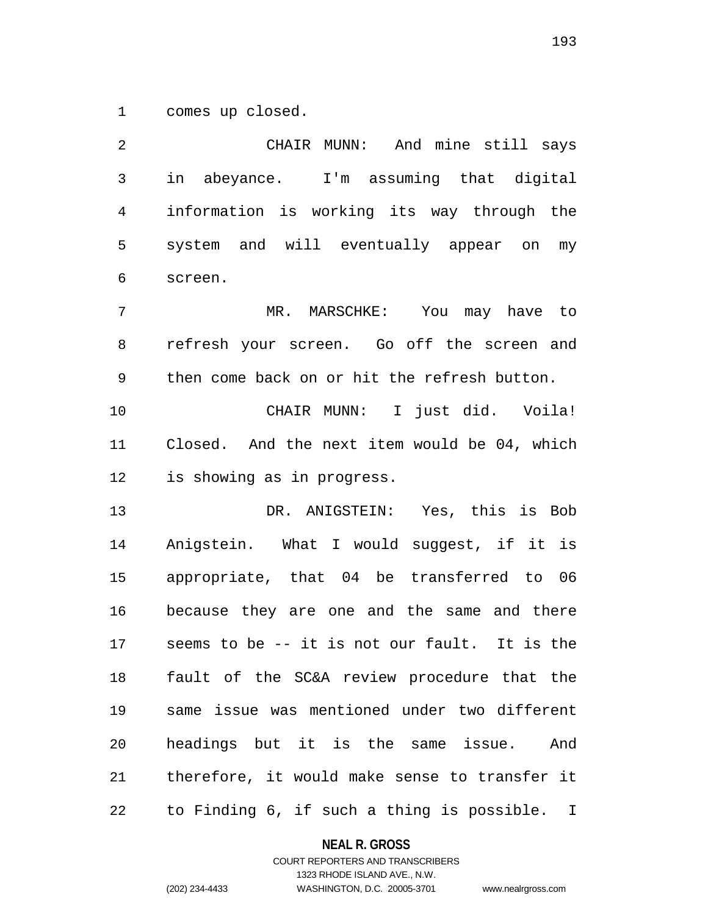comes up closed.

CHAIR MUNN: And mine still says in abeyance. I'm assuming that digital information is working its way through the system and will eventually appear on my screen.

MR. MARSCHKE: You may have to refresh your screen. Go off the screen and then come back on or hit the refresh button.

CHAIR MUNN: I just did. Voila! Closed. And the next item would be 04, which is showing as in progress.

DR. ANIGSTEIN: Yes, this is Bob Anigstein. What I would suggest, if it is appropriate, that 04 be transferred to 06 because they are one and the same and there seems to be -- it is not our fault. It is the fault of the SC&A review procedure that the same issue was mentioned under two different headings but it is the same issue. And therefore, it would make sense to transfer it to Finding 6, if such a thing is possible. I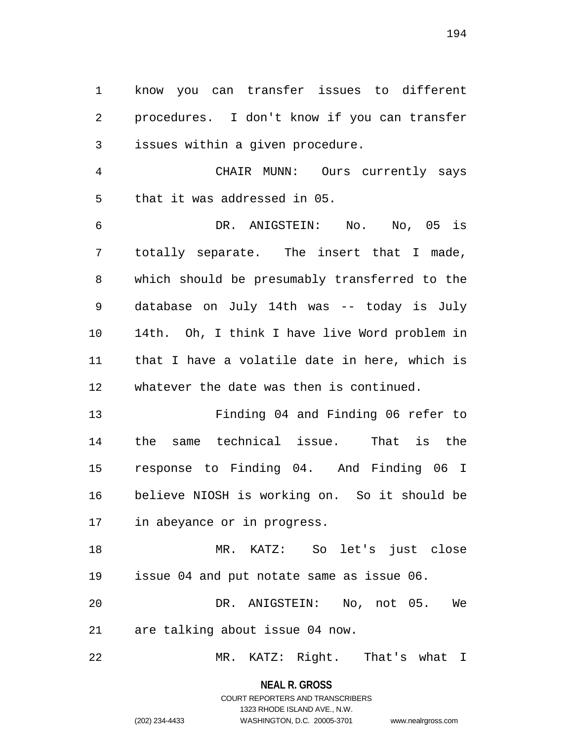know you can transfer issues to different procedures. I don't know if you can transfer issues within a given procedure.

CHAIR MUNN: Ours currently says that it was addressed in 05.

DR. ANIGSTEIN: No. No, 05 is totally separate. The insert that I made, which should be presumably transferred to the database on July 14th was -- today is July 14th. Oh, I think I have live Word problem in that I have a volatile date in here, which is whatever the date was then is continued.

Finding 04 and Finding 06 refer to the same technical issue. That is the response to Finding 04. And Finding 06 I believe NIOSH is working on. So it should be in abeyance or in progress.

MR. KATZ: So let's just close issue 04 and put notate same as issue 06.

DR. ANIGSTEIN: No, not 05. We are talking about issue 04 now.

MR. KATZ: Right. That's what I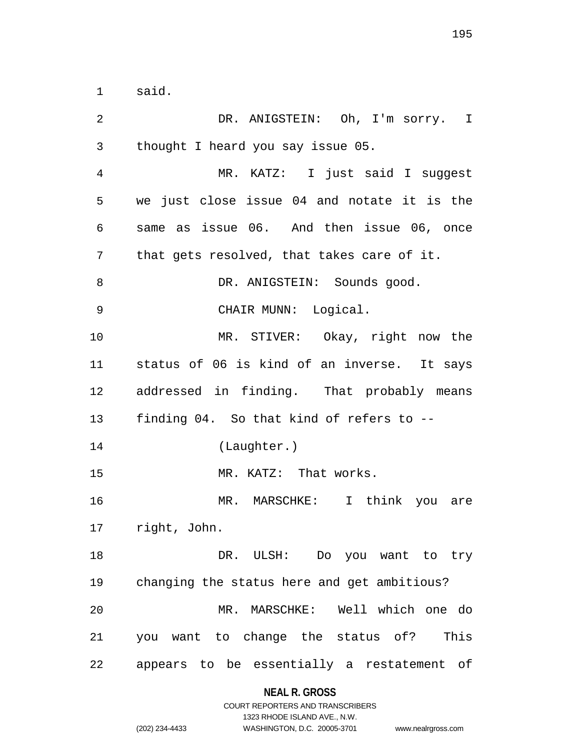said.

DR. ANIGSTEIN: Oh, I'm sorry. I thought I heard you say issue 05.

MR. KATZ: I just said I suggest we just close issue 04 and notate it is the same as issue 06. And then issue 06, once that gets resolved, that takes care of it.

DR. ANIGSTEIN: Sounds good.

CHAIR MUNN: Logical.

MR. STIVER: Okay, right now the status of 06 is kind of an inverse. It says addressed in finding. That probably means finding 04. So that kind of refers to --

(Laughter.)

MR. KATZ: That works.

MR. MARSCHKE: I think you are right, John.

DR. ULSH: Do you want to try changing the status here and get ambitious?

MR. MARSCHKE: Well which one do you want to change the status of? This appears to be essentially a restatement of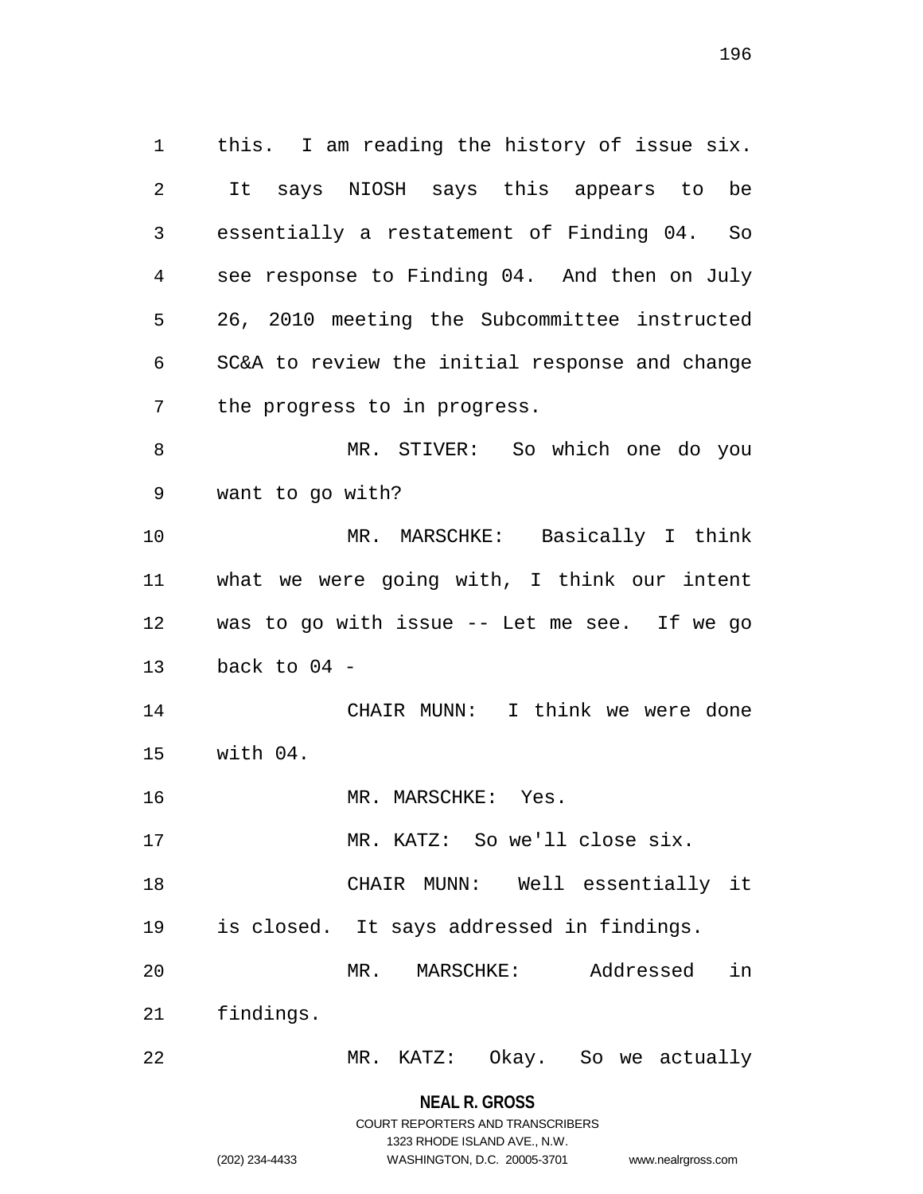this. I am reading the history of issue six. It says NIOSH says this appears to be essentially a restatement of Finding 04. So see response to Finding 04. And then on July 26, 2010 meeting the Subcommittee instructed SC&A to review the initial response and change the progress to in progress.

MR. STIVER: So which one do you want to go with?

MR. MARSCHKE: Basically I think what we were going with, I think our intent was to go with issue -- Let me see. If we go back to 04 -

CHAIR MUNN: I think we were done with 04.

MR. MARSCHKE: Yes.

MR. KATZ: So we'll close six.

CHAIR MUNN: Well essentially it is closed. It says addressed in findings.

MR. MARSCHKE: Addressed in findings.

MR. KATZ: Okay. So we actually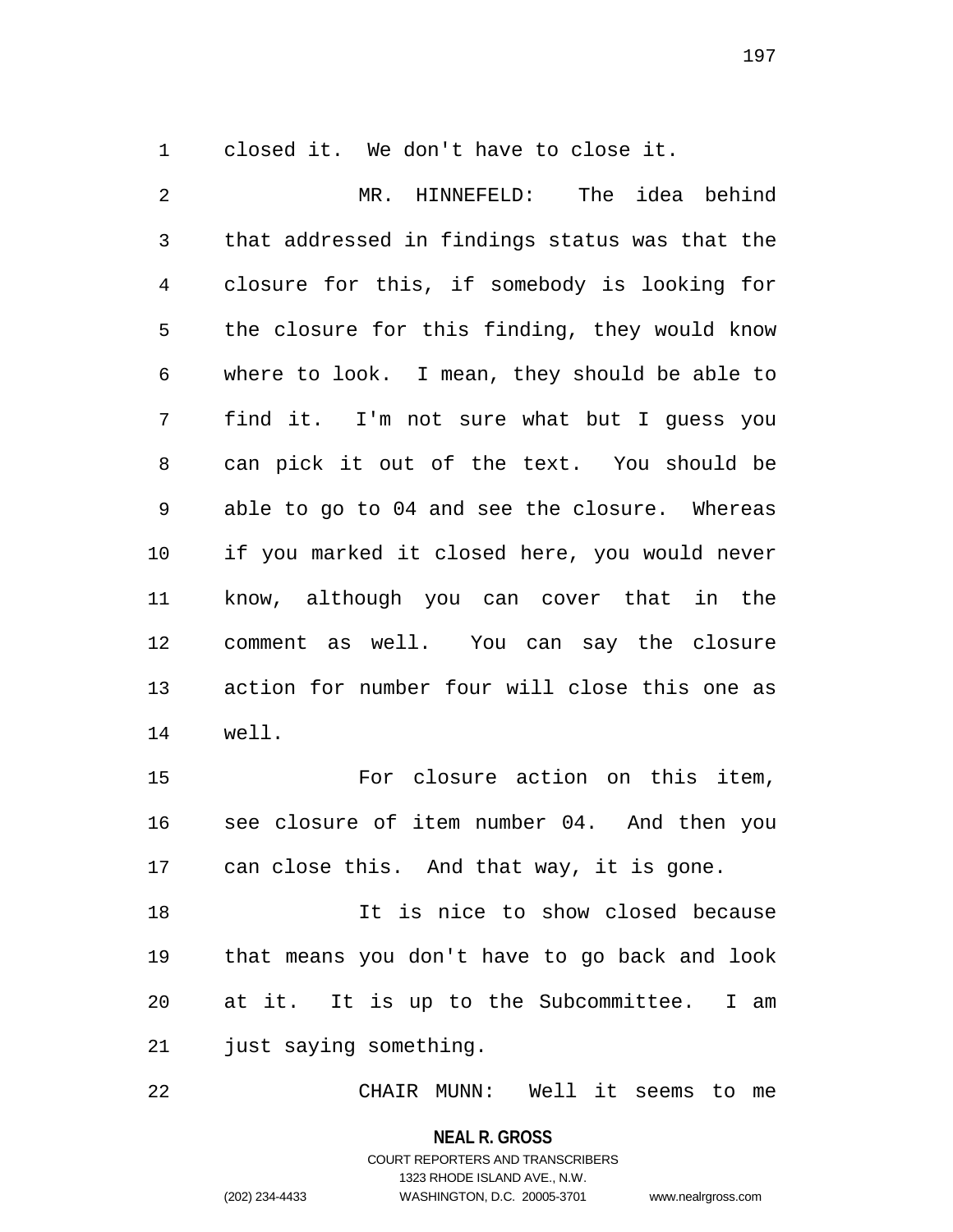closed it. We don't have to close it.

MR. HINNEFELD: The idea behind that addressed in findings status was that the closure for this, if somebody is looking for the closure for this finding, they would know where to look. I mean, they should be able to find it. I'm not sure what but I guess you can pick it out of the text. You should be able to go to 04 and see the closure. Whereas if you marked it closed here, you would never know, although you can cover that in the comment as well. You can say the closure action for number four will close this one as well.

For closure action on this item, see closure of item number 04. And then you can close this. And that way, it is gone.

It is nice to show closed because that means you don't have to go back and look at it. It is up to the Subcommittee. I am just saying something.

CHAIR MUNN: Well it seems to me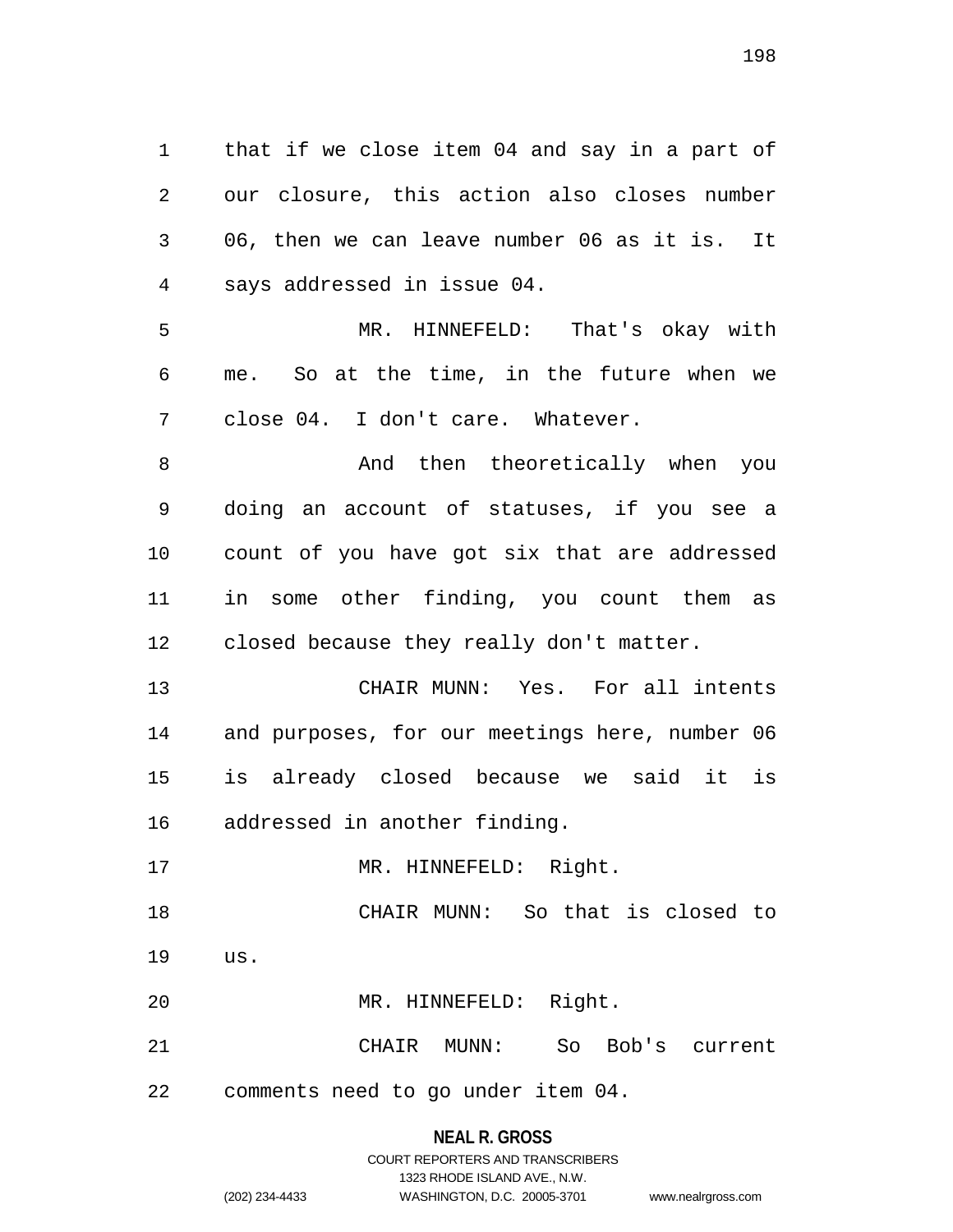that if we close item 04 and say in a part of our closure, this action also closes number 06, then we can leave number 06 as it is. It says addressed in issue 04.

MR. HINNEFELD: That's okay with me. So at the time, in the future when we close 04. I don't care. Whatever.

And then theoretically when you doing an account of statuses, if you see a count of you have got six that are addressed in some other finding, you count them as closed because they really don't matter.

CHAIR MUNN: Yes. For all intents and purposes, for our meetings here, number 06 is already closed because we said it is addressed in another finding.

MR. HINNEFELD: Right.

CHAIR MUNN: So that is closed to us.

MR. HINNEFELD: Right.

CHAIR MUNN: So Bob's current comments need to go under item 04.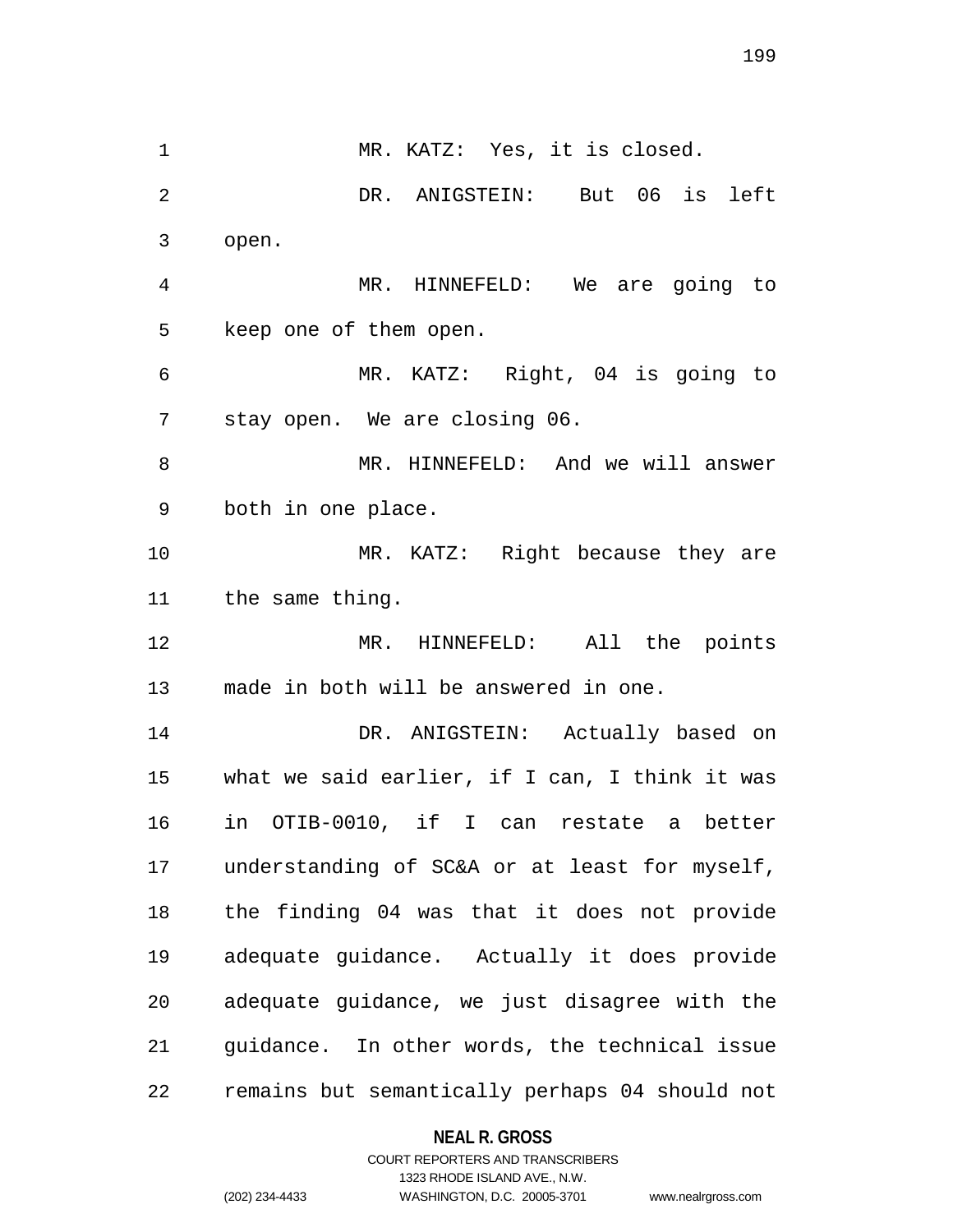MR. KATZ: Yes, it is closed.

DR. ANIGSTEIN: But 06 is left open.

MR. HINNEFELD: We are going to keep one of them open.

MR. KATZ: Right, 04 is going to stay open. We are closing 06.

MR. HINNEFELD: And we will answer both in one place.

MR. KATZ: Right because they are the same thing.

MR. HINNEFELD: All the points made in both will be answered in one.

DR. ANIGSTEIN: Actually based on what we said earlier, if I can, I think it was in OTIB-0010, if I can restate a better understanding of SC&A or at least for myself, the finding 04 was that it does not provide adequate guidance. Actually it does provide adequate guidance, we just disagree with the guidance. In other words, the technical issue remains but semantically perhaps 04 should not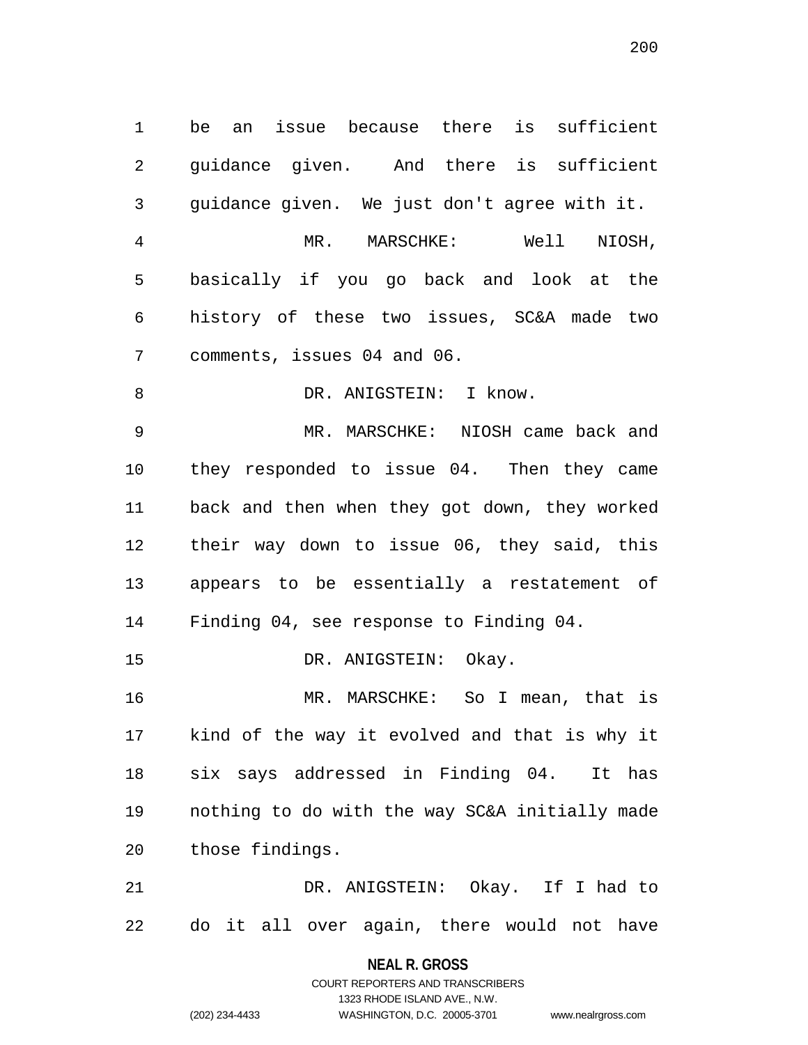be an issue because there is sufficient guidance given. And there is sufficient guidance given. We just don't agree with it.

MR. MARSCHKE: Well NIOSH, basically if you go back and look at the history of these two issues, SC&A made two comments, issues 04 and 06.

DR. ANIGSTEIN: I know.

MR. MARSCHKE: NIOSH came back and they responded to issue 04. Then they came back and then when they got down, they worked their way down to issue 06, they said, this appears to be essentially a restatement of Finding 04, see response to Finding 04.

DR. ANIGSTEIN: Okay.

MR. MARSCHKE: So I mean, that is kind of the way it evolved and that is why it six says addressed in Finding 04. It has nothing to do with the way SC&A initially made those findings.

DR. ANIGSTEIN: Okay. If I had to do it all over again, there would not have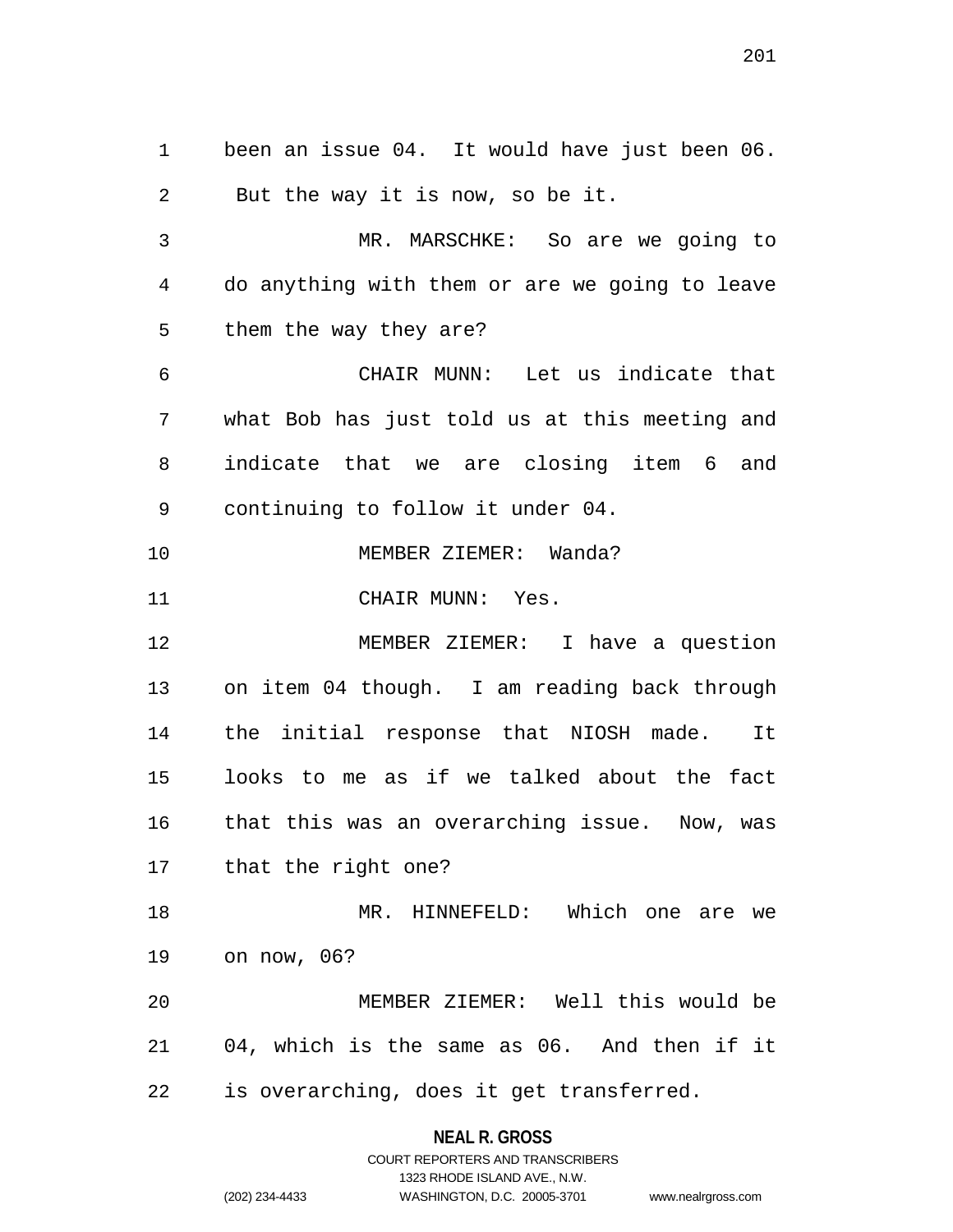been an issue 04. It would have just been 06. But the way it is now, so be it.

MR. MARSCHKE: So are we going to do anything with them or are we going to leave them the way they are?

CHAIR MUNN: Let us indicate that what Bob has just told us at this meeting and indicate that we are closing item 6 and continuing to follow it under 04.

MEMBER ZIEMER: Wanda?

CHAIR MUNN: Yes.

MEMBER ZIEMER: I have a question on item 04 though. I am reading back through the initial response that NIOSH made. It looks to me as if we talked about the fact that this was an overarching issue. Now, was that the right one?

MR. HINNEFELD: Which one are we on now, 06?

MEMBER ZIEMER: Well this would be 04, which is the same as 06. And then if it is overarching, does it get transferred.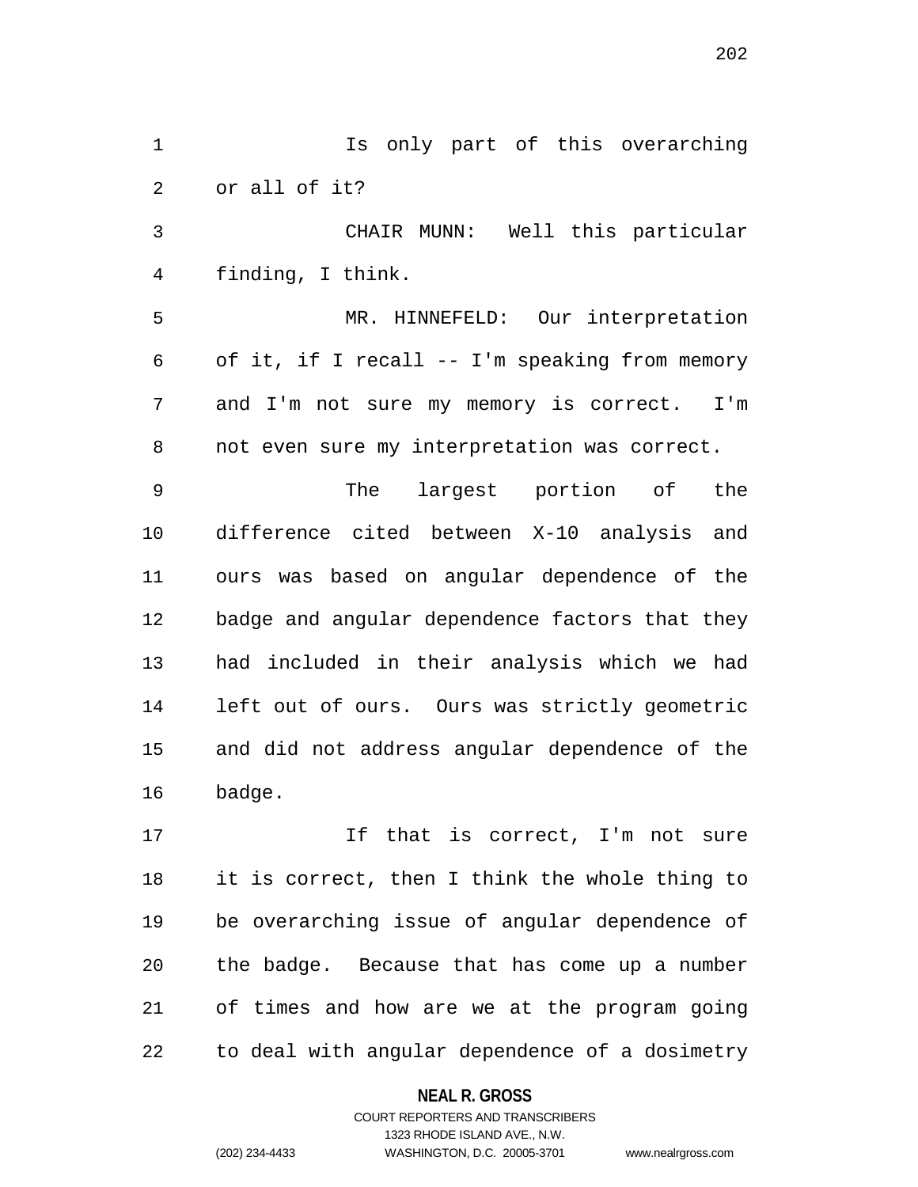Is only part of this overarching or all of it?

CHAIR MUNN: Well this particular finding, I think.

MR. HINNEFELD: Our interpretation of it, if I recall -- I'm speaking from memory and I'm not sure my memory is correct. I'm not even sure my interpretation was correct.

The largest portion of the difference cited between X-10 analysis and ours was based on angular dependence of the badge and angular dependence factors that they had included in their analysis which we had left out of ours. Ours was strictly geometric and did not address angular dependence of the badge.

If that is correct, I'm not sure it is correct, then I think the whole thing to be overarching issue of angular dependence of the badge. Because that has come up a number of times and how are we at the program going to deal with angular dependence of a dosimetry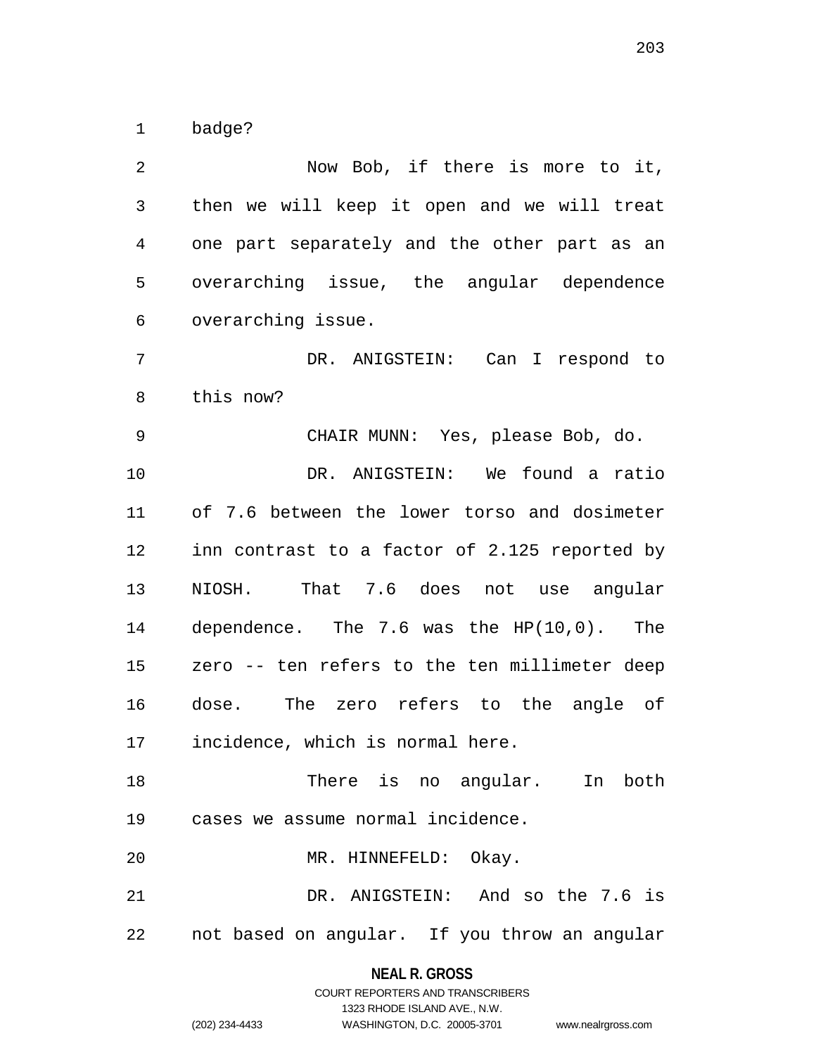badge?

Now Bob, if there is more to it, then we will keep it open and we will treat one part separately and the other part as an overarching issue, the angular dependence overarching issue.

DR. ANIGSTEIN: Can I respond to this now?

CHAIR MUNN: Yes, please Bob, do.

DR. ANIGSTEIN: We found a ratio of 7.6 between the lower torso and dosimeter inn contrast to a factor of 2.125 reported by NIOSH. That 7.6 does not use angular dependence. The 7.6 was the HP(10,0). The zero -- ten refers to the ten millimeter deep dose. The zero refers to the angle of incidence, which is normal here.

There is no angular. In both cases we assume normal incidence.

MR. HINNEFELD: Okay.

DR. ANIGSTEIN: And so the 7.6 is not based on angular. If you throw an angular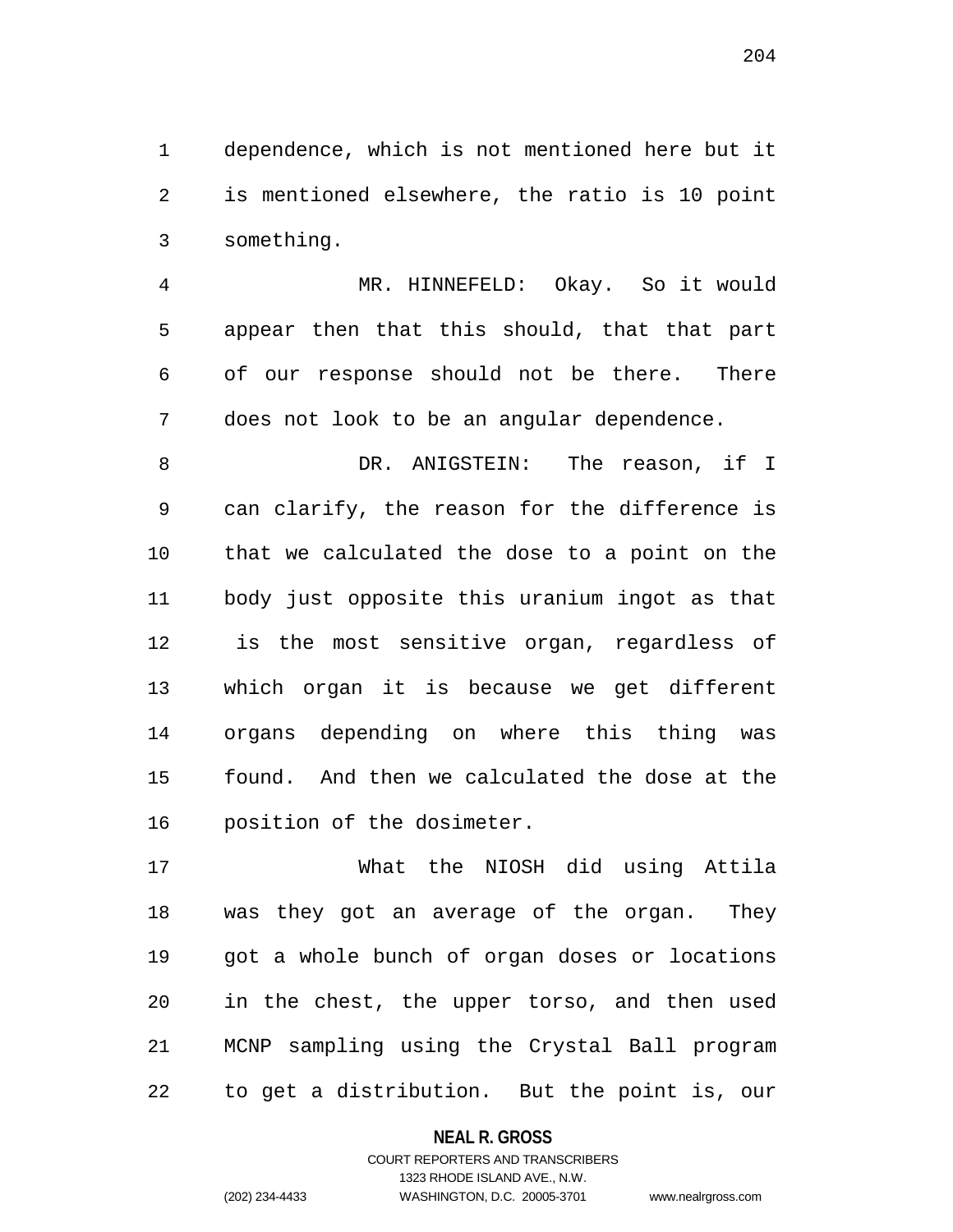dependence, which is not mentioned here but it is mentioned elsewhere, the ratio is 10 point something.

MR. HINNEFELD: Okay. So it would appear then that this should, that that part of our response should not be there. There does not look to be an angular dependence.

DR. ANIGSTEIN: The reason, if I can clarify, the reason for the difference is that we calculated the dose to a point on the body just opposite this uranium ingot as that is the most sensitive organ, regardless of which organ it is because we get different organs depending on where this thing was found. And then we calculated the dose at the position of the dosimeter.

What the NIOSH did using Attila was they got an average of the organ. They got a whole bunch of organ doses or locations in the chest, the upper torso, and then used MCNP sampling using the Crystal Ball program to get a distribution. But the point is, our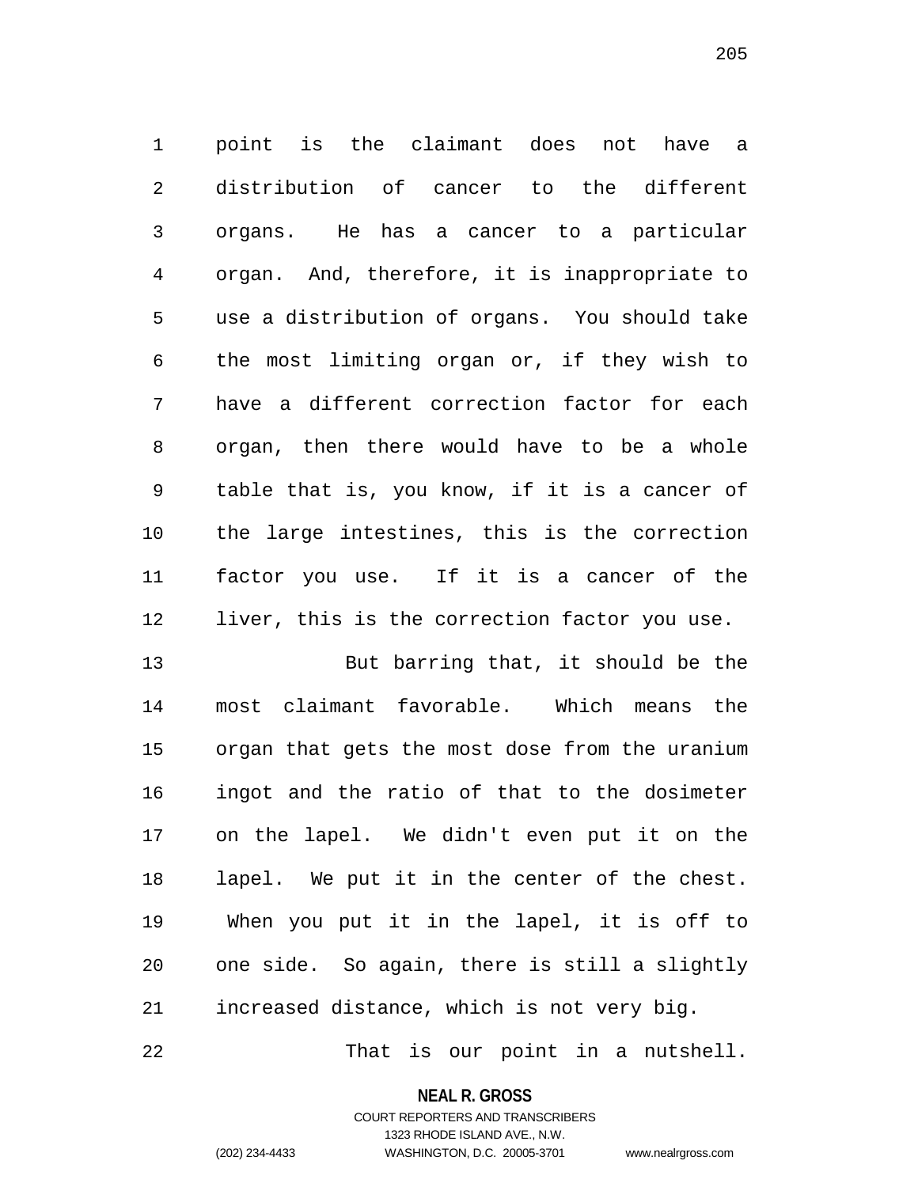point is the claimant does not have a distribution of cancer to the different organs. He has a cancer to a particular organ. And, therefore, it is inappropriate to use a distribution of organs. You should take the most limiting organ or, if they wish to have a different correction factor for each organ, then there would have to be a whole table that is, you know, if it is a cancer of the large intestines, this is the correction factor you use. If it is a cancer of the liver, this is the correction factor you use.

But barring that, it should be the most claimant favorable. Which means the organ that gets the most dose from the uranium ingot and the ratio of that to the dosimeter on the lapel. We didn't even put it on the lapel. We put it in the center of the chest. When you put it in the lapel, it is off to one side. So again, there is still a slightly increased distance, which is not very big.

That is our point in a nutshell.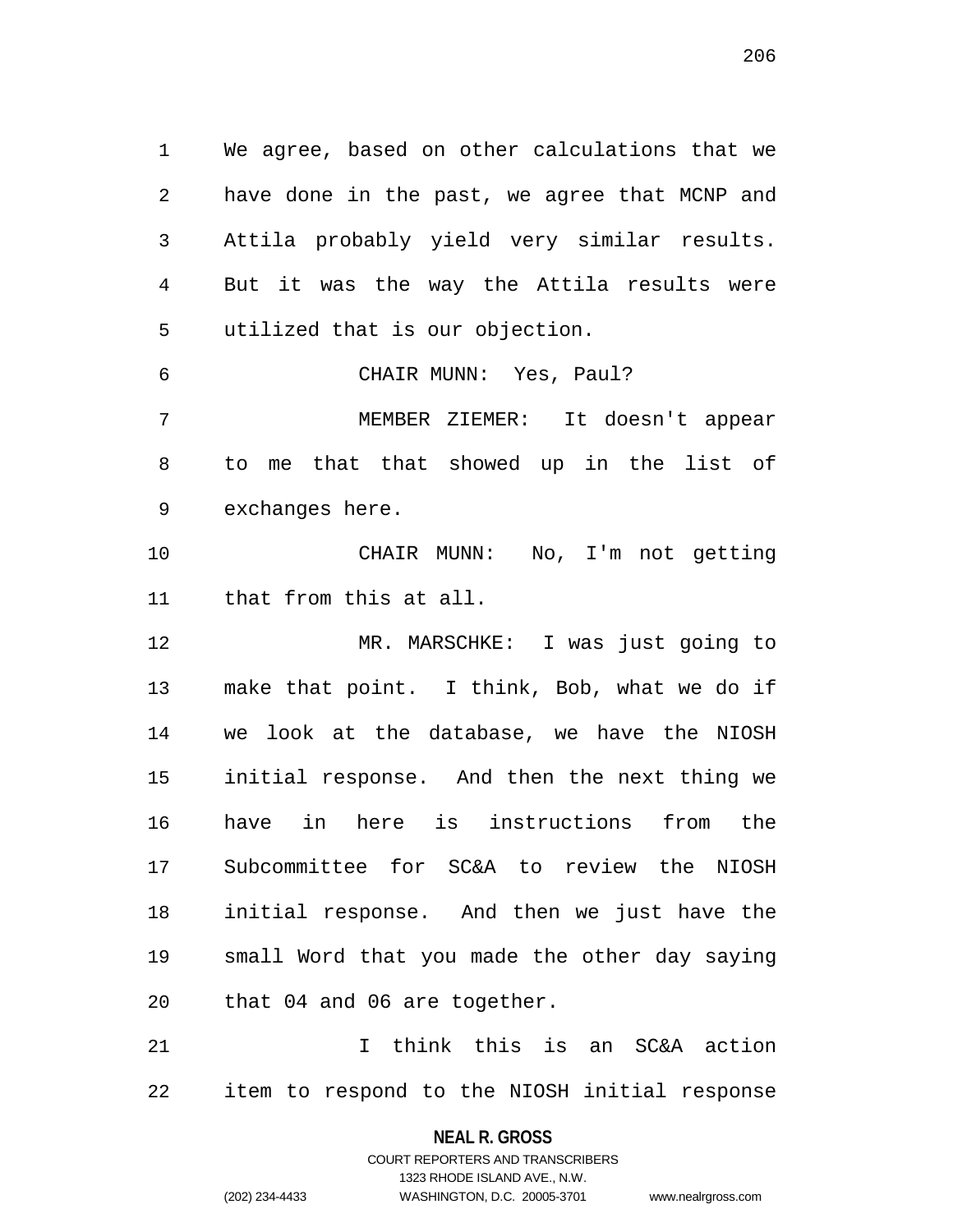We agree, based on other calculations that we have done in the past, we agree that MCNP and Attila probably yield very similar results. But it was the way the Attila results were utilized that is our objection.

CHAIR MUNN: Yes, Paul?

MEMBER ZIEMER: It doesn't appear to me that that showed up in the list of exchanges here.

CHAIR MUNN: No, I'm not getting that from this at all.

MR. MARSCHKE: I was just going to make that point. I think, Bob, what we do if we look at the database, we have the NIOSH initial response. And then the next thing we have in here is instructions from the Subcommittee for SC&A to review the NIOSH initial response. And then we just have the small Word that you made the other day saying that 04 and 06 are together.

I think this is an SC&A action item to respond to the NIOSH initial response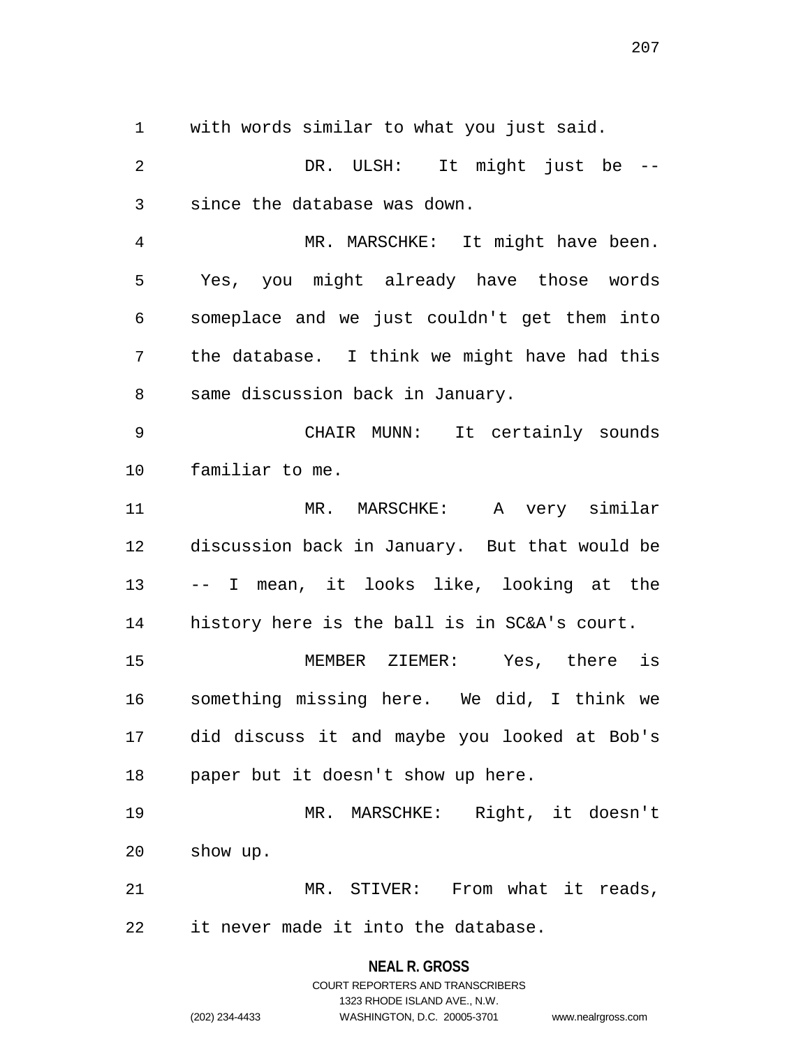with words similar to what you just said.

DR. ULSH: It might just be -- since the database was down.

MR. MARSCHKE: It might have been. Yes, you might already have those words someplace and we just couldn't get them into the database. I think we might have had this same discussion back in January.

CHAIR MUNN: It certainly sounds familiar to me.

MR. MARSCHKE: A very similar discussion back in January. But that would be -- I mean, it looks like, looking at the history here is the ball is in SC&A's court.

MEMBER ZIEMER: Yes, there is something missing here. We did, I think we did discuss it and maybe you looked at Bob's paper but it doesn't show up here.

MR. MARSCHKE: Right, it doesn't show up.

MR. STIVER: From what it reads, it never made it into the database.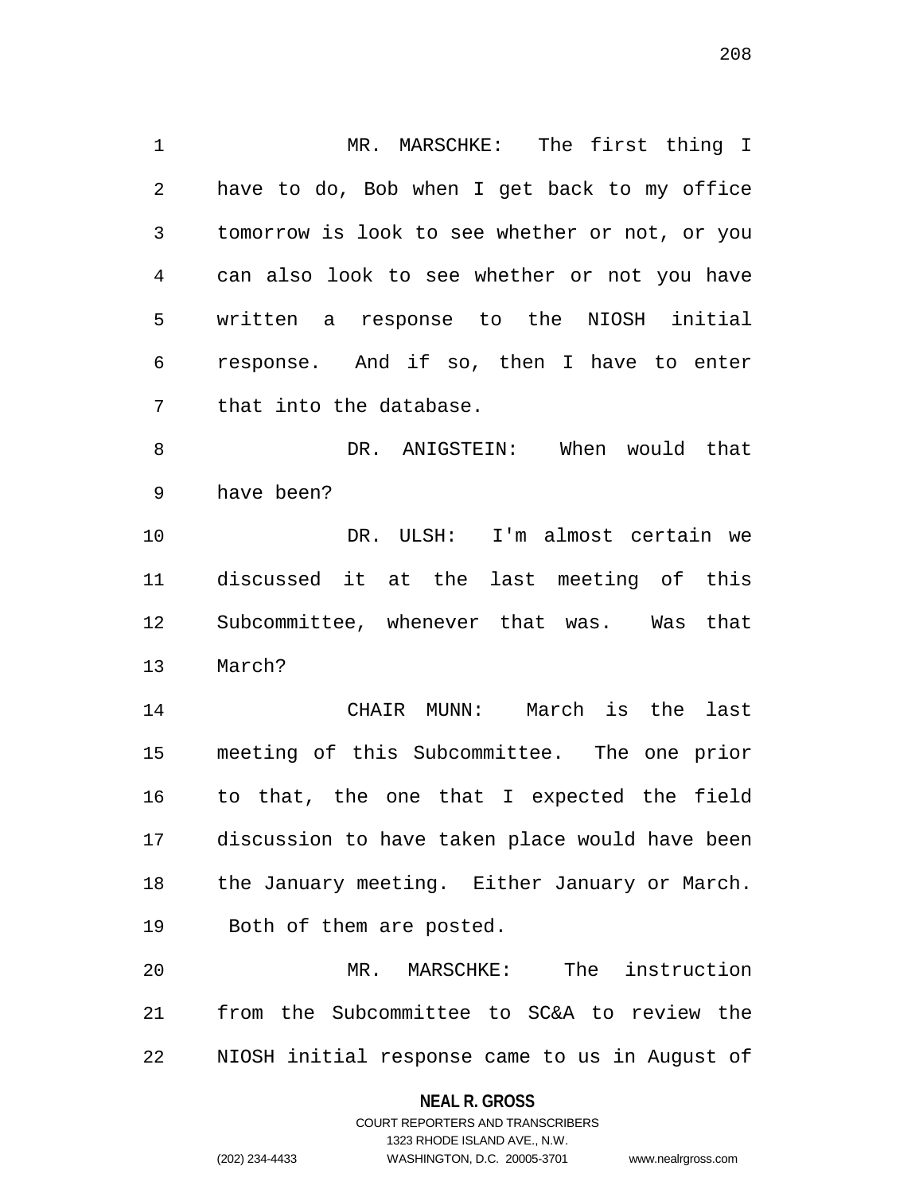MR. MARSCHKE: The first thing I have to do, Bob when I get back to my office tomorrow is look to see whether or not, or you can also look to see whether or not you have written a response to the NIOSH initial response. And if so, then I have to enter that into the database.

DR. ANIGSTEIN: When would that have been?

DR. ULSH: I'm almost certain we discussed it at the last meeting of this Subcommittee, whenever that was. Was that March?

CHAIR MUNN: March is the last meeting of this Subcommittee. The one prior to that, the one that I expected the field discussion to have taken place would have been the January meeting. Either January or March. Both of them are posted.

MR. MARSCHKE: The instruction from the Subcommittee to SC&A to review the NIOSH initial response came to us in August of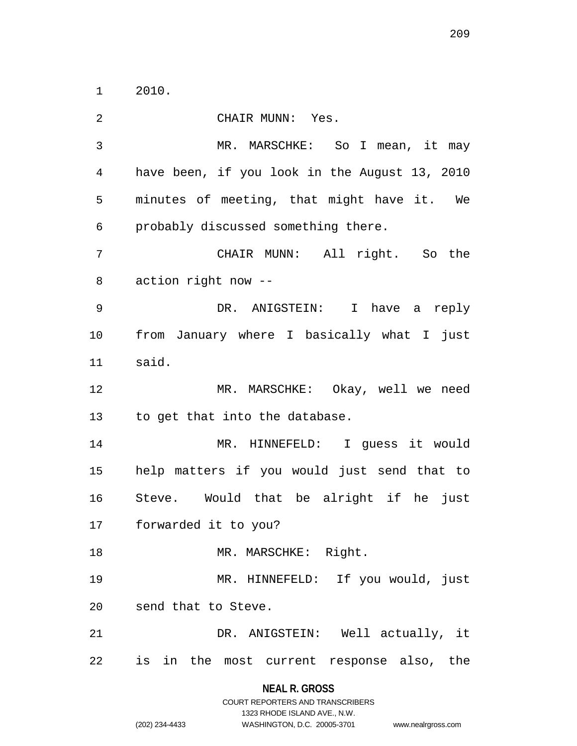2010.

CHAIR MUNN: Yes.

MR. MARSCHKE: So I mean, it may have been, if you look in the August 13, 2010 minutes of meeting, that might have it. We probably discussed something there.

CHAIR MUNN: All right. So the action right now --

DR. ANIGSTEIN: I have a reply from January where I basically what I just said.

MR. MARSCHKE: Okay, well we need to get that into the database.

MR. HINNEFELD: I guess it would help matters if you would just send that to Steve. Would that be alright if he just forwarded it to you?

MR. MARSCHKE: Right.

MR. HINNEFELD: If you would, just send that to Steve.

DR. ANIGSTEIN: Well actually, it is in the most current response also, the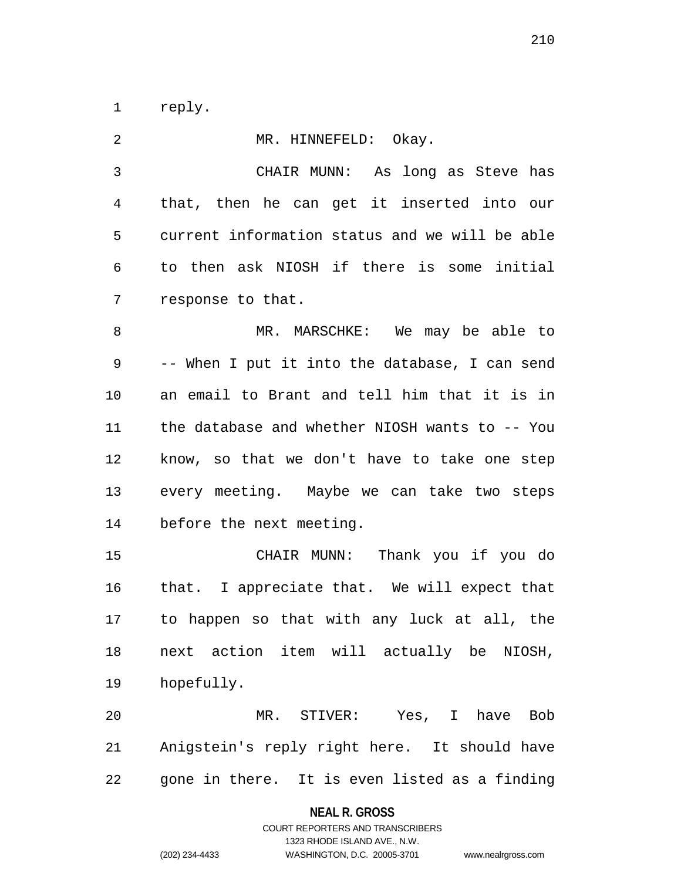reply.

MR. HINNEFELD: Okay.

CHAIR MUNN: As long as Steve has that, then he can get it inserted into our current information status and we will be able to then ask NIOSH if there is some initial response to that.

MR. MARSCHKE: We may be able to -- When I put it into the database, I can send an email to Brant and tell him that it is in the database and whether NIOSH wants to -- You know, so that we don't have to take one step every meeting. Maybe we can take two steps before the next meeting.

CHAIR MUNN: Thank you if you do that. I appreciate that. We will expect that to happen so that with any luck at all, the next action item will actually be NIOSH, hopefully.

MR. STIVER: Yes, I have Bob Anigstein's reply right here. It should have gone in there. It is even listed as a finding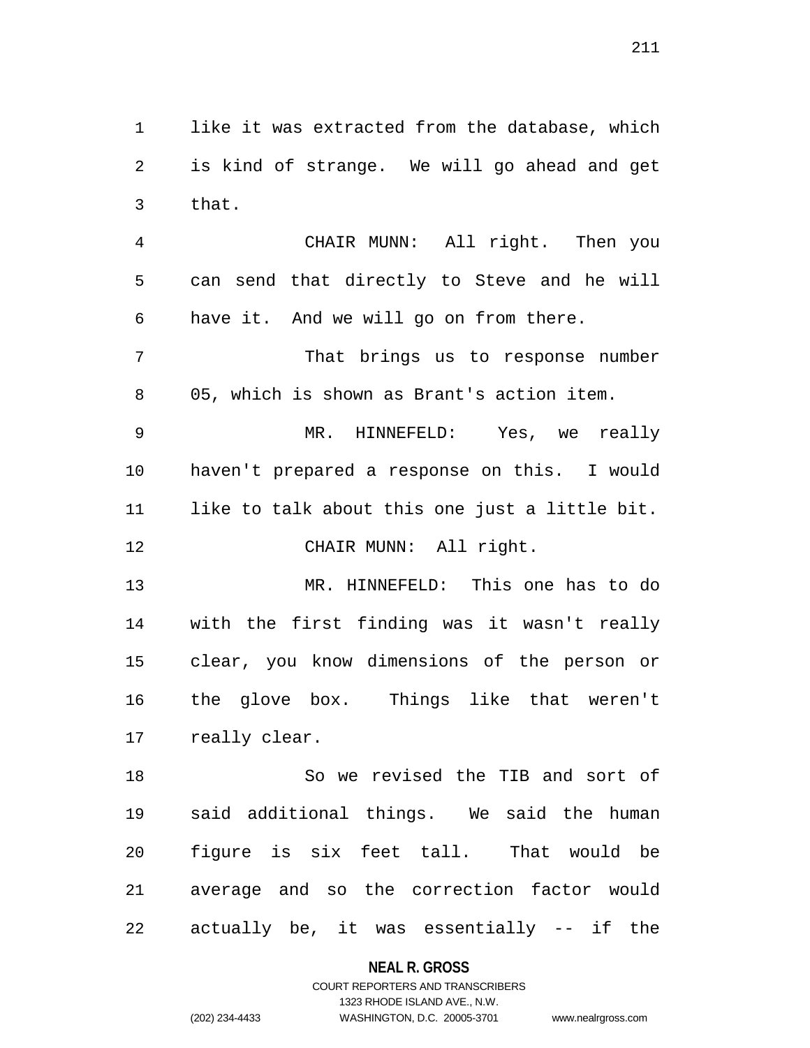like it was extracted from the database, which is kind of strange. We will go ahead and get that.

CHAIR MUNN: All right. Then you can send that directly to Steve and he will have it. And we will go on from there.

That brings us to response number 05, which is shown as Brant's action item.

MR. HINNEFELD: Yes, we really haven't prepared a response on this. I would like to talk about this one just a little bit.

CHAIR MUNN: All right.

MR. HINNEFELD: This one has to do with the first finding was it wasn't really clear, you know dimensions of the person or the glove box. Things like that weren't really clear.

So we revised the TIB and sort of said additional things. We said the human figure is six feet tall. That would be average and so the correction factor would actually be, it was essentially -- if the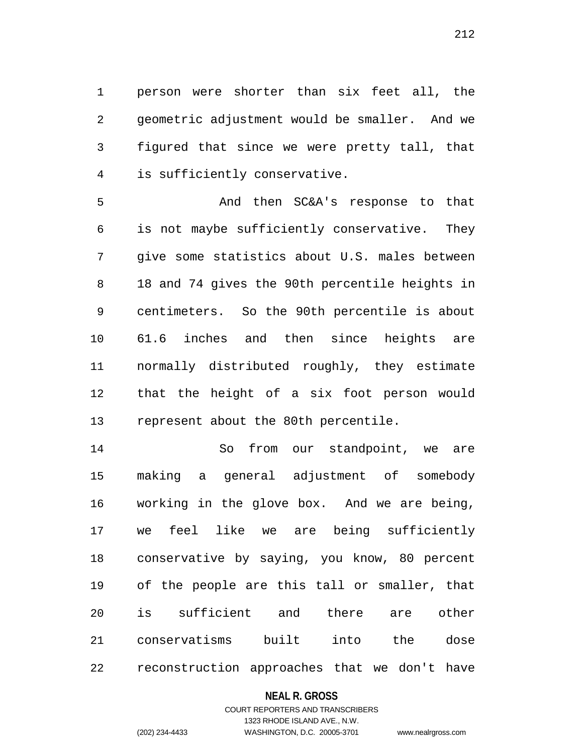person were shorter than six feet all, the geometric adjustment would be smaller. And we figured that since we were pretty tall, that is sufficiently conservative.

And then SC&A's response to that is not maybe sufficiently conservative. They give some statistics about U.S. males between 18 and 74 gives the 90th percentile heights in centimeters. So the 90th percentile is about 61.6 inches and then since heights are normally distributed roughly, they estimate that the height of a six foot person would represent about the 80th percentile.

So from our standpoint, we are making a general adjustment of somebody working in the glove box. And we are being, we feel like we are being sufficiently conservative by saying, you know, 80 percent of the people are this tall or smaller, that is sufficient and there are other conservatisms built into the dose reconstruction approaches that we don't have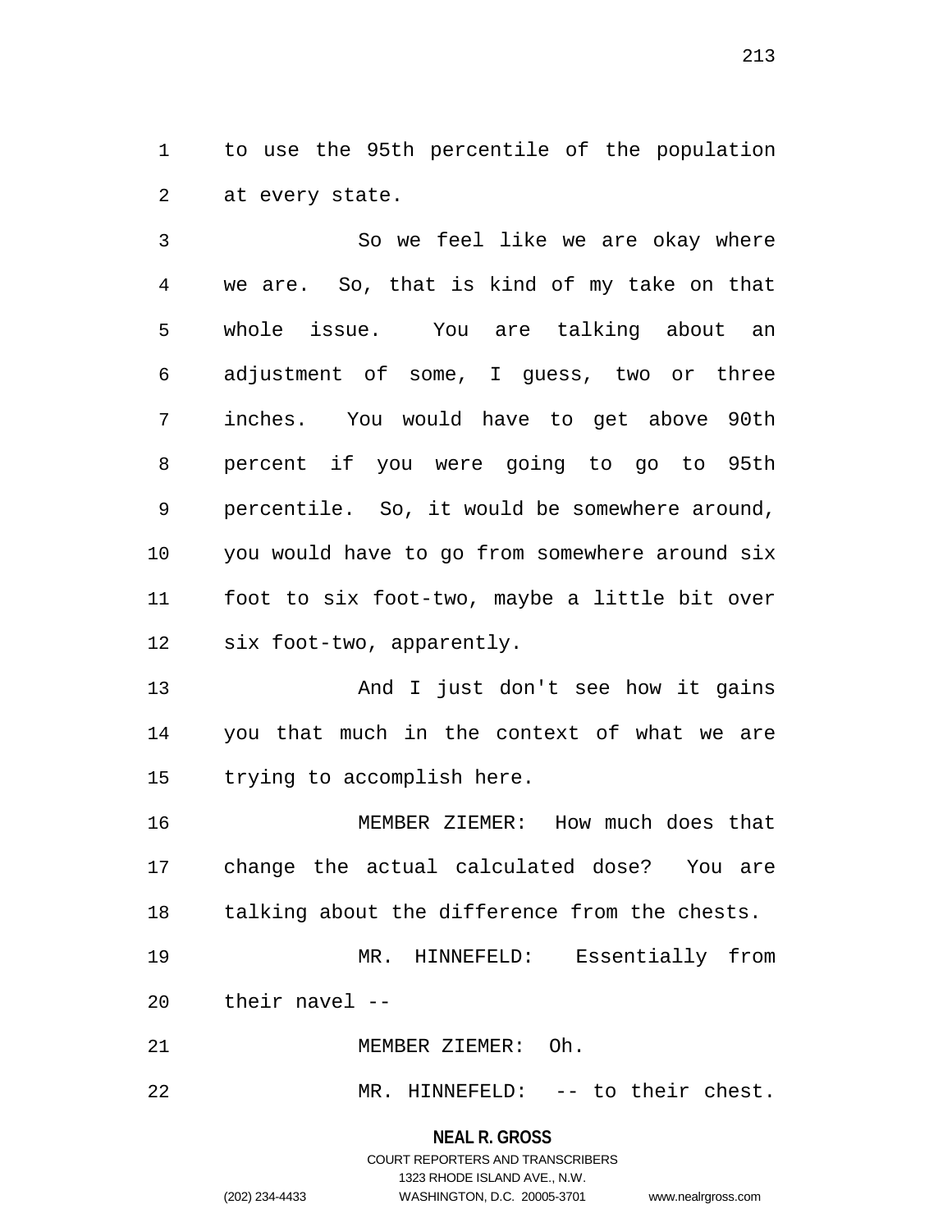to use the 95th percentile of the population at every state.

So we feel like we are okay where we are. So, that is kind of my take on that whole issue. You are talking about an adjustment of some, I guess, two or three inches. You would have to get above 90th percent if you were going to go to 95th percentile. So, it would be somewhere around, you would have to go from somewhere around six foot to six foot-two, maybe a little bit over six foot-two, apparently.

And I just don't see how it gains you that much in the context of what we are trying to accomplish here.

MEMBER ZIEMER: How much does that change the actual calculated dose? You are talking about the difference from the chests.

MR. HINNEFELD: Essentially from their navel --

MEMBER ZIEMER: Oh.

MR. HINNEFELD: -- to their chest.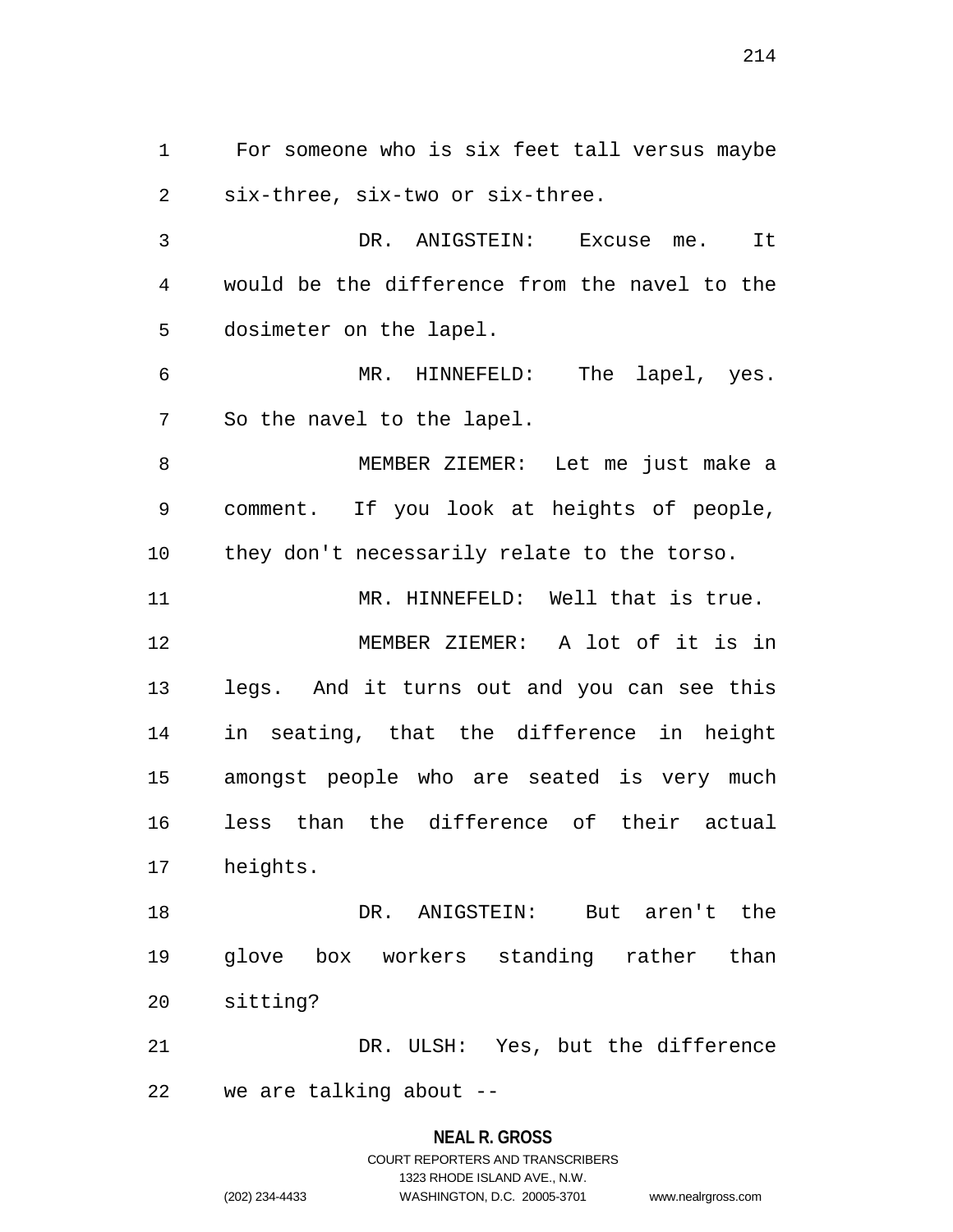For someone who is six feet tall versus maybe six-three, six-two or six-three.

DR. ANIGSTEIN: Excuse me. It would be the difference from the navel to the dosimeter on the lapel.

MR. HINNEFELD: The lapel, yes. So the navel to the lapel.

MEMBER ZIEMER: Let me just make a comment. If you look at heights of people, they don't necessarily relate to the torso.

MR. HINNEFELD: Well that is true.

MEMBER ZIEMER: A lot of it is in legs. And it turns out and you can see this in seating, that the difference in height amongst people who are seated is very much less than the difference of their actual heights.

DR. ANIGSTEIN: But aren't the glove box workers standing rather than sitting?

DR. ULSH: Yes, but the difference we are talking about --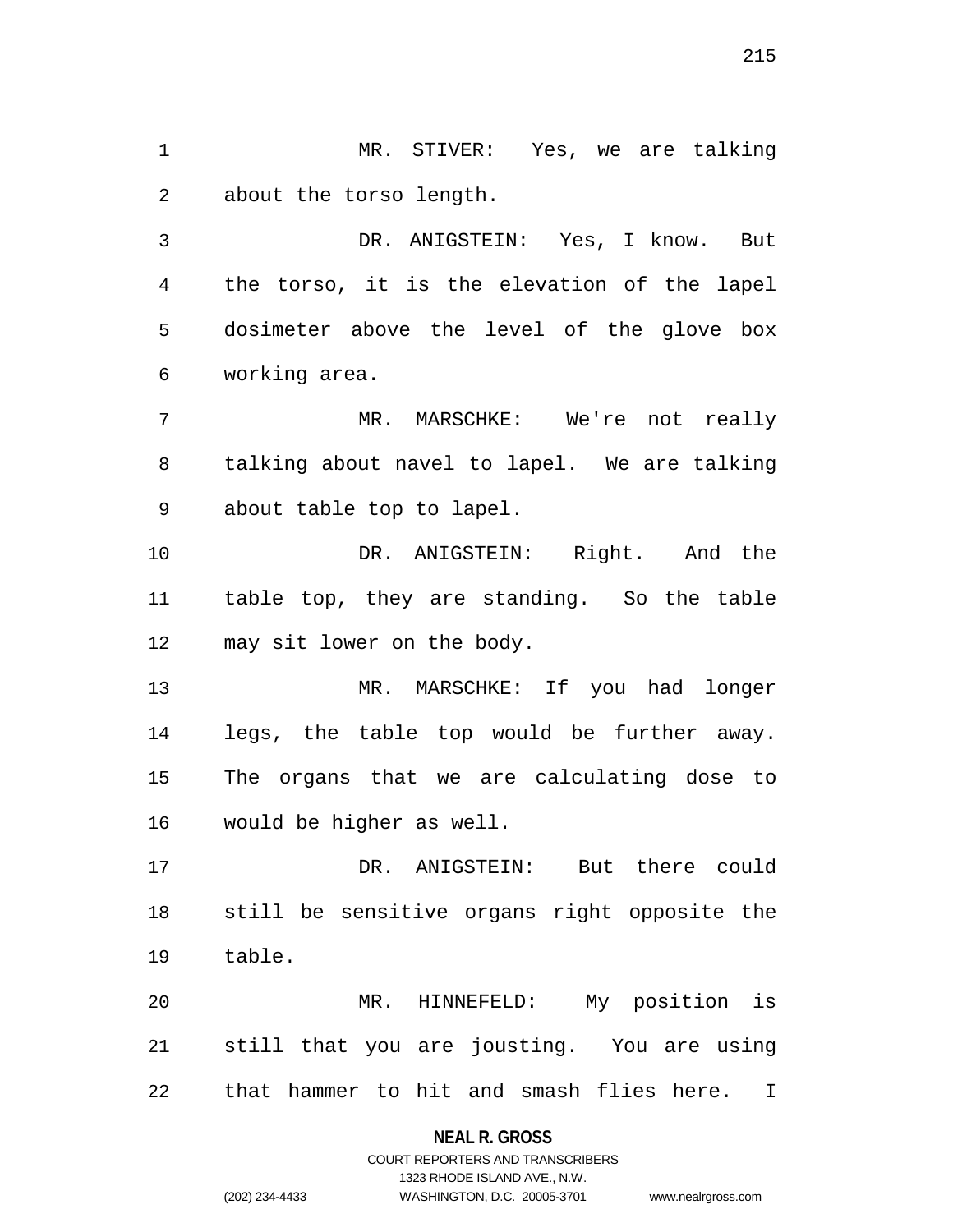MR. STIVER: Yes, we are talking about the torso length.

DR. ANIGSTEIN: Yes, I know. But the torso, it is the elevation of the lapel dosimeter above the level of the glove box working area.

MR. MARSCHKE: We're not really talking about navel to lapel. We are talking about table top to lapel.

DR. ANIGSTEIN: Right. And the table top, they are standing. So the table may sit lower on the body.

MR. MARSCHKE: If you had longer legs, the table top would be further away. The organs that we are calculating dose to would be higher as well.

DR. ANIGSTEIN: But there could still be sensitive organs right opposite the table.

MR. HINNEFELD: My position is still that you are jousting. You are using that hammer to hit and smash flies here. I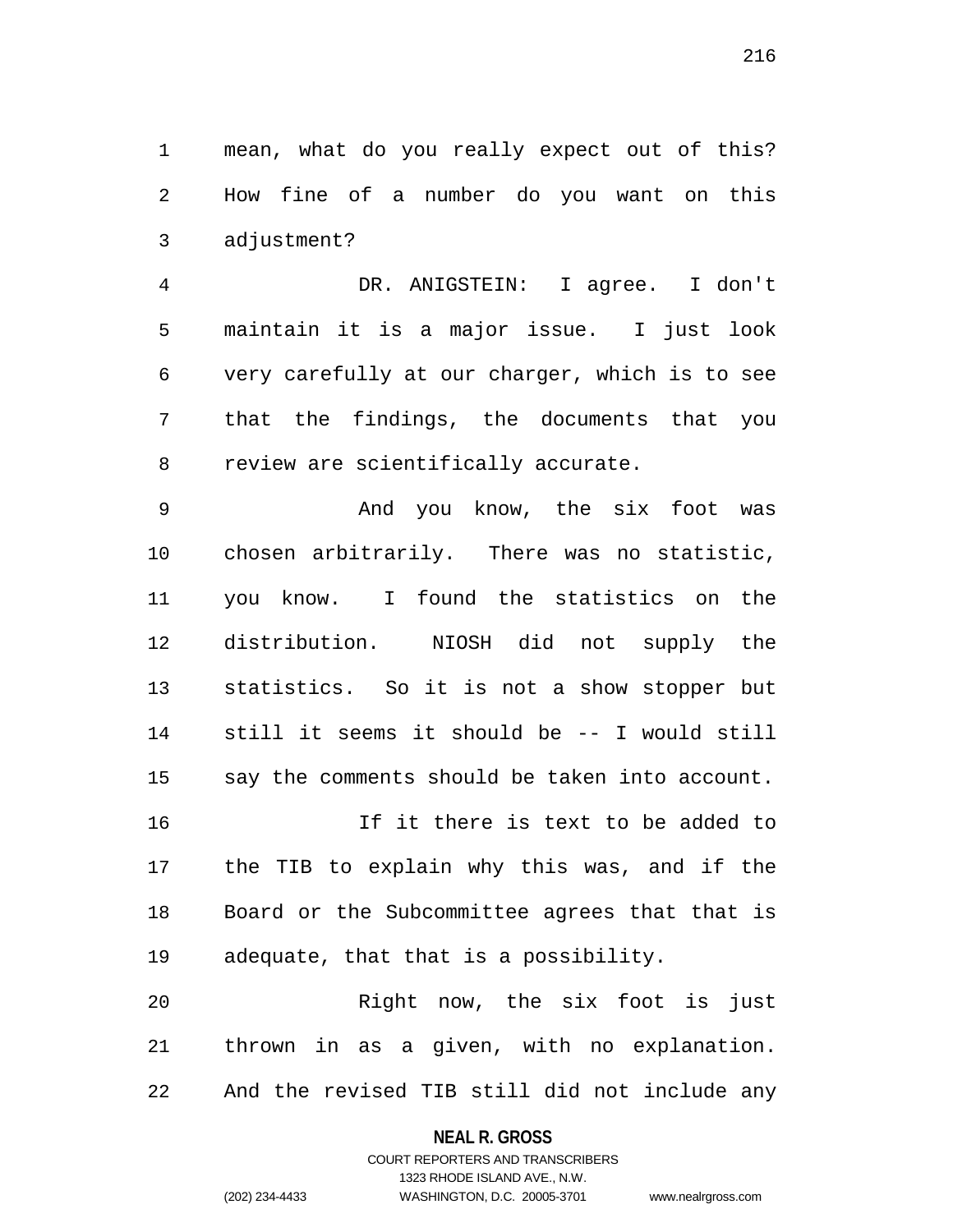mean, what do you really expect out of this? How fine of a number do you want on this adjustment?

DR. ANIGSTEIN: I agree. I don't maintain it is a major issue. I just look very carefully at our charger, which is to see that the findings, the documents that you review are scientifically accurate.

And you know, the six foot was chosen arbitrarily. There was no statistic, you know. I found the statistics on the distribution. NIOSH did not supply the statistics. So it is not a show stopper but still it seems it should be -- I would still say the comments should be taken into account.

If it there is text to be added to the TIB to explain why this was, and if the Board or the Subcommittee agrees that that is adequate, that that is a possibility.

Right now, the six foot is just thrown in as a given, with no explanation. And the revised TIB still did not include any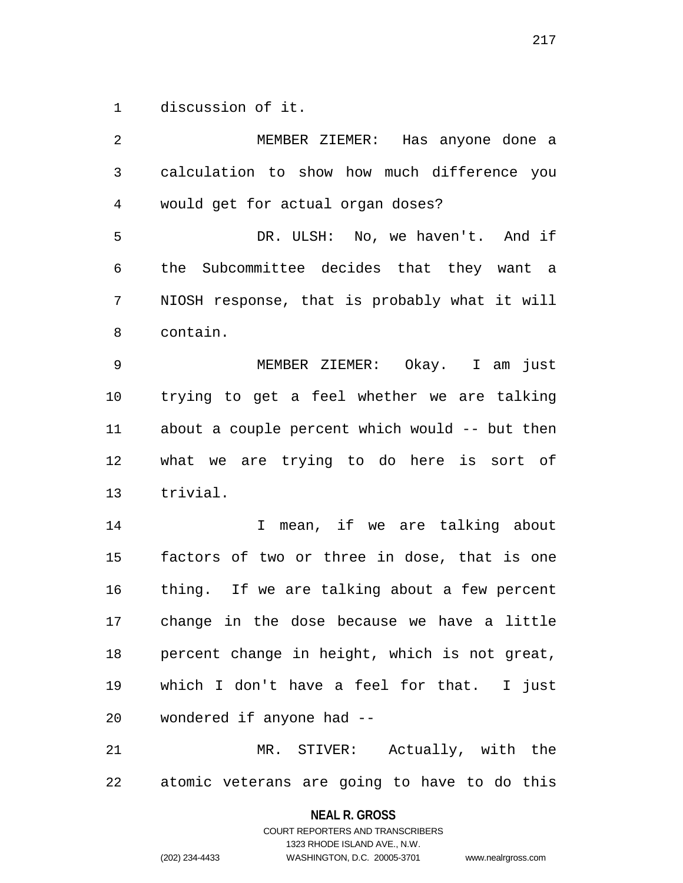discussion of it.

MEMBER ZIEMER: Has anyone done a calculation to show how much difference you would get for actual organ doses?

DR. ULSH: No, we haven't. And if the Subcommittee decides that they want a NIOSH response, that is probably what it will contain.

MEMBER ZIEMER: Okay. I am just trying to get a feel whether we are talking about a couple percent which would -- but then what we are trying to do here is sort of trivial.

I mean, if we are talking about factors of two or three in dose, that is one thing. If we are talking about a few percent change in the dose because we have a little percent change in height, which is not great, which I don't have a feel for that. I just wondered if anyone had --

MR. STIVER: Actually, with the atomic veterans are going to have to do this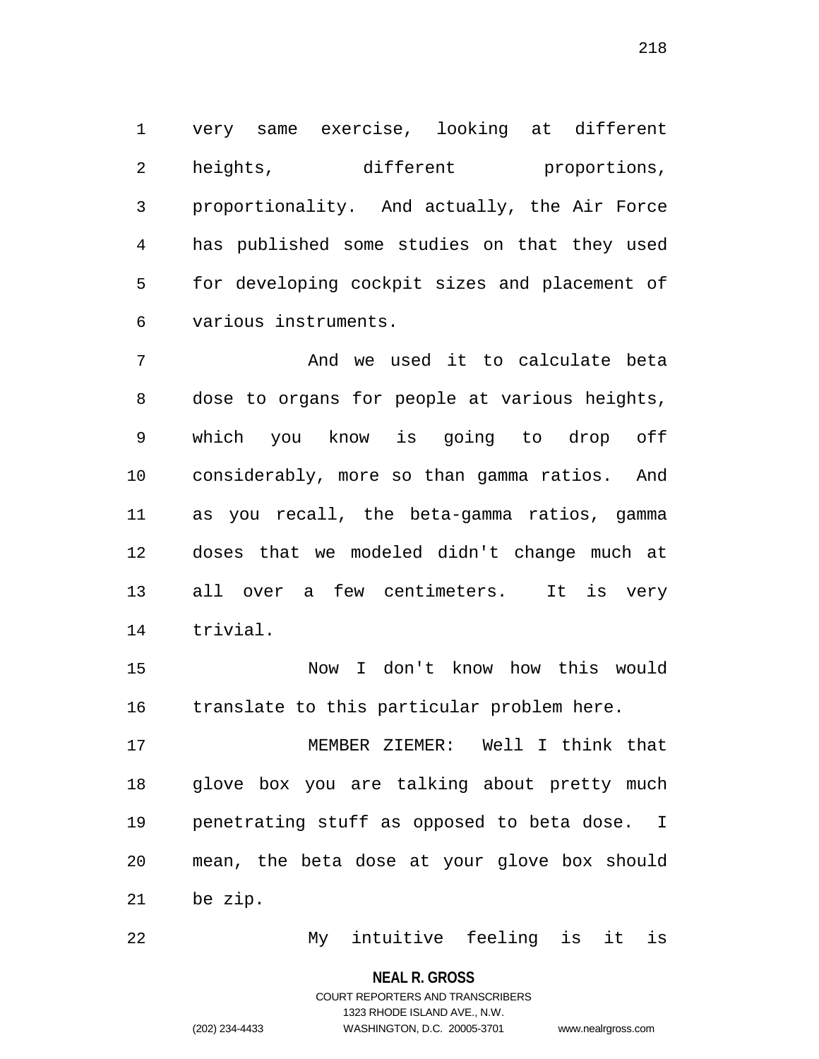very same exercise, looking at different heights, different proportions, proportionality. And actually, the Air Force has published some studies on that they used for developing cockpit sizes and placement of various instruments.

And we used it to calculate beta dose to organs for people at various heights, which you know is going to drop off considerably, more so than gamma ratios. And as you recall, the beta-gamma ratios, gamma doses that we modeled didn't change much at all over a few centimeters. It is very trivial.

Now I don't know how this would translate to this particular problem here.

MEMBER ZIEMER: Well I think that glove box you are talking about pretty much penetrating stuff as opposed to beta dose. I mean, the beta dose at your glove box should be zip.

My intuitive feeling is it is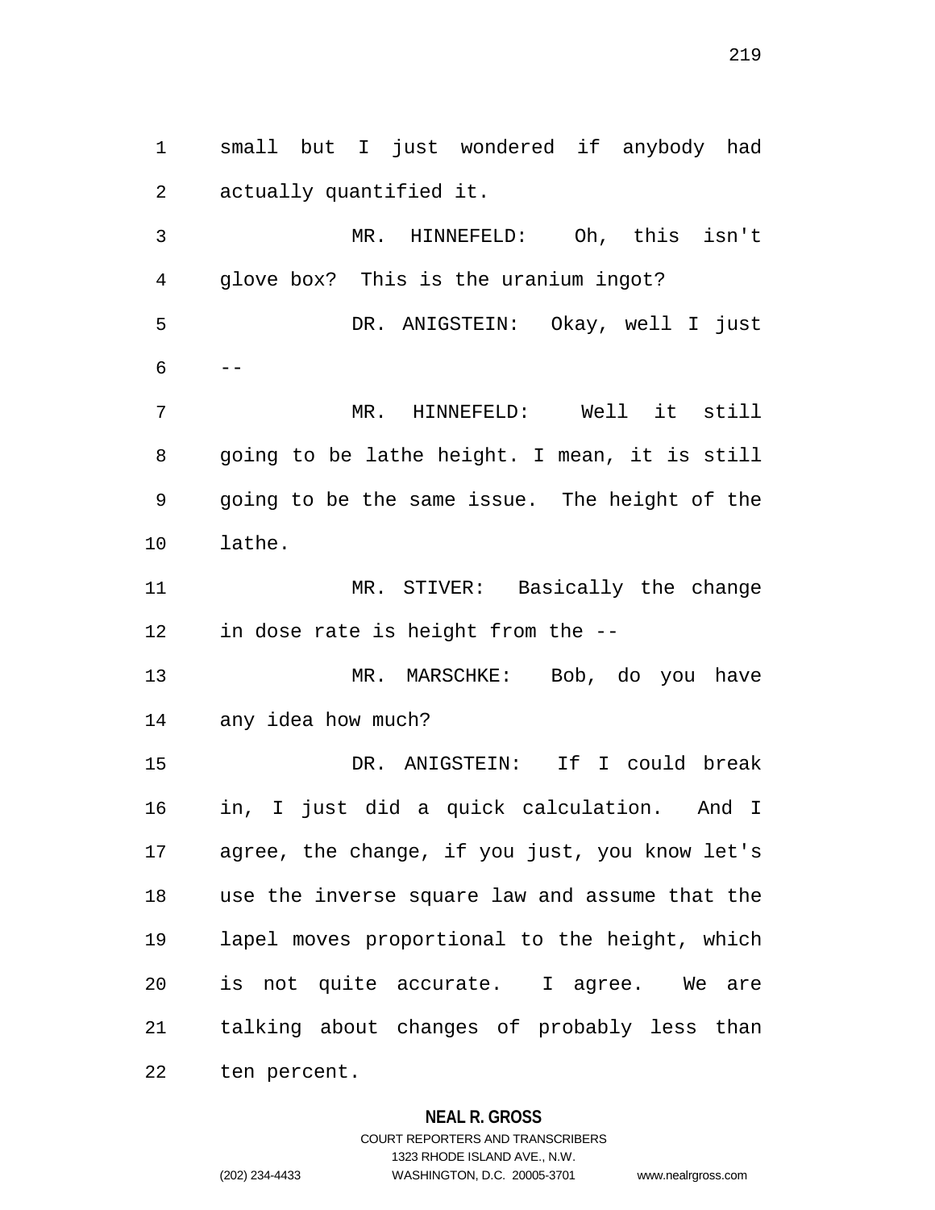small but I just wondered if anybody had actually quantified it.

MR. HINNEFELD: Oh, this isn't glove box? This is the uranium ingot?

DR. ANIGSTEIN: Okay, well I just --

MR. HINNEFELD: Well it still going to be lathe height. I mean, it is still going to be the same issue. The height of the lathe.

MR. STIVER: Basically the change in dose rate is height from the --

MR. MARSCHKE: Bob, do you have any idea how much?

DR. ANIGSTEIN: If I could break in, I just did a quick calculation. And I agree, the change, if you just, you know let's use the inverse square law and assume that the lapel moves proportional to the height, which is not quite accurate. I agree. We are talking about changes of probably less than ten percent.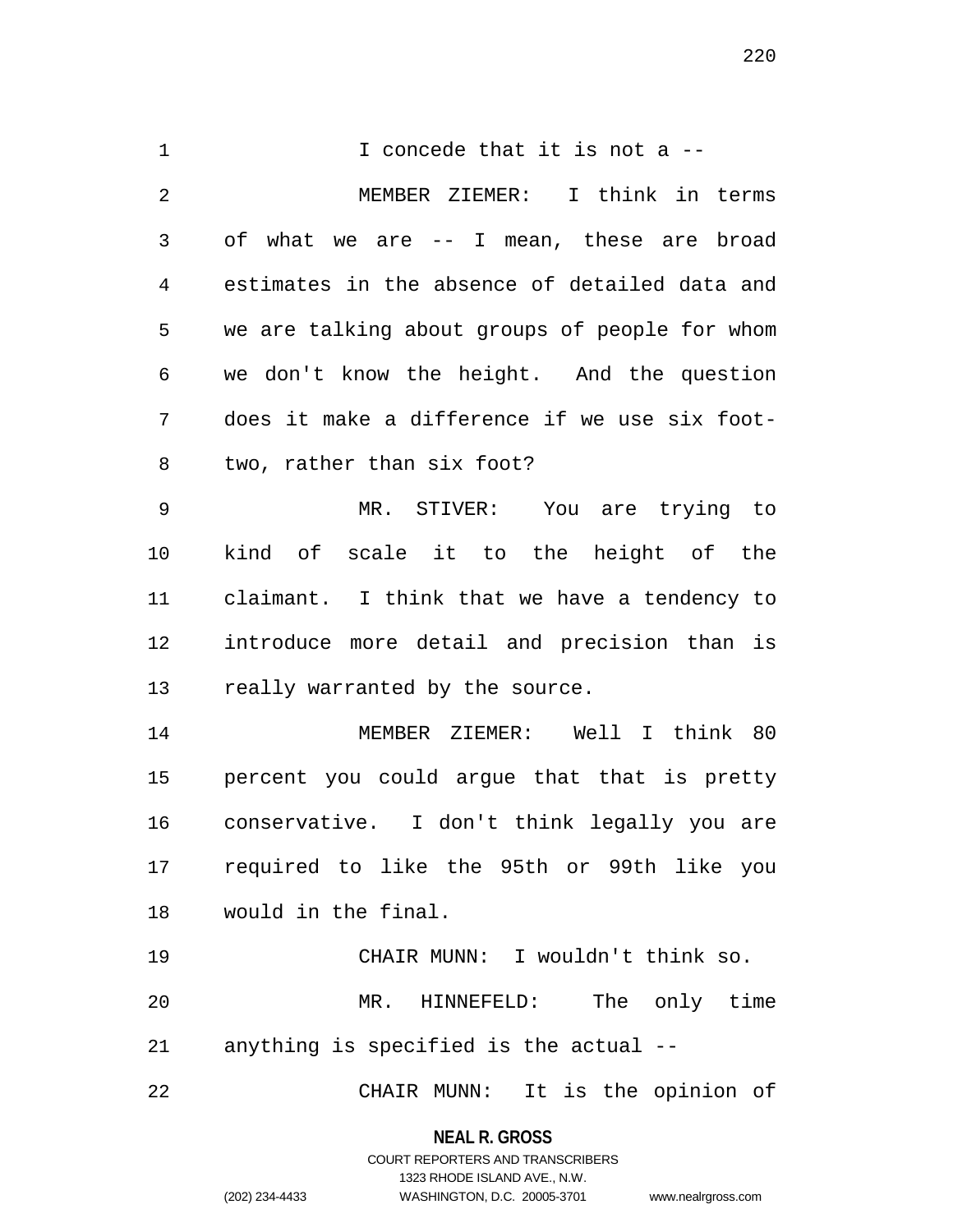I concede that it is not a --

MEMBER ZIEMER: I think in terms of what we are -- I mean, these are broad estimates in the absence of detailed data and we are talking about groups of people for whom we don't know the height. And the question does it make a difference if we use six foot-two, rather than six foot?

MR. STIVER: You are trying to kind of scale it to the height of the claimant. I think that we have a tendency to introduce more detail and precision than is really warranted by the source.

MEMBER ZIEMER: Well I think 80 percent you could argue that that is pretty conservative. I don't think legally you are required to like the 95th or 99th like you would in the final.

CHAIR MUNN: I wouldn't think so.

MR. HINNEFELD: The only time anything is specified is the actual --

CHAIR MUNN: It is the opinion of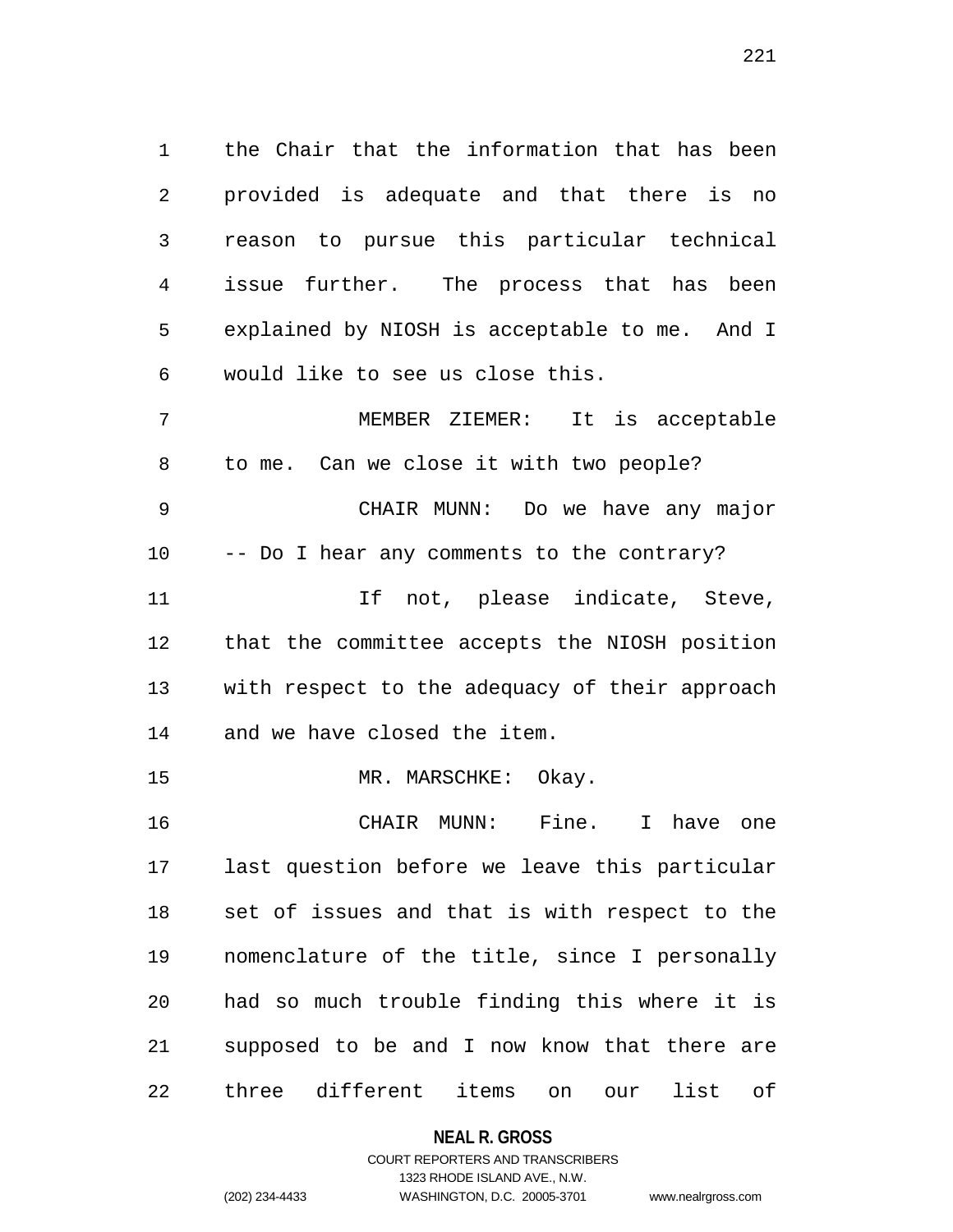the Chair that the information that has been provided is adequate and that there is no reason to pursue this particular technical issue further. The process that has been explained by NIOSH is acceptable to me. And I would like to see us close this.

MEMBER ZIEMER: It is acceptable to me. Can we close it with two people?

CHAIR MUNN: Do we have any major -- Do I hear any comments to the contrary?

If not, please indicate, Steve, that the committee accepts the NIOSH position with respect to the adequacy of their approach and we have closed the item.

MR. MARSCHKE: Okay.

CHAIR MUNN: Fine. I have one last question before we leave this particular set of issues and that is with respect to the nomenclature of the title, since I personally had so much trouble finding this where it is supposed to be and I now know that there are three different items on our list of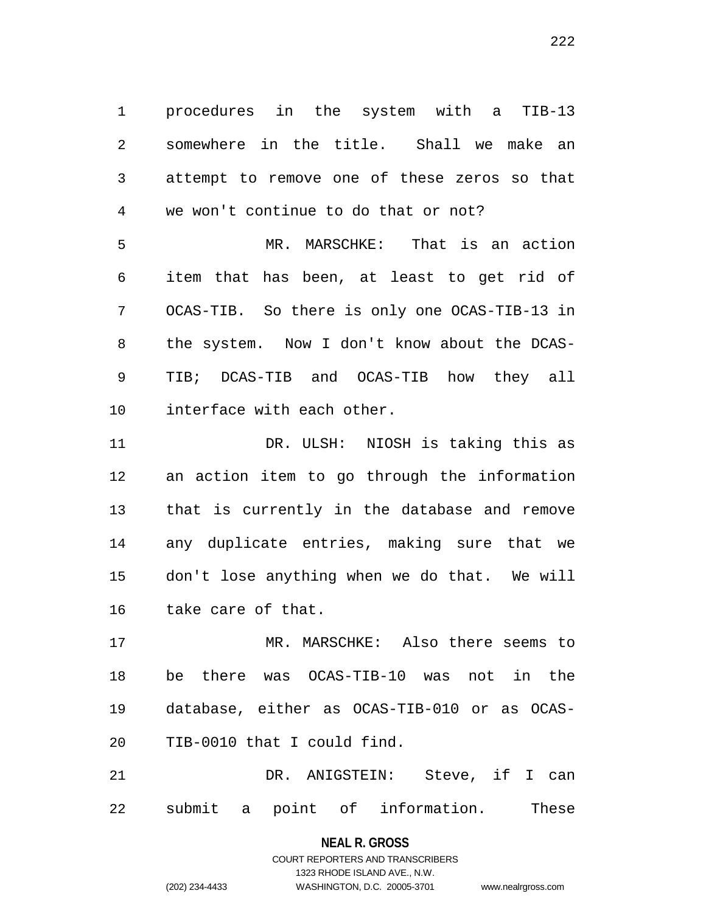procedures in the system with a TIB-13 somewhere in the title. Shall we make an attempt to remove one of these zeros so that we won't continue to do that or not?

MR. MARSCHKE: That is an action item that has been, at least to get rid of OCAS-TIB. So there is only one OCAS-TIB-13 in the system. Now I don't know about the DCAS-TIB; DCAS-TIB and OCAS-TIB how they all interface with each other.

DR. ULSH: NIOSH is taking this as an action item to go through the information that is currently in the database and remove any duplicate entries, making sure that we don't lose anything when we do that. We will take care of that.

MR. MARSCHKE: Also there seems to be there was OCAS-TIB-10 was not in the database, either as OCAS-TIB-010 or as OCAS-TIB-0010 that I could find.

DR. ANIGSTEIN: Steve, if I can submit a point of information. These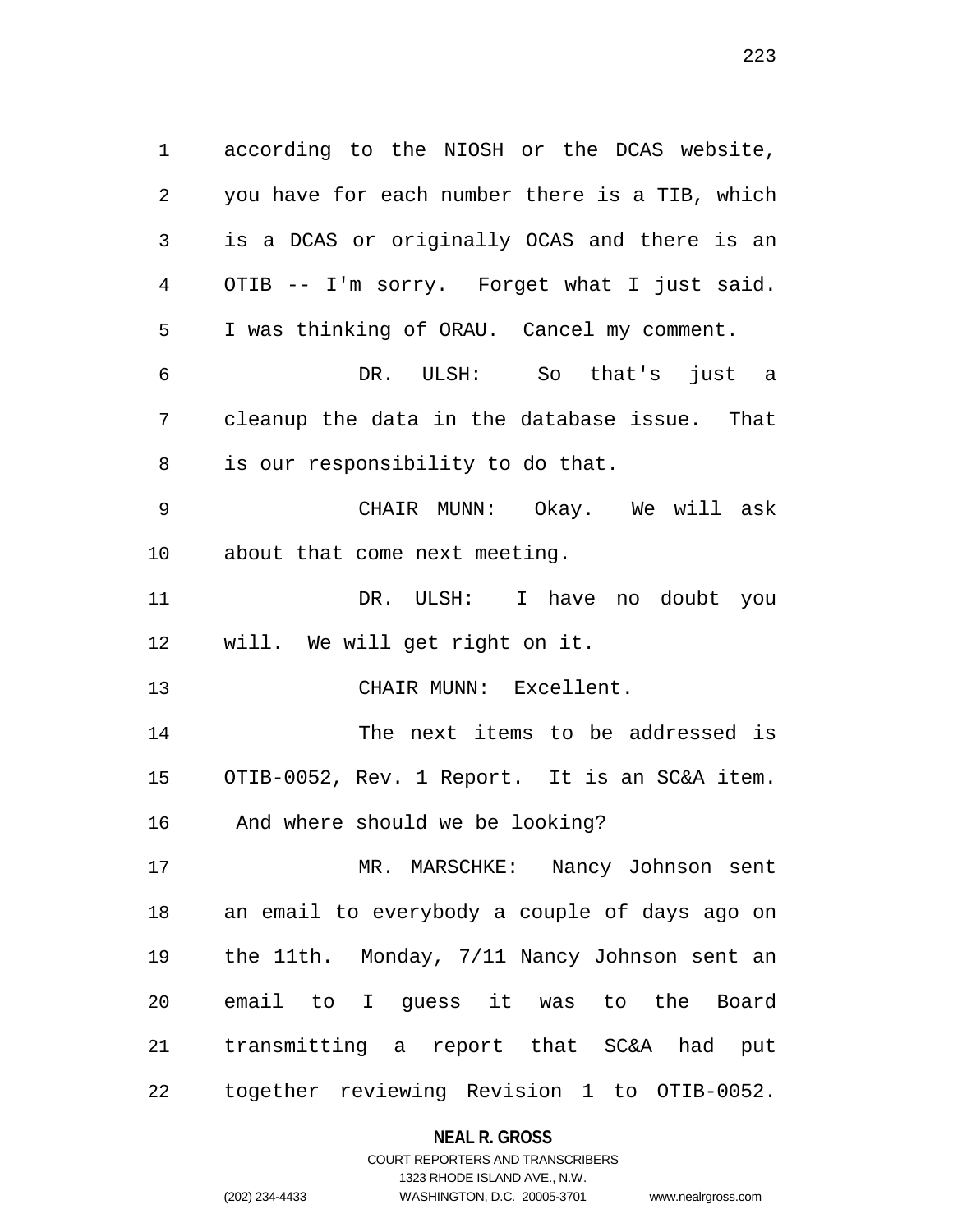according to the NIOSH or the DCAS website, you have for each number there is a TIB, which is a DCAS or originally OCAS and there is an OTIB -- I'm sorry. Forget what I just said. I was thinking of ORAU. Cancel my comment.

DR. ULSH: So that's just a cleanup the data in the database issue. That is our responsibility to do that.

CHAIR MUNN: Okay. We will ask about that come next meeting.

DR. ULSH: I have no doubt you will. We will get right on it.

CHAIR MUNN: Excellent.

The next items to be addressed is OTIB-0052, Rev. 1 Report. It is an SC&A item. And where should we be looking?

MR. MARSCHKE: Nancy Johnson sent an email to everybody a couple of days ago on the 11th. Monday, 7/11 Nancy Johnson sent an email to I guess it was to the Board transmitting a report that SC&A had put together reviewing Revision 1 to OTIB-0052.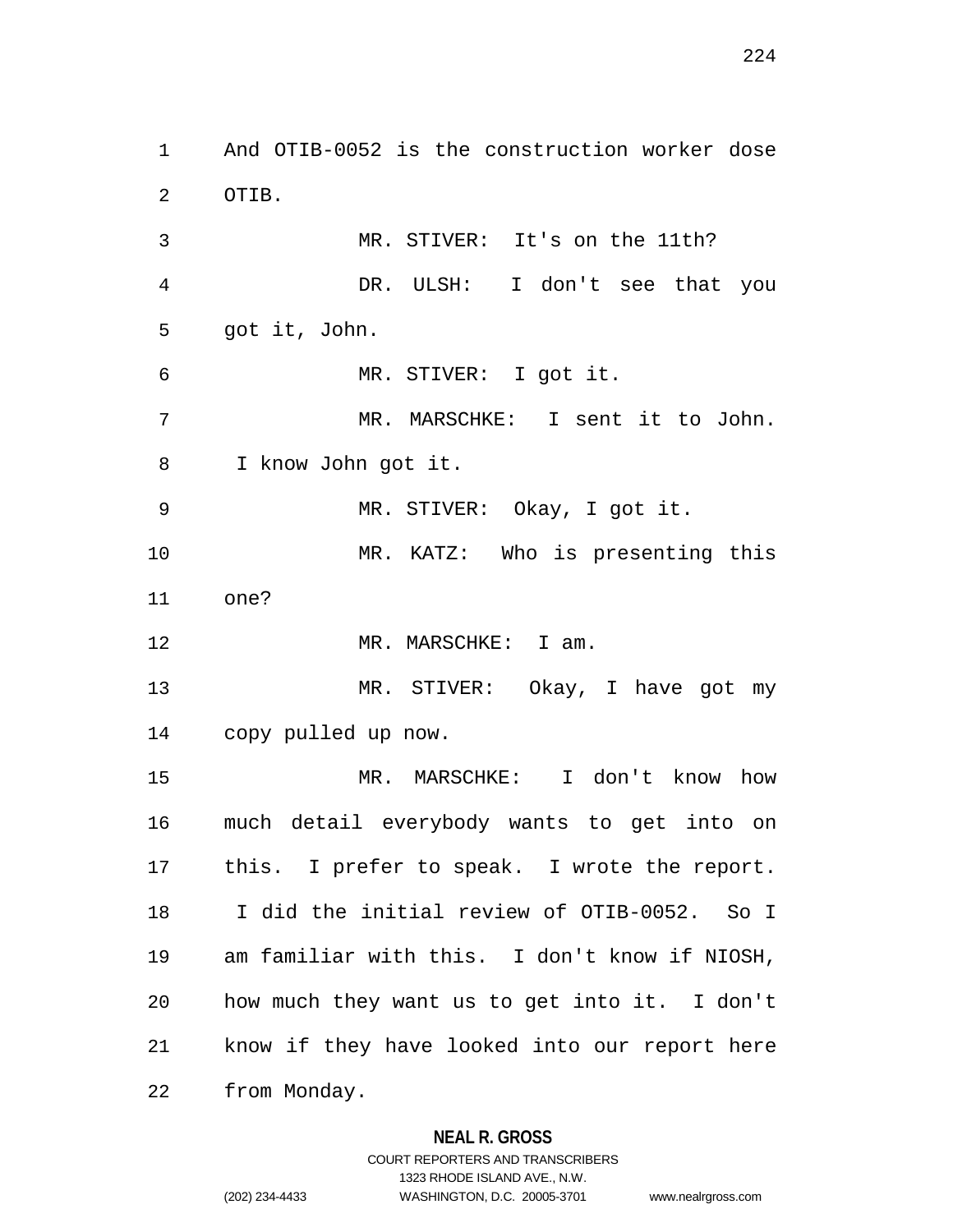And OTIB-0052 is the construction worker dose OTIB.

MR. STIVER: It's on the 11th?

DR. ULSH: I don't see that you got it, John.

MR. STIVER: I got it.

MR. MARSCHKE: I sent it to John. I know John got it.

MR. STIVER: Okay, I got it.

MR. KATZ: Who is presenting this one?

MR. MARSCHKE: I am.

MR. STIVER: Okay, I have got my copy pulled up now.

MR. MARSCHKE: I don't know how much detail everybody wants to get into on this. I prefer to speak. I wrote the report. I did the initial review of OTIB-0052. So I am familiar with this. I don't know if NIOSH, how much they want us to get into it. I don't know if they have looked into our report here from Monday.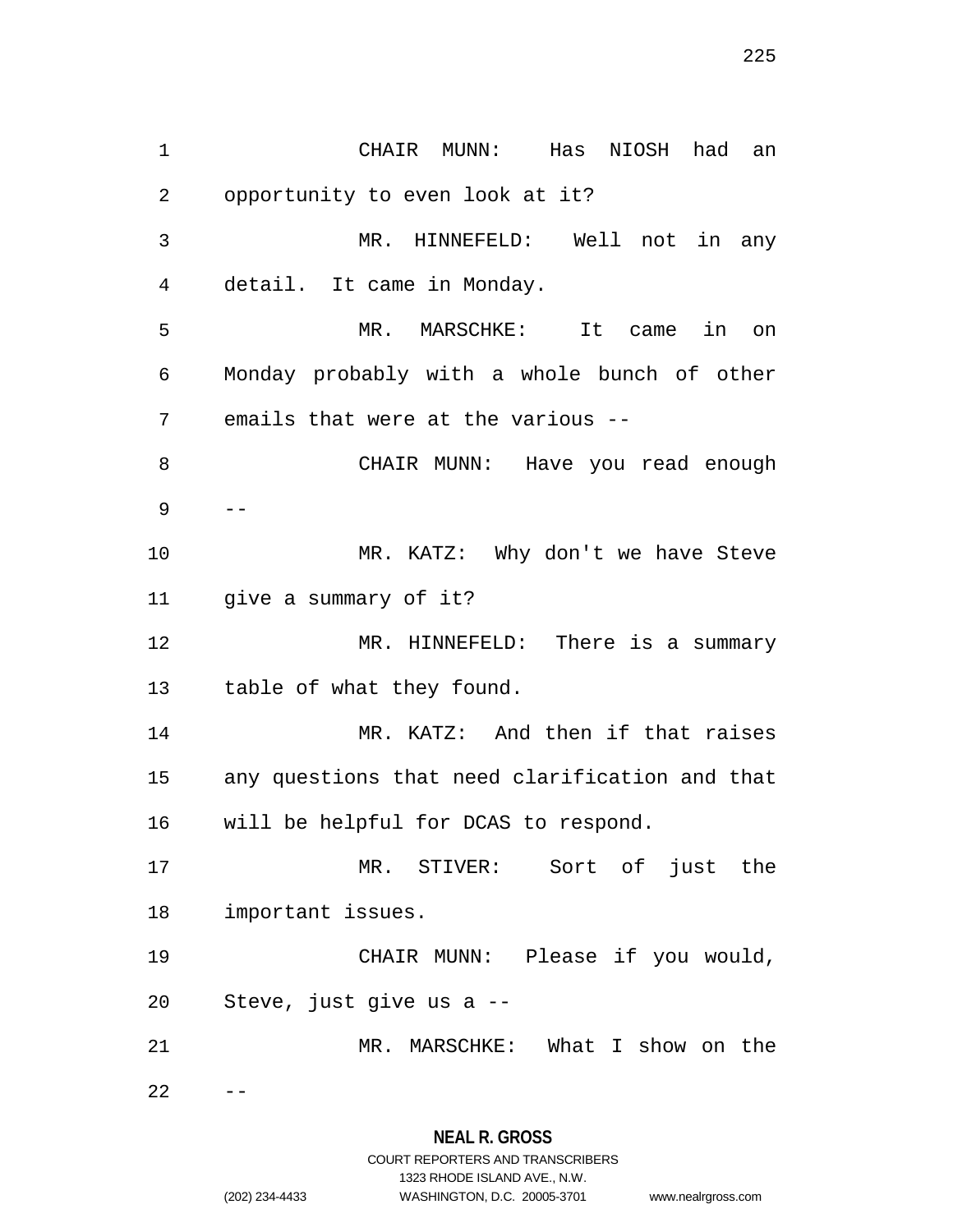CHAIR MUNN: Has NIOSH had an opportunity to even look at it?

MR. HINNEFELD: Well not in any detail. It came in Monday.

MR. MARSCHKE: It came in on Monday probably with a whole bunch of other emails that were at the various --

CHAIR MUNN: Have you read enough --

MR. KATZ: Why don't we have Steve give a summary of it?

MR. HINNEFELD: There is a summary table of what they found.

MR. KATZ: And then if that raises any questions that need clarification and that will be helpful for DCAS to respond.

MR. STIVER: Sort of just the important issues.

CHAIR MUNN: Please if you would, Steve, just give us a --

MR. MARSCHKE: What I show on the --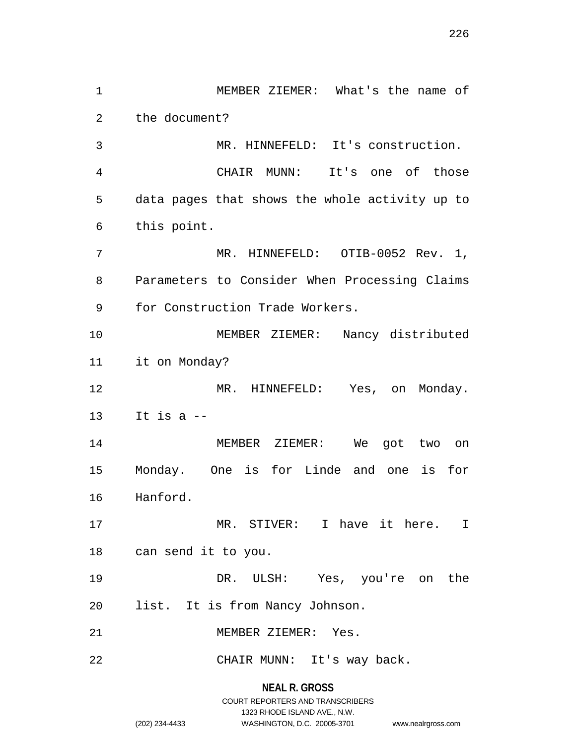MEMBER ZIEMER: What's the name of the document?

MR. HINNEFELD: It's construction.

CHAIR MUNN: It's one of those data pages that shows the whole activity up to this point.

MR. HINNEFELD: OTIB-0052 Rev. 1, Parameters to Consider When Processing Claims for Construction Trade Workers.

MEMBER ZIEMER: Nancy distributed it on Monday?

MR. HINNEFELD: Yes, on Monday. It is a --

MEMBER ZIEMER: We got two on Monday. One is for Linde and one is for Hanford.

MR. STIVER: I have it here. I can send it to you.

DR. ULSH: Yes, you're on the list. It is from Nancy Johnson.

MEMBER ZIEMER: Yes.

CHAIR MUNN: It's way back.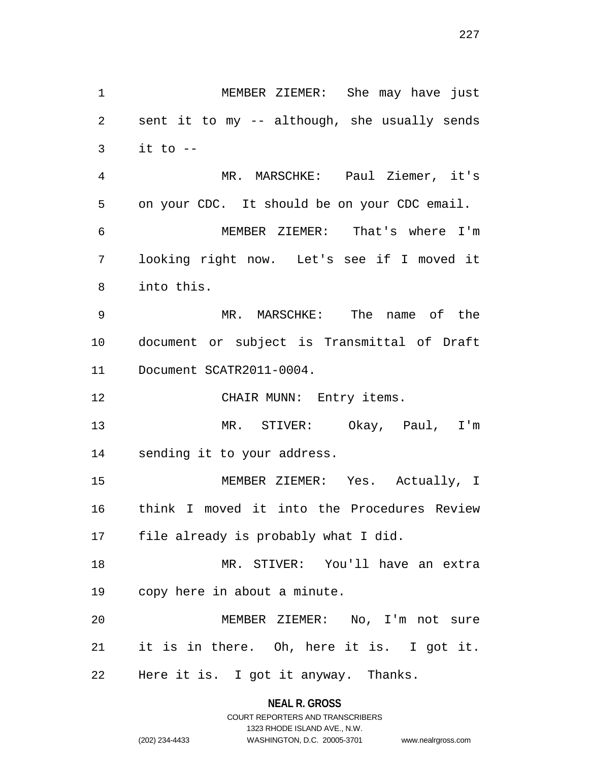MEMBER ZIEMER: She may have just sent it to my -- although, she usually sends it to --

MR. MARSCHKE: Paul Ziemer, it's on your CDC. It should be on your CDC email.

MEMBER ZIEMER: That's where I'm looking right now. Let's see if I moved it into this.

MR. MARSCHKE: The name of the document or subject is Transmittal of Draft Document SCATR2011-0004.

CHAIR MUNN: Entry items.

MR. STIVER: Okay, Paul, I'm sending it to your address.

MEMBER ZIEMER: Yes. Actually, I think I moved it into the Procedures Review file already is probably what I did.

MR. STIVER: You'll have an extra copy here in about a minute.

MEMBER ZIEMER: No, I'm not sure it is in there. Oh, here it is. I got it. Here it is. I got it anyway. Thanks.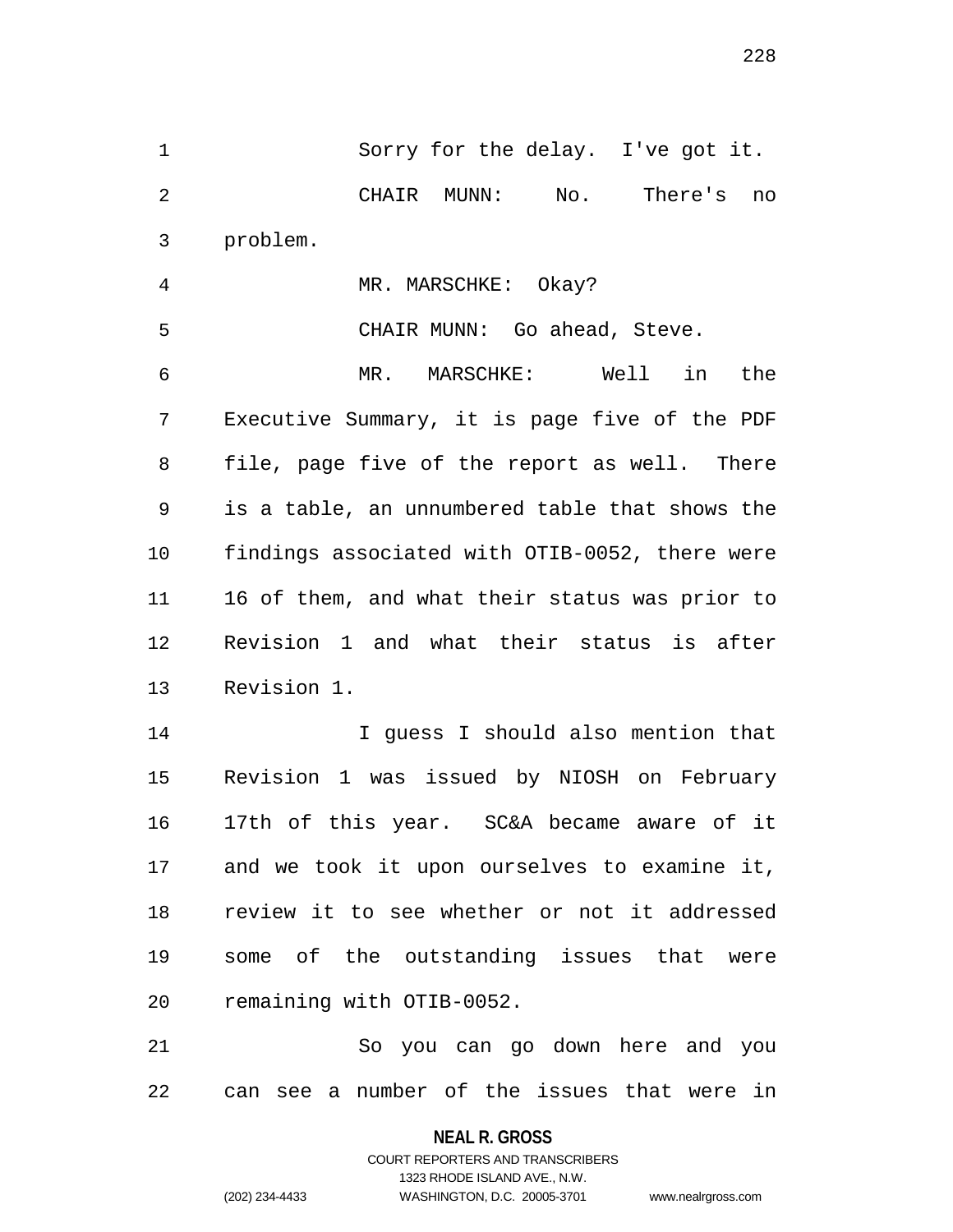Sorry for the delay. I've got it.

CHAIR MUNN: No. There's no problem.

MR. MARSCHKE: Okay?

CHAIR MUNN: Go ahead, Steve.

MR. MARSCHKE: Well in the Executive Summary, it is page five of the PDF file, page five of the report as well. There is a table, an unnumbered table that shows the findings associated with OTIB-0052, there were 16 of them, and what their status was prior to Revision 1 and what their status is after Revision 1.

I guess I should also mention that Revision 1 was issued by NIOSH on February 17th of this year. SC&A became aware of it and we took it upon ourselves to examine it, review it to see whether or not it addressed some of the outstanding issues that were remaining with OTIB-0052.

So you can go down here and you can see a number of the issues that were in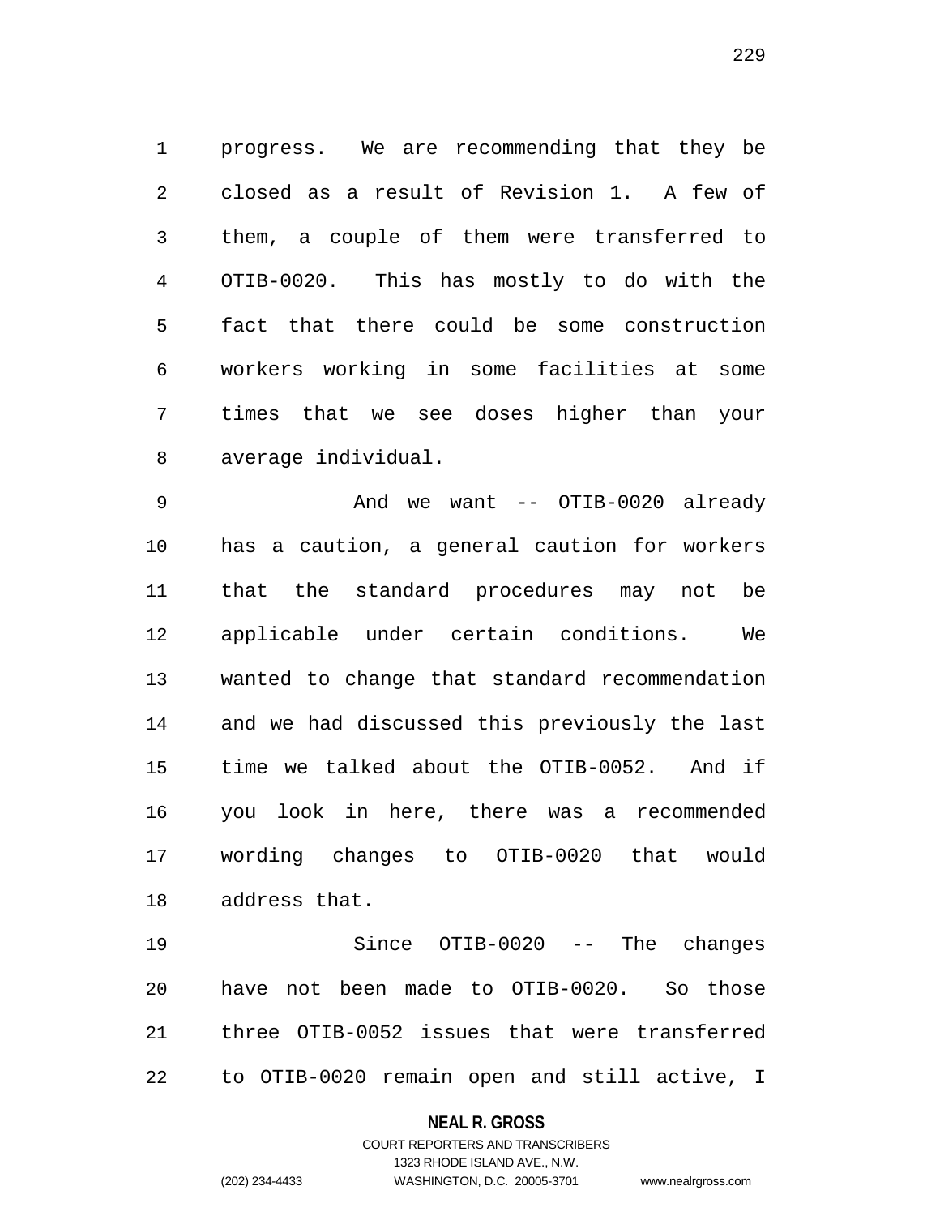progress. We are recommending that they be closed as a result of Revision 1. A few of them, a couple of them were transferred to OTIB-0020. This has mostly to do with the fact that there could be some construction workers working in some facilities at some times that we see doses higher than your average individual.

And we want -- OTIB-0020 already has a caution, a general caution for workers that the standard procedures may not be applicable under certain conditions. We wanted to change that standard recommendation and we had discussed this previously the last time we talked about the OTIB-0052. And if you look in here, there was a recommended wording changes to OTIB-0020 that would address that.

Since OTIB-0020 -- The changes have not been made to OTIB-0020. So those three OTIB-0052 issues that were transferred to OTIB-0020 remain open and still active, I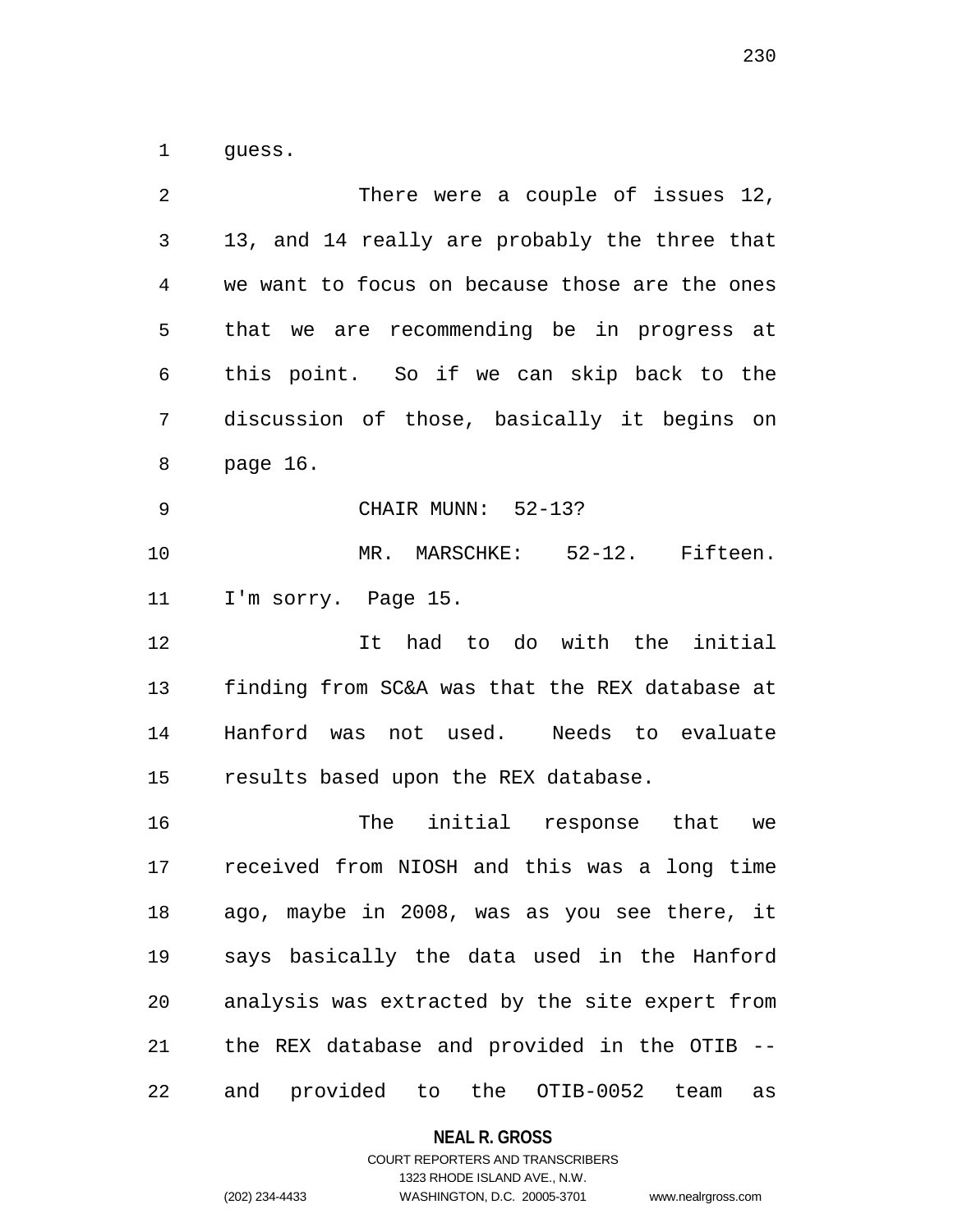guess.

There were a couple of issues 12, 13, and 14 really are probably the three that we want to focus on because those are the ones that we are recommending be in progress at this point. So if we can skip back to the discussion of those, basically it begins on page 16.

CHAIR MUNN: 52-13?

MR. MARSCHKE: 52-12. Fifteen. I'm sorry. Page 15.

It had to do with the initial finding from SC&A was that the REX database at Hanford was not used. Needs to evaluate results based upon the REX database.

The initial response that we received from NIOSH and this was a long time ago, maybe in 2008, was as you see there, it says basically the data used in the Hanford analysis was extracted by the site expert from the REX database and provided in the OTIB -- and provided to the OTIB-0052 team as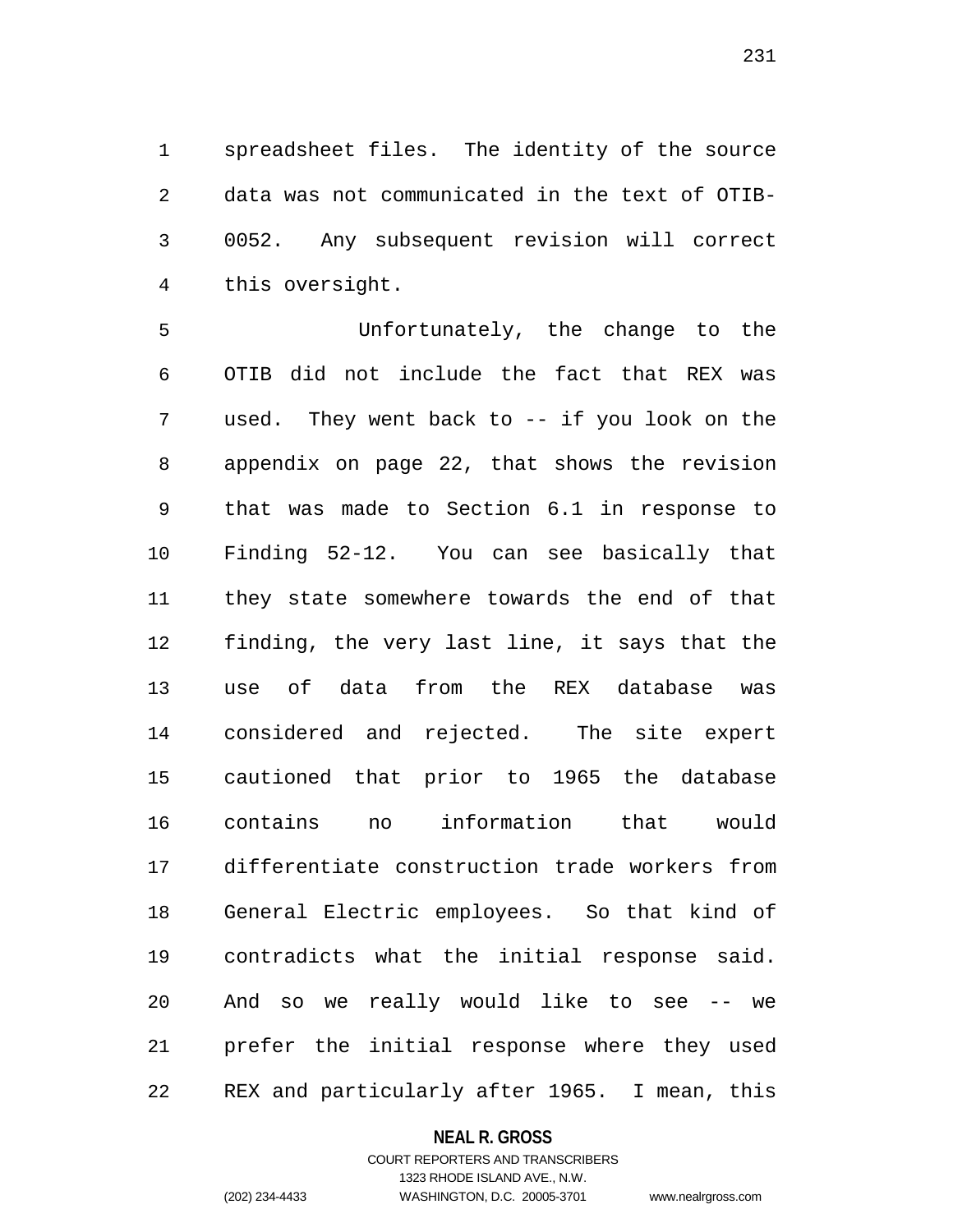spreadsheet files. The identity of the source data was not communicated in the text of OTIB-0052. Any subsequent revision will correct this oversight.

Unfortunately, the change to the OTIB did not include the fact that REX was used. They went back to -- if you look on the appendix on page 22, that shows the revision that was made to Section 6.1 in response to Finding 52-12. You can see basically that they state somewhere towards the end of that finding, the very last line, it says that the use of data from the REX database was considered and rejected. The site expert cautioned that prior to 1965 the database contains no information that would differentiate construction trade workers from General Electric employees. So that kind of contradicts what the initial response said. And so we really would like to see -- we prefer the initial response where they used REX and particularly after 1965. I mean, this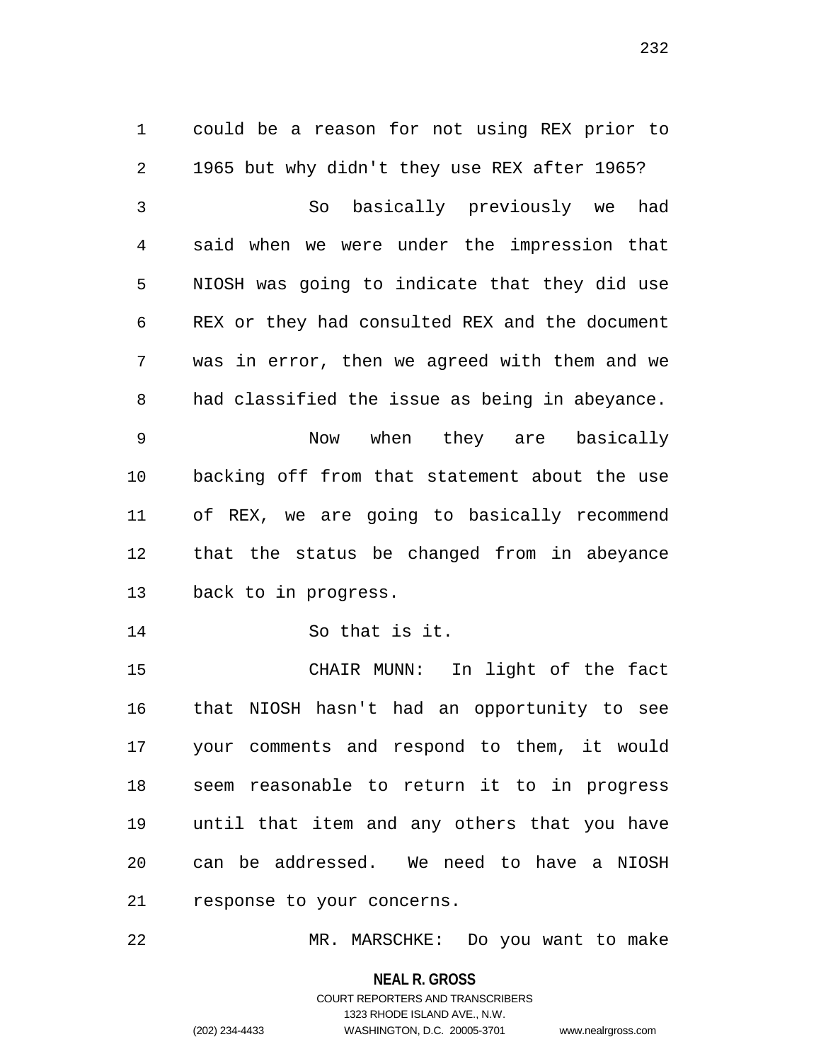could be a reason for not using REX prior to 1965 but why didn't they use REX after 1965?

So basically previously we had said when we were under the impression that NIOSH was going to indicate that they did use REX or they had consulted REX and the document was in error, then we agreed with them and we had classified the issue as being in abeyance.

Now when they are basically backing off from that statement about the use of REX, we are going to basically recommend that the status be changed from in abeyance back to in progress.

So that is it.

CHAIR MUNN: In light of the fact that NIOSH hasn't had an opportunity to see your comments and respond to them, it would seem reasonable to return it to in progress until that item and any others that you have can be addressed. We need to have a NIOSH response to your concerns.

MR. MARSCHKE: Do you want to make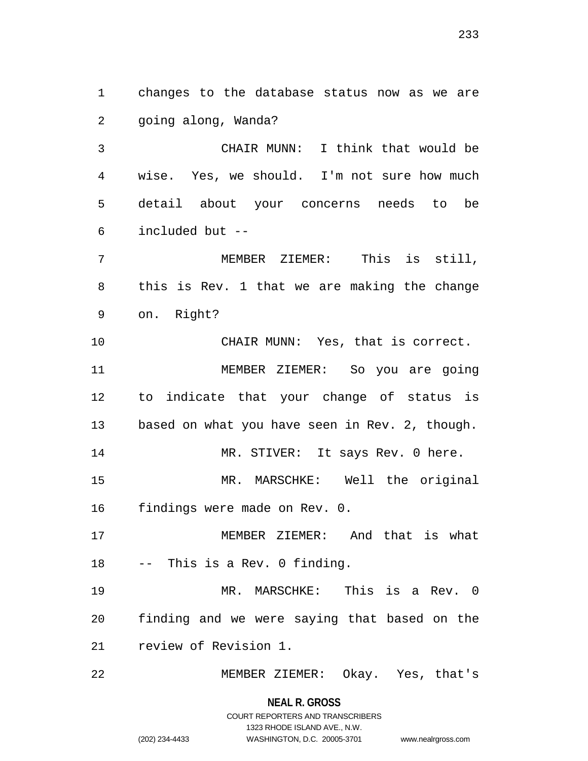changes to the database status now as we are going along, Wanda?

CHAIR MUNN: I think that would be wise. Yes, we should. I'm not sure how much detail about your concerns needs to be included but --

MEMBER ZIEMER: This is still, this is Rev. 1 that we are making the change on. Right?

CHAIR MUNN: Yes, that is correct.

MEMBER ZIEMER: So you are going to indicate that your change of status is based on what you have seen in Rev. 2, though.

MR. STIVER: It says Rev. 0 here.

MR. MARSCHKE: Well the original findings were made on Rev. 0.

MEMBER ZIEMER: And that is what -- This is a Rev. 0 finding.

MR. MARSCHKE: This is a Rev. 0 finding and we were saying that based on the review of Revision 1.

MEMBER ZIEMER: Okay. Yes, that's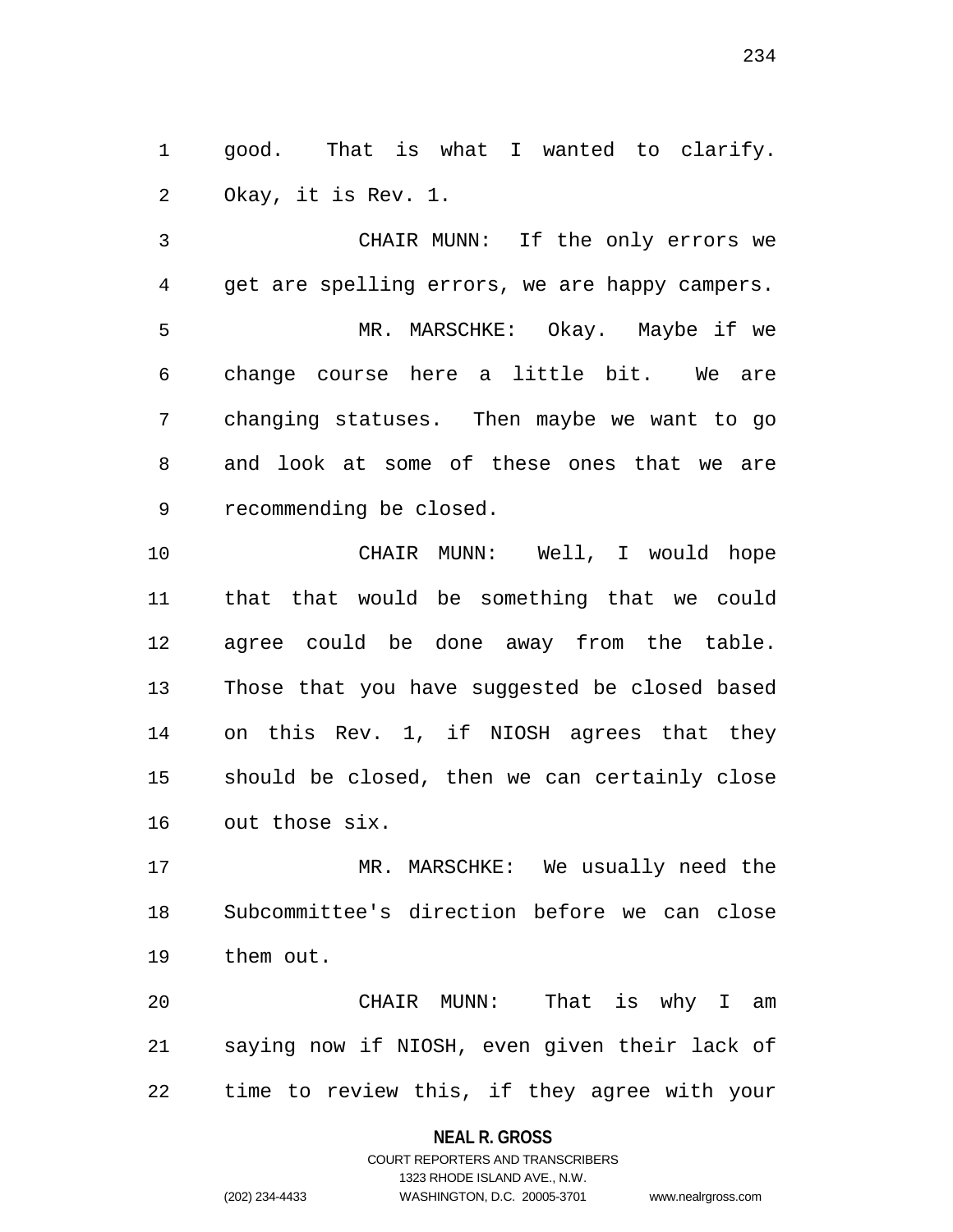good. That is what I wanted to clarify. Okay, it is Rev. 1.

CHAIR MUNN: If the only errors we get are spelling errors, we are happy campers.

MR. MARSCHKE: Okay. Maybe if we change course here a little bit. We are changing statuses. Then maybe we want to go and look at some of these ones that we are recommending be closed.

CHAIR MUNN: Well, I would hope that that would be something that we could agree could be done away from the table. Those that you have suggested be closed based on this Rev. 1, if NIOSH agrees that they should be closed, then we can certainly close out those six.

MR. MARSCHKE: We usually need the Subcommittee's direction before we can close them out.

CHAIR MUNN: That is why I am saying now if NIOSH, even given their lack of time to review this, if they agree with your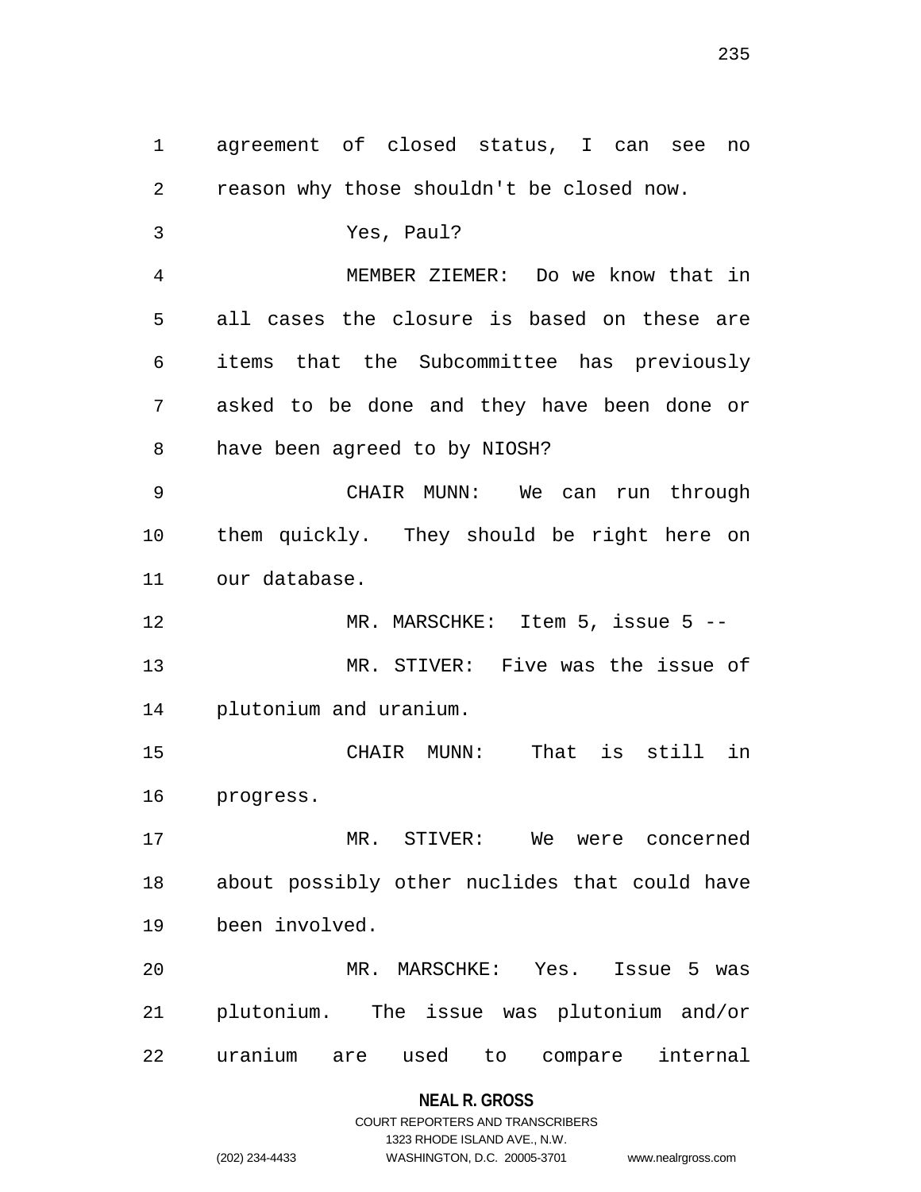agreement of closed status, I can see no reason why those shouldn't be closed now.

Yes, Paul?

MEMBER ZIEMER: Do we know that in all cases the closure is based on these are items that the Subcommittee has previously asked to be done and they have been done or have been agreed to by NIOSH?

CHAIR MUNN: We can run through them quickly. They should be right here on our database.

MR. MARSCHKE: Item 5, issue 5 --

MR. STIVER: Five was the issue of plutonium and uranium.

CHAIR MUNN: That is still in progress.

MR. STIVER: We were concerned about possibly other nuclides that could have been involved.

MR. MARSCHKE: Yes. Issue 5 was plutonium. The issue was plutonium and/or uranium are used to compare internal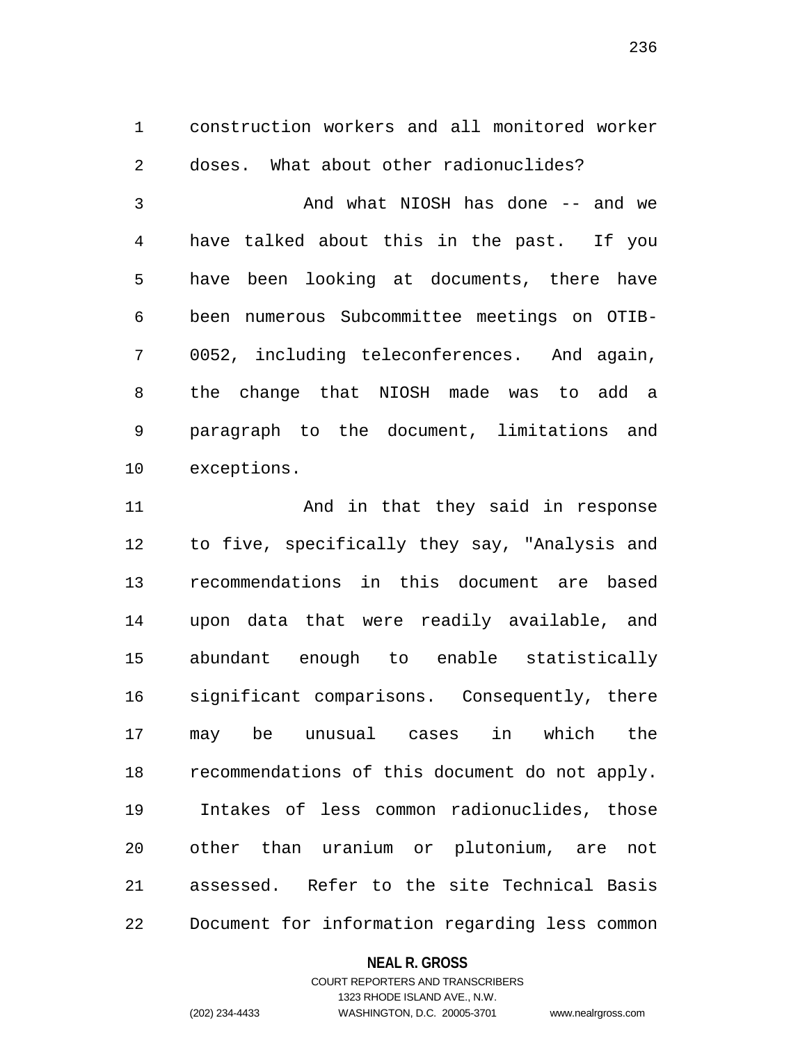construction workers and all monitored worker doses. What about other radionuclides?

And what NIOSH has done -- and we have talked about this in the past. If you have been looking at documents, there have been numerous Subcommittee meetings on OTIB-0052, including teleconferences. And again, the change that NIOSH made was to add a paragraph to the document, limitations and exceptions.

And in that they said in response to five, specifically they say, "Analysis and recommendations in this document are based upon data that were readily available, and abundant enough to enable statistically significant comparisons. Consequently, there may be unusual cases in which the recommendations of this document do not apply. Intakes of less common radionuclides, those other than uranium or plutonium, are not assessed. Refer to the site Technical Basis Document for information regarding less common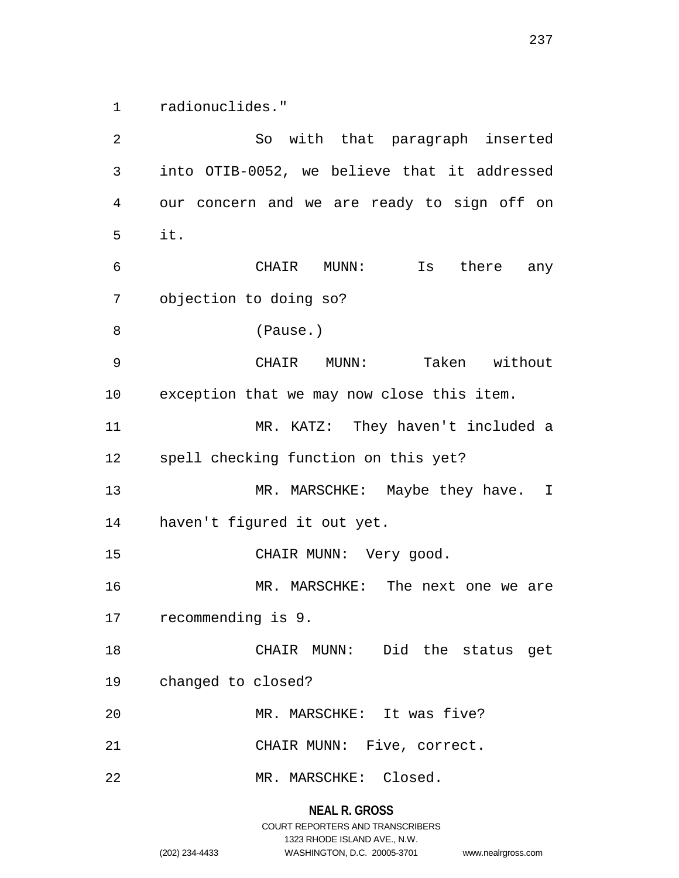radionuclides."

So with that paragraph inserted into OTIB-0052, we believe that it addressed our concern and we are ready to sign off on it.

CHAIR MUNN: Is there any objection to doing so?

(Pause.)

CHAIR MUNN: Taken without exception that we may now close this item.

MR. KATZ: They haven't included a spell checking function on this yet?

MR. MARSCHKE: Maybe they have. I haven't figured it out yet.

CHAIR MUNN: Very good.

MR. MARSCHKE: The next one we are recommending is 9.

CHAIR MUNN: Did the status get changed to closed?

MR. MARSCHKE: It was five?

CHAIR MUNN: Five, correct.

MR. MARSCHKE: Closed.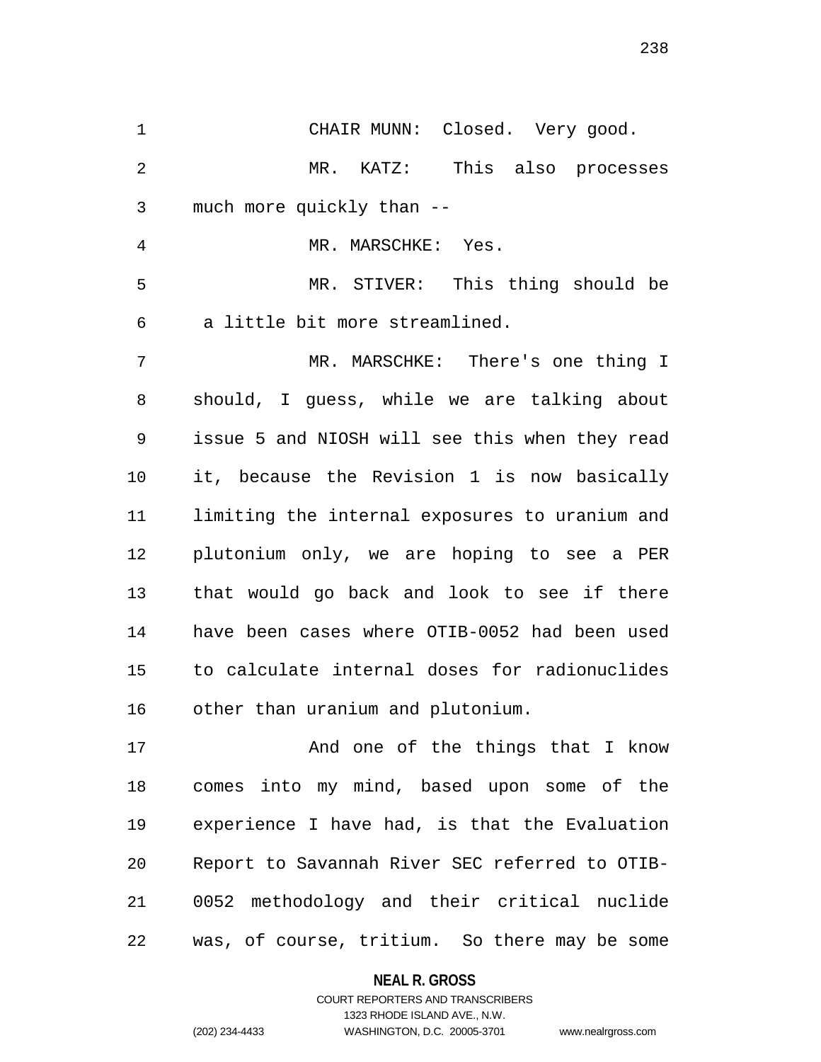CHAIR MUNN: Closed. Very good.

MR. KATZ: This also processes much more quickly than --

MR. MARSCHKE: Yes.

MR. STIVER: This thing should be a little bit more streamlined.

MR. MARSCHKE: There's one thing I should, I guess, while we are talking about issue 5 and NIOSH will see this when they read it, because the Revision 1 is now basically limiting the internal exposures to uranium and plutonium only, we are hoping to see a PER that would go back and look to see if there have been cases where OTIB-0052 had been used to calculate internal doses for radionuclides other than uranium and plutonium.

And one of the things that I know comes into my mind, based upon some of the experience I have had, is that the Evaluation Report to Savannah River SEC referred to OTIB-0052 methodology and their critical nuclide was, of course, tritium. So there may be some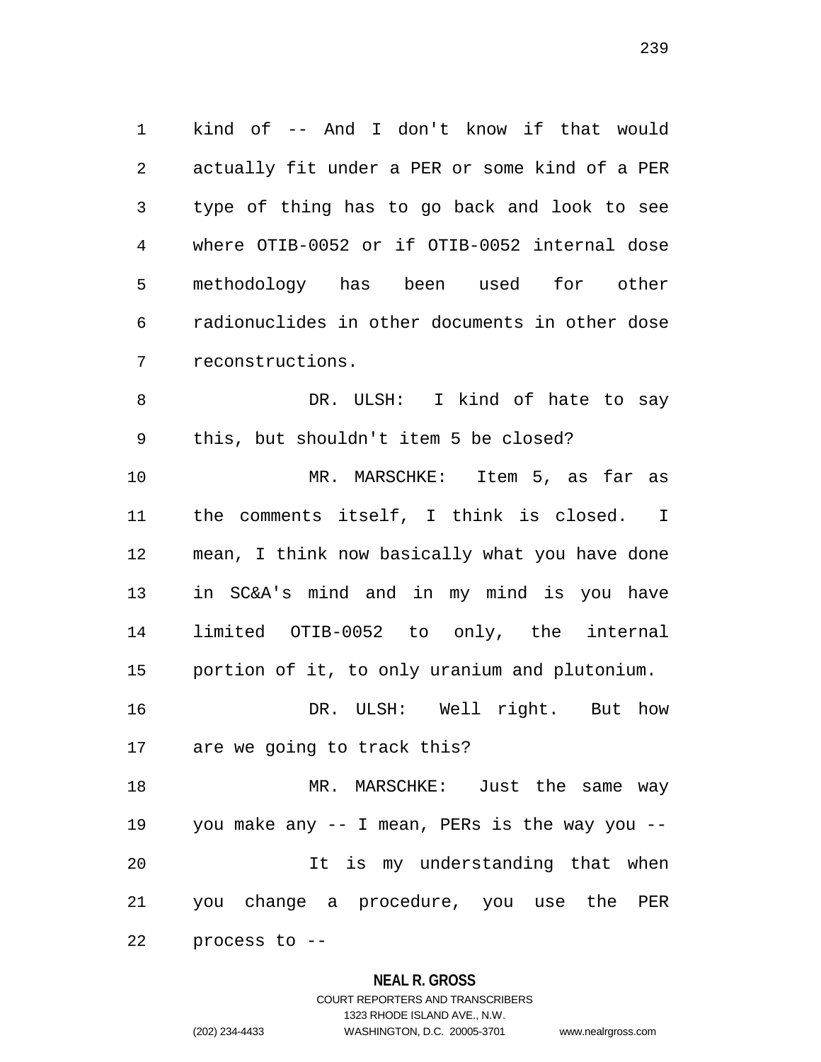kind of -- And I don't know if that would actually fit under a PER or some kind of a PER type of thing has to go back and look to see where OTIB-0052 or if OTIB-0052 internal dose methodology has been used for other radionuclides in other documents in other dose reconstructions.

DR. ULSH: I kind of hate to say this, but shouldn't item 5 be closed?

MR. MARSCHKE: Item 5, as far as the comments itself, I think is closed. I mean, I think now basically what you have done in SC&A's mind and in my mind is you have limited OTIB-0052 to only, the internal portion of it, to only uranium and plutonium.

DR. ULSH: Well right. But how are we going to track this?

MR. MARSCHKE: Just the same way you make any -- I mean, PERs is the way you --

It is my understanding that when you change a procedure, you use the PER process to --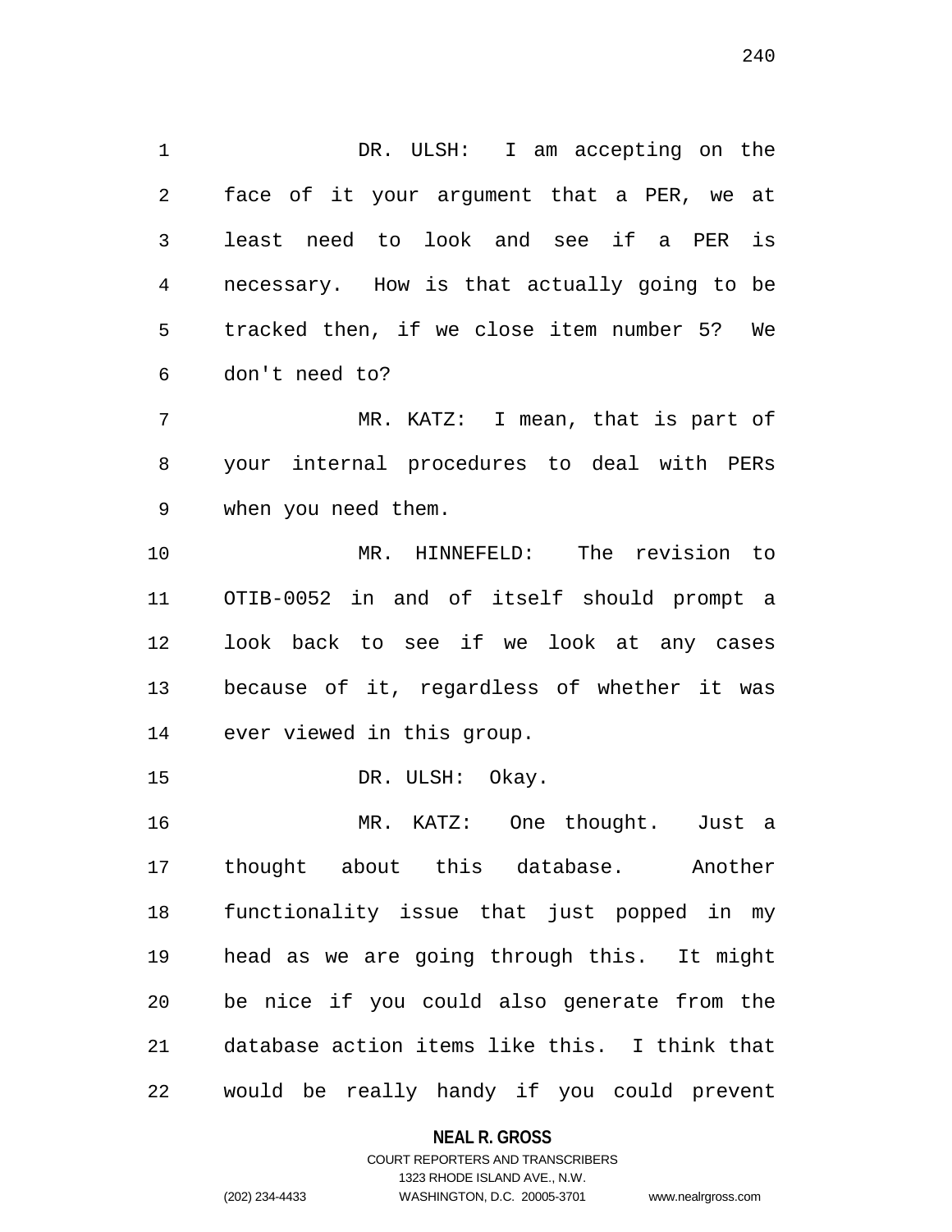DR. ULSH: I am accepting on the face of it your argument that a PER, we at least need to look and see if a PER is necessary. How is that actually going to be tracked then, if we close item number 5? We don't need to?

MR. KATZ: I mean, that is part of your internal procedures to deal with PERs when you need them.

MR. HINNEFELD: The revision to OTIB-0052 in and of itself should prompt a look back to see if we look at any cases because of it, regardless of whether it was ever viewed in this group.

DR. ULSH: Okay.

MR. KATZ: One thought. Just a thought about this database. Another functionality issue that just popped in my head as we are going through this. It might be nice if you could also generate from the database action items like this. I think that would be really handy if you could prevent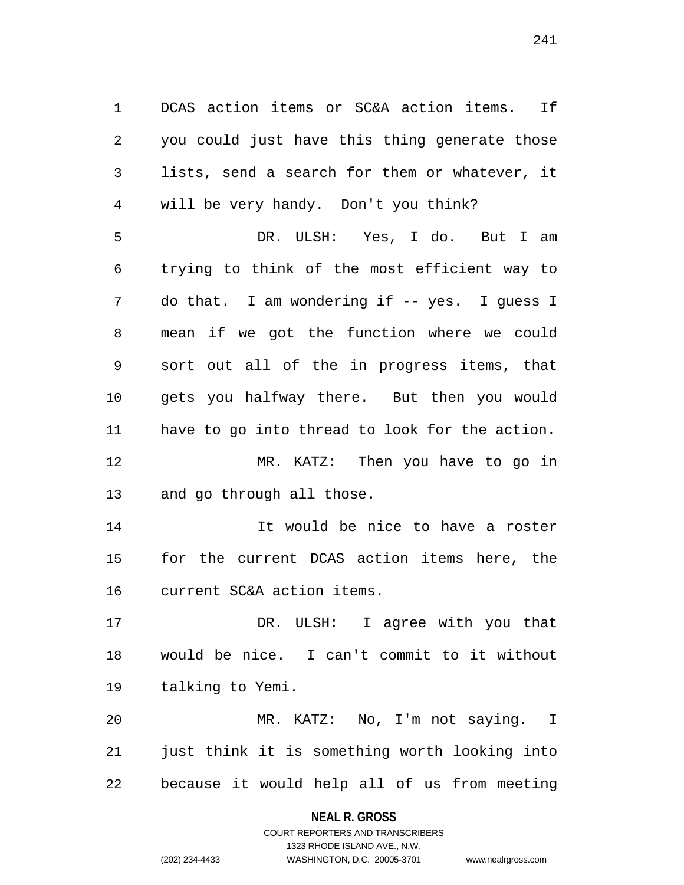DCAS action items or SC&A action items. If you could just have this thing generate those lists, send a search for them or whatever, it will be very handy. Don't you think?

DR. ULSH: Yes, I do. But I am trying to think of the most efficient way to do that. I am wondering if -- yes. I guess I mean if we got the function where we could sort out all of the in progress items, that gets you halfway there. But then you would have to go into thread to look for the action.

MR. KATZ: Then you have to go in and go through all those.

It would be nice to have a roster for the current DCAS action items here, the current SC&A action items.

DR. ULSH: I agree with you that would be nice. I can't commit to it without talking to Yemi.

MR. KATZ: No, I'm not saying. I just think it is something worth looking into because it would help all of us from meeting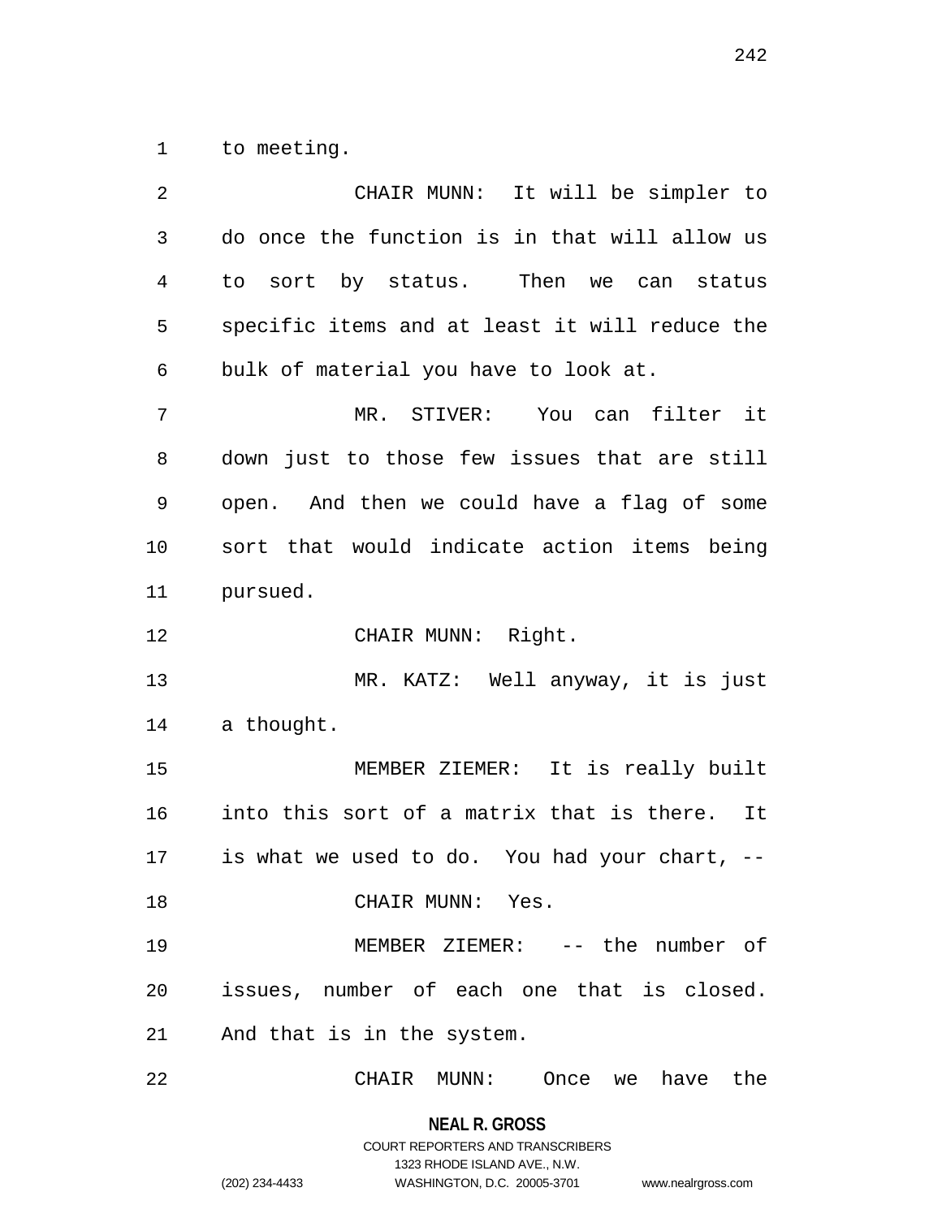to meeting.

CHAIR MUNN: It will be simpler to do once the function is in that will allow us to sort by status. Then we can status specific items and at least it will reduce the bulk of material you have to look at.

MR. STIVER: You can filter it down just to those few issues that are still open. And then we could have a flag of some sort that would indicate action items being pursued.

CHAIR MUNN: Right.

MR. KATZ: Well anyway, it is just a thought.

MEMBER ZIEMER: It is really built into this sort of a matrix that is there. It is what we used to do. You had your chart, --

CHAIR MUNN: Yes.

MEMBER ZIEMER: -- the number of issues, number of each one that is closed. And that is in the system.

CHAIR MUNN: Once we have the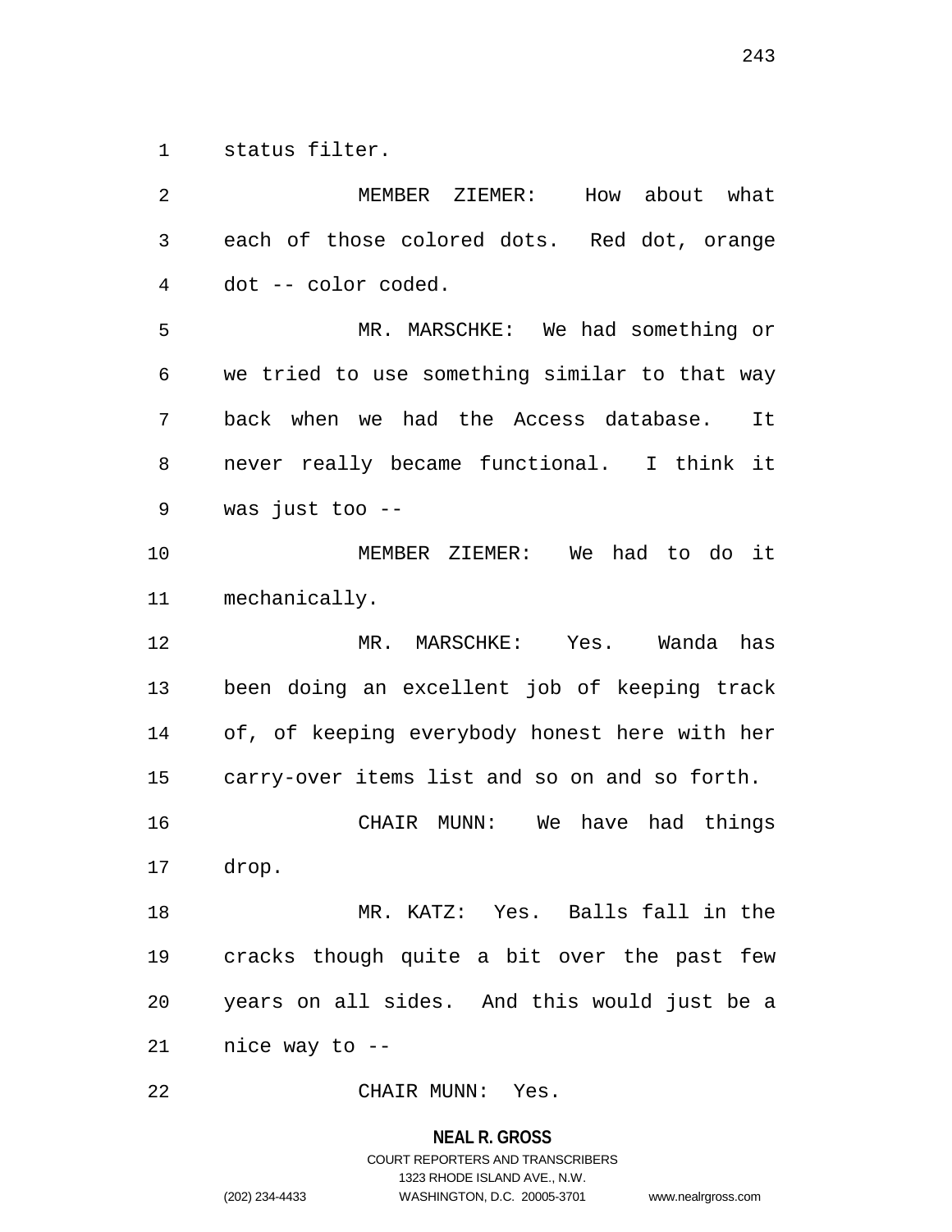status filter.

MEMBER ZIEMER: How about what each of those colored dots. Red dot, orange dot -- color coded.

MR. MARSCHKE: We had something or we tried to use something similar to that way back when we had the Access database. It never really became functional. I think it was just too --

MEMBER ZIEMER: We had to do it mechanically.

MR. MARSCHKE: Yes. Wanda has been doing an excellent job of keeping track of, of keeping everybody honest here with her carry-over items list and so on and so forth.

CHAIR MUNN: We have had things drop.

MR. KATZ: Yes. Balls fall in the cracks though quite a bit over the past few years on all sides. And this would just be a nice way to --

CHAIR MUNN: Yes.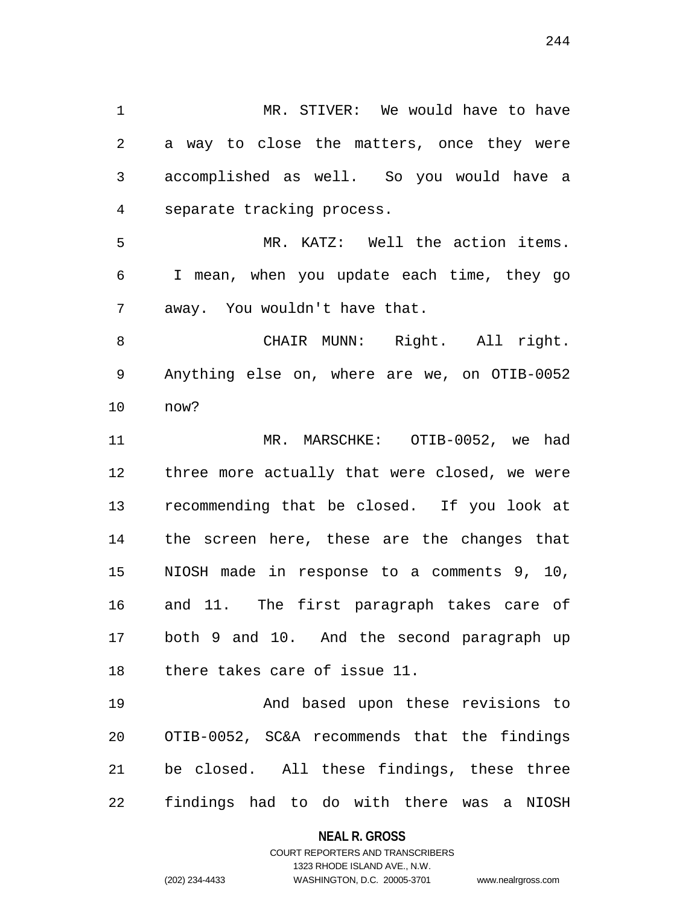MR. STIVER: We would have to have a way to close the matters, once they were accomplished as well. So you would have a separate tracking process.

MR. KATZ: Well the action items. I mean, when you update each time, they go away. You wouldn't have that.

CHAIR MUNN: Right. All right. Anything else on, where are we, on OTIB-0052 now?

MR. MARSCHKE: OTIB-0052, we had three more actually that were closed, we were recommending that be closed. If you look at the screen here, these are the changes that NIOSH made in response to a comments 9, 10, and 11. The first paragraph takes care of both 9 and 10. And the second paragraph up there takes care of issue 11.

And based upon these revisions to OTIB-0052, SC&A recommends that the findings be closed. All these findings, these three findings had to do with there was a NIOSH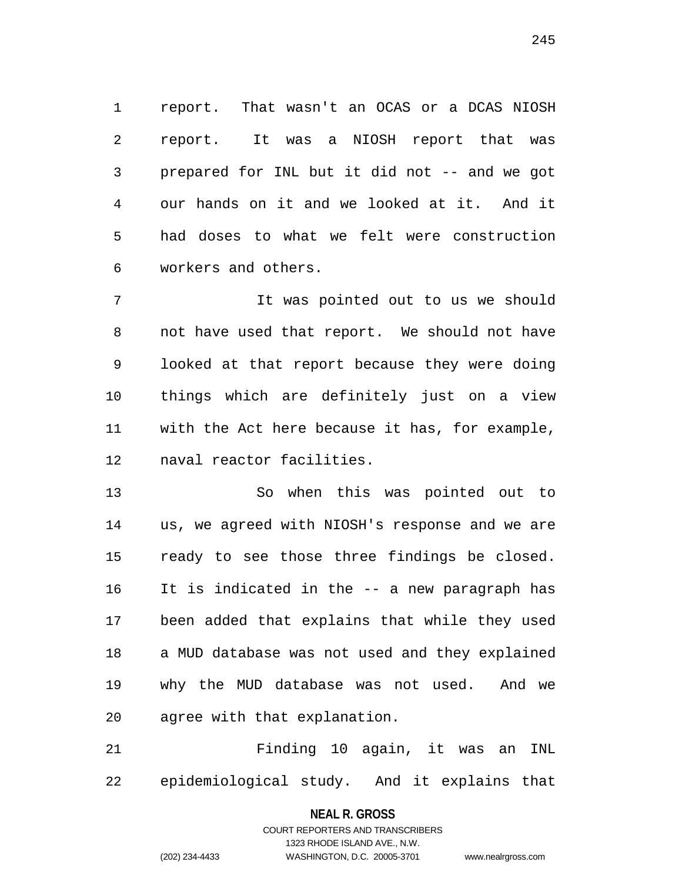report. That wasn't an OCAS or a DCAS NIOSH report. It was a NIOSH report that was prepared for INL but it did not -- and we got our hands on it and we looked at it. And it had doses to what we felt were construction workers and others.

It was pointed out to us we should not have used that report. We should not have looked at that report because they were doing things which are definitely just on a view with the Act here because it has, for example, naval reactor facilities.

So when this was pointed out to us, we agreed with NIOSH's response and we are ready to see those three findings be closed. It is indicated in the -- a new paragraph has been added that explains that while they used a MUD database was not used and they explained why the MUD database was not used. And we agree with that explanation.

Finding 10 again, it was an INL epidemiological study. And it explains that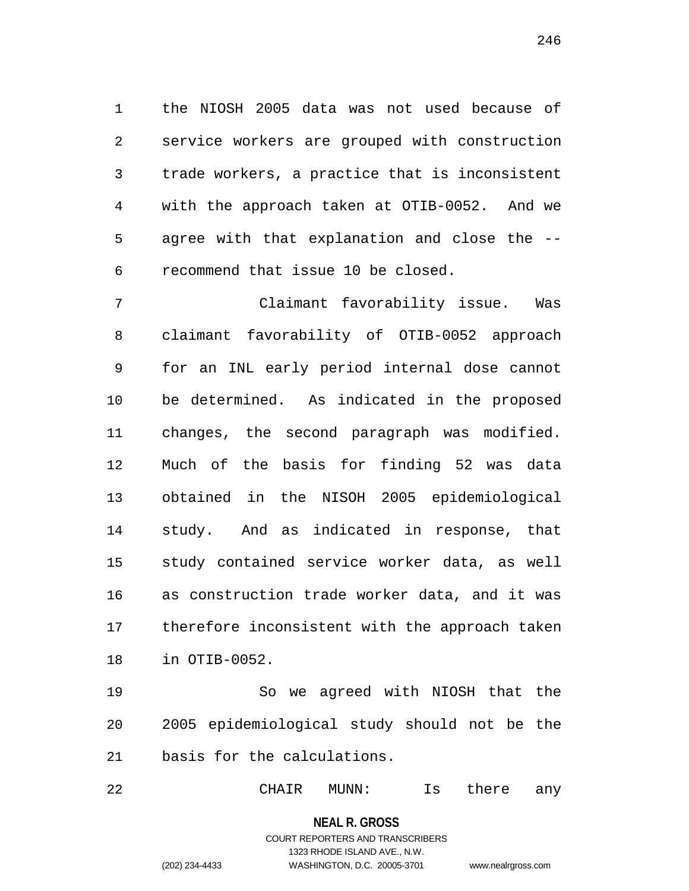the NIOSH 2005 data was not used because of service workers are grouped with construction trade workers, a practice that is inconsistent with the approach taken at OTIB-0052. And we agree with that explanation and close the -- recommend that issue 10 be closed.

Claimant favorability issue. Was claimant favorability of OTIB-0052 approach for an INL early period internal dose cannot be determined. As indicated in the proposed changes, the second paragraph was modified. Much of the basis for finding 52 was data obtained in the NISOH 2005 epidemiological study. And as indicated in response, that study contained service worker data, as well as construction trade worker data, and it was therefore inconsistent with the approach taken in OTIB-0052.

So we agreed with NIOSH that the 2005 epidemiological study should not be the basis for the calculations.

CHAIR MUNN: Is there any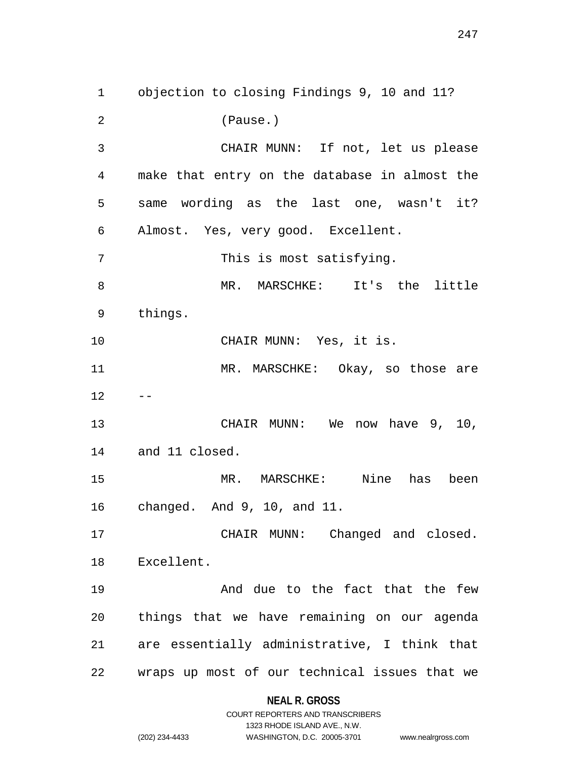objection to closing Findings 9, 10 and 11?

(Pause.)

CHAIR MUNN: If not, let us please make that entry on the database in almost the same wording as the last one, wasn't it? Almost. Yes, very good. Excellent.

This is most satisfying.

MR. MARSCHKE: It's the little things.

CHAIR MUNN: Yes, it is.

MR. MARSCHKE: Okay, so those are --

CHAIR MUNN: We now have 9, 10, and 11 closed.

MR. MARSCHKE: Nine has been changed. And 9, 10, and 11.

CHAIR MUNN: Changed and closed. Excellent.

And due to the fact that the few things that we have remaining on our agenda are essentially administrative, I think that wraps up most of our technical issues that we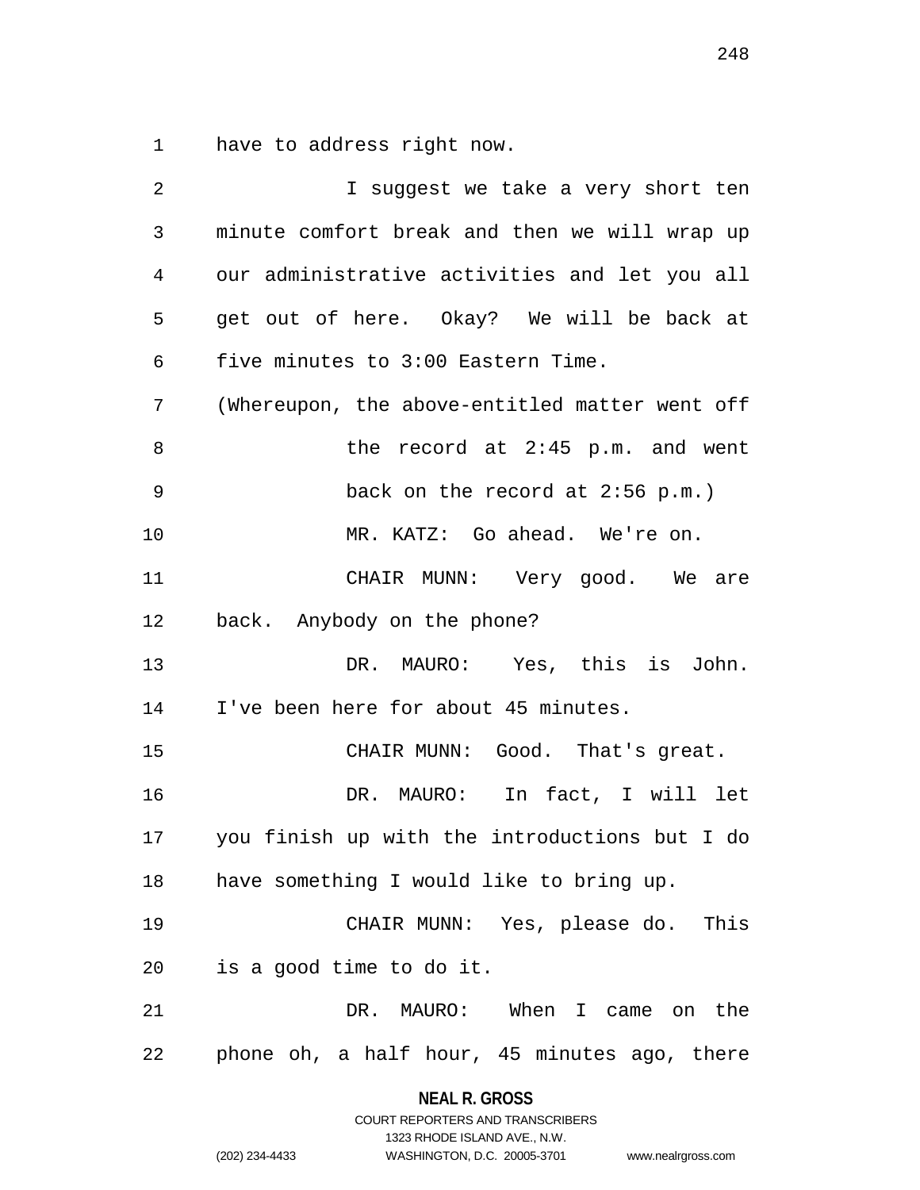have to address right now.

I suggest we take a very short ten minute comfort break and then we will wrap up our administrative activities and let you all get out of here. Okay? We will be back at five minutes to 3:00 Eastern Time.

(Whereupon, the above-entitled matter went off the record at 2:45 p.m. and went back on the record at 2:56 p.m.)

MR. KATZ: Go ahead. We're on.

CHAIR MUNN: Very good. We are back. Anybody on the phone?

DR. MAURO: Yes, this is John. I've been here for about 45 minutes.

CHAIR MUNN: Good. That's great.

DR. MAURO: In fact, I will let you finish up with the introductions but I do have something I would like to bring up.

CHAIR MUNN: Yes, please do. This is a good time to do it.

DR. MAURO: When I came on the phone oh, a half hour, 45 minutes ago, there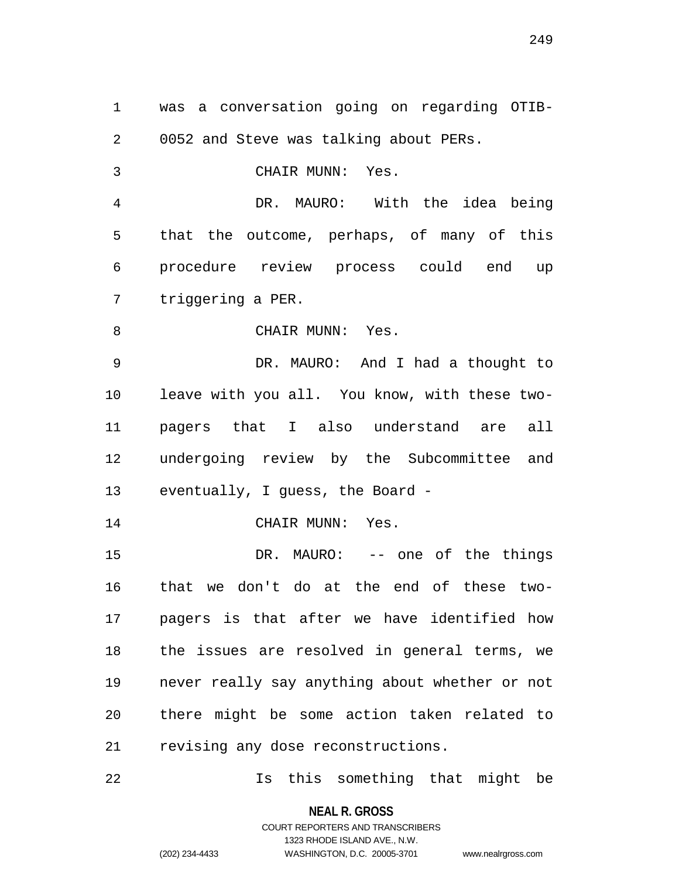was a conversation going on regarding OTIB-0052 and Steve was talking about PERs.

CHAIR MUNN: Yes.

DR. MAURO: With the idea being that the outcome, perhaps, of many of this procedure review process could end up triggering a PER.

CHAIR MUNN: Yes.

DR. MAURO: And I had a thought to leave with you all. You know, with these two-pagers that I also understand are all undergoing review by the Subcommittee and eventually, I guess, the Board -

CHAIR MUNN: Yes.

DR. MAURO: -- one of the things that we don't do at the end of these two-pagers is that after we have identified how the issues are resolved in general terms, we never really say anything about whether or not there might be some action taken related to revising any dose reconstructions.

Is this something that might be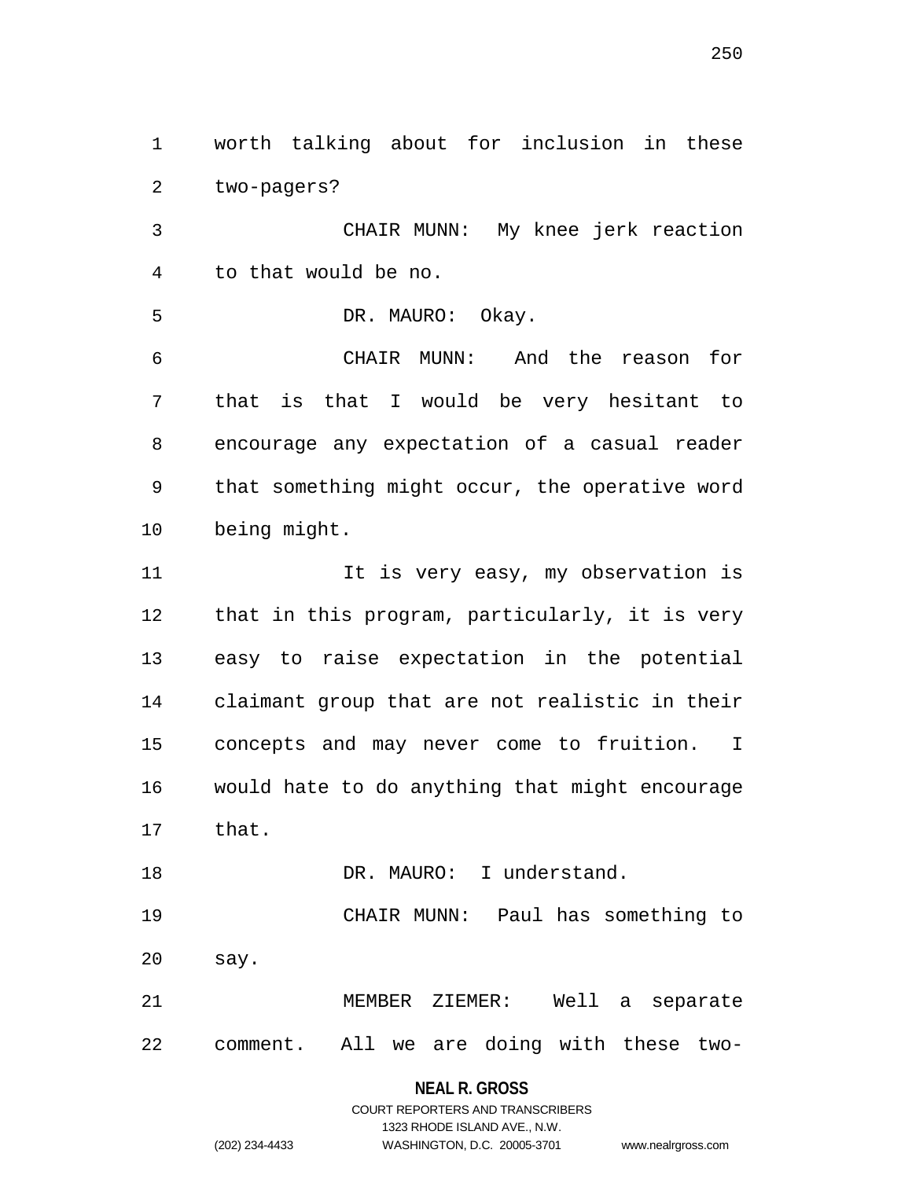worth talking about for inclusion in these two-pagers?

CHAIR MUNN: My knee jerk reaction to that would be no.

DR. MAURO: Okay.

CHAIR MUNN: And the reason for that is that I would be very hesitant to encourage any expectation of a casual reader that something might occur, the operative word being might.

It is very easy, my observation is that in this program, particularly, it is very easy to raise expectation in the potential claimant group that are not realistic in their concepts and may never come to fruition. I would hate to do anything that might encourage that.

DR. MAURO: I understand.

CHAIR MUNN: Paul has something to say.

MEMBER ZIEMER: Well a separate comment. All we are doing with these two-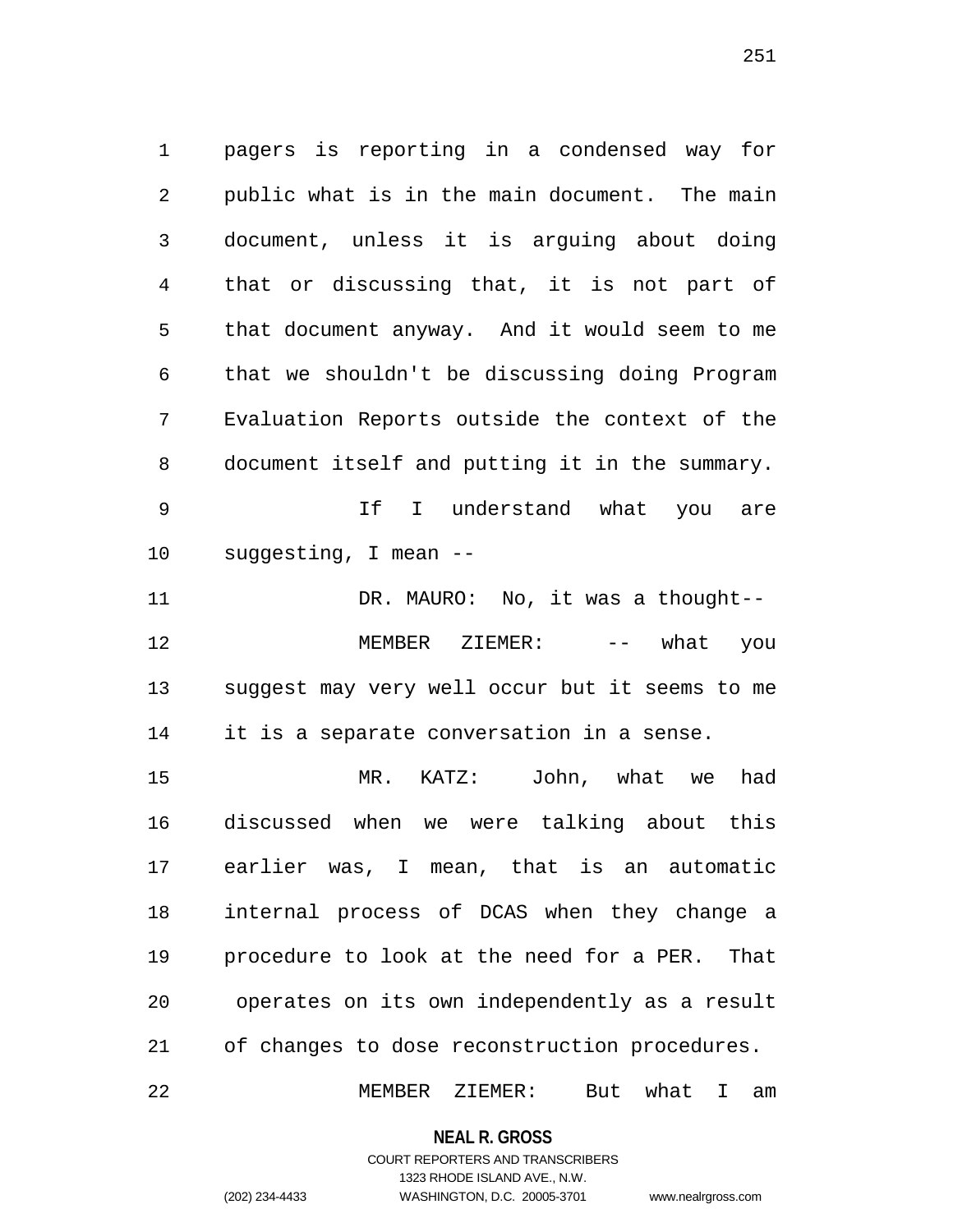pagers is reporting in a condensed way for public what is in the main document. The main document, unless it is arguing about doing that or discussing that, it is not part of that document anyway. And it would seem to me that we shouldn't be discussing doing Program Evaluation Reports outside the context of the document itself and putting it in the summary.

If I understand what you are suggesting, I mean --

DR. MAURO: No, it was a thought--

MEMBER ZIEMER: -- what you suggest may very well occur but it seems to me it is a separate conversation in a sense.

MR. KATZ: John, what we had discussed when we were talking about this earlier was, I mean, that is an automatic internal process of DCAS when they change a procedure to look at the need for a PER. That operates on its own independently as a result of changes to dose reconstruction procedures.

MEMBER ZIEMER: But what I am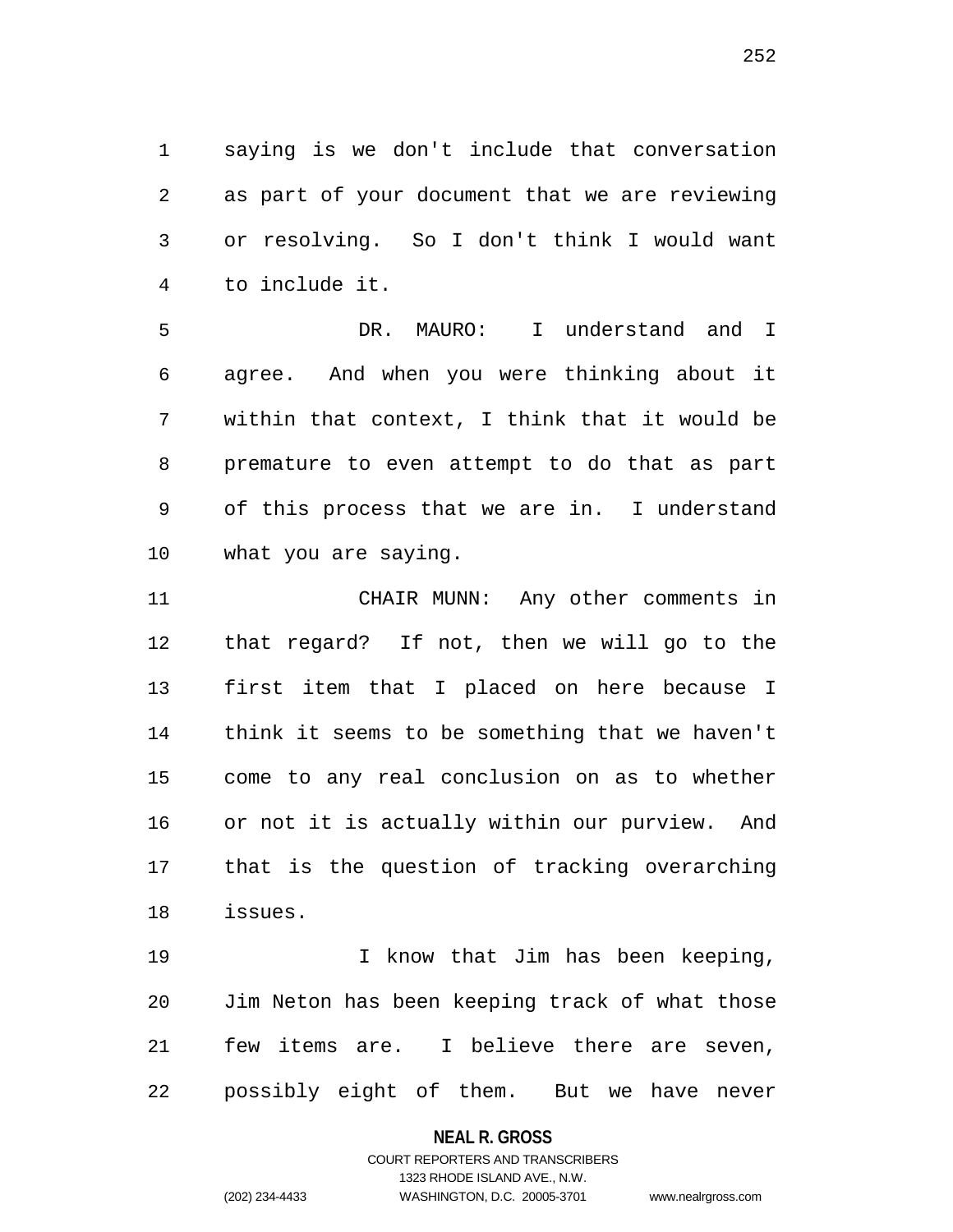saying is we don't include that conversation as part of your document that we are reviewing or resolving. So I don't think I would want to include it.

DR. MAURO: I understand and I agree. And when you were thinking about it within that context, I think that it would be premature to even attempt to do that as part of this process that we are in. I understand what you are saying.

CHAIR MUNN: Any other comments in that regard? If not, then we will go to the first item that I placed on here because I think it seems to be something that we haven't come to any real conclusion on as to whether or not it is actually within our purview. And that is the question of tracking overarching issues.

I know that Jim has been keeping, Jim Neton has been keeping track of what those few items are. I believe there are seven, possibly eight of them. But we have never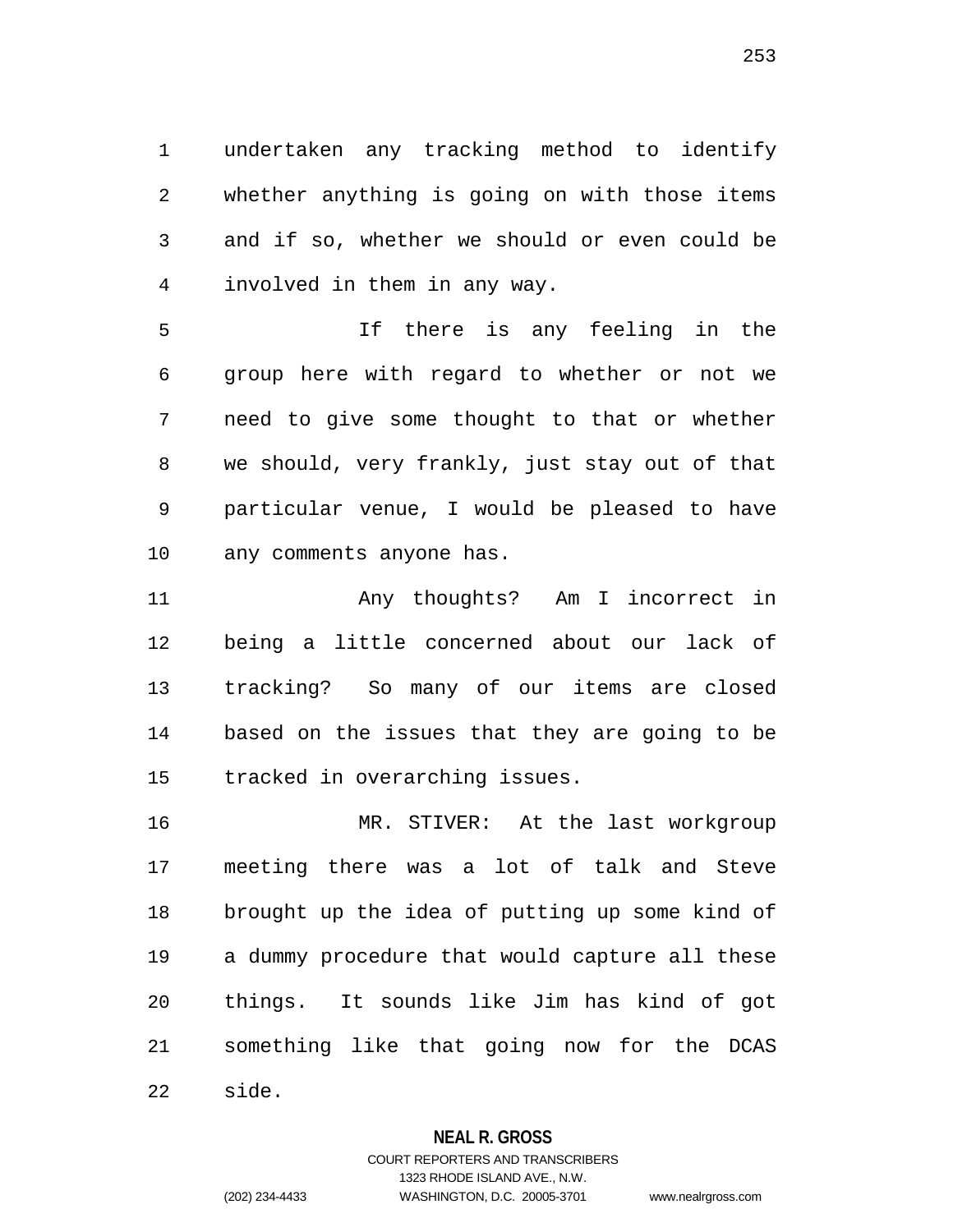undertaken any tracking method to identify whether anything is going on with those items and if so, whether we should or even could be involved in them in any way.

If there is any feeling in the group here with regard to whether or not we need to give some thought to that or whether we should, very frankly, just stay out of that particular venue, I would be pleased to have any comments anyone has.

Any thoughts? Am I incorrect in being a little concerned about our lack of tracking? So many of our items are closed based on the issues that they are going to be tracked in overarching issues.

MR. STIVER: At the last workgroup meeting there was a lot of talk and Steve brought up the idea of putting up some kind of a dummy procedure that would capture all these things. It sounds like Jim has kind of got something like that going now for the DCAS side.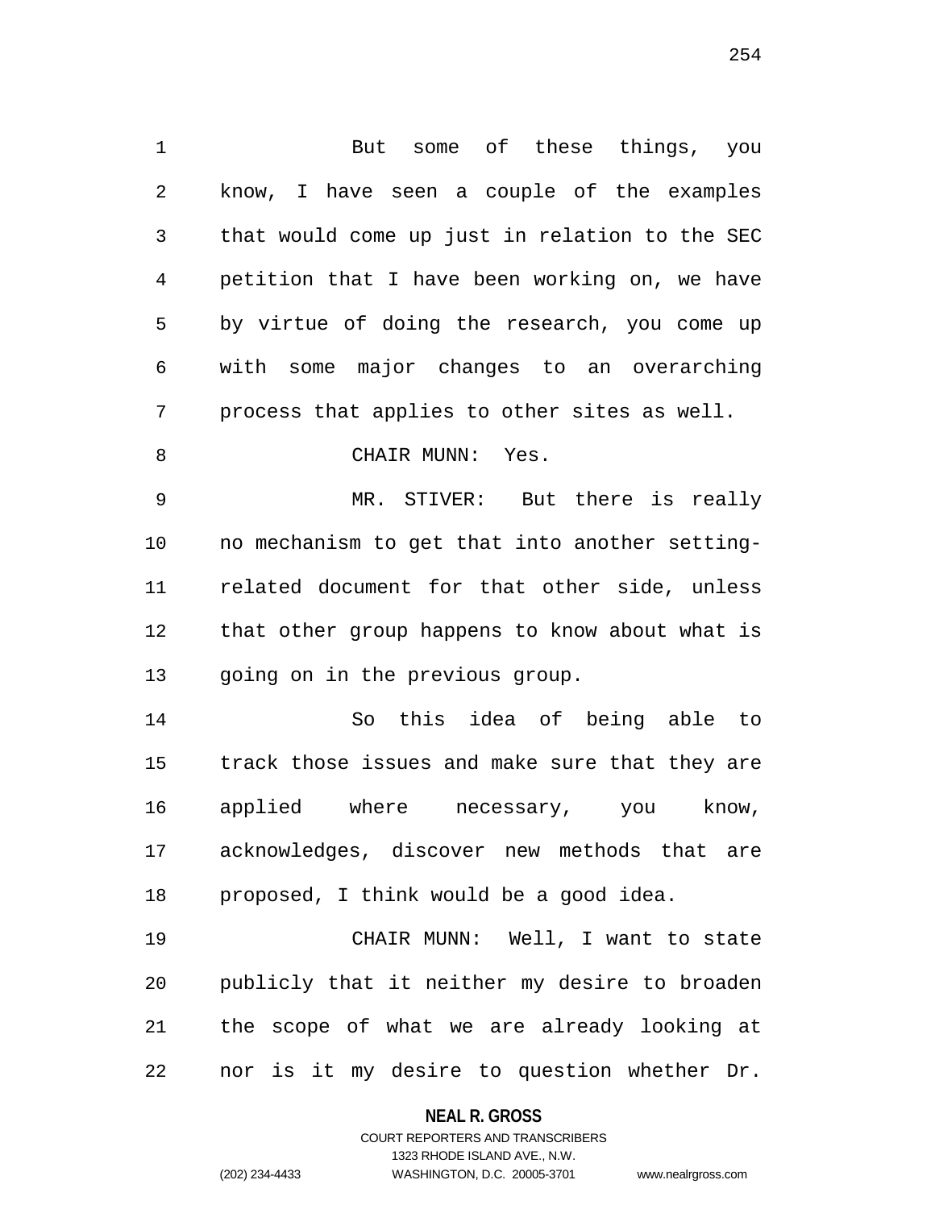But some of these things, you know, I have seen a couple of the examples that would come up just in relation to the SEC petition that I have been working on, we have by virtue of doing the research, you come up with some major changes to an overarching process that applies to other sites as well.

CHAIR MUNN: Yes.

MR. STIVER: But there is really no mechanism to get that into another setting-related document for that other side, unless that other group happens to know about what is going on in the previous group.

So this idea of being able to track those issues and make sure that they are applied where necessary, you know, acknowledges, discover new methods that are proposed, I think would be a good idea.

CHAIR MUNN: Well, I want to state publicly that it neither my desire to broaden the scope of what we are already looking at nor is it my desire to question whether Dr.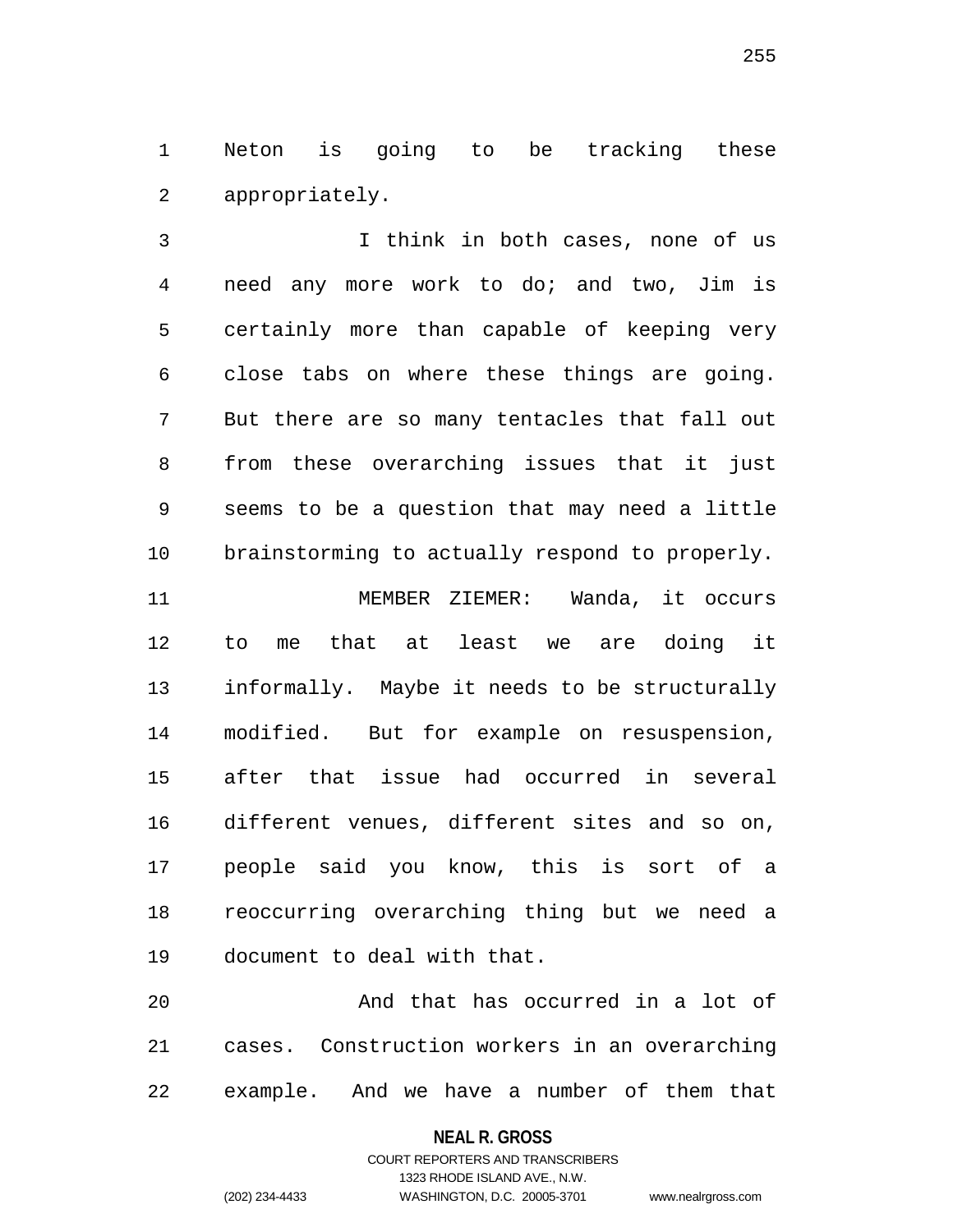Neton is going to be tracking these appropriately.

I think in both cases, none of us need any more work to do; and two, Jim is certainly more than capable of keeping very close tabs on where these things are going. But there are so many tentacles that fall out from these overarching issues that it just seems to be a question that may need a little brainstorming to actually respond to properly.

MEMBER ZIEMER: Wanda, it occurs to me that at least we are doing it informally. Maybe it needs to be structurally modified. But for example on resuspension, after that issue had occurred in several different venues, different sites and so on, people said you know, this is sort of a reoccurring overarching thing but we need a document to deal with that.

And that has occurred in a lot of cases. Construction workers in an overarching example. And we have a number of them that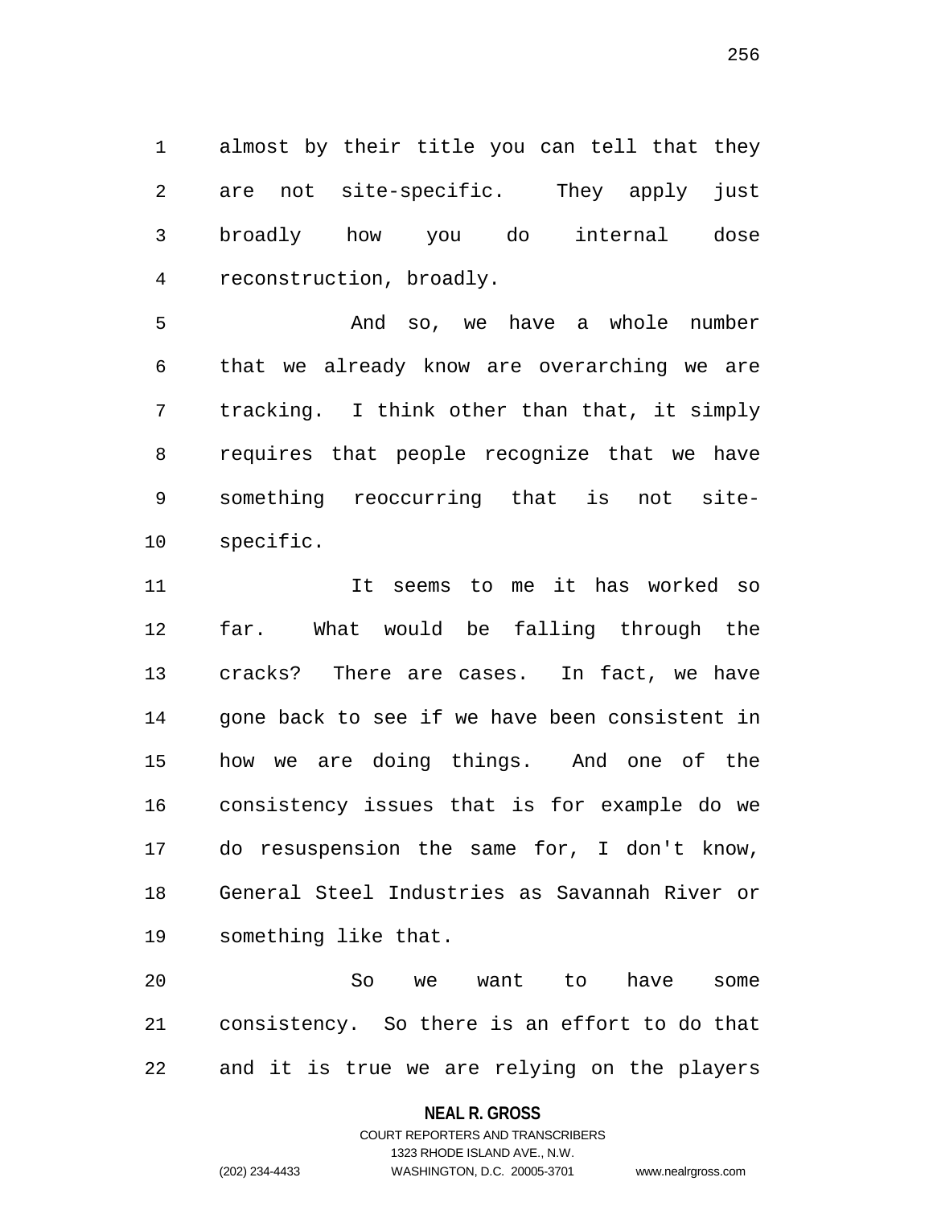almost by their title you can tell that they are not site-specific. They apply just broadly how you do internal dose reconstruction, broadly.

And so, we have a whole number that we already know are overarching we are tracking. I think other than that, it simply requires that people recognize that we have something reoccurring that is not site-specific.

It seems to me it has worked so far. What would be falling through the cracks? There are cases. In fact, we have gone back to see if we have been consistent in how we are doing things. And one of the consistency issues that is for example do we do resuspension the same for, I don't know, General Steel Industries as Savannah River or something like that.

So we want to have some consistency. So there is an effort to do that and it is true we are relying on the players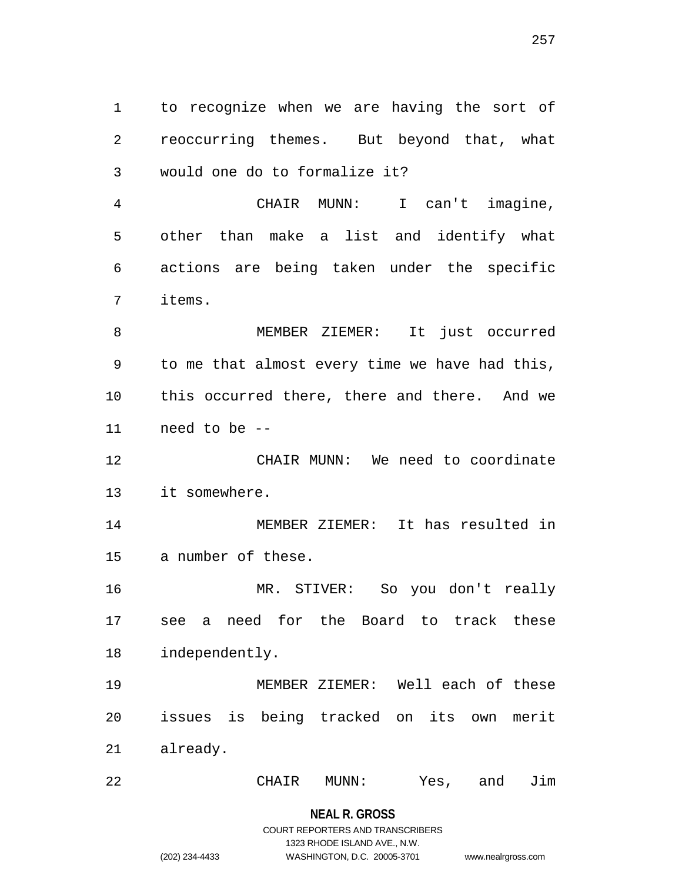to recognize when we are having the sort of reoccurring themes. But beyond that, what would one do to formalize it?

CHAIR MUNN: I can't imagine, other than make a list and identify what actions are being taken under the specific items.

MEMBER ZIEMER: It just occurred to me that almost every time we have had this, this occurred there, there and there. And we need to be --

CHAIR MUNN: We need to coordinate it somewhere.

MEMBER ZIEMER: It has resulted in a number of these.

MR. STIVER: So you don't really see a need for the Board to track these independently.

MEMBER ZIEMER: Well each of these issues is being tracked on its own merit already.

CHAIR MUNN: Yes, and Jim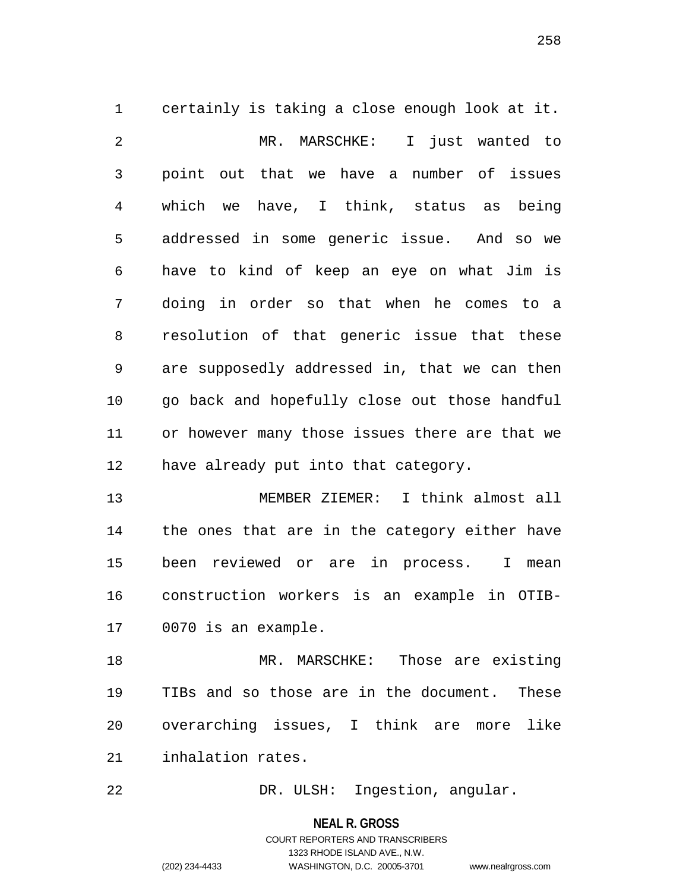certainly is taking a close enough look at it.

MR. MARSCHKE: I just wanted to point out that we have a number of issues which we have, I think, status as being addressed in some generic issue. And so we have to kind of keep an eye on what Jim is doing in order so that when he comes to a resolution of that generic issue that these are supposedly addressed in, that we can then go back and hopefully close out those handful or however many those issues there are that we have already put into that category.

MEMBER ZIEMER: I think almost all the ones that are in the category either have been reviewed or are in process. I mean construction workers is an example in OTIB-0070 is an example.

MR. MARSCHKE: Those are existing TIBs and so those are in the document. These overarching issues, I think are more like inhalation rates.

DR. ULSH: Ingestion, angular.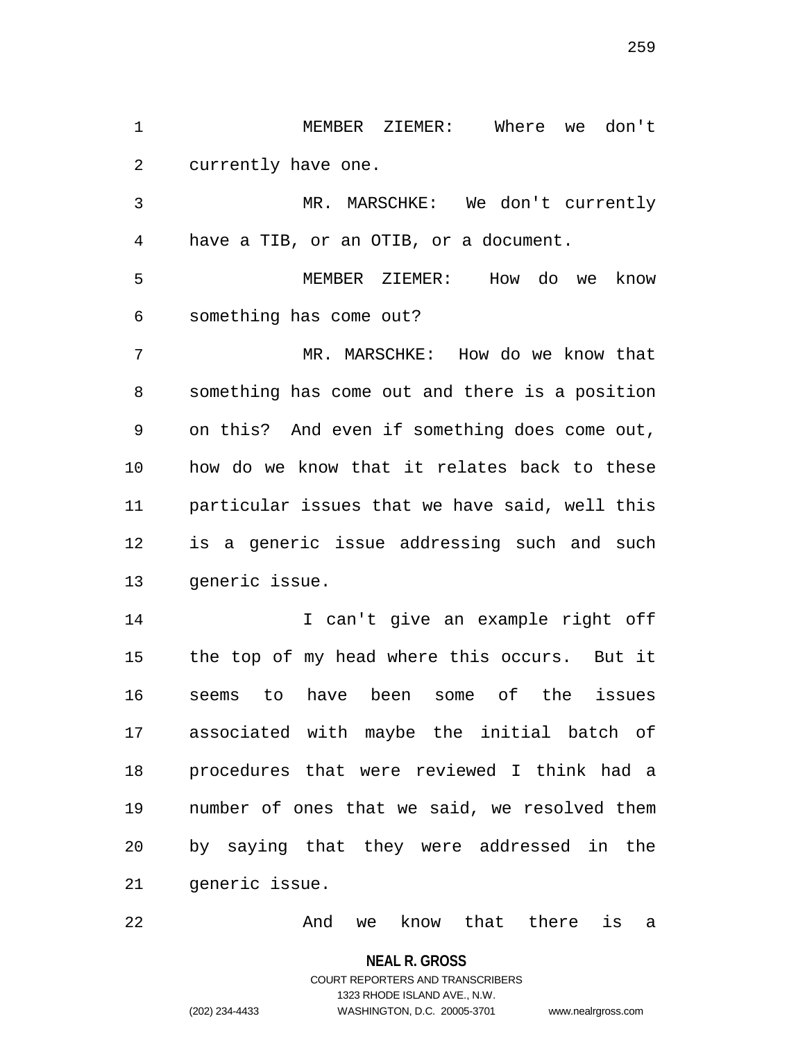MEMBER ZIEMER: Where we don't currently have one.

MR. MARSCHKE: We don't currently have a TIB, or an OTIB, or a document.

MEMBER ZIEMER: How do we know something has come out?

MR. MARSCHKE: How do we know that something has come out and there is a position on this? And even if something does come out, how do we know that it relates back to these particular issues that we have said, well this is a generic issue addressing such and such generic issue.

I can't give an example right off the top of my head where this occurs. But it seems to have been some of the issues associated with maybe the initial batch of procedures that were reviewed I think had a number of ones that we said, we resolved them by saying that they were addressed in the generic issue.

And we know that there is a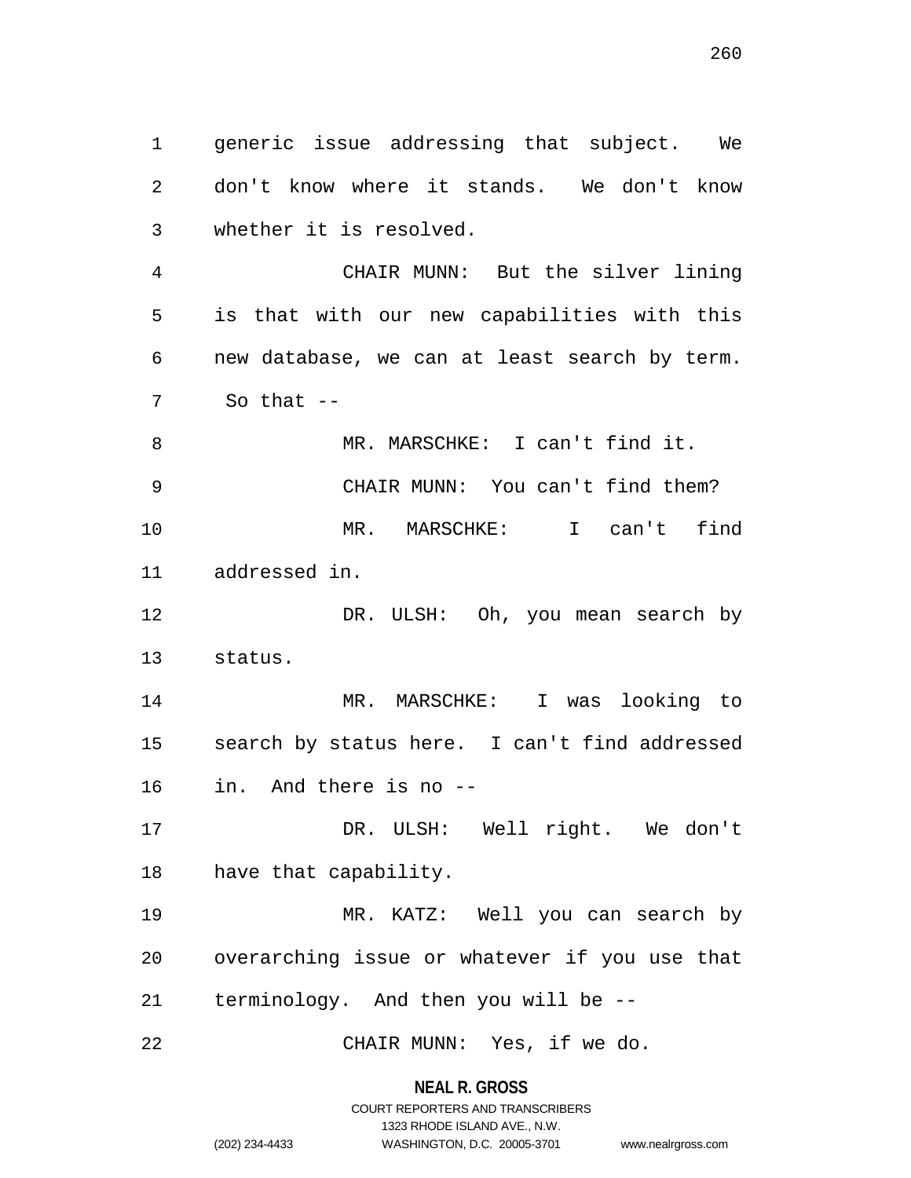generic issue addressing that subject. We don't know where it stands. We don't know whether it is resolved.

CHAIR MUNN: But the silver lining is that with our new capabilities with this new database, we can at least search by term. So that --

MR. MARSCHKE: I can't find it.

CHAIR MUNN: You can't find them?

MR. MARSCHKE: I can't find addressed in.

DR. ULSH: Oh, you mean search by status.

MR. MARSCHKE: I was looking to search by status here. I can't find addressed in. And there is no --

DR. ULSH: Well right. We don't have that capability.

MR. KATZ: Well you can search by overarching issue or whatever if you use that terminology. And then you will be --

CHAIR MUNN: Yes, if we do.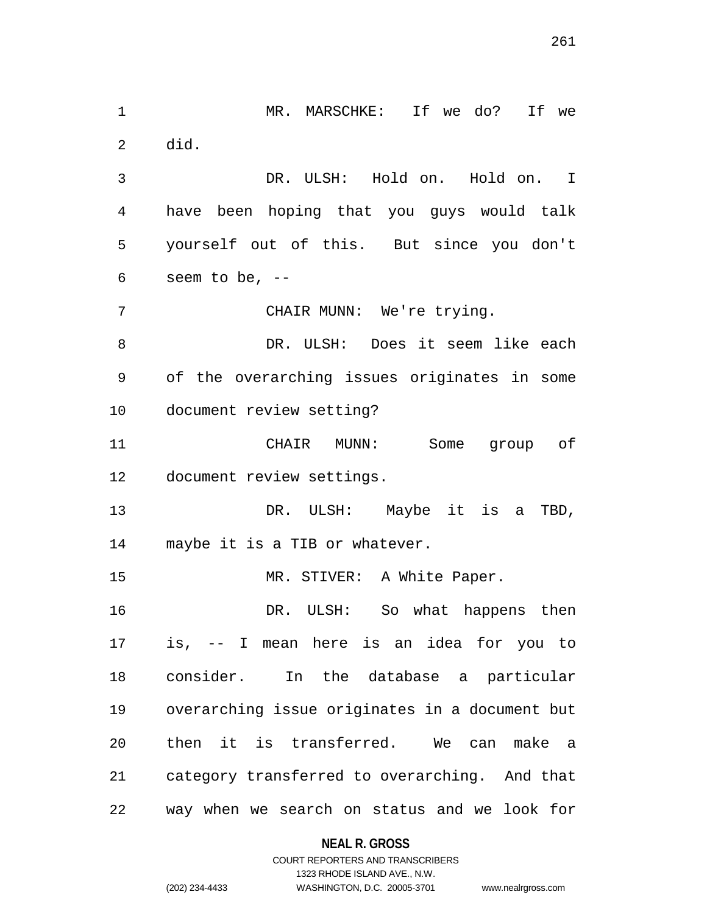MR. MARSCHKE: If we do? If we did.

DR. ULSH: Hold on. Hold on. I have been hoping that you guys would talk yourself out of this. But since you don't seem to be, --

CHAIR MUNN: We're trying.

DR. ULSH: Does it seem like each of the overarching issues originates in some document review setting?

CHAIR MUNN: Some group of document review settings.

DR. ULSH: Maybe it is a TBD, maybe it is a TIB or whatever.

MR. STIVER: A White Paper.

DR. ULSH: So what happens then is, -- I mean here is an idea for you to consider. In the database a particular overarching issue originates in a document but then it is transferred. We can make a category transferred to overarching. And that way when we search on status and we look for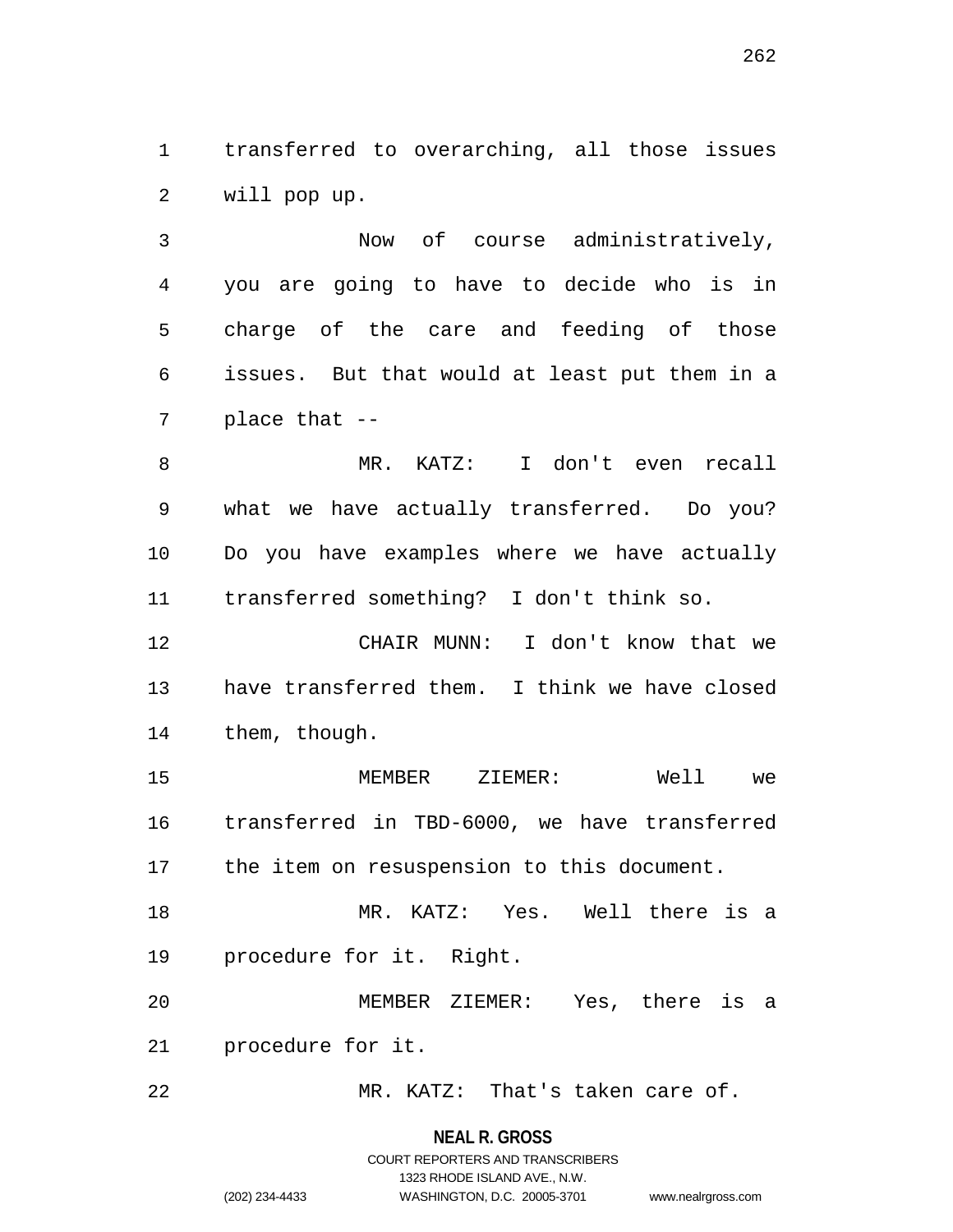transferred to overarching, all those issues will pop up.

Now of course administratively, you are going to have to decide who is in charge of the care and feeding of those issues. But that would at least put them in a place that --

MR. KATZ: I don't even recall what we have actually transferred. Do you? Do you have examples where we have actually transferred something? I don't think so.

CHAIR MUNN: I don't know that we have transferred them. I think we have closed them, though.

MEMBER ZIEMER: Well we transferred in TBD-6000, we have transferred the item on resuspension to this document.

MR. KATZ: Yes. Well there is a procedure for it. Right.

MEMBER ZIEMER: Yes, there is a procedure for it.

MR. KATZ: That's taken care of.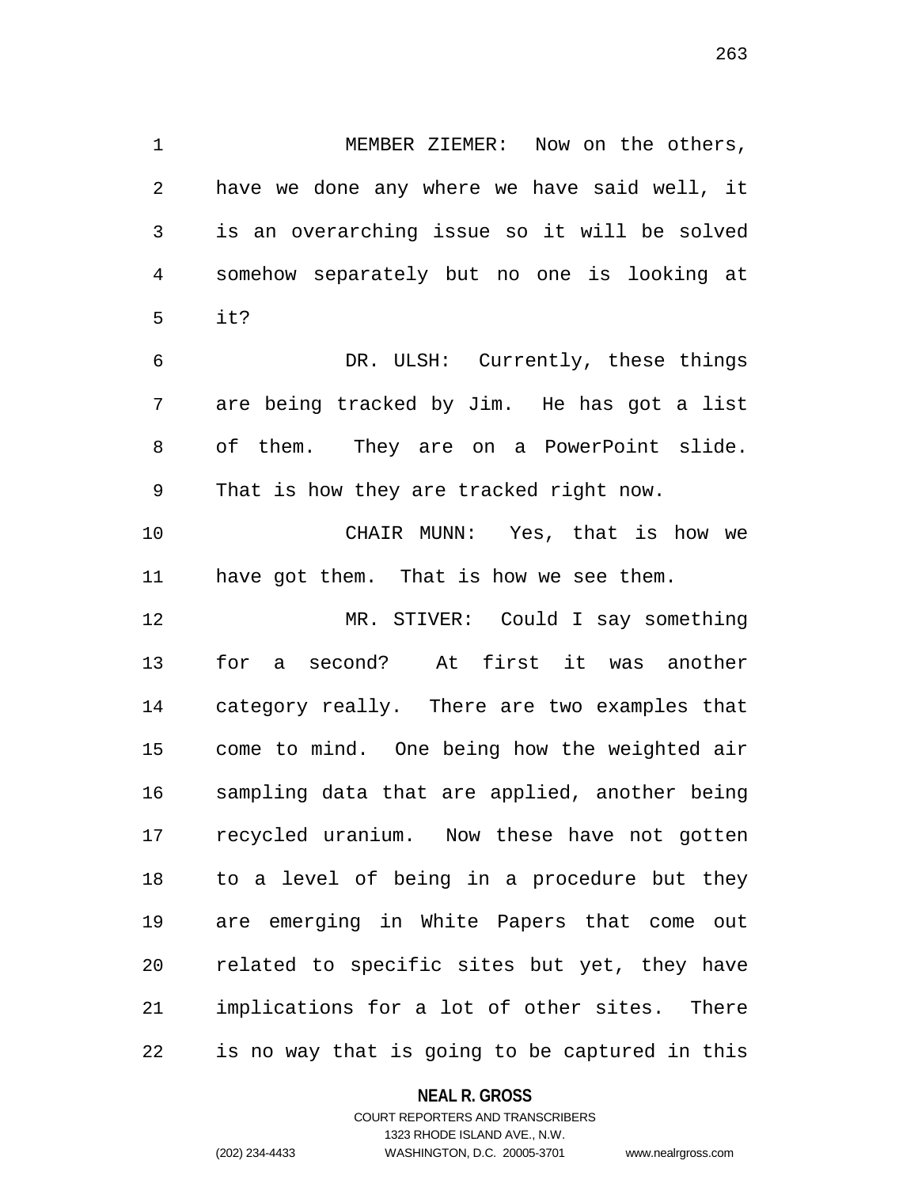MEMBER ZIEMER: Now on the others, have we done any where we have said well, it is an overarching issue so it will be solved somehow separately but no one is looking at it?

DR. ULSH: Currently, these things are being tracked by Jim. He has got a list of them. They are on a PowerPoint slide. That is how they are tracked right now.

CHAIR MUNN: Yes, that is how we have got them. That is how we see them.

MR. STIVER: Could I say something for a second? At first it was another category really. There are two examples that come to mind. One being how the weighted air sampling data that are applied, another being recycled uranium. Now these have not gotten to a level of being in a procedure but they are emerging in White Papers that come out related to specific sites but yet, they have implications for a lot of other sites. There is no way that is going to be captured in this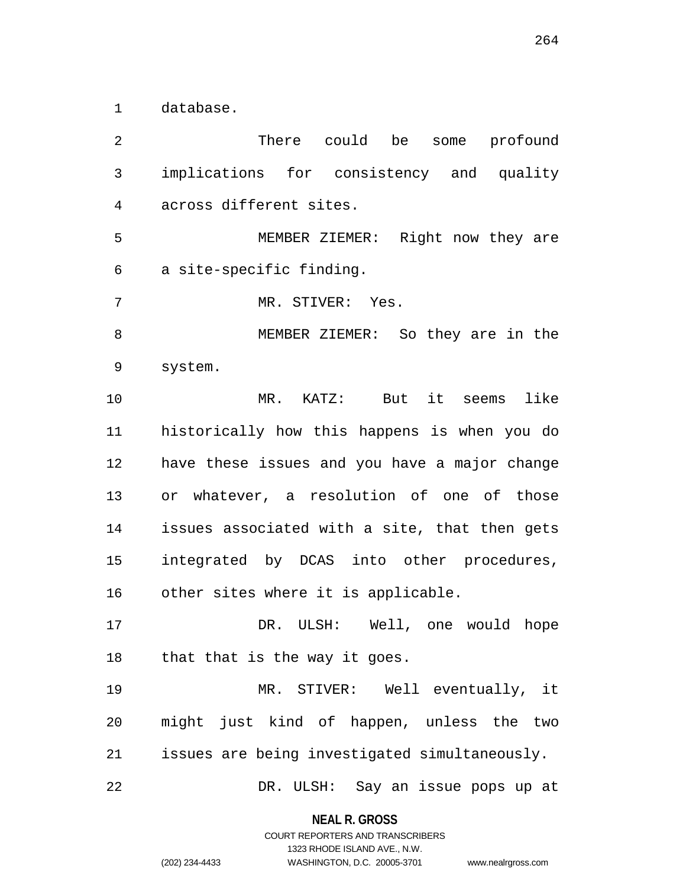database.

There could be some profound implications for consistency and quality across different sites.

MEMBER ZIEMER: Right now they are a site-specific finding.

MR. STIVER: Yes.

MEMBER ZIEMER: So they are in the system.

MR. KATZ: But it seems like historically how this happens is when you do have these issues and you have a major change or whatever, a resolution of one of those issues associated with a site, that then gets integrated by DCAS into other procedures, other sites where it is applicable.

DR. ULSH: Well, one would hope that that is the way it goes.

MR. STIVER: Well eventually, it might just kind of happen, unless the two issues are being investigated simultaneously.

DR. ULSH: Say an issue pops up at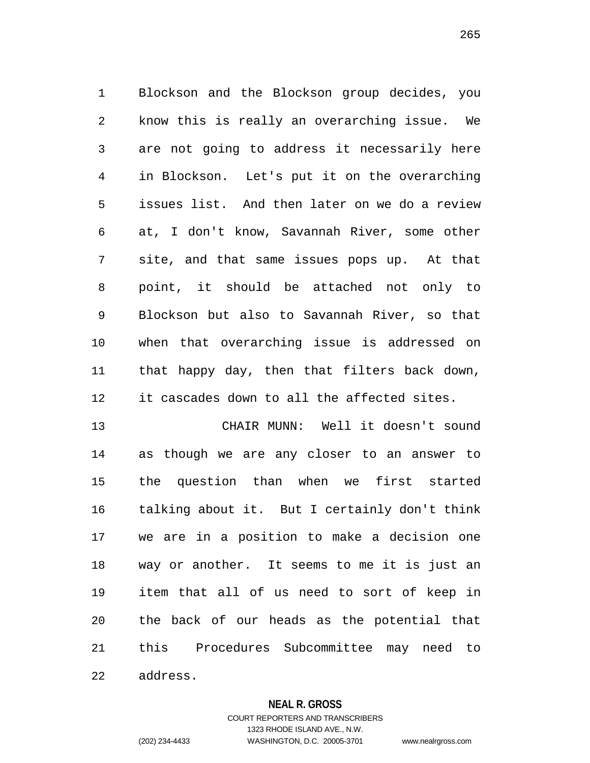Blockson and the Blockson group decides, you know this is really an overarching issue. We are not going to address it necessarily here in Blockson. Let's put it on the overarching issues list. And then later on we do a review at, I don't know, Savannah River, some other site, and that same issues pops up. At that point, it should be attached not only to Blockson but also to Savannah River, so that when that overarching issue is addressed on that happy day, then that filters back down, it cascades down to all the affected sites.

CHAIR MUNN: Well it doesn't sound as though we are any closer to an answer to the question than when we first started talking about it. But I certainly don't think we are in a position to make a decision one way or another. It seems to me it is just an item that all of us need to sort of keep in the back of our heads as the potential that this Procedures Subcommittee may need to address.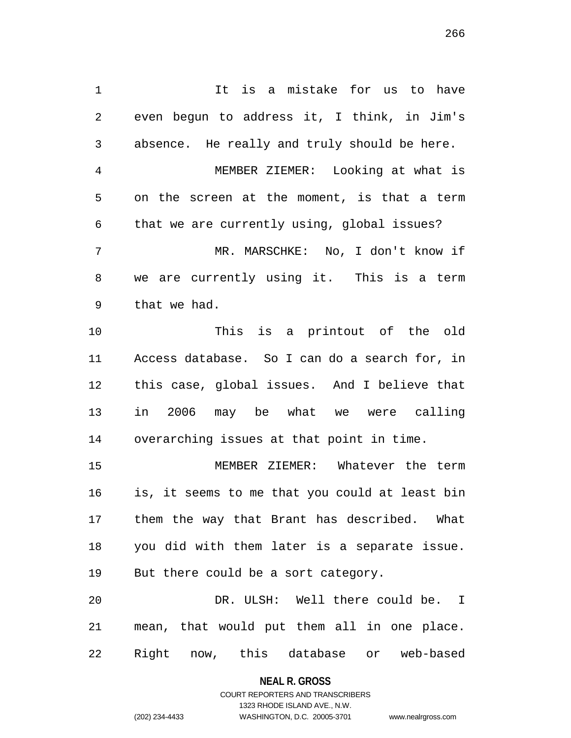It is a mistake for us to have even begun to address it, I think, in Jim's absence. He really and truly should be here.

MEMBER ZIEMER: Looking at what is on the screen at the moment, is that a term that we are currently using, global issues?

MR. MARSCHKE: No, I don't know if we are currently using it. This is a term that we had.

This is a printout of the old Access database. So I can do a search for, in this case, global issues. And I believe that in 2006 may be what we were calling overarching issues at that point in time.

MEMBER ZIEMER: Whatever the term is, it seems to me that you could at least bin them the way that Brant has described. What you did with them later is a separate issue. But there could be a sort category.

DR. ULSH: Well there could be. I mean, that would put them all in one place. Right now, this database or web-based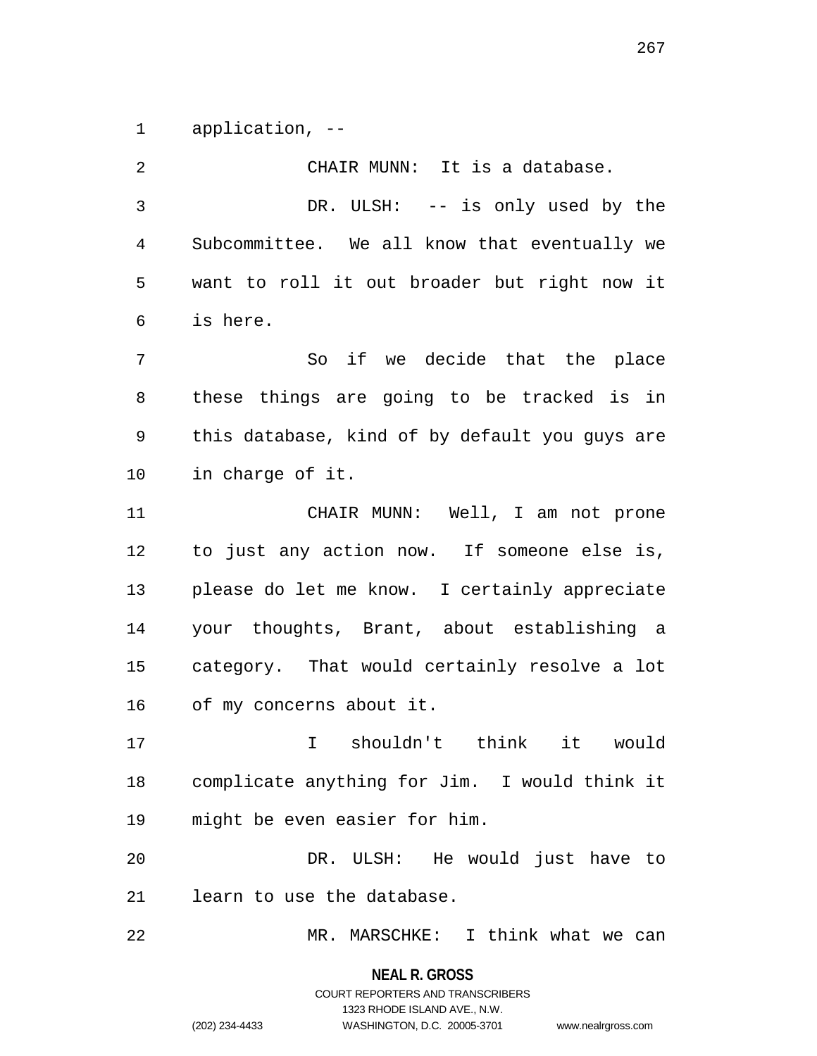application, --

CHAIR MUNN: It is a database.

DR. ULSH: -- is only used by the Subcommittee. We all know that eventually we want to roll it out broader but right now it is here.

So if we decide that the place these things are going to be tracked is in this database, kind of by default you guys are in charge of it.

CHAIR MUNN: Well, I am not prone to just any action now. If someone else is, please do let me know. I certainly appreciate your thoughts, Brant, about establishing a category. That would certainly resolve a lot of my concerns about it.

I shouldn't think it would complicate anything for Jim. I would think it might be even easier for him.

DR. ULSH: He would just have to learn to use the database.

MR. MARSCHKE: I think what we can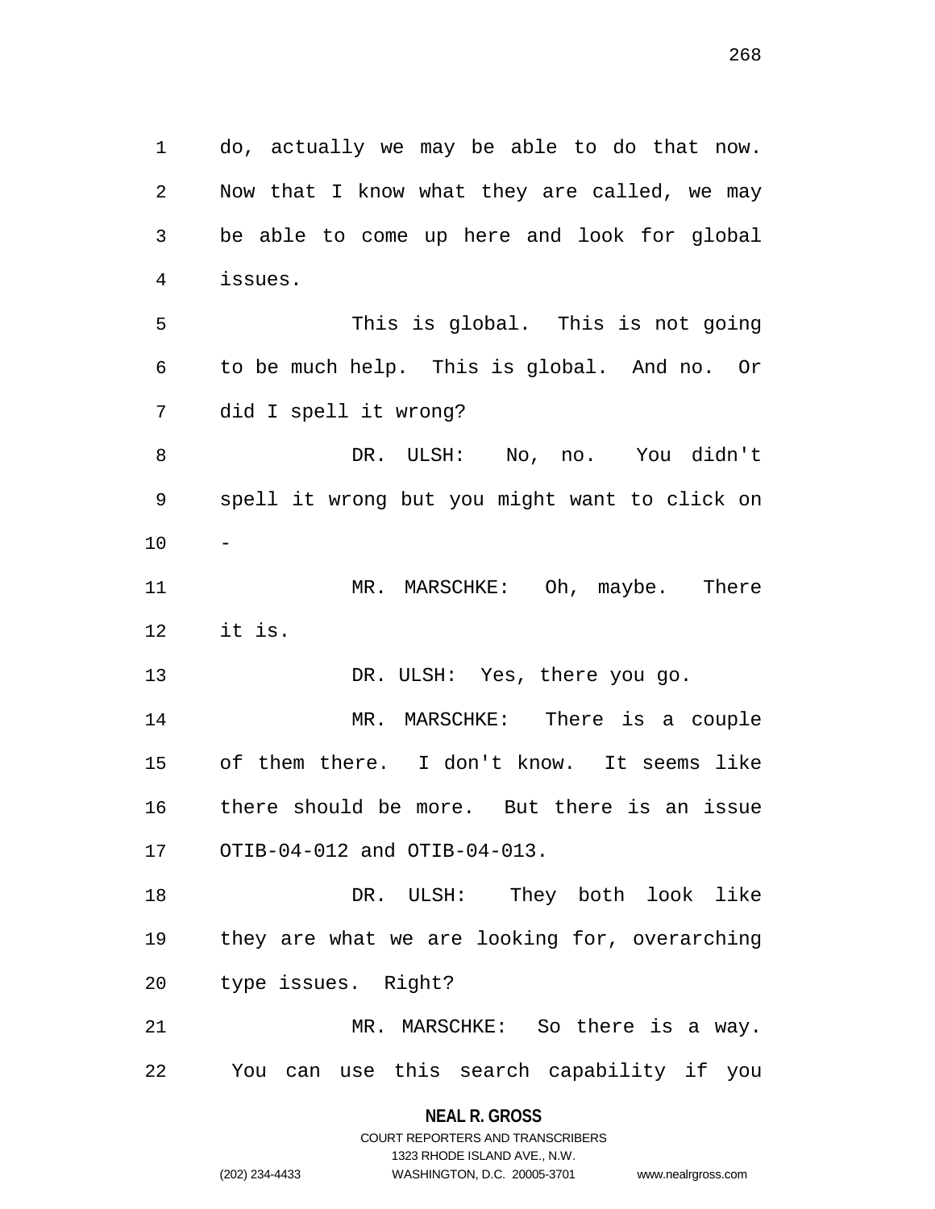do, actually we may be able to do that now. Now that I know what they are called, we may be able to come up here and look for global issues.

This is global. This is not going to be much help. This is global. And no. Or did I spell it wrong?

DR. ULSH: No, no. You didn't spell it wrong but you might want to click on -

MR. MARSCHKE: Oh, maybe. There it is.

DR. ULSH: Yes, there you go.

MR. MARSCHKE: There is a couple of them there. I don't know. It seems like there should be more. But there is an issue OTIB-04-012 and OTIB-04-013.

DR. ULSH: They both look like they are what we are looking for, overarching type issues. Right?

MR. MARSCHKE: So there is a way. You can use this search capability if you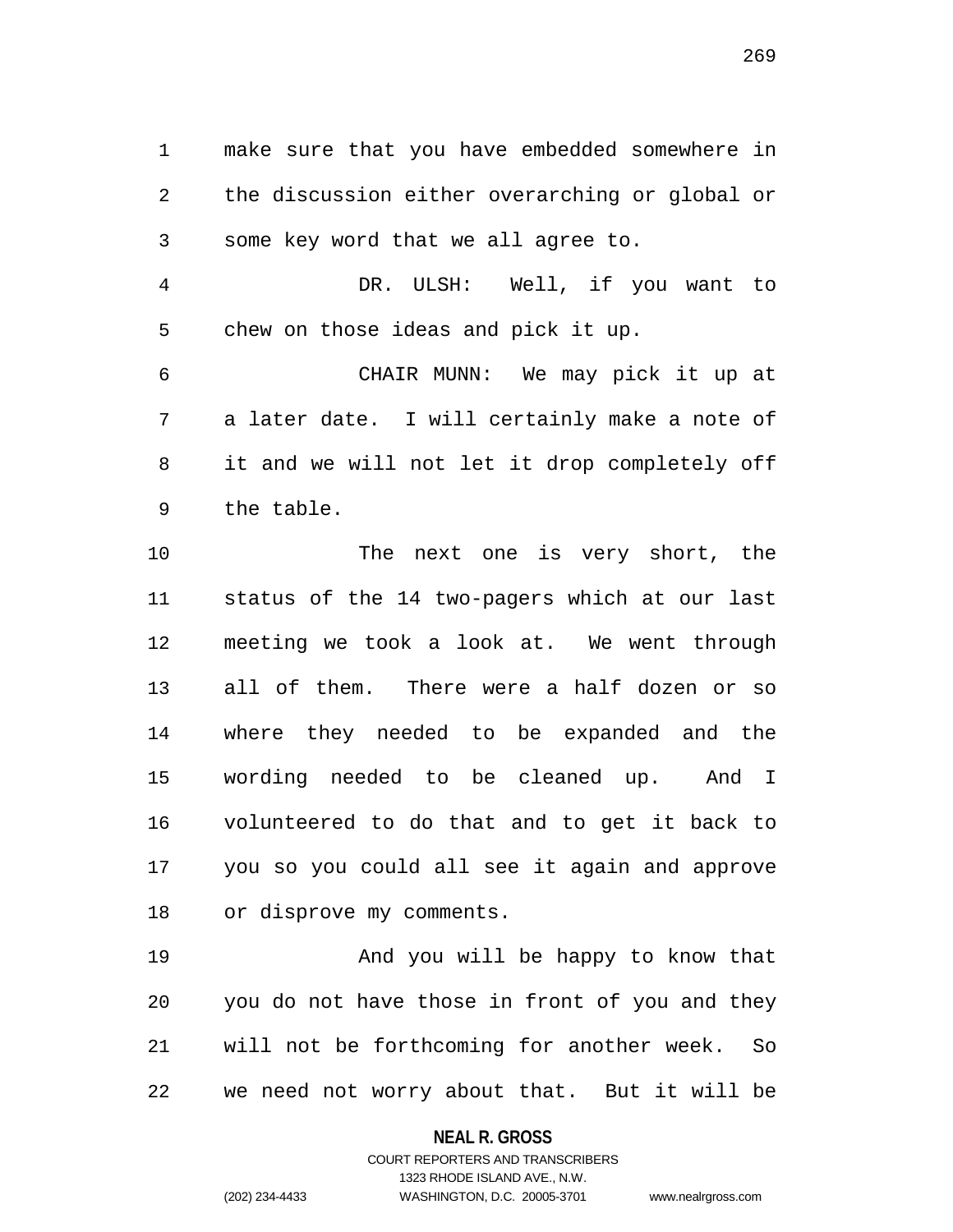make sure that you have embedded somewhere in the discussion either overarching or global or some key word that we all agree to.

DR. ULSH: Well, if you want to chew on those ideas and pick it up.

CHAIR MUNN: We may pick it up at a later date. I will certainly make a note of it and we will not let it drop completely off the table.

The next one is very short, the status of the 14 two-pagers which at our last meeting we took a look at. We went through all of them. There were a half dozen or so where they needed to be expanded and the wording needed to be cleaned up. And I volunteered to do that and to get it back to you so you could all see it again and approve or disprove my comments.

And you will be happy to know that you do not have those in front of you and they will not be forthcoming for another week. So we need not worry about that. But it will be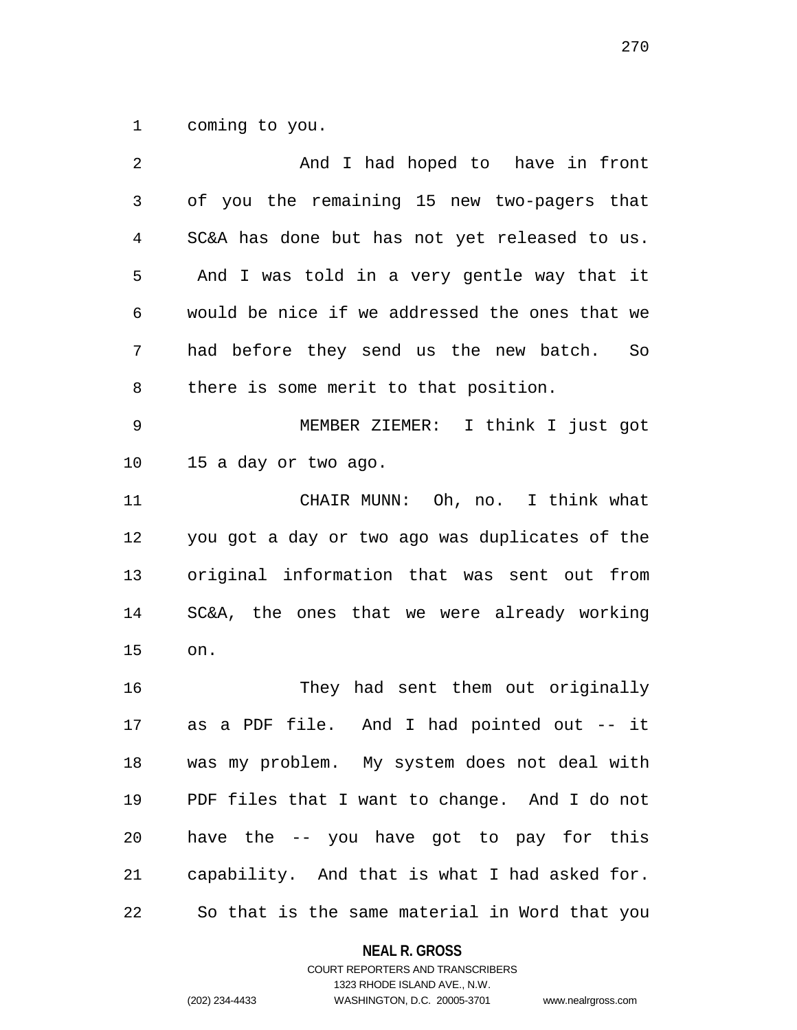coming to you.

And I had hoped to have in front of you the remaining 15 new two-pagers that SC&A has done but has not yet released to us. And I was told in a very gentle way that it would be nice if we addressed the ones that we had before they send us the new batch. So there is some merit to that position.

MEMBER ZIEMER: I think I just got 15 a day or two ago.

CHAIR MUNN: Oh, no. I think what you got a day or two ago was duplicates of the original information that was sent out from SC&A, the ones that we were already working on.

They had sent them out originally as a PDF file. And I had pointed out -- it was my problem. My system does not deal with PDF files that I want to change. And I do not have the -- you have got to pay for this capability. And that is what I had asked for. So that is the same material in Word that you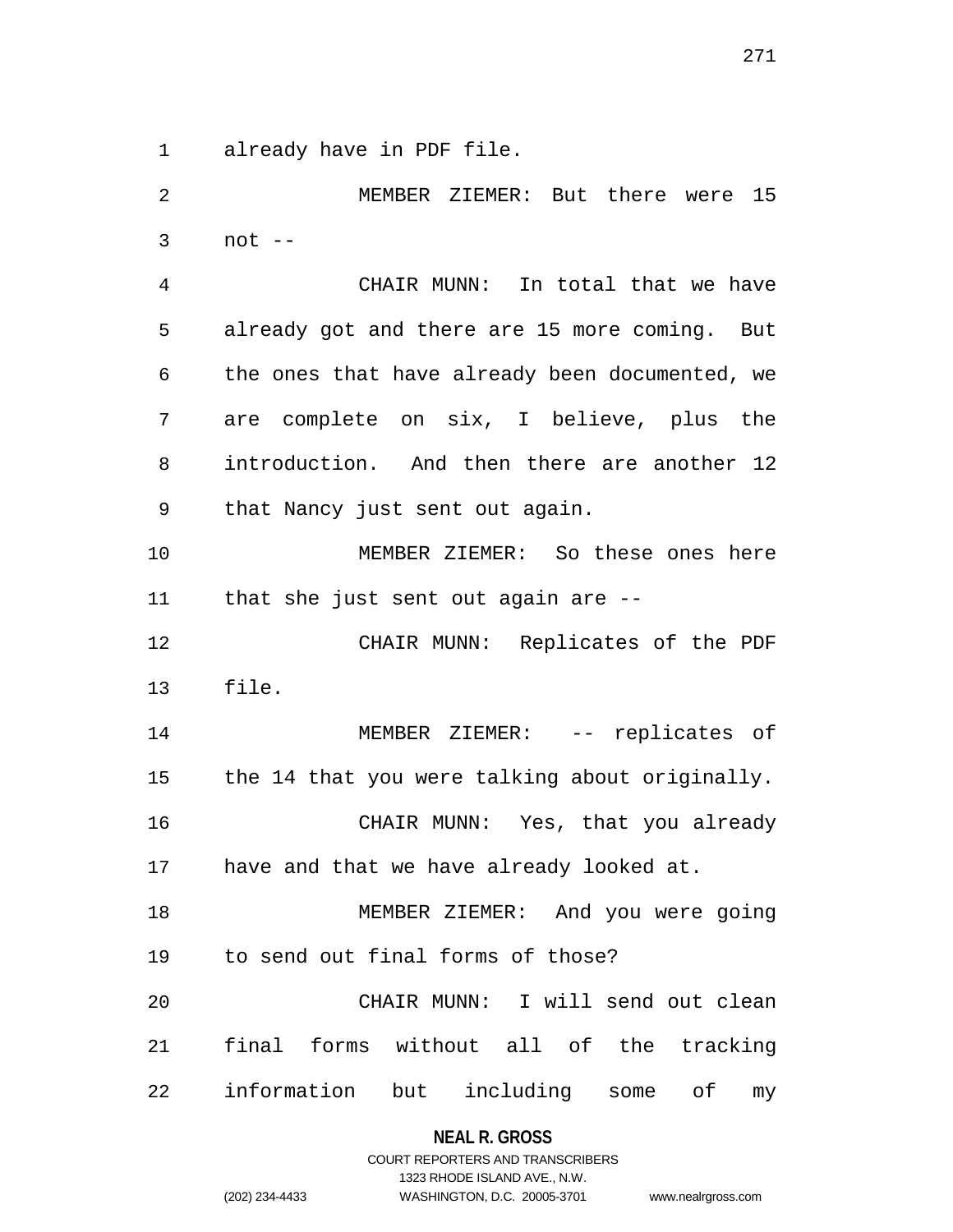already have in PDF file.

MEMBER ZIEMER: But there were 15 not --

CHAIR MUNN: In total that we have already got and there are 15 more coming. But the ones that have already been documented, we are complete on six, I believe, plus the introduction. And then there are another 12 that Nancy just sent out again.

MEMBER ZIEMER: So these ones here that she just sent out again are --

CHAIR MUNN: Replicates of the PDF file.

MEMBER ZIEMER: -- replicates of the 14 that you were talking about originally.

CHAIR MUNN: Yes, that you already have and that we have already looked at.

MEMBER ZIEMER: And you were going to send out final forms of those?

CHAIR MUNN: I will send out clean final forms without all of the tracking information but including some of my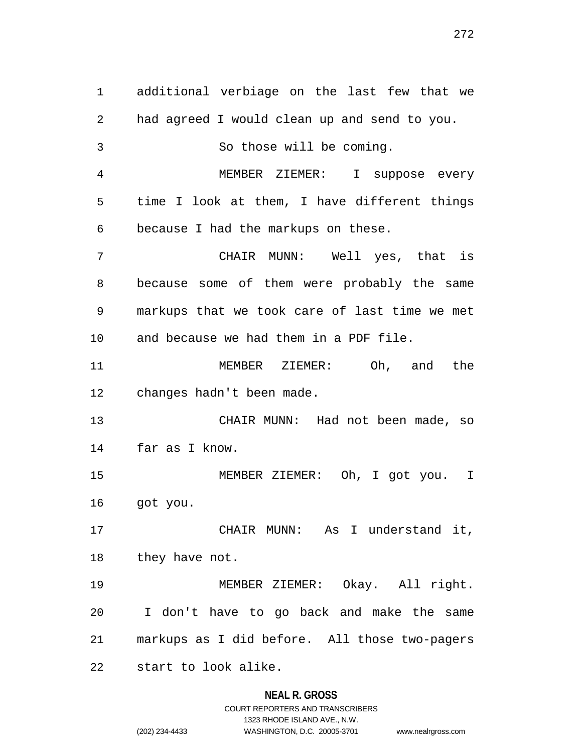additional verbiage on the last few that we had agreed I would clean up and send to you.

So those will be coming.

MEMBER ZIEMER: I suppose every time I look at them, I have different things because I had the markups on these.

CHAIR MUNN: Well yes, that is because some of them were probably the same markups that we took care of last time we met and because we had them in a PDF file.

MEMBER ZIEMER: Oh, and the changes hadn't been made.

CHAIR MUNN: Had not been made, so far as I know.

MEMBER ZIEMER: Oh, I got you. I got you.

CHAIR MUNN: As I understand it, they have not.

MEMBER ZIEMER: Okay. All right. I don't have to go back and make the same markups as I did before. All those two-pagers start to look alike.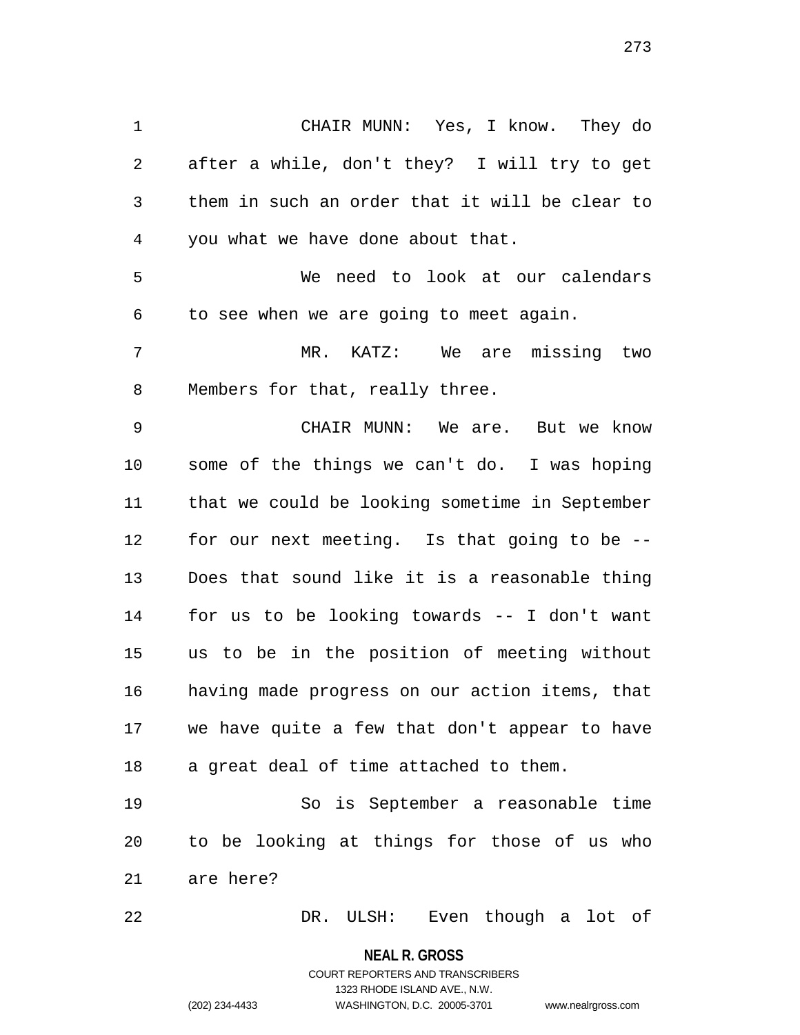CHAIR MUNN: Yes, I know. They do after a while, don't they? I will try to get them in such an order that it will be clear to you what we have done about that.

We need to look at our calendars to see when we are going to meet again.

MR. KATZ: We are missing two Members for that, really three.

CHAIR MUNN: We are. But we know some of the things we can't do. I was hoping that we could be looking sometime in September for our next meeting. Is that going to be -- Does that sound like it is a reasonable thing for us to be looking towards -- I don't want us to be in the position of meeting without having made progress on our action items, that we have quite a few that don't appear to have a great deal of time attached to them.

So is September a reasonable time to be looking at things for those of us who are here?

DR. ULSH: Even though a lot of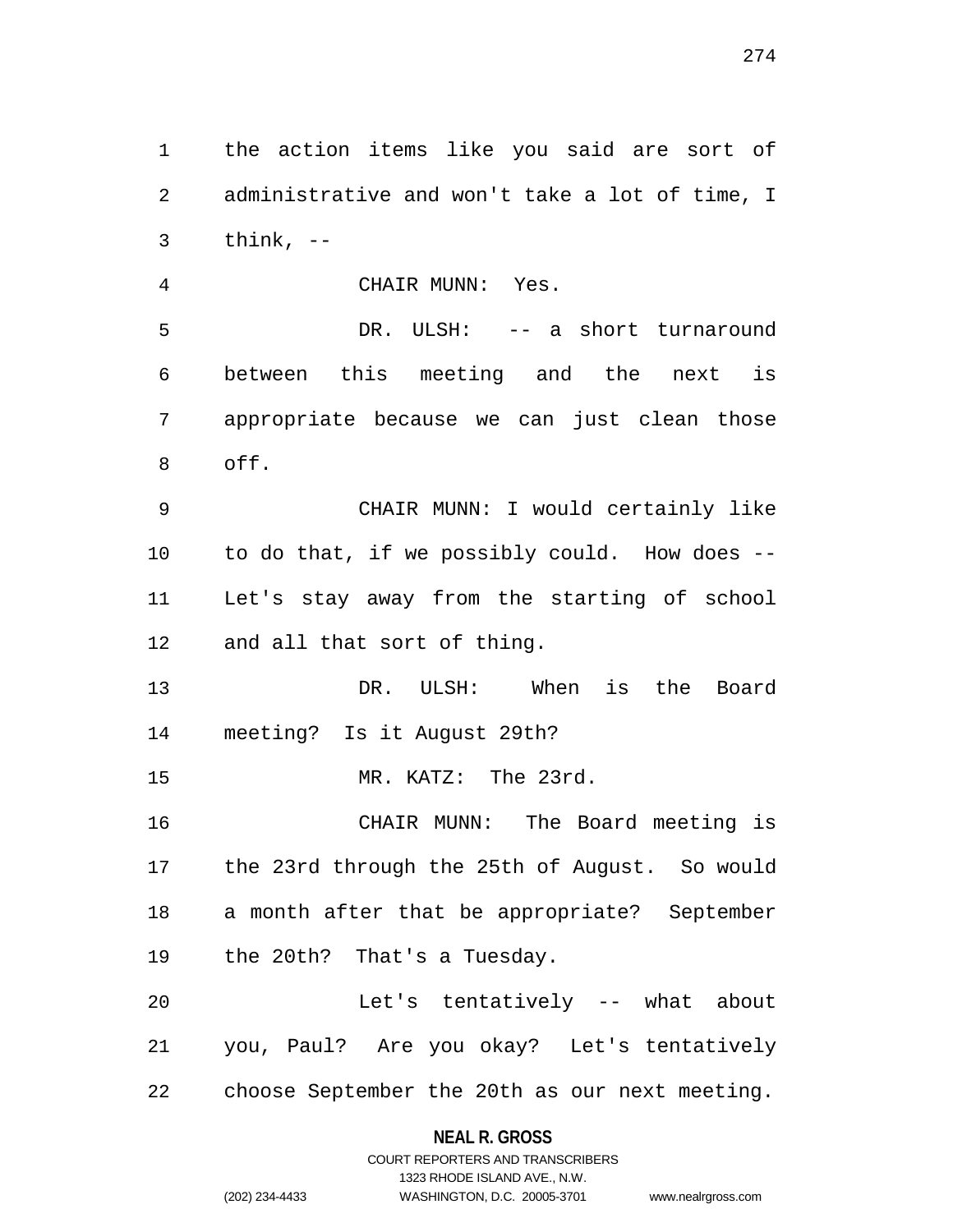the action items like you said are sort of administrative and won't take a lot of time, I think, --

CHAIR MUNN: Yes.

DR. ULSH: -- a short turnaround between this meeting and the next is appropriate because we can just clean those off.

CHAIR MUNN: I would certainly like to do that, if we possibly could. How does -- Let's stay away from the starting of school and all that sort of thing.

DR. ULSH: When is the Board meeting? Is it August 29th?

MR. KATZ: The 23rd.

CHAIR MUNN: The Board meeting is the 23rd through the 25th of August. So would a month after that be appropriate? September the 20th? That's a Tuesday.

Let's tentatively -- what about you, Paul? Are you okay? Let's tentatively choose September the 20th as our next meeting.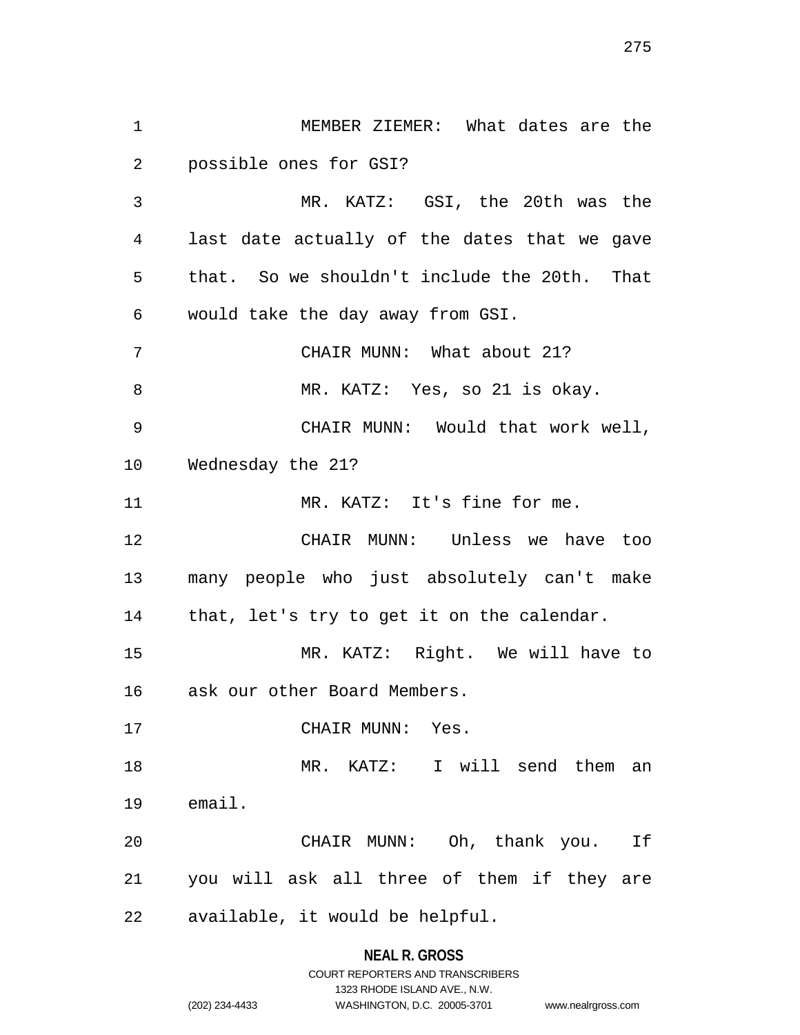MEMBER ZIEMER: What dates are the possible ones for GSI?

MR. KATZ: GSI, the 20th was the last date actually of the dates that we gave that. So we shouldn't include the 20th. That would take the day away from GSI.

CHAIR MUNN: What about 21?

MR. KATZ: Yes, so 21 is okay.

CHAIR MUNN: Would that work well, Wednesday the 21?

MR. KATZ: It's fine for me.

CHAIR MUNN: Unless we have too many people who just absolutely can't make that, let's try to get it on the calendar.

MR. KATZ: Right. We will have to ask our other Board Members.

CHAIR MUNN: Yes.

MR. KATZ: I will send them an email.

CHAIR MUNN: Oh, thank you. If you will ask all three of them if they are available, it would be helpful.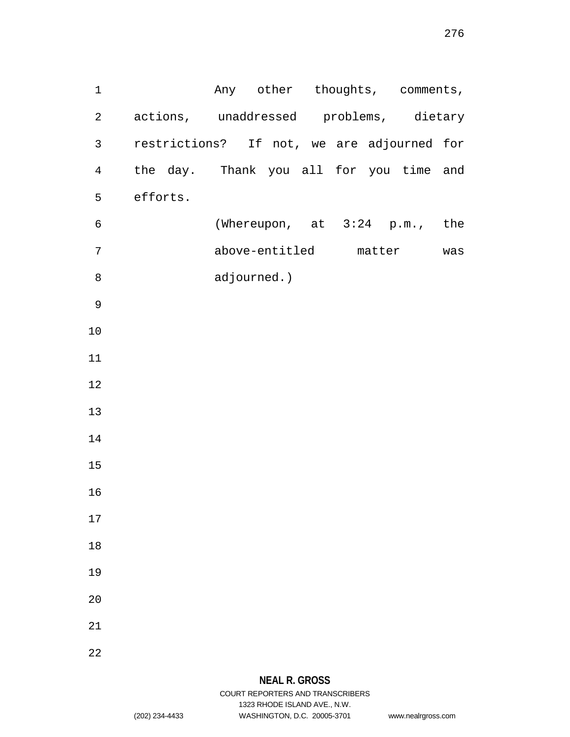Any other thoughts, comments, actions, unaddressed problems, dietary restrictions? If not, we are adjourned for the day. Thank you all for you time and efforts.

(Whereupon, at 3:24 p.m., the above-entitled matter was adjourned.)